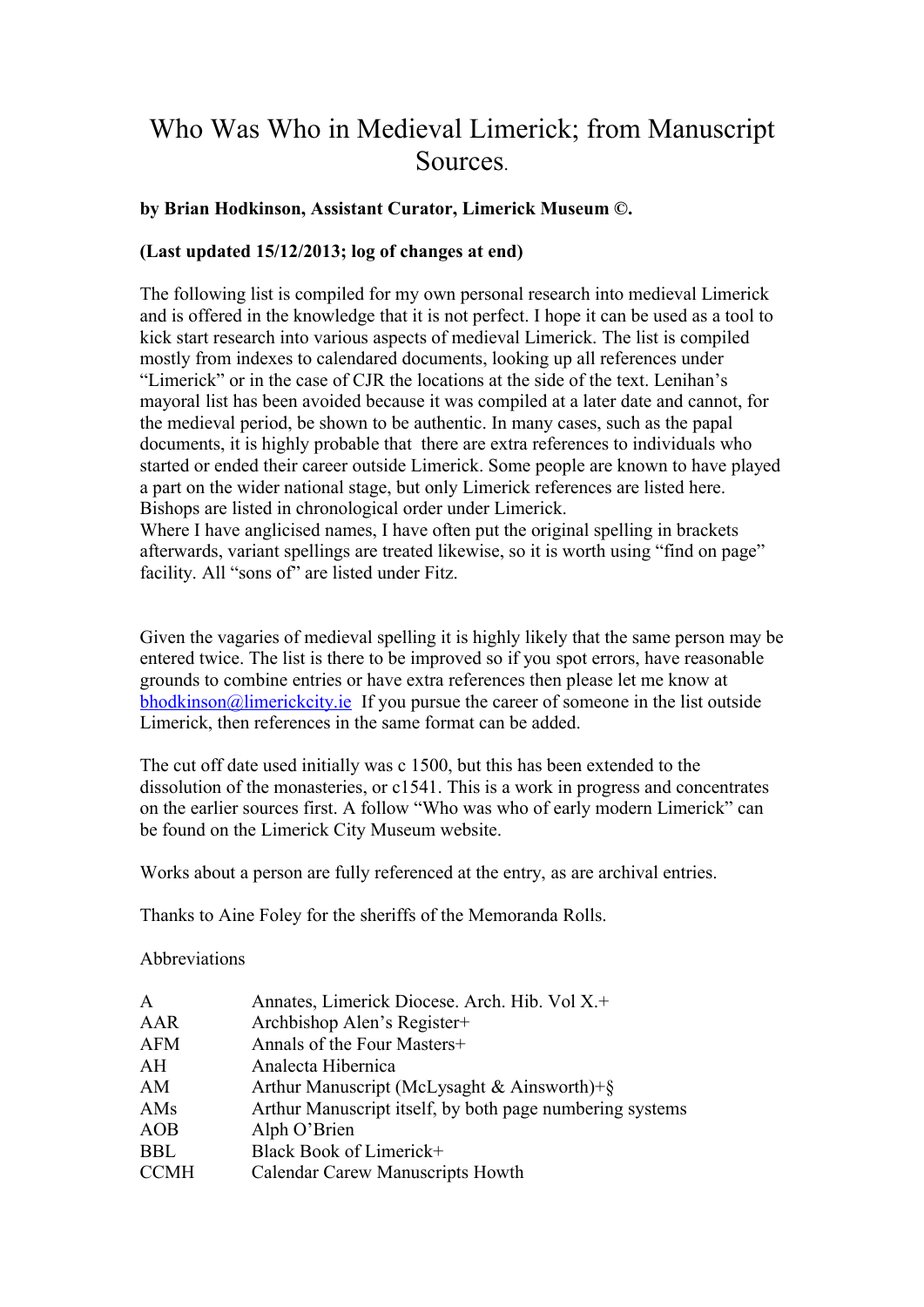# Who Was Who in Medieval Limerick; from Manuscript Sources.

**by Brian Hodkinson, Assistant Curator, Limerick Museum ©.**

**(Last updated 15/12/2013; log of changes at end)**

The following list is compiled for my own personal research into medieval Limerick and is offered in the knowledge that it is not perfect. I hope it can be used as a tool to kick start research into various aspects of medieval Limerick. The list is compiled mostly from indexes to calendared documents, looking up all references under "Limerick" or in the case of CJR the locations at the side of the text. Lenihan's mayoral list has been avoided because it was compiled at a later date and cannot, for the medieval period, be shown to be authentic. In many cases, such as the papal documents, it is highly probable that there are extra references to individuals who started or ended their career outside Limerick. Some people are known to have played a part on the wider national stage, but only Limerick references are listed here. Bishops are listed in chronological order under Limerick.
Where I have anglicised names, I have often put the original spelling in brackets afterwards, variant spellings are treated likewise, so it is worth using "find on page" facility. All "sons of" are listed under Fitz.

Given the vagaries of medieval spelling it is highly likely that the same person may be entered twice. The list is there to be improved so if you spot errors, have reasonable grounds to combine entries or have extra references then please let me know at bhodkinson@limerickcity.ie If you pursue the career of someone in the list outside Limerick, then references in the same format can be added.

The cut off date used initially was c 1500, but this has been extended to the dissolution of the monasteries, or c1541. This is a work in progress and concentrates on the earlier sources first. A follow "Who was who of early modern Limerick" can be found on the Limerick City Museum website.

Works about a person are fully referenced at the entry, as are archival entries.

Thanks to Aine Foley for the sheriffs of the Memoranda Rolls.

Abbreviations

| | |
|---|---|
| A | Annates, Limerick Diocese. Arch. Hib. Vol X.+ |
| AAR | Archbishop Alen's Register+ |
| AFM | Annals of the Four Masters+ |
| AH | Analecta Hibernica |
| AM | Arthur Manuscript (McLysaght & Ainsworth)+§ |
| AMs | Arthur Manuscript itself, by both page numbering systems |
| AOB | Alph O'Brien |
| BBL | Black Book of Limerick+ |
| CCMH | Calendar Carew Manuscripts Howth |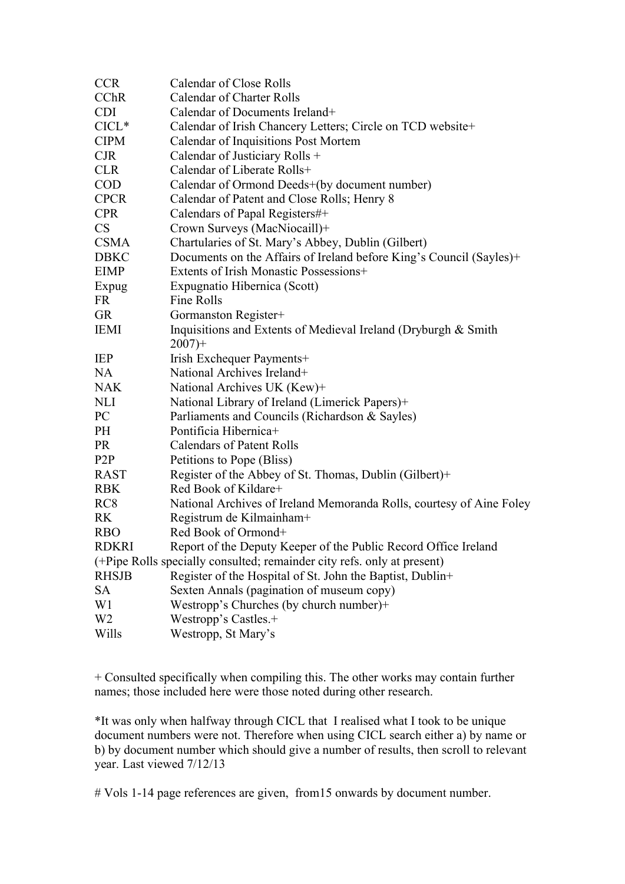| | |
|---|---|
| CCR | Calendar of Close Rolls |
| CChR | Calendar of Charter Rolls |
| CDI | Calendar of Documents Ireland+ |
| CICL* | Calendar of Irish Chancery Letters; Circle on TCD website+ |
| CIPM | Calendar of Inquisitions Post Mortem |
| CJR | Calendar of Justiciary Rolls + |
| CLR | Calendar of Liberate Rolls+ |
| COD | Calendar of Ormond Deeds+(by document number) |
| CPCR | Calendar of Patent and Close Rolls; Henry 8 |
| CPR | Calendars of Papal Registers#+ |
| CS | Crown Surveys (MacNiocaill)+ |
| CSMA | Chartularies of St. Mary's Abbey, Dublin (Gilbert) |
| DBKC | Documents on the Affairs of Ireland before King's Council (Sayles)+ |
| EIMP | Extents of Irish Monastic Possessions+ |
| Expug | Expugnatio Hibernica (Scott) |
| FR | Fine Rolls |
| GR | Gormanston Register+ |
| IEMI | Inquisitions and Extents of Medieval Ireland (Dryburgh & Smith 2007)+ |
| IEP | Irish Exchequer Payments+ |
| NA | National Archives Ireland+ |
| NAK | National Archives UK (Kew)+ |
| NLI | National Library of Ireland (Limerick Papers)+ |
| PC | Parliaments and Councils (Richardson & Sayles) |
| PH | Pontificia Hibernica+ |
| PR | Calendars of Patent Rolls |
| P2P | Petitions to Pope (Bliss) |
| RAST | Register of the Abbey of St. Thomas, Dublin (Gilbert)+ |
| RBK | Red Book of Kildare+ |
| RC8 | National Archives of Ireland Memoranda Rolls, courtesy of Aine Foley |
| RK | Registrum de Kilmainham+ |
| RBO | Red Book of Ormond+ |
| RDKRI | Report of the Deputy Keeper of the Public Record Office Ireland |
| (+Pipe Rolls specially consulted; remainder city refs. only at present) | |
| RHSJB | Register of the Hospital of St. John the Baptist, Dublin+ |
| SA | Sexten Annals (pagination of museum copy) |
| W1 | Westropp's Churches (by church number)+ |
| W2 | Westropp's Castles.+ |
| Wills | Westropp, St Mary's |

+ Consulted specifically when compiling this. The other works may contain further names; those included here were those noted during other research.

*It was only when halfway through CICL that I realised what I took to be unique document numbers were not. Therefore when using CICL search either a) by name or b) by document number which should give a number of results, then scroll to relevant year. Last viewed 7/12/13

# Vols 1-14 page references are given, from15 onwards by document number.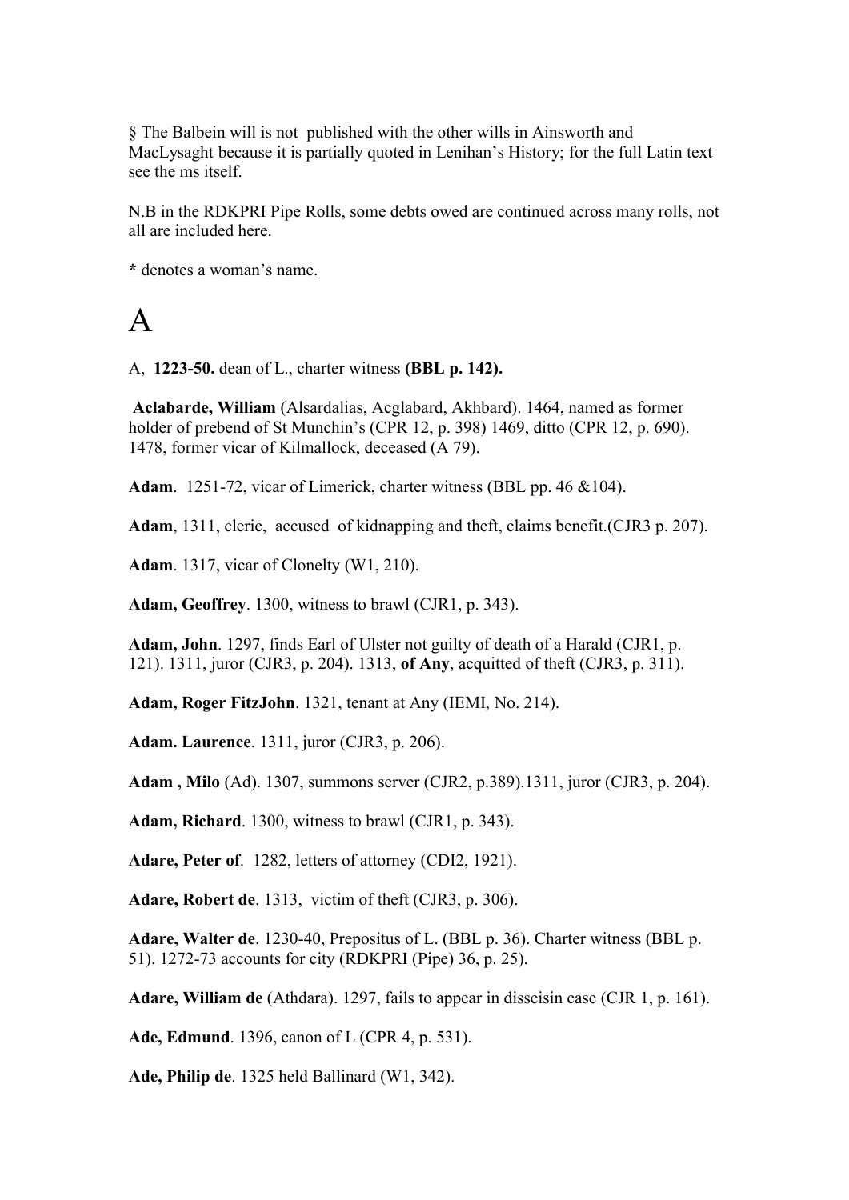§ The Balbein will is not published with the other wills in Ainsworth and MacLysaght because it is partially quoted in Lenihan's History; for the full Latin text see the ms itself.

N.B in the RDKPRI Pipe Rolls, some debts owed are continued across many rolls, not all are included here.

* denotes a woman's name.

# A

A, **1223-50.** dean of L., charter witness **(BBL p. 142).**

**Aclabarde, William** (Alsardalias, Acglabard, Akhbard). 1464, named as former holder of prebend of St Munchin's (CPR 12, p. 398) 1469, ditto (CPR 12, p. 690). 1478, former vicar of Kilmallock, deceased (A 79).

**Adam**. 1251-72, vicar of Limerick, charter witness (BBL pp. 46 &104).

**Adam**, 1311, cleric, accused of kidnapping and theft, claims benefit.(CJR3 p. 207).

**Adam**. 1317, vicar of Clonelty (W1, 210).

**Adam, Geoffrey**. 1300, witness to brawl (CJR1, p. 343).

**Adam, John**. 1297, finds Earl of Ulster not guilty of death of a Harald (CJR1, p. 121). 1311, juror (CJR3, p. 204). 1313, **of Any**, acquitted of theft (CJR3, p. 311).

**Adam, Roger FitzJohn**. 1321, tenant at Any (IEMI, No. 214).

**Adam. Laurence**. 1311, juror (CJR3, p. 206).

**Adam , Milo** (Ad). 1307, summons server (CJR2, p.389).1311, juror (CJR3, p. 204).

**Adam, Richard**. 1300, witness to brawl (CJR1, p. 343).

**Adare, Peter of**. 1282, letters of attorney (CDI2, 1921).

**Adare, Robert de**. 1313, victim of theft (CJR3, p. 306).

**Adare, Walter de**. 1230-40, Prepositus of L. (BBL p. 36). Charter witness (BBL p. 51). 1272-73 accounts for city (RDKPRI (Pipe) 36, p. 25).

**Adare, William de** (Athdara). 1297, fails to appear in disseisin case (CJR 1, p. 161).

**Ade, Edmund**. 1396, canon of L (CPR 4, p. 531).

**Ade, Philip de**. 1325 held Ballinard (W1, 342).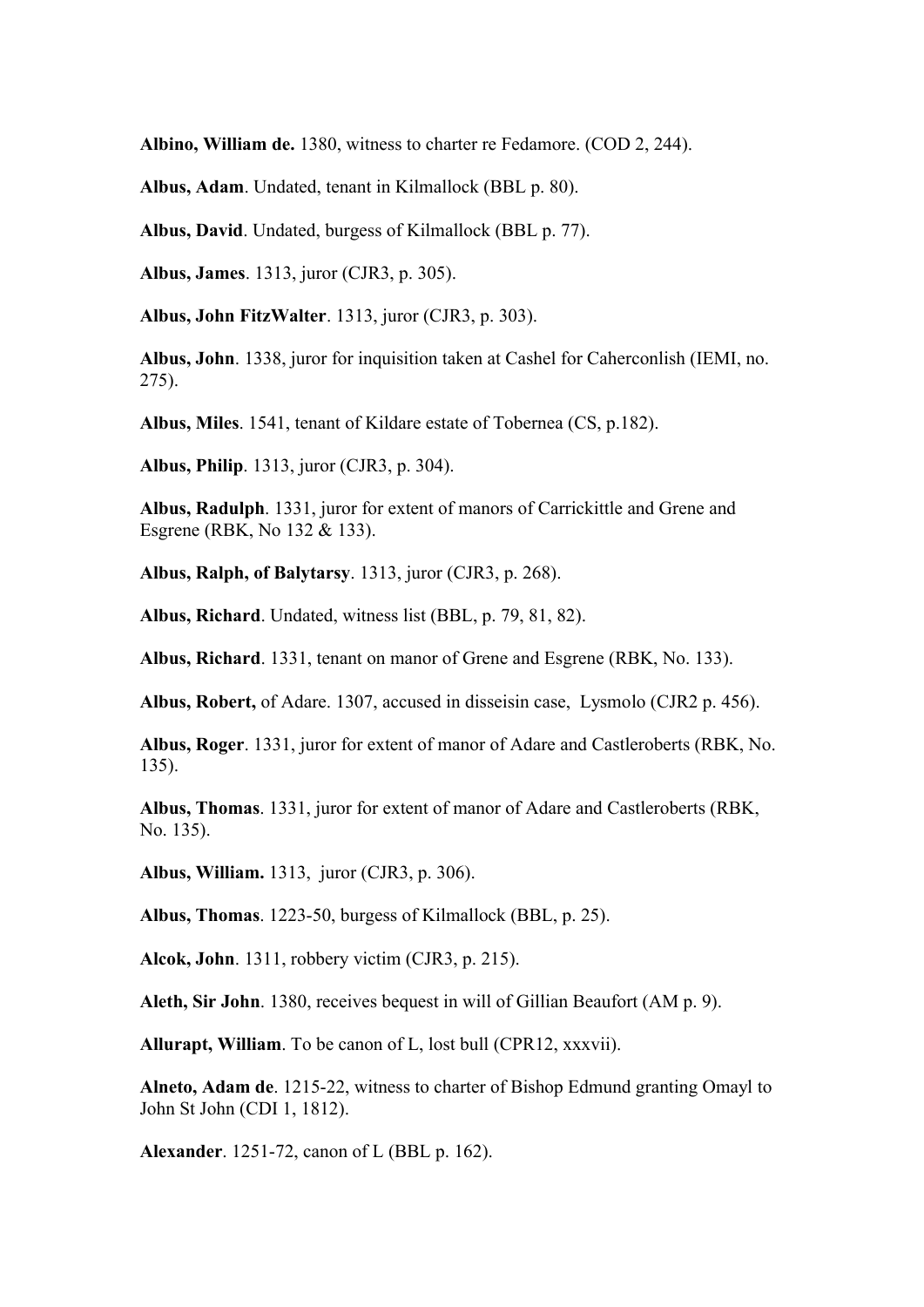**Albino, William de.** 1380, witness to charter re Fedamore. (COD 2, 244).

**Albus, Adam**. Undated, tenant in Kilmallock (BBL p. 80).

**Albus, David**. Undated, burgess of Kilmallock (BBL p. 77).

**Albus, James**. 1313, juror (CJR3, p. 305).

**Albus, John FitzWalter**. 1313, juror (CJR3, p. 303).

**Albus, John**. 1338, juror for inquisition taken at Cashel for Caherconlish (IEMI, no. 275).

**Albus, Miles**. 1541, tenant of Kildare estate of Tobernea (CS, p.182).

**Albus, Philip**. 1313, juror (CJR3, p. 304).

**Albus, Radulph**. 1331, juror for extent of manors of Carrickittle and Grene and Esgrene (RBK, No 132 & 133).

**Albus, Ralph, of Balytarsy**. 1313, juror (CJR3, p. 268).

**Albus, Richard**. Undated, witness list (BBL, p. 79, 81, 82).

**Albus, Richard**. 1331, tenant on manor of Grene and Esgrene (RBK, No. 133).

**Albus, Robert,** of Adare. 1307, accused in disseisin case, Lysmolo (CJR2 p. 456).

**Albus, Roger**. 1331, juror for extent of manor of Adare and Castleroberts (RBK, No. 135).

**Albus, Thomas**. 1331, juror for extent of manor of Adare and Castleroberts (RBK, No. 135).

**Albus, William.** 1313, juror (CJR3, p. 306).

**Albus, Thomas**. 1223-50, burgess of Kilmallock (BBL, p. 25).

**Alcok, John**. 1311, robbery victim (CJR3, p. 215).

**Aleth, Sir John**. 1380, receives bequest in will of Gillian Beaufort (AM p. 9).

**Allurapt, William**. To be canon of L, lost bull (CPR12, xxxvii).

**Alneto, Adam de**. 1215-22, witness to charter of Bishop Edmund granting Omayl to John St John (CDI 1, 1812).

**Alexander**. 1251-72, canon of L (BBL p. 162).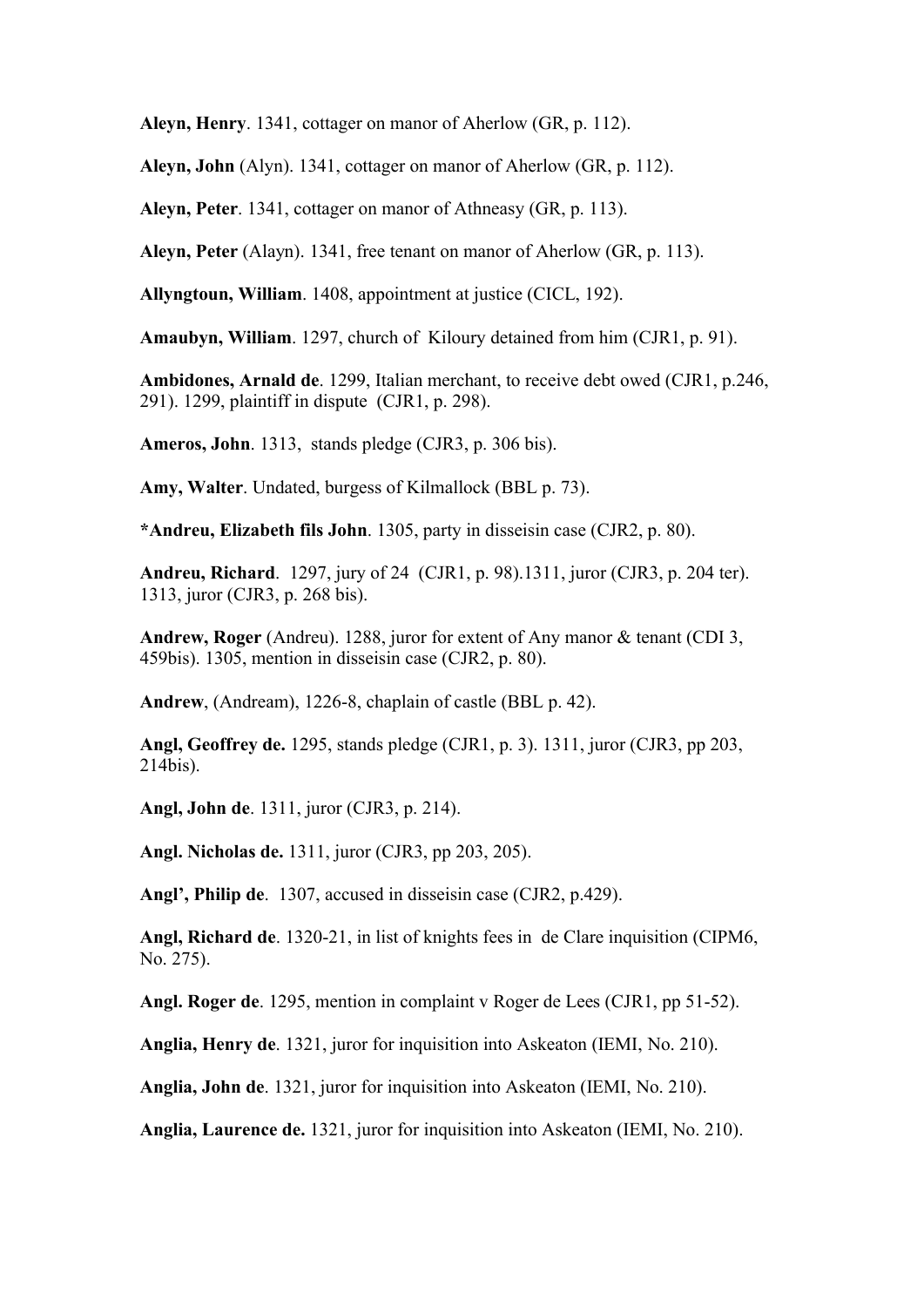**Aleyn, Henry**. 1341, cottager on manor of Aherlow (GR, p. 112).

**Aleyn, John** (Alyn). 1341, cottager on manor of Aherlow (GR, p. 112).

**Aleyn, Peter**. 1341, cottager on manor of Athneasy (GR, p. 113).

**Aleyn, Peter** (Alayn). 1341, free tenant on manor of Aherlow (GR, p. 113).

**Allyngtoun, William**. 1408, appointment at justice (CICL, 192).

**Amaubyn, William**. 1297, church of Kiloury detained from him (CJR1, p. 91).

**Ambidones, Arnald de**. 1299, Italian merchant, to receive debt owed (CJR1, p.246, 291). 1299, plaintiff in dispute (CJR1, p. 298).

**Ameros, John**. 1313, stands pledge (CJR3, p. 306 bis).

**Amy, Walter**. Undated, burgess of Kilmallock (BBL p. 73).

***Andreu, Elizabeth fils John**. 1305, party in disseisin case (CJR2, p. 80).

**Andreu, Richard**. 1297, jury of 24 (CJR1, p. 98).1311, juror (CJR3, p. 204 ter). 1313, juror (CJR3, p. 268 bis).

**Andrew, Roger** (Andreu). 1288, juror for extent of Any manor & tenant (CDI 3, 459bis). 1305, mention in disseisin case (CJR2, p. 80).

**Andrew**, (Andream), 1226-8, chaplain of castle (BBL p. 42).

**Angl, Geoffrey de.** 1295, stands pledge (CJR1, p. 3). 1311, juror (CJR3, pp 203, 214bis).

**Angl, John de**. 1311, juror (CJR3, p. 214).

**Angl. Nicholas de.** 1311, juror (CJR3, pp 203, 205).

**Angl', Philip de**. 1307, accused in disseisin case (CJR2, p.429).

**Angl, Richard de**. 1320-21, in list of knights fees in de Clare inquisition (CIPM6, No. 275).

**Angl. Roger de**. 1295, mention in complaint v Roger de Lees (CJR1, pp 51-52).

**Anglia, Henry de**. 1321, juror for inquisition into Askeaton (IEMI, No. 210).

**Anglia, John de**. 1321, juror for inquisition into Askeaton (IEMI, No. 210).

**Anglia, Laurence de.** 1321, juror for inquisition into Askeaton (IEMI, No. 210).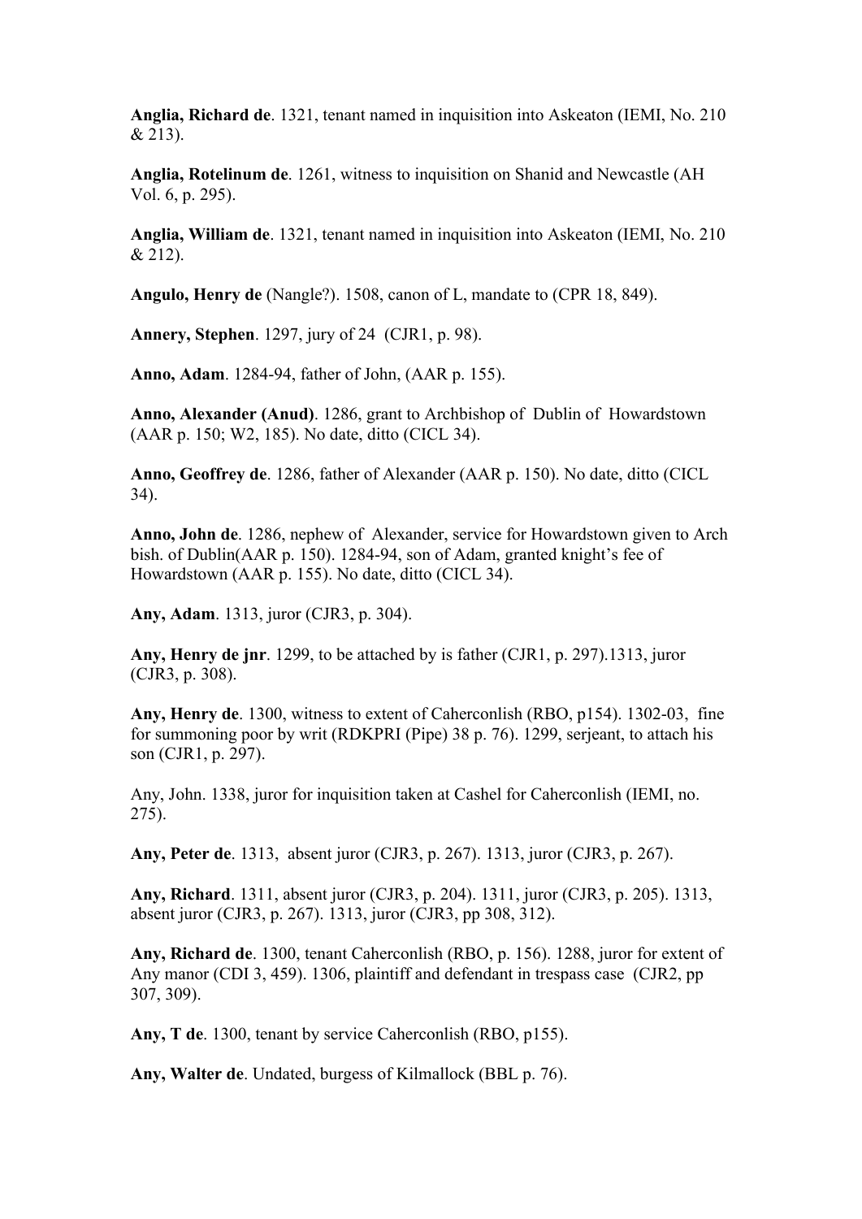**Anglia, Richard de**. 1321, tenant named in inquisition into Askeaton (IEMI, No. 210 & 213).

**Anglia, Rotelinum de**. 1261, witness to inquisition on Shanid and Newcastle (AH Vol. 6, p. 295).

**Anglia, William de**. 1321, tenant named in inquisition into Askeaton (IEMI, No. 210 & 212).

**Angulo, Henry de** (Nangle?). 1508, canon of L, mandate to (CPR 18, 849).

**Annery, Stephen**. 1297, jury of 24 (CJR1, p. 98).

**Anno, Adam**. 1284-94, father of John, (AAR p. 155).

**Anno, Alexander (Anud)**. 1286, grant to Archbishop of Dublin of Howardstown (AAR p. 150; W2, 185). No date, ditto (CICL 34).

**Anno, Geoffrey de**. 1286, father of Alexander (AAR p. 150). No date, ditto (CICL 34).

**Anno, John de**. 1286, nephew of Alexander, service for Howardstown given to Arch bish. of Dublin(AAR p. 150). 1284-94, son of Adam, granted knight's fee of Howardstown (AAR p. 155). No date, ditto (CICL 34).

**Any, Adam**. 1313, juror (CJR3, p. 304).

**Any, Henry de jnr**. 1299, to be attached by is father (CJR1, p. 297).1313, juror (CJR3, p. 308).

**Any, Henry de**. 1300, witness to extent of Caherconlish (RBO, p154). 1302-03, fine for summoning poor by writ (RDKPRI (Pipe) 38 p. 76). 1299, serjeant, to attach his son (CJR1, p. 297).

Any, John. 1338, juror for inquisition taken at Cashel for Caherconlish (IEMI, no. 275).

**Any, Peter de**. 1313, absent juror (CJR3, p. 267). 1313, juror (CJR3, p. 267).

**Any, Richard**. 1311, absent juror (CJR3, p. 204). 1311, juror (CJR3, p. 205). 1313, absent juror (CJR3, p. 267). 1313, juror (CJR3, pp 308, 312).

**Any, Richard de**. 1300, tenant Caherconlish (RBO, p. 156). 1288, juror for extent of Any manor (CDI 3, 459). 1306, plaintiff and defendant in trespass case (CJR2, pp 307, 309).

**Any, T de**. 1300, tenant by service Caherconlish (RBO, p155).

**Any, Walter de**. Undated, burgess of Kilmallock (BBL p. 76).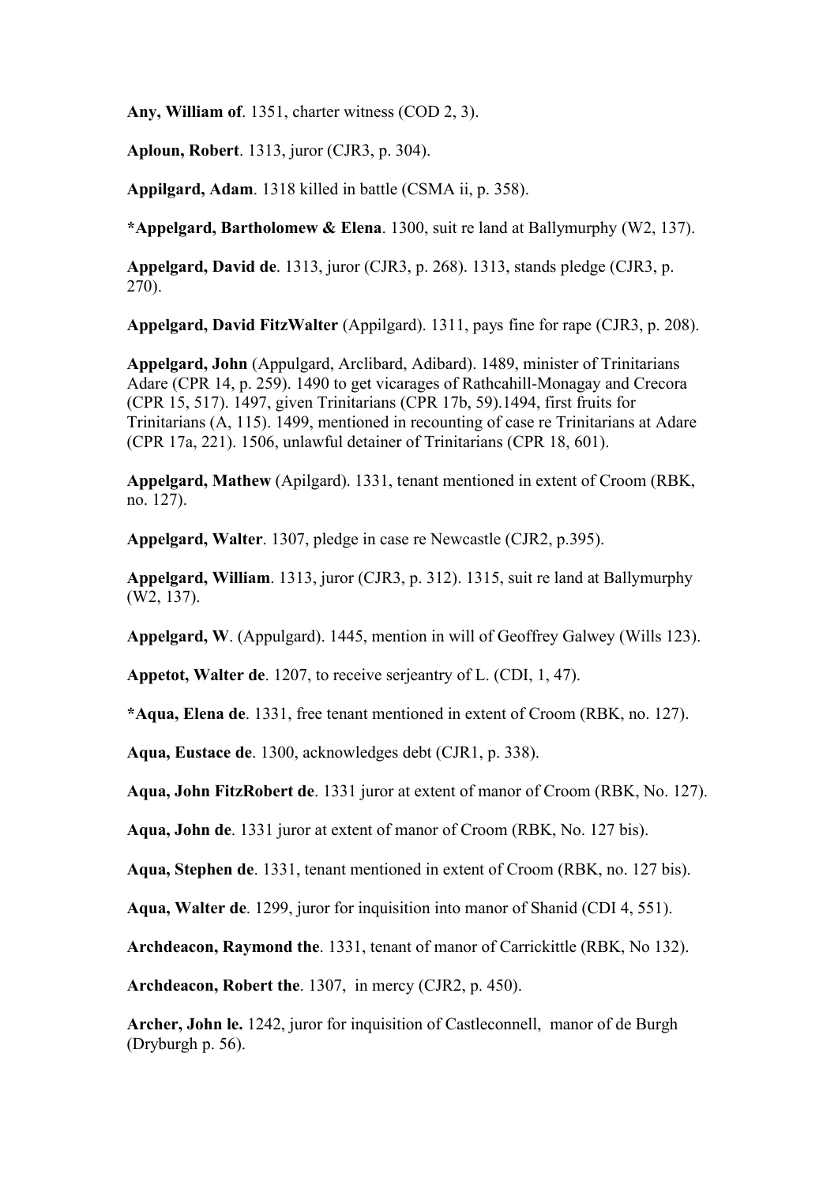**Any, William of**. 1351, charter witness (COD 2, 3).

**Aploun, Robert**. 1313, juror (CJR3, p. 304).

**Appilgard, Adam**. 1318 killed in battle (CSMA ii, p. 358).

***Appelgard, Bartholomew & Elena**. 1300, suit re land at Ballymurphy (W2, 137).

**Appelgard, David de**. 1313, juror (CJR3, p. 268). 1313, stands pledge (CJR3, p. 270).

**Appelgard, David FitzWalter** (Appilgard). 1311, pays fine for rape (CJR3, p. 208).

**Appelgard, John** (Appulgard, Arclibard, Adibard). 1489, minister of Trinitarians Adare (CPR 14, p. 259). 1490 to get vicarages of Rathcahill-Monagay and Crecora (CPR 15, 517). 1497, given Trinitarians (CPR 17b, 59).1494, first fruits for Trinitarians (A, 115). 1499, mentioned in recounting of case re Trinitarians at Adare (CPR 17a, 221). 1506, unlawful detainer of Trinitarians (CPR 18, 601).

**Appelgard, Mathew** (Apilgard). 1331, tenant mentioned in extent of Croom (RBK, no. 127).

**Appelgard, Walter**. 1307, pledge in case re Newcastle (CJR2, p.395).

**Appelgard, William**. 1313, juror (CJR3, p. 312). 1315, suit re land at Ballymurphy (W2, 137).

**Appelgard, W**. (Appulgard). 1445, mention in will of Geoffrey Galwey (Wills 123).

**Appetot, Walter de**. 1207, to receive serjeantry of L. (CDI, 1, 47).

***Aqua, Elena de**. 1331, free tenant mentioned in extent of Croom (RBK, no. 127).

**Aqua, Eustace de**. 1300, acknowledges debt (CJR1, p. 338).

**Aqua, John FitzRobert de**. 1331 juror at extent of manor of Croom (RBK, No. 127).

**Aqua, John de**. 1331 juror at extent of manor of Croom (RBK, No. 127 bis).

**Aqua, Stephen de**. 1331, tenant mentioned in extent of Croom (RBK, no. 127 bis).

**Aqua, Walter de**. 1299, juror for inquisition into manor of Shanid (CDI 4, 551).

**Archdeacon, Raymond the**. 1331, tenant of manor of Carrickittle (RBK, No 132).

**Archdeacon, Robert the**. 1307, in mercy (CJR2, p. 450).

**Archer, John le.** 1242, juror for inquisition of Castleconnell, manor of de Burgh (Dryburgh p. 56).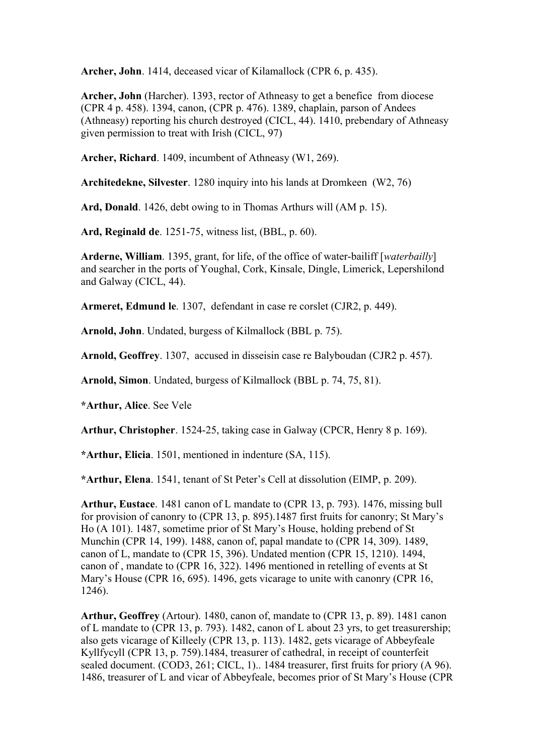**Archer, John**. 1414, deceased vicar of Kilamallock (CPR 6, p. 435).

**Archer, John** (Harcher). 1393, rector of Athneasy to get a benefice from diocese (CPR 4 p. 458). 1394, canon, (CPR p. 476). 1389, chaplain, parson of Andees (Athneasy) reporting his church destroyed (CICL, 44). 1410, prebendary of Athneasy given permission to treat with Irish (CICL, 97)

**Archer, Richard**. 1409, incumbent of Athneasy (W1, 269).

**Architedekne, Silvester**. 1280 inquiry into his lands at Dromkeen (W2, 76)

**Ard, Donald**. 1426, debt owing to in Thomas Arthurs will (AM p. 15).

**Ard, Reginald de**. 1251-75, witness list, (BBL, p. 60).

**Arderne, William**. 1395, grant, for life, of the office of water-bailiff [*waterbailly*] and searcher in the ports of Youghal, Cork, Kinsale, Dingle, Limerick, Lepershilond and Galway (CICL, 44).

**Armeret, Edmund le**. 1307, defendant in case re corslet (CJR2, p. 449).

**Arnold, John**. Undated, burgess of Kilmallock (BBL p. 75).

**Arnold, Geoffrey**. 1307, accused in disseisin case re Balyboudan (CJR2 p. 457).

**Arnold, Simon**. Undated, burgess of Kilmallock (BBL p. 74, 75, 81).

***Arthur, Alice**. See Vele

**Arthur, Christopher**. 1524-25, taking case in Galway (CPCR, Henry 8 p. 169).

***Arthur, Elicia**. 1501, mentioned in indenture (SA, 115).

***Arthur, Elena**. 1541, tenant of St Peter's Cell at dissolution (EIMP, p. 209).

**Arthur, Eustace**. 1481 canon of L mandate to (CPR 13, p. 793). 1476, missing bull for provision of canonry to (CPR 13, p. 895).1487 first fruits for canonry; St Mary's Ho (A 101). 1487, sometime prior of St Mary's House, holding prebend of St Munchin (CPR 14, 199). 1488, canon of, papal mandate to (CPR 14, 309). 1489, canon of L, mandate to (CPR 15, 396). Undated mention (CPR 15, 1210). 1494, canon of , mandate to (CPR 16, 322). 1496 mentioned in retelling of events at St Mary's House (CPR 16, 695). 1496, gets vicarage to unite with canonry (CPR 16, 1246).

**Arthur, Geoffrey** (Artour). 1480, canon of, mandate to (CPR 13, p. 89). 1481 canon of L mandate to (CPR 13, p. 793). 1482, canon of L about 23 yrs, to get treasurership; also gets vicarage of Killeely (CPR 13, p. 113). 1482, gets vicarage of Abbeyfeale Kyllfycyll (CPR 13, p. 759).1484, treasurer of cathedral, in receipt of counterfeit sealed document. (COD3, 261; CICL, 1).. 1484 treasurer, first fruits for priory (A 96). 1486, treasurer of L and vicar of Abbeyfeale, becomes prior of St Mary's House (CPR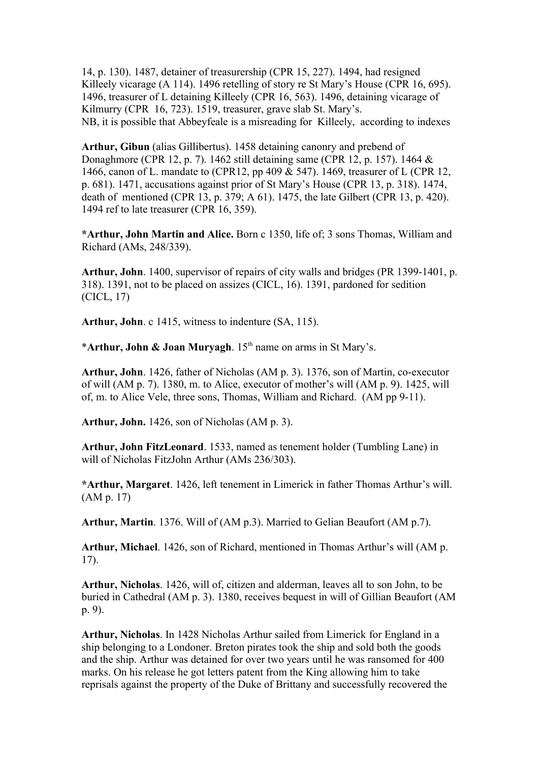14, p. 130). 1487, detainer of treasurership (CPR 15, 227). 1494, had resigned Killeely vicarage (A 114). 1496 retelling of story re St Mary's House (CPR 16, 695). 1496, treasurer of L detaining Killeely (CPR 16, 563). 1496, detaining vicarage of Kilmurry (CPR 16, 723). 1519, treasurer, grave slab St. Mary's.
NB, it is possible that Abbeyfeale is a misreading for Killeely, according to indexes

**Arthur, Gibun** (alias Gillibertus). 1458 detaining canonry and prebend of Donaghmore (CPR 12, p. 7). 1462 still detaining same (CPR 12, p. 157). 1464 & 1466, canon of L. mandate to (CPR12, pp 409 & 547). 1469, treasurer of L (CPR 12, p. 681). 1471, accusations against prior of St Mary's House (CPR 13, p. 318). 1474, death of mentioned (CPR 13, p. 379; A 61). 1475, the late Gilbert (CPR 13, p. 420). 1494 ref to late treasurer (CPR 16, 359).

***Arthur, John Martin and Alice.** Born c 1350, life of; 3 sons Thomas, William and Richard (AMs, 248/339).

**Arthur, John**. 1400, supervisor of repairs of city walls and bridges (PR 1399-1401, p. 318). 1391, not to be placed on assizes (CICL, 16). 1391, pardoned for sedition (CICL, 17)

**Arthur, John**. c 1415, witness to indenture (SA, 115).

***Arthur, John & Joan Muryagh**. 15th name on arms in St Mary's.

**Arthur, John**. 1426, father of Nicholas (AM p. 3). 1376, son of Martin, co-executor of will (AM p. 7). 1380, m. to Alice, executor of mother's will (AM p. 9). 1425, will of, m. to Alice Vele, three sons, Thomas, William and Richard. (AM pp 9-11).

**Arthur, John.** 1426, son of Nicholas (AM p. 3).

**Arthur, John FitzLeonard**. 1533, named as tenement holder (Tumbling Lane) in will of Nicholas FitzJohn Arthur (AMs 236/303).

***Arthur, Margaret**. 1426, left tenement in Limerick in father Thomas Arthur's will. (AM p. 17)

**Arthur, Martin**. 1376. Will of (AM p.3). Married to Gelian Beaufort (AM p.7).

**Arthur, Michael**. 1426, son of Richard, mentioned in Thomas Arthur's will (AM p. 17).

**Arthur, Nicholas**. 1426, will of, citizen and alderman, leaves all to son John, to be buried in Cathedral (AM p. 3). 1380, receives bequest in will of Gillian Beaufort (AM p. 9).

**Arthur, Nicholas**. In 1428 Nicholas Arthur sailed from Limerick for England in a ship belonging to a Londoner. Breton pirates took the ship and sold both the goods and the ship. Arthur was detained for over two years until he was ransomed for 400 marks. On his release he got letters patent from the King allowing him to take reprisals against the property of the Duke of Brittany and successfully recovered the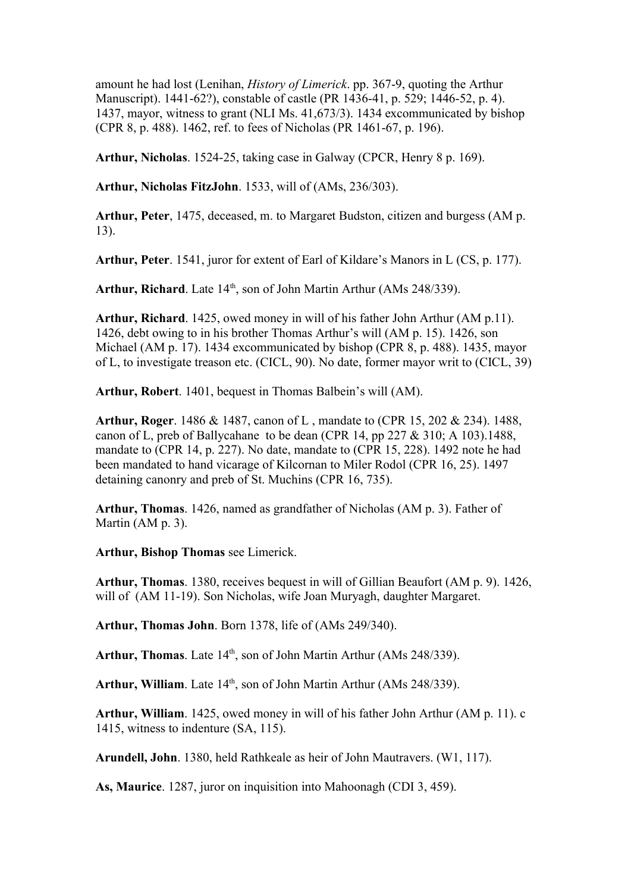amount he had lost (Lenihan, *History of Limerick*. pp. 367-9, quoting the Arthur Manuscript). 1441-62?), constable of castle (PR 1436-41, p. 529; 1446-52, p. 4). 1437, mayor, witness to grant (NLI Ms. 41,673/3). 1434 excommunicated by bishop (CPR 8, p. 488). 1462, ref. to fees of Nicholas (PR 1461-67, p. 196).

**Arthur, Nicholas**. 1524-25, taking case in Galway (CPCR, Henry 8 p. 169).

**Arthur, Nicholas FitzJohn**. 1533, will of (AMs, 236/303).

**Arthur, Peter**, 1475, deceased, m. to Margaret Budston, citizen and burgess (AM p. 13).

**Arthur, Peter**. 1541, juror for extent of Earl of Kildare's Manors in L (CS, p. 177).

**Arthur, Richard**. Late 14th, son of John Martin Arthur (AMs 248/339).

**Arthur, Richard**. 1425, owed money in will of his father John Arthur (AM p.11). 1426, debt owing to in his brother Thomas Arthur's will (AM p. 15). 1426, son Michael (AM p. 17). 1434 excommunicated by bishop (CPR 8, p. 488). 1435, mayor of L, to investigate treason etc. (CICL, 90). No date, former mayor writ to (CICL, 39)

**Arthur, Robert**. 1401, bequest in Thomas Balbein's will (AM).

**Arthur, Roger**. 1486 & 1487, canon of L , mandate to (CPR 15, 202 & 234). 1488, canon of L, preb of Ballycahane to be dean (CPR 14, pp 227 & 310; A 103).1488, mandate to (CPR 14, p. 227). No date, mandate to (CPR 15, 228). 1492 note he had been mandated to hand vicarage of Kilcornan to Miler Rodol (CPR 16, 25). 1497 detaining canonry and preb of St. Muchins (CPR 16, 735).

**Arthur, Thomas**. 1426, named as grandfather of Nicholas (AM p. 3). Father of Martin (AM p. 3).

**Arthur, Bishop Thomas** see Limerick.

**Arthur, Thomas**. 1380, receives bequest in will of Gillian Beaufort (AM p. 9). 1426, will of (AM 11-19). Son Nicholas, wife Joan Muryagh, daughter Margaret.

**Arthur, Thomas John**. Born 1378, life of (AMs 249/340).

**Arthur, Thomas**. Late 14th, son of John Martin Arthur (AMs 248/339).

**Arthur, William**. Late 14th, son of John Martin Arthur (AMs 248/339).

**Arthur, William**. 1425, owed money in will of his father John Arthur (AM p. 11). c 1415, witness to indenture (SA, 115).

**Arundell, John**. 1380, held Rathkeale as heir of John Mautravers. (W1, 117).

**As, Maurice**. 1287, juror on inquisition into Mahoonagh (CDI 3, 459).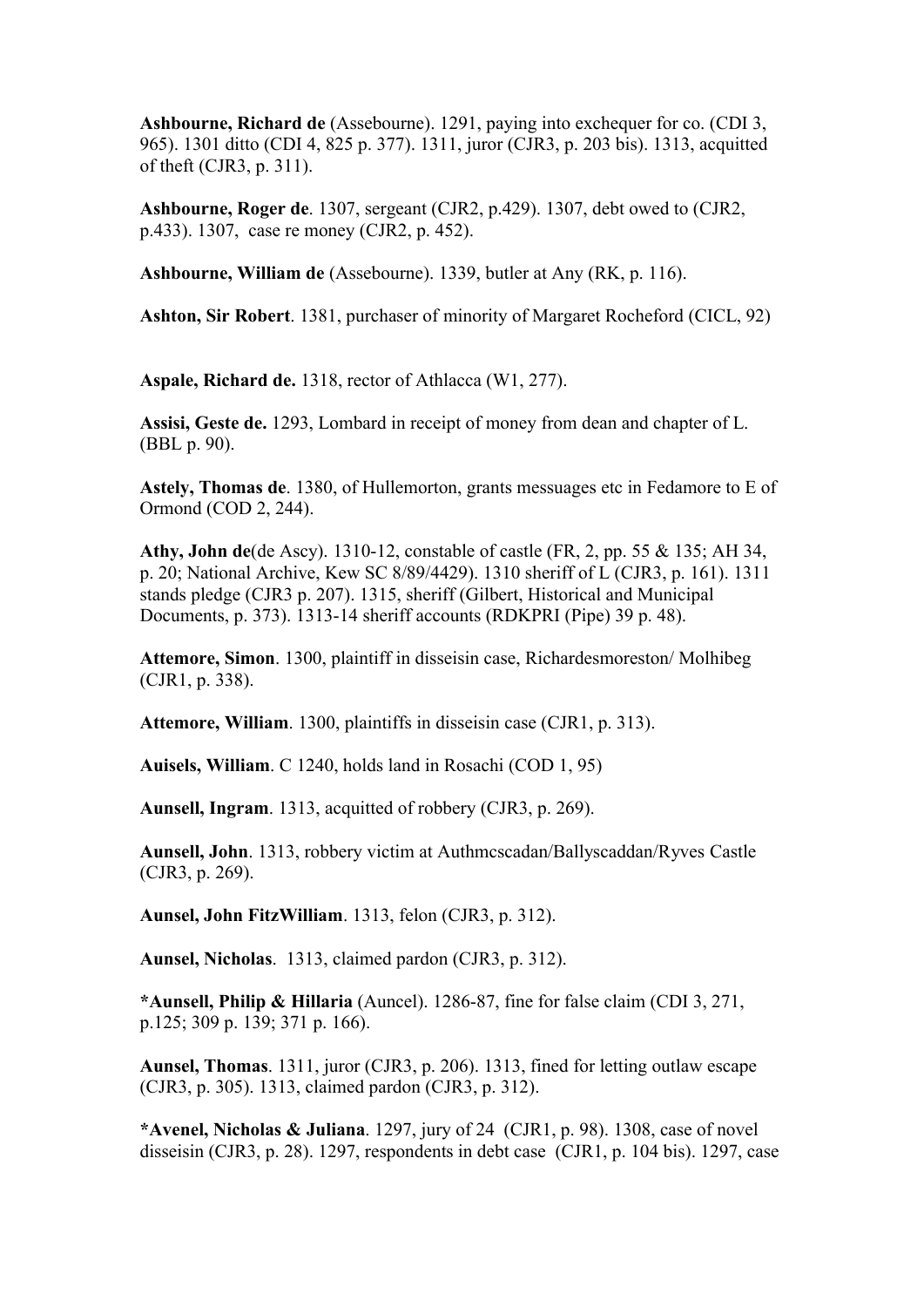**Ashbourne, Richard de** (Assebourne). 1291, paying into exchequer for co. (CDI 3, 965). 1301 ditto (CDI 4, 825 p. 377). 1311, juror (CJR3, p. 203 bis). 1313, acquitted of theft (CJR3, p. 311).

**Ashbourne, Roger de**. 1307, sergeant (CJR2, p.429). 1307, debt owed to (CJR2, p.433). 1307, case re money (CJR2, p. 452).

**Ashbourne, William de** (Assebourne). 1339, butler at Any (RK, p. 116).

**Ashton, Sir Robert**. 1381, purchaser of minority of Margaret Rocheford (CICL, 92)

**Aspale, Richard de.** 1318, rector of Athlacca (W1, 277).

**Assisi, Geste de.** 1293, Lombard in receipt of money from dean and chapter of L. (BBL p. 90).

**Astely, Thomas de**. 1380, of Hullemorton, grants messuages etc in Fedamore to E of Ormond (COD 2, 244).

**Athy, John de**(de Ascy). 1310-12, constable of castle (FR, 2, pp. 55 & 135; AH 34, p. 20; National Archive, Kew SC 8/89/4429). 1310 sheriff of L (CJR3, p. 161). 1311 stands pledge (CJR3 p. 207). 1315, sheriff (Gilbert, Historical and Municipal Documents, p. 373). 1313-14 sheriff accounts (RDKPRI (Pipe) 39 p. 48).

**Attemore, Simon**. 1300, plaintiff in disseisin case, Richardesmoreston/ Molhibeg (CJR1, p. 338).

**Attemore, William**. 1300, plaintiffs in disseisin case (CJR1, p. 313).

**Auisels, William**. C 1240, holds land in Rosachi (COD 1, 95)

**Aunsell, Ingram**. 1313, acquitted of robbery (CJR3, p. 269).

**Aunsell, John**. 1313, robbery victim at Authmcscadan/Ballyscaddan/Ryves Castle (CJR3, p. 269).

**Aunsel, John FitzWilliam**. 1313, felon (CJR3, p. 312).

**Aunsel, Nicholas**. 1313, claimed pardon (CJR3, p. 312).

**\*Aunsell, Philip & Hillaria** (Auncel). 1286-87, fine for false claim (CDI 3, 271, p.125; 309 p. 139; 371 p. 166).

**Aunsel, Thomas**. 1311, juror (CJR3, p. 206). 1313, fined for letting outlaw escape (CJR3, p. 305). 1313, claimed pardon (CJR3, p. 312).

**\*Avenel, Nicholas & Juliana**. 1297, jury of 24 (CJR1, p. 98). 1308, case of novel disseisin (CJR3, p. 28). 1297, respondents in debt case (CJR1, p. 104 bis). 1297, case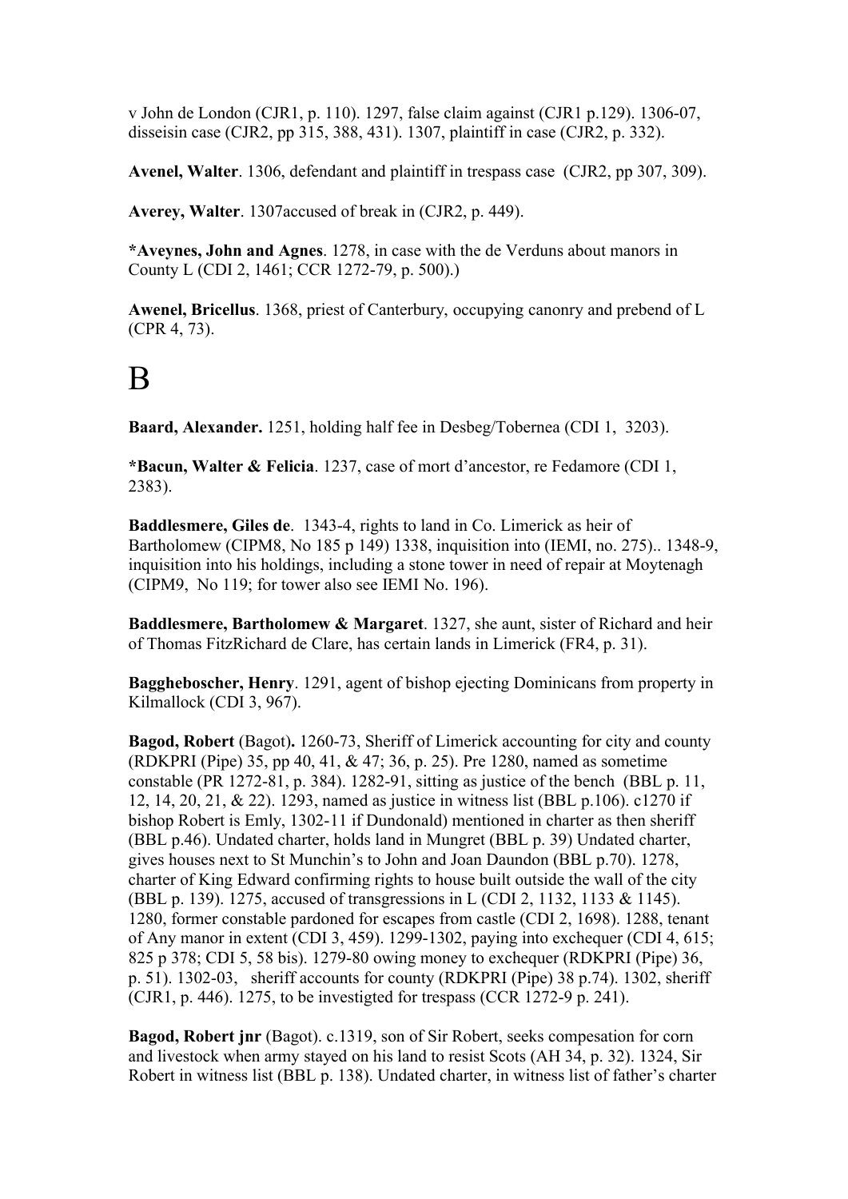v John de London (CJR1, p. 110). 1297, false claim against (CJR1 p.129). 1306-07, disseisin case (CJR2, pp 315, 388, 431). 1307, plaintiff in case (CJR2, p. 332).

**Avenel, Walter**. 1306, defendant and plaintiff in trespass case (CJR2, pp 307, 309).

**Averey, Walter**. 1307accused of break in (CJR2, p. 449).

***Aveynes, John and Agnes**. 1278, in case with the de Verduns about manors in County L (CDI 2, 1461; CCR 1272-79, p. 500).)

**Awenel, Bricellus**. 1368, priest of Canterbury, occupying canonry and prebend of L (CPR 4, 73).

# B

**Baard, Alexander.** 1251, holding half fee in Desbeg/Tobernea (CDI 1, 3203).

***Bacun, Walter & Felicia**. 1237, case of mort d'ancestor, re Fedamore (CDI 1, 2383).

**Baddlesmere, Giles de**. 1343-4, rights to land in Co. Limerick as heir of Bartholomew (CIPM8, No 185 p 149) 1338, inquisition into (IEMI, no. 275).. 1348-9, inquisition into his holdings, including a stone tower in need of repair at Moytenagh (CIPM9, No 119; for tower also see IEMI No. 196).

**Baddlesmere, Bartholomew & Margaret**. 1327, she aunt, sister of Richard and heir of Thomas FitzRichard de Clare, has certain lands in Limerick (FR4, p. 31).

**Baggheboscher, Henry**. 1291, agent of bishop ejecting Dominicans from property in Kilmallock (CDI 3, 967).

**Bagod, Robert** (Bagot)**.** 1260-73, Sheriff of Limerick accounting for city and county (RDKPRI (Pipe) 35, pp 40, 41, & 47; 36, p. 25). Pre 1280, named as sometime constable (PR 1272-81, p. 384). 1282-91, sitting as justice of the bench (BBL p. 11, 12, 14, 20, 21, & 22). 1293, named as justice in witness list (BBL p.106). c1270 if bishop Robert is Emly, 1302-11 if Dundonald) mentioned in charter as then sheriff (BBL p.46). Undated charter, holds land in Mungret (BBL p. 39) Undated charter, gives houses next to St Munchin's to John and Joan Daundon (BBL p.70). 1278, charter of King Edward confirming rights to house built outside the wall of the city (BBL p. 139). 1275, accused of transgressions in L (CDI 2, 1132, 1133 & 1145). 1280, former constable pardoned for escapes from castle (CDI 2, 1698). 1288, tenant of Any manor in extent (CDI 3, 459). 1299-1302, paying into exchequer (CDI 4, 615; 825 p 378; CDI 5, 58 bis). 1279-80 owing money to exchequer (RDKPRI (Pipe) 36, p. 51). 1302-03, sheriff accounts for county (RDKPRI (Pipe) 38 p.74). 1302, sheriff (CJR1, p. 446). 1275, to be investigted for trespass (CCR 1272-9 p. 241).

**Bagod, Robert jnr** (Bagot). c.1319, son of Sir Robert, seeks compesation for corn and livestock when army stayed on his land to resist Scots (AH 34, p. 32). 1324, Sir Robert in witness list (BBL p. 138). Undated charter, in witness list of father's charter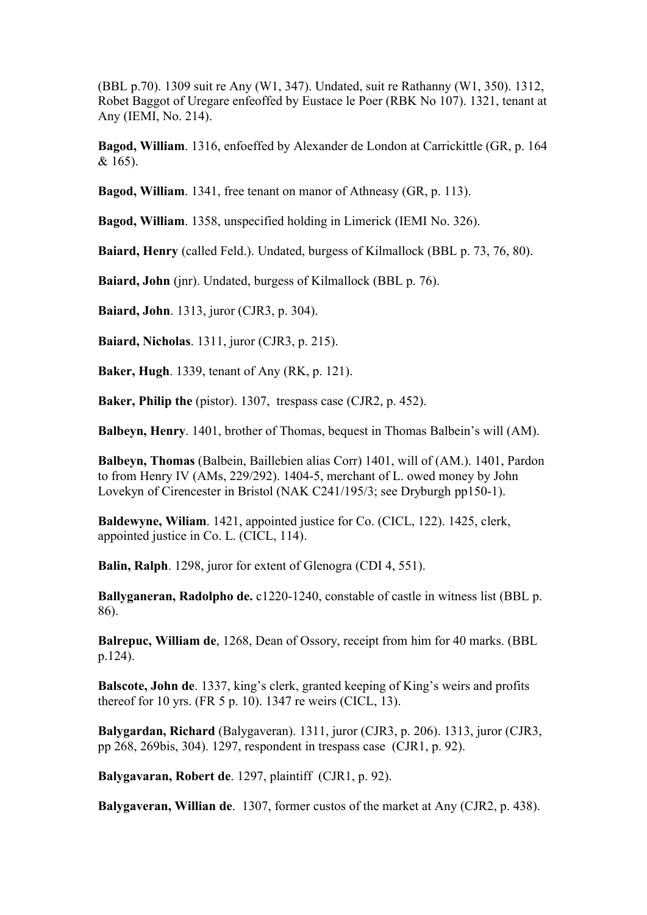(BBL p.70). 1309 suit re Any (W1, 347). Undated, suit re Rathanny (W1, 350). 1312, Robet Baggot of Uregare enfeoffed by Eustace le Poer (RBK No 107). 1321, tenant at Any (IEMI, No. 214).

**Bagod, William**. 1316, enfoeffed by Alexander de London at Carrickittle (GR, p. 164 & 165).

**Bagod, William**. 1341, free tenant on manor of Athneasy (GR, p. 113).

**Bagod, William**. 1358, unspecified holding in Limerick (IEMI No. 326).

**Baiard, Henry** (called Feld.). Undated, burgess of Kilmallock (BBL p. 73, 76, 80).

**Baiard, John** (jnr). Undated, burgess of Kilmallock (BBL p. 76).

**Baiard, John**. 1313, juror (CJR3, p. 304).

**Baiard, Nicholas**. 1311, juror (CJR3, p. 215).

**Baker, Hugh**. 1339, tenant of Any (RK, p. 121).

**Baker, Philip the** (pistor). 1307, trespass case (CJR2, p. 452).

**Balbeyn, Henry**. 1401, brother of Thomas, bequest in Thomas Balbein's will (AM).

**Balbeyn, Thomas** (Balbein, Baillebien alias Corr) 1401, will of (AM.). 1401, Pardon to from Henry IV (AMs, 229/292). 1404-5, merchant of L. owed money by John Lovekyn of Cirencester in Bristol (NAK C241/195/3; see Dryburgh pp150-1).

**Baldewyne, Wiliam**. 1421, appointed justice for Co. (CICL, 122). 1425, clerk, appointed justice in Co. L. (CICL, 114).

**Balin, Ralph**. 1298, juror for extent of Glenogra (CDI 4, 551).

**Ballyganeran, Radolpho de.** c1220-1240, constable of castle in witness list (BBL p. 86).

**Balrepuc, William de**, 1268, Dean of Ossory, receipt from him for 40 marks. (BBL p.124).

**Balscote, John de**. 1337, king's clerk, granted keeping of King's weirs and profits thereof for 10 yrs. (FR 5 p. 10). 1347 re weirs (CICL, 13).

**Balygardan, Richard** (Balygaveran). 1311, juror (CJR3, p. 206). 1313, juror (CJR3, pp 268, 269bis, 304). 1297, respondent in trespass case (CJR1, p. 92).

**Balygavaran, Robert de**. 1297, plaintiff (CJR1, p. 92).

**Balygaveran, Willian de**. 1307, former custos of the market at Any (CJR2, p. 438).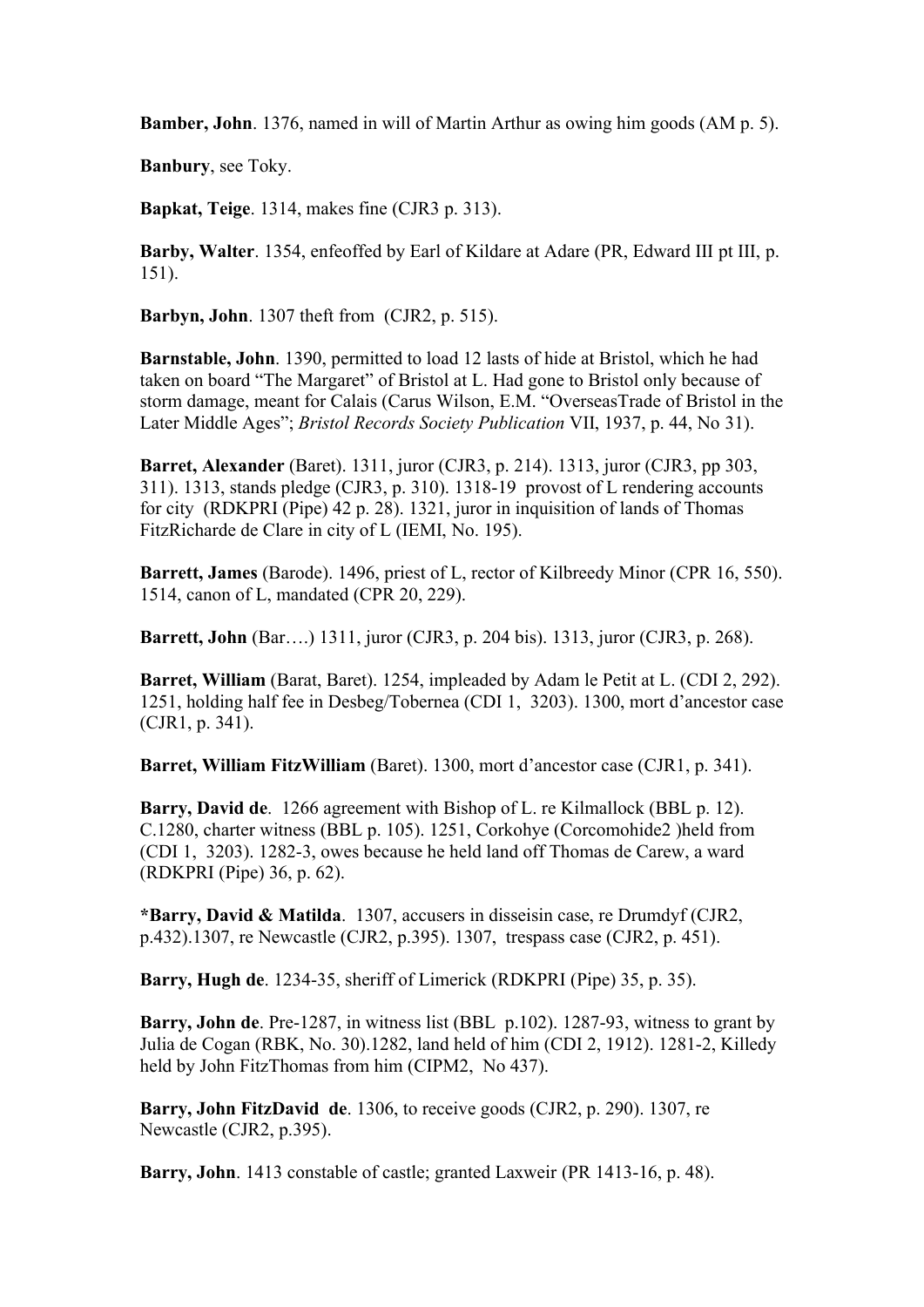**Bamber, John**. 1376, named in will of Martin Arthur as owing him goods (AM p. 5).

**Banbury**, see Toky.

**Bapkat, Teige**. 1314, makes fine (CJR3 p. 313).

**Barby, Walter**. 1354, enfeoffed by Earl of Kildare at Adare (PR, Edward III pt III, p. 151).

**Barbyn, John**. 1307 theft from (CJR2, p. 515).

**Barnstable, John**. 1390, permitted to load 12 lasts of hide at Bristol, which he had taken on board "The Margaret" of Bristol at L. Had gone to Bristol only because of storm damage, meant for Calais (Carus Wilson, E.M. "OverseasTrade of Bristol in the Later Middle Ages"; *Bristol Records Society Publication* VII, 1937, p. 44, No 31).

**Barret, Alexander** (Baret). 1311, juror (CJR3, p. 214). 1313, juror (CJR3, pp 303, 311). 1313, stands pledge (CJR3, p. 310). 1318-19 provost of L rendering accounts for city (RDKPRI (Pipe) 42 p. 28). 1321, juror in inquisition of lands of Thomas FitzRicharde de Clare in city of L (IEMI, No. 195).

**Barrett, James** (Barode). 1496, priest of L, rector of Kilbreedy Minor (CPR 16, 550). 1514, canon of L, mandated (CPR 20, 229).

**Barrett, John** (Bar….) 1311, juror (CJR3, p. 204 bis). 1313, juror (CJR3, p. 268).

**Barret, William** (Barat, Baret). 1254, impleaded by Adam le Petit at L. (CDI 2, 292). 1251, holding half fee in Desbeg/Tobernea (CDI 1, 3203). 1300, mort d'ancestor case (CJR1, p. 341).

**Barret, William FitzWilliam** (Baret). 1300, mort d'ancestor case (CJR1, p. 341).

**Barry, David de**. 1266 agreement with Bishop of L. re Kilmallock (BBL p. 12). C.1280, charter witness (BBL p. 105). 1251, Corkohye (Corcomohide2 )held from (CDI 1, 3203). 1282-3, owes because he held land off Thomas de Carew, a ward (RDKPRI (Pipe) 36, p. 62).

**\*Barry, David & Matilda**. 1307, accusers in disseisin case, re Drumdyf (CJR2, p.432).1307, re Newcastle (CJR2, p.395). 1307, trespass case (CJR2, p. 451).

**Barry, Hugh de**. 1234-35, sheriff of Limerick (RDKPRI (Pipe) 35, p. 35).

**Barry, John de**. Pre-1287, in witness list (BBL p.102). 1287-93, witness to grant by Julia de Cogan (RBK, No. 30).1282, land held of him (CDI 2, 1912). 1281-2, Killedy held by John FitzThomas from him (CIPM2, No 437).

**Barry, John FitzDavid de**. 1306, to receive goods (CJR2, p. 290). 1307, re Newcastle (CJR2, p.395).

**Barry, John**. 1413 constable of castle; granted Laxweir (PR 1413-16, p. 48).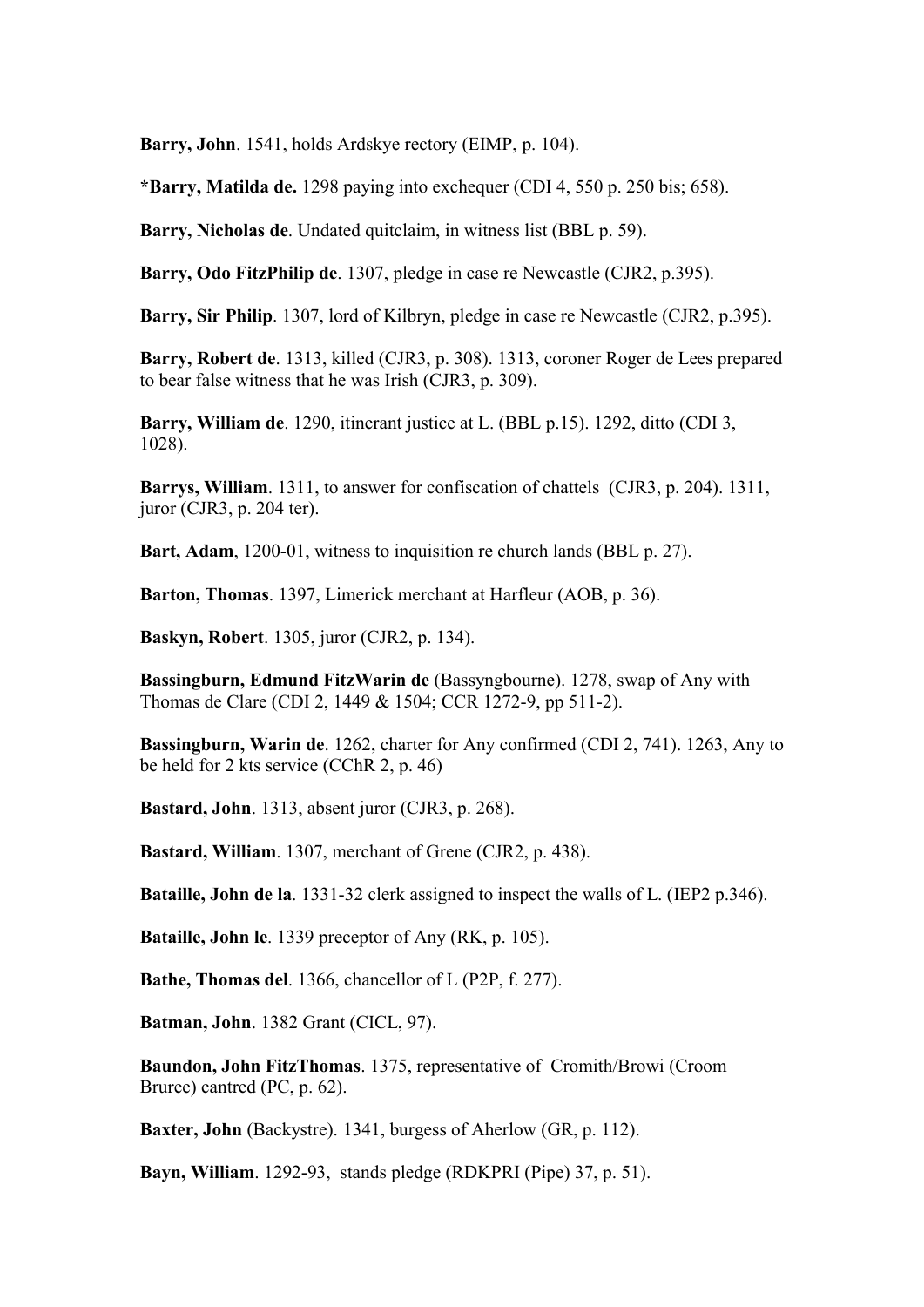**Barry, John**. 1541, holds Ardskye rectory (EIMP, p. 104).

**\*Barry, Matilda de.** 1298 paying into exchequer (CDI 4, 550 p. 250 bis; 658).

**Barry, Nicholas de**. Undated quitclaim, in witness list (BBL p. 59).

**Barry, Odo FitzPhilip de**. 1307, pledge in case re Newcastle (CJR2, p.395).

**Barry, Sir Philip**. 1307, lord of Kilbryn, pledge in case re Newcastle (CJR2, p.395).

**Barry, Robert de**. 1313, killed (CJR3, p. 308). 1313, coroner Roger de Lees prepared to bear false witness that he was Irish (CJR3, p. 309).

**Barry, William de**. 1290, itinerant justice at L. (BBL p.15). 1292, ditto (CDI 3, 1028).

**Barrys, William**. 1311, to answer for confiscation of chattels (CJR3, p. 204). 1311, juror (CJR3, p. 204 ter).

**Bart, Adam**, 1200-01, witness to inquisition re church lands (BBL p. 27).

**Barton, Thomas**. 1397, Limerick merchant at Harfleur (AOB, p. 36).

**Baskyn, Robert**. 1305, juror (CJR2, p. 134).

**Bassingburn, Edmund FitzWarin de** (Bassyngbourne). 1278, swap of Any with Thomas de Clare (CDI 2, 1449 & 1504; CCR 1272-9, pp 511-2).

**Bassingburn, Warin de**. 1262, charter for Any confirmed (CDI 2, 741). 1263, Any to be held for 2 kts service (CChR 2, p. 46)

**Bastard, John**. 1313, absent juror (CJR3, p. 268).

**Bastard, William**. 1307, merchant of Grene (CJR2, p. 438).

**Bataille, John de la**. 1331-32 clerk assigned to inspect the walls of L. (IEP2 p.346).

**Bataille, John le**. 1339 preceptor of Any (RK, p. 105).

**Bathe, Thomas del**. 1366, chancellor of L (P2P, f. 277).

**Batman, John**. 1382 Grant (CICL, 97).

**Baundon, John FitzThomas**. 1375, representative of Cromith/Browi (Croom Bruree) cantred (PC, p. 62).

**Baxter, John** (Backystre). 1341, burgess of Aherlow (GR, p. 112).

**Bayn, William**. 1292-93, stands pledge (RDKPRI (Pipe) 37, p. 51).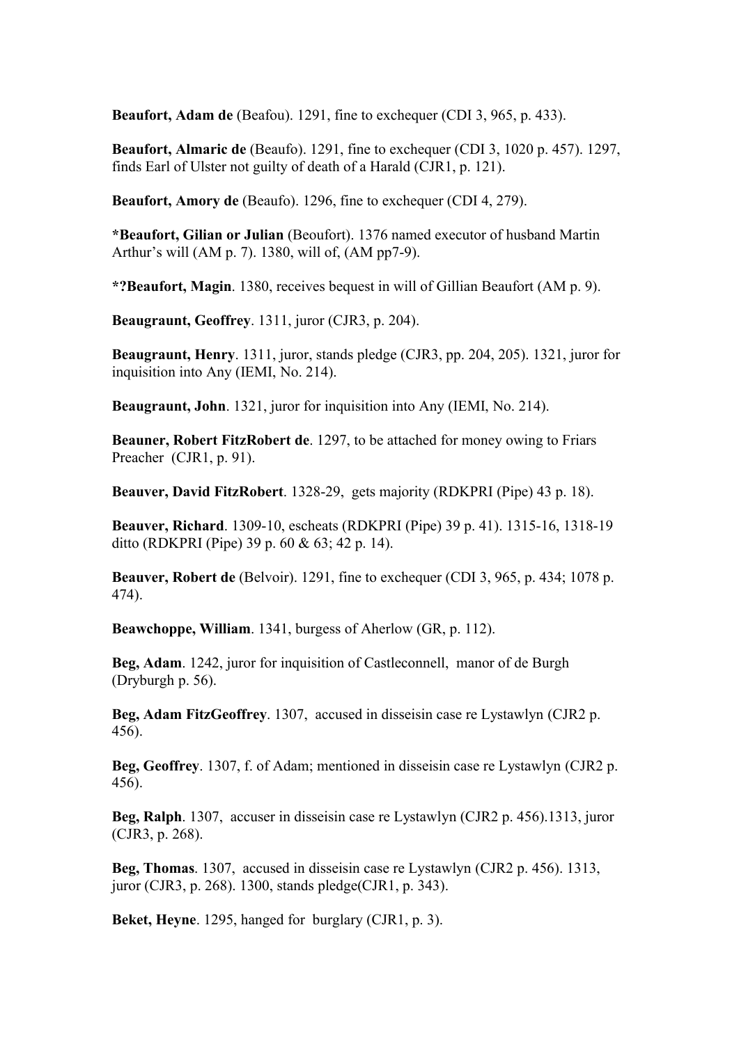**Beaufort, Adam de** (Beafou). 1291, fine to exchequer (CDI 3, 965, p. 433).

**Beaufort, Almaric de** (Beaufo). 1291, fine to exchequer (CDI 3, 1020 p. 457). 1297, finds Earl of Ulster not guilty of death of a Harald (CJR1, p. 121).

**Beaufort, Amory de** (Beaufo). 1296, fine to exchequer (CDI 4, 279).

**\*Beaufort, Gilian or Julian** (Beoufort). 1376 named executor of husband Martin Arthur's will (AM p. 7). 1380, will of, (AM pp7-9).

**\*?Beaufort, Magin**. 1380, receives bequest in will of Gillian Beaufort (AM p. 9).

**Beaugraunt, Geoffrey**. 1311, juror (CJR3, p. 204).

**Beaugraunt, Henry**. 1311, juror, stands pledge (CJR3, pp. 204, 205). 1321, juror for inquisition into Any (IEMI, No. 214).

**Beaugraunt, John**. 1321, juror for inquisition into Any (IEMI, No. 214).

**Beauner, Robert FitzRobert de**. 1297, to be attached for money owing to Friars Preacher (CJR1, p. 91).

**Beauver, David FitzRobert**. 1328-29, gets majority (RDKPRI (Pipe) 43 p. 18).

**Beauver, Richard**. 1309-10, escheats (RDKPRI (Pipe) 39 p. 41). 1315-16, 1318-19 ditto (RDKPRI (Pipe) 39 p. 60 & 63; 42 p. 14).

**Beauver, Robert de** (Belvoir). 1291, fine to exchequer (CDI 3, 965, p. 434; 1078 p. 474).

**Beawchoppe, William**. 1341, burgess of Aherlow (GR, p. 112).

**Beg, Adam**. 1242, juror for inquisition of Castleconnell, manor of de Burgh (Dryburgh p. 56).

**Beg, Adam FitzGeoffrey**. 1307, accused in disseisin case re Lystawlyn (CJR2 p. 456).

**Beg, Geoffrey**. 1307, f. of Adam; mentioned in disseisin case re Lystawlyn (CJR2 p. 456).

**Beg, Ralph**. 1307, accuser in disseisin case re Lystawlyn (CJR2 p. 456).1313, juror (CJR3, p. 268).

**Beg, Thomas**. 1307, accused in disseisin case re Lystawlyn (CJR2 p. 456). 1313, juror (CJR3, p. 268). 1300, stands pledge(CJR1, p. 343).

**Beket, Heyne**. 1295, hanged for burglary (CJR1, p. 3).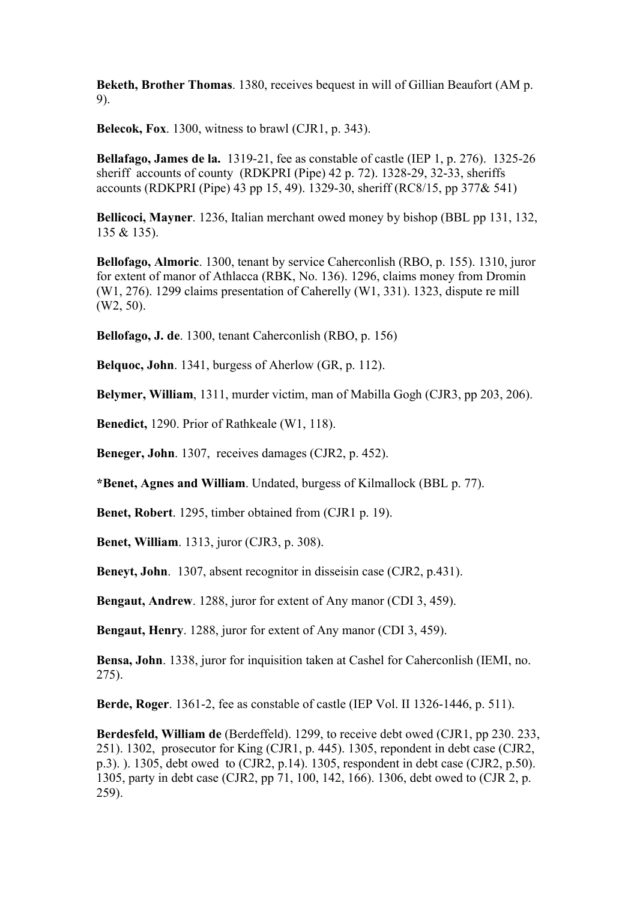**Beketh, Brother Thomas**. 1380, receives bequest in will of Gillian Beaufort (AM p. 9).

**Belecok, Fox**. 1300, witness to brawl (CJR1, p. 343).

**Bellafago, James de la.** 1319-21, fee as constable of castle (IEP 1, p. 276). 1325-26 sheriff accounts of county (RDKPRI (Pipe) 42 p. 72). 1328-29, 32-33, sheriffs accounts (RDKPRI (Pipe) 43 pp 15, 49). 1329-30, sheriff (RC8/15, pp 377& 541)

**Bellicoci, Mayner**. 1236, Italian merchant owed money by bishop (BBL pp 131, 132, 135 & 135).

**Bellofago, Almoric**. 1300, tenant by service Caherconlish (RBO, p. 155). 1310, juror for extent of manor of Athlacca (RBK, No. 136). 1296, claims money from Dromin (W1, 276). 1299 claims presentation of Caherelly (W1, 331). 1323, dispute re mill (W2, 50).

**Bellofago, J. de**. 1300, tenant Caherconlish (RBO, p. 156)

**Belquoc, John**. 1341, burgess of Aherlow (GR, p. 112).

**Belymer, William**, 1311, murder victim, man of Mabilla Gogh (CJR3, pp 203, 206).

**Benedict,** 1290. Prior of Rathkeale (W1, 118).

**Beneger, John**. 1307, receives damages (CJR2, p. 452).

***Benet, Agnes and William**. Undated, burgess of Kilmallock (BBL p. 77).

**Benet, Robert**. 1295, timber obtained from (CJR1 p. 19).

**Benet, William**. 1313, juror (CJR3, p. 308).

**Beneyt, John**. 1307, absent recognitor in disseisin case (CJR2, p.431).

**Bengaut, Andrew**. 1288, juror for extent of Any manor (CDI 3, 459).

**Bengaut, Henry**. 1288, juror for extent of Any manor (CDI 3, 459).

**Bensa, John**. 1338, juror for inquisition taken at Cashel for Caherconlish (IEMI, no. 275).

**Berde, Roger**. 1361-2, fee as constable of castle (IEP Vol. II 1326-1446, p. 511).

**Berdesfeld, William de** (Berdeffeld). 1299, to receive debt owed (CJR1, pp 230. 233, 251). 1302, prosecutor for King (CJR1, p. 445). 1305, repondent in debt case (CJR2, p.3). ). 1305, debt owed to (CJR2, p.14). 1305, respondent in debt case (CJR2, p.50). 1305, party in debt case (CJR2, pp 71, 100, 142, 166). 1306, debt owed to (CJR 2, p. 259).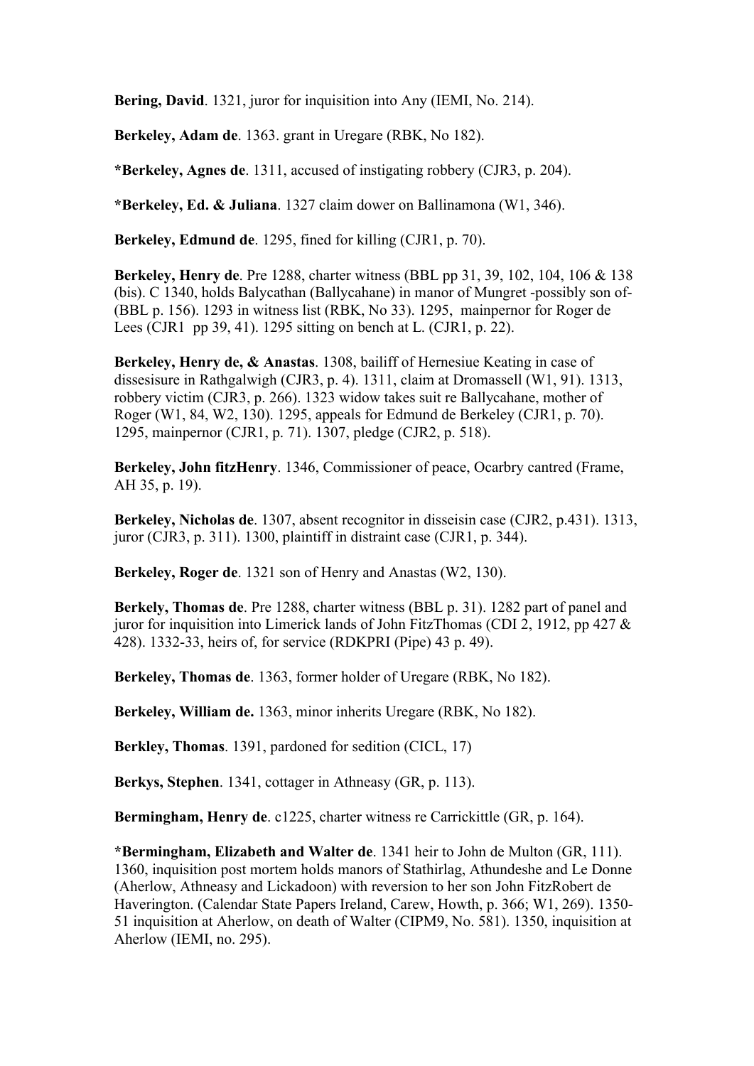**Bering, David**. 1321, juror for inquisition into Any (IEMI, No. 214).

**Berkeley, Adam de**. 1363. grant in Uregare (RBK, No 182).

**\*Berkeley, Agnes de**. 1311, accused of instigating robbery (CJR3, p. 204).

**\*Berkeley, Ed. & Juliana**. 1327 claim dower on Ballinamona (W1, 346).

**Berkeley, Edmund de**. 1295, fined for killing (CJR1, p. 70).

**Berkeley, Henry de**. Pre 1288, charter witness (BBL pp 31, 39, 102, 104, 106 & 138 (bis). C 1340, holds Balycathan (Ballycahane) in manor of Mungret -possibly son of- (BBL p. 156). 1293 in witness list (RBK, No 33). 1295, mainpernor for Roger de Lees (CJR1 pp 39, 41). 1295 sitting on bench at L. (CJR1, p. 22).

**Berkeley, Henry de, & Anastas**. 1308, bailiff of Hernesiue Keating in case of dissesisure in Rathgalwigh (CJR3, p. 4). 1311, claim at Dromassell (W1, 91). 1313, robbery victim (CJR3, p. 266). 1323 widow takes suit re Ballycahane, mother of Roger (W1, 84, W2, 130). 1295, appeals for Edmund de Berkeley (CJR1, p. 70). 1295, mainpernor (CJR1, p. 71). 1307, pledge (CJR2, p. 518).

**Berkeley, John fitzHenry**. 1346, Commissioner of peace, Ocarbry cantred (Frame, AH 35, p. 19).

**Berkeley, Nicholas de**. 1307, absent recognitor in disseisin case (CJR2, p.431). 1313, juror (CJR3, p. 311). 1300, plaintiff in distraint case (CJR1, p. 344).

**Berkeley, Roger de**. 1321 son of Henry and Anastas (W2, 130).

**Berkely, Thomas de**. Pre 1288, charter witness (BBL p. 31). 1282 part of panel and juror for inquisition into Limerick lands of John FitzThomas (CDI 2, 1912, pp 427 & 428). 1332-33, heirs of, for service (RDKPRI (Pipe) 43 p. 49).

**Berkeley, Thomas de**. 1363, former holder of Uregare (RBK, No 182).

**Berkeley, William de.** 1363, minor inherits Uregare (RBK, No 182).

**Berkley, Thomas**. 1391, pardoned for sedition (CICL, 17)

**Berkys, Stephen**. 1341, cottager in Athneasy (GR, p. 113).

**Bermingham, Henry de**. c1225, charter witness re Carrickittle (GR, p. 164).

**\*Bermingham, Elizabeth and Walter de**. 1341 heir to John de Multon (GR, 111). 1360, inquisition post mortem holds manors of Stathirlag, Athundeshe and Le Donne (Aherlow, Athneasy and Lickadoon) with reversion to her son John FitzRobert de Haverington. (Calendar State Papers Ireland, Carew, Howth, p. 366; W1, 269). 1350-51 inquisition at Aherlow, on death of Walter (CIPM9, No. 581). 1350, inquisition at Aherlow (IEMI, no. 295).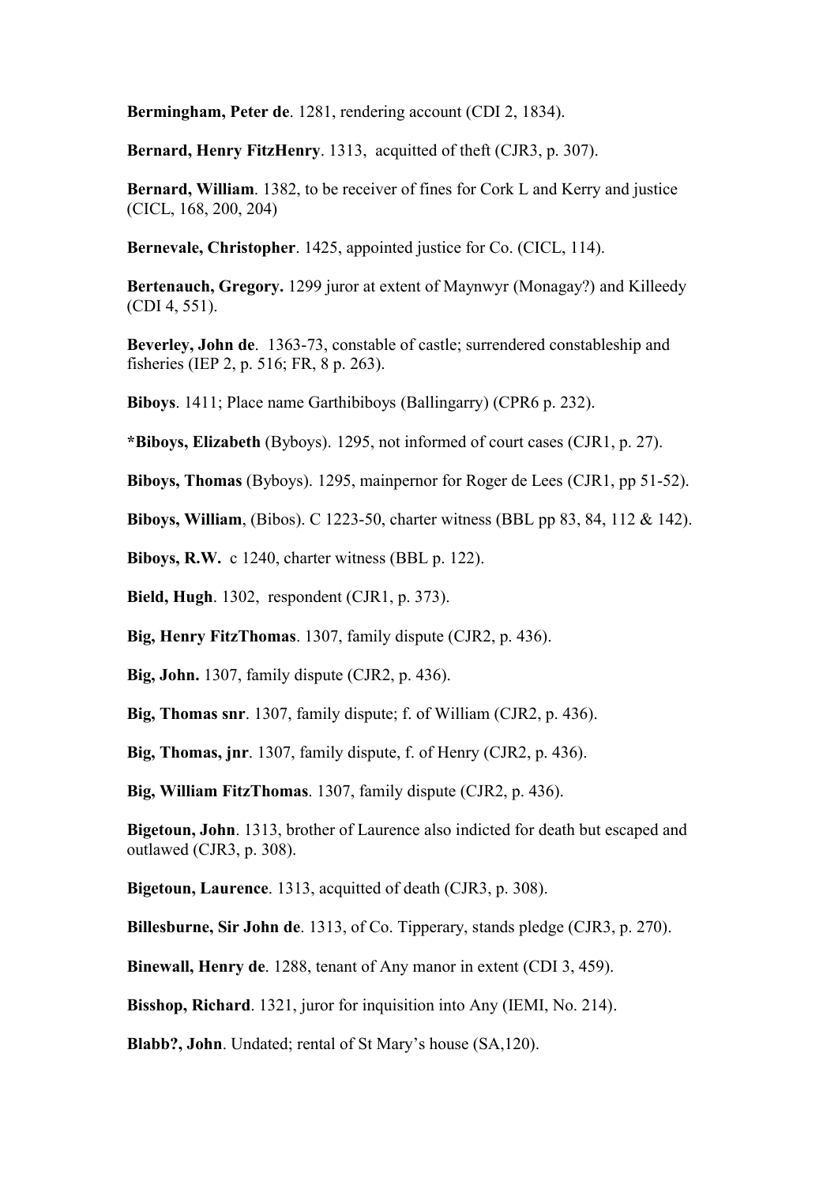**Bermingham, Peter de**. 1281, rendering account (CDI 2, 1834).

**Bernard, Henry FitzHenry**. 1313, acquitted of theft (CJR3, p. 307).

**Bernard, William**. 1382, to be receiver of fines for Cork L and Kerry and justice (CICL, 168, 200, 204)

**Bernevale, Christopher**. 1425, appointed justice for Co. (CICL, 114).

**Bertenauch, Gregory.** 1299 juror at extent of Maynwyr (Monagay?) and Killeedy (CDI 4, 551).

**Beverley, John de**. 1363-73, constable of castle; surrendered constableship and fisheries (IEP 2, p. 516; FR, 8 p. 263).

**Biboys**. 1411; Place name Garthibiboys (Ballingarry) (CPR6 p. 232).

**\*Biboys, Elizabeth** (Byboys). 1295, not informed of court cases (CJR1, p. 27).

**Biboys, Thomas** (Byboys). 1295, mainpernor for Roger de Lees (CJR1, pp 51-52).

**Biboys, William**, (Bibos). C 1223-50, charter witness (BBL pp 83, 84, 112 & 142).

**Biboys, R.W.** c 1240, charter witness (BBL p. 122).

**Bield, Hugh**. 1302, respondent (CJR1, p. 373).

**Big, Henry FitzThomas**. 1307, family dispute (CJR2, p. 436).

**Big, John.** 1307, family dispute (CJR2, p. 436).

**Big, Thomas snr**. 1307, family dispute; f. of William (CJR2, p. 436).

**Big, Thomas, jnr**. 1307, family dispute, f. of Henry (CJR2, p. 436).

**Big, William FitzThomas**. 1307, family dispute (CJR2, p. 436).

**Bigetoun, John**. 1313, brother of Laurence also indicted for death but escaped and outlawed (CJR3, p. 308).

**Bigetoun, Laurence**. 1313, acquitted of death (CJR3, p. 308).

**Billesburne, Sir John de**. 1313, of Co. Tipperary, stands pledge (CJR3, p. 270).

**Binewall, Henry de**. 1288, tenant of Any manor in extent (CDI 3, 459).

**Bisshop, Richard**. 1321, juror for inquisition into Any (IEMI, No. 214).

**Blabb?, John**. Undated; rental of St Mary's house (SA,120).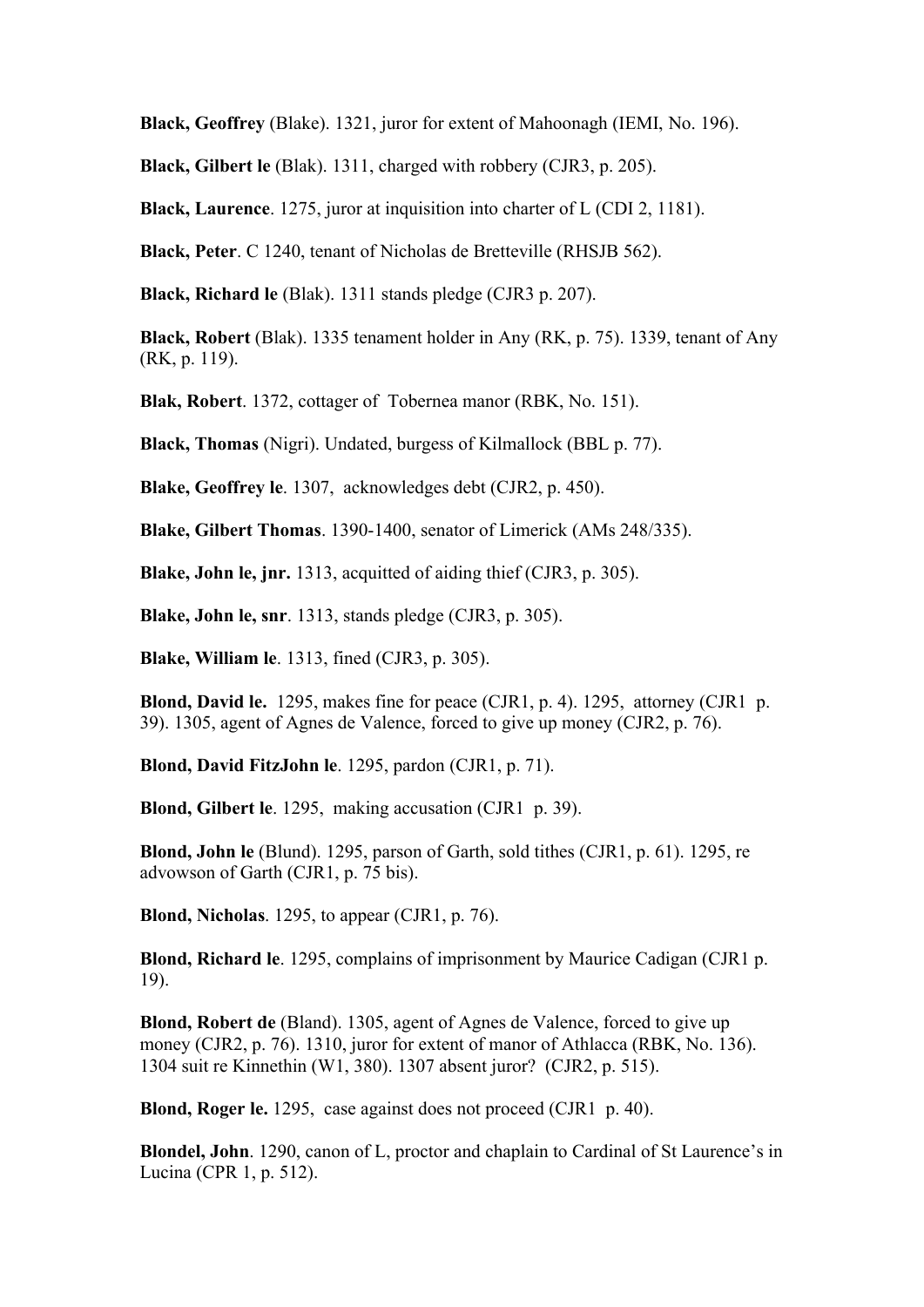**Black, Geoffrey** (Blake). 1321, juror for extent of Mahoonagh (IEMI, No. 196).

**Black, Gilbert le** (Blak). 1311, charged with robbery (CJR3, p. 205).

**Black, Laurence**. 1275, juror at inquisition into charter of L (CDI 2, 1181).

**Black, Peter**. C 1240, tenant of Nicholas de Bretteville (RHSJB 562).

**Black, Richard le** (Blak). 1311 stands pledge (CJR3 p. 207).

**Black, Robert** (Blak). 1335 tenament holder in Any (RK, p. 75). 1339, tenant of Any (RK, p. 119).

**Blak, Robert**. 1372, cottager of Tobernea manor (RBK, No. 151).

**Black, Thomas** (Nigri). Undated, burgess of Kilmallock (BBL p. 77).

**Blake, Geoffrey le**. 1307, acknowledges debt (CJR2, p. 450).

**Blake, Gilbert Thomas**. 1390-1400, senator of Limerick (AMs 248/335).

**Blake, John le, jnr.** 1313, acquitted of aiding thief (CJR3, p. 305).

**Blake, John le, snr**. 1313, stands pledge (CJR3, p. 305).

**Blake, William le**. 1313, fined (CJR3, p. 305).

**Blond, David le.** 1295, makes fine for peace (CJR1, p. 4). 1295, attorney (CJR1 p. 39). 1305, agent of Agnes de Valence, forced to give up money (CJR2, p. 76).

**Blond, David FitzJohn le**. 1295, pardon (CJR1, p. 71).

**Blond, Gilbert le**. 1295, making accusation (CJR1 p. 39).

**Blond, John le** (Blund). 1295, parson of Garth, sold tithes (CJR1, p. 61). 1295, re advowson of Garth (CJR1, p. 75 bis).

**Blond, Nicholas**. 1295, to appear (CJR1, p. 76).

**Blond, Richard le**. 1295, complains of imprisonment by Maurice Cadigan (CJR1 p. 19).

**Blond, Robert de** (Bland). 1305, agent of Agnes de Valence, forced to give up money (CJR2, p. 76). 1310, juror for extent of manor of Athlacca (RBK, No. 136). 1304 suit re Kinnethin (W1, 380). 1307 absent juror? (CJR2, p. 515).

**Blond, Roger le.** 1295, case against does not proceed (CJR1 p. 40).

**Blondel, John**. 1290, canon of L, proctor and chaplain to Cardinal of St Laurence's in Lucina (CPR 1, p. 512).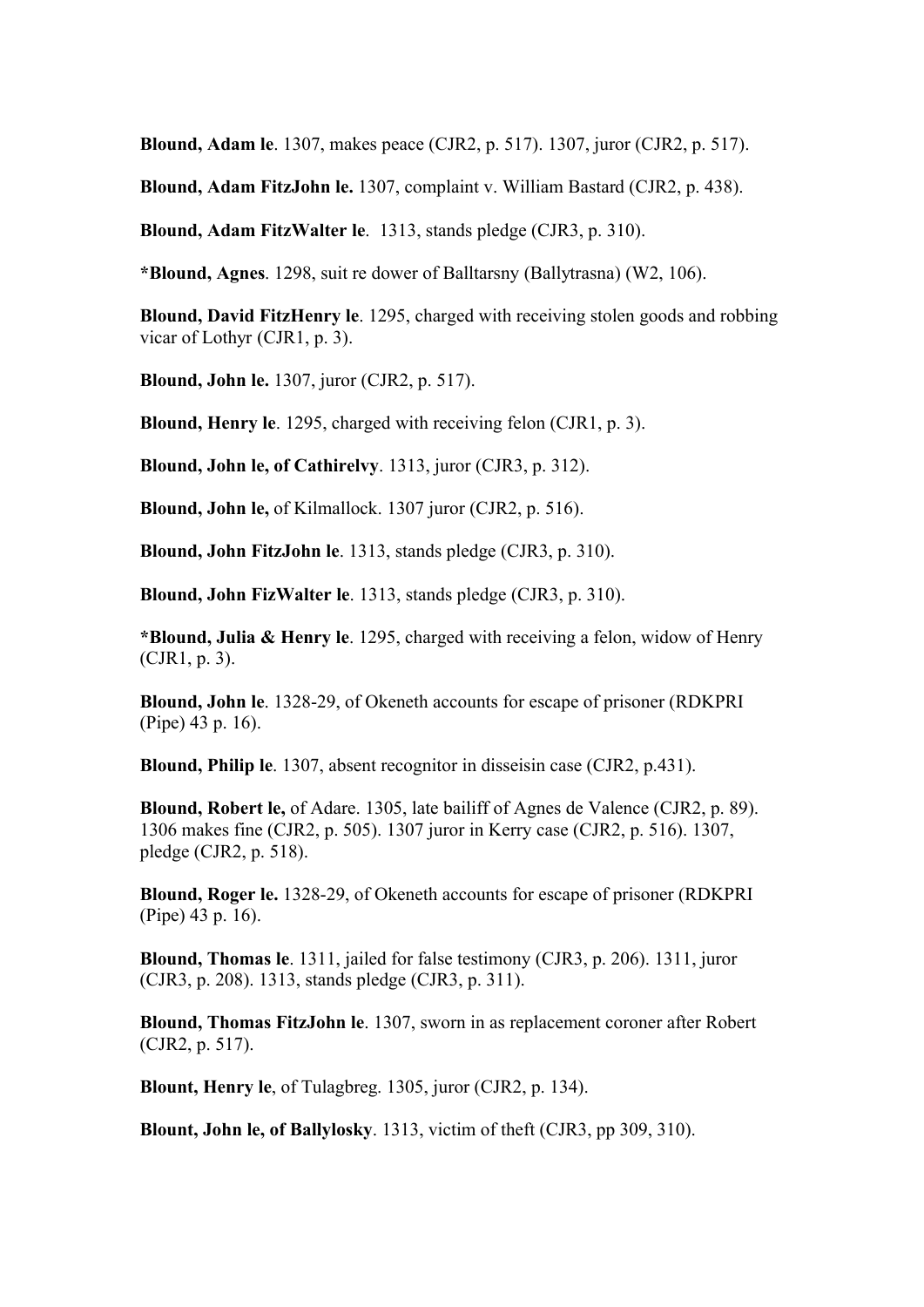**Blound, Adam le**. 1307, makes peace (CJR2, p. 517). 1307, juror (CJR2, p. 517).

**Blound, Adam FitzJohn le.** 1307, complaint v. William Bastard (CJR2, p. 438).

**Blound, Adam FitzWalter le**. 1313, stands pledge (CJR3, p. 310).

**\*Blound, Agnes**. 1298, suit re dower of Balltarsny (Ballytrasna) (W2, 106).

**Blound, David FitzHenry le**. 1295, charged with receiving stolen goods and robbing vicar of Lothyr (CJR1, p. 3).

**Blound, John le.** 1307, juror (CJR2, p. 517).

**Blound, Henry le**. 1295, charged with receiving felon (CJR1, p. 3).

**Blound, John le, of Cathirelvy**. 1313, juror (CJR3, p. 312).

**Blound, John le,** of Kilmallock. 1307 juror (CJR2, p. 516).

**Blound, John FitzJohn le**. 1313, stands pledge (CJR3, p. 310).

**Blound, John FizWalter le**. 1313, stands pledge (CJR3, p. 310).

**\*Blound, Julia & Henry le**. 1295, charged with receiving a felon, widow of Henry (CJR1, p. 3).

**Blound, John le**. 1328-29, of Okeneth accounts for escape of prisoner (RDKPRI (Pipe) 43 p. 16).

**Blound, Philip le**. 1307, absent recognitor in disseisin case (CJR2, p.431).

**Blound, Robert le,** of Adare. 1305, late bailiff of Agnes de Valence (CJR2, p. 89). 1306 makes fine (CJR2, p. 505). 1307 juror in Kerry case (CJR2, p. 516). 1307, pledge (CJR2, p. 518).

**Blound, Roger le.** 1328-29, of Okeneth accounts for escape of prisoner (RDKPRI (Pipe) 43 p. 16).

**Blound, Thomas le**. 1311, jailed for false testimony (CJR3, p. 206). 1311, juror (CJR3, p. 208). 1313, stands pledge (CJR3, p. 311).

**Blound, Thomas FitzJohn le**. 1307, sworn in as replacement coroner after Robert (CJR2, p. 517).

**Blount, Henry le**, of Tulagbreg. 1305, juror (CJR2, p. 134).

**Blount, John le, of Ballylosky**. 1313, victim of theft (CJR3, pp 309, 310).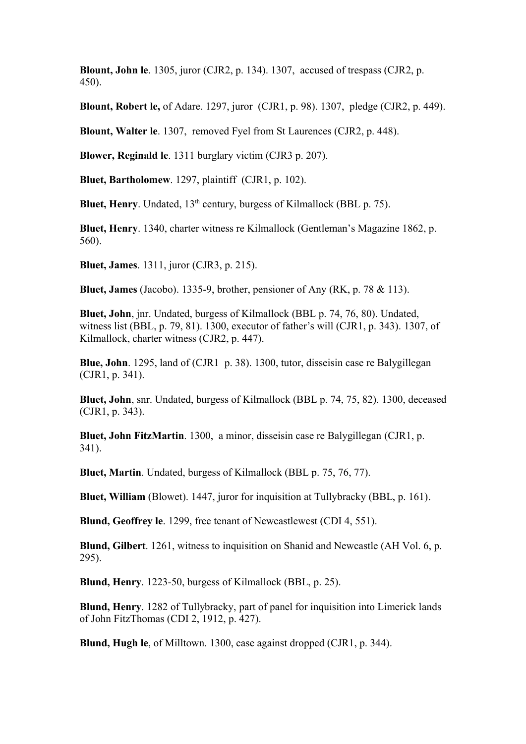**Blount, John le**. 1305, juror (CJR2, p. 134). 1307, accused of trespass (CJR2, p. 450).

**Blount, Robert le,** of Adare. 1297, juror (CJR1, p. 98). 1307, pledge (CJR2, p. 449).

**Blount, Walter le**. 1307, removed Fyel from St Laurences (CJR2, p. 448).

**Blower, Reginald le**. 1311 burglary victim (CJR3 p. 207).

**Bluet, Bartholomew**. 1297, plaintiff (CJR1, p. 102).

**Bluet, Henry**. Undated, 13th century, burgess of Kilmallock (BBL p. 75).

**Bluet, Henry**. 1340, charter witness re Kilmallock (Gentleman's Magazine 1862, p. 560).

**Bluet, James**. 1311, juror (CJR3, p. 215).

**Bluet, James** (Jacobo). 1335-9, brother, pensioner of Any (RK, p. 78 & 113).

**Bluet, John**, jnr. Undated, burgess of Kilmallock (BBL p. 74, 76, 80). Undated, witness list (BBL, p. 79, 81). 1300, executor of father's will (CJR1, p. 343). 1307, of Kilmallock, charter witness (CJR2, p. 447).

**Blue, John**. 1295, land of (CJR1 p. 38). 1300, tutor, disseisin case re Balygillegan (CJR1, p. 341).

**Bluet, John**, snr. Undated, burgess of Kilmallock (BBL p. 74, 75, 82). 1300, deceased (CJR1, p. 343).

**Bluet, John FitzMartin**. 1300, a minor, disseisin case re Balygillegan (CJR1, p. 341).

**Bluet, Martin**. Undated, burgess of Kilmallock (BBL p. 75, 76, 77).

**Bluet, William** (Blowet). 1447, juror for inquisition at Tullybracky (BBL, p. 161).

**Blund, Geoffrey le**. 1299, free tenant of Newcastlewest (CDI 4, 551).

**Blund, Gilbert**. 1261, witness to inquisition on Shanid and Newcastle (AH Vol. 6, p. 295).

**Blund, Henry**. 1223-50, burgess of Kilmallock (BBL, p. 25).

**Blund, Henry**. 1282 of Tullybracky, part of panel for inquisition into Limerick lands of John FitzThomas (CDI 2, 1912, p. 427).

**Blund, Hugh le**, of Milltown. 1300, case against dropped (CJR1, p. 344).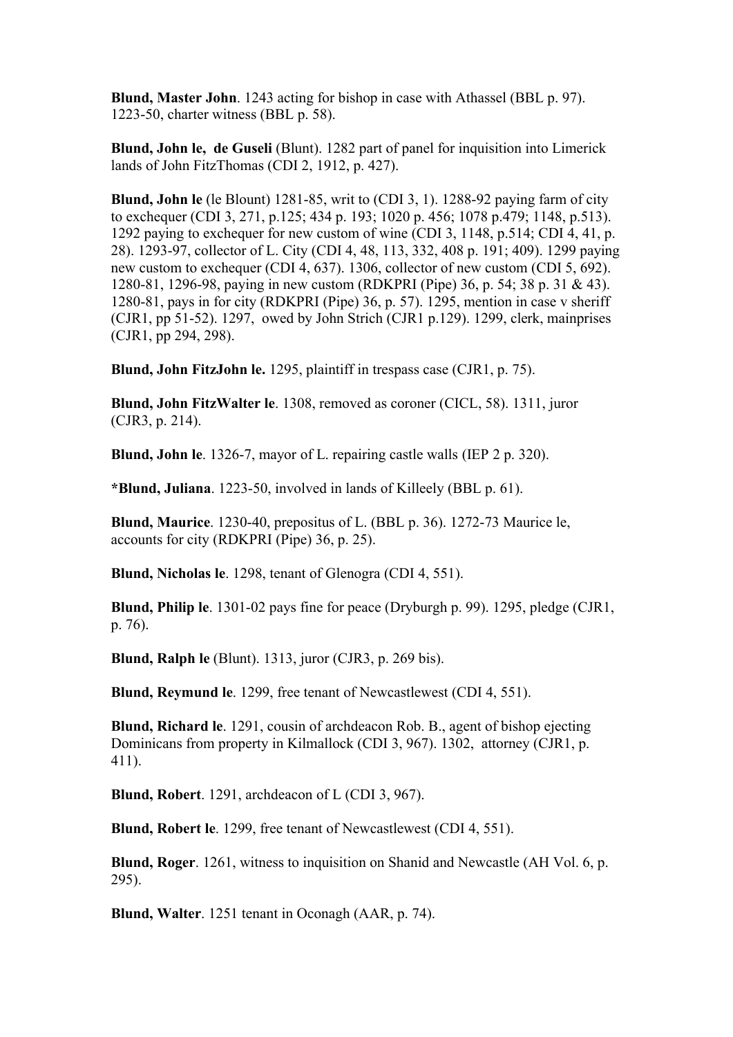**Blund, Master John**. 1243 acting for bishop in case with Athassel (BBL p. 97). 1223-50, charter witness (BBL p. 58).

**Blund, John le, de Guseli** (Blunt). 1282 part of panel for inquisition into Limerick lands of John FitzThomas (CDI 2, 1912, p. 427).

**Blund, John le** (le Blount) 1281-85, writ to (CDI 3, 1). 1288-92 paying farm of city to exchequer (CDI 3, 271, p.125; 434 p. 193; 1020 p. 456; 1078 p.479; 1148, p.513). 1292 paying to exchequer for new custom of wine (CDI 3, 1148, p.514; CDI 4, 41, p. 28). 1293-97, collector of L. City (CDI 4, 48, 113, 332, 408 p. 191; 409). 1299 paying new custom to exchequer (CDI 4, 637). 1306, collector of new custom (CDI 5, 692). 1280-81, 1296-98, paying in new custom (RDKPRI (Pipe) 36, p. 54; 38 p. 31 & 43). 1280-81, pays in for city (RDKPRI (Pipe) 36, p. 57). 1295, mention in case v sheriff (CJR1, pp 51-52). 1297, owed by John Strich (CJR1 p.129). 1299, clerk, mainprises (CJR1, pp 294, 298).

**Blund, John FitzJohn le.** 1295, plaintiff in trespass case (CJR1, p. 75).

**Blund, John FitzWalter le**. 1308, removed as coroner (CICL, 58). 1311, juror (CJR3, p. 214).

**Blund, John le**. 1326-7, mayor of L. repairing castle walls (IEP 2 p. 320).

***Blund, Juliana**. 1223-50, involved in lands of Killeely (BBL p. 61).

**Blund, Maurice**. 1230-40, prepositus of L. (BBL p. 36). 1272-73 Maurice le, accounts for city (RDKPRI (Pipe) 36, p. 25).

**Blund, Nicholas le**. 1298, tenant of Glenogra (CDI 4, 551).

**Blund, Philip le**. 1301-02 pays fine for peace (Dryburgh p. 99). 1295, pledge (CJR1, p. 76).

**Blund, Ralph le** (Blunt). 1313, juror (CJR3, p. 269 bis).

**Blund, Reymund le**. 1299, free tenant of Newcastlewest (CDI 4, 551).

**Blund, Richard le**. 1291, cousin of archdeacon Rob. B., agent of bishop ejecting Dominicans from property in Kilmallock (CDI 3, 967). 1302, attorney (CJR1, p. 411).

**Blund, Robert**. 1291, archdeacon of L (CDI 3, 967).

**Blund, Robert le**. 1299, free tenant of Newcastlewest (CDI 4, 551).

**Blund, Roger**. 1261, witness to inquisition on Shanid and Newcastle (AH Vol. 6, p. 295).

**Blund, Walter**. 1251 tenant in Oconagh (AAR, p. 74).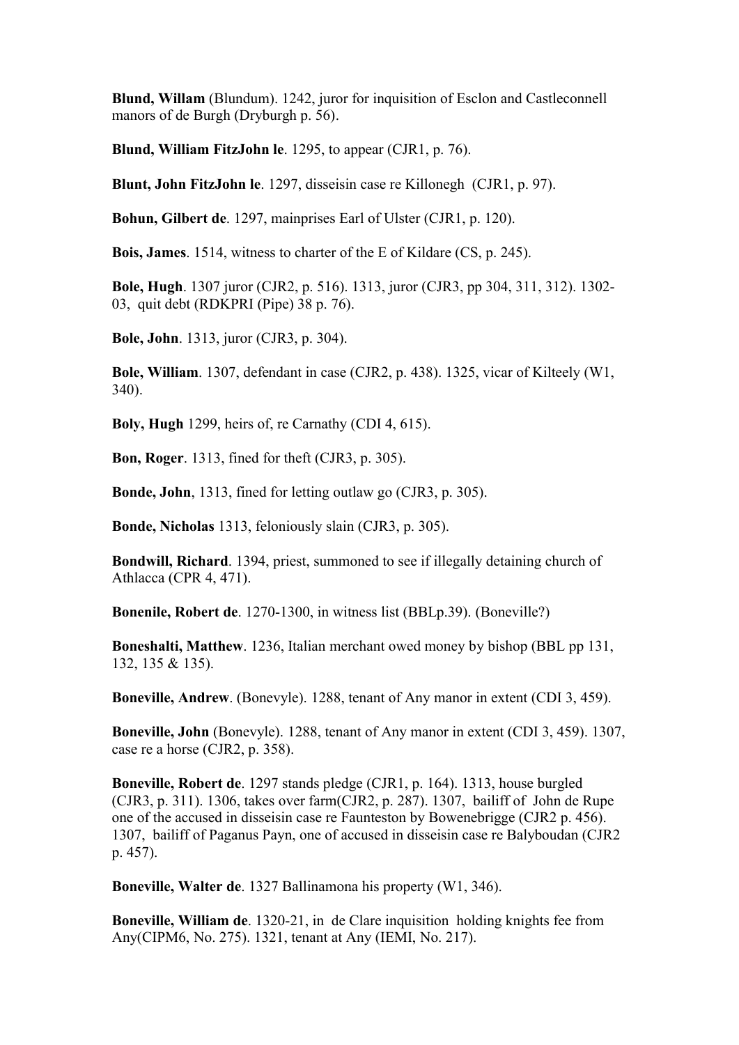**Blund, Willam** (Blundum). 1242, juror for inquisition of Esclon and Castleconnell manors of de Burgh (Dryburgh p. 56).

**Blund, William FitzJohn le**. 1295, to appear (CJR1, p. 76).

**Blunt, John FitzJohn le**. 1297, disseisin case re Killonegh (CJR1, p. 97).

**Bohun, Gilbert de**. 1297, mainprises Earl of Ulster (CJR1, p. 120).

**Bois, James**. 1514, witness to charter of the E of Kildare (CS, p. 245).

**Bole, Hugh**. 1307 juror (CJR2, p. 516). 1313, juror (CJR3, pp 304, 311, 312). 1302-03, quit debt (RDKPRI (Pipe) 38 p. 76).

**Bole, John**. 1313, juror (CJR3, p. 304).

**Bole, William**. 1307, defendant in case (CJR2, p. 438). 1325, vicar of Kilteely (W1, 340).

**Boly, Hugh** 1299, heirs of, re Carnathy (CDI 4, 615).

**Bon, Roger**. 1313, fined for theft (CJR3, p. 305).

**Bonde, John**, 1313, fined for letting outlaw go (CJR3, p. 305).

**Bonde, Nicholas** 1313, feloniously slain (CJR3, p. 305).

**Bondwill, Richard**. 1394, priest, summoned to see if illegally detaining church of Athlacca (CPR 4, 471).

**Bonenile, Robert de**. 1270-1300, in witness list (BBLp.39). (Boneville?)

**Boneshalti, Matthew**. 1236, Italian merchant owed money by bishop (BBL pp 131, 132, 135 & 135).

**Boneville, Andrew**. (Bonevyle). 1288, tenant of Any manor in extent (CDI 3, 459).

**Boneville, John** (Bonevyle). 1288, tenant of Any manor in extent (CDI 3, 459). 1307, case re a horse (CJR2, p. 358).

**Boneville, Robert de**. 1297 stands pledge (CJR1, p. 164). 1313, house burgled (CJR3, p. 311). 1306, takes over farm(CJR2, p. 287). 1307, bailiff of John de Rupe one of the accused in disseisin case re Faunteston by Bowenebrigge (CJR2 p. 456). 1307, bailiff of Paganus Payn, one of accused in disseisin case re Balyboudan (CJR2 p. 457).

**Boneville, Walter de**. 1327 Ballinamona his property (W1, 346).

**Boneville, William de**. 1320-21, in de Clare inquisition holding knights fee from Any(CIPM6, No. 275). 1321, tenant at Any (IEMI, No. 217).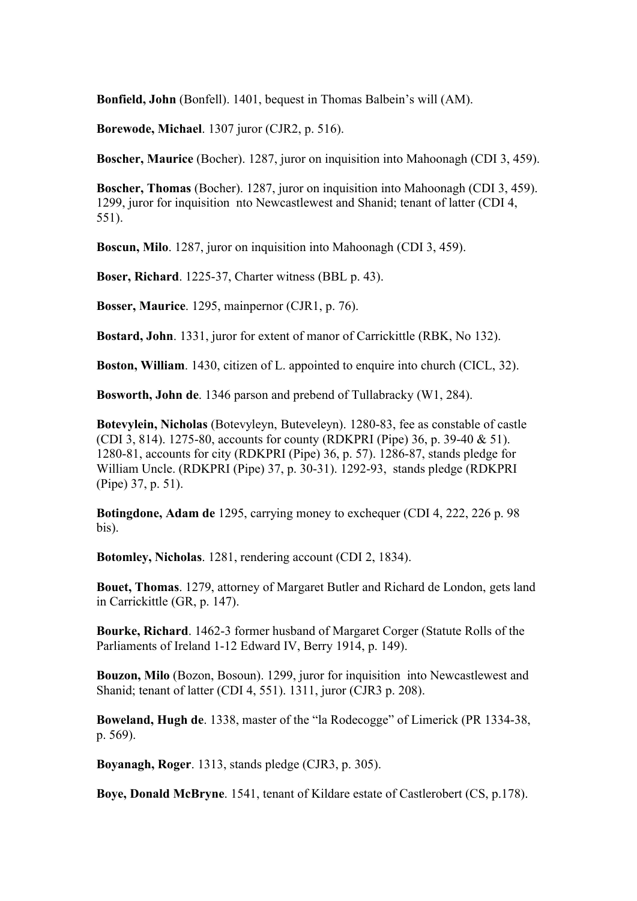**Bonfield, John** (Bonfell). 1401, bequest in Thomas Balbein's will (AM).

**Borewode, Michael**. 1307 juror (CJR2, p. 516).

**Boscher, Maurice** (Bocher). 1287, juror on inquisition into Mahoonagh (CDI 3, 459).

**Boscher, Thomas** (Bocher). 1287, juror on inquisition into Mahoonagh (CDI 3, 459). 1299, juror for inquisition nto Newcastlewest and Shanid; tenant of latter (CDI 4, 551).

**Boscun, Milo**. 1287, juror on inquisition into Mahoonagh (CDI 3, 459).

**Boser, Richard**. 1225-37, Charter witness (BBL p. 43).

**Bosser, Maurice**. 1295, mainpernor (CJR1, p. 76).

**Bostard, John**. 1331, juror for extent of manor of Carrickittle (RBK, No 132).

**Boston, William**. 1430, citizen of L. appointed to enquire into church (CICL, 32).

**Bosworth, John de**. 1346 parson and prebend of Tullabracky (W1, 284).

**Botevylein, Nicholas** (Botevyleyn, Buteveleyn). 1280-83, fee as constable of castle (CDI 3, 814). 1275-80, accounts for county (RDKPRI (Pipe) 36, p. 39-40 & 51). 1280-81, accounts for city (RDKPRI (Pipe) 36, p. 57). 1286-87, stands pledge for William Uncle. (RDKPRI (Pipe) 37, p. 30-31). 1292-93, stands pledge (RDKPRI (Pipe) 37, p. 51).

**Botingdone, Adam de** 1295, carrying money to exchequer (CDI 4, 222, 226 p. 98 bis).

**Botomley, Nicholas**. 1281, rendering account (CDI 2, 1834).

**Bouet, Thomas**. 1279, attorney of Margaret Butler and Richard de London, gets land in Carrickittle (GR, p. 147).

**Bourke, Richard**. 1462-3 former husband of Margaret Corger (Statute Rolls of the Parliaments of Ireland 1-12 Edward IV, Berry 1914, p. 149).

**Bouzon, Milo** (Bozon, Bosoun). 1299, juror for inquisition into Newcastlewest and Shanid; tenant of latter (CDI 4, 551). 1311, juror (CJR3 p. 208).

**Boweland, Hugh de**. 1338, master of the "la Rodecogge" of Limerick (PR 1334-38, p. 569).

**Boyanagh, Roger**. 1313, stands pledge (CJR3, p. 305).

**Boye, Donald McBryne**. 1541, tenant of Kildare estate of Castlerobert (CS, p.178).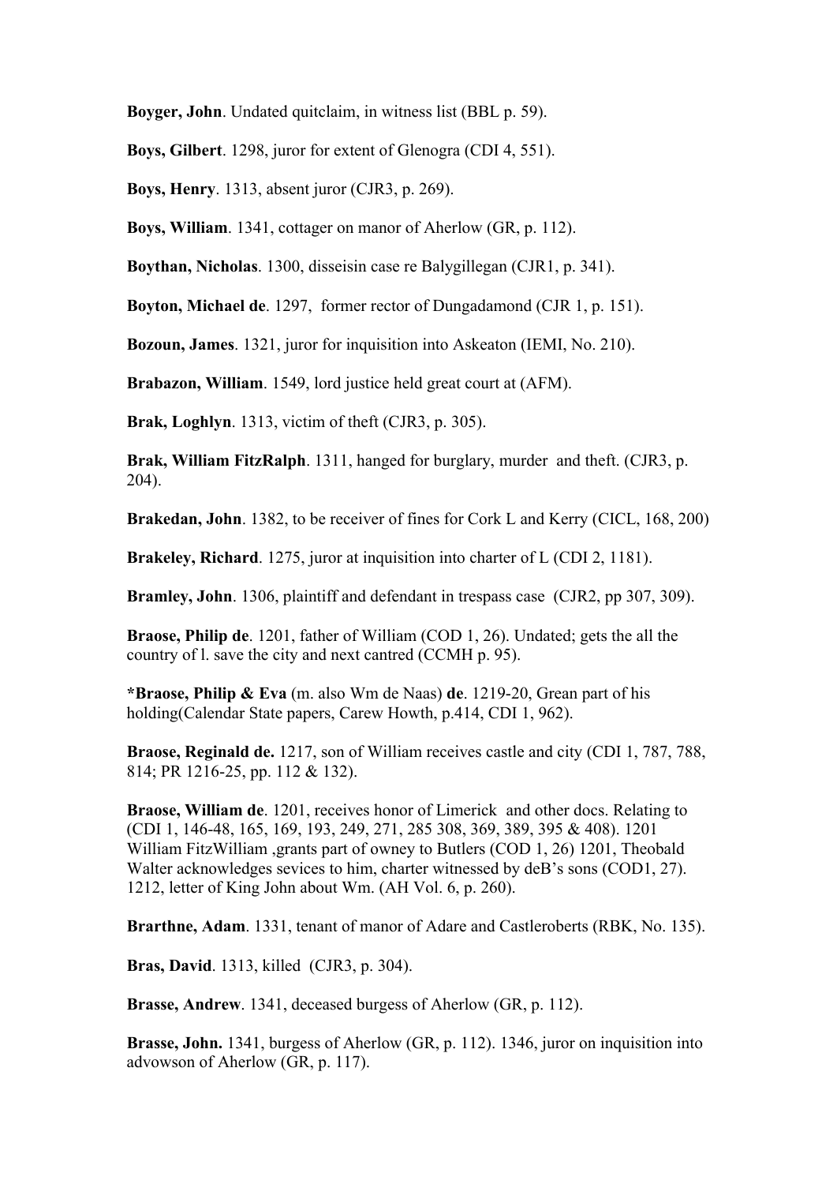**Boyger, John**. Undated quitclaim, in witness list (BBL p. 59).

**Boys, Gilbert**. 1298, juror for extent of Glenogra (CDI 4, 551).

**Boys, Henry**. 1313, absent juror (CJR3, p. 269).

**Boys, William**. 1341, cottager on manor of Aherlow (GR, p. 112).

**Boythan, Nicholas**. 1300, disseisin case re Balygillegan (CJR1, p. 341).

**Boyton, Michael de**. 1297, former rector of Dungadamond (CJR 1, p. 151).

**Bozoun, James**. 1321, juror for inquisition into Askeaton (IEMI, No. 210).

**Brabazon, William**. 1549, lord justice held great court at (AFM).

**Brak, Loghlyn**. 1313, victim of theft (CJR3, p. 305).

**Brak, William FitzRalph**. 1311, hanged for burglary, murder and theft. (CJR3, p. 204).

**Brakedan, John**. 1382, to be receiver of fines for Cork L and Kerry (CICL, 168, 200)

**Brakeley, Richard**. 1275, juror at inquisition into charter of L (CDI 2, 1181).

**Bramley, John**. 1306, plaintiff and defendant in trespass case (CJR2, pp 307, 309).

**Braose, Philip de**. 1201, father of William (COD 1, 26). Undated; gets the all the country of l. save the city and next cantred (CCMH p. 95).

***Braose, Philip & Eva** (m. also Wm de Naas) **de**. 1219-20, Grean part of his holding(Calendar State papers, Carew Howth, p.414, CDI 1, 962).

**Braose, Reginald de.** 1217, son of William receives castle and city (CDI 1, 787, 788, 814; PR 1216-25, pp. 112 & 132).

**Braose, William de**. 1201, receives honor of Limerick and other docs. Relating to (CDI 1, 146-48, 165, 169, 193, 249, 271, 285 308, 369, 389, 395 & 408). 1201 William FitzWilliam ,grants part of owney to Butlers (COD 1, 26) 1201, Theobald Walter acknowledges sevices to him, charter witnessed by deB's sons (COD1, 27). 1212, letter of King John about Wm. (AH Vol. 6, p. 260).

**Brarthne, Adam**. 1331, tenant of manor of Adare and Castleroberts (RBK, No. 135).

**Bras, David**. 1313, killed (CJR3, p. 304).

**Brasse, Andrew**. 1341, deceased burgess of Aherlow (GR, p. 112).

**Brasse, John.** 1341, burgess of Aherlow (GR, p. 112). 1346, juror on inquisition into advowson of Aherlow (GR, p. 117).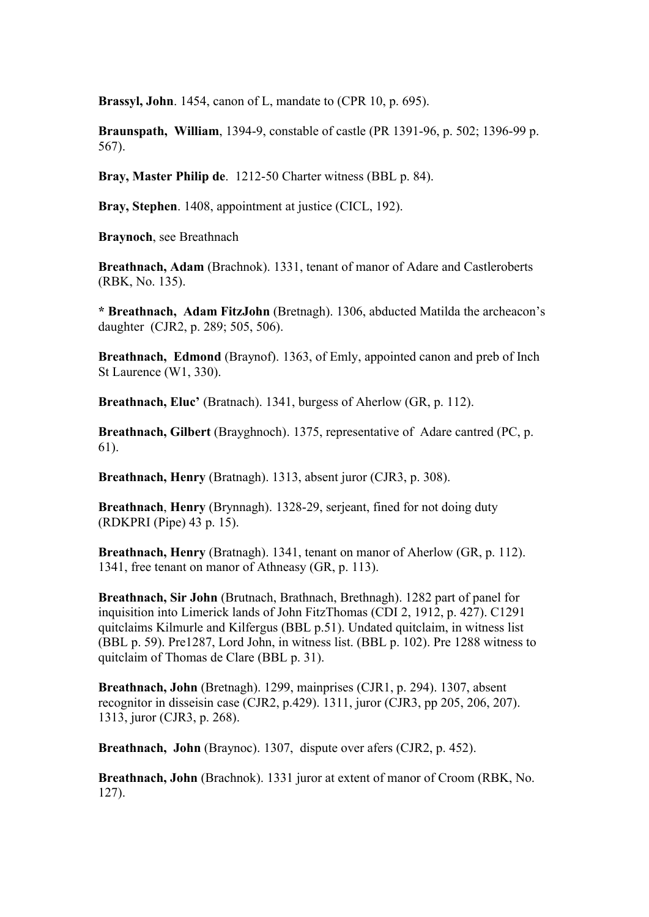**Brassyl, John**. 1454, canon of L, mandate to (CPR 10, p. 695).

**Braunspath, William**, 1394-9, constable of castle (PR 1391-96, p. 502; 1396-99 p. 567).

**Bray, Master Philip de**. 1212-50 Charter witness (BBL p. 84).

**Bray, Stephen**. 1408, appointment at justice (CICL, 192).

**Braynoch**, see Breathnach

**Breathnach, Adam** (Brachnok). 1331, tenant of manor of Adare and Castleroberts (RBK, No. 135).

**\* Breathnach, Adam FitzJohn** (Bretnagh). 1306, abducted Matilda the archeacon's daughter (CJR2, p. 289; 505, 506).

**Breathnach, Edmond** (Braynof). 1363, of Emly, appointed canon and preb of Inch St Laurence (W1, 330).

**Breathnach, Eluc'** (Bratnach). 1341, burgess of Aherlow (GR, p. 112).

**Breathnach, Gilbert** (Brayghnoch). 1375, representative of Adare cantred (PC, p. 61).

**Breathnach, Henry** (Bratnagh). 1313, absent juror (CJR3, p. 308).

**Breathnach**, **Henry** (Brynnagh). 1328-29, serjeant, fined for not doing duty (RDKPRI (Pipe) 43 p. 15).

**Breathnach, Henry** (Bratnagh). 1341, tenant on manor of Aherlow (GR, p. 112). 1341, free tenant on manor of Athneasy (GR, p. 113).

**Breathnach, Sir John** (Brutnach, Brathnach, Brethnagh). 1282 part of panel for inquisition into Limerick lands of John FitzThomas (CDI 2, 1912, p. 427). C1291 quitclaims Kilmurle and Kilfergus (BBL p.51). Undated quitclaim, in witness list (BBL p. 59). Pre1287, Lord John, in witness list. (BBL p. 102). Pre 1288 witness to quitclaim of Thomas de Clare (BBL p. 31).

**Breathnach, John** (Bretnagh). 1299, mainprises (CJR1, p. 294). 1307, absent recognitor in disseisin case (CJR2, p.429). 1311, juror (CJR3, pp 205, 206, 207). 1313, juror (CJR3, p. 268).

**Breathnach, John** (Braynoc). 1307, dispute over afers (CJR2, p. 452).

**Breathnach, John** (Brachnok). 1331 juror at extent of manor of Croom (RBK, No. 127).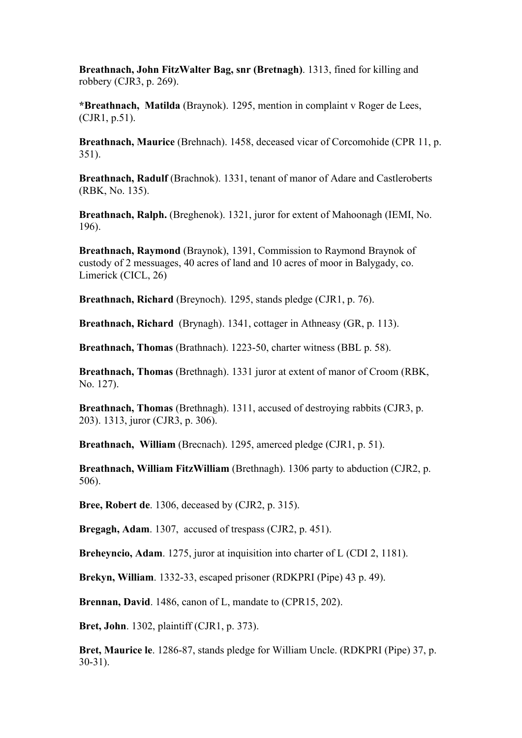**Breathnach, John FitzWalter Bag, snr (Bretnagh)**. 1313, fined for killing and robbery (CJR3, p. 269).

***Breathnach, Matilda** (Braynok). 1295, mention in complaint v Roger de Lees, (CJR1, p.51).

**Breathnach, Maurice** (Brehnach). 1458, deceased vicar of Corcomohide (CPR 11, p. 351).

**Breathnach, Radulf** (Brachnok). 1331, tenant of manor of Adare and Castleroberts (RBK, No. 135).

**Breathnach, Ralph.** (Breghenok). 1321, juror for extent of Mahoonagh (IEMI, No. 196).

**Breathnach, Raymond** (Braynok), 1391, Commission to Raymond Braynok of custody of 2 messuages, 40 acres of land and 10 acres of moor in Balygady, co. Limerick (CICL, 26)

**Breathnach, Richard** (Breynoch). 1295, stands pledge (CJR1, p. 76).

**Breathnach, Richard** (Brynagh). 1341, cottager in Athneasy (GR, p. 113).

**Breathnach, Thomas** (Brathnach). 1223-50, charter witness (BBL p. 58).

**Breathnach, Thomas** (Brethnagh). 1331 juror at extent of manor of Croom (RBK, No. 127).

**Breathnach, Thomas** (Brethnagh). 1311, accused of destroying rabbits (CJR3, p. 203). 1313, juror (CJR3, p. 306).

**Breathnach, William** (Brecnach). 1295, amerced pledge (CJR1, p. 51).

**Breathnach, William FitzWilliam** (Brethnagh). 1306 party to abduction (CJR2, p. 506).

**Bree, Robert de**. 1306, deceased by (CJR2, p. 315).

**Bregagh, Adam**. 1307, accused of trespass (CJR2, p. 451).

**Breheyncio, Adam**. 1275, juror at inquisition into charter of L (CDI 2, 1181).

**Brekyn, William**. 1332-33, escaped prisoner (RDKPRI (Pipe) 43 p. 49).

**Brennan, David**. 1486, canon of L, mandate to (CPR15, 202).

**Bret, John**. 1302, plaintiff (CJR1, p. 373).

**Bret, Maurice le**. 1286-87, stands pledge for William Uncle. (RDKPRI (Pipe) 37, p. 30-31).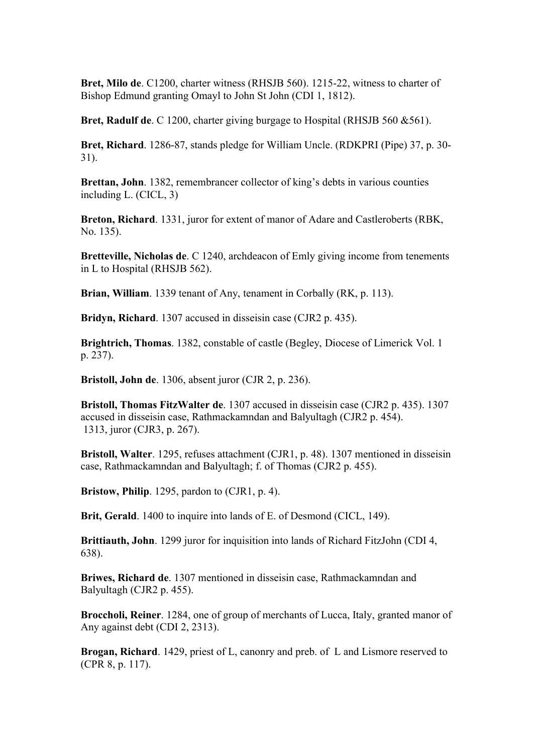**Bret, Milo de**. C1200, charter witness (RHSJB 560). 1215-22, witness to charter of Bishop Edmund granting Omayl to John St John (CDI 1, 1812).

**Bret, Radulf de**. C 1200, charter giving burgage to Hospital (RHSJB 560 &561).

**Bret, Richard**. 1286-87, stands pledge for William Uncle. (RDKPRI (Pipe) 37, p. 30-31).

**Brettan, John**. 1382, remembrancer collector of king's debts in various counties including L. (CICL, 3)

**Breton, Richard**. 1331, juror for extent of manor of Adare and Castleroberts (RBK, No. 135).

**Bretteville, Nicholas de**. C 1240, archdeacon of Emly giving income from tenements in L to Hospital (RHSJB 562).

**Brian, William**. 1339 tenant of Any, tenament in Corbally (RK, p. 113).

**Bridyn, Richard**. 1307 accused in disseisin case (CJR2 p. 435).

**Brightrich, Thomas**. 1382, constable of castle (Begley, Diocese of Limerick Vol. 1 p. 237).

**Bristoll, John de**. 1306, absent juror (CJR 2, p. 236).

**Bristoll, Thomas FitzWalter de**. 1307 accused in disseisin case (CJR2 p. 435). 1307 accused in disseisin case, Rathmackamndan and Balyultagh (CJR2 p. 454). 1313, juror (CJR3, p. 267).

**Bristoll, Walter**. 1295, refuses attachment (CJR1, p. 48). 1307 mentioned in disseisin case, Rathmackamndan and Balyultagh; f. of Thomas (CJR2 p. 455).

**Bristow, Philip**. 1295, pardon to (CJR1, p. 4).

**Brit, Gerald**. 1400 to inquire into lands of E. of Desmond (CICL, 149).

**Brittiauth, John**. 1299 juror for inquisition into lands of Richard FitzJohn (CDI 4, 638).

**Briwes, Richard de**. 1307 mentioned in disseisin case, Rathmackamndan and Balyultagh (CJR2 p. 455).

**Broccholi, Reiner**. 1284, one of group of merchants of Lucca, Italy, granted manor of Any against debt (CDI 2, 2313).

**Brogan, Richard**. 1429, priest of L, canonry and preb. of L and Lismore reserved to (CPR 8, p. 117).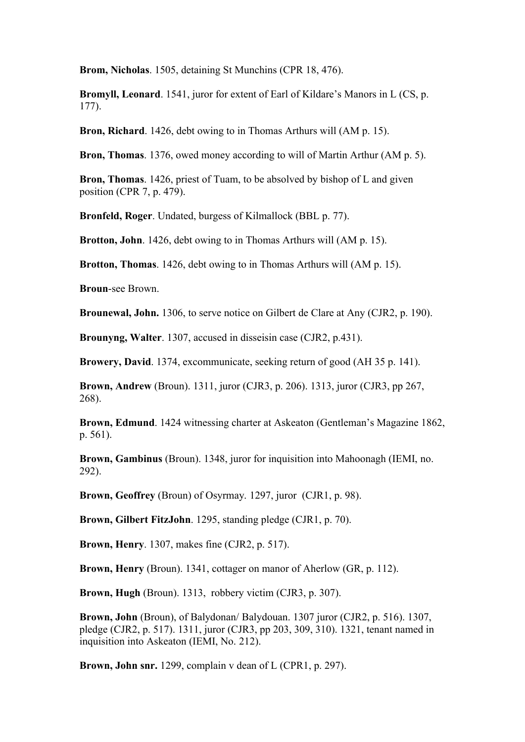**Brom, Nicholas**. 1505, detaining St Munchins (CPR 18, 476).

**Bromyll, Leonard**. 1541, juror for extent of Earl of Kildare's Manors in L (CS, p. 177).

**Bron, Richard**. 1426, debt owing to in Thomas Arthurs will (AM p. 15).

**Bron, Thomas**. 1376, owed money according to will of Martin Arthur (AM p. 5).

**Bron, Thomas**. 1426, priest of Tuam, to be absolved by bishop of L and given position (CPR 7, p. 479).

**Bronfeld, Roger**. Undated, burgess of Kilmallock (BBL p. 77).

**Brotton, John**. 1426, debt owing to in Thomas Arthurs will (AM p. 15).

**Brotton, Thomas**. 1426, debt owing to in Thomas Arthurs will (AM p. 15).

**Broun**-see Brown.

**Brounewal, John.** 1306, to serve notice on Gilbert de Clare at Any (CJR2, p. 190).

**Brounyng, Walter**. 1307, accused in disseisin case (CJR2, p.431).

**Browery, David**. 1374, excommunicate, seeking return of good (AH 35 p. 141).

**Brown, Andrew** (Broun). 1311, juror (CJR3, p. 206). 1313, juror (CJR3, pp 267, 268).

**Brown, Edmund**. 1424 witnessing charter at Askeaton (Gentleman's Magazine 1862, p. 561).

**Brown, Gambinus** (Broun). 1348, juror for inquisition into Mahoonagh (IEMI, no. 292).

**Brown, Geoffrey** (Broun) of Osyrmay. 1297, juror (CJR1, p. 98).

**Brown, Gilbert FitzJohn**. 1295, standing pledge (CJR1, p. 70).

**Brown, Henry**. 1307, makes fine (CJR2, p. 517).

**Brown, Henry** (Broun). 1341, cottager on manor of Aherlow (GR, p. 112).

**Brown, Hugh** (Broun). 1313, robbery victim (CJR3, p. 307).

**Brown, John** (Broun), of Balydonan/ Balydouan. 1307 juror (CJR2, p. 516). 1307, pledge (CJR2, p. 517). 1311, juror (CJR3, pp 203, 309, 310). 1321, tenant named in inquisition into Askeaton (IEMI, No. 212).

**Brown, John snr.** 1299, complain v dean of L (CPR1, p. 297).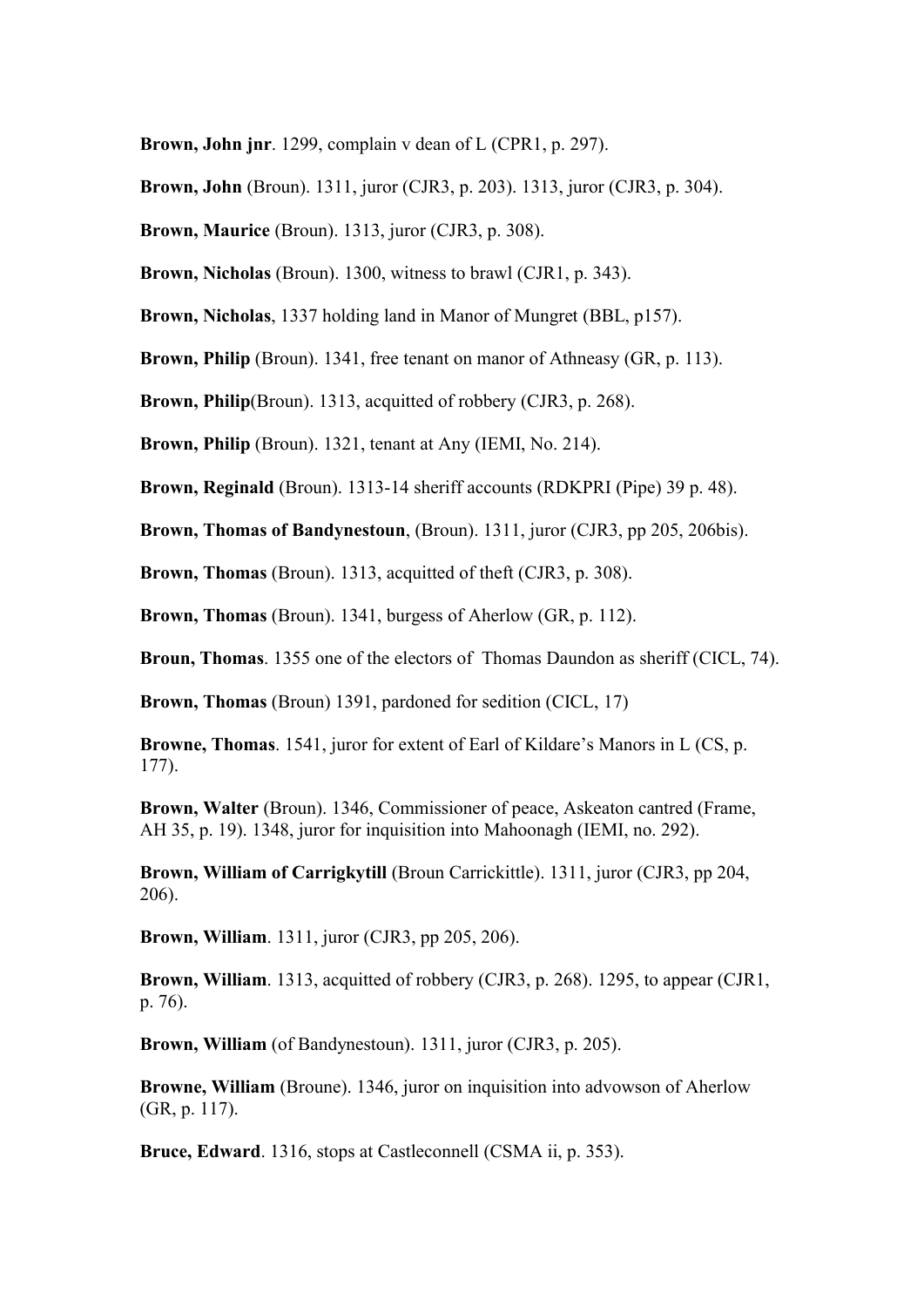**Brown, John jnr**. 1299, complain v dean of L (CPR1, p. 297).

**Brown, John** (Broun). 1311, juror (CJR3, p. 203). 1313, juror (CJR3, p. 304).

**Brown, Maurice** (Broun). 1313, juror (CJR3, p. 308).

**Brown, Nicholas** (Broun). 1300, witness to brawl (CJR1, p. 343).

**Brown, Nicholas**, 1337 holding land in Manor of Mungret (BBL, p157).

**Brown, Philip** (Broun). 1341, free tenant on manor of Athneasy (GR, p. 113).

**Brown, Philip**(Broun). 1313, acquitted of robbery (CJR3, p. 268).

**Brown, Philip** (Broun). 1321, tenant at Any (IEMI, No. 214).

**Brown, Reginald** (Broun). 1313-14 sheriff accounts (RDKPRI (Pipe) 39 p. 48).

**Brown, Thomas of Bandynestoun**, (Broun). 1311, juror (CJR3, pp 205, 206bis).

**Brown, Thomas** (Broun). 1313, acquitted of theft (CJR3, p. 308).

**Brown, Thomas** (Broun). 1341, burgess of Aherlow (GR, p. 112).

**Broun, Thomas**. 1355 one of the electors of Thomas Daundon as sheriff (CICL, 74).

**Brown, Thomas** (Broun) 1391, pardoned for sedition (CICL, 17)

**Browne, Thomas**. 1541, juror for extent of Earl of Kildare's Manors in L (CS, p. 177).

**Brown, Walter** (Broun). 1346, Commissioner of peace, Askeaton cantred (Frame, AH 35, p. 19). 1348, juror for inquisition into Mahoonagh (IEMI, no. 292).

**Brown, William of Carrigkytill** (Broun Carrickittle). 1311, juror (CJR3, pp 204, 206).

**Brown, William**. 1311, juror (CJR3, pp 205, 206).

**Brown, William**. 1313, acquitted of robbery (CJR3, p. 268). 1295, to appear (CJR1, p. 76).

**Brown, William** (of Bandynestoun). 1311, juror (CJR3, p. 205).

**Browne, William** (Broune). 1346, juror on inquisition into advowson of Aherlow (GR, p. 117).

**Bruce, Edward**. 1316, stops at Castleconnell (CSMA ii, p. 353).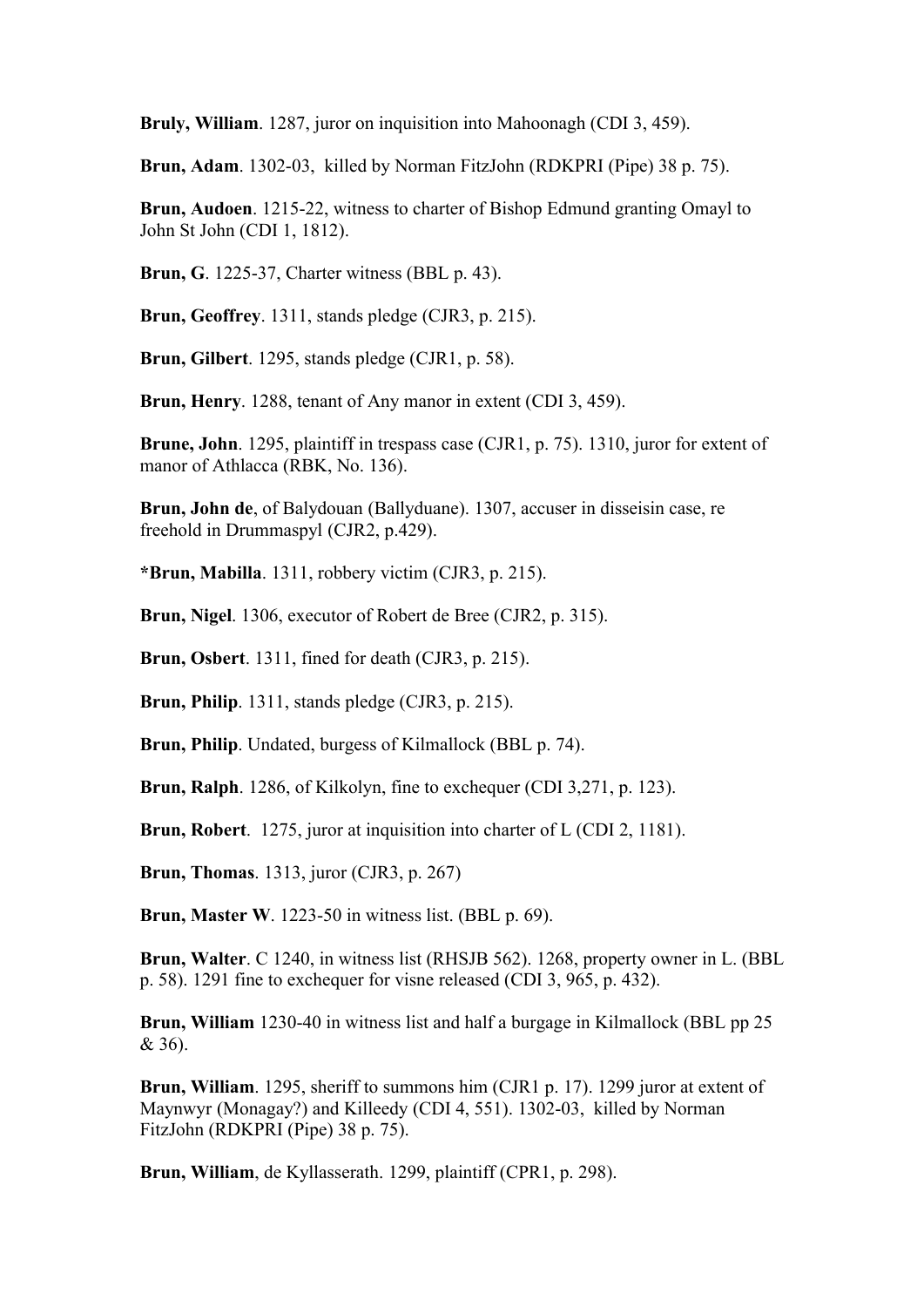**Bruly, William**. 1287, juror on inquisition into Mahoonagh (CDI 3, 459).

**Brun, Adam**. 1302-03, killed by Norman FitzJohn (RDKPRI (Pipe) 38 p. 75).

**Brun, Audoen**. 1215-22, witness to charter of Bishop Edmund granting Omayl to John St John (CDI 1, 1812).

**Brun, G**. 1225-37, Charter witness (BBL p. 43).

**Brun, Geoffrey**. 1311, stands pledge (CJR3, p. 215).

**Brun, Gilbert**. 1295, stands pledge (CJR1, p. 58).

**Brun, Henry**. 1288, tenant of Any manor in extent (CDI 3, 459).

**Brune, John**. 1295, plaintiff in trespass case (CJR1, p. 75). 1310, juror for extent of manor of Athlacca (RBK, No. 136).

**Brun, John de**, of Balydouan (Ballyduane). 1307, accuser in disseisin case, re freehold in Drummaspyl (CJR2, p.429).

***Brun, Mabilla**. 1311, robbery victim (CJR3, p. 215).

**Brun, Nigel**. 1306, executor of Robert de Bree (CJR2, p. 315).

**Brun, Osbert**. 1311, fined for death (CJR3, p. 215).

**Brun, Philip**. 1311, stands pledge (CJR3, p. 215).

**Brun, Philip**. Undated, burgess of Kilmallock (BBL p. 74).

**Brun, Ralph**. 1286, of Kilkolyn, fine to exchequer (CDI 3,271, p. 123).

**Brun, Robert**. 1275, juror at inquisition into charter of L (CDI 2, 1181).

**Brun, Thomas**. 1313, juror (CJR3, p. 267)

**Brun, Master W**. 1223-50 in witness list. (BBL p. 69).

**Brun, Walter**. C 1240, in witness list (RHSJB 562). 1268, property owner in L. (BBL p. 58). 1291 fine to exchequer for visne released (CDI 3, 965, p. 432).

**Brun, William** 1230-40 in witness list and half a burgage in Kilmallock (BBL pp 25 & 36).

**Brun, William**. 1295, sheriff to summons him (CJR1 p. 17). 1299 juror at extent of Maynwyr (Monagay?) and Killeedy (CDI 4, 551). 1302-03, killed by Norman FitzJohn (RDKPRI (Pipe) 38 p. 75).

**Brun, William**, de Kyllasserath. 1299, plaintiff (CPR1, p. 298).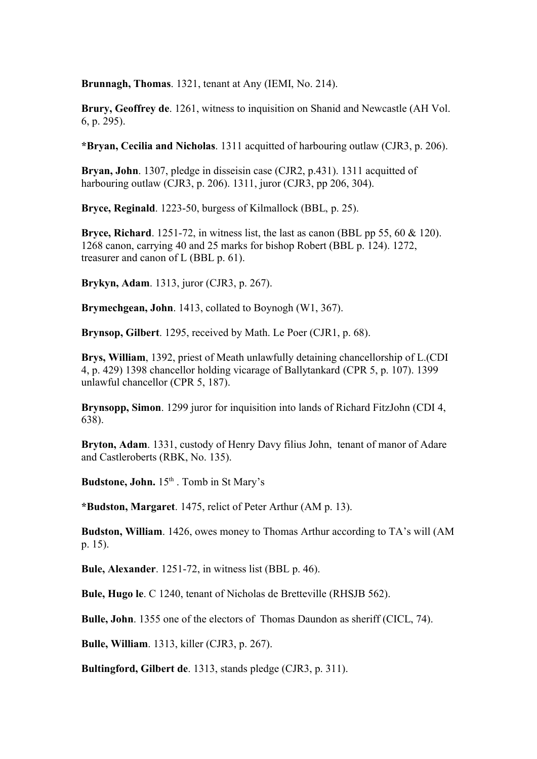**Brunnagh, Thomas**. 1321, tenant at Any (IEMI, No. 214).

**Brury, Geoffrey de**. 1261, witness to inquisition on Shanid and Newcastle (AH Vol. 6, p. 295).

***Bryan, Cecilia and Nicholas**. 1311 acquitted of harbouring outlaw (CJR3, p. 206).

**Bryan, John**. 1307, pledge in disseisin case (CJR2, p.431). 1311 acquitted of harbouring outlaw (CJR3, p. 206). 1311, juror (CJR3, pp 206, 304).

**Bryce, Reginald**. 1223-50, burgess of Kilmallock (BBL, p. 25).

**Bryce, Richard**. 1251-72, in witness list, the last as canon (BBL pp 55, 60 & 120). 1268 canon, carrying 40 and 25 marks for bishop Robert (BBL p. 124). 1272, treasurer and canon of L (BBL p. 61).

**Brykyn, Adam**. 1313, juror (CJR3, p. 267).

**Brymechgean, John**. 1413, collated to Boynogh (W1, 367).

**Brynsop, Gilbert**. 1295, received by Math. Le Poer (CJR1, p. 68).

**Brys, William**, 1392, priest of Meath unlawfully detaining chancellorship of L.(CDI 4, p. 429) 1398 chancellor holding vicarage of Ballytankard (CPR 5, p. 107). 1399 unlawful chancellor (CPR 5, 187).

**Brynsopp, Simon**. 1299 juror for inquisition into lands of Richard FitzJohn (CDI 4, 638).

**Bryton, Adam**. 1331, custody of Henry Davy filius John, tenant of manor of Adare and Castleroberts (RBK, No. 135).

**Budstone, John.** 15th . Tomb in St Mary's

***Budston, Margaret**. 1475, relict of Peter Arthur (AM p. 13).

**Budston, William**. 1426, owes money to Thomas Arthur according to TA's will (AM p. 15).

**Bule, Alexander**. 1251-72, in witness list (BBL p. 46).

**Bule, Hugo le**. C 1240, tenant of Nicholas de Bretteville (RHSJB 562).

**Bulle, John**. 1355 one of the electors of Thomas Daundon as sheriff (CICL, 74).

**Bulle, William**. 1313, killer (CJR3, p. 267).

**Bultingford, Gilbert de**. 1313, stands pledge (CJR3, p. 311).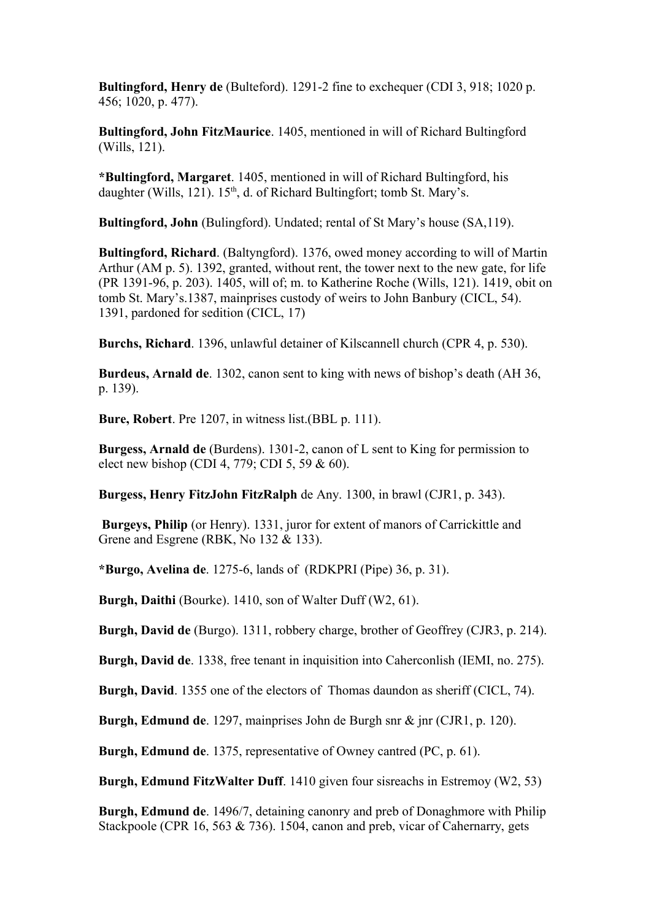**Bultingford, Henry de** (Bulteford). 1291-2 fine to exchequer (CDI 3, 918; 1020 p. 456; 1020, p. 477).

**Bultingford, John FitzMaurice**. 1405, mentioned in will of Richard Bultingford (Wills, 121).

**\*Bultingford, Margaret**. 1405, mentioned in will of Richard Bultingford, his daughter (Wills, 121). 15th, d. of Richard Bultingfort; tomb St. Mary's.

**Bultingford, John** (Bulingford). Undated; rental of St Mary's house (SA,119).

**Bultingford, Richard**. (Baltyngford). 1376, owed money according to will of Martin Arthur (AM p. 5). 1392, granted, without rent, the tower next to the new gate, for life (PR 1391-96, p. 203). 1405, will of; m. to Katherine Roche (Wills, 121). 1419, obit on tomb St. Mary's.1387, mainprises custody of weirs to John Banbury (CICL, 54). 1391, pardoned for sedition (CICL, 17)

**Burchs, Richard**. 1396, unlawful detainer of Kilscannell church (CPR 4, p. 530).

**Burdeus, Arnald de**. 1302, canon sent to king with news of bishop's death (AH 36, p. 139).

**Bure, Robert**. Pre 1207, in witness list.(BBL p. 111).

**Burgess, Arnald de** (Burdens). 1301-2, canon of L sent to King for permission to elect new bishop (CDI 4, 779; CDI 5, 59 & 60).

**Burgess, Henry FitzJohn FitzRalph** de Any. 1300, in brawl (CJR1, p. 343).

**Burgeys, Philip** (or Henry). 1331, juror for extent of manors of Carrickittle and Grene and Esgrene (RBK, No 132 & 133).

**\*Burgo, Avelina de**. 1275-6, lands of (RDKPRI (Pipe) 36, p. 31).

**Burgh, Daithi** (Bourke). 1410, son of Walter Duff (W2, 61).

**Burgh, David de** (Burgo). 1311, robbery charge, brother of Geoffrey (CJR3, p. 214).

**Burgh, David de**. 1338, free tenant in inquisition into Caherconlish (IEMI, no. 275).

**Burgh, David**. 1355 one of the electors of Thomas daundon as sheriff (CICL, 74).

**Burgh, Edmund de**. 1297, mainprises John de Burgh snr & jnr (CJR1, p. 120).

**Burgh, Edmund de**. 1375, representative of Owney cantred (PC, p. 61).

**Burgh, Edmund FitzWalter Duff**. 1410 given four sisreachs in Estremoy (W2, 53)

**Burgh, Edmund de**. 1496/7, detaining canonry and preb of Donaghmore with Philip Stackpoole (CPR 16, 563 & 736). 1504, canon and preb, vicar of Cahernarry, gets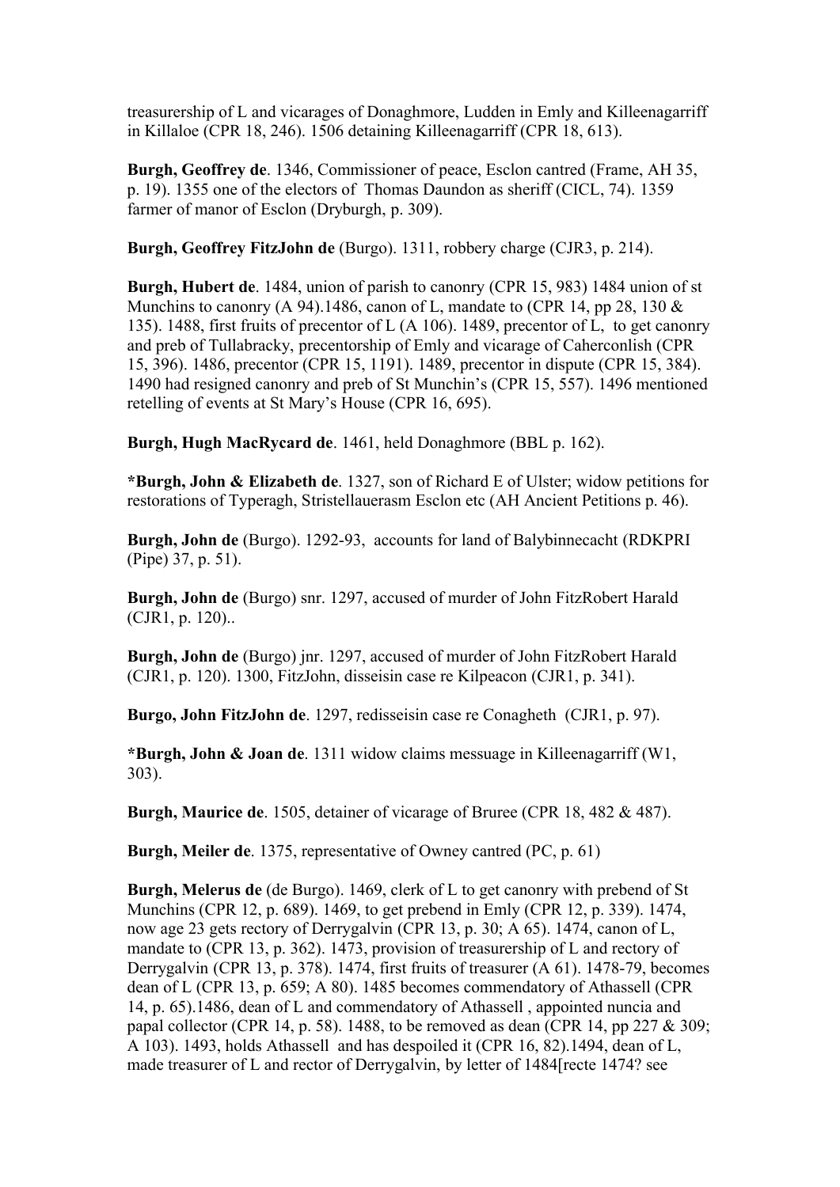treasurership of L and vicarages of Donaghmore, Ludden in Emly and Killeenagarriff in Killaloe (CPR 18, 246). 1506 detaining Killeenagarriff (CPR 18, 613).

**Burgh, Geoffrey de**. 1346, Commissioner of peace, Esclon cantred (Frame, AH 35, p. 19). 1355 one of the electors of Thomas Daundon as sheriff (CICL, 74). 1359 farmer of manor of Esclon (Dryburgh, p. 309).

**Burgh, Geoffrey FitzJohn de** (Burgo). 1311, robbery charge (CJR3, p. 214).

**Burgh, Hubert de**. 1484, union of parish to canonry (CPR 15, 983) 1484 union of st Munchins to canonry (A 94).1486, canon of L, mandate to (CPR 14, pp 28, 130 & 135). 1488, first fruits of precentor of L (A 106). 1489, precentor of L, to get canonry and preb of Tullabracky, precentorship of Emly and vicarage of Caherconlish (CPR 15, 396). 1486, precentor (CPR 15, 1191). 1489, precentor in dispute (CPR 15, 384). 1490 had resigned canonry and preb of St Munchin's (CPR 15, 557). 1496 mentioned retelling of events at St Mary's House (CPR 16, 695).

**Burgh, Hugh MacRycard de**. 1461, held Donaghmore (BBL p. 162).

**\*Burgh, John & Elizabeth de**. 1327, son of Richard E of Ulster; widow petitions for restorations of Typeragh, Stristellauerasm Esclon etc (AH Ancient Petitions p. 46).

**Burgh, John de** (Burgo). 1292-93, accounts for land of Balybinnecacht (RDKPRI (Pipe) 37, p. 51).

**Burgh, John de** (Burgo) snr. 1297, accused of murder of John FitzRobert Harald (CJR1, p. 120)..

**Burgh, John de** (Burgo) jnr. 1297, accused of murder of John FitzRobert Harald (CJR1, p. 120). 1300, FitzJohn, disseisin case re Kilpeacon (CJR1, p. 341).

**Burgo, John FitzJohn de**. 1297, redisseisin case re Conagheth (CJR1, p. 97).

**\*Burgh, John & Joan de**. 1311 widow claims messuage in Killeenagarriff (W1, 303).

**Burgh, Maurice de**. 1505, detainer of vicarage of Bruree (CPR 18, 482 & 487).

**Burgh, Meiler de**. 1375, representative of Owney cantred (PC, p. 61)

**Burgh, Melerus de** (de Burgo). 1469, clerk of L to get canonry with prebend of St Munchins (CPR 12, p. 689). 1469, to get prebend in Emly (CPR 12, p. 339). 1474, now age 23 gets rectory of Derrygalvin (CPR 13, p. 30; A 65). 1474, canon of L, mandate to (CPR 13, p. 362). 1473, provision of treasurership of L and rectory of Derrygalvin (CPR 13, p. 378). 1474, first fruits of treasurer (A 61). 1478-79, becomes dean of L (CPR 13, p. 659; A 80). 1485 becomes commendatory of Athassell (CPR 14, p. 65).1486, dean of L and commendatory of Athassell , appointed nuncia and papal collector (CPR 14, p. 58). 1488, to be removed as dean (CPR 14, pp 227 & 309; A 103). 1493, holds Athassell and has despoiled it (CPR 16, 82).1494, dean of L, made treasurer of L and rector of Derrygalvin, by letter of 1484[recte 1474? see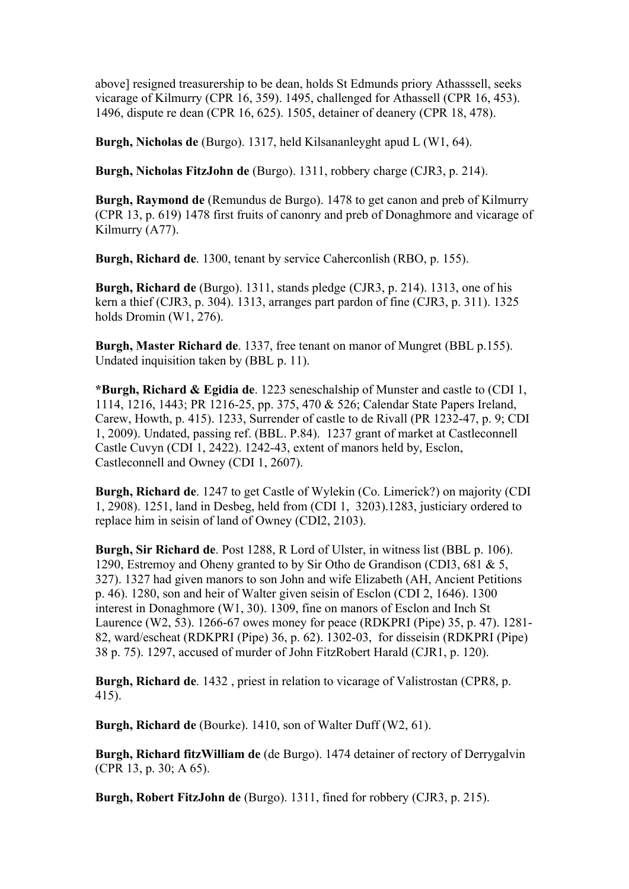above] resigned treasurership to be dean, holds St Edmunds priory Athasssell, seeks vicarage of Kilmurry (CPR 16, 359). 1495, challenged for Athassell (CPR 16, 453). 1496, dispute re dean (CPR 16, 625). 1505, detainer of deanery (CPR 18, 478).

**Burgh, Nicholas de** (Burgo). 1317, held Kilsananleyght apud L (W1, 64).

**Burgh, Nicholas FitzJohn de** (Burgo). 1311, robbery charge (CJR3, p. 214).

**Burgh, Raymond de** (Remundus de Burgo). 1478 to get canon and preb of Kilmurry (CPR 13, p. 619) 1478 first fruits of canonry and preb of Donaghmore and vicarage of Kilmurry (A77).

**Burgh, Richard de**. 1300, tenant by service Caherconlish (RBO, p. 155).

**Burgh, Richard de** (Burgo). 1311, stands pledge (CJR3, p. 214). 1313, one of his kern a thief (CJR3, p. 304). 1313, arranges part pardon of fine (CJR3, p. 311). 1325 holds Dromin (W1, 276).

**Burgh, Master Richard de**. 1337, free tenant on manor of Mungret (BBL p.155). Undated inquisition taken by (BBL p. 11).

***Burgh, Richard & Egidia de**. 1223 seneschalship of Munster and castle to (CDI 1, 1114, 1216, 1443; PR 1216-25, pp. 375, 470 & 526; Calendar State Papers Ireland, Carew, Howth, p. 415). 1233, Surrender of castle to de Rivall (PR 1232-47, p. 9; CDI 1, 2009). Undated, passing ref. (BBL. P.84). 1237 grant of market at Castleconnell Castle Cuvyn (CDI 1, 2422). 1242-43, extent of manors held by, Esclon, Castleconnell and Owney (CDI 1, 2607).

**Burgh, Richard de**. 1247 to get Castle of Wylekin (Co. Limerick?) on majority (CDI 1, 2908). 1251, land in Desbeg, held from (CDI 1, 3203).1283, justiciary ordered to replace him in seisin of land of Owney (CDI2, 2103).

**Burgh, Sir Richard de**. Post 1288, R Lord of Ulster, in witness list (BBL p. 106). 1290, Estremoy and Oheny granted to by Sir Otho de Grandison (CDI3, 681 & 5, 327). 1327 had given manors to son John and wife Elizabeth (AH, Ancient Petitions p. 46). 1280, son and heir of Walter given seisin of Esclon (CDI 2, 1646). 1300 interest in Donaghmore (W1, 30). 1309, fine on manors of Esclon and Inch St Laurence (W2, 53). 1266-67 owes money for peace (RDKPRI (Pipe) 35, p. 47). 1281-82, ward/escheat (RDKPRI (Pipe) 36, p. 62). 1302-03, for disseisin (RDKPRI (Pipe) 38 p. 75). 1297, accused of murder of John FitzRobert Harald (CJR1, p. 120).

**Burgh, Richard de**. 1432 , priest in relation to vicarage of Valistrostan (CPR8, p. 415).

**Burgh, Richard de** (Bourke). 1410, son of Walter Duff (W2, 61).

**Burgh, Richard fitzWilliam de** (de Burgo). 1474 detainer of rectory of Derrygalvin (CPR 13, p. 30; A 65).

**Burgh, Robert FitzJohn de** (Burgo). 1311, fined for robbery (CJR3, p. 215).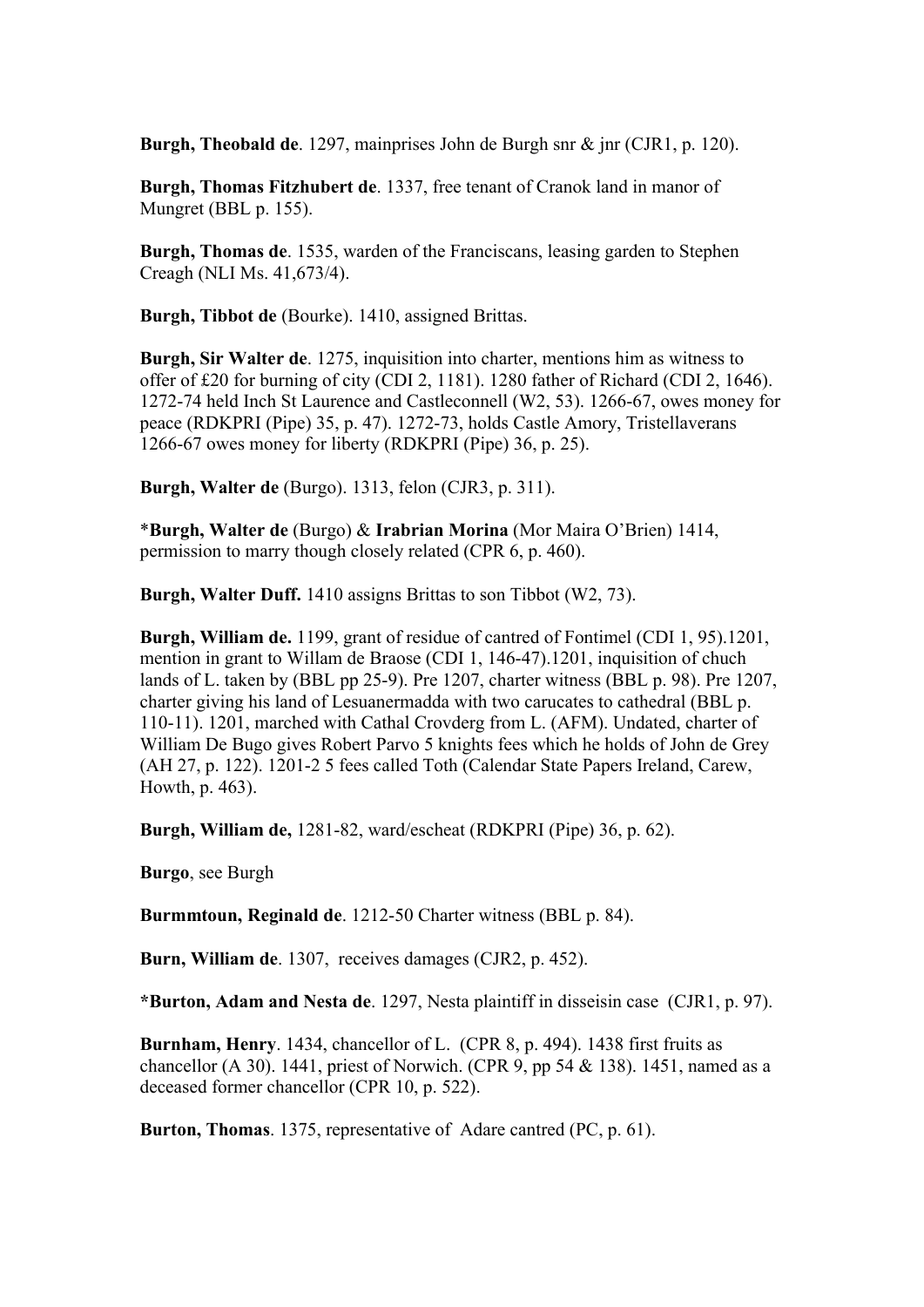**Burgh, Theobald de**. 1297, mainprises John de Burgh snr & jnr (CJR1, p. 120).

**Burgh, Thomas Fitzhubert de**. 1337, free tenant of Cranok land in manor of Mungret (BBL p. 155).

**Burgh, Thomas de**. 1535, warden of the Franciscans, leasing garden to Stephen Creagh (NLI Ms. 41,673/4).

**Burgh, Tibbot de** (Bourke). 1410, assigned Brittas.

**Burgh, Sir Walter de**. 1275, inquisition into charter, mentions him as witness to offer of £20 for burning of city (CDI 2, 1181). 1280 father of Richard (CDI 2, 1646). 1272-74 held Inch St Laurence and Castleconnell (W2, 53). 1266-67, owes money for peace (RDKPRI (Pipe) 35, p. 47). 1272-73, holds Castle Amory, Tristellaverans 1266-67 owes money for liberty (RDKPRI (Pipe) 36, p. 25).

**Burgh, Walter de** (Burgo). 1313, felon (CJR3, p. 311).

\***Burgh, Walter de** (Burgo) & **Irabrian Morina** (Mor Maira O'Brien) 1414, permission to marry though closely related (CPR 6, p. 460).

**Burgh, Walter Duff.** 1410 assigns Brittas to son Tibbot (W2, 73).

**Burgh, William de.** 1199, grant of residue of cantred of Fontimel (CDI 1, 95).1201, mention in grant to Willam de Braose (CDI 1, 146-47).1201, inquisition of chuch lands of L. taken by (BBL pp 25-9). Pre 1207, charter witness (BBL p. 98). Pre 1207, charter giving his land of Lesuanermadda with two carucates to cathedral (BBL p. 110-11). 1201, marched with Cathal Crovderg from L. (AFM). Undated, charter of William De Bugo gives Robert Parvo 5 knights fees which he holds of John de Grey (AH 27, p. 122). 1201-2 5 fees called Toth (Calendar State Papers Ireland, Carew, Howth, p. 463).

**Burgh, William de,** 1281-82, ward/escheat (RDKPRI (Pipe) 36, p. 62).

**Burgo**, see Burgh

**Burmmtoun, Reginald de**. 1212-50 Charter witness (BBL p. 84).

**Burn, William de**. 1307, receives damages (CJR2, p. 452).

**\*Burton, Adam and Nesta de**. 1297, Nesta plaintiff in disseisin case (CJR1, p. 97).

**Burnham, Henry**. 1434, chancellor of L. (CPR 8, p. 494). 1438 first fruits as chancellor (A 30). 1441, priest of Norwich. (CPR 9, pp 54 & 138). 1451, named as a deceased former chancellor (CPR 10, p. 522).

**Burton, Thomas**. 1375, representative of Adare cantred (PC, p. 61).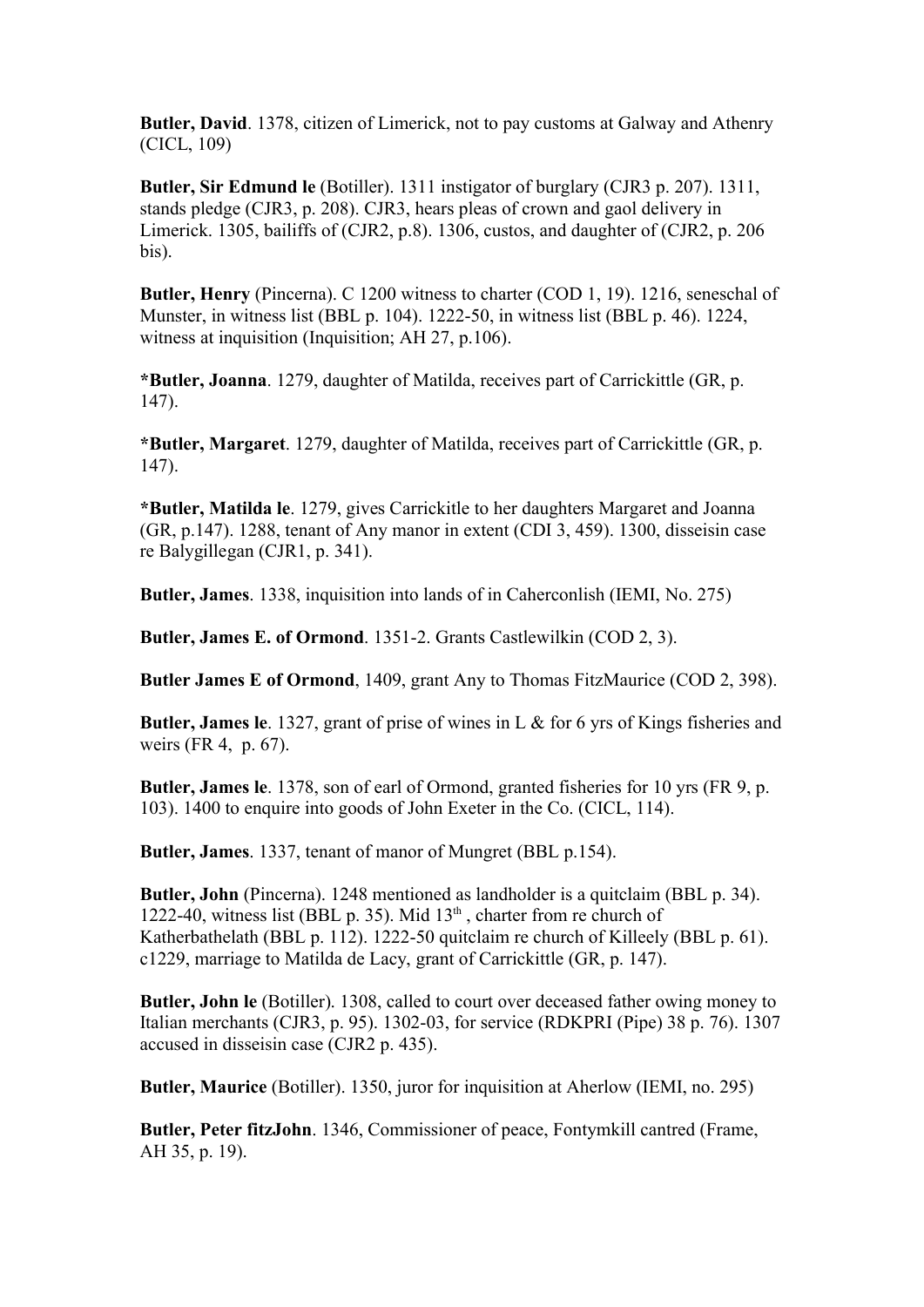**Butler, David**. 1378, citizen of Limerick, not to pay customs at Galway and Athenry (CICL, 109)

**Butler, Sir Edmund le** (Botiller). 1311 instigator of burglary (CJR3 p. 207). 1311, stands pledge (CJR3, p. 208). CJR3, hears pleas of crown and gaol delivery in Limerick. 1305, bailiffs of (CJR2, p.8). 1306, custos, and daughter of (CJR2, p. 206 bis).

**Butler, Henry** (Pincerna). C 1200 witness to charter (COD 1, 19). 1216, seneschal of Munster, in witness list (BBL p. 104). 1222-50, in witness list (BBL p. 46). 1224, witness at inquisition (Inquisition; AH 27, p.106).

***Butler, Joanna**. 1279, daughter of Matilda, receives part of Carrickittle (GR, p. 147).

***Butler, Margaret**. 1279, daughter of Matilda, receives part of Carrickittle (GR, p. 147).

***Butler, Matilda le**. 1279, gives Carrickitle to her daughters Margaret and Joanna (GR, p.147). 1288, tenant of Any manor in extent (CDI 3, 459). 1300, disseisin case re Balygillegan (CJR1, p. 341).

**Butler, James**. 1338, inquisition into lands of in Caherconlish (IEMI, No. 275)

**Butler, James E. of Ormond**. 1351-2. Grants Castlewilkin (COD 2, 3).

**Butler James E of Ormond**, 1409, grant Any to Thomas FitzMaurice (COD 2, 398).

**Butler, James le**. 1327, grant of prise of wines in L & for 6 yrs of Kings fisheries and weirs (FR 4, p. 67).

**Butler, James le**. 1378, son of earl of Ormond, granted fisheries for 10 yrs (FR 9, p. 103). 1400 to enquire into goods of John Exeter in the Co. (CICL, 114).

**Butler, James**. 1337, tenant of manor of Mungret (BBL p.154).

**Butler, John** (Pincerna). 1248 mentioned as landholder is a quitclaim (BBL p. 34). 1222-40, witness list (BBL p. 35). Mid 13th , charter from re church of Katherbathelath (BBL p. 112). 1222-50 quitclaim re church of Killeely (BBL p. 61). c1229, marriage to Matilda de Lacy, grant of Carrickittle (GR, p. 147).

**Butler, John le** (Botiller). 1308, called to court over deceased father owing money to Italian merchants (CJR3, p. 95). 1302-03, for service (RDKPRI (Pipe) 38 p. 76). 1307 accused in disseisin case (CJR2 p. 435).

**Butler, Maurice** (Botiller). 1350, juror for inquisition at Aherlow (IEMI, no. 295)

**Butler, Peter fitzJohn**. 1346, Commissioner of peace, Fontymkill cantred (Frame, AH 35, p. 19).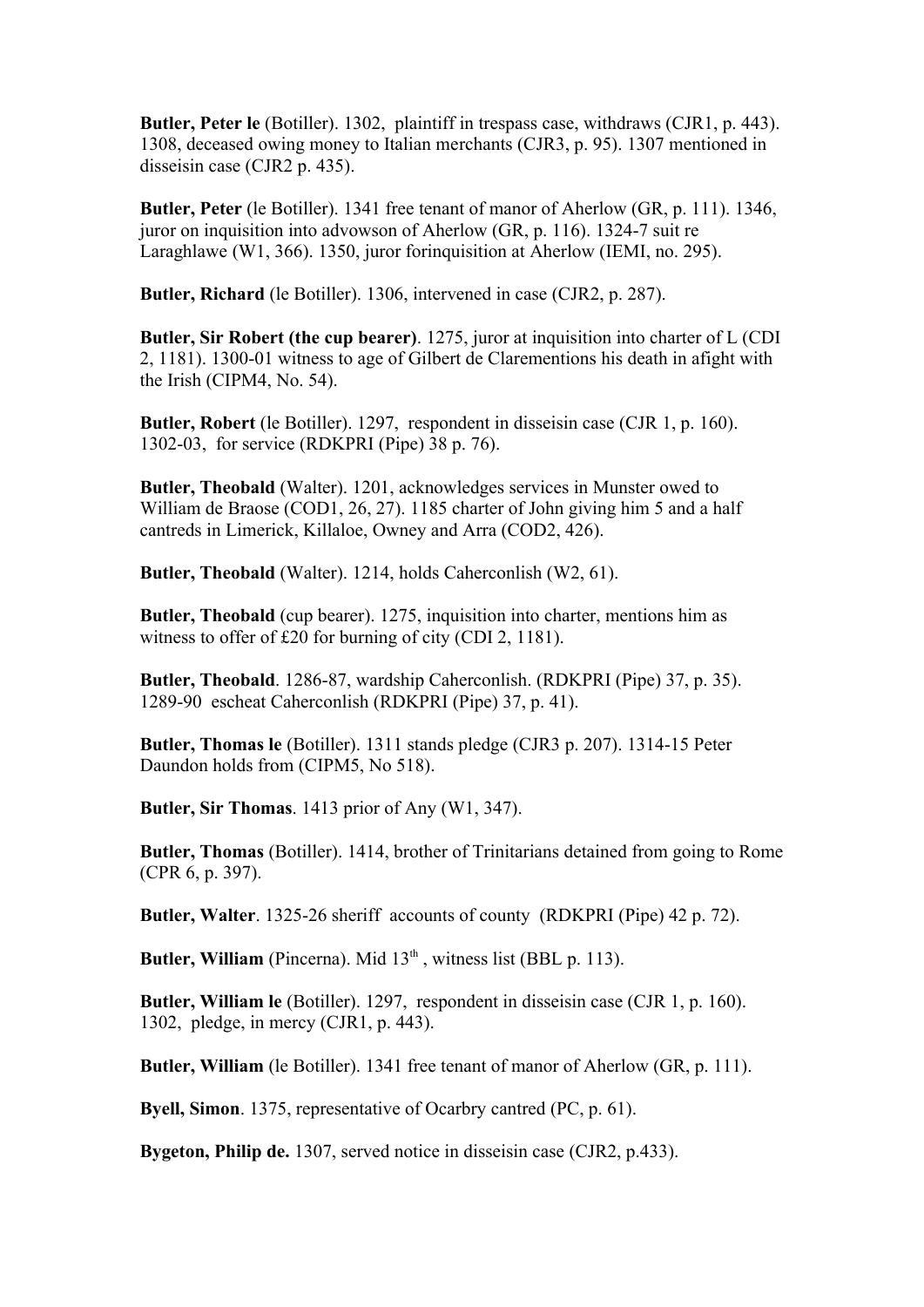**Butler, Peter le** (Botiller). 1302, plaintiff in trespass case, withdraws (CJR1, p. 443). 1308, deceased owing money to Italian merchants (CJR3, p. 95). 1307 mentioned in disseisin case (CJR2 p. 435).

**Butler, Peter** (le Botiller). 1341 free tenant of manor of Aherlow (GR, p. 111). 1346, juror on inquisition into advowson of Aherlow (GR, p. 116). 1324-7 suit re Laraghlawe (W1, 366). 1350, juror forinquisition at Aherlow (IEMI, no. 295).

**Butler, Richard** (le Botiller). 1306, intervened in case (CJR2, p. 287).

**Butler, Sir Robert (the cup bearer)**. 1275, juror at inquisition into charter of L (CDI 2, 1181). 1300-01 witness to age of Gilbert de Clarementions his death in afight with the Irish (CIPM4, No. 54).

**Butler, Robert** (le Botiller). 1297, respondent in disseisin case (CJR 1, p. 160). 1302-03, for service (RDKPRI (Pipe) 38 p. 76).

**Butler, Theobald** (Walter). 1201, acknowledges services in Munster owed to William de Braose (COD1, 26, 27). 1185 charter of John giving him 5 and a half cantreds in Limerick, Killaloe, Owney and Arra (COD2, 426).

**Butler, Theobald** (Walter). 1214, holds Caherconlish (W2, 61).

**Butler, Theobald** (cup bearer). 1275, inquisition into charter, mentions him as witness to offer of £20 for burning of city (CDI 2, 1181).

**Butler, Theobald**. 1286-87, wardship Caherconlish. (RDKPRI (Pipe) 37, p. 35). 1289-90 escheat Caherconlish (RDKPRI (Pipe) 37, p. 41).

**Butler, Thomas le** (Botiller). 1311 stands pledge (CJR3 p. 207). 1314-15 Peter Daundon holds from (CIPM5, No 518).

**Butler, Sir Thomas**. 1413 prior of Any (W1, 347).

**Butler, Thomas** (Botiller). 1414, brother of Trinitarians detained from going to Rome (CPR 6, p. 397).

**Butler, Walter**. 1325-26 sheriff accounts of county (RDKPRI (Pipe) 42 p. 72).

**Butler, William** (Pincerna). Mid 13th , witness list (BBL p. 113).

**Butler, William le** (Botiller). 1297, respondent in disseisin case (CJR 1, p. 160). 1302, pledge, in mercy (CJR1, p. 443).

**Butler, William** (le Botiller). 1341 free tenant of manor of Aherlow (GR, p. 111).

**Byell, Simon**. 1375, representative of Ocarbry cantred (PC, p. 61).

**Bygeton, Philip de.** 1307, served notice in disseisin case (CJR2, p.433).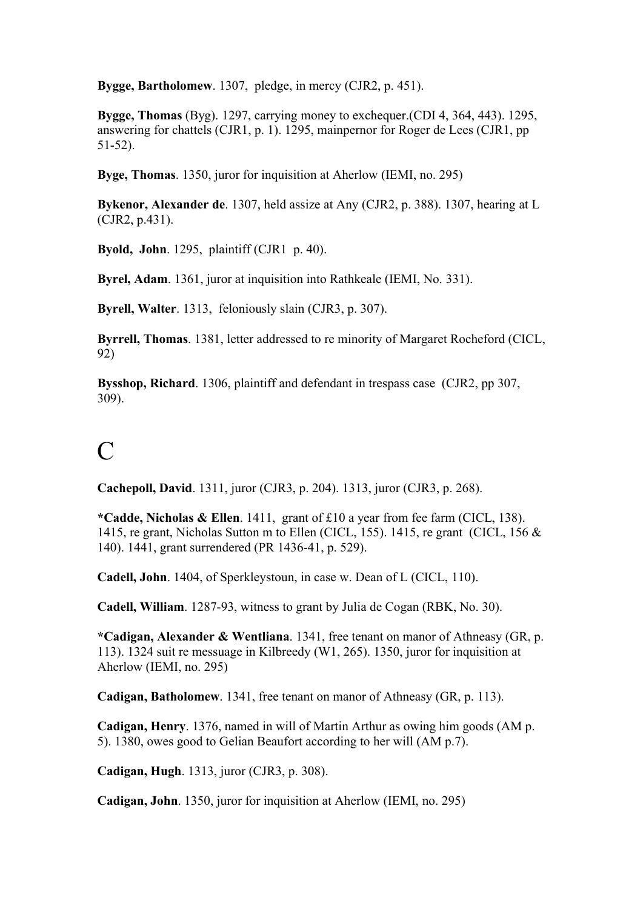**Bygge, Bartholomew**. 1307, pledge, in mercy (CJR2, p. 451).

**Bygge, Thomas** (Byg). 1297, carrying money to exchequer.(CDI 4, 364, 443). 1295, answering for chattels (CJR1, p. 1). 1295, mainpernor for Roger de Lees (CJR1, pp 51-52).

**Byge, Thomas**. 1350, juror for inquisition at Aherlow (IEMI, no. 295)

**Bykenor, Alexander de**. 1307, held assize at Any (CJR2, p. 388). 1307, hearing at L (CJR2, p.431).

**Byold, John**. 1295, plaintiff (CJR1 p. 40).

**Byrel, Adam**. 1361, juror at inquisition into Rathkeale (IEMI, No. 331).

**Byrell, Walter**. 1313, feloniously slain (CJR3, p. 307).

**Byrrell, Thomas**. 1381, letter addressed to re minority of Margaret Rocheford (CICL, 92)

**Bysshop, Richard**. 1306, plaintiff and defendant in trespass case (CJR2, pp 307, 309).

# C

**Cachepoll, David**. 1311, juror (CJR3, p. 204). 1313, juror (CJR3, p. 268).

**\*Cadde, Nicholas & Ellen**. 1411, grant of £10 a year from fee farm (CICL, 138). 1415, re grant, Nicholas Sutton m to Ellen (CICL, 155). 1415, re grant (CICL, 156 & 140). 1441, grant surrendered (PR 1436-41, p. 529).

**Cadell, John**. 1404, of Sperkleystoun, in case w. Dean of L (CICL, 110).

**Cadell, William**. 1287-93, witness to grant by Julia de Cogan (RBK, No. 30).

**\*Cadigan, Alexander & Wentliana**. 1341, free tenant on manor of Athneasy (GR, p. 113). 1324 suit re messuage in Kilbreedy (W1, 265). 1350, juror for inquisition at Aherlow (IEMI, no. 295)

**Cadigan, Batholomew**. 1341, free tenant on manor of Athneasy (GR, p. 113).

**Cadigan, Henry**. 1376, named in will of Martin Arthur as owing him goods (AM p. 5). 1380, owes good to Gelian Beaufort according to her will (AM p.7).

**Cadigan, Hugh**. 1313, juror (CJR3, p. 308).

**Cadigan, John**. 1350, juror for inquisition at Aherlow (IEMI, no. 295)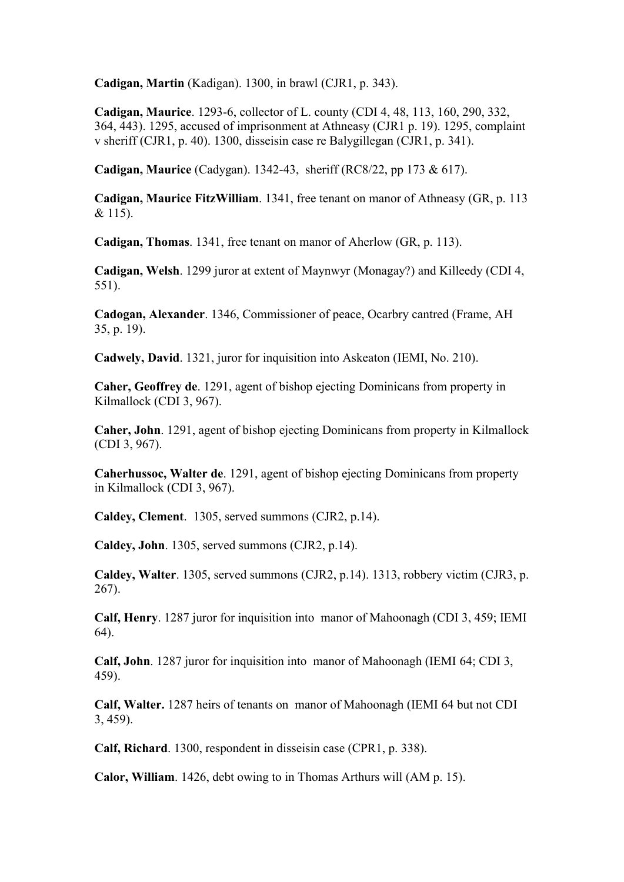**Cadigan, Martin** (Kadigan). 1300, in brawl (CJR1, p. 343).

**Cadigan, Maurice**. 1293-6, collector of L. county (CDI 4, 48, 113, 160, 290, 332, 364, 443). 1295, accused of imprisonment at Athneasy (CJR1 p. 19). 1295, complaint v sheriff (CJR1, p. 40). 1300, disseisin case re Balygillegan (CJR1, p. 341).

**Cadigan, Maurice** (Cadygan). 1342-43, sheriff (RC8/22, pp 173 & 617).

**Cadigan, Maurice FitzWilliam**. 1341, free tenant on manor of Athneasy (GR, p. 113 & 115).

**Cadigan, Thomas**. 1341, free tenant on manor of Aherlow (GR, p. 113).

**Cadigan, Welsh**. 1299 juror at extent of Maynwyr (Monagay?) and Killeedy (CDI 4, 551).

**Cadogan, Alexander**. 1346, Commissioner of peace, Ocarbry cantred (Frame, AH 35, p. 19).

**Cadwely, David**. 1321, juror for inquisition into Askeaton (IEMI, No. 210).

**Caher, Geoffrey de**. 1291, agent of bishop ejecting Dominicans from property in Kilmallock (CDI 3, 967).

**Caher, John**. 1291, agent of bishop ejecting Dominicans from property in Kilmallock (CDI 3, 967).

**Caherhussoc, Walter de**. 1291, agent of bishop ejecting Dominicans from property in Kilmallock (CDI 3, 967).

**Caldey, Clement**. 1305, served summons (CJR2, p.14).

**Caldey, John**. 1305, served summons (CJR2, p.14).

**Caldey, Walter**. 1305, served summons (CJR2, p.14). 1313, robbery victim (CJR3, p. 267).

**Calf, Henry**. 1287 juror for inquisition into manor of Mahoonagh (CDI 3, 459; IEMI 64).

**Calf, John**. 1287 juror for inquisition into manor of Mahoonagh (IEMI 64; CDI 3, 459).

**Calf, Walter.** 1287 heirs of tenants on manor of Mahoonagh (IEMI 64 but not CDI 3, 459).

**Calf, Richard**. 1300, respondent in disseisin case (CPR1, p. 338).

**Calor, William**. 1426, debt owing to in Thomas Arthurs will (AM p. 15).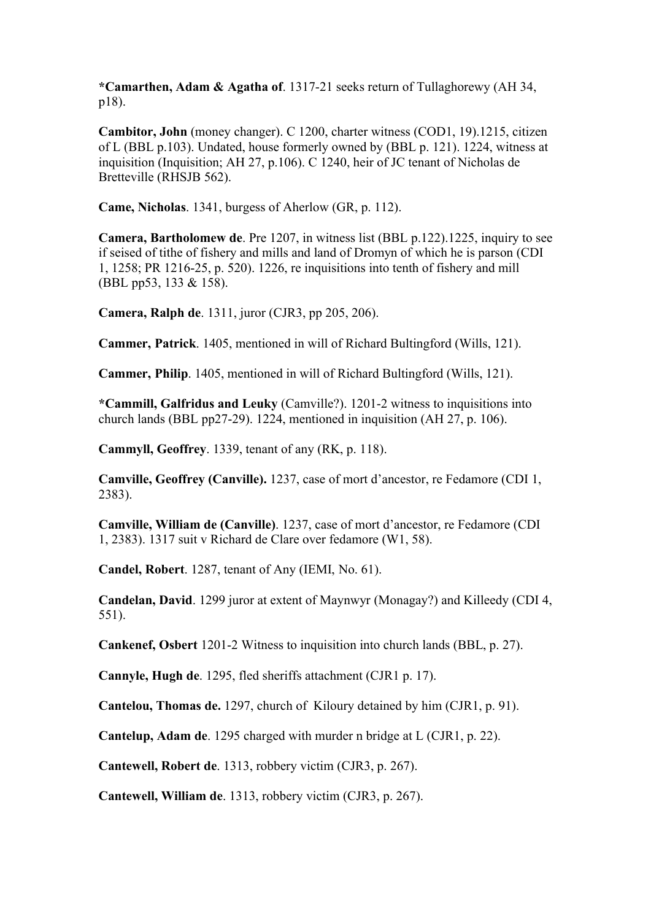**\*Camarthen, Adam & Agatha of**. 1317-21 seeks return of Tullaghorewy (AH 34, p18).

**Cambitor, John** (money changer). C 1200, charter witness (COD1, 19).1215, citizen of L (BBL p.103). Undated, house formerly owned by (BBL p. 121). 1224, witness at inquisition (Inquisition; AH 27, p.106). C 1240, heir of JC tenant of Nicholas de Bretteville (RHSJB 562).

**Came, Nicholas**. 1341, burgess of Aherlow (GR, p. 112).

**Camera, Bartholomew de**. Pre 1207, in witness list (BBL p.122).1225, inquiry to see if seised of tithe of fishery and mills and land of Dromyn of which he is parson (CDI 1, 1258; PR 1216-25, p. 520). 1226, re inquisitions into tenth of fishery and mill (BBL pp53, 133 & 158).

**Camera, Ralph de**. 1311, juror (CJR3, pp 205, 206).

**Cammer, Patrick**. 1405, mentioned in will of Richard Bultingford (Wills, 121).

**Cammer, Philip**. 1405, mentioned in will of Richard Bultingford (Wills, 121).

**\*Cammill, Galfridus and Leuky** (Camville?). 1201-2 witness to inquisitions into church lands (BBL pp27-29). 1224, mentioned in inquisition (AH 27, p. 106).

**Cammyll, Geoffrey**. 1339, tenant of any (RK, p. 118).

**Camville, Geoffrey (Canville).** 1237, case of mort d'ancestor, re Fedamore (CDI 1, 2383).

**Camville, William de (Canville)**. 1237, case of mort d'ancestor, re Fedamore (CDI 1, 2383). 1317 suit v Richard de Clare over fedamore (W1, 58).

**Candel, Robert**. 1287, tenant of Any (IEMI, No. 61).

**Candelan, David**. 1299 juror at extent of Maynwyr (Monagay?) and Killeedy (CDI 4, 551).

**Cankenef, Osbert** 1201-2 Witness to inquisition into church lands (BBL, p. 27).

**Cannyle, Hugh de**. 1295, fled sheriffs attachment (CJR1 p. 17).

**Cantelou, Thomas de.** 1297, church of Kiloury detained by him (CJR1, p. 91).

**Cantelup, Adam de**. 1295 charged with murder n bridge at L (CJR1, p. 22).

**Cantewell, Robert de**. 1313, robbery victim (CJR3, p. 267).

**Cantewell, William de**. 1313, robbery victim (CJR3, p. 267).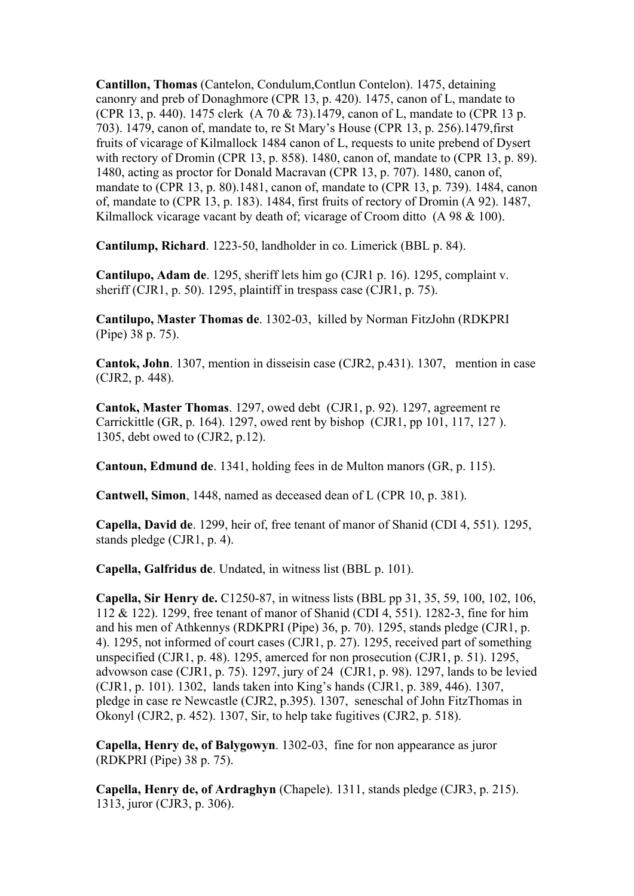**Cantillon, Thomas** (Cantelon, Condulum,Contlun Contelon). 1475, detaining canonry and preb of Donaghmore (CPR 13, p. 420). 1475, canon of L, mandate to (CPR 13, p. 440). 1475 clerk (A 70 & 73).1479, canon of L, mandate to (CPR 13 p. 703). 1479, canon of, mandate to, re St Mary's House (CPR 13, p. 256).1479,first fruits of vicarage of Kilmallock 1484 canon of L, requests to unite prebend of Dysert with rectory of Dromin (CPR 13, p. 858). 1480, canon of, mandate to (CPR 13, p. 89). 1480, acting as proctor for Donald Macravan (CPR 13, p. 707). 1480, canon of, mandate to (CPR 13, p. 80).1481, canon of, mandate to (CPR 13, p. 739). 1484, canon of, mandate to (CPR 13, p. 183). 1484, first fruits of rectory of Dromin (A 92). 1487, Kilmallock vicarage vacant by death of; vicarage of Croom ditto (A 98 & 100).

**Cantilump, Richard**. 1223-50, landholder in co. Limerick (BBL p. 84).

**Cantilupo, Adam de**. 1295, sheriff lets him go (CJR1 p. 16). 1295, complaint v. sheriff (CJR1, p. 50). 1295, plaintiff in trespass case (CJR1, p. 75).

**Cantilupo, Master Thomas de**. 1302-03, killed by Norman FitzJohn (RDKPRI (Pipe) 38 p. 75).

**Cantok, John**. 1307, mention in disseisin case (CJR2, p.431). 1307, mention in case (CJR2, p. 448).

**Cantok, Master Thomas**. 1297, owed debt (CJR1, p. 92). 1297, agreement re Carrickittle (GR, p. 164). 1297, owed rent by bishop (CJR1, pp 101, 117, 127 ). 1305, debt owed to (CJR2, p.12).

**Cantoun, Edmund de**. 1341, holding fees in de Multon manors (GR, p. 115).

**Cantwell, Simon**, 1448, named as deceased dean of L (CPR 10, p. 381).

**Capella, David de**. 1299, heir of, free tenant of manor of Shanid (CDI 4, 551). 1295, stands pledge (CJR1, p. 4).

**Capella, Galfridus de**. Undated, in witness list (BBL p. 101).

**Capella, Sir Henry de.** C1250-87, in witness lists (BBL pp 31, 35, 59, 100, 102, 106, 112 & 122). 1299, free tenant of manor of Shanid (CDI 4, 551). 1282-3, fine for him and his men of Athkennys (RDKPRI (Pipe) 36, p. 70). 1295, stands pledge (CJR1, p. 4). 1295, not informed of court cases (CJR1, p. 27). 1295, received part of something unspecified (CJR1, p. 48). 1295, amerced for non prosecution (CJR1, p. 51). 1295, advowson case (CJR1, p. 75). 1297, jury of 24 (CJR1, p. 98). 1297, lands to be levied (CJR1, p. 101). 1302, lands taken into King's hands (CJR1, p. 389, 446). 1307, pledge in case re Newcastle (CJR2, p.395). 1307, seneschal of John FitzThomas in Okonyl (CJR2, p. 452). 1307, Sir, to help take fugitives (CJR2, p. 518).

**Capella, Henry de, of Balygowyn**. 1302-03, fine for non appearance as juror (RDKPRI (Pipe) 38 p. 75).

**Capella, Henry de, of Ardraghyn** (Chapele). 1311, stands pledge (CJR3, p. 215). 1313, juror (CJR3, p. 306).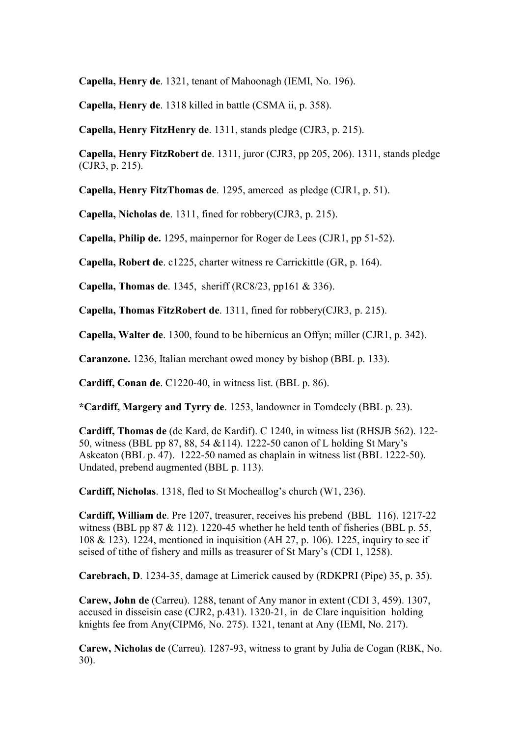**Capella, Henry de**. 1321, tenant of Mahoonagh (IEMI, No. 196).

**Capella, Henry de**. 1318 killed in battle (CSMA ii, p. 358).

**Capella, Henry FitzHenry de**. 1311, stands pledge (CJR3, p. 215).

**Capella, Henry FitzRobert de**. 1311, juror (CJR3, pp 205, 206). 1311, stands pledge (CJR3, p. 215).

**Capella, Henry FitzThomas de**. 1295, amerced as pledge (CJR1, p. 51).

**Capella, Nicholas de**. 1311, fined for robbery(CJR3, p. 215).

**Capella, Philip de.** 1295, mainpernor for Roger de Lees (CJR1, pp 51-52).

**Capella, Robert de**. c1225, charter witness re Carrickittle (GR, p. 164).

**Capella, Thomas de**. 1345, sheriff (RC8/23, pp161 & 336).

**Capella, Thomas FitzRobert de**. 1311, fined for robbery(CJR3, p. 215).

**Capella, Walter de**. 1300, found to be hibernicus an Offyn; miller (CJR1, p. 342).

**Caranzone.** 1236, Italian merchant owed money by bishop (BBL p. 133).

**Cardiff, Conan de**. C1220-40, in witness list. (BBL p. 86).

***Cardiff, Margery and Tyrry de**. 1253, landowner in Tomdeely (BBL p. 23).

**Cardiff, Thomas de** (de Kard, de Kardif). C 1240, in witness list (RHSJB 562). 122-50, witness (BBL pp 87, 88, 54 &114). 1222-50 canon of L holding St Mary's Askeaton (BBL p. 47). 1222-50 named as chaplain in witness list (BBL 1222-50). Undated, prebend augmented (BBL p. 113).

**Cardiff, Nicholas**. 1318, fled to St Mocheallog's church (W1, 236).

**Cardiff, William de**. Pre 1207, treasurer, receives his prebend (BBL 116). 1217-22 witness (BBL pp 87 & 112). 1220-45 whether he held tenth of fisheries (BBL p. 55, 108 & 123). 1224, mentioned in inquisition (AH 27, p. 106). 1225, inquiry to see if seised of tithe of fishery and mills as treasurer of St Mary's (CDI 1, 1258).

**Carebrach, D**. 1234-35, damage at Limerick caused by (RDKPRI (Pipe) 35, p. 35).

**Carew, John de** (Carreu). 1288, tenant of Any manor in extent (CDI 3, 459). 1307, accused in disseisin case (CJR2, p.431). 1320-21, in de Clare inquisition holding knights fee from Any(CIPM6, No. 275). 1321, tenant at Any (IEMI, No. 217).

**Carew, Nicholas de** (Carreu). 1287-93, witness to grant by Julia de Cogan (RBK, No. 30).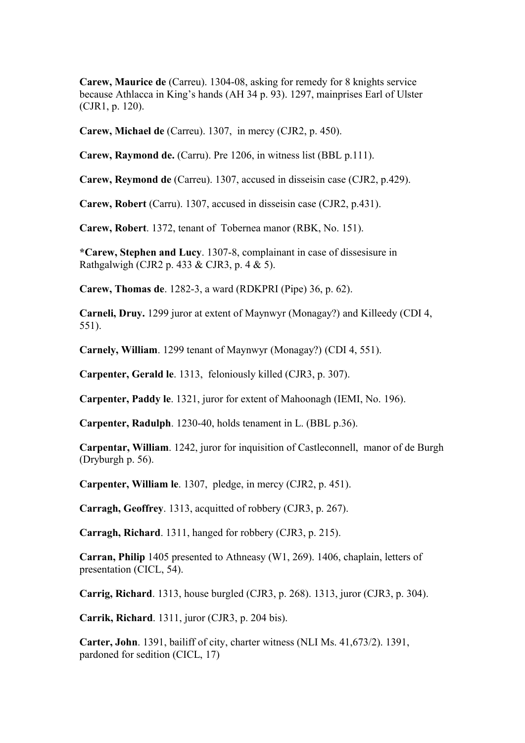**Carew, Maurice de** (Carreu). 1304-08, asking for remedy for 8 knights service because Athlacca in King's hands (AH 34 p. 93). 1297, mainprises Earl of Ulster (CJR1, p. 120).

**Carew, Michael de** (Carreu). 1307, in mercy (CJR2, p. 450).

**Carew, Raymond de.** (Carru). Pre 1206, in witness list (BBL p.111).

**Carew, Reymond de** (Carreu). 1307, accused in disseisin case (CJR2, p.429).

**Carew, Robert** (Carru). 1307, accused in disseisin case (CJR2, p.431).

**Carew, Robert**. 1372, tenant of Tobernea manor (RBK, No. 151).

***Carew, Stephen and Lucy**. 1307-8, complainant in case of dissesisure in Rathgalwigh (CJR2 p. 433 & CJR3, p. 4 & 5).

**Carew, Thomas de**. 1282-3, a ward (RDKPRI (Pipe) 36, p. 62).

**Carneli, Druy.** 1299 juror at extent of Maynwyr (Monagay?) and Killeedy (CDI 4, 551).

**Carnely, William**. 1299 tenant of Maynwyr (Monagay?) (CDI 4, 551).

**Carpenter, Gerald le**. 1313, feloniously killed (CJR3, p. 307).

**Carpenter, Paddy le**. 1321, juror for extent of Mahoonagh (IEMI, No. 196).

**Carpenter, Radulph**. 1230-40, holds tenament in L. (BBL p.36).

**Carpentar, William**. 1242, juror for inquisition of Castleconnell, manor of de Burgh (Dryburgh p. 56).

**Carpenter, William le**. 1307, pledge, in mercy (CJR2, p. 451).

**Carragh, Geoffrey**. 1313, acquitted of robbery (CJR3, p. 267).

**Carragh, Richard**. 1311, hanged for robbery (CJR3, p. 215).

**Carran, Philip** 1405 presented to Athneasy (W1, 269). 1406, chaplain, letters of presentation (CICL, 54).

**Carrig, Richard**. 1313, house burgled (CJR3, p. 268). 1313, juror (CJR3, p. 304).

**Carrik, Richard**. 1311, juror (CJR3, p. 204 bis).

**Carter, John**. 1391, bailiff of city, charter witness (NLI Ms. 41,673/2). 1391, pardoned for sedition (CICL, 17)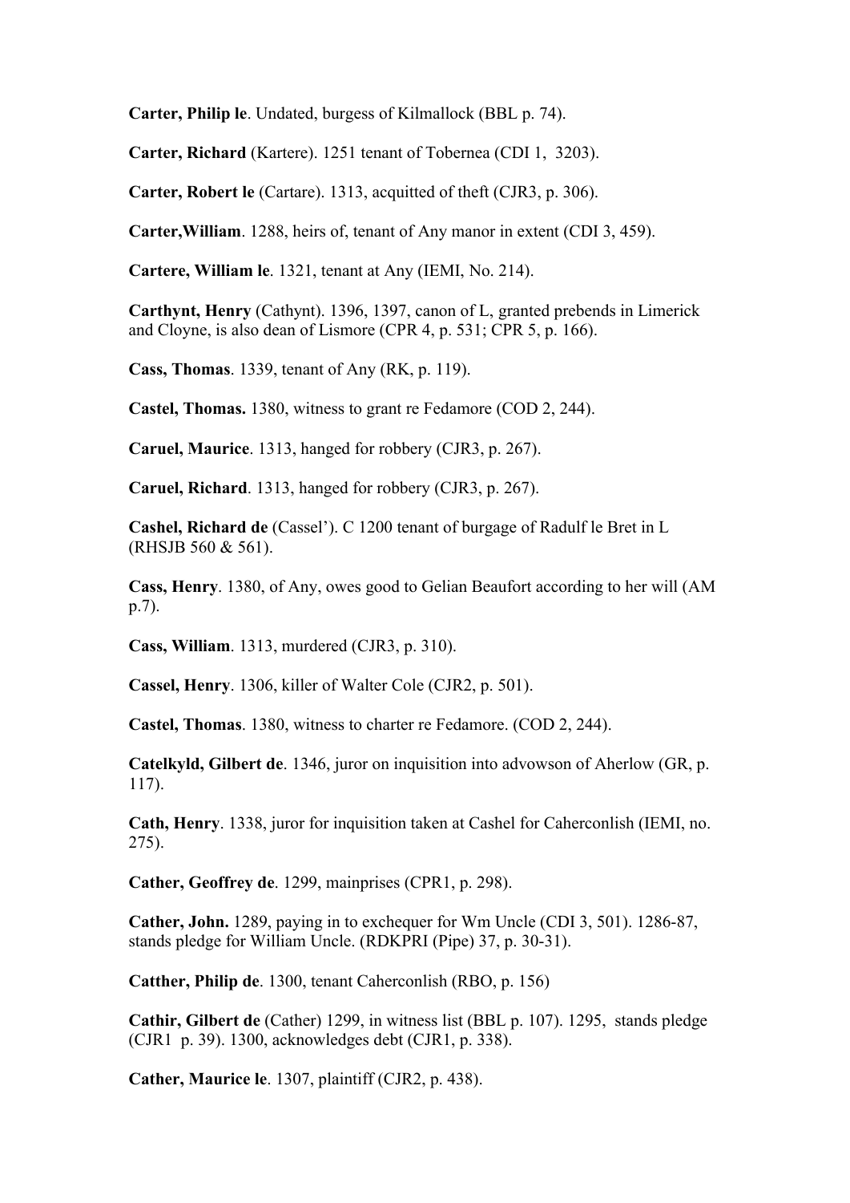**Carter, Philip le**. Undated, burgess of Kilmallock (BBL p. 74).

**Carter, Richard** (Kartere). 1251 tenant of Tobernea (CDI 1,  3203).

**Carter, Robert le** (Cartare). 1313, acquitted of theft (CJR3, p. 306).

**Carter,William**. 1288, heirs of, tenant of Any manor in extent (CDI 3, 459).

**Cartere, William le**. 1321, tenant at Any (IEMI, No. 214).

**Carthynt, Henry** (Cathynt). 1396, 1397, canon of L, granted prebends in Limerick and Cloyne, is also dean of Lismore (CPR 4, p. 531; CPR 5, p. 166).

**Cass, Thomas**. 1339, tenant of Any (RK, p. 119).

**Castel, Thomas.** 1380, witness to grant re Fedamore (COD 2, 244).

**Caruel, Maurice**. 1313, hanged for robbery (CJR3, p. 267).

**Caruel, Richard**. 1313, hanged for robbery (CJR3, p. 267).

**Cashel, Richard de** (Cassel'). C 1200 tenant of burgage of Radulf le Bret in L (RHSJB 560 & 561).

**Cass, Henry**. 1380, of Any, owes good to Gelian Beaufort according to her will (AM p.7).

**Cass, William**. 1313, murdered (CJR3, p. 310).

**Cassel, Henry**. 1306, killer of Walter Cole (CJR2, p. 501).

**Castel, Thomas**. 1380, witness to charter re Fedamore. (COD 2, 244).

**Catelkyld, Gilbert de**. 1346, juror on inquisition into advowson of Aherlow (GR, p. 117).

**Cath, Henry**. 1338, juror for inquisition taken at Cashel for Caherconlish (IEMI, no. 275).

**Cather, Geoffrey de**. 1299, mainprises (CPR1, p. 298).

**Cather, John.** 1289, paying in to exchequer for Wm Uncle (CDI 3, 501). 1286-87, stands pledge for William Uncle. (RDKPRI (Pipe) 37, p. 30-31).

**Catther, Philip de**. 1300, tenant Caherconlish (RBO, p. 156)

**Cathir, Gilbert de** (Cather) 1299, in witness list (BBL p. 107). 1295,  stands pledge (CJR1  p. 39). 1300, acknowledges debt (CJR1, p. 338).

**Cather, Maurice le**. 1307, plaintiff (CJR2, p. 438).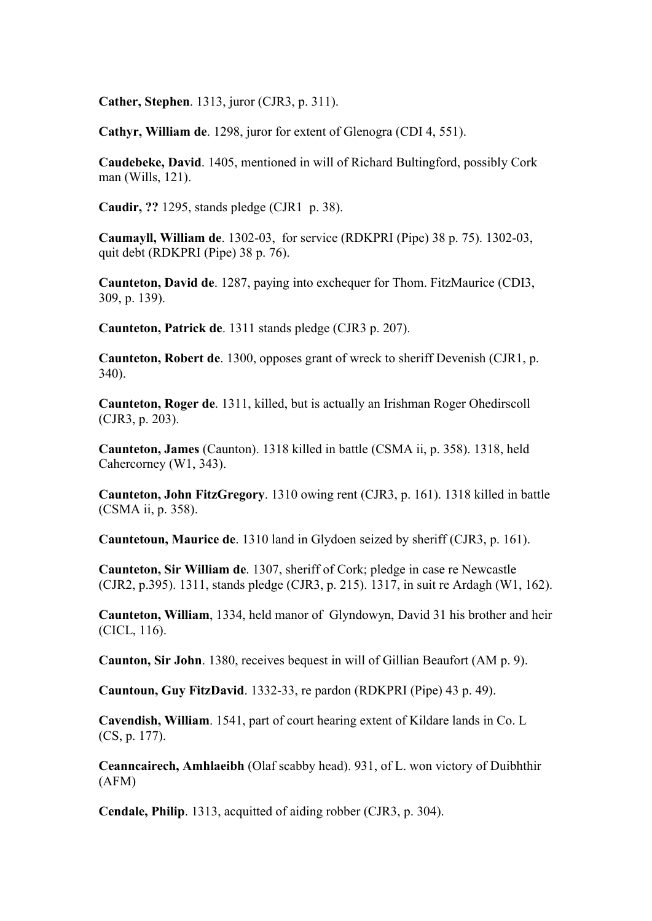**Cather, Stephen**. 1313, juror (CJR3, p. 311).

**Cathyr, William de**. 1298, juror for extent of Glenogra (CDI 4, 551).

**Caudebeke, David**. 1405, mentioned in will of Richard Bultingford, possibly Cork man (Wills, 121).

**Caudir, ??** 1295, stands pledge (CJR1 p. 38).

**Caumayll, William de**. 1302-03, for service (RDKPRI (Pipe) 38 p. 75). 1302-03, quit debt (RDKPRI (Pipe) 38 p. 76).

**Caunteton, David de**. 1287, paying into exchequer for Thom. FitzMaurice (CDI3, 309, p. 139).

**Caunteton, Patrick de**. 1311 stands pledge (CJR3 p. 207).

**Caunteton, Robert de**. 1300, opposes grant of wreck to sheriff Devenish (CJR1, p. 340).

**Caunteton, Roger de**. 1311, killed, but is actually an Irishman Roger Ohedirscoll (CJR3, p. 203).

**Caunteton, James** (Caunton). 1318 killed in battle (CSMA ii, p. 358). 1318, held Cahercorney (W1, 343).

**Caunteton, John FitzGregory**. 1310 owing rent (CJR3, p. 161). 1318 killed in battle (CSMA ii, p. 358).

**Cauntetoun, Maurice de**. 1310 land in Glydoen seized by sheriff (CJR3, p. 161).

**Caunteton, Sir William de**. 1307, sheriff of Cork; pledge in case re Newcastle (CJR2, p.395). 1311, stands pledge (CJR3, p. 215). 1317, in suit re Ardagh (W1, 162).

**Caunteton, William**, 1334, held manor of Glyndowyn, David 31 his brother and heir (CICL, 116).

**Caunton, Sir John**. 1380, receives bequest in will of Gillian Beaufort (AM p. 9).

**Cauntoun, Guy FitzDavid**. 1332-33, re pardon (RDKPRI (Pipe) 43 p. 49).

**Cavendish, William**. 1541, part of court hearing extent of Kildare lands in Co. L (CS, p. 177).

**Ceanncairech, Amhlaeibh** (Olaf scabby head). 931, of L. won victory of Duibhthir (AFM)

**Cendale, Philip**. 1313, acquitted of aiding robber (CJR3, p. 304).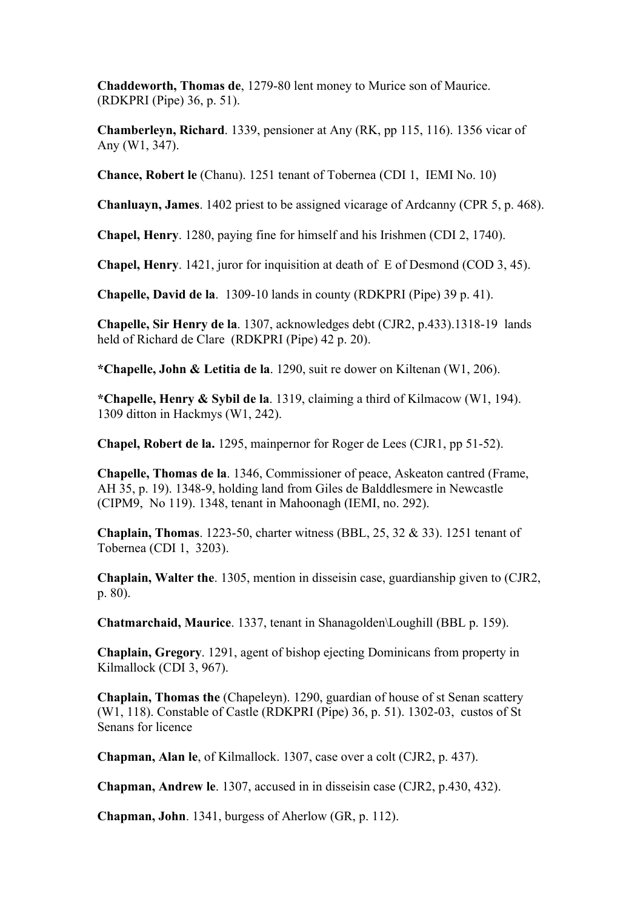**Chaddeworth, Thomas de**, 1279-80 lent money to Murice son of Maurice. (RDKPRI (Pipe) 36, p. 51).

**Chamberleyn, Richard**. 1339, pensioner at Any (RK, pp 115, 116). 1356 vicar of Any (W1, 347).

**Chance, Robert le** (Chanu). 1251 tenant of Tobernea (CDI 1, IEMI No. 10)

**Chanluayn, James**. 1402 priest to be assigned vicarage of Ardcanny (CPR 5, p. 468).

**Chapel, Henry**. 1280, paying fine for himself and his Irishmen (CDI 2, 1740).

**Chapel, Henry**. 1421, juror for inquisition at death of E of Desmond (COD 3, 45).

**Chapelle, David de la**. 1309-10 lands in county (RDKPRI (Pipe) 39 p. 41).

**Chapelle, Sir Henry de la**. 1307, acknowledges debt (CJR2, p.433).1318-19 lands held of Richard de Clare (RDKPRI (Pipe) 42 p. 20).

***Chapelle, John & Letitia de la**. 1290, suit re dower on Kiltenan (W1, 206).

***Chapelle, Henry & Sybil de la**. 1319, claiming a third of Kilmacow (W1, 194). 1309 ditton in Hackmys (W1, 242).

**Chapel, Robert de la.** 1295, mainpernor for Roger de Lees (CJR1, pp 51-52).

**Chapelle, Thomas de la**. 1346, Commissioner of peace, Askeaton cantred (Frame, AH 35, p. 19). 1348-9, holding land from Giles de Balddlesmere in Newcastle (CIPM9, No 119). 1348, tenant in Mahoonagh (IEMI, no. 292).

**Chaplain, Thomas**. 1223-50, charter witness (BBL, 25, 32 & 33). 1251 tenant of Tobernea (CDI 1, 3203).

**Chaplain, Walter the**. 1305, mention in disseisin case, guardianship given to (CJR2, p. 80).

**Chatmarchaid, Maurice**. 1337, tenant in Shanagolden\Loughill (BBL p. 159).

**Chaplain, Gregory**. 1291, agent of bishop ejecting Dominicans from property in Kilmallock (CDI 3, 967).

**Chaplain, Thomas the** (Chapeleyn). 1290, guardian of house of st Senan scattery (W1, 118). Constable of Castle (RDKPRI (Pipe) 36, p. 51). 1302-03, custos of St Senans for licence

**Chapman, Alan le**, of Kilmallock. 1307, case over a colt (CJR2, p. 437).

**Chapman, Andrew le**. 1307, accused in in disseisin case (CJR2, p.430, 432).

**Chapman, John**. 1341, burgess of Aherlow (GR, p. 112).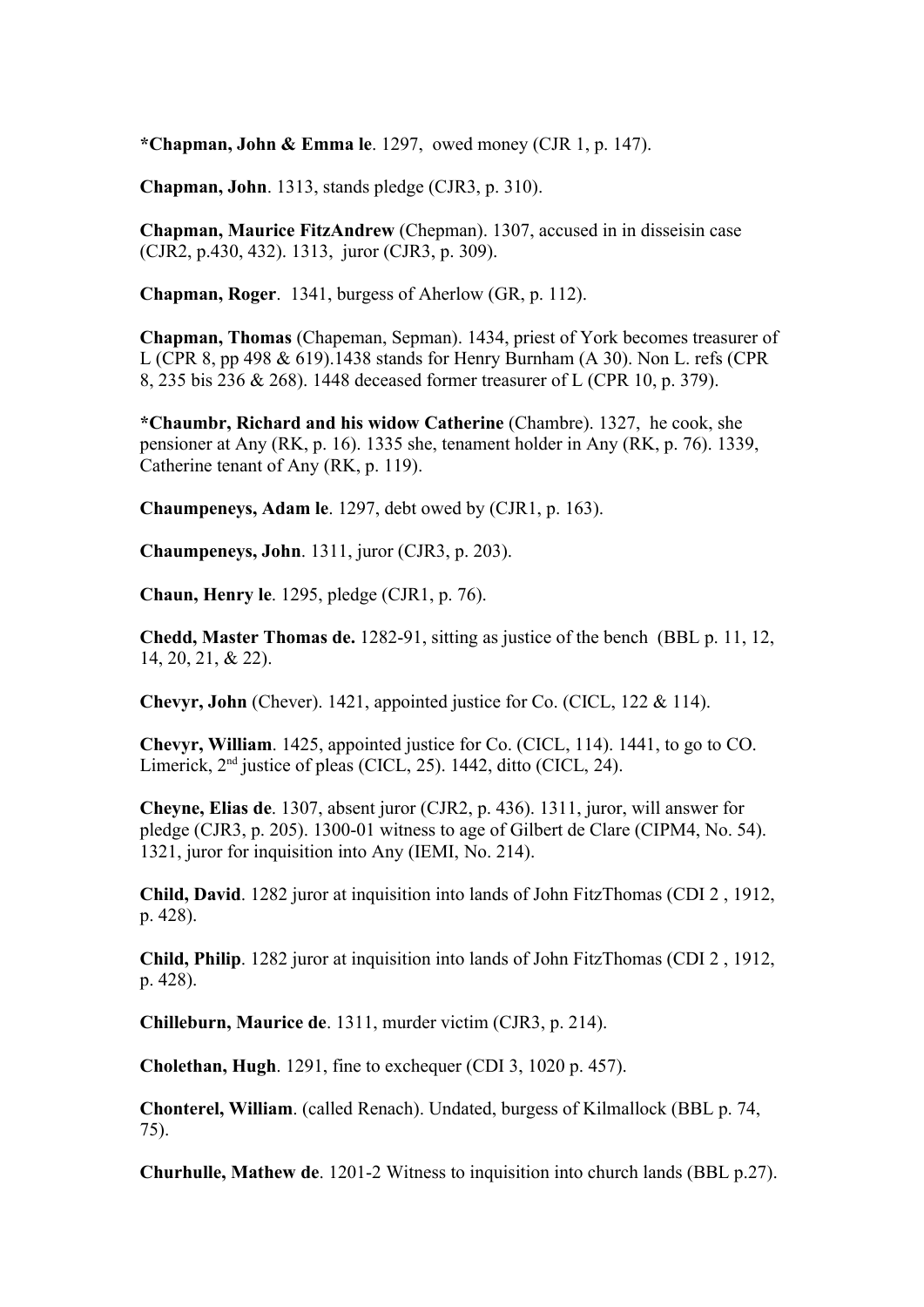**\*Chapman, John & Emma le**. 1297, owed money (CJR 1, p. 147).

**Chapman, John**. 1313, stands pledge (CJR3, p. 310).

**Chapman, Maurice FitzAndrew** (Chepman). 1307, accused in in disseisin case (CJR2, p.430, 432). 1313, juror (CJR3, p. 309).

**Chapman, Roger**. 1341, burgess of Aherlow (GR, p. 112).

**Chapman, Thomas** (Chapeman, Sepman). 1434, priest of York becomes treasurer of L (CPR 8, pp 498 & 619).1438 stands for Henry Burnham (A 30). Non L. refs (CPR 8, 235 bis 236 & 268). 1448 deceased former treasurer of L (CPR 10, p. 379).

**\*Chaumbr, Richard and his widow Catherine** (Chambre). 1327, he cook, she pensioner at Any (RK, p. 16). 1335 she, tenament holder in Any (RK, p. 76). 1339, Catherine tenant of Any (RK, p. 119).

**Chaumpeneys, Adam le**. 1297, debt owed by (CJR1, p. 163).

**Chaumpeneys, John**. 1311, juror (CJR3, p. 203).

**Chaun, Henry le**. 1295, pledge (CJR1, p. 76).

**Chedd, Master Thomas de.** 1282-91, sitting as justice of the bench (BBL p. 11, 12, 14, 20, 21, & 22).

**Chevyr, John** (Chever). 1421, appointed justice for Co. (CICL, 122 & 114).

**Chevyr, William**. 1425, appointed justice for Co. (CICL, 114). 1441, to go to CO. Limerick, 2nd justice of pleas (CICL, 25). 1442, ditto (CICL, 24).

**Cheyne, Elias de**. 1307, absent juror (CJR2, p. 436). 1311, juror, will answer for pledge (CJR3, p. 205). 1300-01 witness to age of Gilbert de Clare (CIPM4, No. 54). 1321, juror for inquisition into Any (IEMI, No. 214).

**Child, David**. 1282 juror at inquisition into lands of John FitzThomas (CDI 2 , 1912, p. 428).

**Child, Philip**. 1282 juror at inquisition into lands of John FitzThomas (CDI 2 , 1912, p. 428).

**Chilleburn, Maurice de**. 1311, murder victim (CJR3, p. 214).

**Cholethan, Hugh**. 1291, fine to exchequer (CDI 3, 1020 p. 457).

**Chonterel, William**. (called Renach). Undated, burgess of Kilmallock (BBL p. 74, 75).

**Churhulle, Mathew de**. 1201-2 Witness to inquisition into church lands (BBL p.27).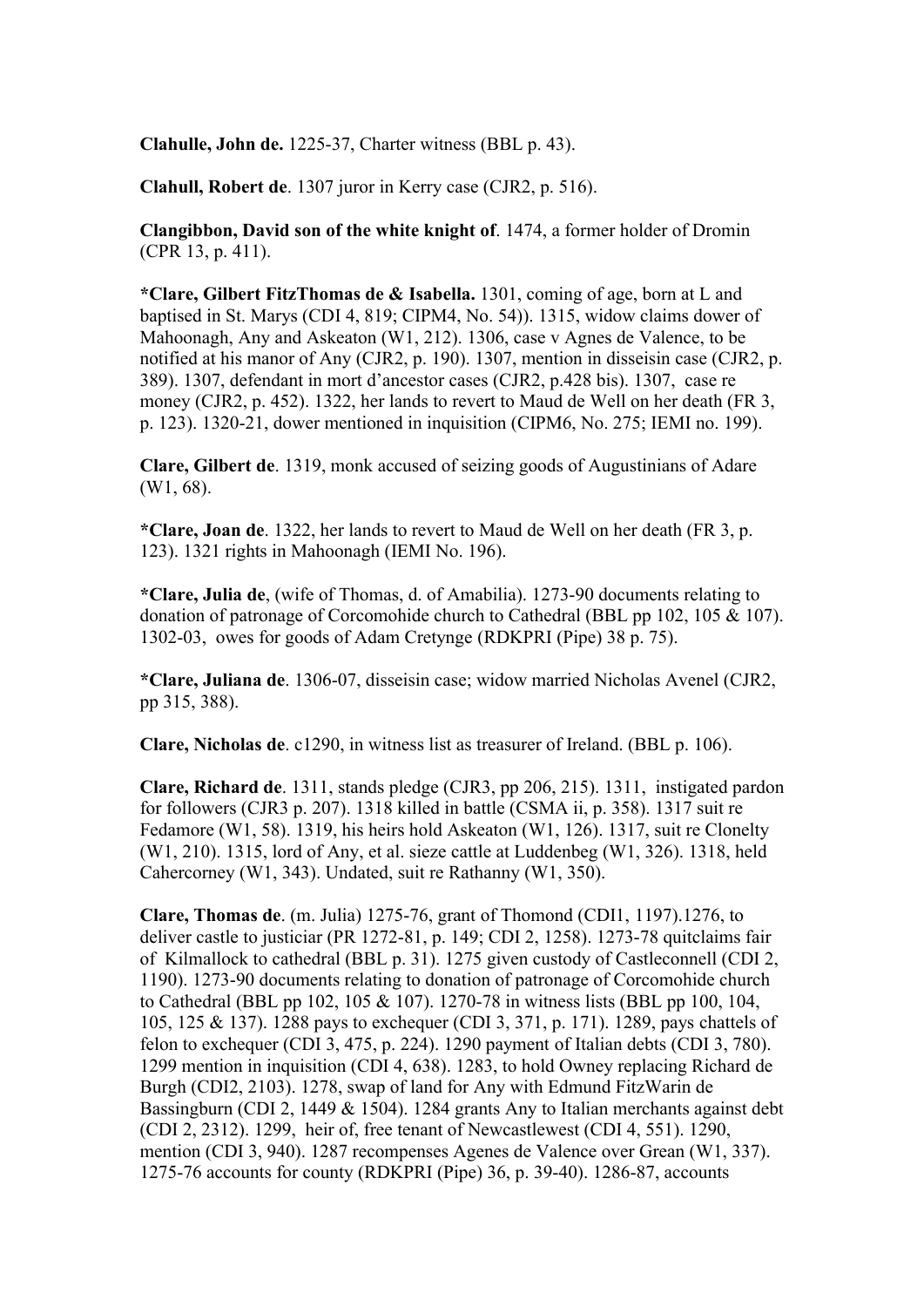**Clahulle, John de.** 1225-37, Charter witness (BBL p. 43).

**Clahull, Robert de**. 1307 juror in Kerry case (CJR2, p. 516).

**Clangibbon, David son of the white knight of**. 1474, a former holder of Dromin (CPR 13, p. 411).

***Clare, Gilbert FitzThomas de & Isabella.** 1301, coming of age, born at L and baptised in St. Marys (CDI 4, 819; CIPM4, No. 54)). 1315, widow claims dower of Mahoonagh, Any and Askeaton (W1, 212). 1306, case v Agnes de Valence, to be notified at his manor of Any (CJR2, p. 190). 1307, mention in disseisin case (CJR2, p. 389). 1307, defendant in mort d'ancestor cases (CJR2, p.428 bis). 1307, case re money (CJR2, p. 452). 1322, her lands to revert to Maud de Well on her death (FR 3, p. 123). 1320-21, dower mentioned in inquisition (CIPM6, No. 275; IEMI no. 199).

**Clare, Gilbert de**. 1319, monk accused of seizing goods of Augustinians of Adare (W1, 68).

***Clare, Joan de**. 1322, her lands to revert to Maud de Well on her death (FR 3, p. 123). 1321 rights in Mahoonagh (IEMI No. 196).

***Clare, Julia de**, (wife of Thomas, d. of Amabilia). 1273-90 documents relating to donation of patronage of Corcomohide church to Cathedral (BBL pp 102, 105 & 107). 1302-03, owes for goods of Adam Cretynge (RDKPRI (Pipe) 38 p. 75).

***Clare, Juliana de**. 1306-07, disseisin case; widow married Nicholas Avenel (CJR2, pp 315, 388).

**Clare, Nicholas de**. c1290, in witness list as treasurer of Ireland. (BBL p. 106).

**Clare, Richard de**. 1311, stands pledge (CJR3, pp 206, 215). 1311, instigated pardon for followers (CJR3 p. 207). 1318 killed in battle (CSMA ii, p. 358). 1317 suit re Fedamore (W1, 58). 1319, his heirs hold Askeaton (W1, 126). 1317, suit re Clonelty (W1, 210). 1315, lord of Any, et al. sieze cattle at Luddenbeg (W1, 326). 1318, held Cahercorney (W1, 343). Undated, suit re Rathanny (W1, 350).

**Clare, Thomas de**. (m. Julia) 1275-76, grant of Thomond (CDI1, 1197).1276, to deliver castle to justiciar (PR 1272-81, p. 149; CDI 2, 1258). 1273-78 quitclaims fair of Kilmallock to cathedral (BBL p. 31). 1275 given custody of Castleconnell (CDI 2, 1190). 1273-90 documents relating to donation of patronage of Corcomohide church to Cathedral (BBL pp 102, 105 & 107). 1270-78 in witness lists (BBL pp 100, 104, 105, 125 & 137). 1288 pays to exchequer (CDI 3, 371, p. 171). 1289, pays chattels of felon to exchequer (CDI 3, 475, p. 224). 1290 payment of Italian debts (CDI 3, 780). 1299 mention in inquisition (CDI 4, 638). 1283, to hold Owney replacing Richard de Burgh (CDI2, 2103). 1278, swap of land for Any with Edmund FitzWarin de Bassingburn (CDI 2, 1449 & 1504). 1284 grants Any to Italian merchants against debt (CDI 2, 2312). 1299, heir of, free tenant of Newcastlewest (CDI 4, 551). 1290, mention (CDI 3, 940). 1287 recompenses Agenes de Valence over Grean (W1, 337). 1275-76 accounts for county (RDKPRI (Pipe) 36, p. 39-40). 1286-87, accounts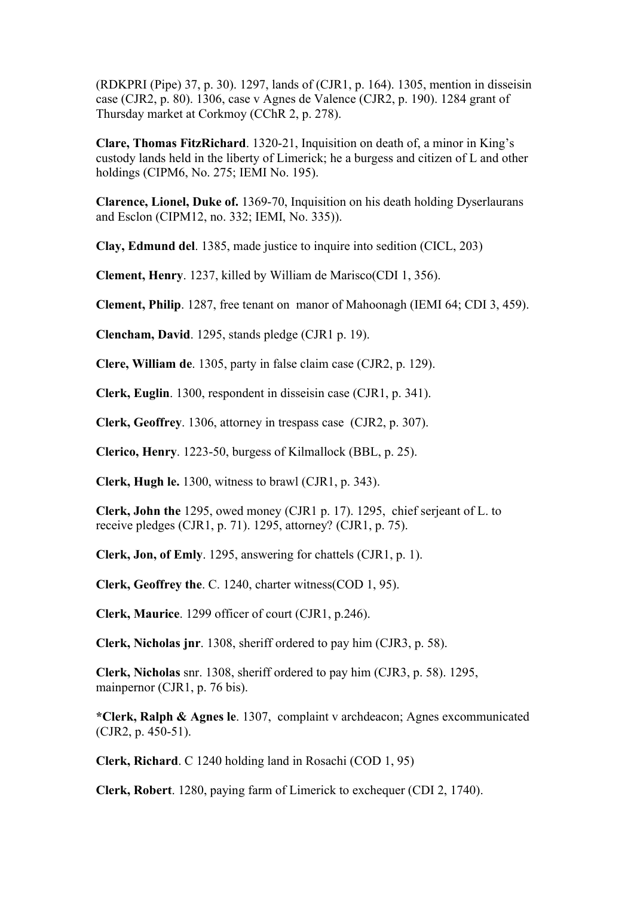(RDKPRI (Pipe) 37, p. 30). 1297, lands of (CJR1, p. 164). 1305, mention in disseisin case (CJR2, p. 80). 1306, case v Agnes de Valence (CJR2, p. 190). 1284 grant of Thursday market at Corkmoy (CChR 2, p. 278).

**Clare, Thomas FitzRichard**. 1320-21, Inquisition on death of, a minor in King's custody lands held in the liberty of Limerick; he a burgess and citizen of L and other holdings (CIPM6, No. 275; IEMI No. 195).

**Clarence, Lionel, Duke of.** 1369-70, Inquisition on his death holding Dyserlaurans and Esclon (CIPM12, no. 332; IEMI, No. 335)).

**Clay, Edmund del**. 1385, made justice to inquire into sedition (CICL, 203)

**Clement, Henry**. 1237, killed by William de Marisco(CDI 1, 356).

**Clement, Philip**. 1287, free tenant on manor of Mahoonagh (IEMI 64; CDI 3, 459).

**Clencham, David**. 1295, stands pledge (CJR1 p. 19).

**Clere, William de**. 1305, party in false claim case (CJR2, p. 129).

**Clerk, Euglin**. 1300, respondent in disseisin case (CJR1, p. 341).

**Clerk, Geoffrey**. 1306, attorney in trespass case (CJR2, p. 307).

**Clerico, Henry**. 1223-50, burgess of Kilmallock (BBL, p. 25).

**Clerk, Hugh le.** 1300, witness to brawl (CJR1, p. 343).

**Clerk, John the** 1295, owed money (CJR1 p. 17). 1295, chief serjeant of L. to receive pledges (CJR1, p. 71). 1295, attorney? (CJR1, p. 75).

**Clerk, Jon, of Emly**. 1295, answering for chattels (CJR1, p. 1).

**Clerk, Geoffrey the**. C. 1240, charter witness(COD 1, 95).

**Clerk, Maurice**. 1299 officer of court (CJR1, p.246).

**Clerk, Nicholas jnr**. 1308, sheriff ordered to pay him (CJR3, p. 58).

**Clerk, Nicholas** snr. 1308, sheriff ordered to pay him (CJR3, p. 58). 1295, mainpernor (CJR1, p. 76 bis).

***Clerk, Ralph & Agnes le**. 1307, complaint v archdeacon; Agnes excommunicated (CJR2, p. 450-51).

**Clerk, Richard**. C 1240 holding land in Rosachi (COD 1, 95)

**Clerk, Robert**. 1280, paying farm of Limerick to exchequer (CDI 2, 1740).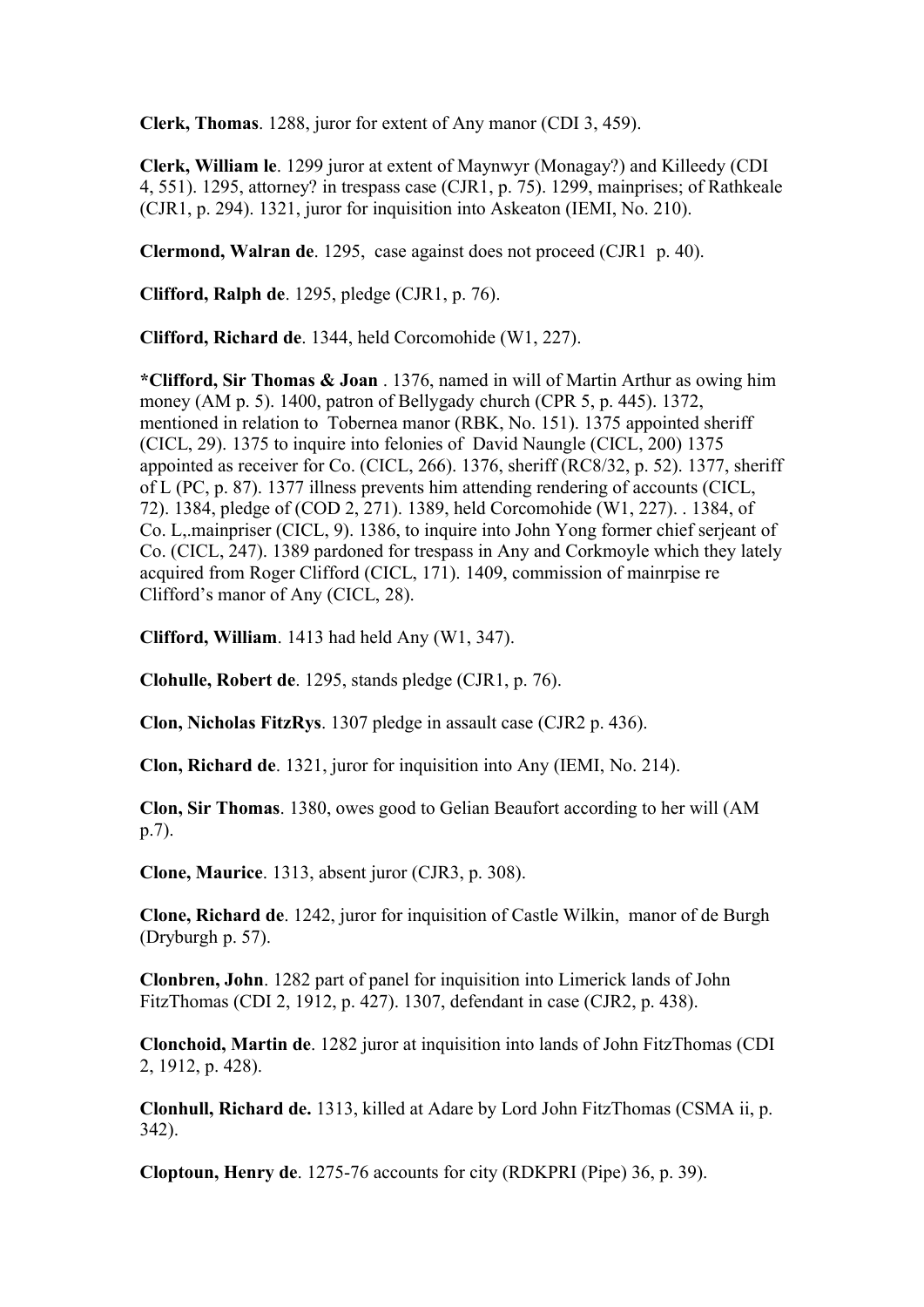**Clerk, Thomas**. 1288, juror for extent of Any manor (CDI 3, 459).

**Clerk, William le**. 1299 juror at extent of Maynwyr (Monagay?) and Killeedy (CDI 4, 551). 1295, attorney? in trespass case (CJR1, p. 75). 1299, mainprises; of Rathkeale (CJR1, p. 294). 1321, juror for inquisition into Askeaton (IEMI, No. 210).

**Clermond, Walran de**. 1295, case against does not proceed (CJR1 p. 40).

**Clifford, Ralph de**. 1295, pledge (CJR1, p. 76).

**Clifford, Richard de**. 1344, held Corcomohide (W1, 227).

***Clifford, Sir Thomas & Joan** . 1376, named in will of Martin Arthur as owing him money (AM p. 5). 1400, patron of Bellygady church (CPR 5, p. 445). 1372, mentioned in relation to Tobernea manor (RBK, No. 151). 1375 appointed sheriff (CICL, 29). 1375 to inquire into felonies of David Naungle (CICL, 200) 1375 appointed as receiver for Co. (CICL, 266). 1376, sheriff (RC8/32, p. 52). 1377, sheriff of L (PC, p. 87). 1377 illness prevents him attending rendering of accounts (CICL, 72). 1384, pledge of (COD 2, 271). 1389, held Corcomohide (W1, 227). . 1384, of Co. L,.mainpriser (CICL, 9). 1386, to inquire into John Yong former chief serjeant of Co. (CICL, 247). 1389 pardoned for trespass in Any and Corkmoyle which they lately acquired from Roger Clifford (CICL, 171). 1409, commission of mainrpise re Clifford's manor of Any (CICL, 28).

**Clifford, William**. 1413 had held Any (W1, 347).

**Clohulle, Robert de**. 1295, stands pledge (CJR1, p. 76).

**Clon, Nicholas FitzRys**. 1307 pledge in assault case (CJR2 p. 436).

**Clon, Richard de**. 1321, juror for inquisition into Any (IEMI, No. 214).

**Clon, Sir Thomas**. 1380, owes good to Gelian Beaufort according to her will (AM p.7).

**Clone, Maurice**. 1313, absent juror (CJR3, p. 308).

**Clone, Richard de**. 1242, juror for inquisition of Castle Wilkin, manor of de Burgh (Dryburgh p. 57).

**Clonbren, John**. 1282 part of panel for inquisition into Limerick lands of John FitzThomas (CDI 2, 1912, p. 427). 1307, defendant in case (CJR2, p. 438).

**Clonchoid, Martin de**. 1282 juror at inquisition into lands of John FitzThomas (CDI 2, 1912, p. 428).

**Clonhull, Richard de.** 1313, killed at Adare by Lord John FitzThomas (CSMA ii, p. 342).

**Cloptoun, Henry de**. 1275-76 accounts for city (RDKPRI (Pipe) 36, p. 39).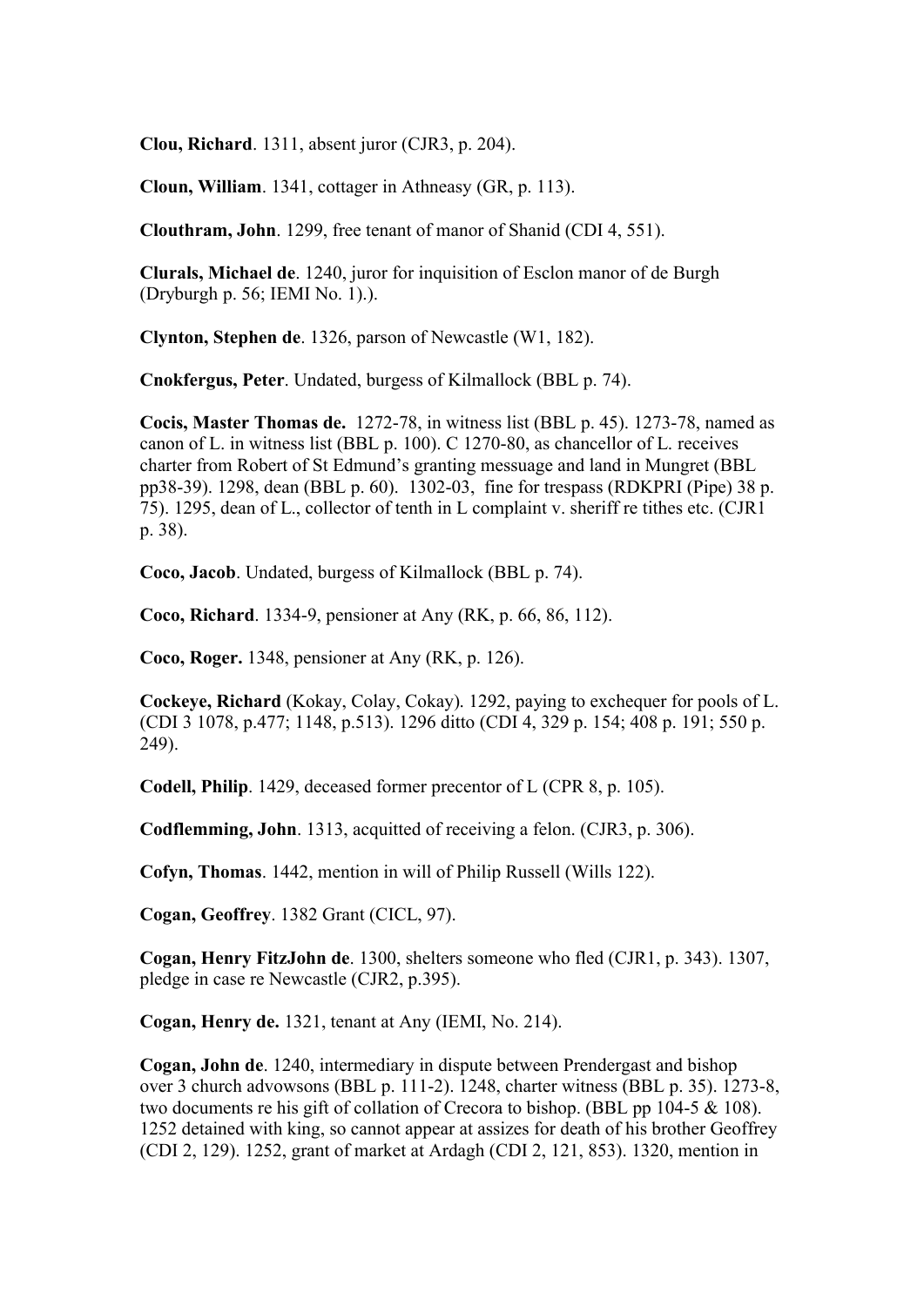**Clou, Richard**. 1311, absent juror (CJR3, p. 204).

**Cloun, William**. 1341, cottager in Athneasy (GR, p. 113).

**Clouthram, John**. 1299, free tenant of manor of Shanid (CDI 4, 551).

**Clurals, Michael de**. 1240, juror for inquisition of Esclon manor of de Burgh (Dryburgh p. 56; IEMI No. 1).).

**Clynton, Stephen de**. 1326, parson of Newcastle (W1, 182).

**Cnokfergus, Peter**. Undated, burgess of Kilmallock (BBL p. 74).

**Cocis, Master Thomas de.** 1272-78, in witness list (BBL p. 45). 1273-78, named as canon of L. in witness list (BBL p. 100). C 1270-80, as chancellor of L. receives charter from Robert of St Edmund's granting messuage and land in Mungret (BBL pp38-39). 1298, dean (BBL p. 60). 1302-03, fine for trespass (RDKPRI (Pipe) 38 p. 75). 1295, dean of L., collector of tenth in L complaint v. sheriff re tithes etc. (CJR1 p. 38).

**Coco, Jacob**. Undated, burgess of Kilmallock (BBL p. 74).

**Coco, Richard**. 1334-9, pensioner at Any (RK, p. 66, 86, 112).

**Coco, Roger.** 1348, pensioner at Any (RK, p. 126).

**Cockeye, Richard** (Kokay, Colay, Cokay). 1292, paying to exchequer for pools of L. (CDI 3 1078, p.477; 1148, p.513). 1296 ditto (CDI 4, 329 p. 154; 408 p. 191; 550 p. 249).

**Codell, Philip**. 1429, deceased former precentor of L (CPR 8, p. 105).

**Codflemming, John**. 1313, acquitted of receiving a felon. (CJR3, p. 306).

**Cofyn, Thomas**. 1442, mention in will of Philip Russell (Wills 122).

**Cogan, Geoffrey**. 1382 Grant (CICL, 97).

**Cogan, Henry FitzJohn de**. 1300, shelters someone who fled (CJR1, p. 343). 1307, pledge in case re Newcastle (CJR2, p.395).

**Cogan, Henry de.** 1321, tenant at Any (IEMI, No. 214).

**Cogan, John de**. 1240, intermediary in dispute between Prendergast and bishop over 3 church advowsons (BBL p. 111-2). 1248, charter witness (BBL p. 35). 1273-8, two documents re his gift of collation of Crecora to bishop. (BBL pp 104-5 & 108). 1252 detained with king, so cannot appear at assizes for death of his brother Geoffrey (CDI 2, 129). 1252, grant of market at Ardagh (CDI 2, 121, 853). 1320, mention in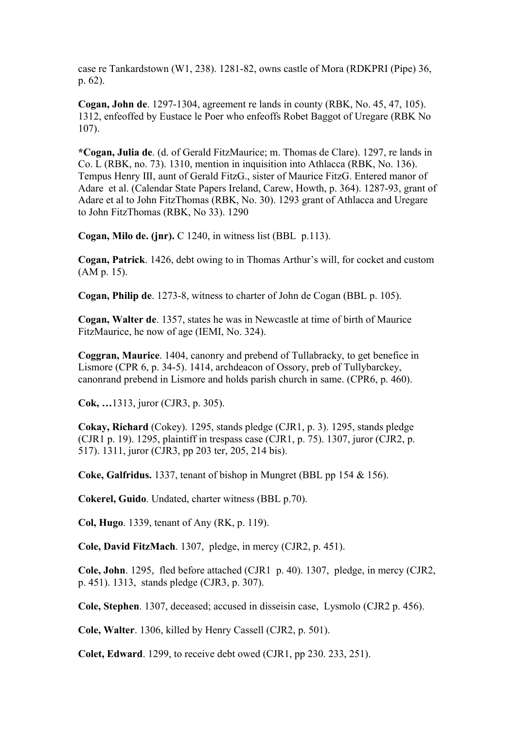case re Tankardstown (W1, 238). 1281-82, owns castle of Mora (RDKPRI (Pipe) 36, p. 62).

**Cogan, John de**. 1297-1304, agreement re lands in county (RBK, No. 45, 47, 105). 1312, enfeoffed by Eustace le Poer who enfeoffs Robet Baggot of Uregare (RBK No 107).

***Cogan, Julia de**. (d. of Gerald FitzMaurice; m. Thomas de Clare). 1297, re lands in Co. L (RBK, no. 73). 1310, mention in inquisition into Athlacca (RBK, No. 136). Tempus Henry III, aunt of Gerald FitzG., sister of Maurice FitzG. Entered manor of Adare et al. (Calendar State Papers Ireland, Carew, Howth, p. 364). 1287-93, grant of Adare et al to John FitzThomas (RBK, No. 30). 1293 grant of Athlacca and Uregare to John FitzThomas (RBK, No 33). 1290

**Cogan, Milo de. (jnr).** C 1240, in witness list (BBL p.113).

**Cogan, Patrick**. 1426, debt owing to in Thomas Arthur's will, for cocket and custom (AM p. 15).

**Cogan, Philip de**. 1273-8, witness to charter of John de Cogan (BBL p. 105).

**Cogan, Walter de**. 1357, states he was in Newcastle at time of birth of Maurice FitzMaurice, he now of age (IEMI, No. 324).

**Coggran, Maurice**. 1404, canonry and prebend of Tullabracky, to get benefice in Lismore (CPR 6, p. 34-5). 1414, archdeacon of Ossory, preb of Tullybarckey, canonrand prebend in Lismore and holds parish church in same. (CPR6, p. 460).

**Cok, …**1313, juror (CJR3, p. 305).

**Cokay, Richard** (Cokey). 1295, stands pledge (CJR1, p. 3). 1295, stands pledge (CJR1 p. 19). 1295, plaintiff in trespass case (CJR1, p. 75). 1307, juror (CJR2, p. 517). 1311, juror (CJR3, pp 203 ter, 205, 214 bis).

**Coke, Galfridus.** 1337, tenant of bishop in Mungret (BBL pp 154 & 156).

**Cokerel, Guido**. Undated, charter witness (BBL p.70).

**Col, Hugo**. 1339, tenant of Any (RK, p. 119).

**Cole, David FitzMach**. 1307, pledge, in mercy (CJR2, p. 451).

**Cole, John**. 1295, fled before attached (CJR1 p. 40). 1307, pledge, in mercy (CJR2, p. 451). 1313, stands pledge (CJR3, p. 307).

**Cole, Stephen**. 1307, deceased; accused in disseisin case, Lysmolo (CJR2 p. 456).

**Cole, Walter**. 1306, killed by Henry Cassell (CJR2, p. 501).

**Colet, Edward**. 1299, to receive debt owed (CJR1, pp 230. 233, 251).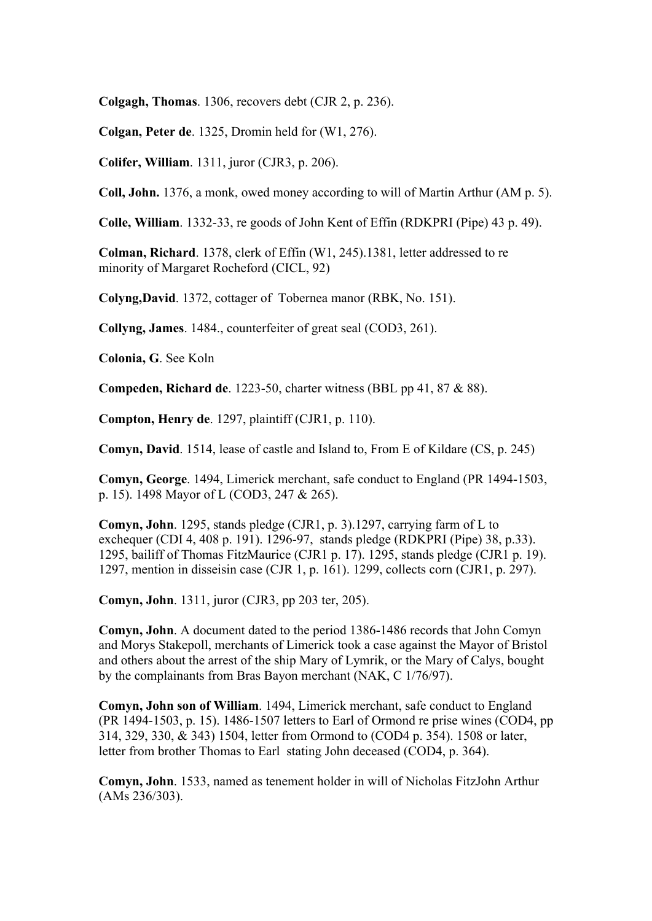**Colgagh, Thomas**. 1306, recovers debt (CJR 2, p. 236).

**Colgan, Peter de**. 1325, Dromin held for (W1, 276).

**Colifer, William**. 1311, juror (CJR3, p. 206).

**Coll, John.** 1376, a monk, owed money according to will of Martin Arthur (AM p. 5).

**Colle, William**. 1332-33, re goods of John Kent of Effin (RDKPRI (Pipe) 43 p. 49).

**Colman, Richard**. 1378, clerk of Effin (W1, 245).1381, letter addressed to re minority of Margaret Rocheford (CICL, 92)

**Colyng,David**. 1372, cottager of Tobernea manor (RBK, No. 151).

**Collyng, James**. 1484., counterfeiter of great seal (COD3, 261).

**Colonia, G**. See Koln

**Compeden, Richard de**. 1223-50, charter witness (BBL pp 41, 87 & 88).

**Compton, Henry de**. 1297, plaintiff (CJR1, p. 110).

**Comyn, David**. 1514, lease of castle and Island to, From E of Kildare (CS, p. 245)

**Comyn, George**. 1494, Limerick merchant, safe conduct to England (PR 1494-1503, p. 15). 1498 Mayor of L (COD3, 247 & 265).

**Comyn, John**. 1295, stands pledge (CJR1, p. 3).1297, carrying farm of L to exchequer (CDI 4, 408 p. 191). 1296-97, stands pledge (RDKPRI (Pipe) 38, p.33). 1295, bailiff of Thomas FitzMaurice (CJR1 p. 17). 1295, stands pledge (CJR1 p. 19). 1297, mention in disseisin case (CJR 1, p. 161). 1299, collects corn (CJR1, p. 297).

**Comyn, John**. 1311, juror (CJR3, pp 203 ter, 205).

**Comyn, John**. A document dated to the period 1386-1486 records that John Comyn and Morys Stakepoll, merchants of Limerick took a case against the Mayor of Bristol and others about the arrest of the ship Mary of Lymrik, or the Mary of Calys, bought by the complainants from Bras Bayon merchant (NAK, C 1/76/97).

**Comyn, John son of William**. 1494, Limerick merchant, safe conduct to England (PR 1494-1503, p. 15). 1486-1507 letters to Earl of Ormond re prise wines (COD4, pp 314, 329, 330, & 343) 1504, letter from Ormond to (COD4 p. 354). 1508 or later, letter from brother Thomas to Earl stating John deceased (COD4, p. 364).

**Comyn, John**. 1533, named as tenement holder in will of Nicholas FitzJohn Arthur (AMs 236/303).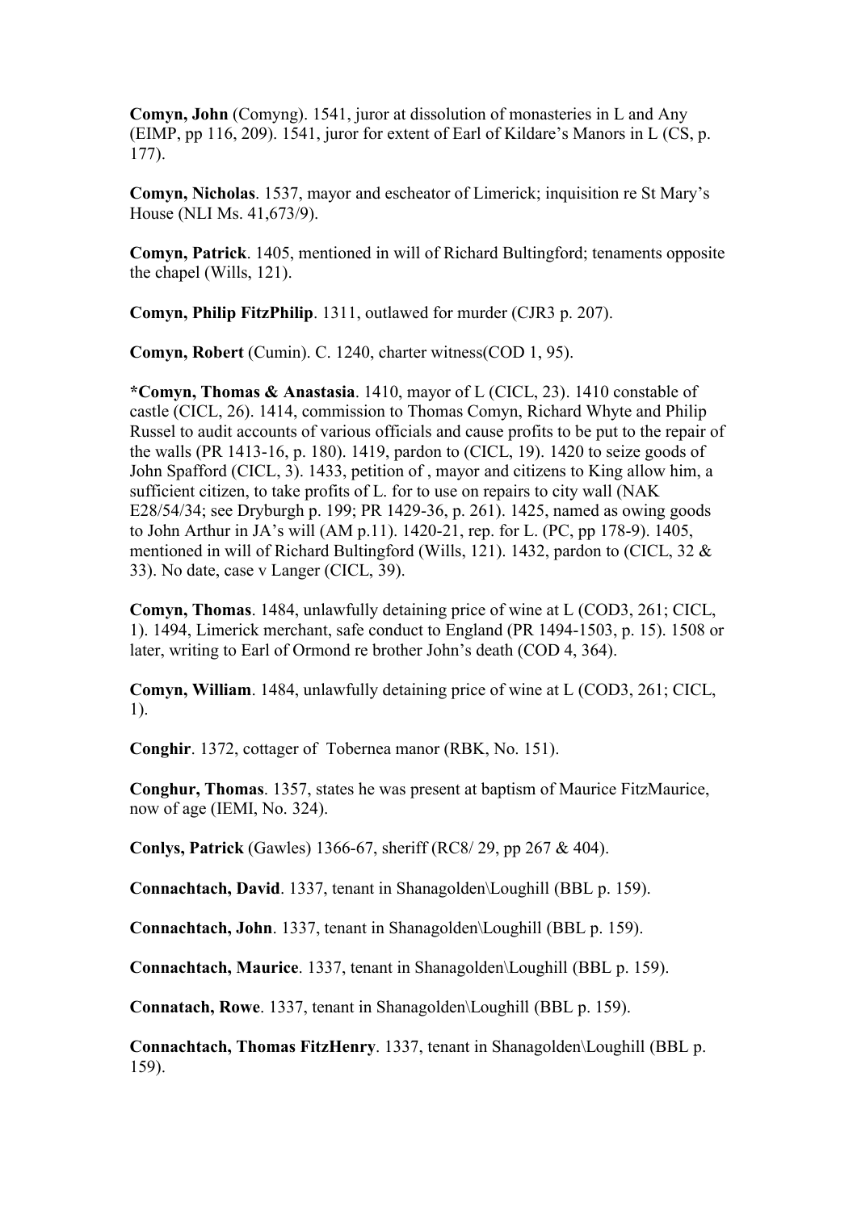**Comyn, John** (Comyng). 1541, juror at dissolution of monasteries in L and Any (EIMP, pp 116, 209). 1541, juror for extent of Earl of Kildare's Manors in L (CS, p. 177).

**Comyn, Nicholas**. 1537, mayor and escheator of Limerick; inquisition re St Mary's House (NLI Ms. 41,673/9).

**Comyn, Patrick**. 1405, mentioned in will of Richard Bultingford; tenaments opposite the chapel (Wills, 121).

**Comyn, Philip FitzPhilip**. 1311, outlawed for murder (CJR3 p. 207).

**Comyn, Robert** (Cumin). C. 1240, charter witness(COD 1, 95).

***Comyn, Thomas & Anastasia**. 1410, mayor of L (CICL, 23). 1410 constable of castle (CICL, 26). 1414, commission to Thomas Comyn, Richard Whyte and Philip Russel to audit accounts of various officials and cause profits to be put to the repair of the walls (PR 1413-16, p. 180). 1419, pardon to (CICL, 19). 1420 to seize goods of John Spafford (CICL, 3). 1433, petition of , mayor and citizens to King allow him, a sufficient citizen, to take profits of L. for to use on repairs to city wall (NAK E28/54/34; see Dryburgh p. 199; PR 1429-36, p. 261). 1425, named as owing goods to John Arthur in JA's will (AM p.11). 1420-21, rep. for L. (PC, pp 178-9). 1405, mentioned in will of Richard Bultingford (Wills, 121). 1432, pardon to (CICL, 32 & 33). No date, case v Langer (CICL, 39).

**Comyn, Thomas**. 1484, unlawfully detaining price of wine at L (COD3, 261; CICL, 1). 1494, Limerick merchant, safe conduct to England (PR 1494-1503, p. 15). 1508 or later, writing to Earl of Ormond re brother John's death (COD 4, 364).

**Comyn, William**. 1484, unlawfully detaining price of wine at L (COD3, 261; CICL, 1).

**Conghir**. 1372, cottager of Tobernea manor (RBK, No. 151).

**Conghur, Thomas**. 1357, states he was present at baptism of Maurice FitzMaurice, now of age (IEMI, No. 324).

**Conlys, Patrick** (Gawles) 1366-67, sheriff (RC8/ 29, pp 267 & 404).

**Connachtach, David**. 1337, tenant in Shanagolden\Loughill (BBL p. 159).

**Connachtach, John**. 1337, tenant in Shanagolden\Loughill (BBL p. 159).

**Connachtach, Maurice**. 1337, tenant in Shanagolden\Loughill (BBL p. 159).

**Connatach, Rowe**. 1337, tenant in Shanagolden\Loughill (BBL p. 159).

**Connachtach, Thomas FitzHenry**. 1337, tenant in Shanagolden\Loughill (BBL p. 159).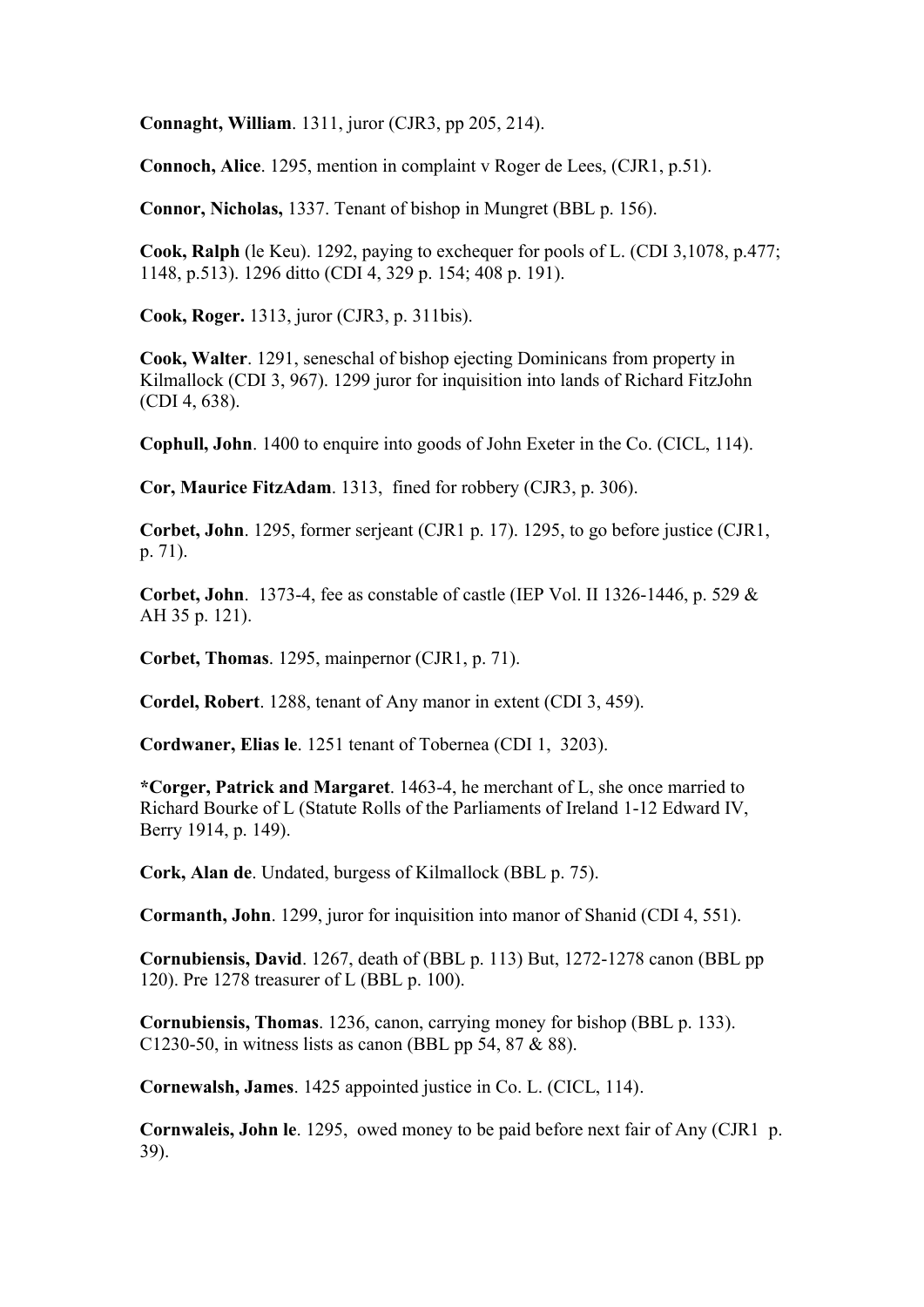**Connaght, William**. 1311, juror (CJR3, pp 205, 214).

**Connoch, Alice**. 1295, mention in complaint v Roger de Lees, (CJR1, p.51).

**Connor, Nicholas,** 1337. Tenant of bishop in Mungret (BBL p. 156).

**Cook, Ralph** (le Keu). 1292, paying to exchequer for pools of L. (CDI 3,1078, p.477; 1148, p.513). 1296 ditto (CDI 4, 329 p. 154; 408 p. 191).

**Cook, Roger.** 1313, juror (CJR3, p. 311bis).

**Cook, Walter**. 1291, seneschal of bishop ejecting Dominicans from property in Kilmallock (CDI 3, 967). 1299 juror for inquisition into lands of Richard FitzJohn (CDI 4, 638).

**Cophull, John**. 1400 to enquire into goods of John Exeter in the Co. (CICL, 114).

**Cor, Maurice FitzAdam**. 1313, fined for robbery (CJR3, p. 306).

**Corbet, John**. 1295, former serjeant (CJR1 p. 17). 1295, to go before justice (CJR1, p. 71).

**Corbet, John**. 1373-4, fee as constable of castle (IEP Vol. II 1326-1446, p. 529 & AH 35 p. 121).

**Corbet, Thomas**. 1295, mainpernor (CJR1, p. 71).

**Cordel, Robert**. 1288, tenant of Any manor in extent (CDI 3, 459).

**Cordwaner, Elias le**. 1251 tenant of Tobernea (CDI 1, 3203).

***Corger, Patrick and Margaret**. 1463-4, he merchant of L, she once married to Richard Bourke of L (Statute Rolls of the Parliaments of Ireland 1-12 Edward IV, Berry 1914, p. 149).

**Cork, Alan de**. Undated, burgess of Kilmallock (BBL p. 75).

**Cormanth, John**. 1299, juror for inquisition into manor of Shanid (CDI 4, 551).

**Cornubiensis, David**. 1267, death of (BBL p. 113) But, 1272-1278 canon (BBL pp 120). Pre 1278 treasurer of L (BBL p. 100).

**Cornubiensis, Thomas**. 1236, canon, carrying money for bishop (BBL p. 133). C1230-50, in witness lists as canon (BBL pp 54, 87 & 88).

**Cornewalsh, James**. 1425 appointed justice in Co. L. (CICL, 114).

**Cornwaleis, John le**. 1295, owed money to be paid before next fair of Any (CJR1 p. 39).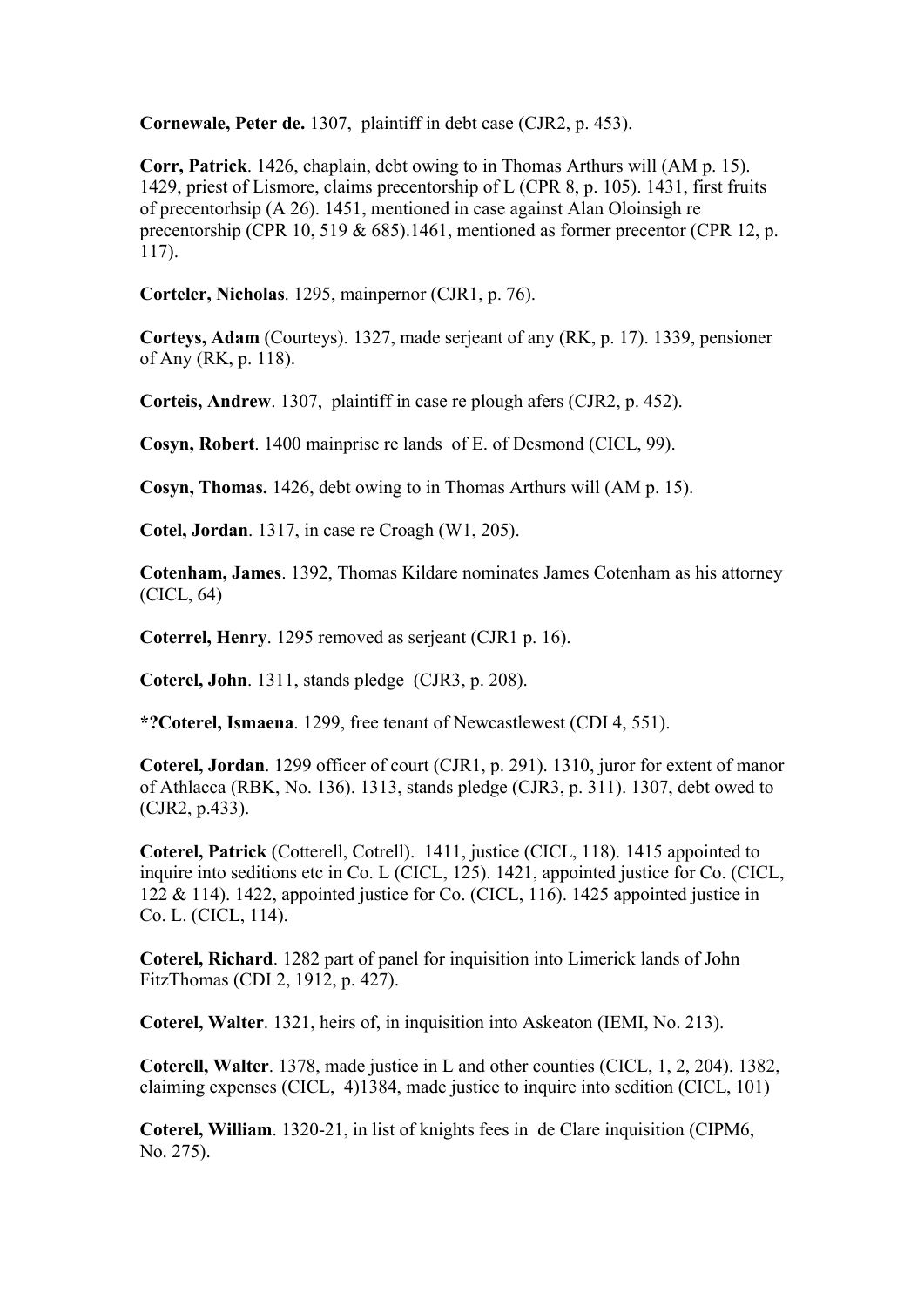**Cornewale, Peter de.** 1307, plaintiff in debt case (CJR2, p. 453).

**Corr, Patrick**. 1426, chaplain, debt owing to in Thomas Arthurs will (AM p. 15). 1429, priest of Lismore, claims precentorship of L (CPR 8, p. 105). 1431, first fruits of precentorhsip (A 26). 1451, mentioned in case against Alan Oloinsigh re precentorship (CPR 10, 519 & 685).1461, mentioned as former precentor (CPR 12, p. 117).

**Corteler, Nicholas**. 1295, mainpernor (CJR1, p. 76).

**Corteys, Adam** (Courteys). 1327, made serjeant of any (RK, p. 17). 1339, pensioner of Any (RK, p. 118).

**Corteis, Andrew**. 1307, plaintiff in case re plough afers (CJR2, p. 452).

**Cosyn, Robert**. 1400 mainprise re lands of E. of Desmond (CICL, 99).

**Cosyn, Thomas.** 1426, debt owing to in Thomas Arthurs will (AM p. 15).

**Cotel, Jordan**. 1317, in case re Croagh (W1, 205).

**Cotenham, James**. 1392, Thomas Kildare nominates James Cotenham as his attorney (CICL, 64)

**Coterrel, Henry**. 1295 removed as serjeant (CJR1 p. 16).

**Coterel, John**. 1311, stands pledge (CJR3, p. 208).

**\*?Coterel, Ismaena**. 1299, free tenant of Newcastlewest (CDI 4, 551).

**Coterel, Jordan**. 1299 officer of court (CJR1, p. 291). 1310, juror for extent of manor of Athlacca (RBK, No. 136). 1313, stands pledge (CJR3, p. 311). 1307, debt owed to (CJR2, p.433).

**Coterel, Patrick** (Cotterell, Cotrell). 1411, justice (CICL, 118). 1415 appointed to inquire into seditions etc in Co. L (CICL, 125). 1421, appointed justice for Co. (CICL, 122 & 114). 1422, appointed justice for Co. (CICL, 116). 1425 appointed justice in Co. L. (CICL, 114).

**Coterel, Richard**. 1282 part of panel for inquisition into Limerick lands of John FitzThomas (CDI 2, 1912, p. 427).

**Coterel, Walter**. 1321, heirs of, in inquisition into Askeaton (IEMI, No. 213).

**Coterell, Walter**. 1378, made justice in L and other counties (CICL, 1, 2, 204). 1382, claiming expenses (CICL, 4)1384, made justice to inquire into sedition (CICL, 101)

**Coterel, William**. 1320-21, in list of knights fees in de Clare inquisition (CIPM6, No. 275).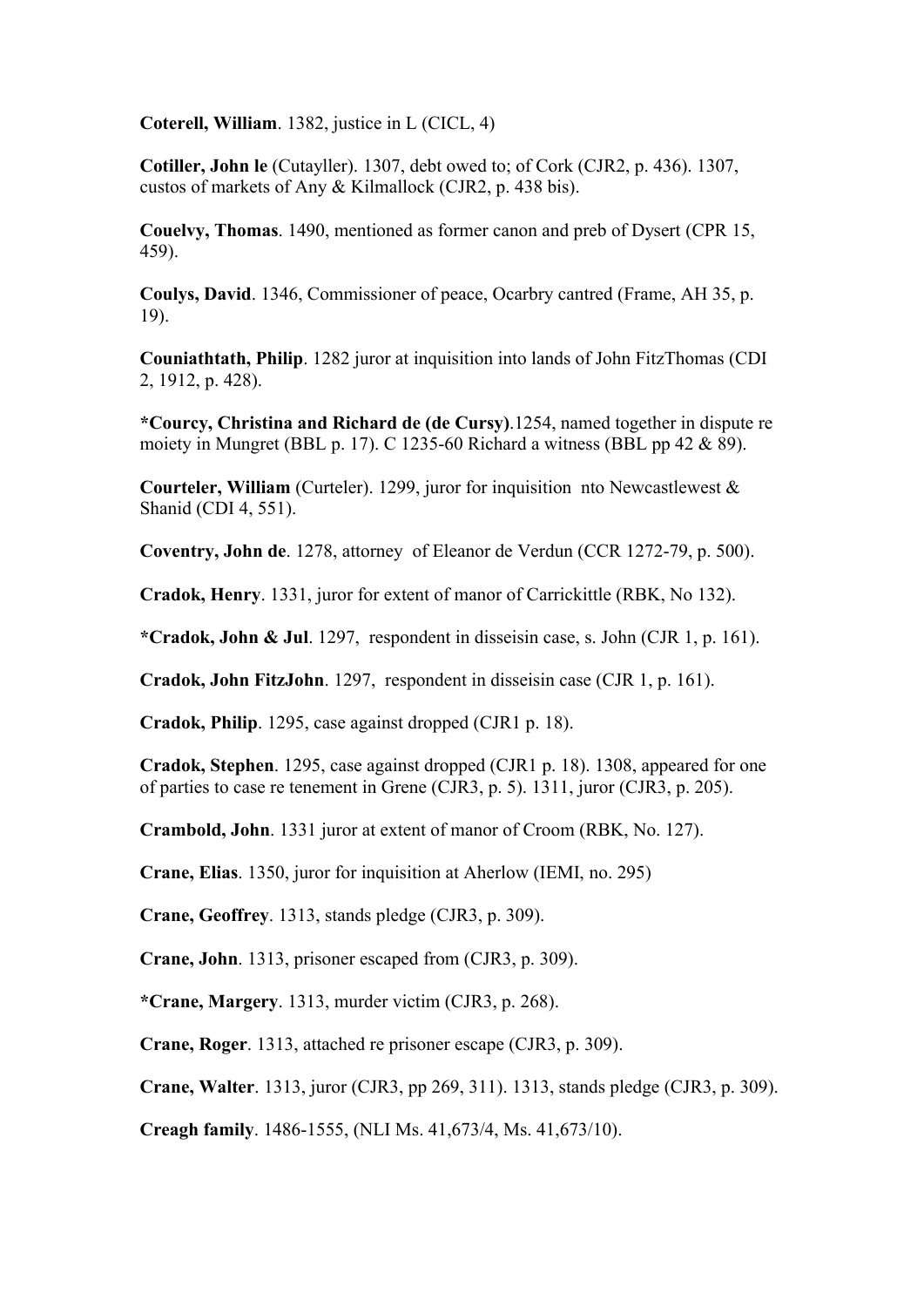**Coterell, William**. 1382, justice in L (CICL, 4)

**Cotiller, John le** (Cutayller). 1307, debt owed to; of Cork (CJR2, p. 436). 1307, custos of markets of Any & Kilmallock (CJR2, p. 438 bis).

**Couelvy, Thomas**. 1490, mentioned as former canon and preb of Dysert (CPR 15, 459).

**Coulys, David**. 1346, Commissioner of peace, Ocarbry cantred (Frame, AH 35, p. 19).

**Couniathtath, Philip**. 1282 juror at inquisition into lands of John FitzThomas (CDI 2, 1912, p. 428).

***Courcy, Christina and Richard de (de Cursy)**.1254, named together in dispute re moiety in Mungret (BBL p. 17). C 1235-60 Richard a witness (BBL pp 42 & 89).

**Courteler, William** (Curteler). 1299, juror for inquisition nto Newcastlewest & Shanid (CDI 4, 551).

**Coventry, John de**. 1278, attorney of Eleanor de Verdun (CCR 1272-79, p. 500).

**Cradok, Henry**. 1331, juror for extent of manor of Carrickittle (RBK, No 132).

***Cradok, John & Jul**. 1297, respondent in disseisin case, s. John (CJR 1, p. 161).

**Cradok, John FitzJohn**. 1297, respondent in disseisin case (CJR 1, p. 161).

**Cradok, Philip**. 1295, case against dropped (CJR1 p. 18).

**Cradok, Stephen**. 1295, case against dropped (CJR1 p. 18). 1308, appeared for one of parties to case re tenement in Grene (CJR3, p. 5). 1311, juror (CJR3, p. 205).

**Crambold, John**. 1331 juror at extent of manor of Croom (RBK, No. 127).

**Crane, Elias**. 1350, juror for inquisition at Aherlow (IEMI, no. 295)

**Crane, Geoffrey**. 1313, stands pledge (CJR3, p. 309).

**Crane, John**. 1313, prisoner escaped from (CJR3, p. 309).

***Crane, Margery**. 1313, murder victim (CJR3, p. 268).

**Crane, Roger**. 1313, attached re prisoner escape (CJR3, p. 309).

**Crane, Walter**. 1313, juror (CJR3, pp 269, 311). 1313, stands pledge (CJR3, p. 309).

**Creagh family**. 1486-1555, (NLI Ms. 41,673/4, Ms. 41,673/10).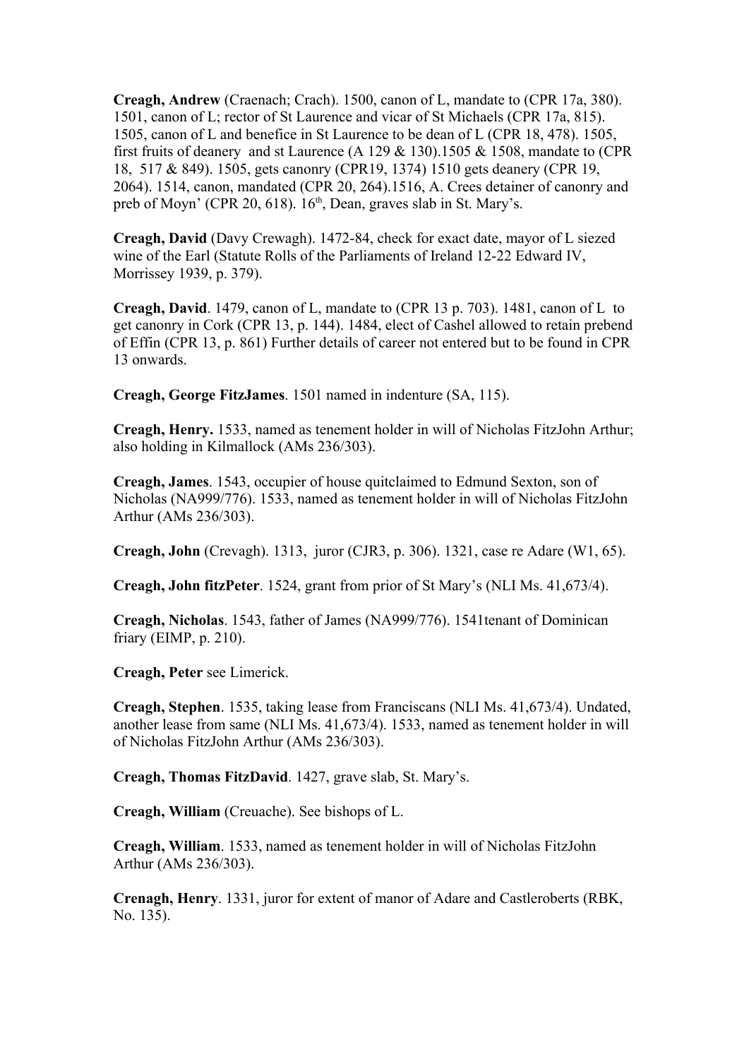**Creagh, Andrew** (Craenach; Crach). 1500, canon of L, mandate to (CPR 17a, 380). 1501, canon of L; rector of St Laurence and vicar of St Michaels (CPR 17a, 815). 1505, canon of L and benefice in St Laurence to be dean of L (CPR 18, 478). 1505, first fruits of deanery and st Laurence (A 129 & 130).1505 & 1508, mandate to (CPR 18, 517 & 849). 1505, gets canonry (CPR19, 1374) 1510 gets deanery (CPR 19, 2064). 1514, canon, mandated (CPR 20, 264).1516, A. Crees detainer of canonry and preb of Moyn' (CPR 20, 618). 16th, Dean, graves slab in St. Mary's.

**Creagh, David** (Davy Crewagh). 1472-84, check for exact date, mayor of L siezed wine of the Earl (Statute Rolls of the Parliaments of Ireland 12-22 Edward IV, Morrissey 1939, p. 379).

**Creagh, David**. 1479, canon of L, mandate to (CPR 13 p. 703). 1481, canon of L to get canonry in Cork (CPR 13, p. 144). 1484, elect of Cashel allowed to retain prebend of Effin (CPR 13, p. 861) Further details of career not entered but to be found in CPR 13 onwards.

**Creagh, George FitzJames**. 1501 named in indenture (SA, 115).

**Creagh, Henry.** 1533, named as tenement holder in will of Nicholas FitzJohn Arthur; also holding in Kilmallock (AMs 236/303).

**Creagh, James**. 1543, occupier of house quitclaimed to Edmund Sexton, son of Nicholas (NA999/776). 1533, named as tenement holder in will of Nicholas FitzJohn Arthur (AMs 236/303).

**Creagh, John** (Crevagh). 1313, juror (CJR3, p. 306). 1321, case re Adare (W1, 65).

**Creagh, John fitzPeter**. 1524, grant from prior of St Mary's (NLI Ms. 41,673/4).

**Creagh, Nicholas**. 1543, father of James (NA999/776). 1541tenant of Dominican friary (EIMP, p. 210).

**Creagh, Peter** see Limerick.

**Creagh, Stephen**. 1535, taking lease from Franciscans (NLI Ms. 41,673/4). Undated, another lease from same (NLI Ms. 41,673/4). 1533, named as tenement holder in will of Nicholas FitzJohn Arthur (AMs 236/303).

**Creagh, Thomas FitzDavid**. 1427, grave slab, St. Mary's.

**Creagh, William** (Creuache). See bishops of L.

**Creagh, William**. 1533, named as tenement holder in will of Nicholas FitzJohn Arthur (AMs 236/303).

**Crenagh, Henry**. 1331, juror for extent of manor of Adare and Castleroberts (RBK, No. 135).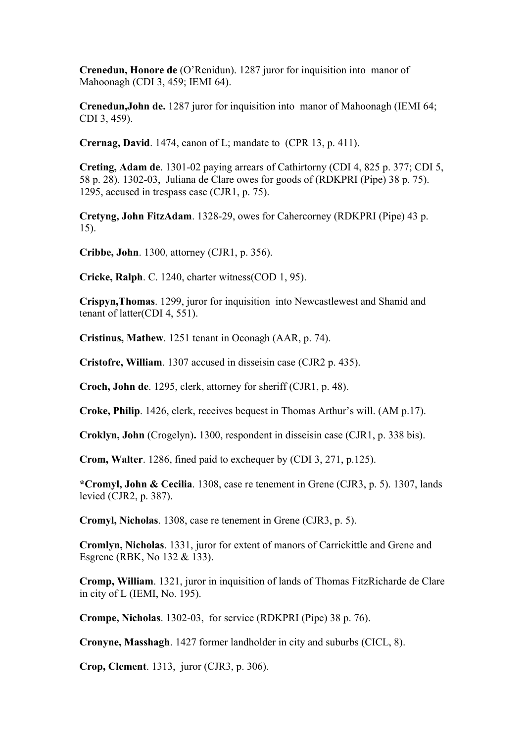**Crenedun, Honore de** (O'Renidun). 1287 juror for inquisition into manor of Mahoonagh (CDI 3, 459; IEMI 64).

**Crenedun,John de.** 1287 juror for inquisition into manor of Mahoonagh (IEMI 64; CDI 3, 459).

**Crernag, David**. 1474, canon of L; mandate to (CPR 13, p. 411).

**Creting, Adam de**. 1301-02 paying arrears of Cathirtorny (CDI 4, 825 p. 377; CDI 5, 58 p. 28). 1302-03, Juliana de Clare owes for goods of (RDKPRI (Pipe) 38 p. 75). 1295, accused in trespass case (CJR1, p. 75).

**Cretyng, John FitzAdam**. 1328-29, owes for Cahercorney (RDKPRI (Pipe) 43 p. 15).

**Cribbe, John**. 1300, attorney (CJR1, p. 356).

**Cricke, Ralph**. C. 1240, charter witness(COD 1, 95).

**Crispyn,Thomas**. 1299, juror for inquisition into Newcastlewest and Shanid and tenant of latter(CDI 4, 551).

**Cristinus, Mathew**. 1251 tenant in Oconagh (AAR, p. 74).

**Cristofre, William**. 1307 accused in disseisin case (CJR2 p. 435).

**Croch, John de**. 1295, clerk, attorney for sheriff (CJR1, p. 48).

**Croke, Philip**. 1426, clerk, receives bequest in Thomas Arthur's will. (AM p.17).

**Croklyn, John** (Crogelyn)**.** 1300, respondent in disseisin case (CJR1, p. 338 bis).

**Crom, Walter**. 1286, fined paid to exchequer by (CDI 3, 271, p.125).

**\*Cromyl, John & Cecilia**. 1308, case re tenement in Grene (CJR3, p. 5). 1307, lands levied (CJR2, p. 387).

**Cromyl, Nicholas**. 1308, case re tenement in Grene (CJR3, p. 5).

**Cromlyn, Nicholas**. 1331, juror for extent of manors of Carrickittle and Grene and Esgrene (RBK, No 132 & 133).

**Cromp, William**. 1321, juror in inquisition of lands of Thomas FitzRicharde de Clare in city of L (IEMI, No. 195).

**Crompe, Nicholas**. 1302-03, for service (RDKPRI (Pipe) 38 p. 76).

**Cronyne, Masshagh**. 1427 former landholder in city and suburbs (CICL, 8).

**Crop, Clement**. 1313, juror (CJR3, p. 306).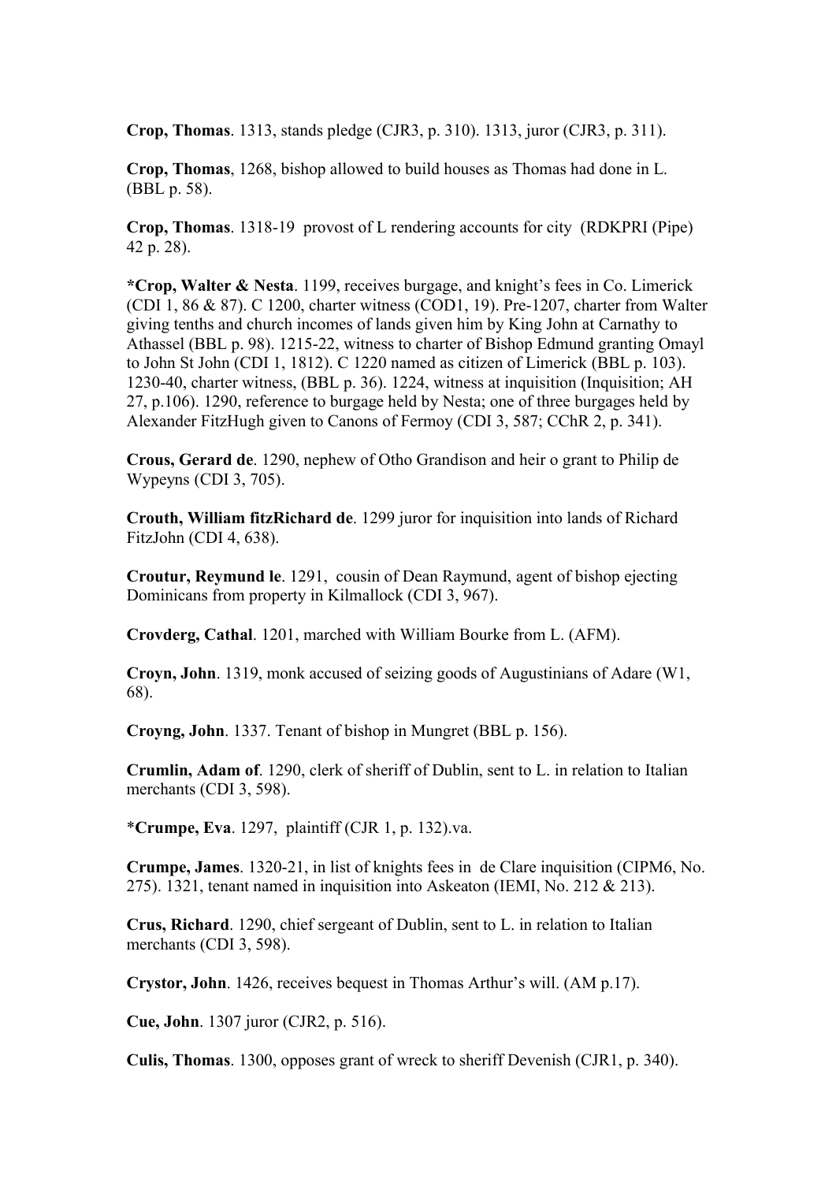**Crop, Thomas**. 1313, stands pledge (CJR3, p. 310). 1313, juror (CJR3, p. 311).

**Crop, Thomas**, 1268, bishop allowed to build houses as Thomas had done in L. (BBL p. 58).

**Crop, Thomas**. 1318-19 provost of L rendering accounts for city (RDKPRI (Pipe) 42 p. 28).

***Crop, Walter & Nesta**. 1199, receives burgage, and knight's fees in Co. Limerick (CDI 1, 86 & 87). C 1200, charter witness (COD1, 19). Pre-1207, charter from Walter giving tenths and church incomes of lands given him by King John at Carnathy to Athassel (BBL p. 98). 1215-22, witness to charter of Bishop Edmund granting Omayl to John St John (CDI 1, 1812). C 1220 named as citizen of Limerick (BBL p. 103). 1230-40, charter witness, (BBL p. 36). 1224, witness at inquisition (Inquisition; AH 27, p.106). 1290, reference to burgage held by Nesta; one of three burgages held by Alexander FitzHugh given to Canons of Fermoy (CDI 3, 587; CChR 2, p. 341).

**Crous, Gerard de**. 1290, nephew of Otho Grandison and heir o grant to Philip de Wypeyns (CDI 3, 705).

**Crouth, William fitzRichard de**. 1299 juror for inquisition into lands of Richard FitzJohn (CDI 4, 638).

**Croutur, Reymund le**. 1291, cousin of Dean Raymund, agent of bishop ejecting Dominicans from property in Kilmallock (CDI 3, 967).

**Crovderg, Cathal**. 1201, marched with William Bourke from L. (AFM).

**Croyn, John**. 1319, monk accused of seizing goods of Augustinians of Adare (W1, 68).

**Croyng, John**. 1337. Tenant of bishop in Mungret (BBL p. 156).

**Crumlin, Adam of**. 1290, clerk of sheriff of Dublin, sent to L. in relation to Italian merchants (CDI 3, 598).

***Crumpe, Eva**. 1297, plaintiff (CJR 1, p. 132).va.

**Crumpe, James**. 1320-21, in list of knights fees in de Clare inquisition (CIPM6, No. 275). 1321, tenant named in inquisition into Askeaton (IEMI, No. 212 & 213).

**Crus, Richard**. 1290, chief sergeant of Dublin, sent to L. in relation to Italian merchants (CDI 3, 598).

**Crystor, John**. 1426, receives bequest in Thomas Arthur's will. (AM p.17).

**Cue, John**. 1307 juror (CJR2, p. 516).

**Culis, Thomas**. 1300, opposes grant of wreck to sheriff Devenish (CJR1, p. 340).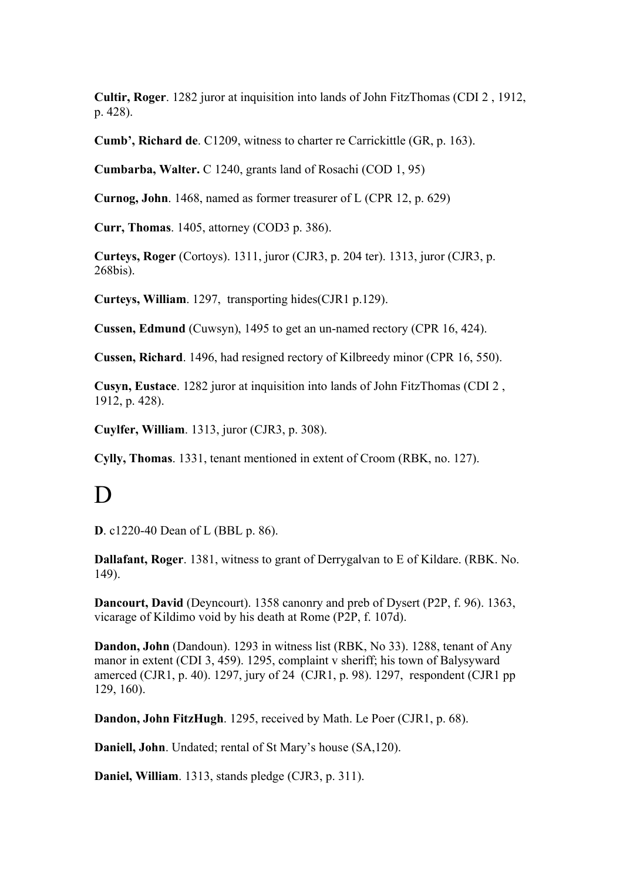**Cultir, Roger**. 1282 juror at inquisition into lands of John FitzThomas (CDI 2 , 1912, p. 428).

**Cumb', Richard de**. C1209, witness to charter re Carrickittle (GR, p. 163).

**Cumbarba, Walter.** C 1240, grants land of Rosachi (COD 1, 95)

**Curnog, John**. 1468, named as former treasurer of L (CPR 12, p. 629)

**Curr, Thomas**. 1405, attorney (COD3 p. 386).

**Curteys, Roger** (Cortoys). 1311, juror (CJR3, p. 204 ter). 1313, juror (CJR3, p. 268bis).

**Curteys, William**. 1297, transporting hides(CJR1 p.129).

**Cussen, Edmund** (Cuwsyn), 1495 to get an un-named rectory (CPR 16, 424).

**Cussen, Richard**. 1496, had resigned rectory of Kilbreedy minor (CPR 16, 550).

**Cusyn, Eustace**. 1282 juror at inquisition into lands of John FitzThomas (CDI 2 , 1912, p. 428).

**Cuylfer, William**. 1313, juror (CJR3, p. 308).

**Cylly, Thomas**. 1331, tenant mentioned in extent of Croom (RBK, no. 127).

# D

**D**. c1220-40 Dean of L (BBL p. 86).

**Dallafant, Roger**. 1381, witness to grant of Derrygalvan to E of Kildare. (RBK. No. 149).

**Dancourt, David** (Deyncourt). 1358 canonry and preb of Dysert (P2P, f. 96). 1363, vicarage of Kildimo void by his death at Rome (P2P, f. 107d).

**Dandon, John** (Dandoun). 1293 in witness list (RBK, No 33). 1288, tenant of Any manor in extent (CDI 3, 459). 1295, complaint v sheriff; his town of Balysyward amerced (CJR1, p. 40). 1297, jury of 24 (CJR1, p. 98). 1297, respondent (CJR1 pp 129, 160).

**Dandon, John FitzHugh**. 1295, received by Math. Le Poer (CJR1, p. 68).

**Daniell, John**. Undated; rental of St Mary's house (SA,120).

**Daniel, William**. 1313, stands pledge (CJR3, p. 311).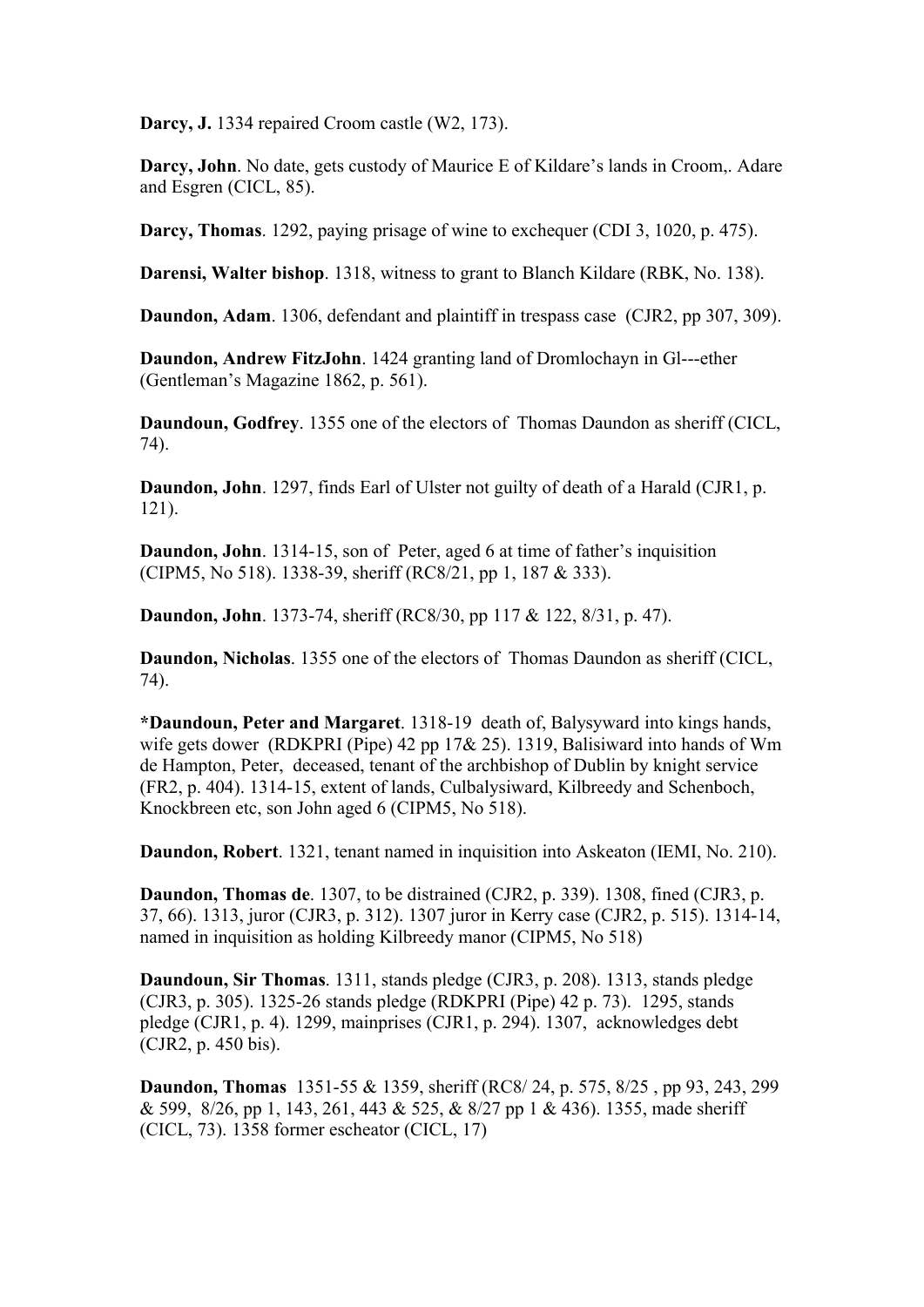**Darcy, J.** 1334 repaired Croom castle (W2, 173).

**Darcy, John**. No date, gets custody of Maurice E of Kildare's lands in Croom,. Adare and Esgren (CICL, 85).

**Darcy, Thomas**. 1292, paying prisage of wine to exchequer (CDI 3, 1020, p. 475).

**Darensi, Walter bishop**. 1318, witness to grant to Blanch Kildare (RBK, No. 138).

**Daundon, Adam**. 1306, defendant and plaintiff in trespass case (CJR2, pp 307, 309).

**Daundon, Andrew FitzJohn**. 1424 granting land of Dromlochayn in Gl---ether (Gentleman's Magazine 1862, p. 561).

**Daundoun, Godfrey**. 1355 one of the electors of Thomas Daundon as sheriff (CICL, 74).

**Daundon, John**. 1297, finds Earl of Ulster not guilty of death of a Harald (CJR1, p. 121).

**Daundon, John**. 1314-15, son of Peter, aged 6 at time of father's inquisition (CIPM5, No 518). 1338-39, sheriff (RC8/21, pp 1, 187 & 333).

**Daundon, John**. 1373-74, sheriff (RC8/30, pp 117 & 122, 8/31, p. 47).

**Daundon, Nicholas**. 1355 one of the electors of Thomas Daundon as sheriff (CICL, 74).

***Daundoun, Peter and Margaret**. 1318-19 death of, Balysyward into kings hands, wife gets dower (RDKPRI (Pipe) 42 pp 17& 25). 1319, Balisiward into hands of Wm de Hampton, Peter, deceased, tenant of the archbishop of Dublin by knight service (FR2, p. 404). 1314-15, extent of lands, Culbalysiward, Kilbreedy and Schenboch, Knockbreen etc, son John aged 6 (CIPM5, No 518).

**Daundon, Robert**. 1321, tenant named in inquisition into Askeaton (IEMI, No. 210).

**Daundon, Thomas de**. 1307, to be distrained (CJR2, p. 339). 1308, fined (CJR3, p. 37, 66). 1313, juror (CJR3, p. 312). 1307 juror in Kerry case (CJR2, p. 515). 1314-14, named in inquisition as holding Kilbreedy manor (CIPM5, No 518)

**Daundoun, Sir Thomas**. 1311, stands pledge (CJR3, p. 208). 1313, stands pledge (CJR3, p. 305). 1325-26 stands pledge (RDKPRI (Pipe) 42 p. 73). 1295, stands pledge (CJR1, p. 4). 1299, mainprises (CJR1, p. 294). 1307, acknowledges debt (CJR2, p. 450 bis).

**Daundon, Thomas** 1351-55 & 1359, sheriff (RC8/ 24, p. 575, 8/25 , pp 93, 243, 299 & 599, 8/26, pp 1, 143, 261, 443 & 525, & 8/27 pp 1 & 436). 1355, made sheriff (CICL, 73). 1358 former escheator (CICL, 17)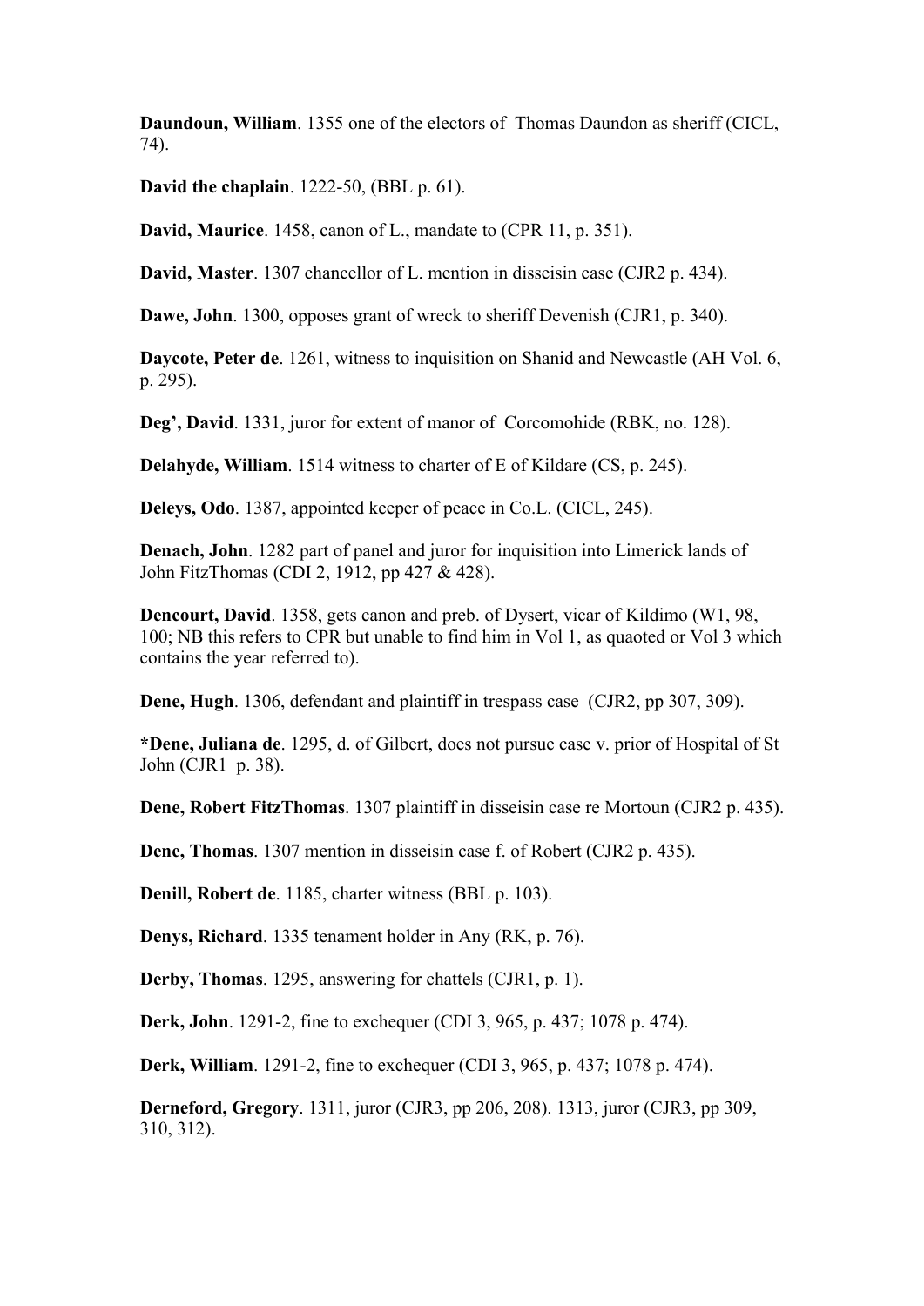**Daundoun, William**. 1355 one of the electors of Thomas Daundon as sheriff (CICL, 74).

**David the chaplain**. 1222-50, (BBL p. 61).

**David, Maurice**. 1458, canon of L., mandate to (CPR 11, p. 351).

**David, Master**. 1307 chancellor of L. mention in disseisin case (CJR2 p. 434).

**Dawe, John**. 1300, opposes grant of wreck to sheriff Devenish (CJR1, p. 340).

**Daycote, Peter de**. 1261, witness to inquisition on Shanid and Newcastle (AH Vol. 6, p. 295).

**Deg', David**. 1331, juror for extent of manor of Corcomohide (RBK, no. 128).

**Delahyde, William**. 1514 witness to charter of E of Kildare (CS, p. 245).

**Deleys, Odo**. 1387, appointed keeper of peace in Co.L. (CICL, 245).

**Denach, John**. 1282 part of panel and juror for inquisition into Limerick lands of John FitzThomas (CDI 2, 1912, pp 427 & 428).

**Dencourt, David**. 1358, gets canon and preb. of Dysert, vicar of Kildimo (W1, 98, 100; NB this refers to CPR but unable to find him in Vol 1, as quaoted or Vol 3 which contains the year referred to).

**Dene, Hugh**. 1306, defendant and plaintiff in trespass case (CJR2, pp 307, 309).

***Dene, Juliana de**. 1295, d. of Gilbert, does not pursue case v. prior of Hospital of St John (CJR1 p. 38).

**Dene, Robert FitzThomas**. 1307 plaintiff in disseisin case re Mortoun (CJR2 p. 435).

**Dene, Thomas**. 1307 mention in disseisin case f. of Robert (CJR2 p. 435).

**Denill, Robert de**. 1185, charter witness (BBL p. 103).

**Denys, Richard**. 1335 tenament holder in Any (RK, p. 76).

**Derby, Thomas**. 1295, answering for chattels (CJR1, p. 1).

**Derk, John**. 1291-2, fine to exchequer (CDI 3, 965, p. 437; 1078 p. 474).

**Derk, William**. 1291-2, fine to exchequer (CDI 3, 965, p. 437; 1078 p. 474).

**Derneford, Gregory**. 1311, juror (CJR3, pp 206, 208). 1313, juror (CJR3, pp 309, 310, 312).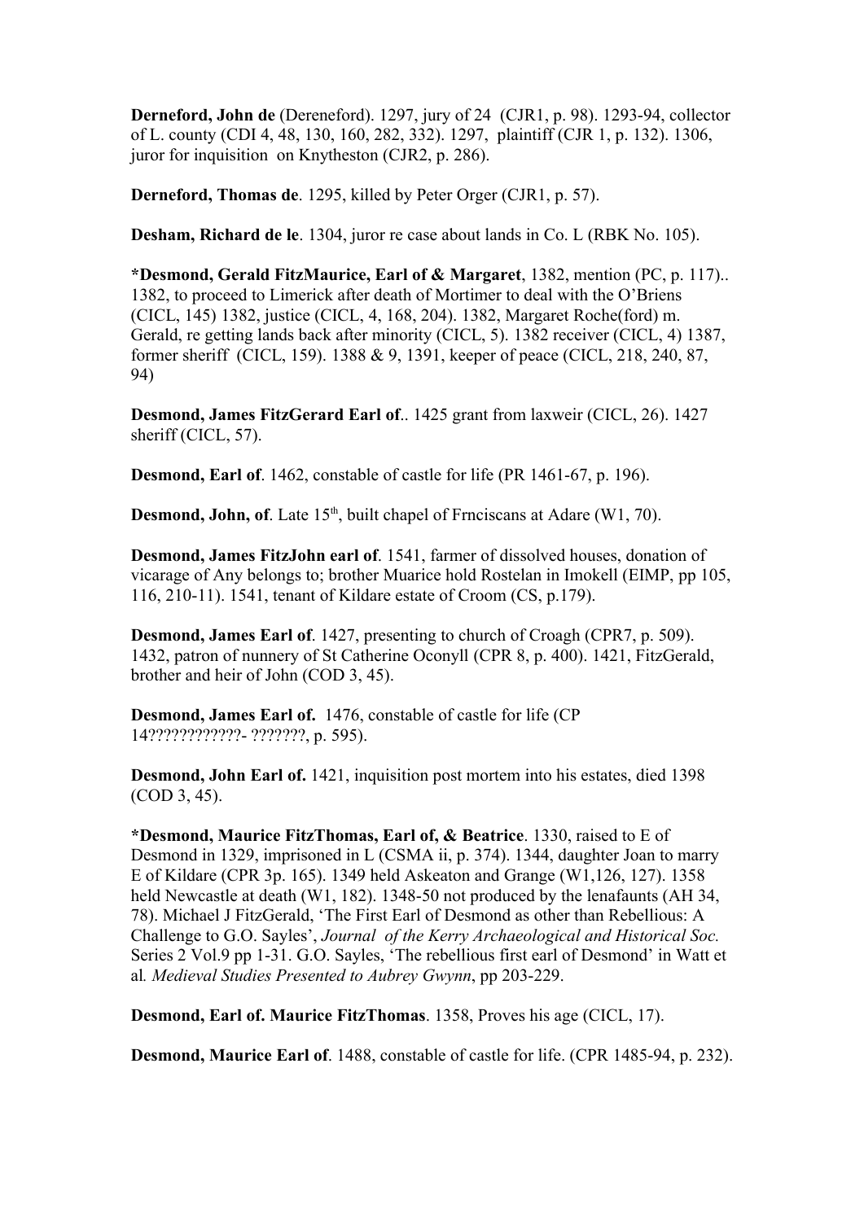**Derneford, John de** (Dereneford). 1297, jury of 24 (CJR1, p. 98). 1293-94, collector of L. county (CDI 4, 48, 130, 160, 282, 332). 1297, plaintiff (CJR 1, p. 132). 1306, juror for inquisition on Knytheston (CJR2, p. 286).

**Derneford, Thomas de**. 1295, killed by Peter Orger (CJR1, p. 57).

**Desham, Richard de le**. 1304, juror re case about lands in Co. L (RBK No. 105).

**\*Desmond, Gerald FitzMaurice, Earl of & Margaret**, 1382, mention (PC, p. 117).. 1382, to proceed to Limerick after death of Mortimer to deal with the O'Briens (CICL, 145) 1382, justice (CICL, 4, 168, 204). 1382, Margaret Roche(ford) m. Gerald, re getting lands back after minority (CICL, 5). 1382 receiver (CICL, 4) 1387, former sheriff (CICL, 159). 1388 & 9, 1391, keeper of peace (CICL, 218, 240, 87, 94)

**Desmond, James FitzGerard Earl of**.. 1425 grant from laxweir (CICL, 26). 1427 sheriff (CICL, 57).

**Desmond, Earl of**. 1462, constable of castle for life (PR 1461-67, p. 196).

**Desmond, John, of**. Late 15th, built chapel of Frnciscans at Adare (W1, 70).

**Desmond, James FitzJohn earl of**. 1541, farmer of dissolved houses, donation of vicarage of Any belongs to; brother Muarice hold Rostelan in Imokell (EIMP, pp 105, 116, 210-11). 1541, tenant of Kildare estate of Croom (CS, p.179).

**Desmond, James Earl of**. 1427, presenting to church of Croagh (CPR7, p. 509). 1432, patron of nunnery of St Catherine Oconyll (CPR 8, p. 400). 1421, FitzGerald, brother and heir of John (COD 3, 45).

**Desmond, James Earl of.** 1476, constable of castle for life (CP 14????????????- ???????, p. 595).

**Desmond, John Earl of.** 1421, inquisition post mortem into his estates, died 1398 (COD 3, 45).

**\*Desmond, Maurice FitzThomas, Earl of, & Beatrice**. 1330, raised to E of Desmond in 1329, imprisoned in L (CSMA ii, p. 374). 1344, daughter Joan to marry E of Kildare (CPR 3p. 165). 1349 held Askeaton and Grange (W1,126, 127). 1358 held Newcastle at death (W1, 182). 1348-50 not produced by the lenafaunts (AH 34, 78). Michael J FitzGerald, 'The First Earl of Desmond as other than Rebellious: A Challenge to G.O. Sayles', *Journal of the Kerry Archaeological and Historical Soc.* Series 2 Vol.9 pp 1-31. G.O. Sayles, 'The rebellious first earl of Desmond' in Watt et al*. Medieval Studies Presented to Aubrey Gwynn*, pp 203-229.

**Desmond, Earl of. Maurice FitzThomas**. 1358, Proves his age (CICL, 17).

**Desmond, Maurice Earl of**. 1488, constable of castle for life. (CPR 1485-94, p. 232).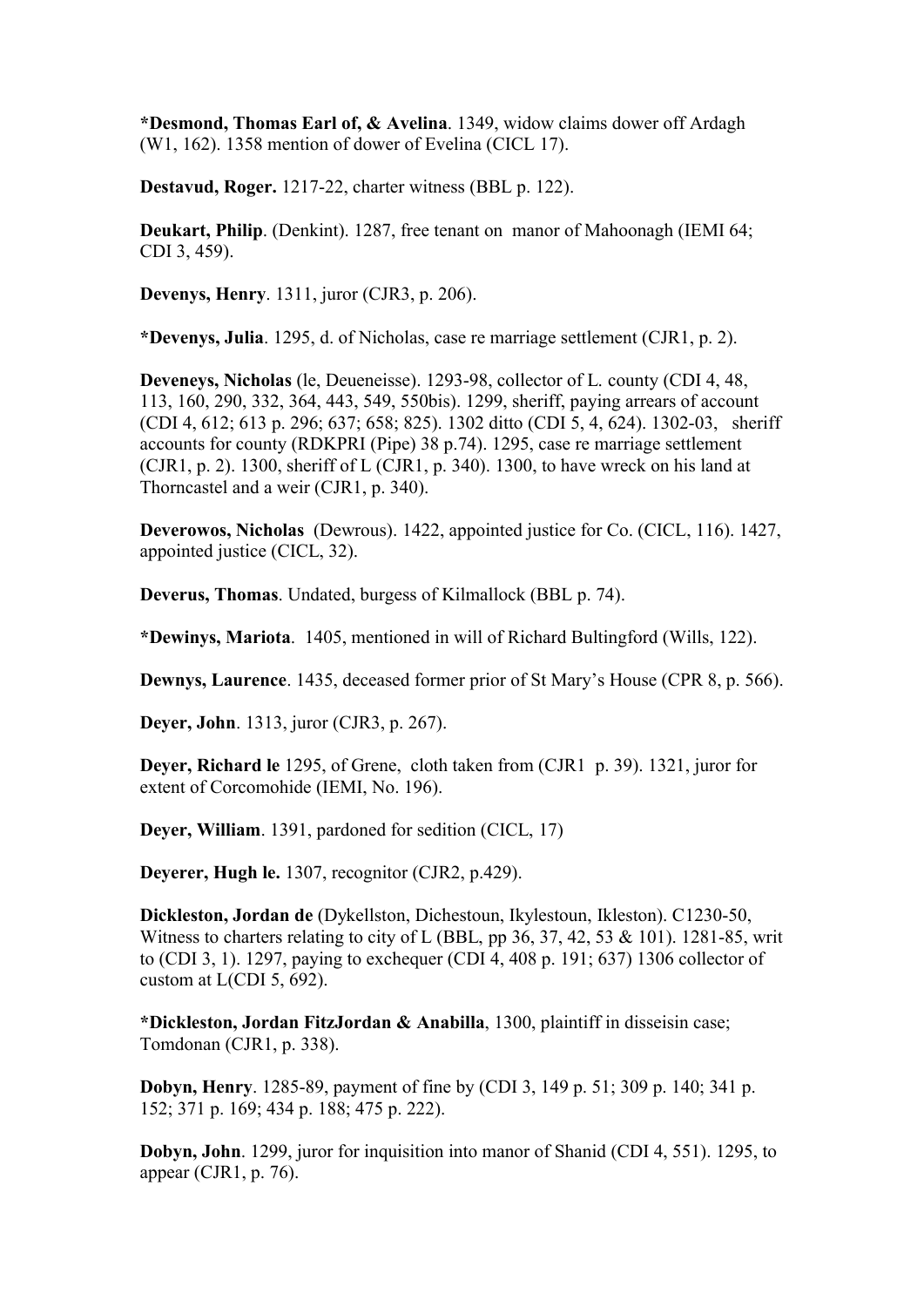**\*Desmond, Thomas Earl of, & Avelina**. 1349, widow claims dower off Ardagh (W1, 162). 1358 mention of dower of Evelina (CICL 17).

**Destavud, Roger.** 1217-22, charter witness (BBL p. 122).

**Deukart, Philip**. (Denkint). 1287, free tenant on manor of Mahoonagh (IEMI 64; CDI 3, 459).

**Devenys, Henry**. 1311, juror (CJR3, p. 206).

**\*Devenys, Julia**. 1295, d. of Nicholas, case re marriage settlement (CJR1, p. 2).

**Deveneys, Nicholas** (le, Deueneisse). 1293-98, collector of L. county (CDI 4, 48, 113, 160, 290, 332, 364, 443, 549, 550bis). 1299, sheriff, paying arrears of account (CDI 4, 612; 613 p. 296; 637; 658; 825). 1302 ditto (CDI 5, 4, 624). 1302-03, sheriff accounts for county (RDKPRI (Pipe) 38 p.74). 1295, case re marriage settlement (CJR1, p. 2). 1300, sheriff of L (CJR1, p. 340). 1300, to have wreck on his land at Thorncastel and a weir (CJR1, p. 340).

**Deverowos, Nicholas** (Dewrous). 1422, appointed justice for Co. (CICL, 116). 1427, appointed justice (CICL, 32).

**Deverus, Thomas**. Undated, burgess of Kilmallock (BBL p. 74).

**\*Dewinys, Mariota**. 1405, mentioned in will of Richard Bultingford (Wills, 122).

**Dewnys, Laurence**. 1435, deceased former prior of St Mary's House (CPR 8, p. 566).

**Deyer, John**. 1313, juror (CJR3, p. 267).

**Deyer, Richard le** 1295, of Grene, cloth taken from (CJR1 p. 39). 1321, juror for extent of Corcomohide (IEMI, No. 196).

**Deyer, William**. 1391, pardoned for sedition (CICL, 17)

**Deyerer, Hugh le.** 1307, recognitor (CJR2, p.429).

**Dickleston, Jordan de** (Dykellston, Dichestoun, Ikylestoun, Ikleston). C1230-50, Witness to charters relating to city of L (BBL, pp 36, 37, 42, 53 & 101). 1281-85, writ to (CDI 3, 1). 1297, paying to exchequer (CDI 4, 408 p. 191; 637) 1306 collector of custom at L(CDI 5, 692).

**\*Dickleston, Jordan FitzJordan & Anabilla**, 1300, plaintiff in disseisin case; Tomdonan (CJR1, p. 338).

**Dobyn, Henry**. 1285-89, payment of fine by (CDI 3, 149 p. 51; 309 p. 140; 341 p. 152; 371 p. 169; 434 p. 188; 475 p. 222).

**Dobyn, John**. 1299, juror for inquisition into manor of Shanid (CDI 4, 551). 1295, to appear (CJR1, p. 76).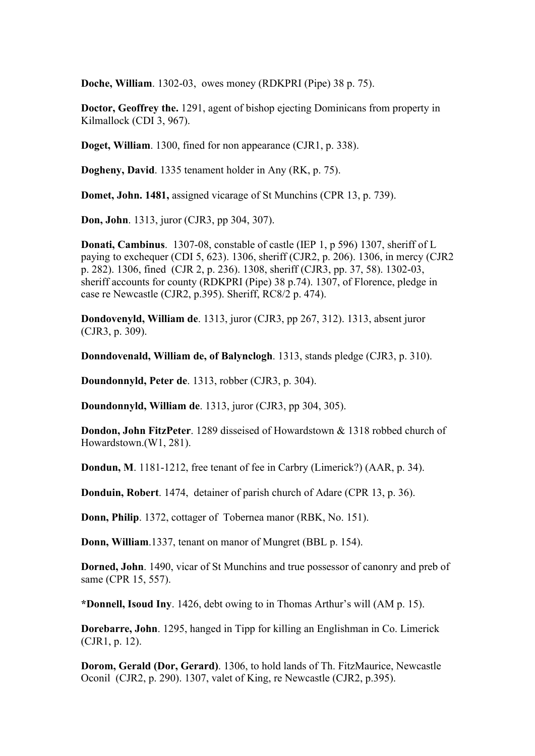**Doche, William**. 1302-03, owes money (RDKPRI (Pipe) 38 p. 75).

**Doctor, Geoffrey the.** 1291, agent of bishop ejecting Dominicans from property in Kilmallock (CDI 3, 967).

**Doget, William**. 1300, fined for non appearance (CJR1, p. 338).

**Dogheny, David**. 1335 tenament holder in Any (RK, p. 75).

**Domet, John. 1481,** assigned vicarage of St Munchins (CPR 13, p. 739).

**Don, John**. 1313, juror (CJR3, pp 304, 307).

**Donati, Cambinus**. 1307-08, constable of castle (IEP 1, p 596) 1307, sheriff of L paying to exchequer (CDI 5, 623). 1306, sheriff (CJR2, p. 206). 1306, in mercy (CJR2 p. 282). 1306, fined (CJR 2, p. 236). 1308, sheriff (CJR3, pp. 37, 58). 1302-03, sheriff accounts for county (RDKPRI (Pipe) 38 p.74). 1307, of Florence, pledge in case re Newcastle (CJR2, p.395). Sheriff, RC8/2 p. 474).

**Dondovenyld, William de**. 1313, juror (CJR3, pp 267, 312). 1313, absent juror (CJR3, p. 309).

**Donndovenald, William de, of Balynclogh**. 1313, stands pledge (CJR3, p. 310).

**Doundonnyld, Peter de**. 1313, robber (CJR3, p. 304).

**Doundonnyld, William de**. 1313, juror (CJR3, pp 304, 305).

**Dondon, John FitzPeter**. 1289 disseised of Howardstown & 1318 robbed church of Howardstown.(W1, 281).

**Dondun, M**. 1181-1212, free tenant of fee in Carbry (Limerick?) (AAR, p. 34).

**Donduin, Robert**. 1474, detainer of parish church of Adare (CPR 13, p. 36).

**Donn, Philip**. 1372, cottager of Tobernea manor (RBK, No. 151).

**Donn, William**.1337, tenant on manor of Mungret (BBL p. 154).

**Dorned, John**. 1490, vicar of St Munchins and true possessor of canonry and preb of same (CPR 15, 557).

***Donnell, Isoud Iny**. 1426, debt owing to in Thomas Arthur's will (AM p. 15).

**Dorebarre, John**. 1295, hanged in Tipp for killing an Englishman in Co. Limerick (CJR1, p. 12).

**Dorom, Gerald (Dor, Gerard)**. 1306, to hold lands of Th. FitzMaurice, Newcastle Oconil (CJR2, p. 290). 1307, valet of King, re Newcastle (CJR2, p.395).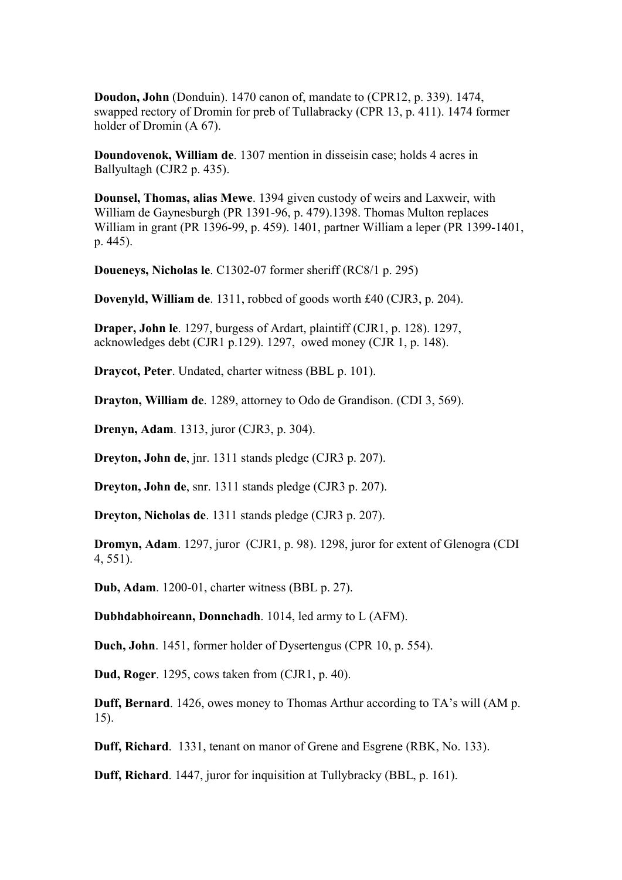**Doudon, John** (Donduin). 1470 canon of, mandate to (CPR12, p. 339). 1474, swapped rectory of Dromin for preb of Tullabracky (CPR 13, p. 411). 1474 former holder of Dromin (A 67).

**Doundovenok, William de**. 1307 mention in disseisin case; holds 4 acres in Ballyultagh (CJR2 p. 435).

**Dounsel, Thomas, alias Mewe**. 1394 given custody of weirs and Laxweir, with William de Gaynesburgh (PR 1391-96, p. 479).1398. Thomas Multon replaces William in grant (PR 1396-99, p. 459). 1401, partner William a leper (PR 1399-1401, p. 445).

**Doueneys, Nicholas le**. C1302-07 former sheriff (RC8/1 p. 295)

**Dovenyld, William de**. 1311, robbed of goods worth £40 (CJR3, p. 204).

**Draper, John le**. 1297, burgess of Ardart, plaintiff (CJR1, p. 128). 1297, acknowledges debt (CJR1 p.129). 1297, owed money (CJR 1, p. 148).

**Draycot, Peter**. Undated, charter witness (BBL p. 101).

**Drayton, William de**. 1289, attorney to Odo de Grandison. (CDI 3, 569).

**Drenyn, Adam**. 1313, juror (CJR3, p. 304).

**Dreyton, John de**, jnr. 1311 stands pledge (CJR3 p. 207).

**Dreyton, John de**, snr. 1311 stands pledge (CJR3 p. 207).

**Dreyton, Nicholas de**. 1311 stands pledge (CJR3 p. 207).

**Dromyn, Adam**. 1297, juror (CJR1, p. 98). 1298, juror for extent of Glenogra (CDI 4, 551).

**Dub, Adam**. 1200-01, charter witness (BBL p. 27).

**Dubhdabhoireann, Donnchadh**. 1014, led army to L (AFM).

**Duch, John**. 1451, former holder of Dysertengus (CPR 10, p. 554).

**Dud, Roger**. 1295, cows taken from (CJR1, p. 40).

**Duff, Bernard**. 1426, owes money to Thomas Arthur according to TA's will (AM p. 15).

**Duff, Richard**. 1331, tenant on manor of Grene and Esgrene (RBK, No. 133).

**Duff, Richard**. 1447, juror for inquisition at Tullybracky (BBL, p. 161).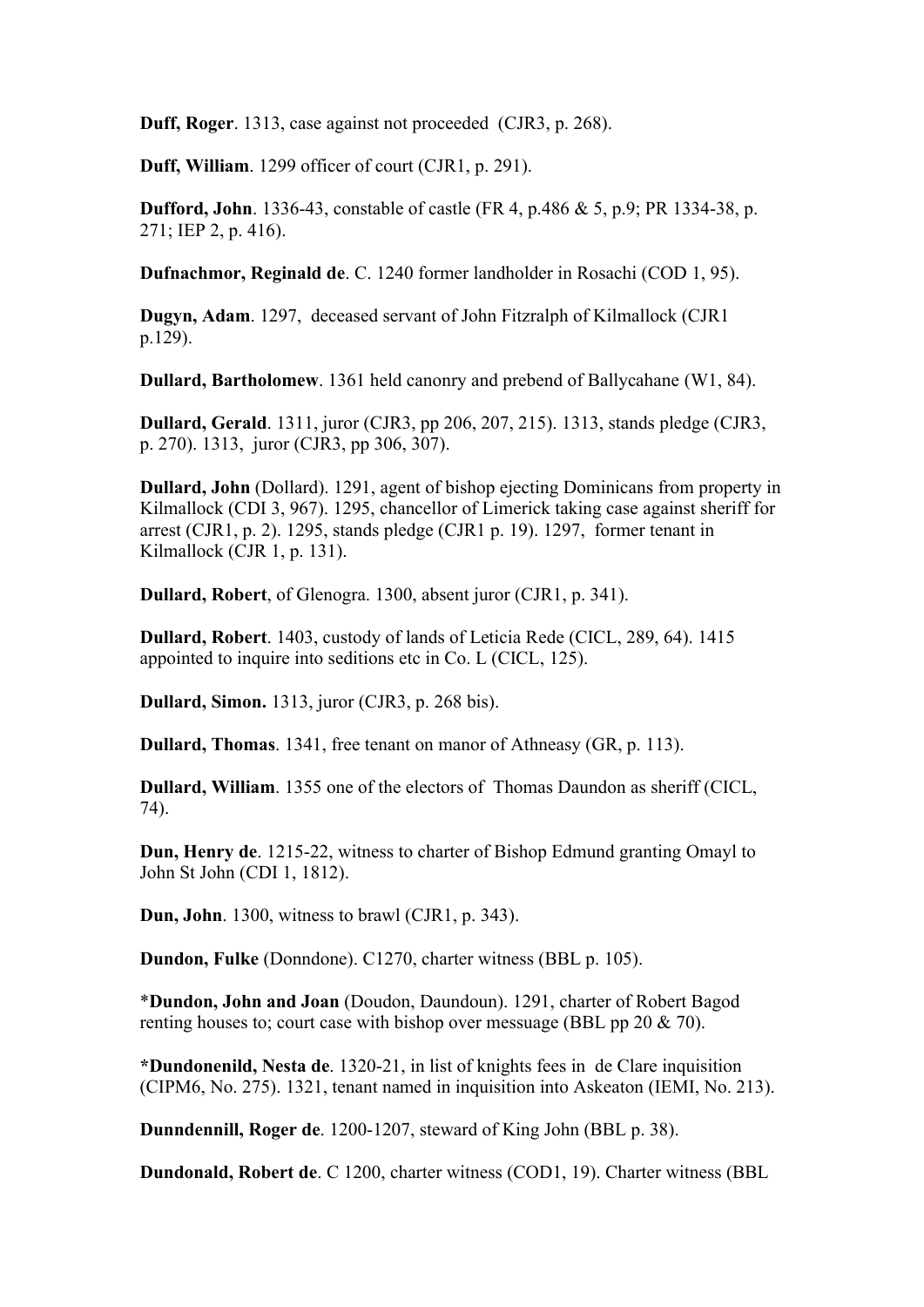**Duff, Roger**. 1313, case against not proceeded (CJR3, p. 268).

**Duff, William**. 1299 officer of court (CJR1, p. 291).

**Dufford, John**. 1336-43, constable of castle (FR 4, p.486 & 5, p.9; PR 1334-38, p. 271; IEP 2, p. 416).

**Dufnachmor, Reginald de**. C. 1240 former landholder in Rosachi (COD 1, 95).

**Dugyn, Adam**. 1297, deceased servant of John Fitzralph of Kilmallock (CJR1 p.129).

**Dullard, Bartholomew**. 1361 held canonry and prebend of Ballycahane (W1, 84).

**Dullard, Gerald**. 1311, juror (CJR3, pp 206, 207, 215). 1313, stands pledge (CJR3, p. 270). 1313, juror (CJR3, pp 306, 307).

**Dullard, John** (Dollard). 1291, agent of bishop ejecting Dominicans from property in Kilmallock (CDI 3, 967). 1295, chancellor of Limerick taking case against sheriff for arrest (CJR1, p. 2). 1295, stands pledge (CJR1 p. 19). 1297, former tenant in Kilmallock (CJR 1, p. 131).

**Dullard, Robert**, of Glenogra. 1300, absent juror (CJR1, p. 341).

**Dullard, Robert**. 1403, custody of lands of Leticia Rede (CICL, 289, 64). 1415 appointed to inquire into seditions etc in Co. L (CICL, 125).

**Dullard, Simon.** 1313, juror (CJR3, p. 268 bis).

**Dullard, Thomas**. 1341, free tenant on manor of Athneasy (GR, p. 113).

**Dullard, William**. 1355 one of the electors of Thomas Daundon as sheriff (CICL, 74).

**Dun, Henry de**. 1215-22, witness to charter of Bishop Edmund granting Omayl to John St John (CDI 1, 1812).

**Dun, John**. 1300, witness to brawl (CJR1, p. 343).

**Dundon, Fulke** (Donndone). C1270, charter witness (BBL p. 105).

***Dundon, John and Joan** (Doudon, Daundoun). 1291, charter of Robert Bagod renting houses to; court case with bishop over messuage (BBL pp 20 & 70).

***Dundonenild, Nesta de**. 1320-21, in list of knights fees in de Clare inquisition (CIPM6, No. 275). 1321, tenant named in inquisition into Askeaton (IEMI, No. 213).

**Dunndennill, Roger de**. 1200-1207, steward of King John (BBL p. 38).

**Dundonald, Robert de**. C 1200, charter witness (COD1, 19). Charter witness (BBL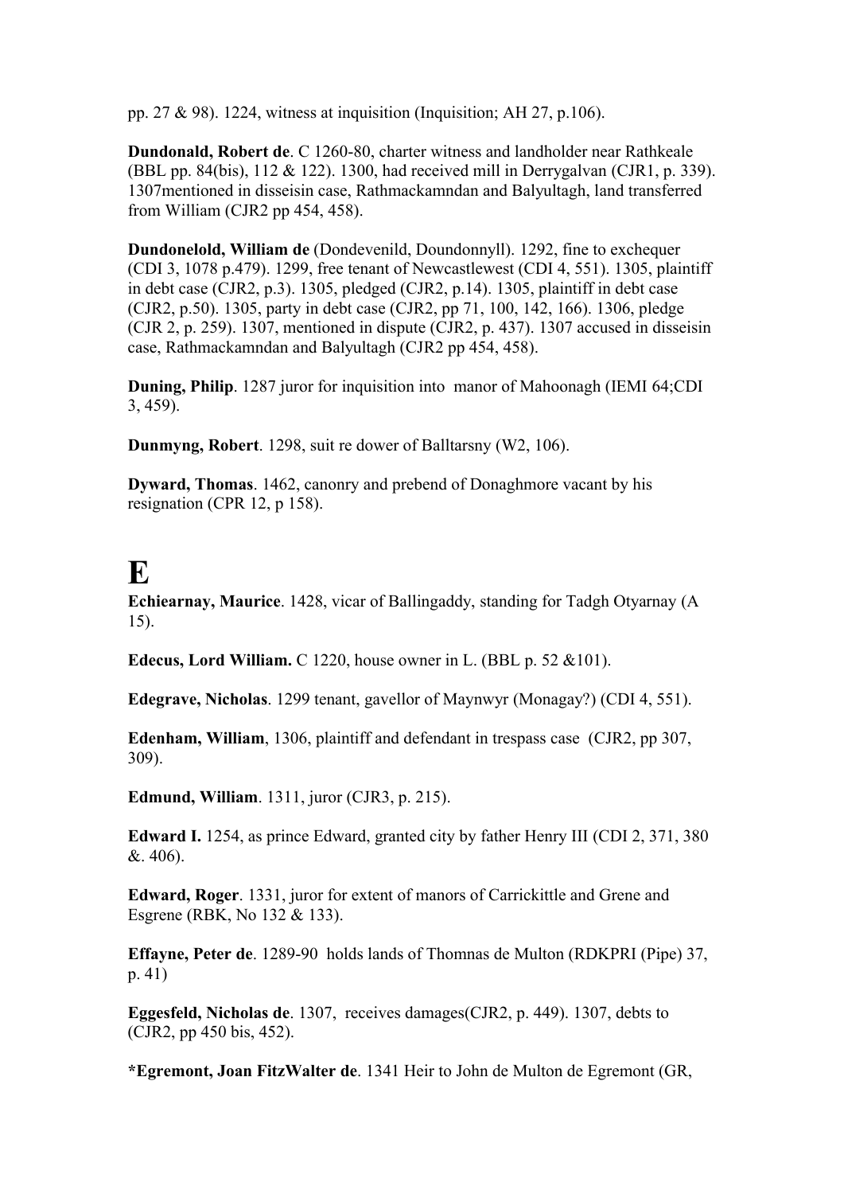pp. 27 & 98). 1224, witness at inquisition (Inquisition; AH 27, p.106).

**Dundonald, Robert de**. C 1260-80, charter witness and landholder near Rathkeale (BBL pp. 84(bis), 112 & 122). 1300, had received mill in Derrygalvan (CJR1, p. 339). 1307mentioned in disseisin case, Rathmackamndan and Balyultagh, land transferred from William (CJR2 pp 454, 458).

**Dundonelold, William de** (Dondevenild, Doundonnyll). 1292, fine to exchequer (CDI 3, 1078 p.479). 1299, free tenant of Newcastlewest (CDI 4, 551). 1305, plaintiff in debt case (CJR2, p.3). 1305, pledged (CJR2, p.14). 1305, plaintiff in debt case (CJR2, p.50). 1305, party in debt case (CJR2, pp 71, 100, 142, 166). 1306, pledge (CJR 2, p. 259). 1307, mentioned in dispute (CJR2, p. 437). 1307 accused in disseisin case, Rathmackamndan and Balyultagh (CJR2 pp 454, 458).

**Duning, Philip**. 1287 juror for inquisition into manor of Mahoonagh (IEMI 64;CDI 3, 459).

**Dunmyng, Robert**. 1298, suit re dower of Balltarsny (W2, 106).

**Dyward, Thomas**. 1462, canonry and prebend of Donaghmore vacant by his resignation (CPR 12, p 158).

# E

**Echiearnay, Maurice**. 1428, vicar of Ballingaddy, standing for Tadgh Otyarnay (A 15).

**Edecus, Lord William.** C 1220, house owner in L. (BBL p. 52 &101).

**Edegrave, Nicholas**. 1299 tenant, gavellor of Maynwyr (Monagay?) (CDI 4, 551).

**Edenham, William**, 1306, plaintiff and defendant in trespass case (CJR2, pp 307, 309).

**Edmund, William**. 1311, juror (CJR3, p. 215).

**Edward I.** 1254, as prince Edward, granted city by father Henry III (CDI 2, 371, 380 &. 406).

**Edward, Roger**. 1331, juror for extent of manors of Carrickittle and Grene and Esgrene (RBK, No 132 & 133).

**Effayne, Peter de**. 1289-90 holds lands of Thomnas de Multon (RDKPRI (Pipe) 37, p. 41)

**Eggesfeld, Nicholas de**. 1307, receives damages(CJR2, p. 449). 1307, debts to (CJR2, pp 450 bis, 452).

**\*Egremont, Joan FitzWalter de**. 1341 Heir to John de Multon de Egremont (GR,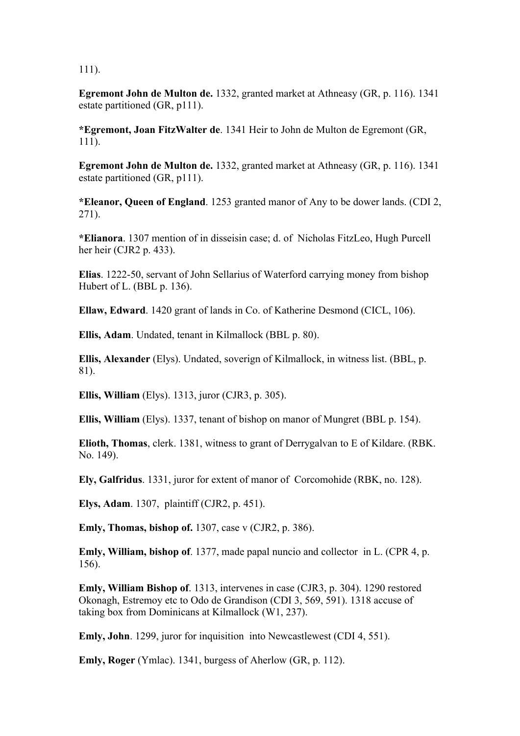111).

**Egremont John de Multon de.** 1332, granted market at Athneasy (GR, p. 116). 1341 estate partitioned (GR, p111).

***Egremont, Joan FitzWalter de**. 1341 Heir to John de Multon de Egremont (GR, 111).

**Egremont John de Multon de.** 1332, granted market at Athneasy (GR, p. 116). 1341 estate partitioned (GR, p111).

***Eleanor, Queen of England**. 1253 granted manor of Any to be dower lands. (CDI 2, 271).

***Elianora**. 1307 mention of in disseisin case; d. of Nicholas FitzLeo, Hugh Purcell her heir (CJR2 p. 433).

**Elias**. 1222-50, servant of John Sellarius of Waterford carrying money from bishop Hubert of L. (BBL p. 136).

**Ellaw, Edward**. 1420 grant of lands in Co. of Katherine Desmond (CICL, 106).

**Ellis, Adam**. Undated, tenant in Kilmallock (BBL p. 80).

**Ellis, Alexander** (Elys). Undated, soverign of Kilmallock, in witness list. (BBL, p. 81).

**Ellis, William** (Elys). 1313, juror (CJR3, p. 305).

**Ellis, William** (Elys). 1337, tenant of bishop on manor of Mungret (BBL p. 154).

**Elioth, Thomas**, clerk. 1381, witness to grant of Derrygalvan to E of Kildare. (RBK. No. 149).

**Ely, Galfridus**. 1331, juror for extent of manor of Corcomohide (RBK, no. 128).

**Elys, Adam**. 1307, plaintiff (CJR2, p. 451).

**Emly, Thomas, bishop of.** 1307, case v (CJR2, p. 386).

**Emly, William, bishop of**. 1377, made papal nuncio and collector in L. (CPR 4, p. 156).

**Emly, William Bishop of**. 1313, intervenes in case (CJR3, p. 304). 1290 restored Okonagh, Estremoy etc to Odo de Grandison (CDI 3, 569, 591). 1318 accuse of taking box from Dominicans at Kilmallock (W1, 237).

**Emly, John**. 1299, juror for inquisition into Newcastlewest (CDI 4, 551).

**Emly, Roger** (Ymlac). 1341, burgess of Aherlow (GR, p. 112).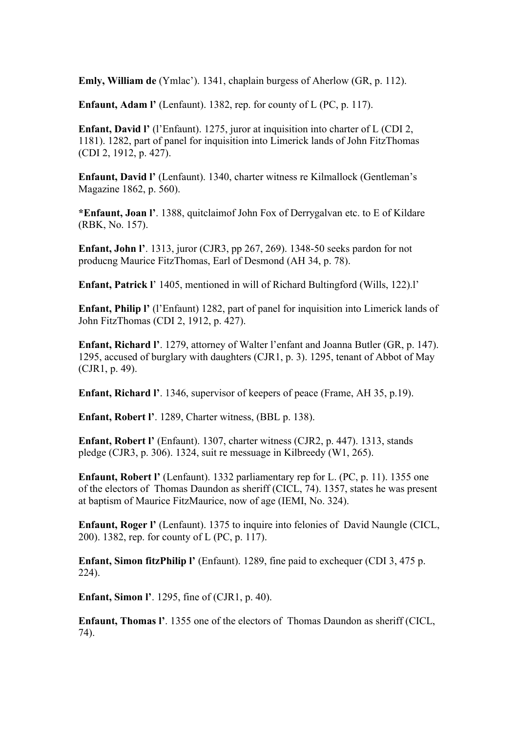**Emly, William de** (Ymlac'). 1341, chaplain burgess of Aherlow (GR, p. 112).

**Enfaunt, Adam l'** (Lenfaunt). 1382, rep. for county of L (PC, p. 117).

**Enfant, David l'** (l'Enfaunt). 1275, juror at inquisition into charter of L (CDI 2, 1181). 1282, part of panel for inquisition into Limerick lands of John FitzThomas (CDI 2, 1912, p. 427).

**Enfaunt, David l'** (Lenfaunt). 1340, charter witness re Kilmallock (Gentleman's Magazine 1862, p. 560).

***Enfaunt, Joan l'**. 1388, quitclaimof John Fox of Derrygalvan etc. to E of Kildare (RBK, No. 157).

**Enfant, John l'**. 1313, juror (CJR3, pp 267, 269). 1348-50 seeks pardon for not producng Maurice FitzThomas, Earl of Desmond (AH 34, p. 78).

**Enfant, Patrick l**' 1405, mentioned in will of Richard Bultingford (Wills, 122).l'

**Enfant, Philip l'** (l'Enfaunt) 1282, part of panel for inquisition into Limerick lands of John FitzThomas (CDI 2, 1912, p. 427).

**Enfant, Richard l'**. 1279, attorney of Walter l'enfant and Joanna Butler (GR, p. 147). 1295, accused of burglary with daughters (CJR1, p. 3). 1295, tenant of Abbot of May (CJR1, p. 49).

**Enfant, Richard l'**. 1346, supervisor of keepers of peace (Frame, AH 35, p.19).

**Enfant, Robert l'**. 1289, Charter witness, (BBL p. 138).

**Enfant, Robert l'** (Enfaunt). 1307, charter witness (CJR2, p. 447). 1313, stands pledge (CJR3, p. 306). 1324, suit re messuage in Kilbreedy (W1, 265).

**Enfaunt, Robert l'** (Lenfaunt). 1332 parliamentary rep for L. (PC, p. 11). 1355 one of the electors of Thomas Daundon as sheriff (CICL, 74). 1357, states he was present at baptism of Maurice FitzMaurice, now of age (IEMI, No. 324).

**Enfaunt, Roger l'** (Lenfaunt). 1375 to inquire into felonies of David Naungle (CICL, 200). 1382, rep. for county of L (PC, p. 117).

**Enfant, Simon fitzPhilip l'** (Enfaunt). 1289, fine paid to exchequer (CDI 3, 475 p. 224).

**Enfant, Simon l'**. 1295, fine of (CJR1, p. 40).

**Enfaunt, Thomas l'**. 1355 one of the electors of Thomas Daundon as sheriff (CICL, 74).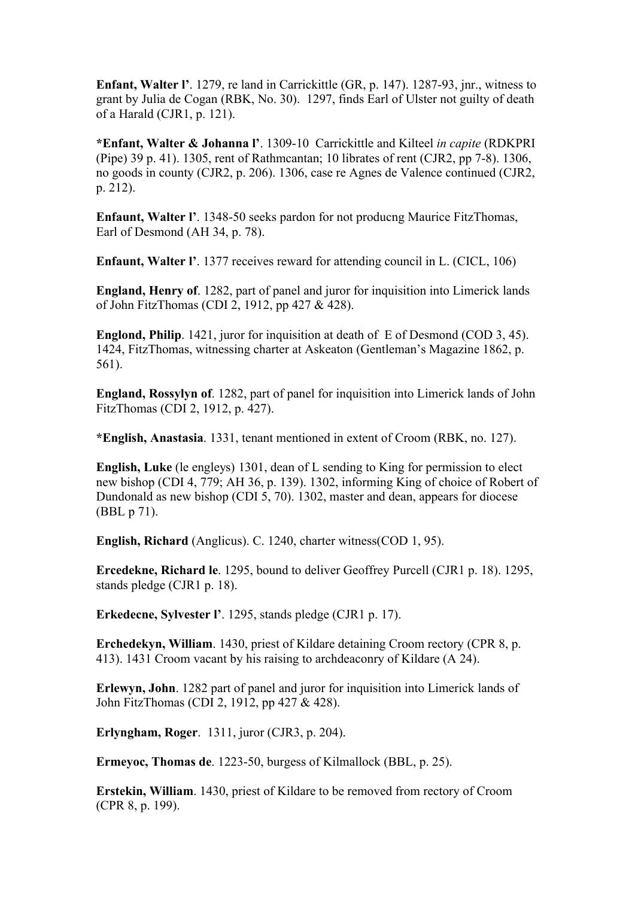**Enfant, Walter l'**. 1279, re land in Carrickittle (GR, p. 147). 1287-93, jnr., witness to grant by Julia de Cogan (RBK, No. 30). 1297, finds Earl of Ulster not guilty of death of a Harald (CJR1, p. 121).

***Enfant, Walter & Johanna l'**. 1309-10 Carrickittle and Kilteel *in capite* (RDKPRI (Pipe) 39 p. 41). 1305, rent of Rathmcantan; 10 librates of rent (CJR2, pp 7-8). 1306, no goods in county (CJR2, p. 206). 1306, case re Agnes de Valence continued (CJR2, p. 212).

**Enfaunt, Walter l'**. 1348-50 seeks pardon for not producng Maurice FitzThomas, Earl of Desmond (AH 34, p. 78).

**Enfaunt, Walter l'**. 1377 receives reward for attending council in L. (CICL, 106)

**England, Henry of**. 1282, part of panel and juror for inquisition into Limerick lands of John FitzThomas (CDI 2, 1912, pp 427 & 428).

**Englond, Philip**. 1421, juror for inquisition at death of E of Desmond (COD 3, 45). 1424, FitzThomas, witnessing charter at Askeaton (Gentleman's Magazine 1862, p. 561).

**England, Rossylyn of**. 1282, part of panel for inquisition into Limerick lands of John FitzThomas (CDI 2, 1912, p. 427).

***English, Anastasia**. 1331, tenant mentioned in extent of Croom (RBK, no. 127).

**English, Luke** (le engleys) 1301, dean of L sending to King for permission to elect new bishop (CDI 4, 779; AH 36, p. 139). 1302, informing King of choice of Robert of Dundonald as new bishop (CDI 5, 70). 1302, master and dean, appears for diocese (BBL p 71).

**English, Richard** (Anglicus). C. 1240, charter witness(COD 1, 95).

**Ercedekne, Richard le**. 1295, bound to deliver Geoffrey Purcell (CJR1 p. 18). 1295, stands pledge (CJR1 p. 18).

**Erkedecne, Sylvester l'**. 1295, stands pledge (CJR1 p. 17).

**Erchedekyn, William**. 1430, priest of Kildare detaining Croom rectory (CPR 8, p. 413). 1431 Croom vacant by his raising to archdeaconry of Kildare (A 24).

**Erlewyn, John**. 1282 part of panel and juror for inquisition into Limerick lands of John FitzThomas (CDI 2, 1912, pp 427 & 428).

**Erlyngham, Roger**. 1311, juror (CJR3, p. 204).

**Ermeyoc, Thomas de**. 1223-50, burgess of Kilmallock (BBL, p. 25).

**Erstekin, William**. 1430, priest of Kildare to be removed from rectory of Croom (CPR 8, p. 199).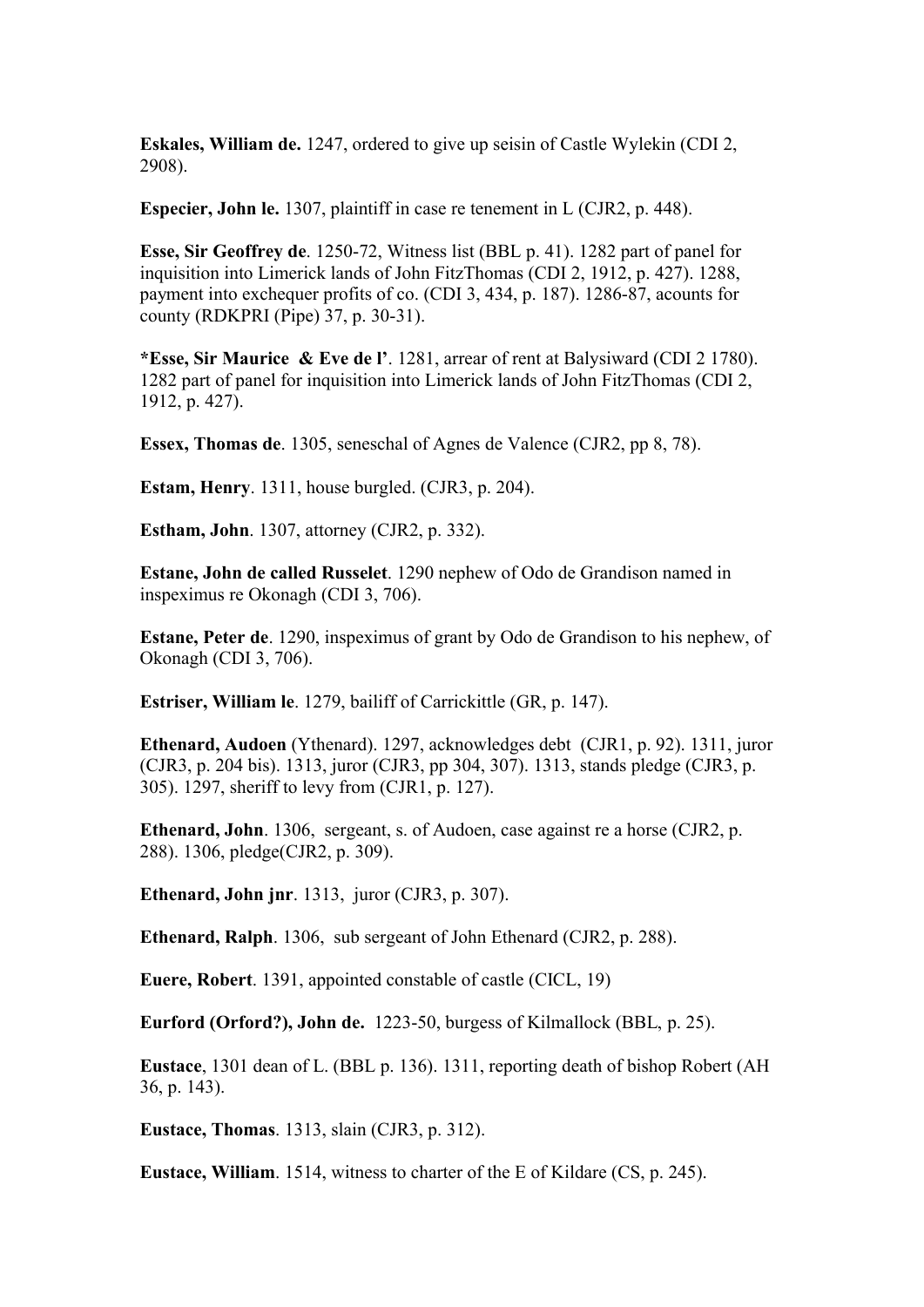**Eskales, William de.** 1247, ordered to give up seisin of Castle Wylekin (CDI 2, 2908).

**Especier, John le.** 1307, plaintiff in case re tenement in L (CJR2, p. 448).

**Esse, Sir Geoffrey de**. 1250-72, Witness list (BBL p. 41). 1282 part of panel for inquisition into Limerick lands of John FitzThomas (CDI 2, 1912, p. 427). 1288, payment into exchequer profits of co. (CDI 3, 434, p. 187). 1286-87, acounts for county (RDKPRI (Pipe) 37, p. 30-31).

**\*Esse, Sir Maurice & Eve de l'**. 1281, arrear of rent at Balysiward (CDI 2 1780). 1282 part of panel for inquisition into Limerick lands of John FitzThomas (CDI 2, 1912, p. 427).

**Essex, Thomas de**. 1305, seneschal of Agnes de Valence (CJR2, pp 8, 78).

**Estam, Henry**. 1311, house burgled. (CJR3, p. 204).

**Estham, John**. 1307, attorney (CJR2, p. 332).

**Estane, John de called Russelet**. 1290 nephew of Odo de Grandison named in inspeximus re Okonagh (CDI 3, 706).

**Estane, Peter de**. 1290, inspeximus of grant by Odo de Grandison to his nephew, of Okonagh (CDI 3, 706).

**Estriser, William le**. 1279, bailiff of Carrickittle (GR, p. 147).

**Ethenard, Audoen** (Ythenard). 1297, acknowledges debt (CJR1, p. 92). 1311, juror (CJR3, p. 204 bis). 1313, juror (CJR3, pp 304, 307). 1313, stands pledge (CJR3, p. 305). 1297, sheriff to levy from (CJR1, p. 127).

**Ethenard, John**. 1306, sergeant, s. of Audoen, case against re a horse (CJR2, p. 288). 1306, pledge(CJR2, p. 309).

**Ethenard, John jnr**. 1313, juror (CJR3, p. 307).

**Ethenard, Ralph**. 1306, sub sergeant of John Ethenard (CJR2, p. 288).

**Euere, Robert**. 1391, appointed constable of castle (CICL, 19)

**Eurford (Orford?), John de.** 1223-50, burgess of Kilmallock (BBL, p. 25).

**Eustace**, 1301 dean of L. (BBL p. 136). 1311, reporting death of bishop Robert (AH 36, p. 143).

**Eustace, Thomas**. 1313, slain (CJR3, p. 312).

**Eustace, William**. 1514, witness to charter of the E of Kildare (CS, p. 245).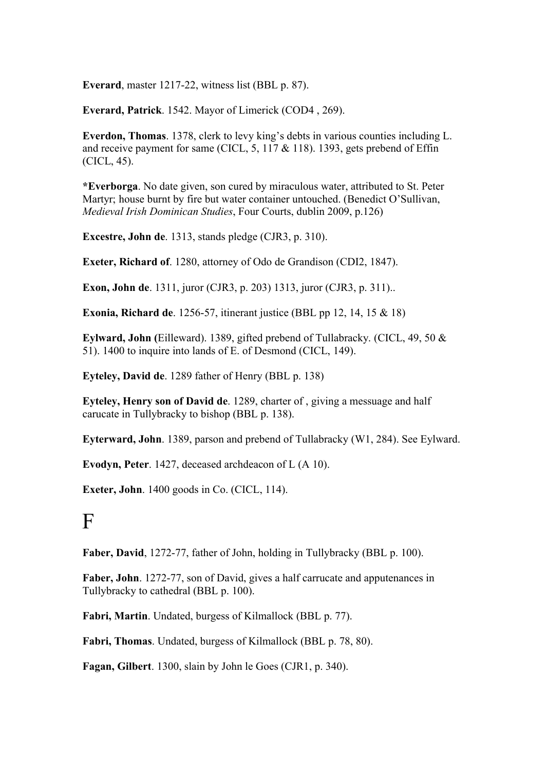**Everard**, master 1217-22, witness list (BBL p. 87).

**Everard, Patrick**. 1542. Mayor of Limerick (COD4 , 269).

**Everdon, Thomas**. 1378, clerk to levy king's debts in various counties including L. and receive payment for same (CICL, 5, 117 & 118). 1393, gets prebend of Effin (CICL, 45).

**\*Everborga**. No date given, son cured by miraculous water, attributed to St. Peter Martyr; house burnt by fire but water container untouched. (Benedict O'Sullivan, *Medieval Irish Dominican Studies*, Four Courts, dublin 2009, p.126)

**Excestre, John de**. 1313, stands pledge (CJR3, p. 310).

**Exeter, Richard of**. 1280, attorney of Odo de Grandison (CDI2, 1847).

**Exon, John de**. 1311, juror (CJR3, p. 203) 1313, juror (CJR3, p. 311)..

**Exonia, Richard de**. 1256-57, itinerant justice (BBL pp 12, 14, 15 & 18)

**Eylward, John (**Eilleward). 1389, gifted prebend of Tullabracky. (CICL, 49, 50 & 51). 1400 to inquire into lands of E. of Desmond (CICL, 149).

**Eyteley, David de**. 1289 father of Henry (BBL p. 138)

**Eyteley, Henry son of David de**. 1289, charter of , giving a messuage and half carucate in Tullybracky to bishop (BBL p. 138).

**Eyterward, John**. 1389, parson and prebend of Tullabracky (W1, 284). See Eylward.

**Evodyn, Peter**. 1427, deceased archdeacon of L (A 10).

**Exeter, John**. 1400 goods in Co. (CICL, 114).

# F

**Faber, David**, 1272-77, father of John, holding in Tullybracky (BBL p. 100).

**Faber, John**. 1272-77, son of David, gives a half carrucate and apputenances in Tullybracky to cathedral (BBL p. 100).

**Fabri, Martin**. Undated, burgess of Kilmallock (BBL p. 77).

**Fabri, Thomas**. Undated, burgess of Kilmallock (BBL p. 78, 80).

**Fagan, Gilbert**. 1300, slain by John le Goes (CJR1, p. 340).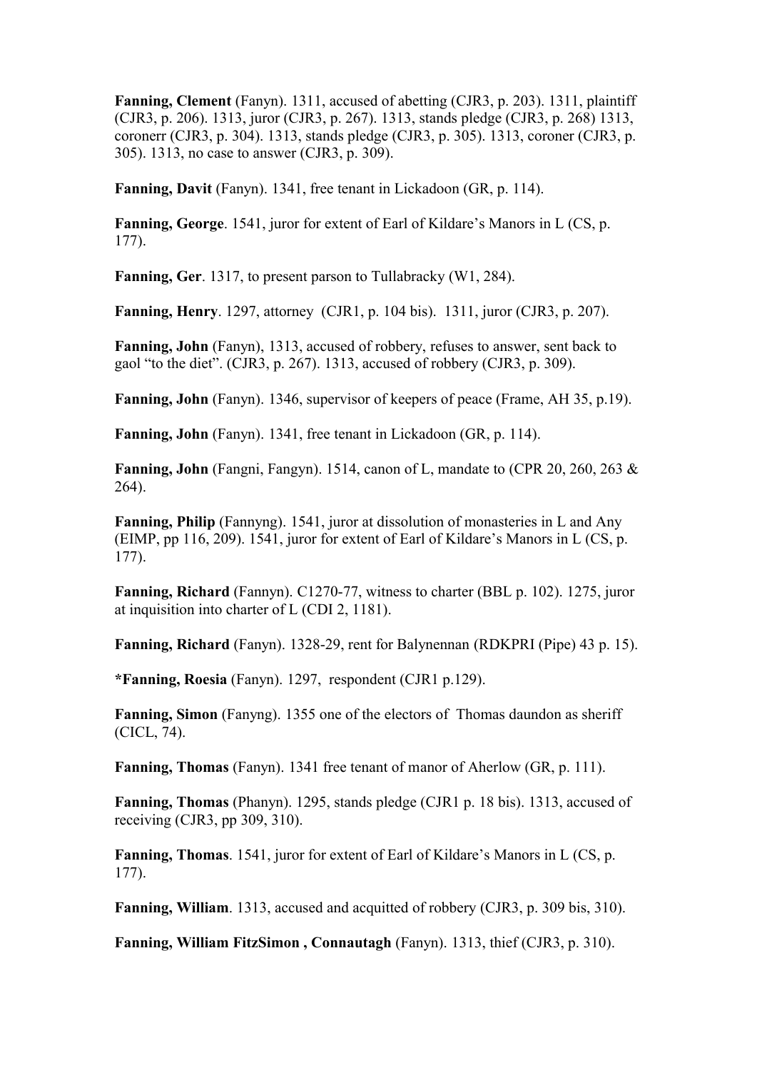**Fanning, Clement** (Fanyn). 1311, accused of abetting (CJR3, p. 203). 1311, plaintiff (CJR3, p. 206). 1313, juror (CJR3, p. 267). 1313, stands pledge (CJR3, p. 268) 1313, coronerr (CJR3, p. 304). 1313, stands pledge (CJR3, p. 305). 1313, coroner (CJR3, p. 305). 1313, no case to answer (CJR3, p. 309).

**Fanning, Davit** (Fanyn). 1341, free tenant in Lickadoon (GR, p. 114).

**Fanning, George**. 1541, juror for extent of Earl of Kildare's Manors in L (CS, p. 177).

**Fanning, Ger**. 1317, to present parson to Tullabracky (W1, 284).

**Fanning, Henry**. 1297, attorney (CJR1, p. 104 bis). 1311, juror (CJR3, p. 207).

**Fanning, John** (Fanyn), 1313, accused of robbery, refuses to answer, sent back to gaol "to the diet". (CJR3, p. 267). 1313, accused of robbery (CJR3, p. 309).

**Fanning, John** (Fanyn). 1346, supervisor of keepers of peace (Frame, AH 35, p.19).

**Fanning, John** (Fanyn). 1341, free tenant in Lickadoon (GR, p. 114).

**Fanning, John** (Fangni, Fangyn). 1514, canon of L, mandate to (CPR 20, 260, 263 & 264).

**Fanning, Philip** (Fannyng). 1541, juror at dissolution of monasteries in L and Any (EIMP, pp 116, 209). 1541, juror for extent of Earl of Kildare's Manors in L (CS, p. 177).

**Fanning, Richard** (Fannyn). C1270-77, witness to charter (BBL p. 102). 1275, juror at inquisition into charter of L (CDI 2, 1181).

**Fanning, Richard** (Fanyn). 1328-29, rent for Balynennan (RDKPRI (Pipe) 43 p. 15).

**\*Fanning, Roesia** (Fanyn). 1297, respondent (CJR1 p.129).

**Fanning, Simon** (Fanyng). 1355 one of the electors of Thomas daundon as sheriff (CICL, 74).

**Fanning, Thomas** (Fanyn). 1341 free tenant of manor of Aherlow (GR, p. 111).

**Fanning, Thomas** (Phanyn). 1295, stands pledge (CJR1 p. 18 bis). 1313, accused of receiving (CJR3, pp 309, 310).

**Fanning, Thomas**. 1541, juror for extent of Earl of Kildare's Manors in L (CS, p. 177).

**Fanning, William**. 1313, accused and acquitted of robbery (CJR3, p. 309 bis, 310).

**Fanning, William FitzSimon , Connautagh** (Fanyn). 1313, thief (CJR3, p. 310).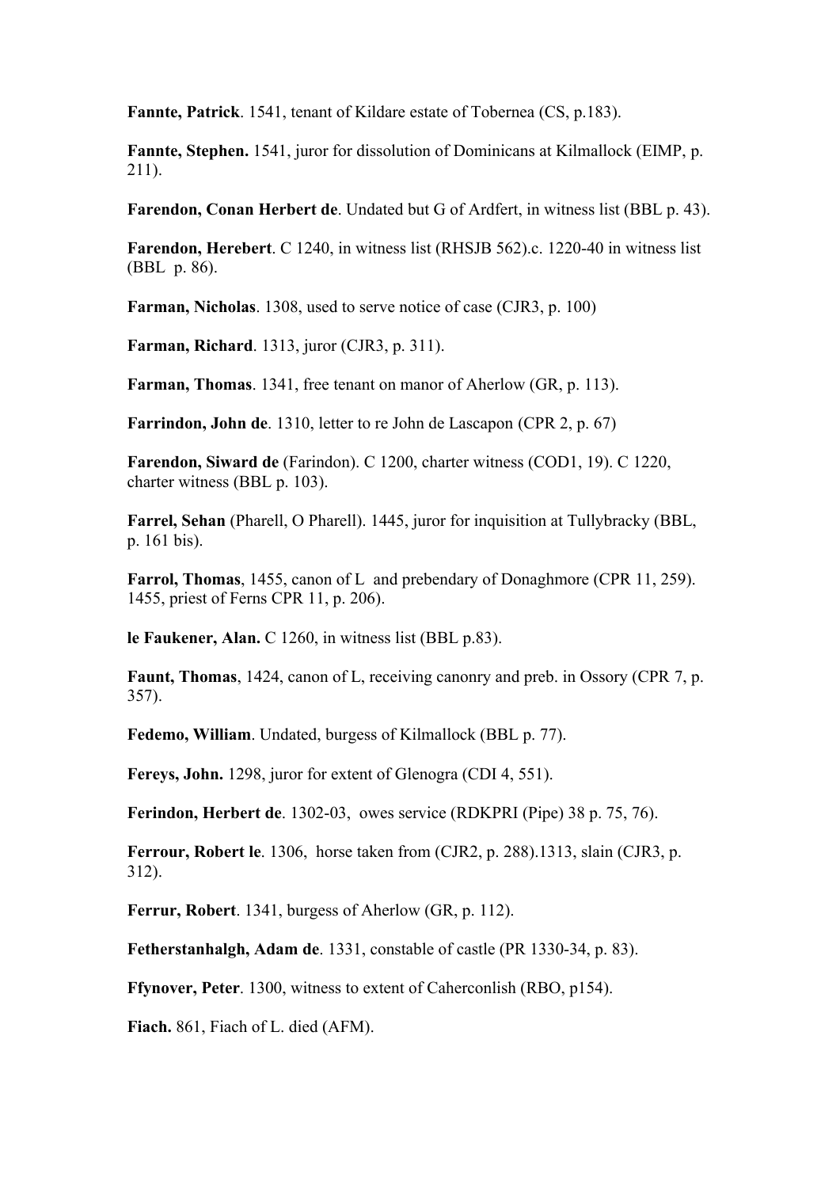**Fannte, Patrick**. 1541, tenant of Kildare estate of Tobernea (CS, p.183).

**Fannte, Stephen.** 1541, juror for dissolution of Dominicans at Kilmallock (EIMP, p. 211).

**Farendon, Conan Herbert de**. Undated but G of Ardfert, in witness list (BBL p. 43).

**Farendon, Herebert**. C 1240, in witness list (RHSJB 562).c. 1220-40 in witness list (BBL p. 86).

**Farman, Nicholas**. 1308, used to serve notice of case (CJR3, p. 100)

**Farman, Richard**. 1313, juror (CJR3, p. 311).

**Farman, Thomas**. 1341, free tenant on manor of Aherlow (GR, p. 113).

**Farrindon, John de**. 1310, letter to re John de Lascapon (CPR 2, p. 67)

**Farendon, Siward de** (Farindon). C 1200, charter witness (COD1, 19). C 1220, charter witness (BBL p. 103).

**Farrel, Sehan** (Pharell, O Pharell). 1445, juror for inquisition at Tullybracky (BBL, p. 161 bis).

**Farrol, Thomas**, 1455, canon of L and prebendary of Donaghmore (CPR 11, 259). 1455, priest of Ferns CPR 11, p. 206).

**le Faukener, Alan.** C 1260, in witness list (BBL p.83).

**Faunt, Thomas**, 1424, canon of L, receiving canonry and preb. in Ossory (CPR 7, p. 357).

**Fedemo, William**. Undated, burgess of Kilmallock (BBL p. 77).

**Fereys, John.** 1298, juror for extent of Glenogra (CDI 4, 551).

**Ferindon, Herbert de**. 1302-03, owes service (RDKPRI (Pipe) 38 p. 75, 76).

**Ferrour, Robert le**. 1306, horse taken from (CJR2, p. 288).1313, slain (CJR3, p. 312).

**Ferrur, Robert**. 1341, burgess of Aherlow (GR, p. 112).

**Fetherstanhalgh, Adam de**. 1331, constable of castle (PR 1330-34, p. 83).

**Ffynover, Peter**. 1300, witness to extent of Caherconlish (RBO, p154).

**Fiach.** 861, Fiach of L. died (AFM).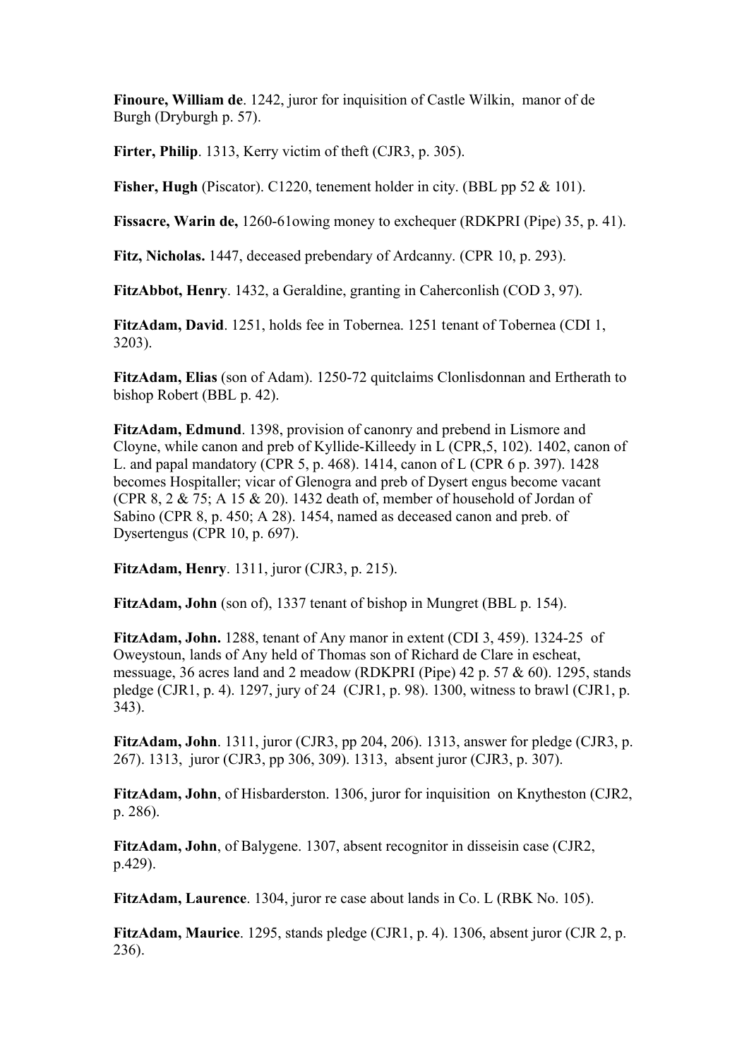**Finoure, William de**. 1242, juror for inquisition of Castle Wilkin, manor of de Burgh (Dryburgh p. 57).

**Firter, Philip**. 1313, Kerry victim of theft (CJR3, p. 305).

**Fisher, Hugh** (Piscator). C1220, tenement holder in city. (BBL pp 52 & 101).

**Fissacre, Warin de,** 1260-61owing money to exchequer (RDKPRI (Pipe) 35, p. 41).

**Fitz, Nicholas.** 1447, deceased prebendary of Ardcanny. (CPR 10, p. 293).

**FitzAbbot, Henry**. 1432, a Geraldine, granting in Caherconlish (COD 3, 97).

**FitzAdam, David**. 1251, holds fee in Tobernea. 1251 tenant of Tobernea (CDI 1, 3203).

**FitzAdam, Elias** (son of Adam). 1250-72 quitclaims Clonlisdonnan and Ertherath to bishop Robert (BBL p. 42).

**FitzAdam, Edmund**. 1398, provision of canonry and prebend in Lismore and Cloyne, while canon and preb of Kyllide-Killeedy in L (CPR,5, 102). 1402, canon of L. and papal mandatory (CPR 5, p. 468). 1414, canon of L (CPR 6 p. 397). 1428 becomes Hospitaller; vicar of Glenogra and preb of Dysert engus become vacant (CPR 8, 2 & 75; A 15 & 20). 1432 death of, member of household of Jordan of Sabino (CPR 8, p. 450; A 28). 1454, named as deceased canon and preb. of Dysertengus (CPR 10, p. 697).

**FitzAdam, Henry**. 1311, juror (CJR3, p. 215).

**FitzAdam, John** (son of), 1337 tenant of bishop in Mungret (BBL p. 154).

**FitzAdam, John.** 1288, tenant of Any manor in extent (CDI 3, 459). 1324-25 of Oweystoun, lands of Any held of Thomas son of Richard de Clare in escheat, messuage, 36 acres land and 2 meadow (RDKPRI (Pipe) 42 p. 57 & 60). 1295, stands pledge (CJR1, p. 4). 1297, jury of 24 (CJR1, p. 98). 1300, witness to brawl (CJR1, p. 343).

**FitzAdam, John**. 1311, juror (CJR3, pp 204, 206). 1313, answer for pledge (CJR3, p. 267). 1313, juror (CJR3, pp 306, 309). 1313, absent juror (CJR3, p. 307).

**FitzAdam, John**, of Hisbarderston. 1306, juror for inquisition on Knytheston (CJR2, p. 286).

**FitzAdam, John**, of Balygene. 1307, absent recognitor in disseisin case (CJR2, p.429).

**FitzAdam, Laurence**. 1304, juror re case about lands in Co. L (RBK No. 105).

**FitzAdam, Maurice**. 1295, stands pledge (CJR1, p. 4). 1306, absent juror (CJR 2, p. 236).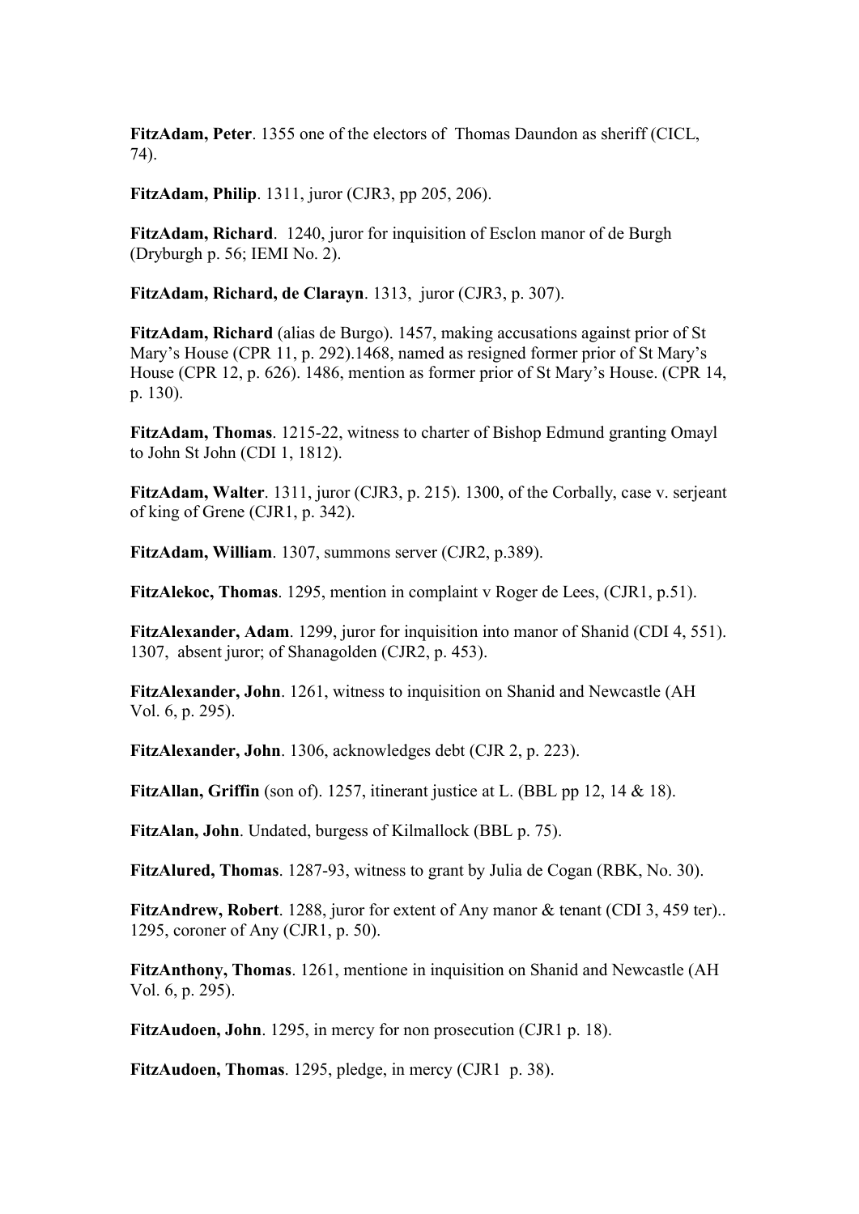**FitzAdam, Peter**. 1355 one of the electors of Thomas Daundon as sheriff (CICL, 74).

**FitzAdam, Philip**. 1311, juror (CJR3, pp 205, 206).

**FitzAdam, Richard**. 1240, juror for inquisition of Esclon manor of de Burgh (Dryburgh p. 56; IEMI No. 2).

**FitzAdam, Richard, de Clarayn**. 1313, juror (CJR3, p. 307).

**FitzAdam, Richard** (alias de Burgo). 1457, making accusations against prior of St Mary's House (CPR 11, p. 292).1468, named as resigned former prior of St Mary's House (CPR 12, p. 626). 1486, mention as former prior of St Mary's House. (CPR 14, p. 130).

**FitzAdam, Thomas**. 1215-22, witness to charter of Bishop Edmund granting Omayl to John St John (CDI 1, 1812).

**FitzAdam, Walter**. 1311, juror (CJR3, p. 215). 1300, of the Corbally, case v. serjeant of king of Grene (CJR1, p. 342).

**FitzAdam, William**. 1307, summons server (CJR2, p.389).

**FitzAlekoc, Thomas**. 1295, mention in complaint v Roger de Lees, (CJR1, p.51).

**FitzAlexander, Adam**. 1299, juror for inquisition into manor of Shanid (CDI 4, 551). 1307, absent juror; of Shanagolden (CJR2, p. 453).

**FitzAlexander, John**. 1261, witness to inquisition on Shanid and Newcastle (AH Vol. 6, p. 295).

**FitzAlexander, John**. 1306, acknowledges debt (CJR 2, p. 223).

**FitzAllan, Griffin** (son of). 1257, itinerant justice at L. (BBL pp 12, 14 & 18).

**FitzAlan, John**. Undated, burgess of Kilmallock (BBL p. 75).

**FitzAlured, Thomas**. 1287-93, witness to grant by Julia de Cogan (RBK, No. 30).

**FitzAndrew, Robert**. 1288, juror for extent of Any manor & tenant (CDI 3, 459 ter).. 1295, coroner of Any (CJR1, p. 50).

**FitzAnthony, Thomas**. 1261, mentione in inquisition on Shanid and Newcastle (AH Vol. 6, p. 295).

**FitzAudoen, John**. 1295, in mercy for non prosecution (CJR1 p. 18).

**FitzAudoen, Thomas**. 1295, pledge, in mercy (CJR1 p. 38).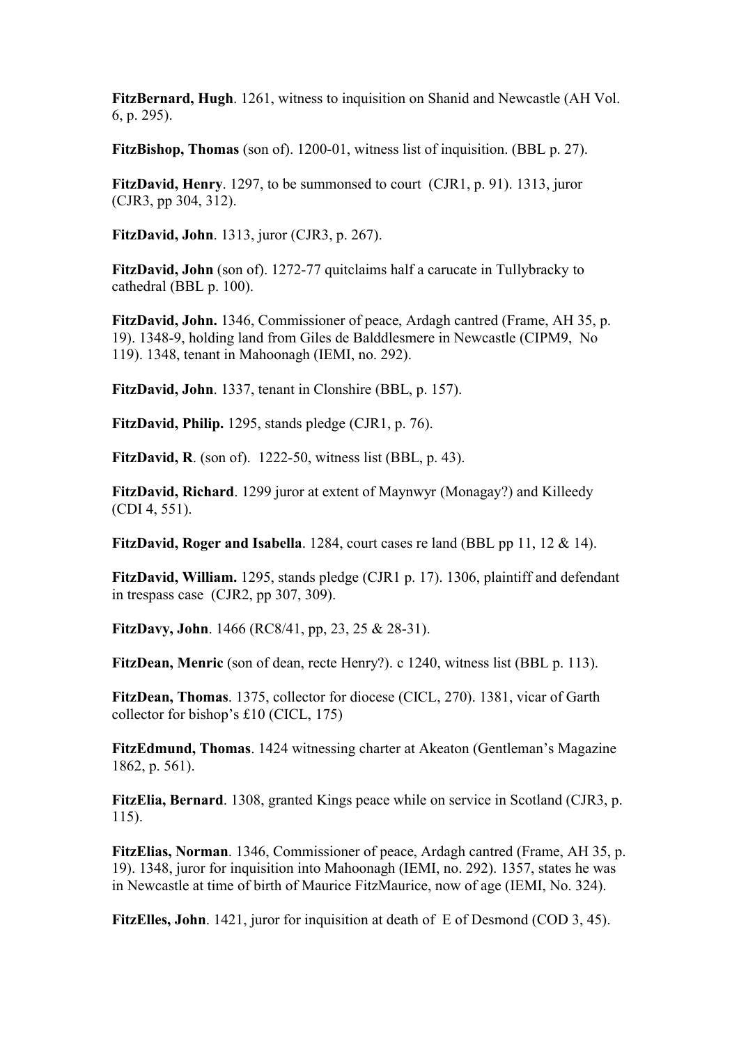**FitzBernard, Hugh**. 1261, witness to inquisition on Shanid and Newcastle (AH Vol. 6, p. 295).

**FitzBishop, Thomas** (son of). 1200-01, witness list of inquisition. (BBL p. 27).

**FitzDavid, Henry**. 1297, to be summonsed to court (CJR1, p. 91). 1313, juror (CJR3, pp 304, 312).

**FitzDavid, John**. 1313, juror (CJR3, p. 267).

**FitzDavid, John** (son of). 1272-77 quitclaims half a carucate in Tullybracky to cathedral (BBL p. 100).

**FitzDavid, John.** 1346, Commissioner of peace, Ardagh cantred (Frame, AH 35, p. 19). 1348-9, holding land from Giles de Balddlesmere in Newcastle (CIPM9, No 119). 1348, tenant in Mahoonagh (IEMI, no. 292).

**FitzDavid, John**. 1337, tenant in Clonshire (BBL, p. 157).

**FitzDavid, Philip.** 1295, stands pledge (CJR1, p. 76).

**FitzDavid, R**. (son of). 1222-50, witness list (BBL, p. 43).

**FitzDavid, Richard**. 1299 juror at extent of Maynwyr (Monagay?) and Killeedy (CDI 4, 551).

**FitzDavid, Roger and Isabella**. 1284, court cases re land (BBL pp 11, 12 & 14).

**FitzDavid, William.** 1295, stands pledge (CJR1 p. 17). 1306, plaintiff and defendant in trespass case (CJR2, pp 307, 309).

**FitzDavy, John**. 1466 (RC8/41, pp, 23, 25 & 28-31).

**FitzDean, Menric** (son of dean, recte Henry?). c 1240, witness list (BBL p. 113).

**FitzDean, Thomas**. 1375, collector for diocese (CICL, 270). 1381, vicar of Garth collector for bishop's £10 (CICL, 175)

**FitzEdmund, Thomas**. 1424 witnessing charter at Akeaton (Gentleman's Magazine 1862, p. 561).

**FitzElia, Bernard**. 1308, granted Kings peace while on service in Scotland (CJR3, p. 115).

**FitzElias, Norman**. 1346, Commissioner of peace, Ardagh cantred (Frame, AH 35, p. 19). 1348, juror for inquisition into Mahoonagh (IEMI, no. 292). 1357, states he was in Newcastle at time of birth of Maurice FitzMaurice, now of age (IEMI, No. 324).

**FitzElles, John**. 1421, juror for inquisition at death of E of Desmond (COD 3, 45).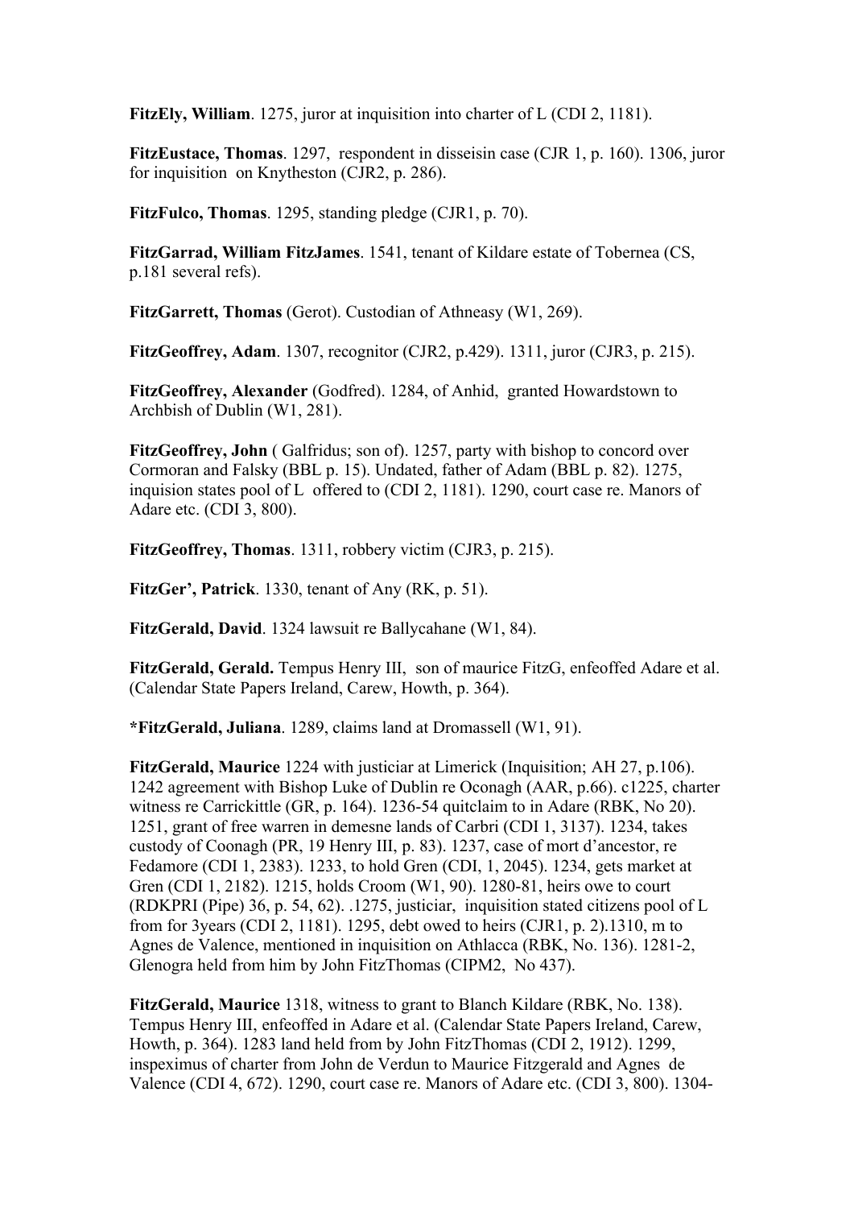**FitzEly, William**. 1275, juror at inquisition into charter of L (CDI 2, 1181).

**FitzEustace, Thomas**. 1297, respondent in disseisin case (CJR 1, p. 160). 1306, juror for inquisition on Knytheston (CJR2, p. 286).

**FitzFulco, Thomas**. 1295, standing pledge (CJR1, p. 70).

**FitzGarrad, William FitzJames**. 1541, tenant of Kildare estate of Tobernea (CS, p.181 several refs).

**FitzGarrett, Thomas** (Gerot). Custodian of Athneasy (W1, 269).

**FitzGeoffrey, Adam**. 1307, recognitor (CJR2, p.429). 1311, juror (CJR3, p. 215).

**FitzGeoffrey, Alexander** (Godfred). 1284, of Anhid, granted Howardstown to Archbish of Dublin (W1, 281).

**FitzGeoffrey, John** ( Galfridus; son of). 1257, party with bishop to concord over Cormoran and Falsky (BBL p. 15). Undated, father of Adam (BBL p. 82). 1275, inquision states pool of L offered to (CDI 2, 1181). 1290, court case re. Manors of Adare etc. (CDI 3, 800).

**FitzGeoffrey, Thomas**. 1311, robbery victim (CJR3, p. 215).

**FitzGer', Patrick**. 1330, tenant of Any (RK, p. 51).

**FitzGerald, David**. 1324 lawsuit re Ballycahane (W1, 84).

**FitzGerald, Gerald.** Tempus Henry III, son of maurice FitzG, enfeoffed Adare et al. (Calendar State Papers Ireland, Carew, Howth, p. 364).

***FitzGerald, Juliana**. 1289, claims land at Dromassell (W1, 91).

**FitzGerald, Maurice** 1224 with justiciar at Limerick (Inquisition; AH 27, p.106). 1242 agreement with Bishop Luke of Dublin re Oconagh (AAR, p.66). c1225, charter witness re Carrickittle (GR, p. 164). 1236-54 quitclaim to in Adare (RBK, No 20). 1251, grant of free warren in demesne lands of Carbri (CDI 1, 3137). 1234, takes custody of Coonagh (PR, 19 Henry III, p. 83). 1237, case of mort d'ancestor, re Fedamore (CDI 1, 2383). 1233, to hold Gren (CDI, 1, 2045). 1234, gets market at Gren (CDI 1, 2182). 1215, holds Croom (W1, 90). 1280-81, heirs owe to court (RDKPRI (Pipe) 36, p. 54, 62). .1275, justiciar, inquisition stated citizens pool of L from for 3years (CDI 2, 1181). 1295, debt owed to heirs (CJR1, p. 2).1310, m to Agnes de Valence, mentioned in inquisition on Athlacca (RBK, No. 136). 1281-2, Glenogra held from him by John FitzThomas (CIPM2, No 437).

**FitzGerald, Maurice** 1318, witness to grant to Blanch Kildare (RBK, No. 138). Tempus Henry III, enfeoffed in Adare et al. (Calendar State Papers Ireland, Carew, Howth, p. 364). 1283 land held from by John FitzThomas (CDI 2, 1912). 1299, inspeximus of charter from John de Verdun to Maurice Fitzgerald and Agnes de Valence (CDI 4, 672). 1290, court case re. Manors of Adare etc. (CDI 3, 800). 1304-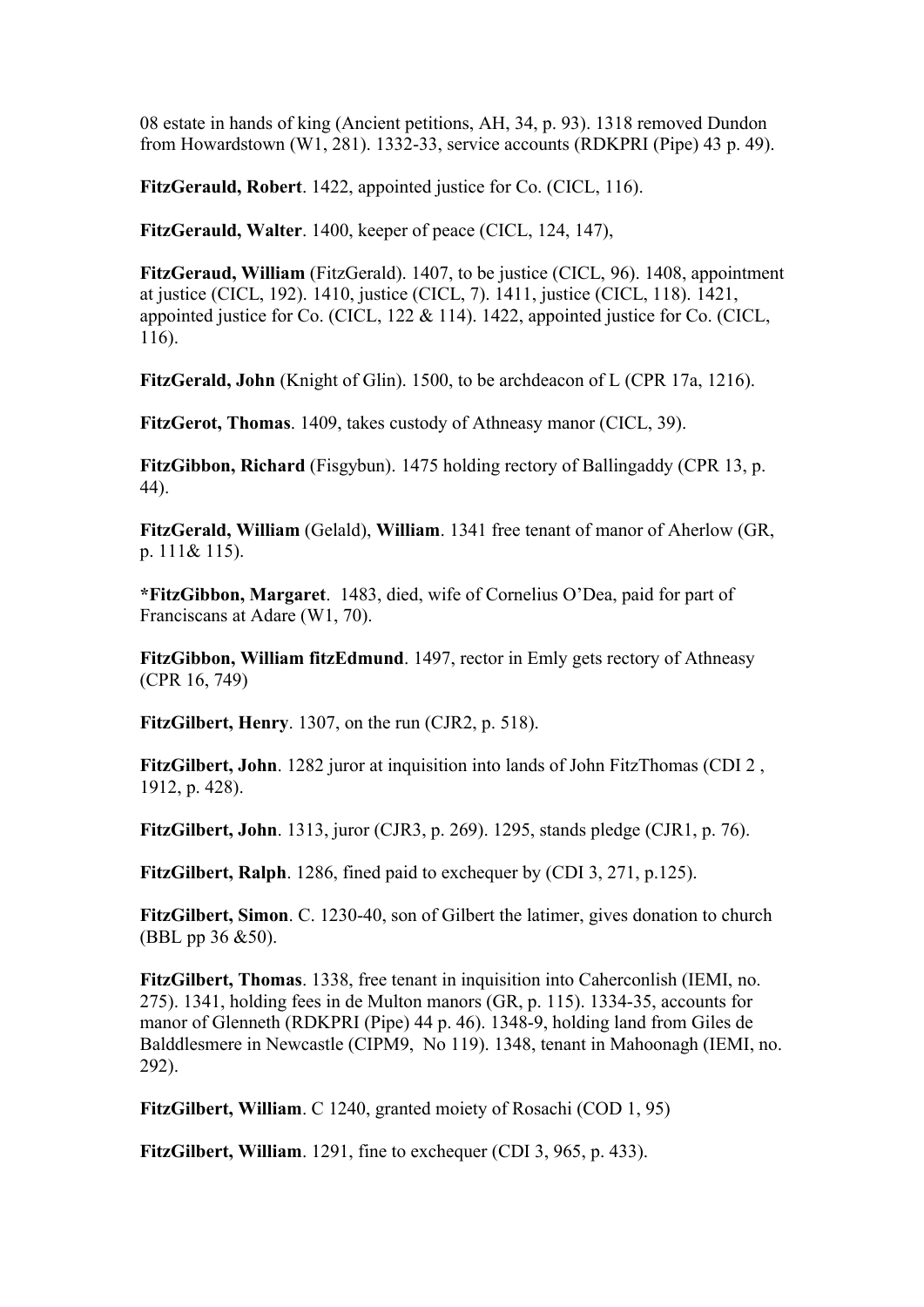08 estate in hands of king (Ancient petitions, AH, 34, p. 93). 1318 removed Dundon from Howardstown (W1, 281). 1332-33, service accounts (RDKPRI (Pipe) 43 p. 49).

**FitzGerauld, Robert**. 1422, appointed justice for Co. (CICL, 116).

**FitzGerauld, Walter**. 1400, keeper of peace (CICL, 124, 147),

**FitzGeraud, William** (FitzGerald). 1407, to be justice (CICL, 96). 1408, appointment at justice (CICL, 192). 1410, justice (CICL, 7). 1411, justice (CICL, 118). 1421, appointed justice for Co. (CICL, 122 & 114). 1422, appointed justice for Co. (CICL, 116).

**FitzGerald, John** (Knight of Glin). 1500, to be archdeacon of L (CPR 17a, 1216).

**FitzGerot, Thomas**. 1409, takes custody of Athneasy manor (CICL, 39).

**FitzGibbon, Richard** (Fisgybun). 1475 holding rectory of Ballingaddy (CPR 13, p. 44).

**FitzGerald, William** (Gelald), **William**. 1341 free tenant of manor of Aherlow (GR, p. 111& 115).

***FitzGibbon, Margaret**. 1483, died, wife of Cornelius O'Dea, paid for part of Franciscans at Adare (W1, 70).

**FitzGibbon, William fitzEdmund**. 1497, rector in Emly gets rectory of Athneasy (CPR 16, 749)

**FitzGilbert, Henry**. 1307, on the run (CJR2, p. 518).

**FitzGilbert, John**. 1282 juror at inquisition into lands of John FitzThomas (CDI 2 , 1912, p. 428).

**FitzGilbert, John**. 1313, juror (CJR3, p. 269). 1295, stands pledge (CJR1, p. 76).

**FitzGilbert, Ralph**. 1286, fined paid to exchequer by (CDI 3, 271, p.125).

**FitzGilbert, Simon**. C. 1230-40, son of Gilbert the latimer, gives donation to church (BBL pp 36 &50).

**FitzGilbert, Thomas**. 1338, free tenant in inquisition into Caherconlish (IEMI, no. 275). 1341, holding fees in de Multon manors (GR, p. 115). 1334-35, accounts for manor of Glenneth (RDKPRI (Pipe) 44 p. 46). 1348-9, holding land from Giles de Balddlesmere in Newcastle (CIPM9, No 119). 1348, tenant in Mahoonagh (IEMI, no. 292).

**FitzGilbert, William**. C 1240, granted moiety of Rosachi (COD 1, 95)

**FitzGilbert, William**. 1291, fine to exchequer (CDI 3, 965, p. 433).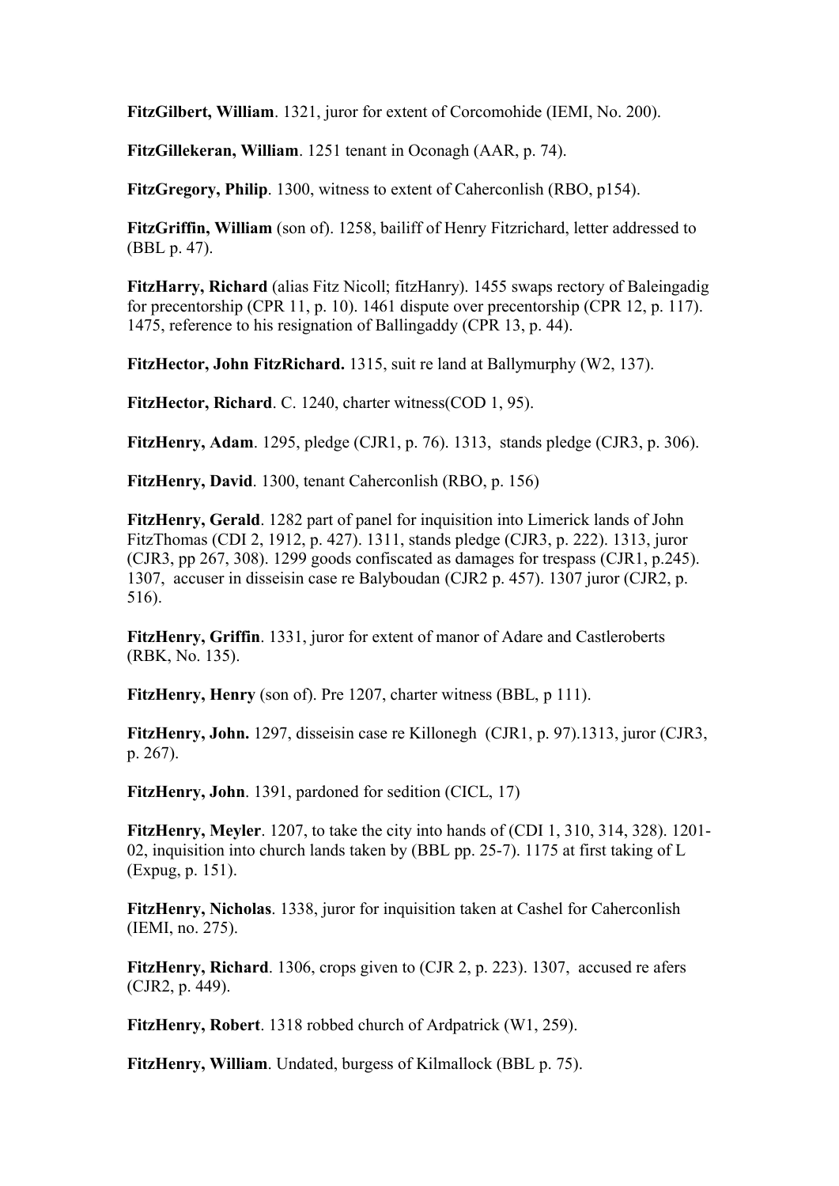**FitzGilbert, William**. 1321, juror for extent of Corcomohide (IEMI, No. 200).

**FitzGillekeran, William**. 1251 tenant in Oconagh (AAR, p. 74).

**FitzGregory, Philip**. 1300, witness to extent of Caherconlish (RBO, p154).

**FitzGriffin, William** (son of). 1258, bailiff of Henry Fitzrichard, letter addressed to (BBL p. 47).

**FitzHarry, Richard** (alias Fitz Nicoll; fitzHanry). 1455 swaps rectory of Baleingadig for precentorship (CPR 11, p. 10). 1461 dispute over precentorship (CPR 12, p. 117). 1475, reference to his resignation of Ballingaddy (CPR 13, p. 44).

**FitzHector, John FitzRichard.** 1315, suit re land at Ballymurphy (W2, 137).

**FitzHector, Richard**. C. 1240, charter witness(COD 1, 95).

**FitzHenry, Adam**. 1295, pledge (CJR1, p. 76). 1313, stands pledge (CJR3, p. 306).

**FitzHenry, David**. 1300, tenant Caherconlish (RBO, p. 156)

**FitzHenry, Gerald**. 1282 part of panel for inquisition into Limerick lands of John FitzThomas (CDI 2, 1912, p. 427). 1311, stands pledge (CJR3, p. 222). 1313, juror (CJR3, pp 267, 308). 1299 goods confiscated as damages for trespass (CJR1, p.245). 1307, accuser in disseisin case re Balyboudan (CJR2 p. 457). 1307 juror (CJR2, p. 516).

**FitzHenry, Griffin**. 1331, juror for extent of manor of Adare and Castleroberts (RBK, No. 135).

**FitzHenry, Henry** (son of). Pre 1207, charter witness (BBL, p 111).

**FitzHenry, John.** 1297, disseisin case re Killonegh (CJR1, p. 97).1313, juror (CJR3, p. 267).

**FitzHenry, John**. 1391, pardoned for sedition (CICL, 17)

**FitzHenry, Meyler**. 1207, to take the city into hands of (CDI 1, 310, 314, 328). 1201-02, inquisition into church lands taken by (BBL pp. 25-7). 1175 at first taking of L (Expug, p. 151).

**FitzHenry, Nicholas**. 1338, juror for inquisition taken at Cashel for Caherconlish (IEMI, no. 275).

**FitzHenry, Richard**. 1306, crops given to (CJR 2, p. 223). 1307, accused re afers (CJR2, p. 449).

**FitzHenry, Robert**. 1318 robbed church of Ardpatrick (W1, 259).

**FitzHenry, William**. Undated, burgess of Kilmallock (BBL p. 75).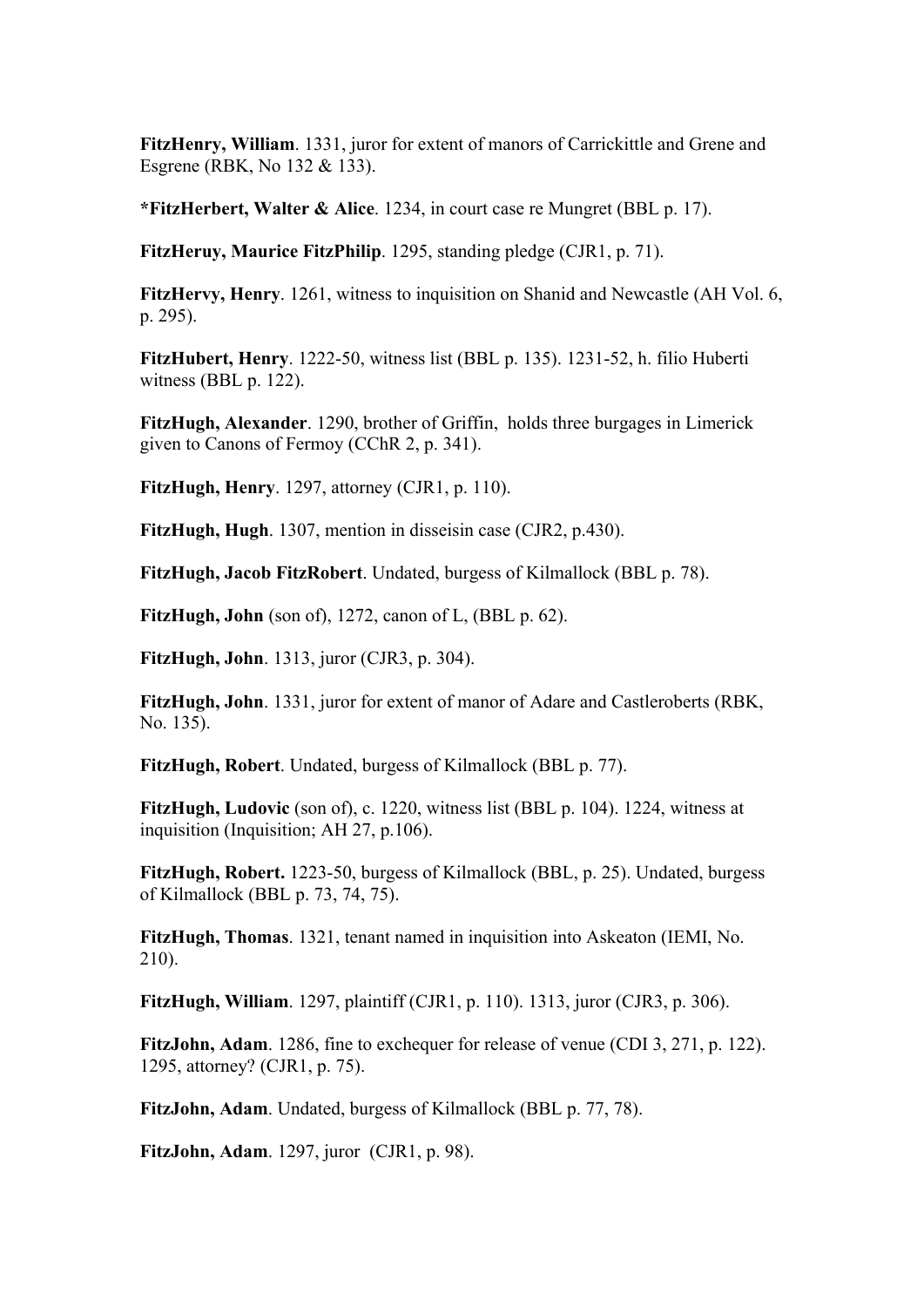**FitzHenry, William**. 1331, juror for extent of manors of Carrickittle and Grene and Esgrene (RBK, No 132 & 133).

***FitzHerbert, Walter & Alice**. 1234, in court case re Mungret (BBL p. 17).

**FitzHeruy, Maurice FitzPhilip**. 1295, standing pledge (CJR1, p. 71).

**FitzHervy, Henry**. 1261, witness to inquisition on Shanid and Newcastle (AH Vol. 6, p. 295).

**FitzHubert, Henry**. 1222-50, witness list (BBL p. 135). 1231-52, h. filio Huberti witness (BBL p. 122).

**FitzHugh, Alexander**. 1290, brother of Griffin, holds three burgages in Limerick given to Canons of Fermoy (CChR 2, p. 341).

**FitzHugh, Henry**. 1297, attorney (CJR1, p. 110).

**FitzHugh, Hugh**. 1307, mention in disseisin case (CJR2, p.430).

**FitzHugh, Jacob FitzRobert**. Undated, burgess of Kilmallock (BBL p. 78).

**FitzHugh, John** (son of), 1272, canon of L, (BBL p. 62).

**FitzHugh, John**. 1313, juror (CJR3, p. 304).

**FitzHugh, John**. 1331, juror for extent of manor of Adare and Castleroberts (RBK, No. 135).

**FitzHugh, Robert**. Undated, burgess of Kilmallock (BBL p. 77).

**FitzHugh, Ludovic** (son of), c. 1220, witness list (BBL p. 104). 1224, witness at inquisition (Inquisition; AH 27, p.106).

**FitzHugh, Robert.** 1223-50, burgess of Kilmallock (BBL, p. 25). Undated, burgess of Kilmallock (BBL p. 73, 74, 75).

**FitzHugh, Thomas**. 1321, tenant named in inquisition into Askeaton (IEMI, No. 210).

**FitzHugh, William**. 1297, plaintiff (CJR1, p. 110). 1313, juror (CJR3, p. 306).

**FitzJohn, Adam**. 1286, fine to exchequer for release of venue (CDI 3, 271, p. 122). 1295, attorney? (CJR1, p. 75).

**FitzJohn, Adam**. Undated, burgess of Kilmallock (BBL p. 77, 78).

**FitzJohn, Adam**. 1297, juror (CJR1, p. 98).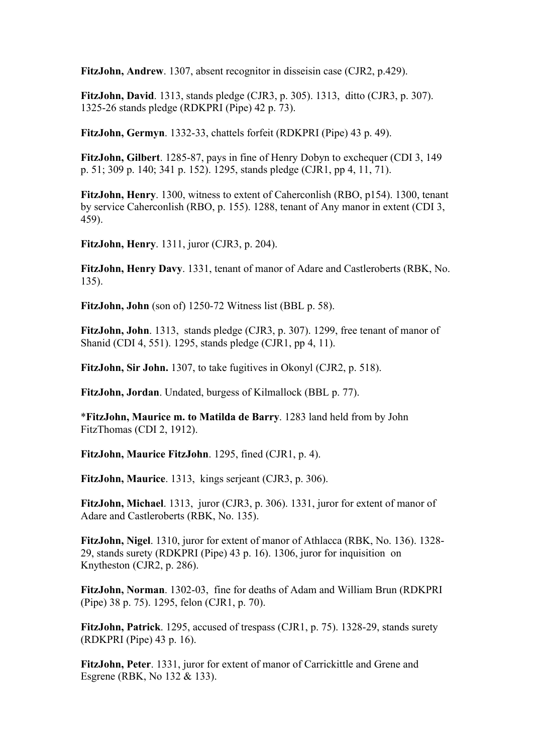**FitzJohn, Andrew**. 1307, absent recognitor in disseisin case (CJR2, p.429).

**FitzJohn, David**. 1313, stands pledge (CJR3, p. 305). 1313, ditto (CJR3, p. 307). 1325-26 stands pledge (RDKPRI (Pipe) 42 p. 73).

**FitzJohn, Germyn**. 1332-33, chattels forfeit (RDKPRI (Pipe) 43 p. 49).

**FitzJohn, Gilbert**. 1285-87, pays in fine of Henry Dobyn to exchequer (CDI 3, 149 p. 51; 309 p. 140; 341 p. 152). 1295, stands pledge (CJR1, pp 4, 11, 71).

**FitzJohn, Henry**. 1300, witness to extent of Caherconlish (RBO, p154). 1300, tenant by service Caherconlish (RBO, p. 155). 1288, tenant of Any manor in extent (CDI 3, 459).

**FitzJohn, Henry**. 1311, juror (CJR3, p. 204).

**FitzJohn, Henry Davy**. 1331, tenant of manor of Adare and Castleroberts (RBK, No. 135).

**FitzJohn, John** (son of) 1250-72 Witness list (BBL p. 58).

**FitzJohn, John**. 1313, stands pledge (CJR3, p. 307). 1299, free tenant of manor of Shanid (CDI 4, 551). 1295, stands pledge (CJR1, pp 4, 11).

**FitzJohn, Sir John.** 1307, to take fugitives in Okonyl (CJR2, p. 518).

**FitzJohn, Jordan**. Undated, burgess of Kilmallock (BBL p. 77).

*__FitzJohn, Maurice m. to Matilda de Barry__. 1283 land held from by John FitzThomas (CDI 2, 1912).

**FitzJohn, Maurice FitzJohn**. 1295, fined (CJR1, p. 4).

**FitzJohn, Maurice**. 1313, kings serjeant (CJR3, p. 306).

**FitzJohn, Michael**. 1313, juror (CJR3, p. 306). 1331, juror for extent of manor of Adare and Castleroberts (RBK, No. 135).

**FitzJohn, Nigel**. 1310, juror for extent of manor of Athlacca (RBK, No. 136). 1328-29, stands surety (RDKPRI (Pipe) 43 p. 16). 1306, juror for inquisition on Knytheston (CJR2, p. 286).

**FitzJohn, Norman**. 1302-03, fine for deaths of Adam and William Brun (RDKPRI (Pipe) 38 p. 75). 1295, felon (CJR1, p. 70).

**FitzJohn, Patrick**. 1295, accused of trespass (CJR1, p. 75). 1328-29, stands surety (RDKPRI (Pipe) 43 p. 16).

**FitzJohn, Peter**. 1331, juror for extent of manor of Carrickittle and Grene and Esgrene (RBK, No 132 & 133).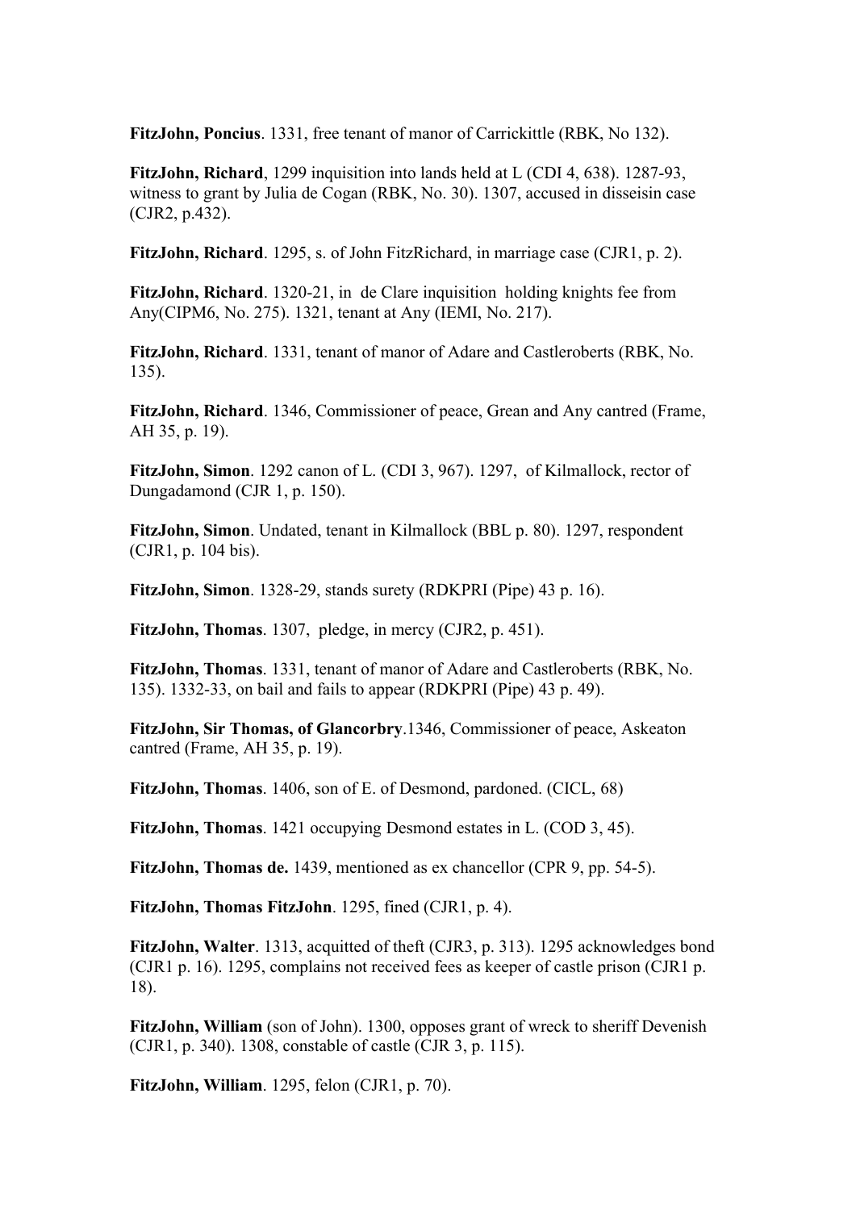**FitzJohn, Poncius**. 1331, free tenant of manor of Carrickittle (RBK, No 132).

**FitzJohn, Richard**, 1299 inquisition into lands held at L (CDI 4, 638). 1287-93, witness to grant by Julia de Cogan (RBK, No. 30). 1307, accused in disseisin case (CJR2, p.432).

**FitzJohn, Richard**. 1295, s. of John FitzRichard, in marriage case (CJR1, p. 2).

**FitzJohn, Richard**. 1320-21, in de Clare inquisition holding knights fee from Any(CIPM6, No. 275). 1321, tenant at Any (IEMI, No. 217).

**FitzJohn, Richard**. 1331, tenant of manor of Adare and Castleroberts (RBK, No. 135).

**FitzJohn, Richard**. 1346, Commissioner of peace, Grean and Any cantred (Frame, AH 35, p. 19).

**FitzJohn, Simon**. 1292 canon of L. (CDI 3, 967). 1297, of Kilmallock, rector of Dungadamond (CJR 1, p. 150).

**FitzJohn, Simon**. Undated, tenant in Kilmallock (BBL p. 80). 1297, respondent (CJR1, p. 104 bis).

**FitzJohn, Simon**. 1328-29, stands surety (RDKPRI (Pipe) 43 p. 16).

**FitzJohn, Thomas**. 1307, pledge, in mercy (CJR2, p. 451).

**FitzJohn, Thomas**. 1331, tenant of manor of Adare and Castleroberts (RBK, No. 135). 1332-33, on bail and fails to appear (RDKPRI (Pipe) 43 p. 49).

**FitzJohn, Sir Thomas, of Glancorbry**.1346, Commissioner of peace, Askeaton cantred (Frame, AH 35, p. 19).

**FitzJohn, Thomas**. 1406, son of E. of Desmond, pardoned. (CICL, 68)

**FitzJohn, Thomas**. 1421 occupying Desmond estates in L. (COD 3, 45).

**FitzJohn, Thomas de.** 1439, mentioned as ex chancellor (CPR 9, pp. 54-5).

**FitzJohn, Thomas FitzJohn**. 1295, fined (CJR1, p. 4).

**FitzJohn, Walter**. 1313, acquitted of theft (CJR3, p. 313). 1295 acknowledges bond (CJR1 p. 16). 1295, complains not received fees as keeper of castle prison (CJR1 p. 18).

**FitzJohn, William** (son of John). 1300, opposes grant of wreck to sheriff Devenish (CJR1, p. 340). 1308, constable of castle (CJR 3, p. 115).

**FitzJohn, William**. 1295, felon (CJR1, p. 70).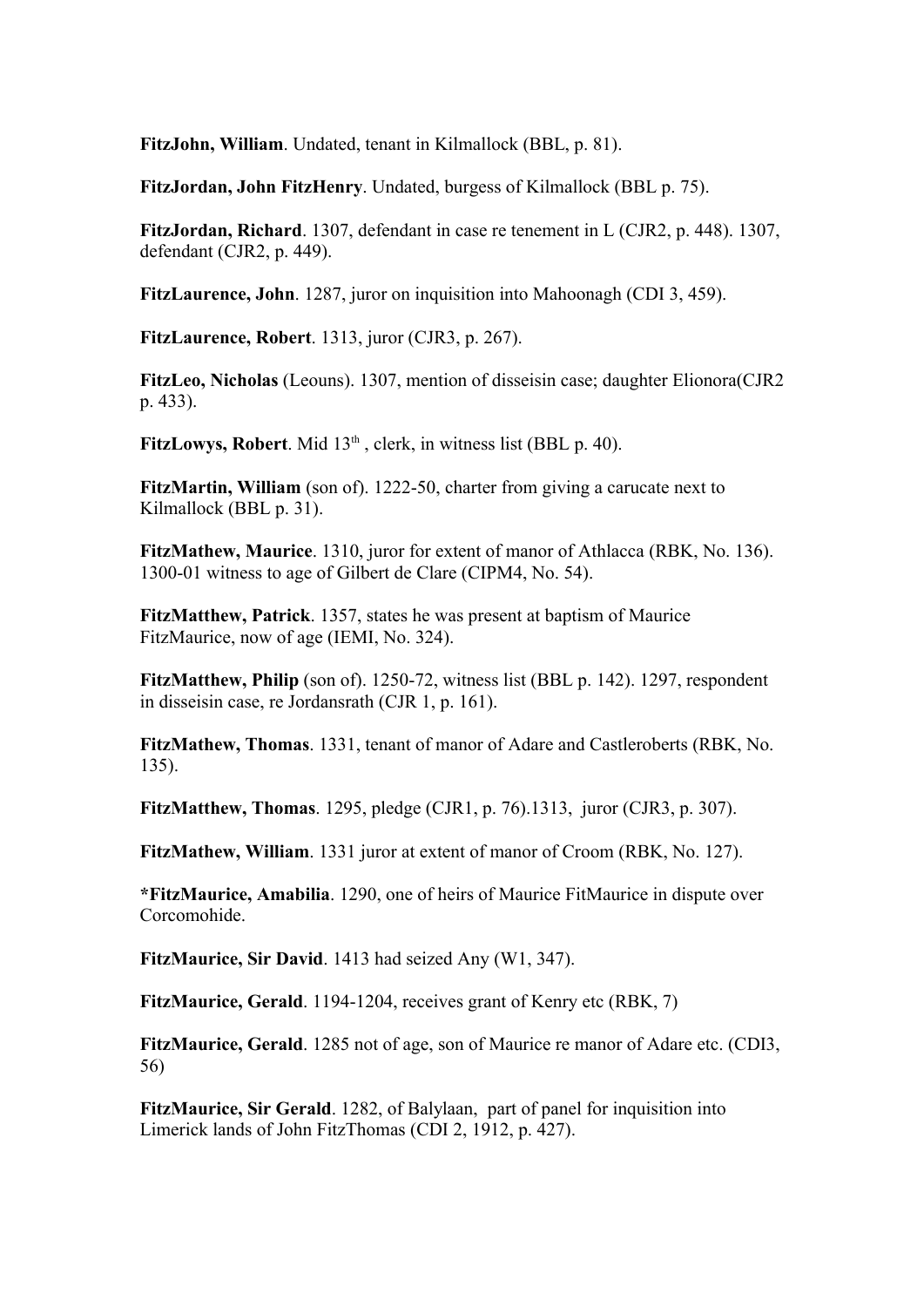**FitzJohn, William**. Undated, tenant in Kilmallock (BBL, p. 81).

**FitzJordan, John FitzHenry**. Undated, burgess of Kilmallock (BBL p. 75).

**FitzJordan, Richard**. 1307, defendant in case re tenement in L (CJR2, p. 448). 1307, defendant (CJR2, p. 449).

**FitzLaurence, John**. 1287, juror on inquisition into Mahoonagh (CDI 3, 459).

**FitzLaurence, Robert**. 1313, juror (CJR3, p. 267).

**FitzLeo, Nicholas** (Leouns). 1307, mention of disseisin case; daughter Elionora(CJR2 p. 433).

**FitzLowys, Robert**. Mid 13th , clerk, in witness list (BBL p. 40).

**FitzMartin, William** (son of). 1222-50, charter from giving a carucate next to Kilmallock (BBL p. 31).

**FitzMathew, Maurice**. 1310, juror for extent of manor of Athlacca (RBK, No. 136). 1300-01 witness to age of Gilbert de Clare (CIPM4, No. 54).

**FitzMatthew, Patrick**. 1357, states he was present at baptism of Maurice FitzMaurice, now of age (IEMI, No. 324).

**FitzMatthew, Philip** (son of). 1250-72, witness list (BBL p. 142). 1297, respondent in disseisin case, re Jordansrath (CJR 1, p. 161).

**FitzMathew, Thomas**. 1331, tenant of manor of Adare and Castleroberts (RBK, No. 135).

**FitzMatthew, Thomas**. 1295, pledge (CJR1, p. 76).1313, juror (CJR3, p. 307).

**FitzMathew, William**. 1331 juror at extent of manor of Croom (RBK, No. 127).

***FitzMaurice, Amabilia**. 1290, one of heirs of Maurice FitMaurice in dispute over Corcomohide.

**FitzMaurice, Sir David**. 1413 had seized Any (W1, 347).

**FitzMaurice, Gerald**. 1194-1204, receives grant of Kenry etc (RBK, 7)

**FitzMaurice, Gerald**. 1285 not of age, son of Maurice re manor of Adare etc. (CDI3, 56)

**FitzMaurice, Sir Gerald**. 1282, of Balylaan, part of panel for inquisition into Limerick lands of John FitzThomas (CDI 2, 1912, p. 427).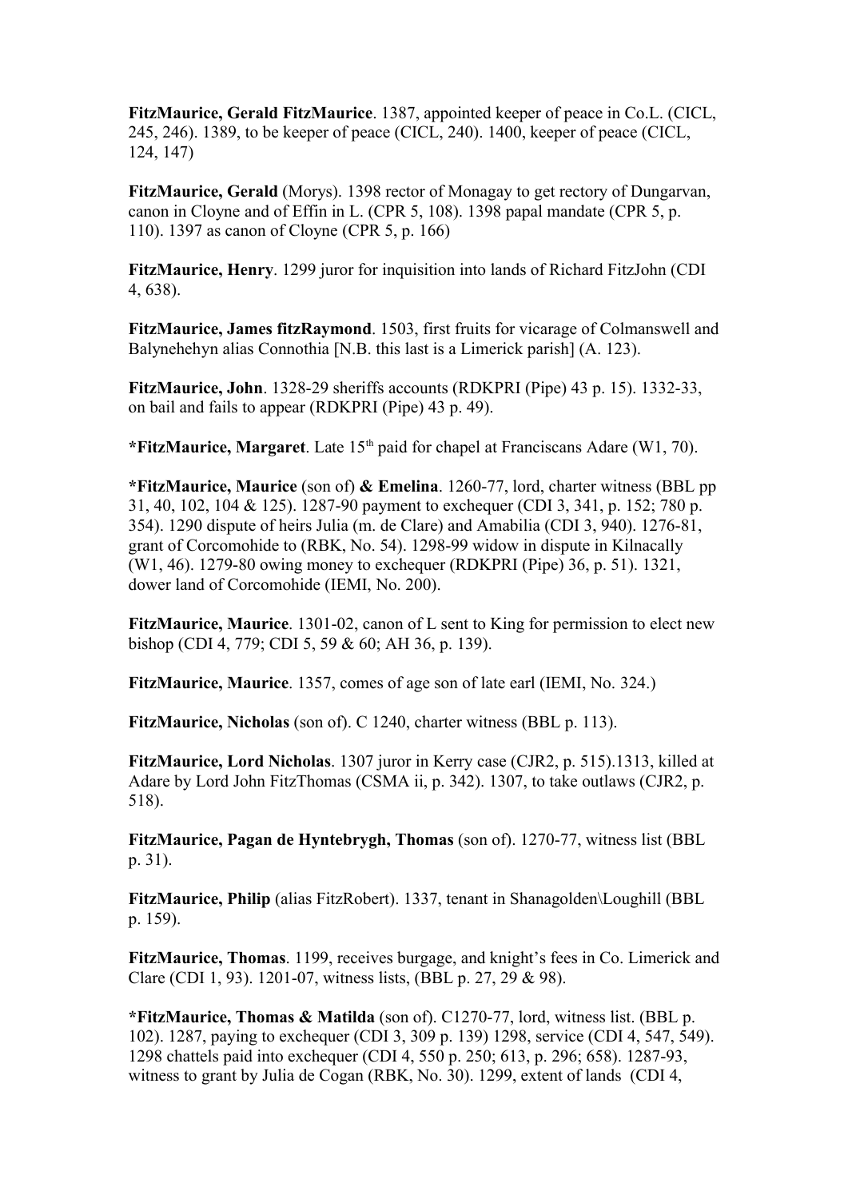**FitzMaurice, Gerald FitzMaurice**. 1387, appointed keeper of peace in Co.L. (CICL, 245, 246). 1389, to be keeper of peace (CICL, 240). 1400, keeper of peace (CICL, 124, 147)

**FitzMaurice, Gerald** (Morys). 1398 rector of Monagay to get rectory of Dungarvan, canon in Cloyne and of Effin in L. (CPR 5, 108). 1398 papal mandate (CPR 5, p. 110). 1397 as canon of Cloyne (CPR 5, p. 166)

**FitzMaurice, Henry**. 1299 juror for inquisition into lands of Richard FitzJohn (CDI 4, 638).

**FitzMaurice, James fitzRaymond**. 1503, first fruits for vicarage of Colmanswell and Balynehehyn alias Connothia [N.B. this last is a Limerick parish] (A. 123).

**FitzMaurice, John**. 1328-29 sheriffs accounts (RDKPRI (Pipe) 43 p. 15). 1332-33, on bail and fails to appear (RDKPRI (Pipe) 43 p. 49).

***FitzMaurice, Margaret**. Late 15th paid for chapel at Franciscans Adare (W1, 70).

***FitzMaurice, Maurice** (son of) **& Emelina**. 1260-77, lord, charter witness (BBL pp 31, 40, 102, 104 & 125). 1287-90 payment to exchequer (CDI 3, 341, p. 152; 780 p. 354). 1290 dispute of heirs Julia (m. de Clare) and Amabilia (CDI 3, 940). 1276-81, grant of Corcomohide to (RBK, No. 54). 1298-99 widow in dispute in Kilnacally (W1, 46). 1279-80 owing money to exchequer (RDKPRI (Pipe) 36, p. 51). 1321, dower land of Corcomohide (IEMI, No. 200).

**FitzMaurice, Maurice**. 1301-02, canon of L sent to King for permission to elect new bishop (CDI 4, 779; CDI 5, 59 & 60; AH 36, p. 139).

**FitzMaurice, Maurice**. 1357, comes of age son of late earl (IEMI, No. 324.)

**FitzMaurice, Nicholas** (son of). C 1240, charter witness (BBL p. 113).

**FitzMaurice, Lord Nicholas**. 1307 juror in Kerry case (CJR2, p. 515).1313, killed at Adare by Lord John FitzThomas (CSMA ii, p. 342). 1307, to take outlaws (CJR2, p. 518).

**FitzMaurice, Pagan de Hyntebrygh, Thomas** (son of). 1270-77, witness list (BBL p. 31).

**FitzMaurice, Philip** (alias FitzRobert). 1337, tenant in Shanagolden\Loughill (BBL p. 159).

**FitzMaurice, Thomas**. 1199, receives burgage, and knight's fees in Co. Limerick and Clare (CDI 1, 93). 1201-07, witness lists, (BBL p. 27, 29 & 98).

***FitzMaurice, Thomas & Matilda** (son of). C1270-77, lord, witness list. (BBL p. 102). 1287, paying to exchequer (CDI 3, 309 p. 139) 1298, service (CDI 4, 547, 549). 1298 chattels paid into exchequer (CDI 4, 550 p. 250; 613, p. 296; 658). 1287-93, witness to grant by Julia de Cogan (RBK, No. 30). 1299, extent of lands (CDI 4,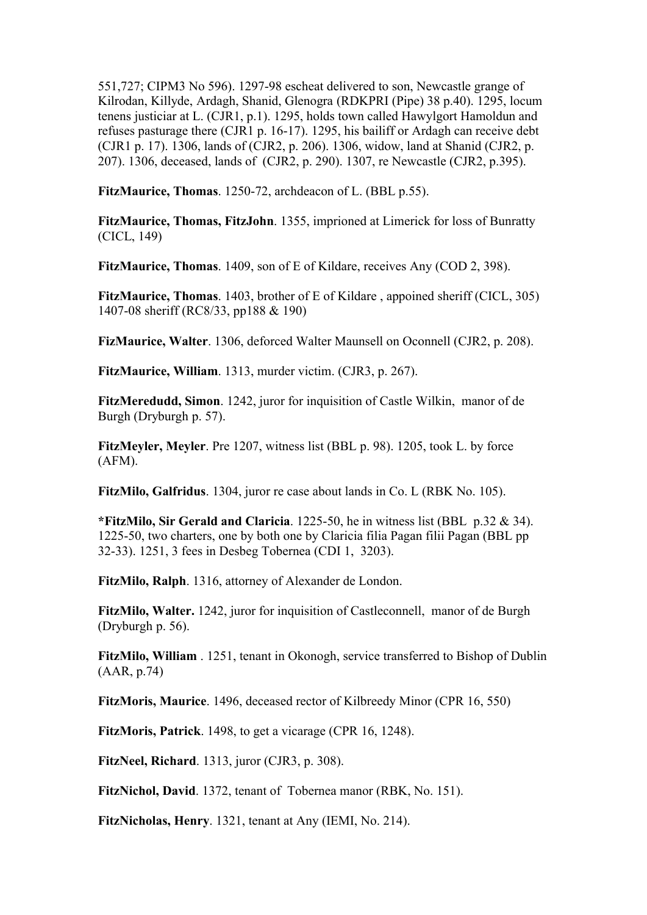551,727; CIPM3 No 596). 1297-98 escheat delivered to son, Newcastle grange of Kilrodan, Killyde, Ardagh, Shanid, Glenogra (RDKPRI (Pipe) 38 p.40). 1295, locum tenens justiciar at L. (CJR1, p.1). 1295, holds town called Hawylgort Hamoldun and refuses pasturage there (CJR1 p. 16-17). 1295, his bailiff or Ardagh can receive debt (CJR1 p. 17). 1306, lands of (CJR2, p. 206). 1306, widow, land at Shanid (CJR2, p. 207). 1306, deceased, lands of  (CJR2, p. 290). 1307, re Newcastle (CJR2, p.395).

**FitzMaurice, Thomas**. 1250-72, archdeacon of L. (BBL p.55).

**FitzMaurice, Thomas, FitzJohn**. 1355, imprioned at Limerick for loss of Bunratty (CICL, 149)

**FitzMaurice, Thomas**. 1409, son of E of Kildare, receives Any (COD 2, 398).

**FitzMaurice, Thomas**. 1403, brother of E of Kildare , appoined sheriff (CICL, 305) 1407-08 sheriff (RC8/33, pp188 & 190)

**FizMaurice, Walter**. 1306, deforced Walter Maunsell on Oconnell (CJR2, p. 208).

**FitzMaurice, William**. 1313, murder victim. (CJR3, p. 267).

**FitzMeredudd, Simon**. 1242, juror for inquisition of Castle Wilkin,  manor of de Burgh (Dryburgh p. 57).

**FitzMeyler, Meyler**. Pre 1207, witness list (BBL p. 98). 1205, took L. by force (AFM).

**FitzMilo, Galfridus**. 1304, juror re case about lands in Co. L (RBK No. 105).

***FitzMilo, Sir Gerald and Claricia**. 1225-50, he in witness list (BBL  p.32 & 34). 1225-50, two charters, one by both one by Claricia filia Pagan filii Pagan (BBL pp 32-33). 1251, 3 fees in Desbeg Tobernea (CDI 1,  3203).

**FitzMilo, Ralph**. 1316, attorney of Alexander de London.

**FitzMilo, Walter.** 1242, juror for inquisition of Castleconnell,  manor of de Burgh (Dryburgh p. 56).

**FitzMilo, William** . 1251, tenant in Okonogh, service transferred to Bishop of Dublin (AAR, p.74)

**FitzMoris, Maurice**. 1496, deceased rector of Kilbreedy Minor (CPR 16, 550)

**FitzMoris, Patrick**. 1498, to get a vicarage (CPR 16, 1248).

**FitzNeel, Richard**. 1313, juror (CJR3, p. 308).

**FitzNichol, David**. 1372, tenant of  Tobernea manor (RBK, No. 151).

**FitzNicholas, Henry**. 1321, tenant at Any (IEMI, No. 214).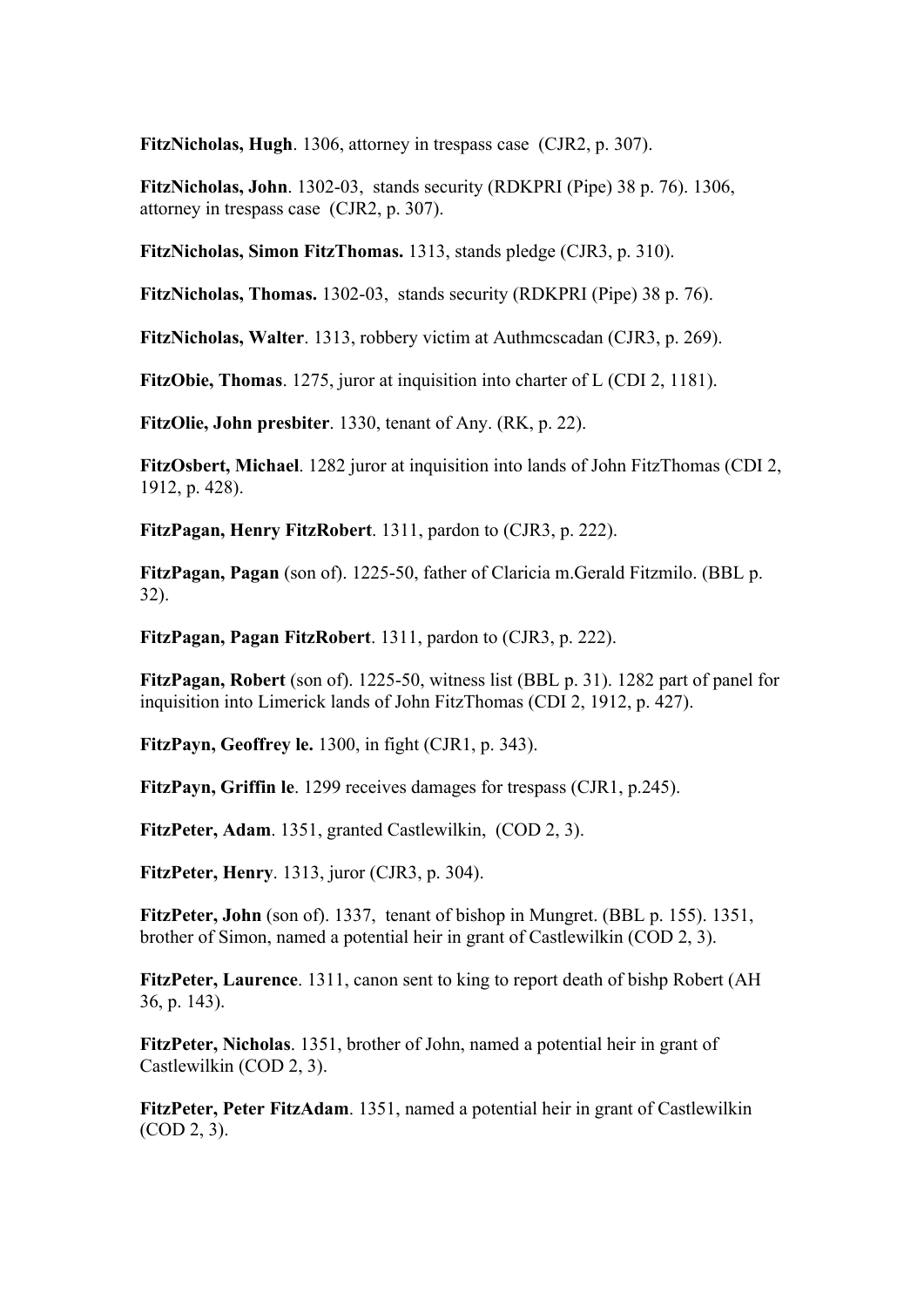**FitzNicholas, Hugh**. 1306, attorney in trespass case (CJR2, p. 307).

**FitzNicholas, John**. 1302-03, stands security (RDKPRI (Pipe) 38 p. 76). 1306, attorney in trespass case (CJR2, p. 307).

**FitzNicholas, Simon FitzThomas.** 1313, stands pledge (CJR3, p. 310).

**FitzNicholas, Thomas.** 1302-03, stands security (RDKPRI (Pipe) 38 p. 76).

**FitzNicholas, Walter**. 1313, robbery victim at Authmcscadan (CJR3, p. 269).

**FitzObie, Thomas**. 1275, juror at inquisition into charter of L (CDI 2, 1181).

**FitzOlie, John presbiter**. 1330, tenant of Any. (RK, p. 22).

**FitzOsbert, Michael**. 1282 juror at inquisition into lands of John FitzThomas (CDI 2, 1912, p. 428).

**FitzPagan, Henry FitzRobert**. 1311, pardon to (CJR3, p. 222).

**FitzPagan, Pagan** (son of). 1225-50, father of Claricia m.Gerald Fitzmilo. (BBL p. 32).

**FitzPagan, Pagan FitzRobert**. 1311, pardon to (CJR3, p. 222).

**FitzPagan, Robert** (son of). 1225-50, witness list (BBL p. 31). 1282 part of panel for inquisition into Limerick lands of John FitzThomas (CDI 2, 1912, p. 427).

**FitzPayn, Geoffrey le.** 1300, in fight (CJR1, p. 343).

**FitzPayn, Griffin le**. 1299 receives damages for trespass (CJR1, p.245).

**FitzPeter, Adam**. 1351, granted Castlewilkin, (COD 2, 3).

**FitzPeter, Henry**. 1313, juror (CJR3, p. 304).

**FitzPeter, John** (son of). 1337, tenant of bishop in Mungret. (BBL p. 155). 1351, brother of Simon, named a potential heir in grant of Castlewilkin (COD 2, 3).

**FitzPeter, Laurence**. 1311, canon sent to king to report death of bishp Robert (AH 36, p. 143).

**FitzPeter, Nicholas**. 1351, brother of John, named a potential heir in grant of Castlewilkin (COD 2, 3).

**FitzPeter, Peter FitzAdam**. 1351, named a potential heir in grant of Castlewilkin (COD 2, 3).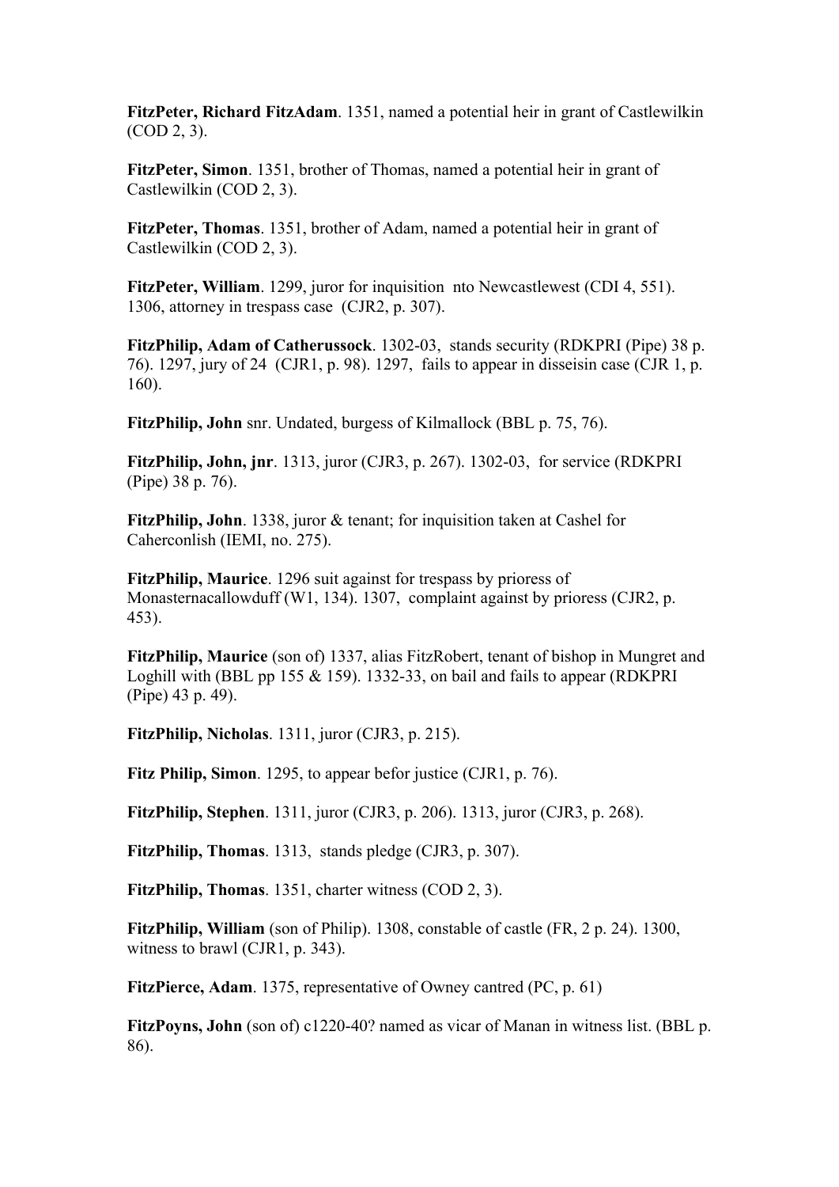**FitzPeter, Richard FitzAdam**. 1351, named a potential heir in grant of Castlewilkin (COD 2, 3).

**FitzPeter, Simon**. 1351, brother of Thomas, named a potential heir in grant of Castlewilkin (COD 2, 3).

**FitzPeter, Thomas**. 1351, brother of Adam, named a potential heir in grant of Castlewilkin (COD 2, 3).

**FitzPeter, William**. 1299, juror for inquisition nto Newcastlewest (CDI 4, 551). 1306, attorney in trespass case (CJR2, p. 307).

**FitzPhilip, Adam of Catherussock**. 1302-03, stands security (RDKPRI (Pipe) 38 p. 76). 1297, jury of 24 (CJR1, p. 98). 1297, fails to appear in disseisin case (CJR 1, p. 160).

**FitzPhilip, John** snr. Undated, burgess of Kilmallock (BBL p. 75, 76).

**FitzPhilip, John, jnr**. 1313, juror (CJR3, p. 267). 1302-03, for service (RDKPRI (Pipe) 38 p. 76).

**FitzPhilip, John**. 1338, juror & tenant; for inquisition taken at Cashel for Caherconlish (IEMI, no. 275).

**FitzPhilip, Maurice**. 1296 suit against for trespass by prioress of Monasternacallowduff (W1, 134). 1307, complaint against by prioress (CJR2, p. 453).

**FitzPhilip, Maurice** (son of) 1337, alias FitzRobert, tenant of bishop in Mungret and Loghill with (BBL pp 155 & 159). 1332-33, on bail and fails to appear (RDKPRI (Pipe) 43 p. 49).

**FitzPhilip, Nicholas**. 1311, juror (CJR3, p. 215).

**Fitz Philip, Simon**. 1295, to appear befor justice (CJR1, p. 76).

**FitzPhilip, Stephen**. 1311, juror (CJR3, p. 206). 1313, juror (CJR3, p. 268).

**FitzPhilip, Thomas**. 1313, stands pledge (CJR3, p. 307).

**FitzPhilip, Thomas**. 1351, charter witness (COD 2, 3).

**FitzPhilip, William** (son of Philip). 1308, constable of castle (FR, 2 p. 24). 1300, witness to brawl (CJR1, p. 343).

**FitzPierce, Adam**. 1375, representative of Owney cantred (PC, p. 61)

**FitzPoyns, John** (son of) c1220-40? named as vicar of Manan in witness list. (BBL p. 86).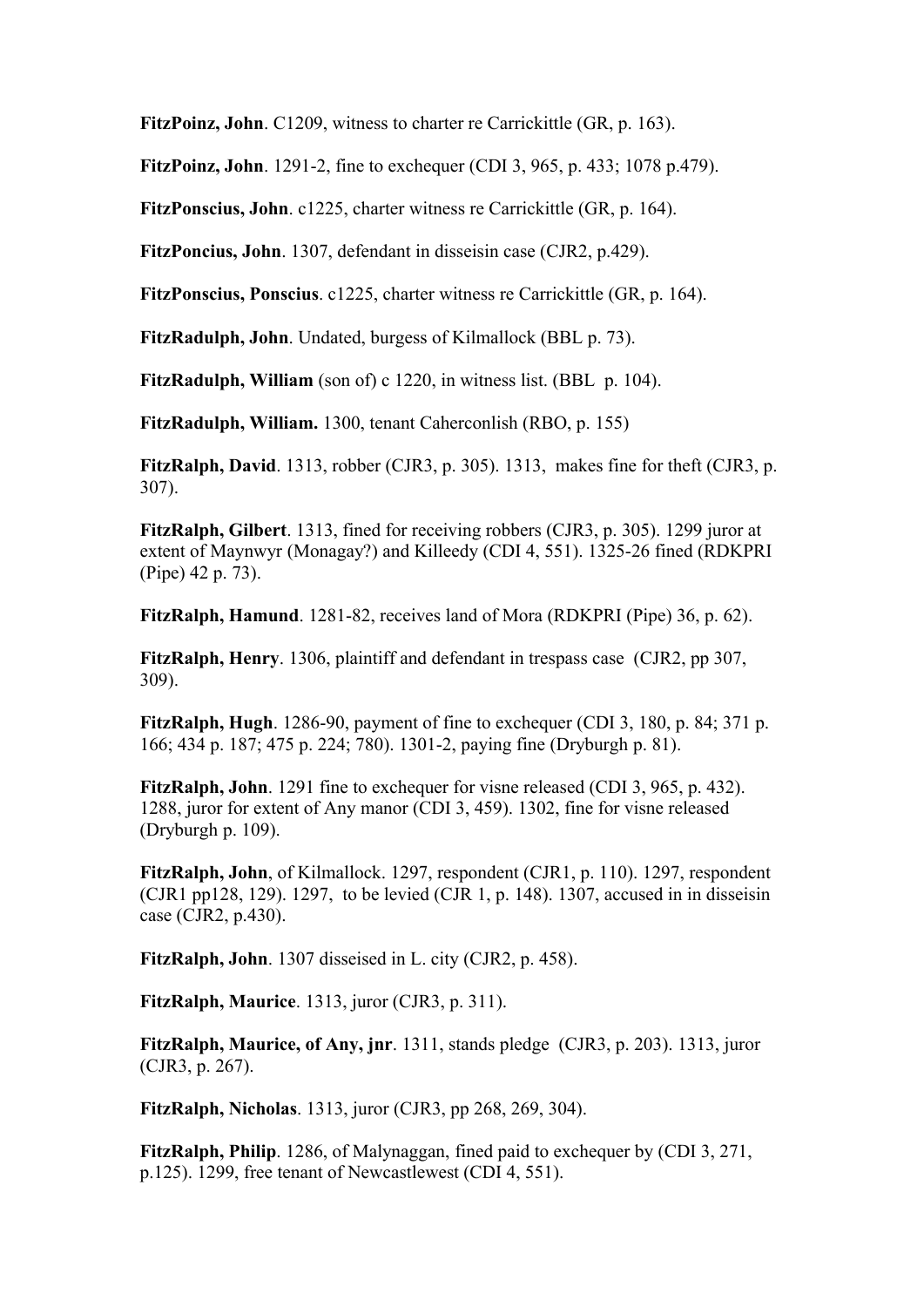**FitzPoinz, John**. C1209, witness to charter re Carrickittle (GR, p. 163).

**FitzPoinz, John**. 1291-2, fine to exchequer (CDI 3, 965, p. 433; 1078 p.479).

**FitzPonscius, John**. c1225, charter witness re Carrickittle (GR, p. 164).

**FitzPoncius, John**. 1307, defendant in disseisin case (CJR2, p.429).

**FitzPonscius, Ponscius**. c1225, charter witness re Carrickittle (GR, p. 164).

**FitzRadulph, John**. Undated, burgess of Kilmallock (BBL p. 73).

**FitzRadulph, William** (son of) c 1220, in witness list. (BBL p. 104).

**FitzRadulph, William.** 1300, tenant Caherconlish (RBO, p. 155)

**FitzRalph, David**. 1313, robber (CJR3, p. 305). 1313, makes fine for theft (CJR3, p. 307).

**FitzRalph, Gilbert**. 1313, fined for receiving robbers (CJR3, p. 305). 1299 juror at extent of Maynwyr (Monagay?) and Killeedy (CDI 4, 551). 1325-26 fined (RDKPRI (Pipe) 42 p. 73).

**FitzRalph, Hamund**. 1281-82, receives land of Mora (RDKPRI (Pipe) 36, p. 62).

**FitzRalph, Henry**. 1306, plaintiff and defendant in trespass case (CJR2, pp 307, 309).

**FitzRalph, Hugh**. 1286-90, payment of fine to exchequer (CDI 3, 180, p. 84; 371 p. 166; 434 p. 187; 475 p. 224; 780). 1301-2, paying fine (Dryburgh p. 81).

**FitzRalph, John**. 1291 fine to exchequer for visne released (CDI 3, 965, p. 432). 1288, juror for extent of Any manor (CDI 3, 459). 1302, fine for visne released (Dryburgh p. 109).

**FitzRalph, John**, of Kilmallock. 1297, respondent (CJR1, p. 110). 1297, respondent (CJR1 pp128, 129). 1297, to be levied (CJR 1, p. 148). 1307, accused in in disseisin case (CJR2, p.430).

**FitzRalph, John**. 1307 disseised in L. city (CJR2, p. 458).

**FitzRalph, Maurice**. 1313, juror (CJR3, p. 311).

**FitzRalph, Maurice, of Any, jnr**. 1311, stands pledge (CJR3, p. 203). 1313, juror (CJR3, p. 267).

**FitzRalph, Nicholas**. 1313, juror (CJR3, pp 268, 269, 304).

**FitzRalph, Philip**. 1286, of Malynaggan, fined paid to exchequer by (CDI 3, 271, p.125). 1299, free tenant of Newcastlewest (CDI 4, 551).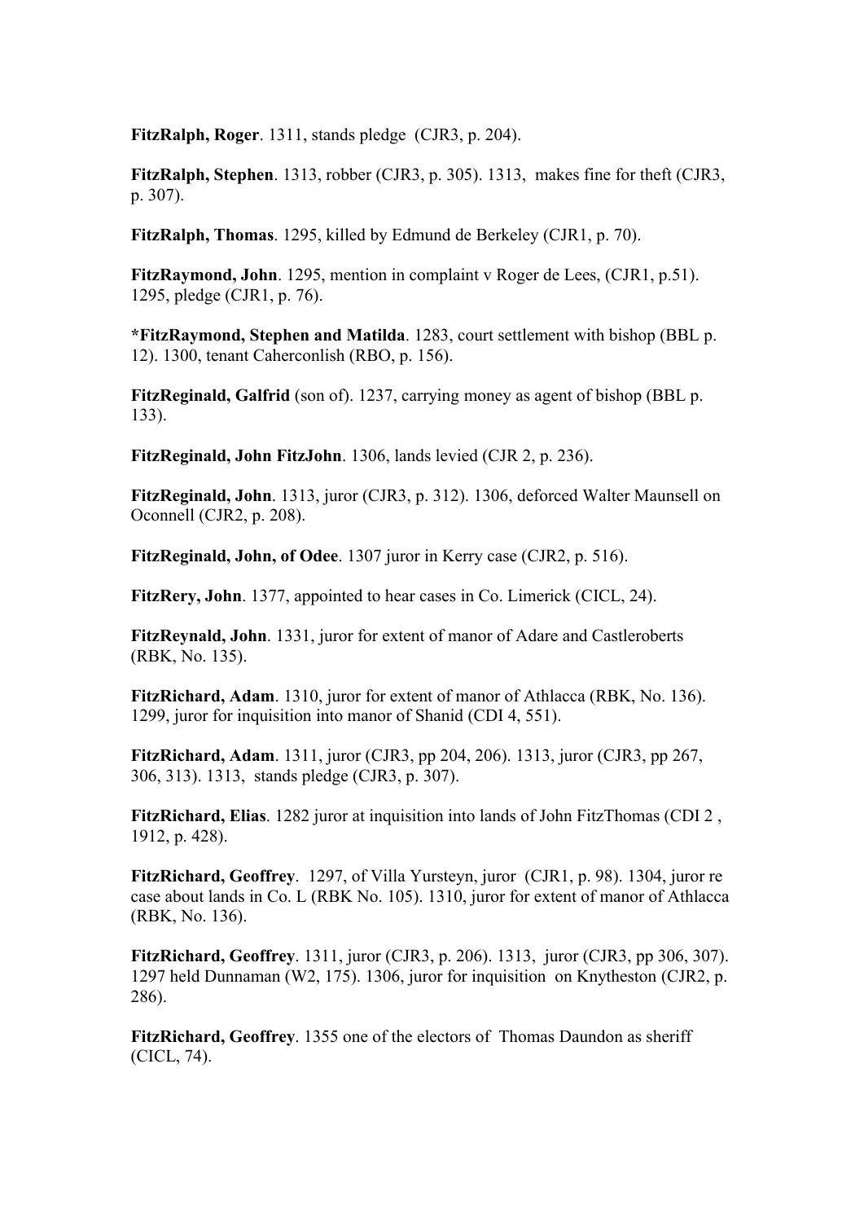**FitzRalph, Roger**. 1311, stands pledge (CJR3, p. 204).

**FitzRalph, Stephen**. 1313, robber (CJR3, p. 305). 1313, makes fine for theft (CJR3, p. 307).

**FitzRalph, Thomas**. 1295, killed by Edmund de Berkeley (CJR1, p. 70).

**FitzRaymond, John**. 1295, mention in complaint v Roger de Lees, (CJR1, p.51). 1295, pledge (CJR1, p. 76).

**\*FitzRaymond, Stephen and Matilda**. 1283, court settlement with bishop (BBL p. 12). 1300, tenant Caherconlish (RBO, p. 156).

**FitzReginald, Galfrid** (son of). 1237, carrying money as agent of bishop (BBL p. 133).

**FitzReginald, John FitzJohn**. 1306, lands levied (CJR 2, p. 236).

**FitzReginald, John**. 1313, juror (CJR3, p. 312). 1306, deforced Walter Maunsell on Oconnell (CJR2, p. 208).

**FitzReginald, John, of Odee**. 1307 juror in Kerry case (CJR2, p. 516).

**FitzRery, John**. 1377, appointed to hear cases in Co. Limerick (CICL, 24).

**FitzReynald, John**. 1331, juror for extent of manor of Adare and Castleroberts (RBK, No. 135).

**FitzRichard, Adam**. 1310, juror for extent of manor of Athlacca (RBK, No. 136). 1299, juror for inquisition into manor of Shanid (CDI 4, 551).

**FitzRichard, Adam**. 1311, juror (CJR3, pp 204, 206). 1313, juror (CJR3, pp 267, 306, 313). 1313, stands pledge (CJR3, p. 307).

**FitzRichard, Elias**. 1282 juror at inquisition into lands of John FitzThomas (CDI 2 , 1912, p. 428).

**FitzRichard, Geoffrey**. 1297, of Villa Yursteyn, juror (CJR1, p. 98). 1304, juror re case about lands in Co. L (RBK No. 105). 1310, juror for extent of manor of Athlacca (RBK, No. 136).

**FitzRichard, Geoffrey**. 1311, juror (CJR3, p. 206). 1313, juror (CJR3, pp 306, 307). 1297 held Dunnaman (W2, 175). 1306, juror for inquisition on Knytheston (CJR2, p. 286).

**FitzRichard, Geoffrey**. 1355 one of the electors of Thomas Daundon as sheriff (CICL, 74).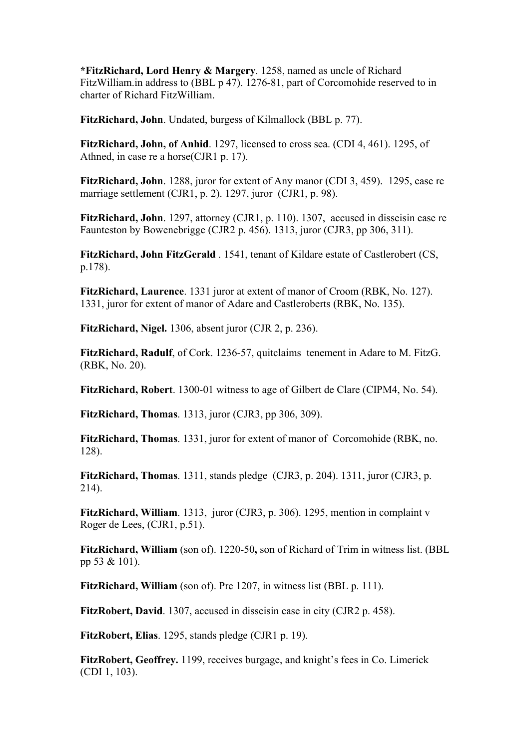***FitzRichard, Lord Henry & Margery**. 1258, named as uncle of Richard FitzWilliam.in address to (BBL p 47). 1276-81, part of Corcomohide reserved to in charter of Richard FitzWilliam.

**FitzRichard, John**. Undated, burgess of Kilmallock (BBL p. 77).

**FitzRichard, John, of Anhid**. 1297, licensed to cross sea. (CDI 4, 461). 1295, of Athned, in case re a horse(CJR1 p. 17).

**FitzRichard, John**. 1288, juror for extent of Any manor (CDI 3, 459). 1295, case re marriage settlement (CJR1, p. 2). 1297, juror (CJR1, p. 98).

**FitzRichard, John**. 1297, attorney (CJR1, p. 110). 1307, accused in disseisin case re Faunteston by Bowenebrigge (CJR2 p. 456). 1313, juror (CJR3, pp 306, 311).

**FitzRichard, John FitzGerald** . 1541, tenant of Kildare estate of Castlerobert (CS, p.178).

**FitzRichard, Laurence**. 1331 juror at extent of manor of Croom (RBK, No. 127). 1331, juror for extent of manor of Adare and Castleroberts (RBK, No. 135).

**FitzRichard, Nigel.** 1306, absent juror (CJR 2, p. 236).

**FitzRichard, Radulf**, of Cork. 1236-57, quitclaims tenement in Adare to M. FitzG. (RBK, No. 20).

**FitzRichard, Robert**. 1300-01 witness to age of Gilbert de Clare (CIPM4, No. 54).

**FitzRichard, Thomas**. 1313, juror (CJR3, pp 306, 309).

**FitzRichard, Thomas**. 1331, juror for extent of manor of Corcomohide (RBK, no. 128).

**FitzRichard, Thomas**. 1311, stands pledge (CJR3, p. 204). 1311, juror (CJR3, p. 214).

**FitzRichard, William**. 1313, juror (CJR3, p. 306). 1295, mention in complaint v Roger de Lees, (CJR1, p.51).

**FitzRichard, William** (son of). 1220-50**,** son of Richard of Trim in witness list. (BBL pp 53 & 101).

**FitzRichard, William** (son of). Pre 1207, in witness list (BBL p. 111).

**FitzRobert, David**. 1307, accused in disseisin case in city (CJR2 p. 458).

**FitzRobert, Elias**. 1295, stands pledge (CJR1 p. 19).

**FitzRobert, Geoffrey.** 1199, receives burgage, and knight's fees in Co. Limerick (CDI 1, 103).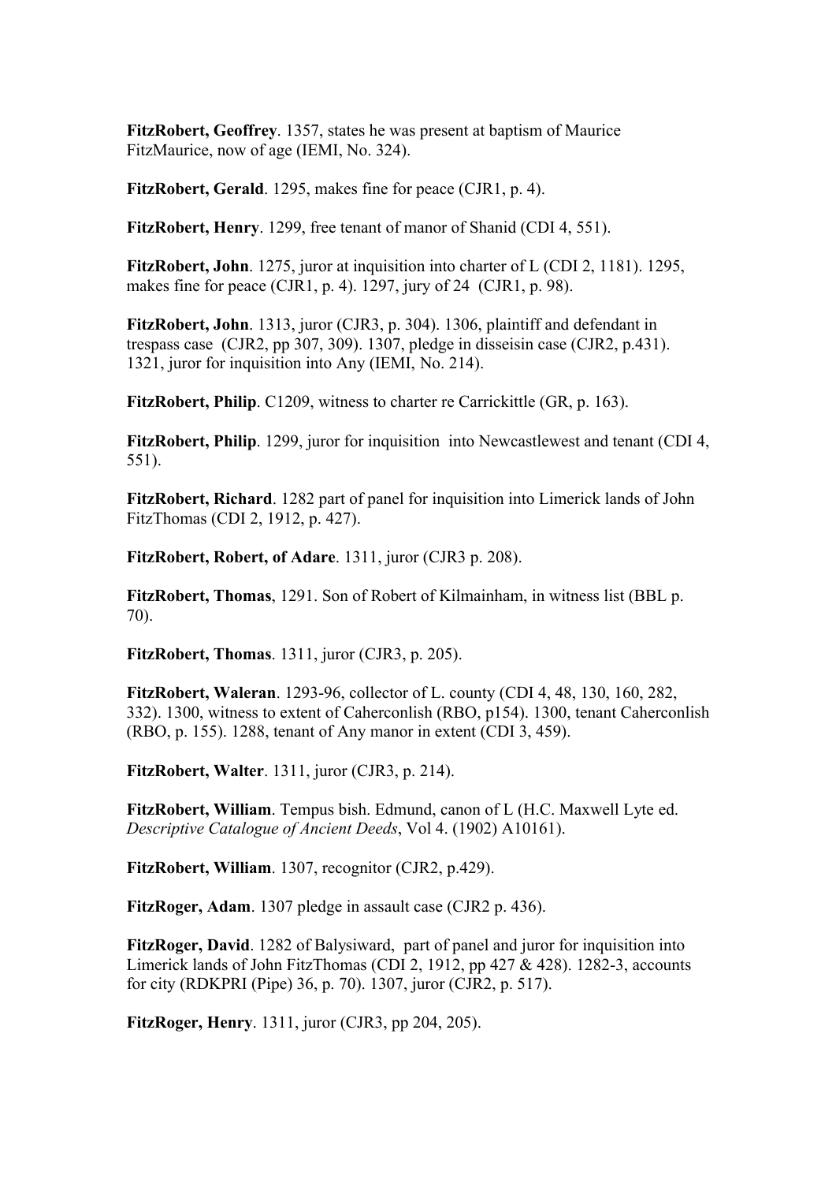**FitzRobert, Geoffrey**. 1357, states he was present at baptism of Maurice FitzMaurice, now of age (IEMI, No. 324).

**FitzRobert, Gerald**. 1295, makes fine for peace (CJR1, p. 4).

**FitzRobert, Henry**. 1299, free tenant of manor of Shanid (CDI 4, 551).

**FitzRobert, John**. 1275, juror at inquisition into charter of L (CDI 2, 1181). 1295, makes fine for peace (CJR1, p. 4). 1297, jury of 24 (CJR1, p. 98).

**FitzRobert, John**. 1313, juror (CJR3, p. 304). 1306, plaintiff and defendant in trespass case (CJR2, pp 307, 309). 1307, pledge in disseisin case (CJR2, p.431). 1321, juror for inquisition into Any (IEMI, No. 214).

**FitzRobert, Philip**. C1209, witness to charter re Carrickittle (GR, p. 163).

**FitzRobert, Philip**. 1299, juror for inquisition into Newcastlewest and tenant (CDI 4, 551).

**FitzRobert, Richard**. 1282 part of panel for inquisition into Limerick lands of John FitzThomas (CDI 2, 1912, p. 427).

**FitzRobert, Robert, of Adare**. 1311, juror (CJR3 p. 208).

**FitzRobert, Thomas**, 1291. Son of Robert of Kilmainham, in witness list (BBL p. 70).

**FitzRobert, Thomas**. 1311, juror (CJR3, p. 205).

**FitzRobert, Waleran**. 1293-96, collector of L. county (CDI 4, 48, 130, 160, 282, 332). 1300, witness to extent of Caherconlish (RBO, p154). 1300, tenant Caherconlish (RBO, p. 155). 1288, tenant of Any manor in extent (CDI 3, 459).

**FitzRobert, Walter**. 1311, juror (CJR3, p. 214).

**FitzRobert, William**. Tempus bish. Edmund, canon of L (H.C. Maxwell Lyte ed. *Descriptive Catalogue of Ancient Deeds*, Vol 4. (1902) A10161).

**FitzRobert, William**. 1307, recognitor (CJR2, p.429).

**FitzRoger, Adam**. 1307 pledge in assault case (CJR2 p. 436).

**FitzRoger, David**. 1282 of Balysiward, part of panel and juror for inquisition into Limerick lands of John FitzThomas (CDI 2, 1912, pp 427 & 428). 1282-3, accounts for city (RDKPRI (Pipe) 36, p. 70). 1307, juror (CJR2, p. 517).

**FitzRoger, Henry**. 1311, juror (CJR3, pp 204, 205).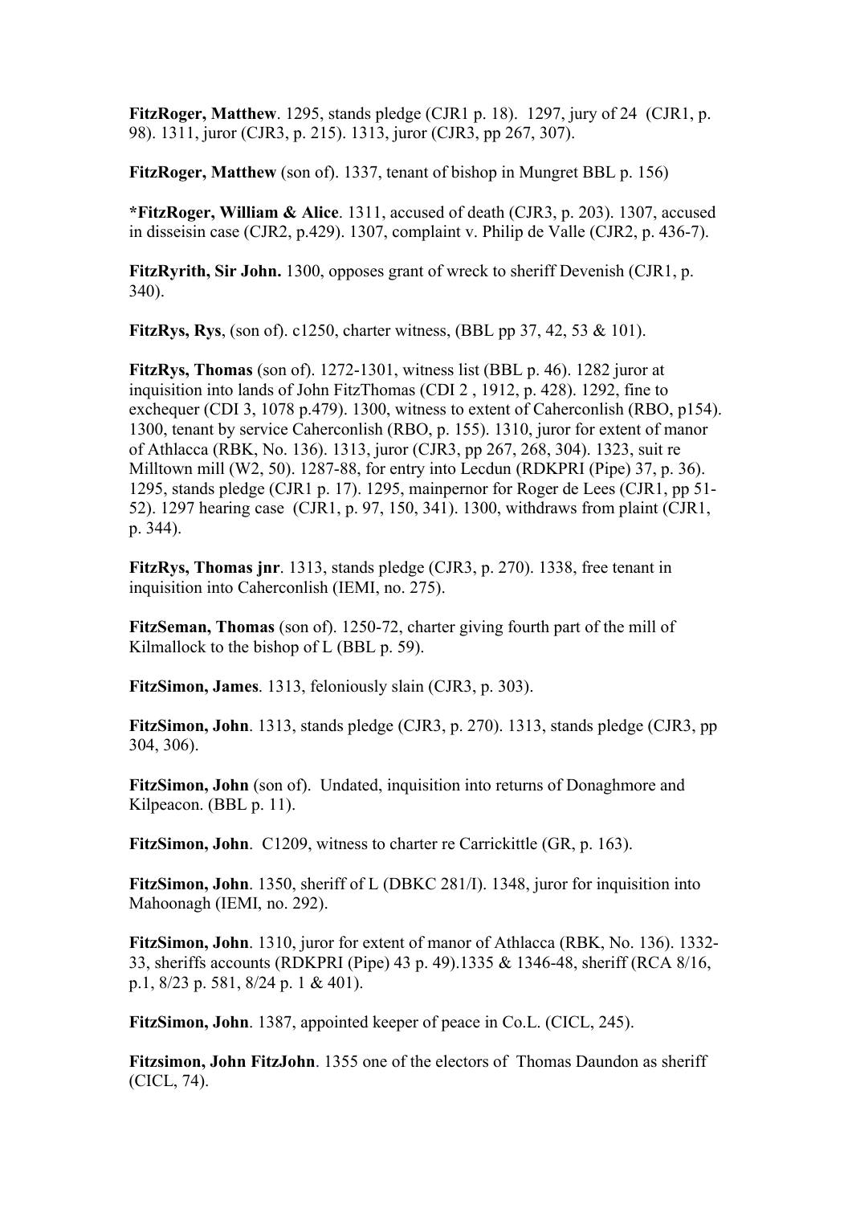**FitzRoger, Matthew**. 1295, stands pledge (CJR1 p. 18). 1297, jury of 24 (CJR1, p. 98). 1311, juror (CJR3, p. 215). 1313, juror (CJR3, pp 267, 307).

**FitzRoger, Matthew** (son of). 1337, tenant of bishop in Mungret BBL p. 156)

***FitzRoger, William & Alice**. 1311, accused of death (CJR3, p. 203). 1307, accused in disseisin case (CJR2, p.429). 1307, complaint v. Philip de Valle (CJR2, p. 436-7).

**FitzRyrith, Sir John.** 1300, opposes grant of wreck to sheriff Devenish (CJR1, p. 340).

**FitzRys, Rys**, (son of). c1250, charter witness, (BBL pp 37, 42, 53 & 101).

**FitzRys, Thomas** (son of). 1272-1301, witness list (BBL p. 46). 1282 juror at inquisition into lands of John FitzThomas (CDI 2 , 1912, p. 428). 1292, fine to exchequer (CDI 3, 1078 p.479). 1300, witness to extent of Caherconlish (RBO, p154). 1300, tenant by service Caherconlish (RBO, p. 155). 1310, juror for extent of manor of Athlacca (RBK, No. 136). 1313, juror (CJR3, pp 267, 268, 304). 1323, suit re Milltown mill (W2, 50). 1287-88, for entry into Lecdun (RDKPRI (Pipe) 37, p. 36). 1295, stands pledge (CJR1 p. 17). 1295, mainpernor for Roger de Lees (CJR1, pp 51-52). 1297 hearing case (CJR1, p. 97, 150, 341). 1300, withdraws from plaint (CJR1, p. 344).

**FitzRys, Thomas jnr**. 1313, stands pledge (CJR3, p. 270). 1338, free tenant in inquisition into Caherconlish (IEMI, no. 275).

**FitzSeman, Thomas** (son of). 1250-72, charter giving fourth part of the mill of Kilmallock to the bishop of L (BBL p. 59).

**FitzSimon, James**. 1313, feloniously slain (CJR3, p. 303).

**FitzSimon, John**. 1313, stands pledge (CJR3, p. 270). 1313, stands pledge (CJR3, pp 304, 306).

**FitzSimon, John** (son of). Undated, inquisition into returns of Donaghmore and Kilpeacon. (BBL p. 11).

**FitzSimon, John**. C1209, witness to charter re Carrickittle (GR, p. 163).

**FitzSimon, John**. 1350, sheriff of L (DBKC 281/I). 1348, juror for inquisition into Mahoonagh (IEMI, no. 292).

**FitzSimon, John**. 1310, juror for extent of manor of Athlacca (RBK, No. 136). 1332-33, sheriffs accounts (RDKPRI (Pipe) 43 p. 49).1335 & 1346-48, sheriff (RCA 8/16, p.1, 8/23 p. 581, 8/24 p. 1 & 401).

**FitzSimon, John**. 1387, appointed keeper of peace in Co.L. (CICL, 245).

**Fitzsimon, John FitzJohn**. 1355 one of the electors of Thomas Daundon as sheriff (CICL, 74).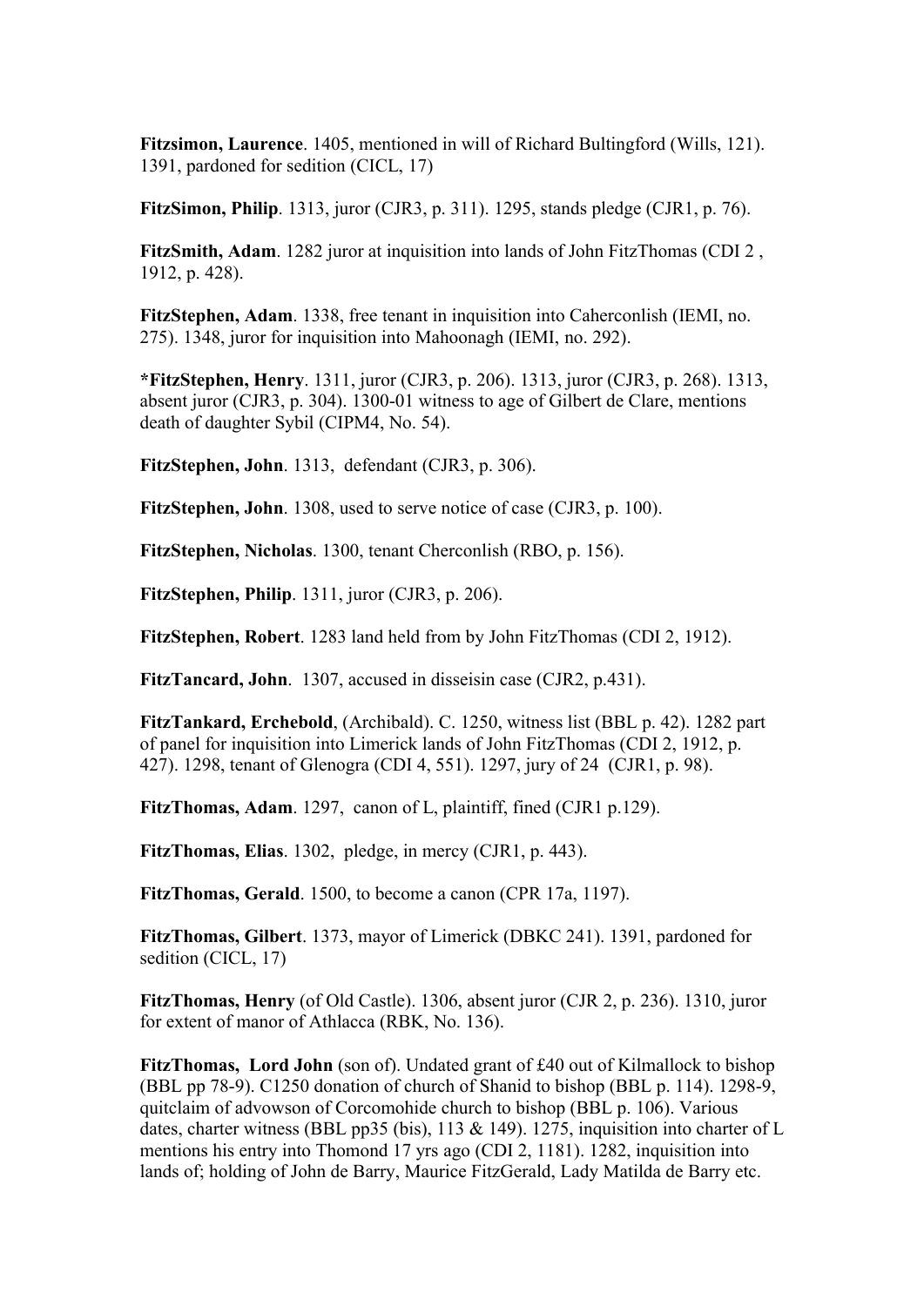**Fitzsimon, Laurence**. 1405, mentioned in will of Richard Bultingford (Wills, 121). 1391, pardoned for sedition (CICL, 17)

**FitzSimon, Philip**. 1313, juror (CJR3, p. 311). 1295, stands pledge (CJR1, p. 76).

**FitzSmith, Adam**. 1282 juror at inquisition into lands of John FitzThomas (CDI 2 , 1912, p. 428).

**FitzStephen, Adam**. 1338, free tenant in inquisition into Caherconlish (IEMI, no. 275). 1348, juror for inquisition into Mahoonagh (IEMI, no. 292).

***FitzStephen, Henry**. 1311, juror (CJR3, p. 206). 1313, juror (CJR3, p. 268). 1313, absent juror (CJR3, p. 304). 1300-01 witness to age of Gilbert de Clare, mentions death of daughter Sybil (CIPM4, No. 54).

**FitzStephen, John**. 1313, defendant (CJR3, p. 306).

**FitzStephen, John**. 1308, used to serve notice of case (CJR3, p. 100).

**FitzStephen, Nicholas**. 1300, tenant Cherconlish (RBO, p. 156).

**FitzStephen, Philip**. 1311, juror (CJR3, p. 206).

**FitzStephen, Robert**. 1283 land held from by John FitzThomas (CDI 2, 1912).

**FitzTancard, John**. 1307, accused in disseisin case (CJR2, p.431).

**FitzTankard, Erchebold**, (Archibald). C. 1250, witness list (BBL p. 42). 1282 part of panel for inquisition into Limerick lands of John FitzThomas (CDI 2, 1912, p. 427). 1298, tenant of Glenogra (CDI 4, 551). 1297, jury of 24 (CJR1, p. 98).

**FitzThomas, Adam**. 1297, canon of L, plaintiff, fined (CJR1 p.129).

**FitzThomas, Elias**. 1302, pledge, in mercy (CJR1, p. 443).

**FitzThomas, Gerald**. 1500, to become a canon (CPR 17a, 1197).

**FitzThomas, Gilbert**. 1373, mayor of Limerick (DBKC 241). 1391, pardoned for sedition (CICL, 17)

**FitzThomas, Henry** (of Old Castle). 1306, absent juror (CJR 2, p. 236). 1310, juror for extent of manor of Athlacca (RBK, No. 136).

**FitzThomas, Lord John** (son of). Undated grant of £40 out of Kilmallock to bishop (BBL pp 78-9). C1250 donation of church of Shanid to bishop (BBL p. 114). 1298-9, quitclaim of advowson of Corcomohide church to bishop (BBL p. 106). Various dates, charter witness (BBL pp35 (bis), 113 & 149). 1275, inquisition into charter of L mentions his entry into Thomond 17 yrs ago (CDI 2, 1181). 1282, inquisition into lands of; holding of John de Barry, Maurice FitzGerald, Lady Matilda de Barry etc.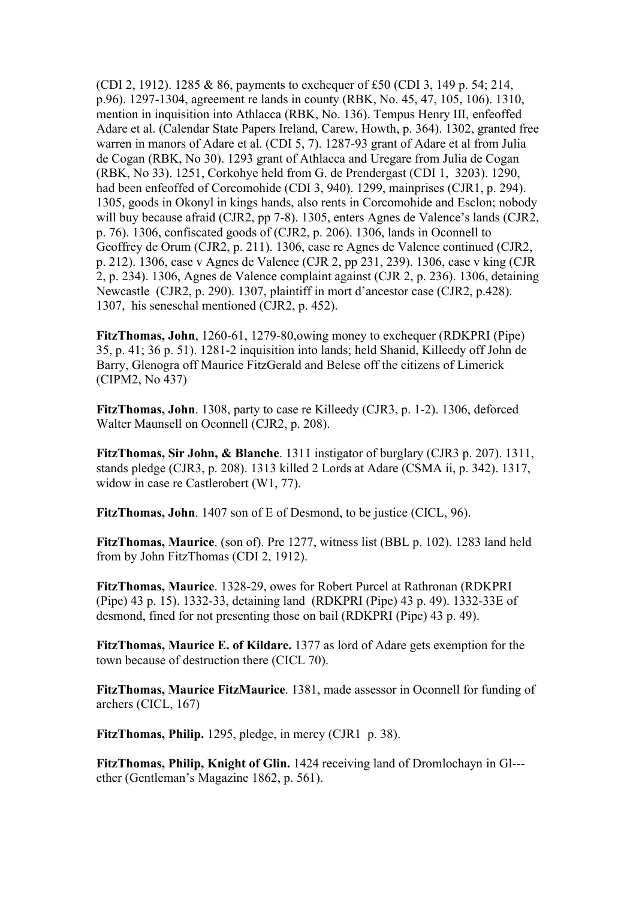(CDI 2, 1912). 1285 & 86, payments to exchequer of £50 (CDI 3, 149 p. 54; 214, p.96). 1297-1304, agreement re lands in county (RBK, No. 45, 47, 105, 106). 1310, mention in inquisition into Athlacca (RBK, No. 136). Tempus Henry III, enfeoffed Adare et al. (Calendar State Papers Ireland, Carew, Howth, p. 364). 1302, granted free warren in manors of Adare et al. (CDI 5, 7). 1287-93 grant of Adare et al from Julia de Cogan (RBK, No 30). 1293 grant of Athlacca and Uregare from Julia de Cogan (RBK, No 33). 1251, Corkohye held from G. de Prendergast (CDI 1, 3203). 1290, had been enfeoffed of Corcomohide (CDI 3, 940). 1299, mainprises (CJR1, p. 294). 1305, goods in Okonyl in kings hands, also rents in Corcomohide and Esclon; nobody will buy because afraid (CJR2, pp 7-8). 1305, enters Agnes de Valence's lands (CJR2, p. 76). 1306, confiscated goods of (CJR2, p. 206). 1306, lands in Oconnell to Geoffrey de Orum (CJR2, p. 211). 1306, case re Agnes de Valence continued (CJR2, p. 212). 1306, case v Agnes de Valence (CJR 2, pp 231, 239). 1306, case v king (CJR 2, p. 234). 1306, Agnes de Valence complaint against (CJR 2, p. 236). 1306, detaining Newcastle (CJR2, p. 290). 1307, plaintiff in mort d'ancestor case (CJR2, p.428). 1307, his seneschal mentioned (CJR2, p. 452).

**FitzThomas, John**, 1260-61, 1279-80,owing money to exchequer (RDKPRI (Pipe) 35, p. 41; 36 p. 51). 1281-2 inquisition into lands; held Shanid, Killeedy off John de Barry, Glenogra off Maurice FitzGerald and Belese off the citizens of Limerick (CIPM2, No 437)

**FitzThomas, John**. 1308, party to case re Killeedy (CJR3, p. 1-2). 1306, deforced Walter Maunsell on Oconnell (CJR2, p. 208).

**FitzThomas, Sir John, & Blanche**. 1311 instigator of burglary (CJR3 p. 207). 1311, stands pledge (CJR3, p. 208). 1313 killed 2 Lords at Adare (CSMA ii, p. 342). 1317, widow in case re Castlerobert (W1, 77).

**FitzThomas, John**. 1407 son of E of Desmond, to be justice (CICL, 96).

**FitzThomas, Maurice**. (son of). Pre 1277, witness list (BBL p. 102). 1283 land held from by John FitzThomas (CDI 2, 1912).

**FitzThomas, Maurice**. 1328-29, owes for Robert Purcel at Rathronan (RDKPRI (Pipe) 43 p. 15). 1332-33, detaining land (RDKPRI (Pipe) 43 p. 49). 1332-33E of desmond, fined for not presenting those on bail (RDKPRI (Pipe) 43 p. 49).

**FitzThomas, Maurice E. of Kildare.** 1377 as lord of Adare gets exemption for the town because of destruction there (CICL 70).

**FitzThomas, Maurice FitzMaurice**. 1381, made assessor in Oconnell for funding of archers (CICL, 167)

**FitzThomas, Philip.** 1295, pledge, in mercy (CJR1 p. 38).

**FitzThomas, Philip, Knight of Glin.** 1424 receiving land of Dromlochayn in Gl---ether (Gentleman's Magazine 1862, p. 561).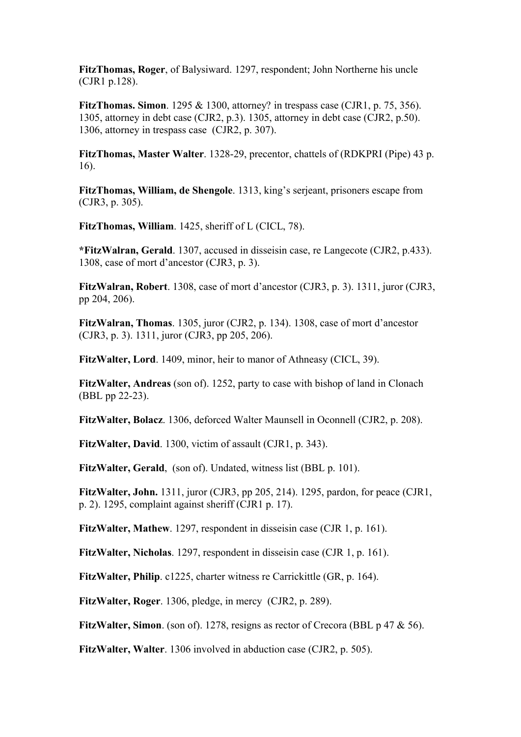**FitzThomas, Roger**, of Balysiward. 1297, respondent; John Northerne his uncle (CJR1 p.128).

**FitzThomas. Simon**. 1295 & 1300, attorney? in trespass case (CJR1, p. 75, 356). 1305, attorney in debt case (CJR2, p.3). 1305, attorney in debt case (CJR2, p.50). 1306, attorney in trespass case (CJR2, p. 307).

**FitzThomas, Master Walter**. 1328-29, precentor, chattels of (RDKPRI (Pipe) 43 p. 16).

**FitzThomas, William, de Shengole**. 1313, king's serjeant, prisoners escape from (CJR3, p. 305).

**FitzThomas, William**. 1425, sheriff of L (CICL, 78).

**\*FitzWalran, Gerald**. 1307, accused in disseisin case, re Langecote (CJR2, p.433). 1308, case of mort d'ancestor (CJR3, p. 3).

**FitzWalran, Robert**. 1308, case of mort d'ancestor (CJR3, p. 3). 1311, juror (CJR3, pp 204, 206).

**FitzWalran, Thomas**. 1305, juror (CJR2, p. 134). 1308, case of mort d'ancestor (CJR3, p. 3). 1311, juror (CJR3, pp 205, 206).

**FitzWalter, Lord**. 1409, minor, heir to manor of Athneasy (CICL, 39).

**FitzWalter, Andreas** (son of). 1252, party to case with bishop of land in Clonach (BBL pp 22-23).

**FitzWalter, Bolacz**. 1306, deforced Walter Maunsell in Oconnell (CJR2, p. 208).

**FitzWalter, David**. 1300, victim of assault (CJR1, p. 343).

**FitzWalter, Gerald**, (son of). Undated, witness list (BBL p. 101).

**FitzWalter, John.** 1311, juror (CJR3, pp 205, 214). 1295, pardon, for peace (CJR1, p. 2). 1295, complaint against sheriff (CJR1 p. 17).

**FitzWalter, Mathew**. 1297, respondent in disseisin case (CJR 1, p. 161).

**FitzWalter, Nicholas**. 1297, respondent in disseisin case (CJR 1, p. 161).

**FitzWalter, Philip**. c1225, charter witness re Carrickittle (GR, p. 164).

**FitzWalter, Roger**. 1306, pledge, in mercy (CJR2, p. 289).

**FitzWalter, Simon**. (son of). 1278, resigns as rector of Crecora (BBL p 47 & 56).

**FitzWalter, Walter**. 1306 involved in abduction case (CJR2, p. 505).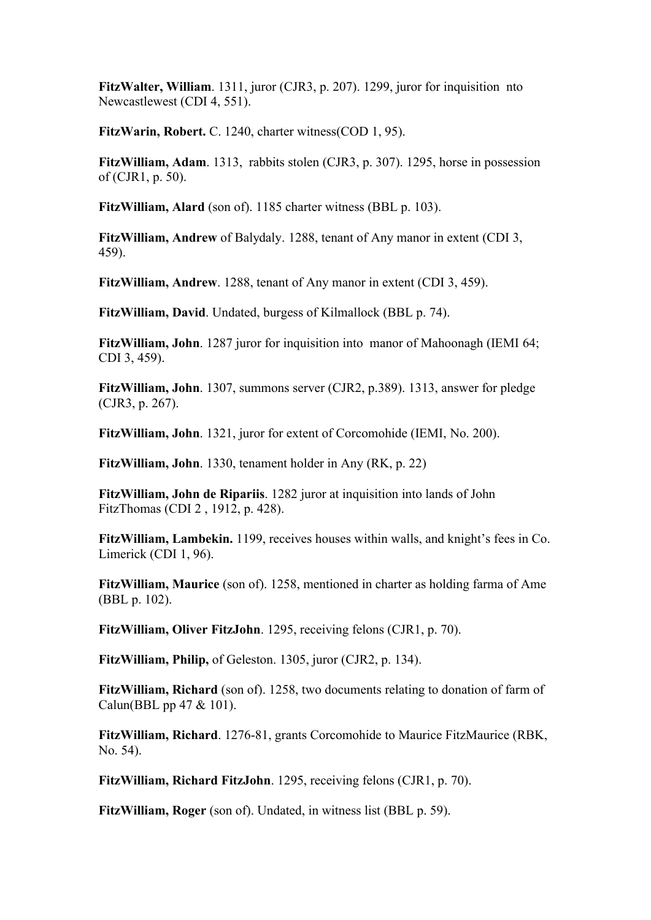**FitzWalter, William**. 1311, juror (CJR3, p. 207). 1299, juror for inquisition nto Newcastlewest (CDI 4, 551).

**FitzWarin, Robert.** C. 1240, charter witness(COD 1, 95).

**FitzWilliam, Adam**. 1313, rabbits stolen (CJR3, p. 307). 1295, horse in possession of (CJR1, p. 50).

**FitzWilliam, Alard** (son of). 1185 charter witness (BBL p. 103).

**FitzWilliam, Andrew** of Balydaly. 1288, tenant of Any manor in extent (CDI 3, 459).

**FitzWilliam, Andrew**. 1288, tenant of Any manor in extent (CDI 3, 459).

**FitzWilliam, David**. Undated, burgess of Kilmallock (BBL p. 74).

**FitzWilliam, John**. 1287 juror for inquisition into manor of Mahoonagh (IEMI 64; CDI 3, 459).

**FitzWilliam, John**. 1307, summons server (CJR2, p.389). 1313, answer for pledge (CJR3, p. 267).

**FitzWilliam, John**. 1321, juror for extent of Corcomohide (IEMI, No. 200).

**FitzWilliam, John**. 1330, tenament holder in Any (RK, p. 22)

**FitzWilliam, John de Ripariis**. 1282 juror at inquisition into lands of John FitzThomas (CDI 2 , 1912, p. 428).

**FitzWilliam, Lambekin.** 1199, receives houses within walls, and knight's fees in Co. Limerick (CDI 1, 96).

**FitzWilliam, Maurice** (son of). 1258, mentioned in charter as holding farma of Ame (BBL p. 102).

**FitzWilliam, Oliver FitzJohn**. 1295, receiving felons (CJR1, p. 70).

**FitzWilliam, Philip,** of Geleston. 1305, juror (CJR2, p. 134).

**FitzWilliam, Richard** (son of). 1258, two documents relating to donation of farm of Calun(BBL pp 47 & 101).

**FitzWilliam, Richard**. 1276-81, grants Corcomohide to Maurice FitzMaurice (RBK, No. 54).

**FitzWilliam, Richard FitzJohn**. 1295, receiving felons (CJR1, p. 70).

**FitzWilliam, Roger** (son of). Undated, in witness list (BBL p. 59).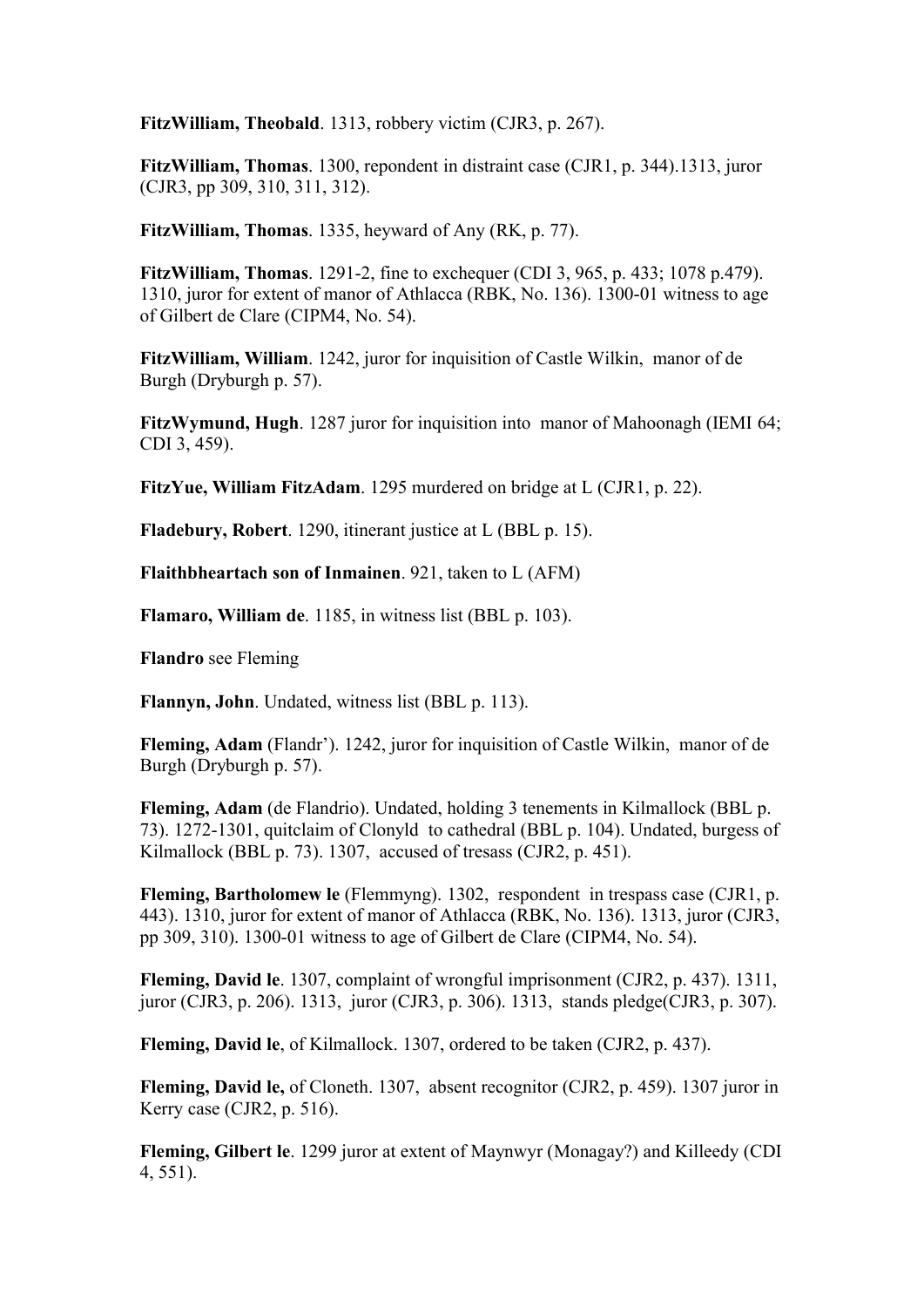**FitzWilliam, Theobald**. 1313, robbery victim (CJR3, p. 267).

**FitzWilliam, Thomas**. 1300, repondent in distraint case (CJR1, p. 344).1313, juror (CJR3, pp 309, 310, 311, 312).

**FitzWilliam, Thomas**. 1335, heyward of Any (RK, p. 77).

**FitzWilliam, Thomas**. 1291-2, fine to exchequer (CDI 3, 965, p. 433; 1078 p.479). 1310, juror for extent of manor of Athlacca (RBK, No. 136). 1300-01 witness to age of Gilbert de Clare (CIPM4, No. 54).

**FitzWilliam, William**. 1242, juror for inquisition of Castle Wilkin, manor of de Burgh (Dryburgh p. 57).

**FitzWymund, Hugh**. 1287 juror for inquisition into manor of Mahoonagh (IEMI 64; CDI 3, 459).

**FitzYue, William FitzAdam**. 1295 murdered on bridge at L (CJR1, p. 22).

**Fladebury, Robert**. 1290, itinerant justice at L (BBL p. 15).

**Flaithbheartach son of Inmainen**. 921, taken to L (AFM)

**Flamaro, William de**. 1185, in witness list (BBL p. 103).

**Flandro** see Fleming

**Flannyn, John**. Undated, witness list (BBL p. 113).

**Fleming, Adam** (Flandr'). 1242, juror for inquisition of Castle Wilkin, manor of de Burgh (Dryburgh p. 57).

**Fleming, Adam** (de Flandrio). Undated, holding 3 tenements in Kilmallock (BBL p. 73). 1272-1301, quitclaim of Clonyld to cathedral (BBL p. 104). Undated, burgess of Kilmallock (BBL p. 73). 1307, accused of tresass (CJR2, p. 451).

**Fleming, Bartholomew le** (Flemmyng). 1302, respondent in trespass case (CJR1, p. 443). 1310, juror for extent of manor of Athlacca (RBK, No. 136). 1313, juror (CJR3, pp 309, 310). 1300-01 witness to age of Gilbert de Clare (CIPM4, No. 54).

**Fleming, David le**. 1307, complaint of wrongful imprisonment (CJR2, p. 437). 1311, juror (CJR3, p. 206). 1313, juror (CJR3, p. 306). 1313, stands pledge(CJR3, p. 307).

**Fleming, David le**, of Kilmallock. 1307, ordered to be taken (CJR2, p. 437).

**Fleming, David le,** of Cloneth. 1307, absent recognitor (CJR2, p. 459). 1307 juror in Kerry case (CJR2, p. 516).

**Fleming, Gilbert le**. 1299 juror at extent of Maynwyr (Monagay?) and Killeedy (CDI 4, 551).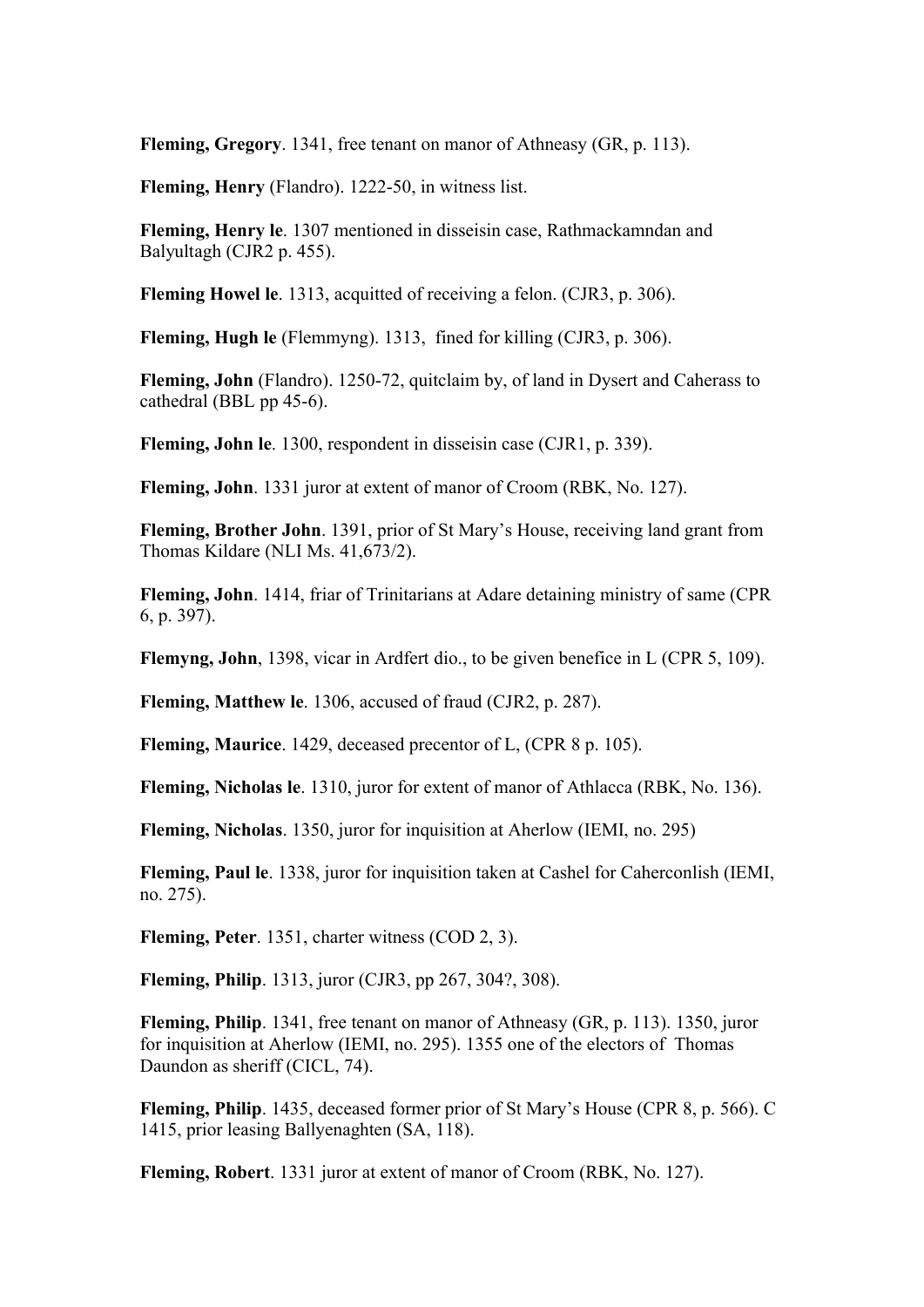**Fleming, Gregory**. 1341, free tenant on manor of Athneasy (GR, p. 113).

**Fleming, Henry** (Flandro). 1222-50, in witness list.

**Fleming, Henry le**. 1307 mentioned in disseisin case, Rathmackamndan and Balyultagh (CJR2 p. 455).

**Fleming Howel le**. 1313, acquitted of receiving a felon. (CJR3, p. 306).

**Fleming, Hugh le** (Flemmyng). 1313, fined for killing (CJR3, p. 306).

**Fleming, John** (Flandro). 1250-72, quitclaim by, of land in Dysert and Caherass to cathedral (BBL pp 45-6).

**Fleming, John le**. 1300, respondent in disseisin case (CJR1, p. 339).

**Fleming, John**. 1331 juror at extent of manor of Croom (RBK, No. 127).

**Fleming, Brother John**. 1391, prior of St Mary's House, receiving land grant from Thomas Kildare (NLI Ms. 41,673/2).

**Fleming, John**. 1414, friar of Trinitarians at Adare detaining ministry of same (CPR 6, p. 397).

**Flemyng, John**, 1398, vicar in Ardfert dio., to be given benefice in L (CPR 5, 109).

**Fleming, Matthew le**. 1306, accused of fraud (CJR2, p. 287).

**Fleming, Maurice**. 1429, deceased precentor of L, (CPR 8 p. 105).

**Fleming, Nicholas le**. 1310, juror for extent of manor of Athlacca (RBK, No. 136).

**Fleming, Nicholas**. 1350, juror for inquisition at Aherlow (IEMI, no. 295)

**Fleming, Paul le**. 1338, juror for inquisition taken at Cashel for Caherconlish (IEMI, no. 275).

**Fleming, Peter**. 1351, charter witness (COD 2, 3).

**Fleming, Philip**. 1313, juror (CJR3, pp 267, 304?, 308).

**Fleming, Philip**. 1341, free tenant on manor of Athneasy (GR, p. 113). 1350, juror for inquisition at Aherlow (IEMI, no. 295). 1355 one of the electors of Thomas Daundon as sheriff (CICL, 74).

**Fleming, Philip**. 1435, deceased former prior of St Mary's House (CPR 8, p. 566). C 1415, prior leasing Ballyenaghten (SA, 118).

**Fleming, Robert**. 1331 juror at extent of manor of Croom (RBK, No. 127).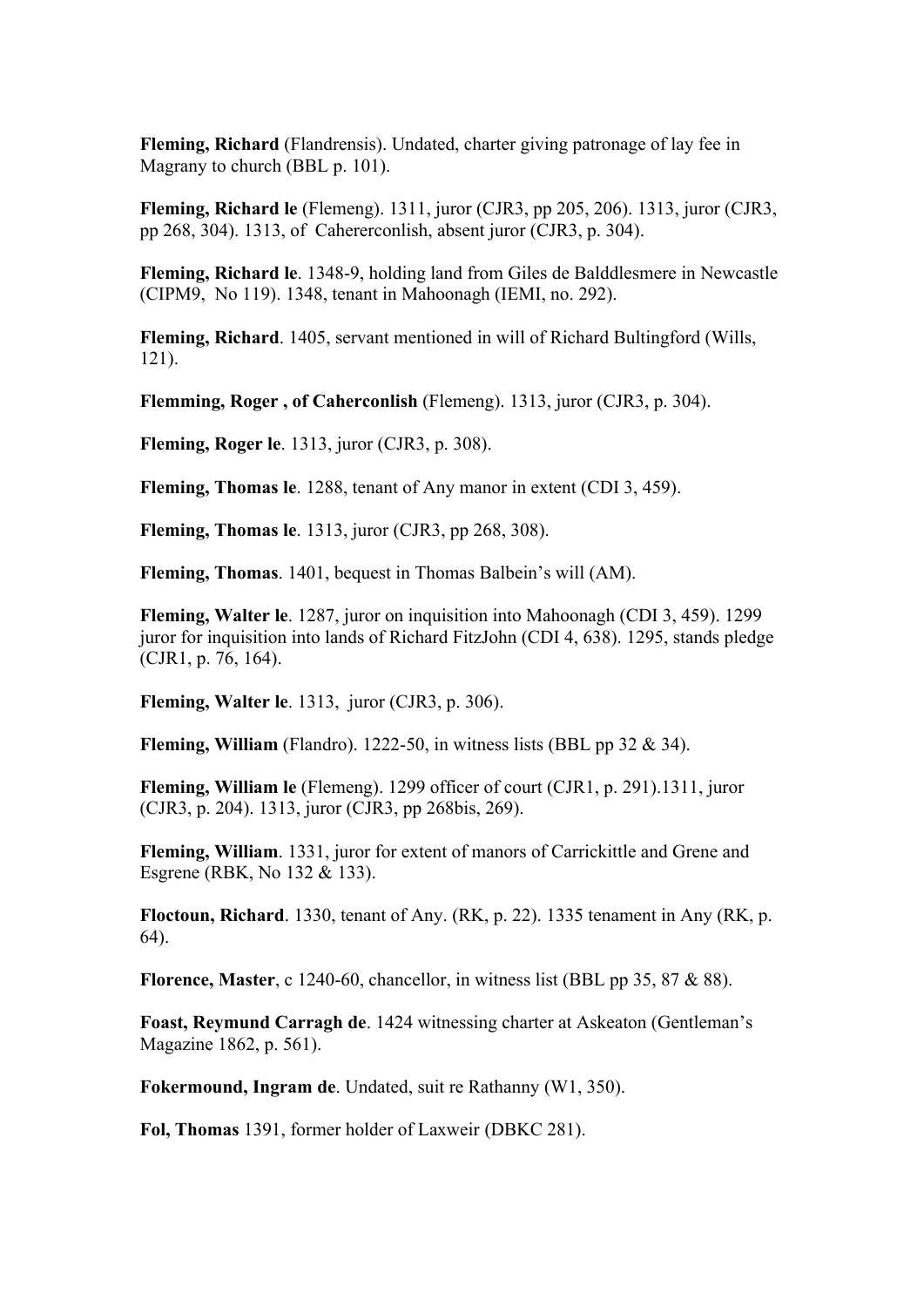**Fleming, Richard** (Flandrensis). Undated, charter giving patronage of lay fee in Magrany to church (BBL p. 101).

**Fleming, Richard le** (Flemeng). 1311, juror (CJR3, pp 205, 206). 1313, juror (CJR3, pp 268, 304). 1313, of Cahererconlish, absent juror (CJR3, p. 304).

**Fleming, Richard le**. 1348-9, holding land from Giles de Balddlesmere in Newcastle (CIPM9, No 119). 1348, tenant in Mahoonagh (IEMI, no. 292).

**Fleming, Richard**. 1405, servant mentioned in will of Richard Bultingford (Wills, 121).

**Flemming, Roger , of Caherconlish** (Flemeng). 1313, juror (CJR3, p. 304).

**Fleming, Roger le**. 1313, juror (CJR3, p. 308).

**Fleming, Thomas le**. 1288, tenant of Any manor in extent (CDI 3, 459).

**Fleming, Thomas le**. 1313, juror (CJR3, pp 268, 308).

**Fleming, Thomas**. 1401, bequest in Thomas Balbein's will (AM).

**Fleming, Walter le**. 1287, juror on inquisition into Mahoonagh (CDI 3, 459). 1299 juror for inquisition into lands of Richard FitzJohn (CDI 4, 638). 1295, stands pledge (CJR1, p. 76, 164).

**Fleming, Walter le**. 1313, juror (CJR3, p. 306).

**Fleming, William** (Flandro). 1222-50, in witness lists (BBL pp 32 & 34).

**Fleming, William le** (Flemeng). 1299 officer of court (CJR1, p. 291).1311, juror (CJR3, p. 204). 1313, juror (CJR3, pp 268bis, 269).

**Fleming, William**. 1331, juror for extent of manors of Carrickittle and Grene and Esgrene (RBK, No 132 & 133).

**Floctoun, Richard**. 1330, tenant of Any. (RK, p. 22). 1335 tenament in Any (RK, p. 64).

**Florence, Master**, c 1240-60, chancellor, in witness list (BBL pp 35, 87 & 88).

**Foast, Reymund Carragh de**. 1424 witnessing charter at Askeaton (Gentleman's Magazine 1862, p. 561).

**Fokermound, Ingram de**. Undated, suit re Rathanny (W1, 350).

**Fol, Thomas** 1391, former holder of Laxweir (DBKC 281).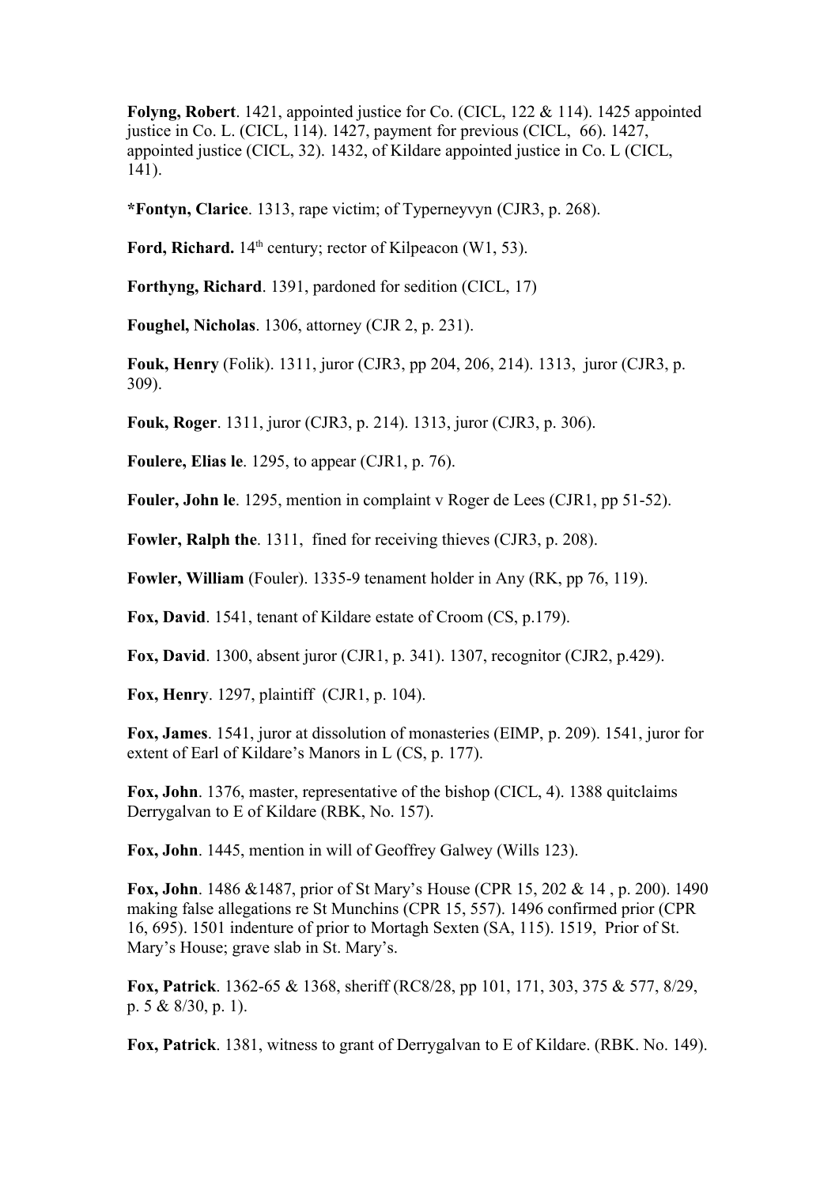**Folyng, Robert**. 1421, appointed justice for Co. (CICL, 122 & 114). 1425 appointed justice in Co. L. (CICL, 114). 1427, payment for previous (CICL, 66). 1427, appointed justice (CICL, 32). 1432, of Kildare appointed justice in Co. L (CICL, 141).

***Fontyn, Clarice**. 1313, rape victim; of Typerneyvyn (CJR3, p. 268).

**Ford, Richard.** 14th century; rector of Kilpeacon (W1, 53).

**Forthyng, Richard**. 1391, pardoned for sedition (CICL, 17)

**Foughel, Nicholas**. 1306, attorney (CJR 2, p. 231).

**Fouk, Henry** (Folik). 1311, juror (CJR3, pp 204, 206, 214). 1313, juror (CJR3, p. 309).

**Fouk, Roger**. 1311, juror (CJR3, p. 214). 1313, juror (CJR3, p. 306).

**Foulere, Elias le**. 1295, to appear (CJR1, p. 76).

**Fouler, John le**. 1295, mention in complaint v Roger de Lees (CJR1, pp 51-52).

**Fowler, Ralph the**. 1311, fined for receiving thieves (CJR3, p. 208).

**Fowler, William** (Fouler). 1335-9 tenament holder in Any (RK, pp 76, 119).

**Fox, David**. 1541, tenant of Kildare estate of Croom (CS, p.179).

**Fox, David**. 1300, absent juror (CJR1, p. 341). 1307, recognitor (CJR2, p.429).

**Fox, Henry**. 1297, plaintiff (CJR1, p. 104).

**Fox, James**. 1541, juror at dissolution of monasteries (EIMP, p. 209). 1541, juror for extent of Earl of Kildare's Manors in L (CS, p. 177).

**Fox, John**. 1376, master, representative of the bishop (CICL, 4). 1388 quitclaims Derrygalvan to E of Kildare (RBK, No. 157).

**Fox, John**. 1445, mention in will of Geoffrey Galwey (Wills 123).

**Fox, John**. 1486 &1487, prior of St Mary's House (CPR 15, 202 & 14 , p. 200). 1490 making false allegations re St Munchins (CPR 15, 557). 1496 confirmed prior (CPR 16, 695). 1501 indenture of prior to Mortagh Sexten (SA, 115). 1519, Prior of St. Mary's House; grave slab in St. Mary's.

**Fox, Patrick**. 1362-65 & 1368, sheriff (RC8/28, pp 101, 171, 303, 375 & 577, 8/29, p. 5 & 8/30, p. 1).

**Fox, Patrick**. 1381, witness to grant of Derrygalvan to E of Kildare. (RBK. No. 149).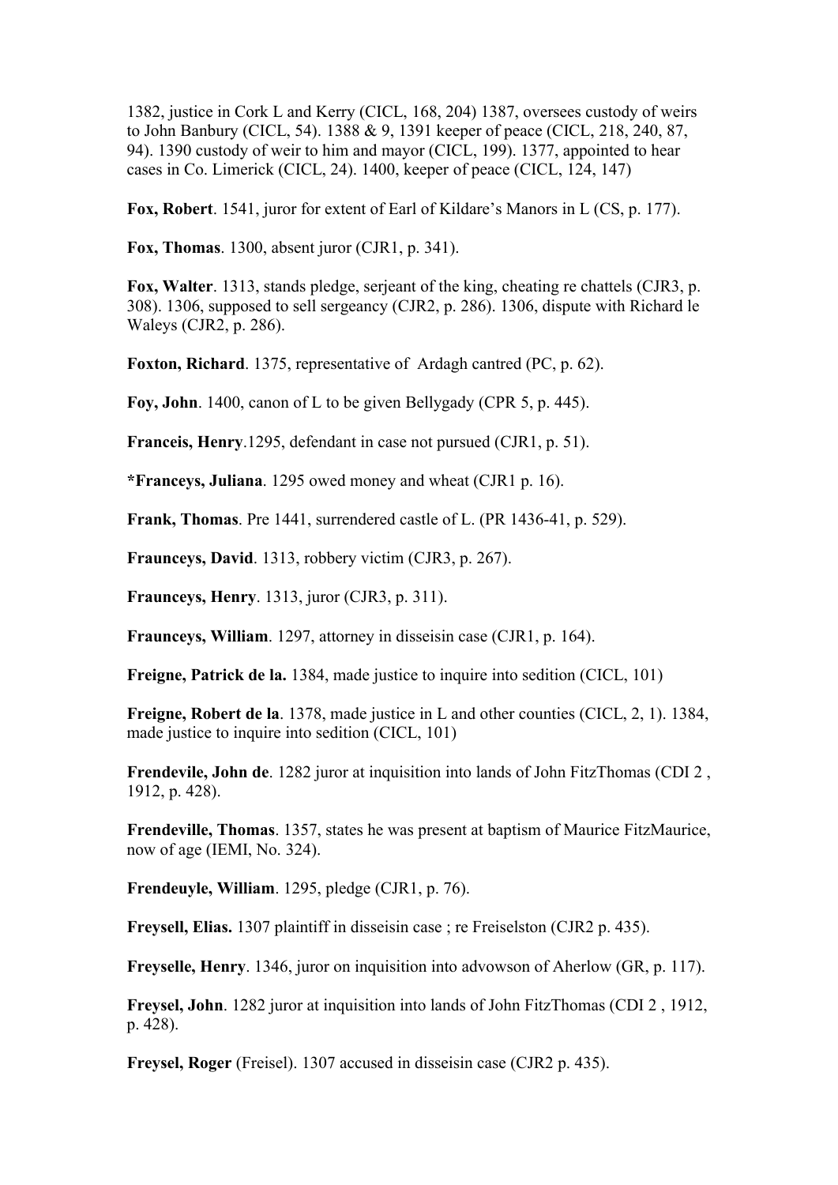1382, justice in Cork L and Kerry (CICL, 168, 204) 1387, oversees custody of weirs to John Banbury (CICL, 54). 1388 & 9, 1391 keeper of peace (CICL, 218, 240, 87, 94). 1390 custody of weir to him and mayor (CICL, 199). 1377, appointed to hear cases in Co. Limerick (CICL, 24). 1400, keeper of peace (CICL, 124, 147)

**Fox, Robert**. 1541, juror for extent of Earl of Kildare's Manors in L (CS, p. 177).

**Fox, Thomas**. 1300, absent juror (CJR1, p. 341).

**Fox, Walter**. 1313, stands pledge, serjeant of the king, cheating re chattels (CJR3, p. 308). 1306, supposed to sell sergeancy (CJR2, p. 286). 1306, dispute with Richard le Waleys (CJR2, p. 286).

**Foxton, Richard**. 1375, representative of Ardagh cantred (PC, p. 62).

**Foy, John**. 1400, canon of L to be given Bellygady (CPR 5, p. 445).

**Franceis, Henry**.1295, defendant in case not pursued (CJR1, p. 51).

**\*Franceys, Juliana**. 1295 owed money and wheat (CJR1 p. 16).

**Frank, Thomas**. Pre 1441, surrendered castle of L. (PR 1436-41, p. 529).

**Fraunceys, David**. 1313, robbery victim (CJR3, p. 267).

**Fraunceys, Henry**. 1313, juror (CJR3, p. 311).

**Fraunceys, William**. 1297, attorney in disseisin case (CJR1, p. 164).

**Freigne, Patrick de la.** 1384, made justice to inquire into sedition (CICL, 101)

**Freigne, Robert de la**. 1378, made justice in L and other counties (CICL, 2, 1). 1384, made justice to inquire into sedition (CICL, 101)

**Frendevile, John de**. 1282 juror at inquisition into lands of John FitzThomas (CDI 2 , 1912, p. 428).

**Frendeville, Thomas**. 1357, states he was present at baptism of Maurice FitzMaurice, now of age (IEMI, No. 324).

**Frendeuyle, William**. 1295, pledge (CJR1, p. 76).

**Freysell, Elias.** 1307 plaintiff in disseisin case ; re Freiselston (CJR2 p. 435).

**Freyselle, Henry**. 1346, juror on inquisition into advowson of Aherlow (GR, p. 117).

**Freysel, John**. 1282 juror at inquisition into lands of John FitzThomas (CDI 2 , 1912, p. 428).

**Freysel, Roger** (Freisel). 1307 accused in disseisin case (CJR2 p. 435).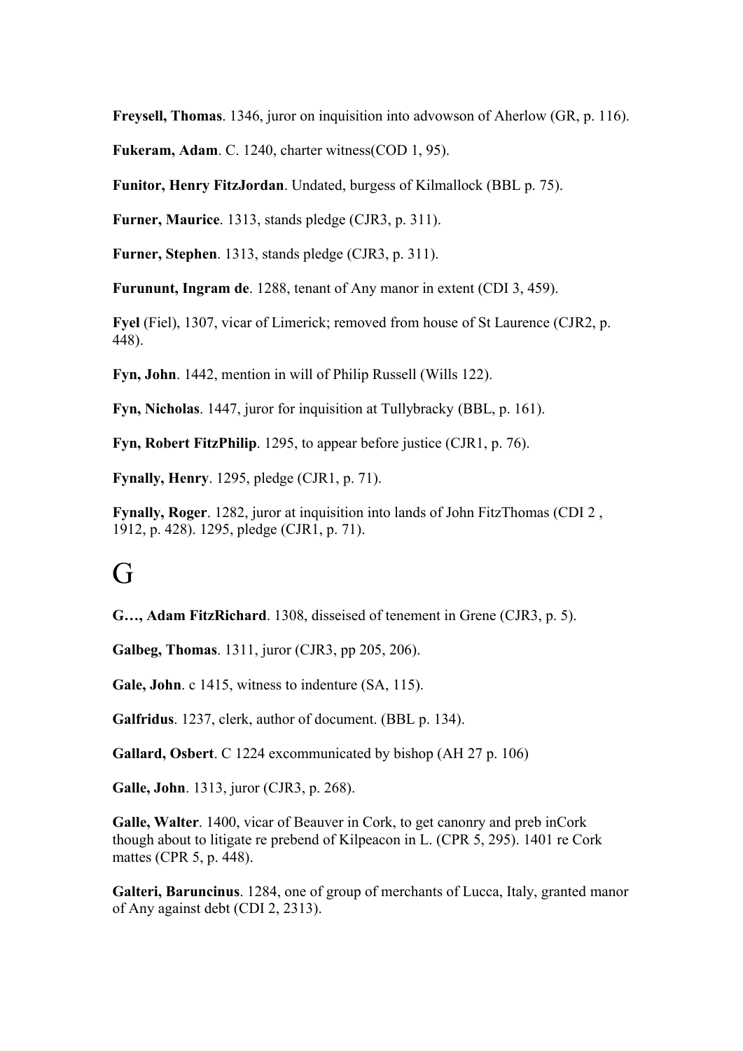**Freysell, Thomas**. 1346, juror on inquisition into advowson of Aherlow (GR, p. 116).

**Fukeram, Adam**. C. 1240, charter witness(COD 1, 95).

**Funitor, Henry FitzJordan**. Undated, burgess of Kilmallock (BBL p. 75).

**Furner, Maurice**. 1313, stands pledge (CJR3, p. 311).

**Furner, Stephen**. 1313, stands pledge (CJR3, p. 311).

**Fururunt, Ingram de**. 1288, tenant of Any manor in extent (CDI 3, 459).

**Fyel** (Fiel), 1307, vicar of Limerick; removed from house of St Laurence (CJR2, p. 448).

**Fyn, John**. 1442, mention in will of Philip Russell (Wills 122).

**Fyn, Nicholas**. 1447, juror for inquisition at Tullybracky (BBL, p. 161).

**Fyn, Robert FitzPhilip**. 1295, to appear before justice (CJR1, p. 76).

**Fynally, Henry**. 1295, pledge (CJR1, p. 71).

**Fynally, Roger**. 1282, juror at inquisition into lands of John FitzThomas (CDI 2 , 1912, p. 428). 1295, pledge (CJR1, p. 71).

# G

**G…, Adam FitzRichard**. 1308, disseised of tenement in Grene (CJR3, p. 5).

**Galbeg, Thomas**. 1311, juror (CJR3, pp 205, 206).

**Gale, John**. c 1415, witness to indenture (SA, 115).

**Galfridus**. 1237, clerk, author of document. (BBL p. 134).

**Gallard, Osbert**. C 1224 excommunicated by bishop (AH 27 p. 106)

**Galle, John**. 1313, juror (CJR3, p. 268).

**Galle, Walter**. 1400, vicar of Beauver in Cork, to get canonry and preb inCork though about to litigate re prebend of Kilpeacon in L. (CPR 5, 295). 1401 re Cork mattes (CPR 5, p. 448).

**Galteri, Baruncinus**. 1284, one of group of merchants of Lucca, Italy, granted manor of Any against debt (CDI 2, 2313).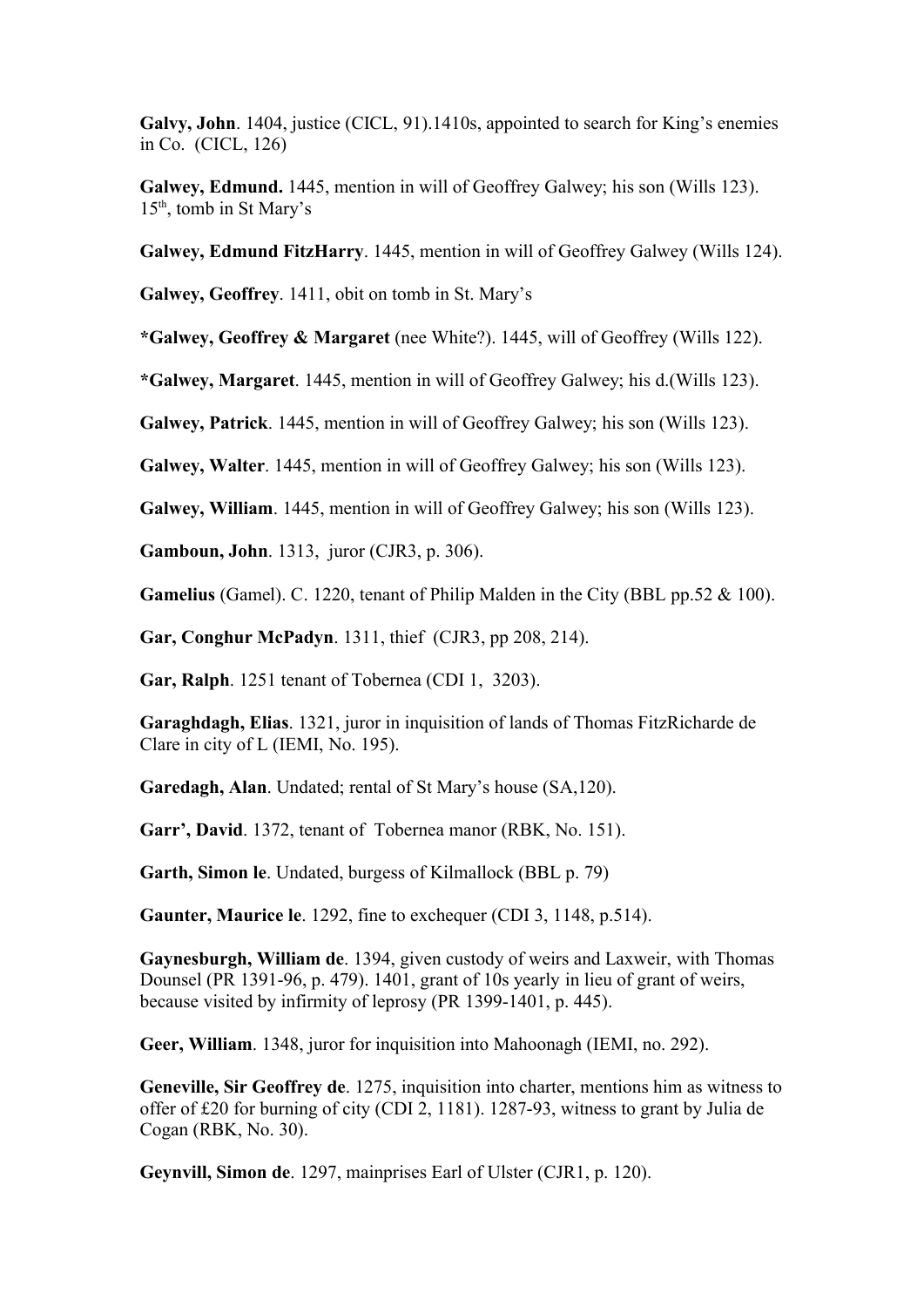**Galvy, John**. 1404, justice (CICL, 91).1410s, appointed to search for King's enemies in Co. (CICL, 126)

**Galwey, Edmund.** 1445, mention in will of Geoffrey Galwey; his son (Wills 123). 15th, tomb in St Mary's

**Galwey, Edmund FitzHarry**. 1445, mention in will of Geoffrey Galwey (Wills 124).

**Galwey, Geoffrey**. 1411, obit on tomb in St. Mary's

***Galwey, Geoffrey & Margaret** (nee White?). 1445, will of Geoffrey (Wills 122).

***Galwey, Margaret**. 1445, mention in will of Geoffrey Galwey; his d.(Wills 123).

**Galwey, Patrick**. 1445, mention in will of Geoffrey Galwey; his son (Wills 123).

**Galwey, Walter**. 1445, mention in will of Geoffrey Galwey; his son (Wills 123).

**Galwey, William**. 1445, mention in will of Geoffrey Galwey; his son (Wills 123).

**Gamboun, John**. 1313, juror (CJR3, p. 306).

**Gamelius** (Gamel). C. 1220, tenant of Philip Malden in the City (BBL pp.52 & 100).

**Gar, Conghur McPadyn**. 1311, thief (CJR3, pp 208, 214).

**Gar, Ralph**. 1251 tenant of Tobernea (CDI 1, 3203).

**Garaghdagh, Elias**. 1321, juror in inquisition of lands of Thomas FitzRicharde de Clare in city of L (IEMI, No. 195).

**Garedagh, Alan**. Undated; rental of St Mary's house (SA,120).

**Garr', David**. 1372, tenant of Tobernea manor (RBK, No. 151).

**Garth, Simon le**. Undated, burgess of Kilmallock (BBL p. 79)

**Gaunter, Maurice le**. 1292, fine to exchequer (CDI 3, 1148, p.514).

**Gaynesburgh, William de**. 1394, given custody of weirs and Laxweir, with Thomas Dounsel (PR 1391-96, p. 479). 1401, grant of 10s yearly in lieu of grant of weirs, because visited by infirmity of leprosy (PR 1399-1401, p. 445).

**Geer, William**. 1348, juror for inquisition into Mahoonagh (IEMI, no. 292).

**Geneville, Sir Geoffrey de**. 1275, inquisition into charter, mentions him as witness to offer of £20 for burning of city (CDI 2, 1181). 1287-93, witness to grant by Julia de Cogan (RBK, No. 30).

**Geynvill, Simon de**. 1297, mainprises Earl of Ulster (CJR1, p. 120).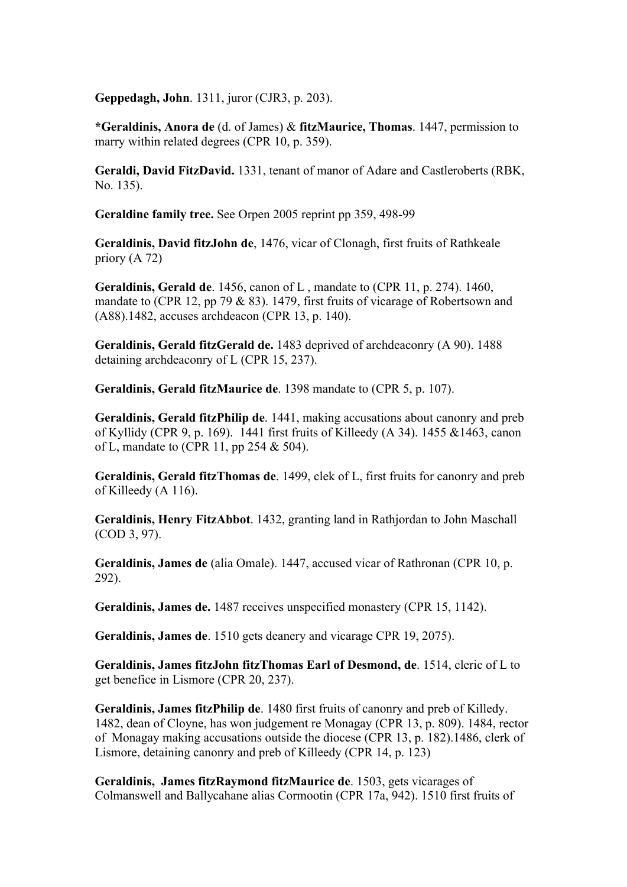**Geppedagh, John**. 1311, juror (CJR3, p. 203).

***Geraldinis, Anora de** (d. of James) & **fitzMaurice, Thomas**. 1447, permission to marry within related degrees (CPR 10, p. 359).

**Geraldi, David FitzDavid.** 1331, tenant of manor of Adare and Castleroberts (RBK, No. 135).

**Geraldine family tree.** See Orpen 2005 reprint pp 359, 498-99

**Geraldinis, David fitzJohn de**, 1476, vicar of Clonagh, first fruits of Rathkeale priory (A 72)

**Geraldinis, Gerald de**. 1456, canon of L , mandate to (CPR 11, p. 274). 1460, mandate to (CPR 12, pp 79 & 83). 1479, first fruits of vicarage of Robertsown and (A88).1482, accuses archdeacon (CPR 13, p. 140).

**Geraldinis, Gerald fitzGerald de.** 1483 deprived of archdeaconry (A 90). 1488 detaining archdeaconry of L (CPR 15, 237).

**Geraldinis, Gerald fitzMaurice de**. 1398 mandate to (CPR 5, p. 107).

**Geraldinis, Gerald fitzPhilip de**. 1441, making accusations about canonry and preb of Kyllidy (CPR 9, p. 169). 1441 first fruits of Killeedy (A 34). 1455 &1463, canon of L, mandate to (CPR 11, pp 254 & 504).

**Geraldinis, Gerald fitzThomas de**. 1499, clek of L, first fruits for canonry and preb of Killeedy (A 116).

**Geraldinis, Henry FitzAbbot**. 1432, granting land in Rathjordan to John Maschall (COD 3, 97).

**Geraldinis, James de** (alia Omale). 1447, accused vicar of Rathronan (CPR 10, p. 292).

**Geraldinis, James de.** 1487 receives unspecified monastery (CPR 15, 1142).

**Geraldinis, James de**. 1510 gets deanery and vicarage CPR 19, 2075).

**Geraldinis, James fitzJohn fitzThomas Earl of Desmond, de**. 1514, cleric of L to get benefice in Lismore (CPR 20, 237).

**Geraldinis, James fitzPhilip de**. 1480 first fruits of canonry and preb of Killedy. 1482, dean of Cloyne, has won judgement re Monagay (CPR 13, p. 809). 1484, rector of Monagay making accusations outside the diocese (CPR 13, p. 182).1486, clerk of Lismore, detaining canonry and preb of Killeedy (CPR 14, p. 123)

**Geraldinis, James fitzRaymond fitzMaurice de**. 1503, gets vicarages of Colmanswell and Ballycahane alias Cormootin (CPR 17a, 942). 1510 first fruits of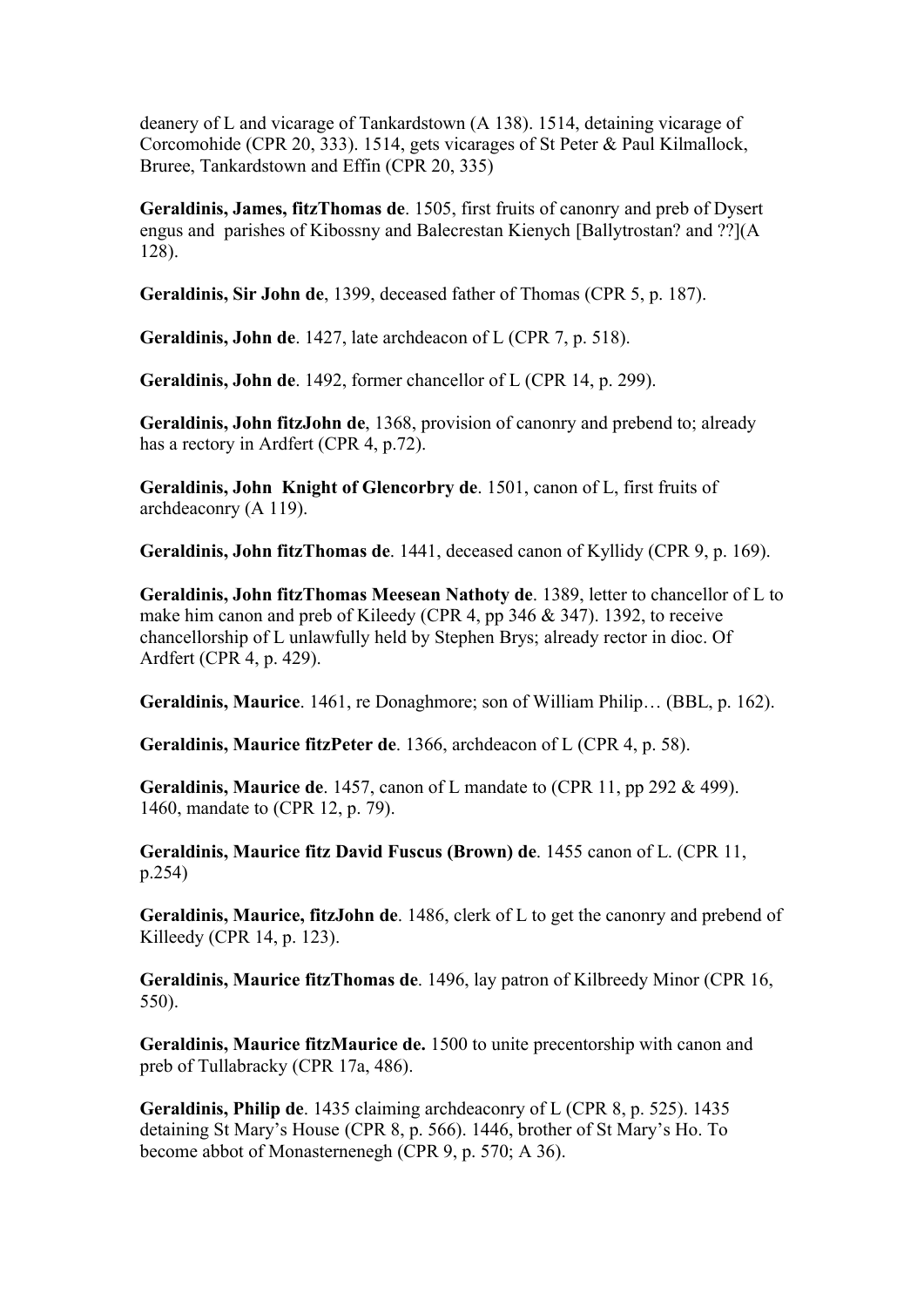deanery of L and vicarage of Tankardstown (A 138). 1514, detaining vicarage of Corcomohide (CPR 20, 333). 1514, gets vicarages of St Peter & Paul Kilmallock, Bruree, Tankardstown and Effin (CPR 20, 335)

**Geraldinis, James, fitzThomas de**. 1505, first fruits of canonry and preb of Dysert engus and parishes of Kibossny and Balecrestan Kienych [Ballytrostan? and ??](A 128).

**Geraldinis, Sir John de**, 1399, deceased father of Thomas (CPR 5, p. 187).

**Geraldinis, John de**. 1427, late archdeacon of L (CPR 7, p. 518).

**Geraldinis, John de**. 1492, former chancellor of L (CPR 14, p. 299).

**Geraldinis, John fitzJohn de**, 1368, provision of canonry and prebend to; already has a rectory in Ardfert (CPR 4, p.72).

**Geraldinis, John Knight of Glencorbry de**. 1501, canon of L, first fruits of archdeaconry (A 119).

**Geraldinis, John fitzThomas de**. 1441, deceased canon of Kyllidy (CPR 9, p. 169).

**Geraldinis, John fitzThomas Meesean Nathoty de**. 1389, letter to chancellor of L to make him canon and preb of Kileedy (CPR 4, pp 346 & 347). 1392, to receive chancellorship of L unlawfully held by Stephen Brys; already rector in dioc. Of Ardfert (CPR 4, p. 429).

**Geraldinis, Maurice**. 1461, re Donaghmore; son of William Philip… (BBL, p. 162).

**Geraldinis, Maurice fitzPeter de**. 1366, archdeacon of L (CPR 4, p. 58).

**Geraldinis, Maurice de**. 1457, canon of L mandate to (CPR 11, pp 292 & 499). 1460, mandate to (CPR 12, p. 79).

**Geraldinis, Maurice fitz David Fuscus (Brown) de**. 1455 canon of L. (CPR 11, p.254)

**Geraldinis, Maurice, fitzJohn de**. 1486, clerk of L to get the canonry and prebend of Killeedy (CPR 14, p. 123).

**Geraldinis, Maurice fitzThomas de**. 1496, lay patron of Kilbreedy Minor (CPR 16, 550).

**Geraldinis, Maurice fitzMaurice de.** 1500 to unite precentorship with canon and preb of Tullabracky (CPR 17a, 486).

**Geraldinis, Philip de**. 1435 claiming archdeaconry of L (CPR 8, p. 525). 1435 detaining St Mary's House (CPR 8, p. 566). 1446, brother of St Mary's Ho. To become abbot of Monasternenegh (CPR 9, p. 570; A 36).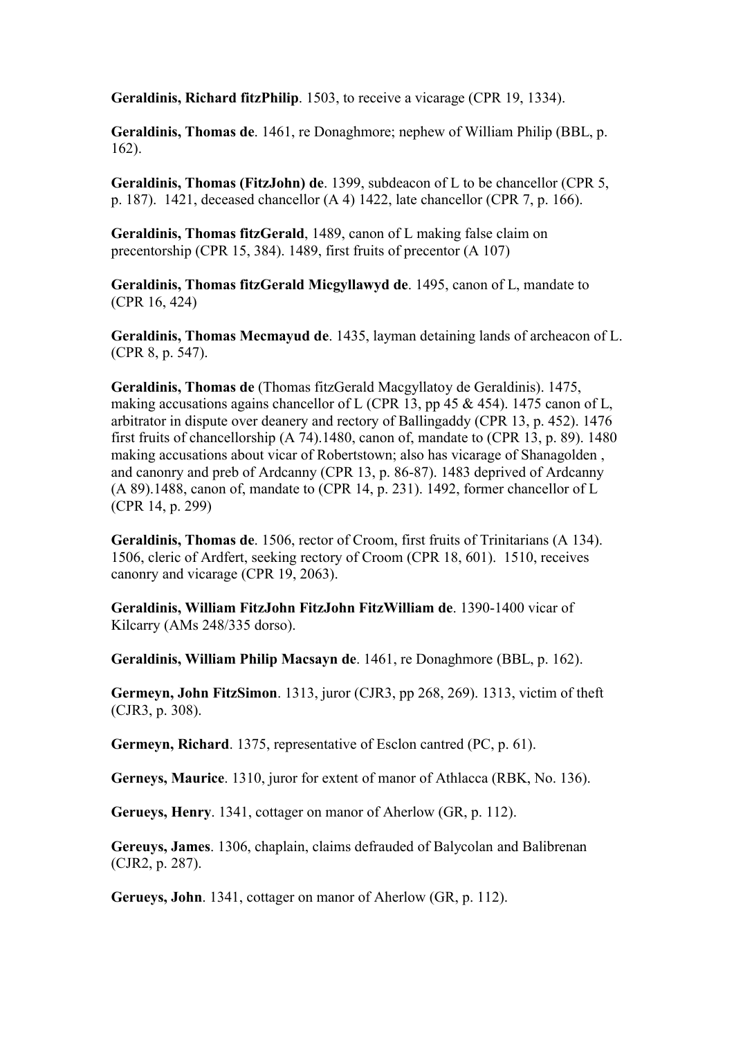**Geraldinis, Richard fitzPhilip**. 1503, to receive a vicarage (CPR 19, 1334).

**Geraldinis, Thomas de**. 1461, re Donaghmore; nephew of William Philip (BBL, p. 162).

**Geraldinis, Thomas (FitzJohn) de**. 1399, subdeacon of L to be chancellor (CPR 5, p. 187). 1421, deceased chancellor (A 4) 1422, late chancellor (CPR 7, p. 166).

**Geraldinis, Thomas fitzGerald**, 1489, canon of L making false claim on precentorship (CPR 15, 384). 1489, first fruits of precentor (A 107)

**Geraldinis, Thomas fitzGerald Micgyllawyd de**. 1495, canon of L, mandate to (CPR 16, 424)

**Geraldinis, Thomas Mecmayud de**. 1435, layman detaining lands of archeacon of L. (CPR 8, p. 547).

**Geraldinis, Thomas de** (Thomas fitzGerald Macgyllatoy de Geraldinis). 1475, making accusations agains chancellor of L (CPR 13, pp 45 & 454). 1475 canon of L, arbitrator in dispute over deanery and rectory of Ballingaddy (CPR 13, p. 452). 1476 first fruits of chancellorship (A 74).1480, canon of, mandate to (CPR 13, p. 89). 1480 making accusations about vicar of Robertstown; also has vicarage of Shanagolden , and canonry and preb of Ardcanny (CPR 13, p. 86-87). 1483 deprived of Ardcanny (A 89).1488, canon of, mandate to (CPR 14, p. 231). 1492, former chancellor of L (CPR 14, p. 299)

**Geraldinis, Thomas de**. 1506, rector of Croom, first fruits of Trinitarians (A 134). 1506, cleric of Ardfert, seeking rectory of Croom (CPR 18, 601). 1510, receives canonry and vicarage (CPR 19, 2063).

**Geraldinis, William FitzJohn FitzJohn FitzWilliam de**. 1390-1400 vicar of Kilcarry (AMs 248/335 dorso).

**Geraldinis, William Philip Macsayn de**. 1461, re Donaghmore (BBL, p. 162).

**Germeyn, John FitzSimon**. 1313, juror (CJR3, pp 268, 269). 1313, victim of theft (CJR3, p. 308).

**Germeyn, Richard**. 1375, representative of Esclon cantred (PC, p. 61).

**Gerneys, Maurice**. 1310, juror for extent of manor of Athlacca (RBK, No. 136).

**Gerueys, Henry**. 1341, cottager on manor of Aherlow (GR, p. 112).

**Gereuys, James**. 1306, chaplain, claims defrauded of Balycolan and Balibrenan (CJR2, p. 287).

**Gerueys, John**. 1341, cottager on manor of Aherlow (GR, p. 112).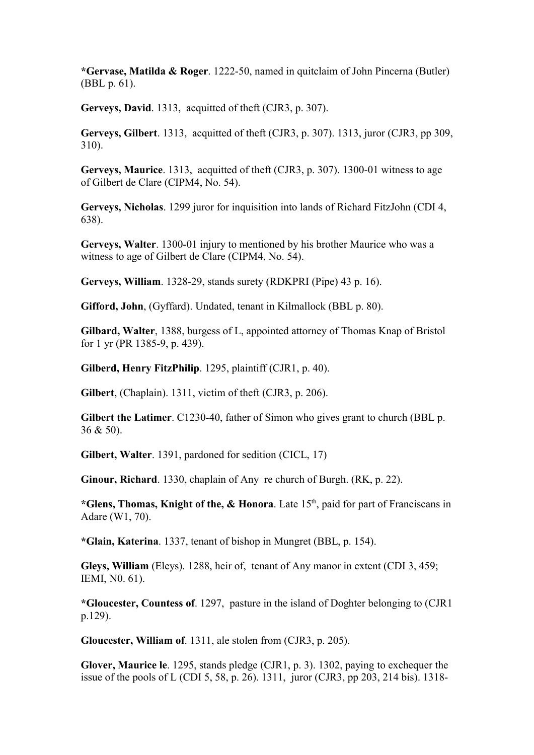**\*Gervase, Matilda & Roger**. 1222-50, named in quitclaim of John Pincerna (Butler) (BBL p. 61).

**Gerveys, David**. 1313, acquitted of theft (CJR3, p. 307).

**Gerveys, Gilbert**. 1313, acquitted of theft (CJR3, p. 307). 1313, juror (CJR3, pp 309, 310).

**Gerveys, Maurice**. 1313, acquitted of theft (CJR3, p. 307). 1300-01 witness to age of Gilbert de Clare (CIPM4, No. 54).

**Gerveys, Nicholas**. 1299 juror for inquisition into lands of Richard FitzJohn (CDI 4, 638).

**Gerveys, Walter**. 1300-01 injury to mentioned by his brother Maurice who was a witness to age of Gilbert de Clare (CIPM4, No. 54).

**Gerveys, William**. 1328-29, stands surety (RDKPRI (Pipe) 43 p. 16).

**Gifford, John**, (Gyffard). Undated, tenant in Kilmallock (BBL p. 80).

**Gilbard, Walter**, 1388, burgess of L, appointed attorney of Thomas Knap of Bristol for 1 yr (PR 1385-9, p. 439).

**Gilberd, Henry FitzPhilip**. 1295, plaintiff (CJR1, p. 40).

**Gilbert**, (Chaplain). 1311, victim of theft (CJR3, p. 206).

**Gilbert the Latimer**. C1230-40, father of Simon who gives grant to church (BBL p. 36 & 50).

**Gilbert, Walter**. 1391, pardoned for sedition (CICL, 17)

**Ginour, Richard**. 1330, chaplain of Any re church of Burgh. (RK, p. 22).

**\*Glens, Thomas, Knight of the, & Honora**. Late 15th, paid for part of Franciscans in Adare (W1, 70).

**\*Glain, Katerina**. 1337, tenant of bishop in Mungret (BBL, p. 154).

**Gleys, William** (Eleys). 1288, heir of, tenant of Any manor in extent (CDI 3, 459; IEMI, N0. 61).

**\*Gloucester, Countess of**. 1297, pasture in the island of Doghter belonging to (CJR1 p.129).

**Gloucester, William of**. 1311, ale stolen from (CJR3, p. 205).

**Glover, Maurice le**. 1295, stands pledge (CJR1, p. 3). 1302, paying to exchequer the issue of the pools of L (CDI 5, 58, p. 26). 1311, juror (CJR3, pp 203, 214 bis). 1318-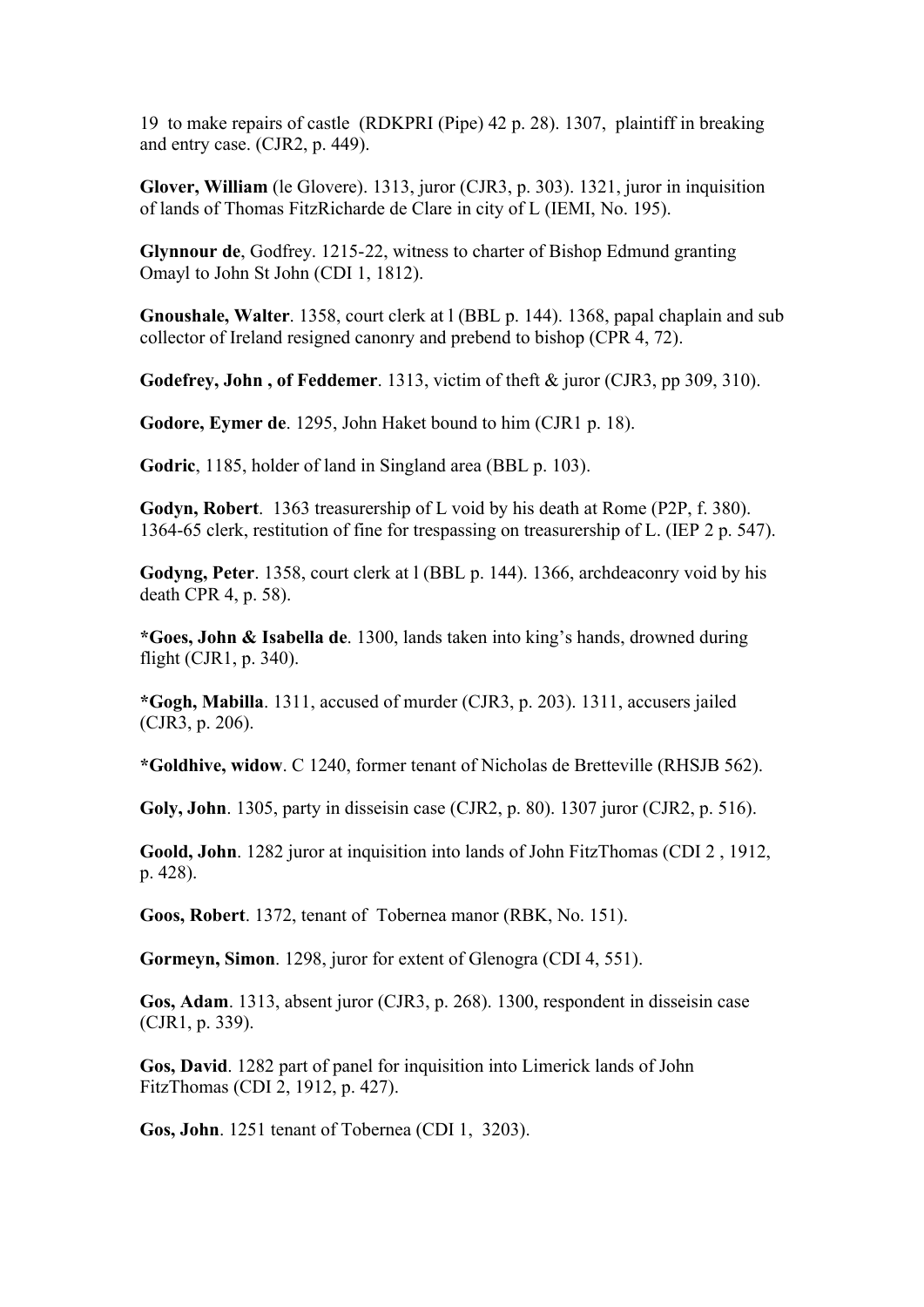19 to make repairs of castle (RDKPRI (Pipe) 42 p. 28). 1307, plaintiff in breaking and entry case. (CJR2, p. 449).

**Glover, William** (le Glovere). 1313, juror (CJR3, p. 303). 1321, juror in inquisition of lands of Thomas FitzRicharde de Clare in city of L (IEMI, No. 195).

**Glynnour de**, Godfrey. 1215-22, witness to charter of Bishop Edmund granting Omayl to John St John (CDI 1, 1812).

**Gnoushale, Walter**. 1358, court clerk at l (BBL p. 144). 1368, papal chaplain and sub collector of Ireland resigned canonry and prebend to bishop (CPR 4, 72).

**Godefrey, John , of Feddemer**. 1313, victim of theft & juror (CJR3, pp 309, 310).

**Godore, Eymer de**. 1295, John Haket bound to him (CJR1 p. 18).

**Godric**, 1185, holder of land in Singland area (BBL p. 103).

**Godyn, Robert**. 1363 treasurership of L void by his death at Rome (P2P, f. 380). 1364-65 clerk, restitution of fine for trespassing on treasurership of L. (IEP 2 p. 547).

**Godyng, Peter**. 1358, court clerk at l (BBL p. 144). 1366, archdeaconry void by his death CPR 4, p. 58).

**\*Goes, John & Isabella de**. 1300, lands taken into king's hands, drowned during flight (CJR1, p. 340).

**\*Gogh, Mabilla**. 1311, accused of murder (CJR3, p. 203). 1311, accusers jailed (CJR3, p. 206).

**\*Goldhive, widow**. C 1240, former tenant of Nicholas de Bretteville (RHSJB 562).

**Goly, John**. 1305, party in disseisin case (CJR2, p. 80). 1307 juror (CJR2, p. 516).

**Goold, John**. 1282 juror at inquisition into lands of John FitzThomas (CDI 2 , 1912, p. 428).

**Goos, Robert**. 1372, tenant of Tobernea manor (RBK, No. 151).

**Gormeyn, Simon**. 1298, juror for extent of Glenogra (CDI 4, 551).

**Gos, Adam**. 1313, absent juror (CJR3, p. 268). 1300, respondent in disseisin case (CJR1, p. 339).

**Gos, David**. 1282 part of panel for inquisition into Limerick lands of John FitzThomas (CDI 2, 1912, p. 427).

**Gos, John**. 1251 tenant of Tobernea (CDI 1, 3203).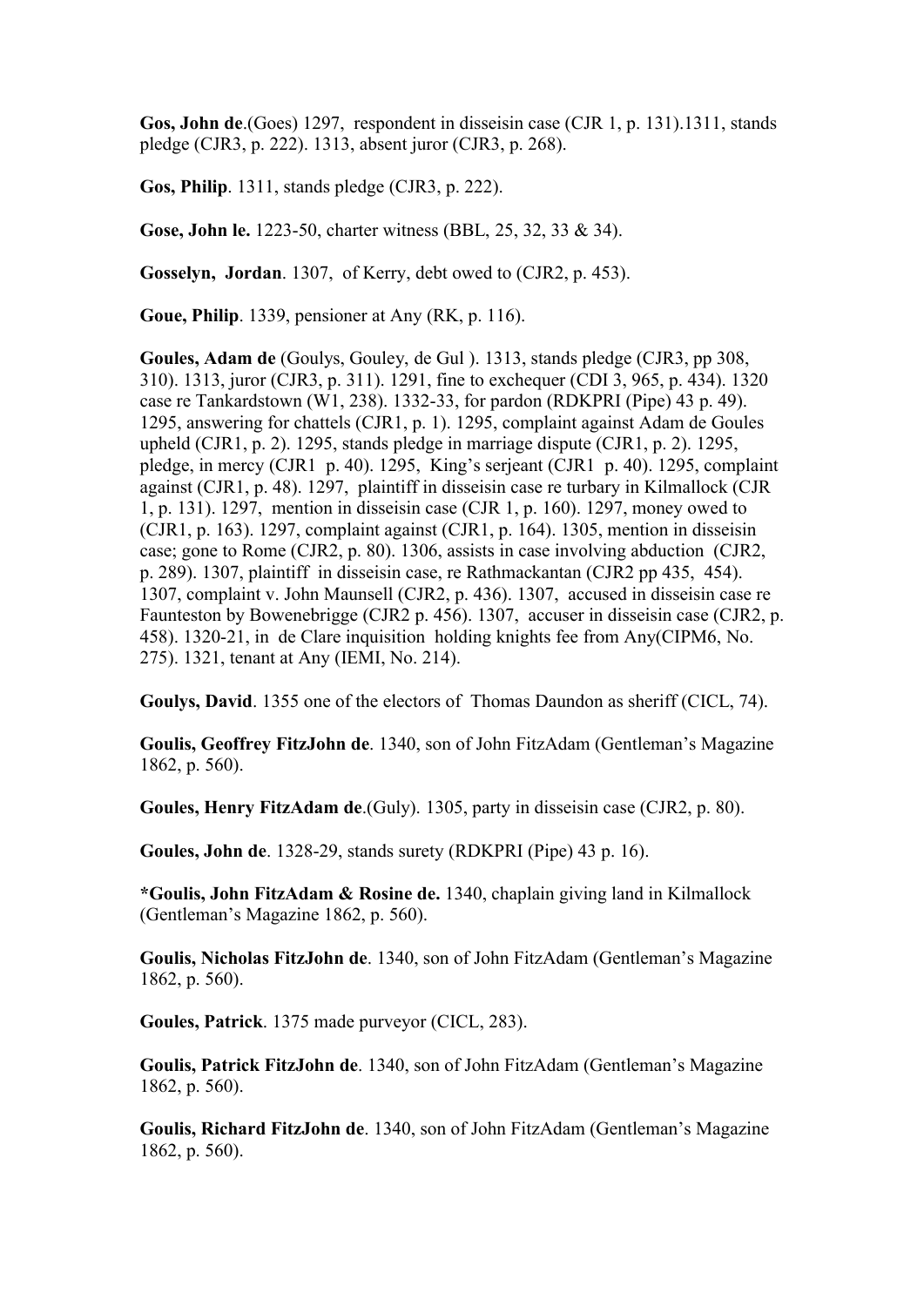**Gos, John de**.(Goes) 1297, respondent in disseisin case (CJR 1, p. 131).1311, stands pledge (CJR3, p. 222). 1313, absent juror (CJR3, p. 268).

**Gos, Philip**. 1311, stands pledge (CJR3, p. 222).

**Gose, John le.** 1223-50, charter witness (BBL, 25, 32, 33 & 34).

**Gosselyn, Jordan**. 1307, of Kerry, debt owed to (CJR2, p. 453).

**Goue, Philip**. 1339, pensioner at Any (RK, p. 116).

**Goules, Adam de** (Goulys, Gouley, de Gul ). 1313, stands pledge (CJR3, pp 308, 310). 1313, juror (CJR3, p. 311). 1291, fine to exchequer (CDI 3, 965, p. 434). 1320 case re Tankardstown (W1, 238). 1332-33, for pardon (RDKPRI (Pipe) 43 p. 49). 1295, answering for chattels (CJR1, p. 1). 1295, complaint against Adam de Goules upheld (CJR1, p. 2). 1295, stands pledge in marriage dispute (CJR1, p. 2). 1295, pledge, in mercy (CJR1 p. 40). 1295, King's serjeant (CJR1 p. 40). 1295, complaint against (CJR1, p. 48). 1297, plaintiff in disseisin case re turbary in Kilmallock (CJR 1, p. 131). 1297, mention in disseisin case (CJR 1, p. 160). 1297, money owed to (CJR1, p. 163). 1297, complaint against (CJR1, p. 164). 1305, mention in disseisin case; gone to Rome (CJR2, p. 80). 1306, assists in case involving abduction (CJR2, p. 289). 1307, plaintiff in disseisin case, re Rathmackantan (CJR2 pp 435, 454). 1307, complaint v. John Maunsell (CJR2, p. 436). 1307, accused in disseisin case re Faunteston by Bowenebrigge (CJR2 p. 456). 1307, accuser in disseisin case (CJR2, p. 458). 1320-21, in de Clare inquisition holding knights fee from Any(CIPM6, No. 275). 1321, tenant at Any (IEMI, No. 214).

**Goulys, David**. 1355 one of the electors of Thomas Daundon as sheriff (CICL, 74).

**Goulis, Geoffrey FitzJohn de**. 1340, son of John FitzAdam (Gentleman's Magazine 1862, p. 560).

**Goules, Henry FitzAdam de**.(Guly). 1305, party in disseisin case (CJR2, p. 80).

**Goules, John de**. 1328-29, stands surety (RDKPRI (Pipe) 43 p. 16).

***Goulis, John FitzAdam & Rosine de.** 1340, chaplain giving land in Kilmallock (Gentleman's Magazine 1862, p. 560).

**Goulis, Nicholas FitzJohn de**. 1340, son of John FitzAdam (Gentleman's Magazine 1862, p. 560).

**Goules, Patrick**. 1375 made purveyor (CICL, 283).

**Goulis, Patrick FitzJohn de**. 1340, son of John FitzAdam (Gentleman's Magazine 1862, p. 560).

**Goulis, Richard FitzJohn de**. 1340, son of John FitzAdam (Gentleman's Magazine 1862, p. 560).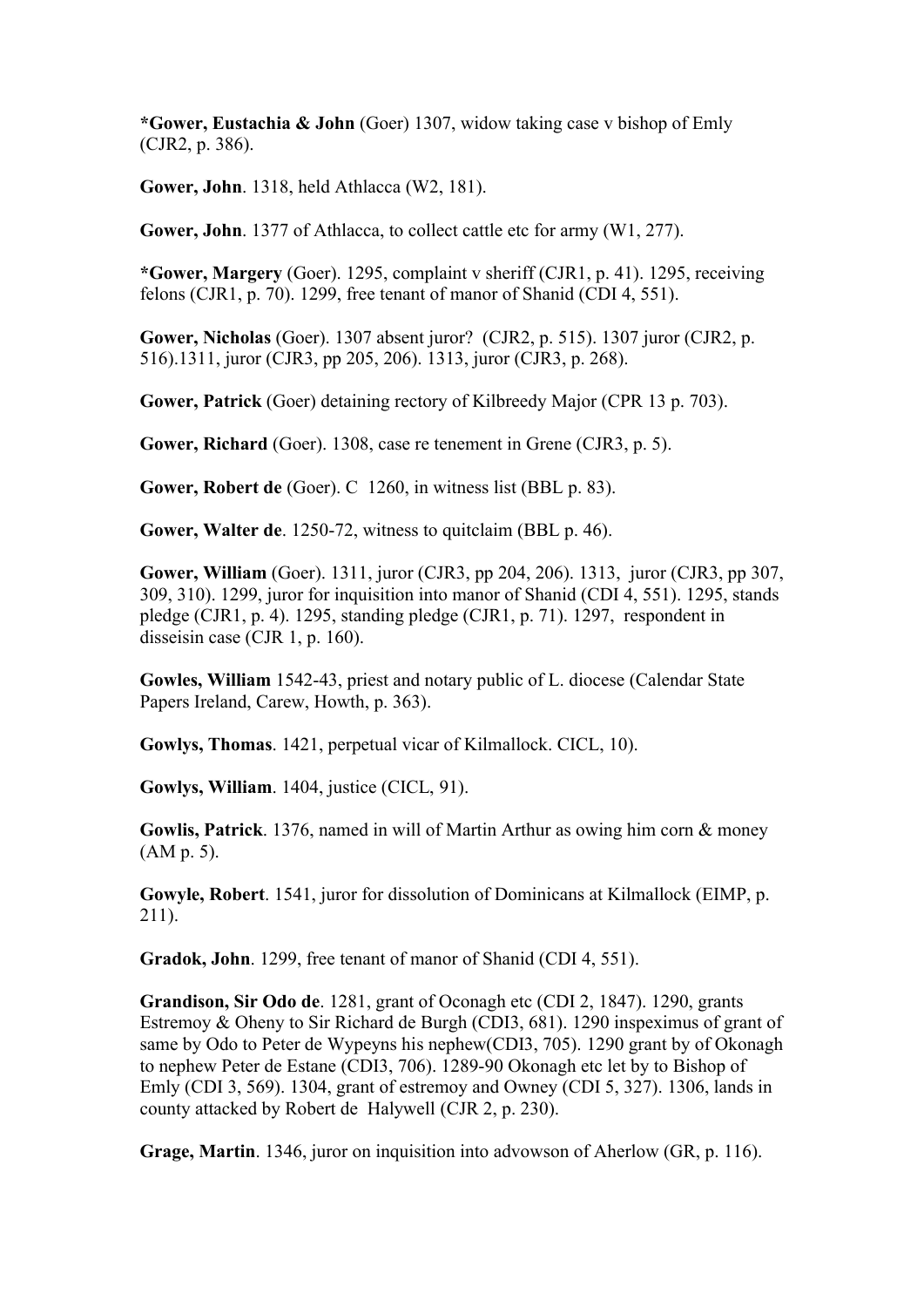***Gower, Eustachia & John** (Goer) 1307, widow taking case v bishop of Emly (CJR2, p. 386).

**Gower, John**. 1318, held Athlacca (W2, 181).

**Gower, John**. 1377 of Athlacca, to collect cattle etc for army (W1, 277).

***Gower, Margery** (Goer). 1295, complaint v sheriff (CJR1, p. 41). 1295, receiving felons (CJR1, p. 70). 1299, free tenant of manor of Shanid (CDI 4, 551).

**Gower, Nicholas** (Goer). 1307 absent juror? (CJR2, p. 515). 1307 juror (CJR2, p. 516).1311, juror (CJR3, pp 205, 206). 1313, juror (CJR3, p. 268).

**Gower, Patrick** (Goer) detaining rectory of Kilbreedy Major (CPR 13 p. 703).

**Gower, Richard** (Goer). 1308, case re tenement in Grene (CJR3, p. 5).

**Gower, Robert de** (Goer). C 1260, in witness list (BBL p. 83).

**Gower, Walter de**. 1250-72, witness to quitclaim (BBL p. 46).

**Gower, William** (Goer). 1311, juror (CJR3, pp 204, 206). 1313, juror (CJR3, pp 307, 309, 310). 1299, juror for inquisition into manor of Shanid (CDI 4, 551). 1295, stands pledge (CJR1, p. 4). 1295, standing pledge (CJR1, p. 71). 1297, respondent in disseisin case (CJR 1, p. 160).

**Gowles, William** 1542-43, priest and notary public of L. diocese (Calendar State Papers Ireland, Carew, Howth, p. 363).

**Gowlys, Thomas**. 1421, perpetual vicar of Kilmallock. CICL, 10).

**Gowlys, William**. 1404, justice (CICL, 91).

**Gowlis, Patrick**. 1376, named in will of Martin Arthur as owing him corn & money (AM p. 5).

**Gowyle, Robert**. 1541, juror for dissolution of Dominicans at Kilmallock (EIMP, p. 211).

**Gradok, John**. 1299, free tenant of manor of Shanid (CDI 4, 551).

**Grandison, Sir Odo de**. 1281, grant of Oconagh etc (CDI 2, 1847). 1290, grants Estremoy & Oheny to Sir Richard de Burgh (CDI3, 681). 1290 inspeximus of grant of same by Odo to Peter de Wypeyns his nephew(CDI3, 705). 1290 grant by of Okonagh to nephew Peter de Estane (CDI3, 706). 1289-90 Okonagh etc let by to Bishop of Emly (CDI 3, 569). 1304, grant of estremoy and Owney (CDI 5, 327). 1306, lands in county attacked by Robert de Halywell (CJR 2, p. 230).

**Grage, Martin**. 1346, juror on inquisition into advowson of Aherlow (GR, p. 116).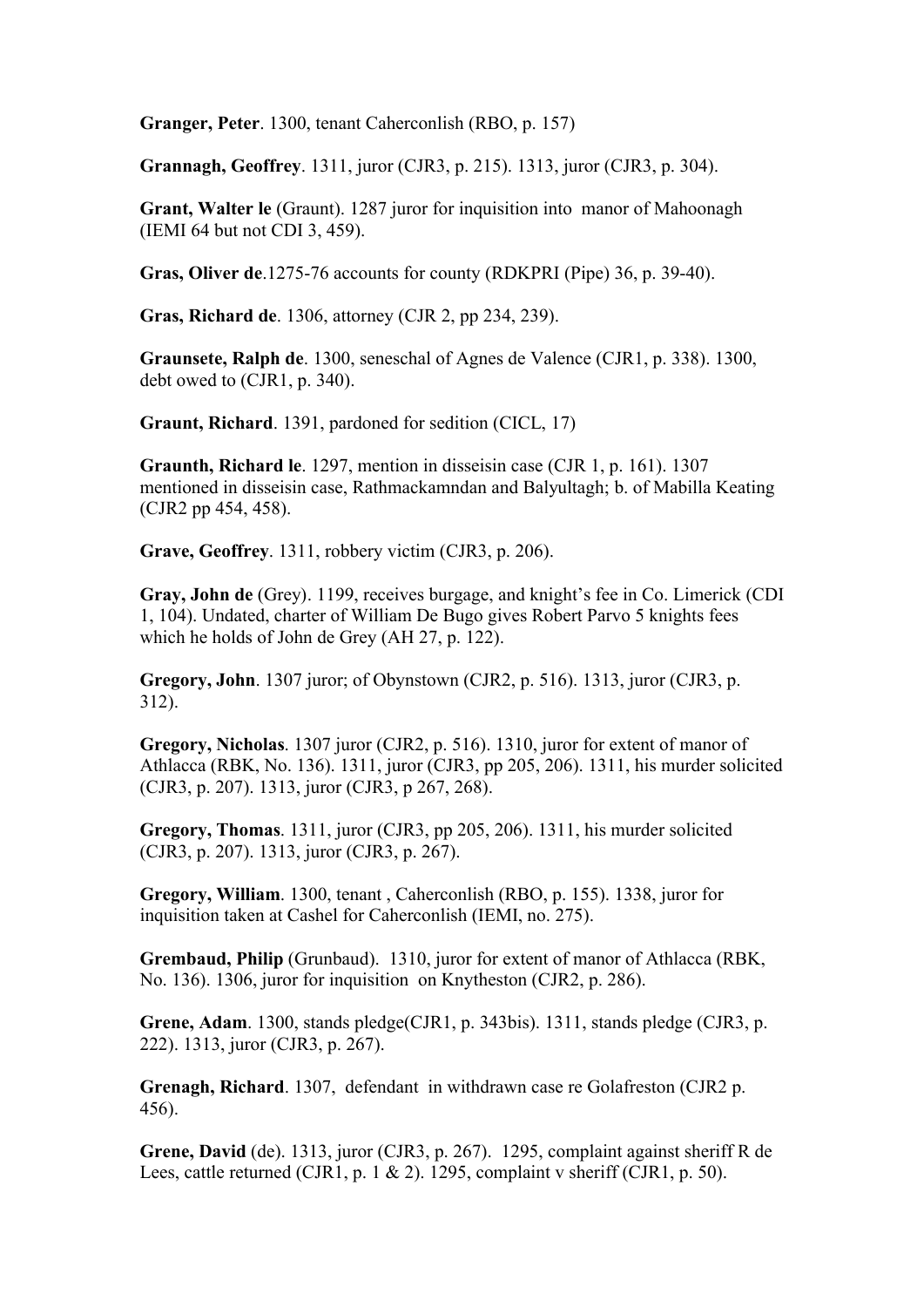**Granger, Peter**. 1300, tenant Caherconlish (RBO, p. 157)

**Grannagh, Geoffrey**. 1311, juror (CJR3, p. 215). 1313, juror (CJR3, p. 304).

**Grant, Walter le** (Graunt). 1287 juror for inquisition into manor of Mahoonagh (IEMI 64 but not CDI 3, 459).

**Gras, Oliver de**.1275-76 accounts for county (RDKPRI (Pipe) 36, p. 39-40).

**Gras, Richard de**. 1306, attorney (CJR 2, pp 234, 239).

**Graunsete, Ralph de**. 1300, seneschal of Agnes de Valence (CJR1, p. 338). 1300, debt owed to (CJR1, p. 340).

**Graunt, Richard**. 1391, pardoned for sedition (CICL, 17)

**Graunth, Richard le**. 1297, mention in disseisin case (CJR 1, p. 161). 1307 mentioned in disseisin case, Rathmackamndan and Balyultagh; b. of Mabilla Keating (CJR2 pp 454, 458).

**Grave, Geoffrey**. 1311, robbery victim (CJR3, p. 206).

**Gray, John de** (Grey). 1199, receives burgage, and knight's fee in Co. Limerick (CDI 1, 104). Undated, charter of William De Bugo gives Robert Parvo 5 knights fees which he holds of John de Grey (AH 27, p. 122).

**Gregory, John**. 1307 juror; of Obynstown (CJR2, p. 516). 1313, juror (CJR3, p. 312).

**Gregory, Nicholas**. 1307 juror (CJR2, p. 516). 1310, juror for extent of manor of Athlacca (RBK, No. 136). 1311, juror (CJR3, pp 205, 206). 1311, his murder solicited (CJR3, p. 207). 1313, juror (CJR3, p 267, 268).

**Gregory, Thomas**. 1311, juror (CJR3, pp 205, 206). 1311, his murder solicited (CJR3, p. 207). 1313, juror (CJR3, p. 267).

**Gregory, William**. 1300, tenant , Caherconlish (RBO, p. 155). 1338, juror for inquisition taken at Cashel for Caherconlish (IEMI, no. 275).

**Grembaud, Philip** (Grunbaud). 1310, juror for extent of manor of Athlacca (RBK, No. 136). 1306, juror for inquisition on Knytheston (CJR2, p. 286).

**Grene, Adam**. 1300, stands pledge(CJR1, p. 343bis). 1311, stands pledge (CJR3, p. 222). 1313, juror (CJR3, p. 267).

**Grenagh, Richard**. 1307, defendant in withdrawn case re Golafreston (CJR2 p. 456).

**Grene, David** (de). 1313, juror (CJR3, p. 267). 1295, complaint against sheriff R de Lees, cattle returned (CJR1, p. 1 & 2). 1295, complaint v sheriff (CJR1, p. 50).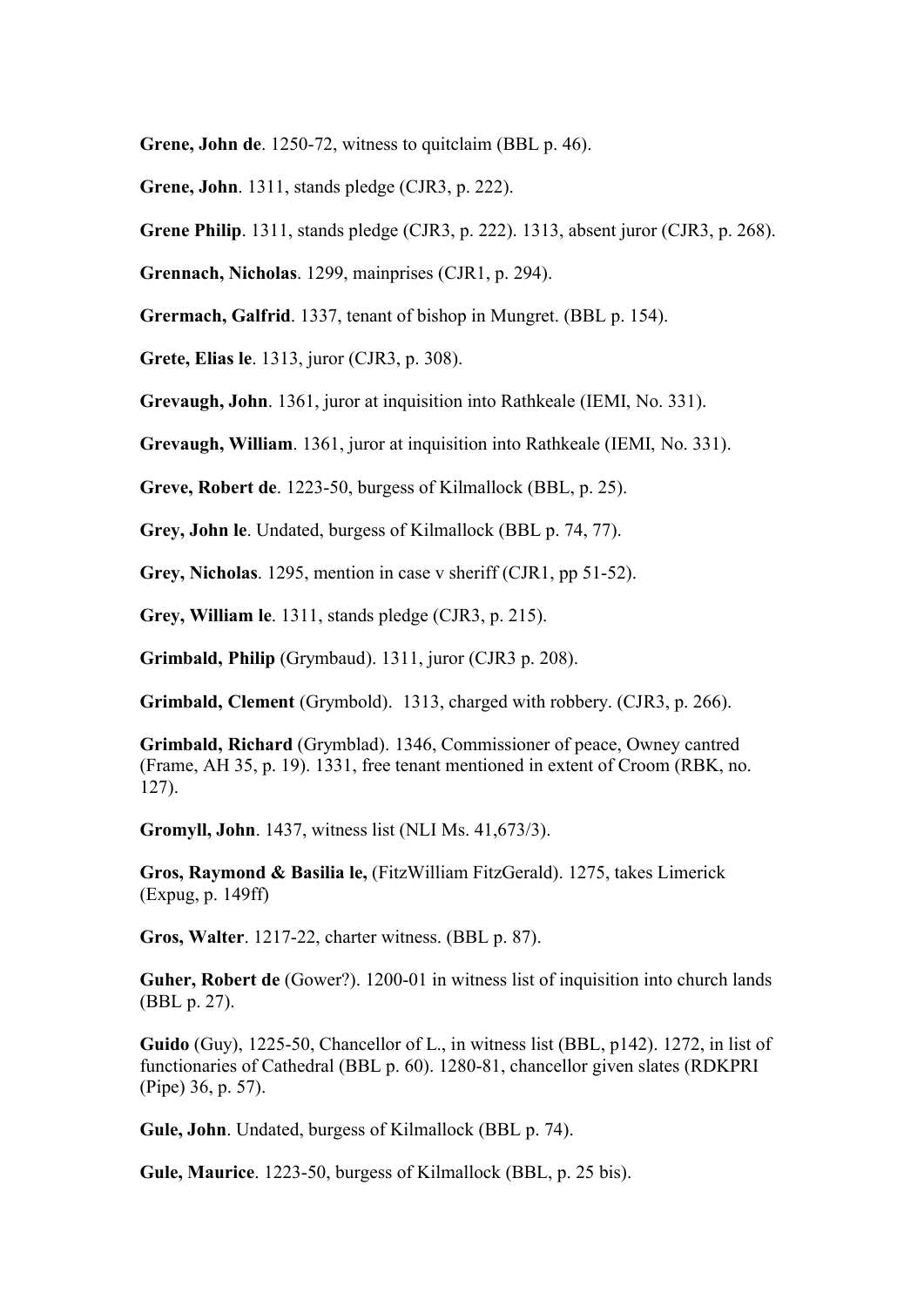**Grene, John de**. 1250-72, witness to quitclaim (BBL p. 46).

**Grene, John**. 1311, stands pledge (CJR3, p. 222).

**Grene Philip**. 1311, stands pledge (CJR3, p. 222). 1313, absent juror (CJR3, p. 268).

**Grennach, Nicholas**. 1299, mainprises (CJR1, p. 294).

**Grermach, Galfrid**. 1337, tenant of bishop in Mungret. (BBL p. 154).

**Grete, Elias le**. 1313, juror (CJR3, p. 308).

**Grevaugh, John**. 1361, juror at inquisition into Rathkeale (IEMI, No. 331).

**Grevaugh, William**. 1361, juror at inquisition into Rathkeale (IEMI, No. 331).

**Greve, Robert de**. 1223-50, burgess of Kilmallock (BBL, p. 25).

**Grey, John le**. Undated, burgess of Kilmallock (BBL p. 74, 77).

**Grey, Nicholas**. 1295, mention in case v sheriff (CJR1, pp 51-52).

**Grey, William le**. 1311, stands pledge (CJR3, p. 215).

**Grimbald, Philip** (Grymbaud). 1311, juror (CJR3 p. 208).

**Grimbald, Clement** (Grymbold). 1313, charged with robbery. (CJR3, p. 266).

**Grimbald, Richard** (Grymblad). 1346, Commissioner of peace, Owney cantred (Frame, AH 35, p. 19). 1331, free tenant mentioned in extent of Croom (RBK, no. 127).

**Gromyll, John**. 1437, witness list (NLI Ms. 41,673/3).

**Gros, Raymond & Basilia le,** (FitzWilliam FitzGerald). 1275, takes Limerick (Expug, p. 149ff)

**Gros, Walter**. 1217-22, charter witness. (BBL p. 87).

**Guher, Robert de** (Gower?). 1200-01 in witness list of inquisition into church lands (BBL p. 27).

**Guido** (Guy), 1225-50, Chancellor of L., in witness list (BBL, p142). 1272, in list of functionaries of Cathedral (BBL p. 60). 1280-81, chancellor given slates (RDKPRI (Pipe) 36, p. 57).

**Gule, John**. Undated, burgess of Kilmallock (BBL p. 74).

**Gule, Maurice**. 1223-50, burgess of Kilmallock (BBL, p. 25 bis).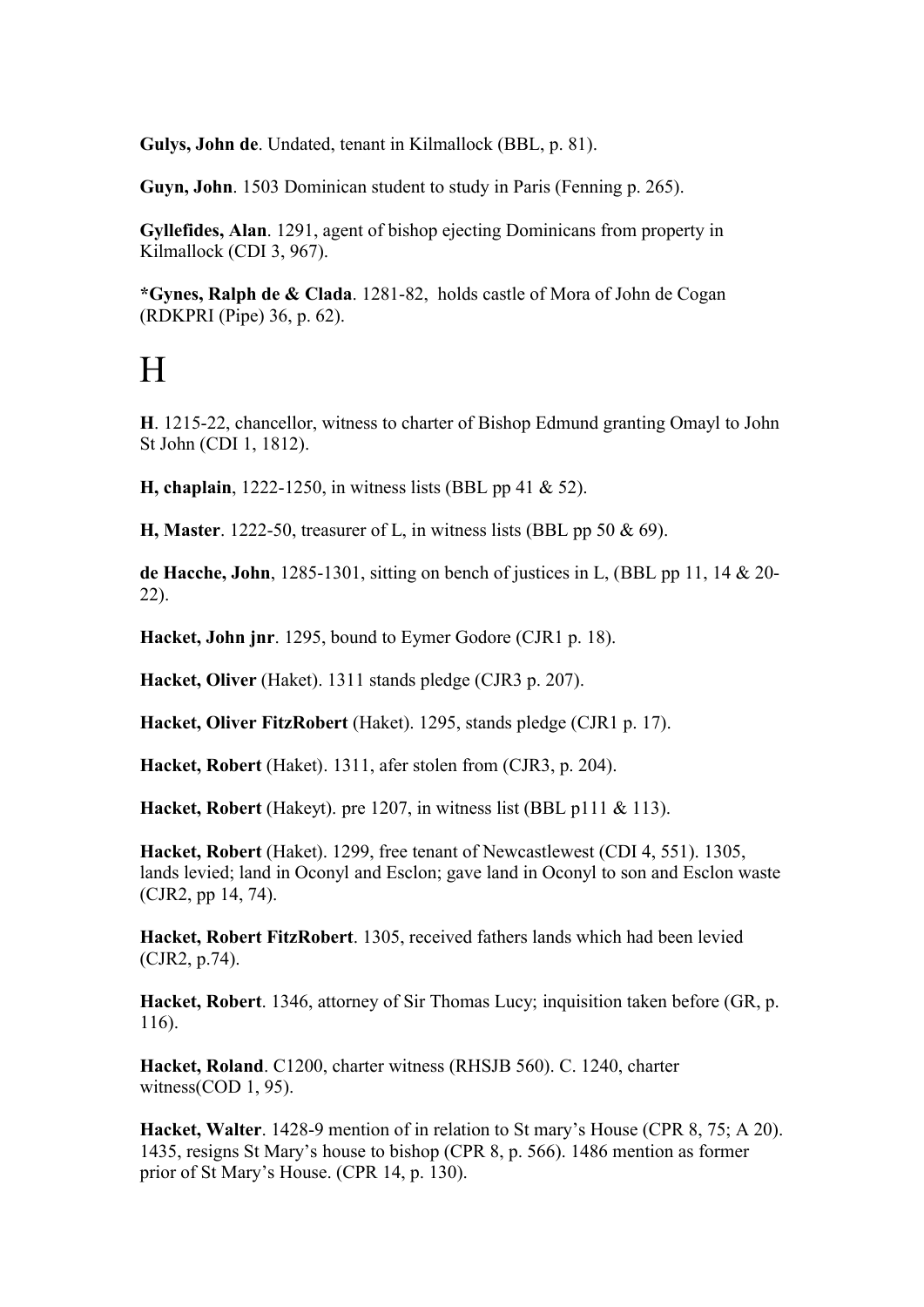**Gulys, John de**. Undated, tenant in Kilmallock (BBL, p. 81).

**Guyn, John**. 1503 Dominican student to study in Paris (Fenning p. 265).

**Gyllefides, Alan**. 1291, agent of bishop ejecting Dominicans from property in Kilmallock (CDI 3, 967).

***Gynes, Ralph de & Clada**. 1281-82, holds castle of Mora of John de Cogan (RDKPRI (Pipe) 36, p. 62).

# H

**H**. 1215-22, chancellor, witness to charter of Bishop Edmund granting Omayl to John St John (CDI 1, 1812).

**H, chaplain**, 1222-1250, in witness lists (BBL pp 41 & 52).

**H, Master**. 1222-50, treasurer of L, in witness lists (BBL pp 50 & 69).

**de Hacche, John**, 1285-1301, sitting on bench of justices in L, (BBL pp 11, 14 & 20-22).

**Hacket, John jnr**. 1295, bound to Eymer Godore (CJR1 p. 18).

**Hacket, Oliver** (Haket). 1311 stands pledge (CJR3 p. 207).

**Hacket, Oliver FitzRobert** (Haket). 1295, stands pledge (CJR1 p. 17).

**Hacket, Robert** (Haket). 1311, afer stolen from (CJR3, p. 204).

**Hacket, Robert** (Hakeyt). pre 1207, in witness list (BBL p111 & 113).

**Hacket, Robert** (Haket). 1299, free tenant of Newcastlewest (CDI 4, 551). 1305, lands levied; land in Oconyl and Esclon; gave land in Oconyl to son and Esclon waste (CJR2, pp 14, 74).

**Hacket, Robert FitzRobert**. 1305, received fathers lands which had been levied (CJR2, p.74).

**Hacket, Robert**. 1346, attorney of Sir Thomas Lucy; inquisition taken before (GR, p. 116).

**Hacket, Roland**. C1200, charter witness (RHSJB 560). C. 1240, charter witness(COD 1, 95).

**Hacket, Walter**. 1428-9 mention of in relation to St mary's House (CPR 8, 75; A 20). 1435, resigns St Mary's house to bishop (CPR 8, p. 566). 1486 mention as former prior of St Mary's House. (CPR 14, p. 130).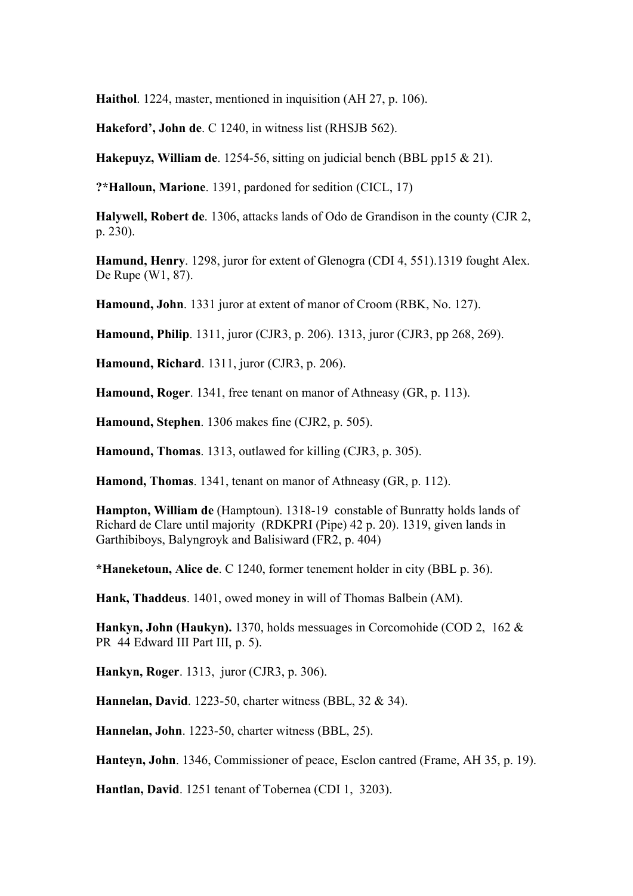**Haithol**. 1224, master, mentioned in inquisition (AH 27, p. 106).

**Hakeford', John de**. C 1240, in witness list (RHSJB 562).

**Hakepuyz, William de**. 1254-56, sitting on judicial bench (BBL pp15 & 21).

**?*Halloun, Marione**. 1391, pardoned for sedition (CICL, 17)

**Halywell, Robert de**. 1306, attacks lands of Odo de Grandison in the county (CJR 2, p. 230).

**Hamund, Henry**. 1298, juror for extent of Glenogra (CDI 4, 551).1319 fought Alex. De Rupe (W1, 87).

**Hamound, John**. 1331 juror at extent of manor of Croom (RBK, No. 127).

**Hamound, Philip**. 1311, juror (CJR3, p. 206). 1313, juror (CJR3, pp 268, 269).

**Hamound, Richard**. 1311, juror (CJR3, p. 206).

**Hamound, Roger**. 1341, free tenant on manor of Athneasy (GR, p. 113).

**Hamound, Stephen**. 1306 makes fine (CJR2, p. 505).

**Hamound, Thomas**. 1313, outlawed for killing (CJR3, p. 305).

**Hamond, Thomas**. 1341, tenant on manor of Athneasy (GR, p. 112).

**Hampton, William de** (Hamptoun). 1318-19 constable of Bunratty holds lands of Richard de Clare until majority (RDKPRI (Pipe) 42 p. 20). 1319, given lands in Garthibiboys, Balyngroyk and Balisiward (FR2, p. 404)

***Haneketoun, Alice de**. C 1240, former tenement holder in city (BBL p. 36).

**Hank, Thaddeus**. 1401, owed money in will of Thomas Balbein (AM).

**Hankyn, John (Haukyn).** 1370, holds messuages in Corcomohide (COD 2, 162 & PR 44 Edward III Part III, p. 5).

**Hankyn, Roger**. 1313, juror (CJR3, p. 306).

**Hannelan, David**. 1223-50, charter witness (BBL, 32 & 34).

**Hannelan, John**. 1223-50, charter witness (BBL, 25).

**Hanteyn, John**. 1346, Commissioner of peace, Esclon cantred (Frame, AH 35, p. 19).

**Hantlan, David**. 1251 tenant of Tobernea (CDI 1, 3203).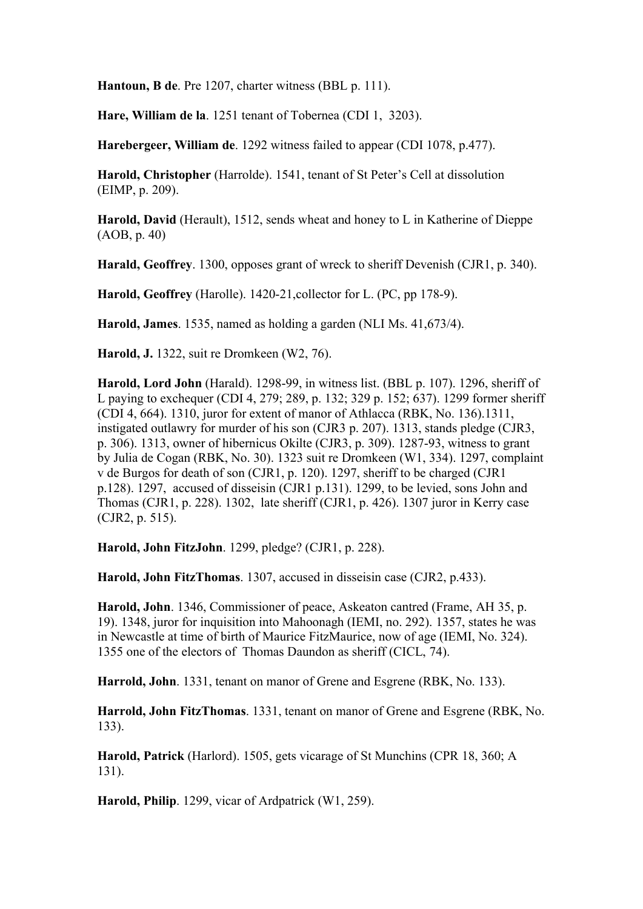**Hantoun, B de**. Pre 1207, charter witness (BBL p. 111).

**Hare, William de la**. 1251 tenant of Tobernea (CDI 1, 3203).

**Harebergeer, William de**. 1292 witness failed to appear (CDI 1078, p.477).

**Harold, Christopher** (Harrolde). 1541, tenant of St Peter's Cell at dissolution (EIMP, p. 209).

**Harold, David** (Herault), 1512, sends wheat and honey to L in Katherine of Dieppe (AOB, p. 40)

**Harald, Geoffrey**. 1300, opposes grant of wreck to sheriff Devenish (CJR1, p. 340).

**Harold, Geoffrey** (Harolle). 1420-21,collector for L. (PC, pp 178-9).

**Harold, James**. 1535, named as holding a garden (NLI Ms. 41,673/4).

**Harold, J.** 1322, suit re Dromkeen (W2, 76).

**Harold, Lord John** (Harald). 1298-99, in witness list. (BBL p. 107). 1296, sheriff of L paying to exchequer (CDI 4, 279; 289, p. 132; 329 p. 152; 637). 1299 former sheriff (CDI 4, 664). 1310, juror for extent of manor of Athlacca (RBK, No. 136).1311, instigated outlawry for murder of his son (CJR3 p. 207). 1313, stands pledge (CJR3, p. 306). 1313, owner of hibernicus Okilte (CJR3, p. 309). 1287-93, witness to grant by Julia de Cogan (RBK, No. 30). 1323 suit re Dromkeen (W1, 334). 1297, complaint v de Burgos for death of son (CJR1, p. 120). 1297, sheriff to be charged (CJR1 p.128). 1297, accused of disseisin (CJR1 p.131). 1299, to be levied, sons John and Thomas (CJR1, p. 228). 1302, late sheriff (CJR1, p. 426). 1307 juror in Kerry case (CJR2, p. 515).

**Harold, John FitzJohn**. 1299, pledge? (CJR1, p. 228).

**Harold, John FitzThomas**. 1307, accused in disseisin case (CJR2, p.433).

**Harold, John**. 1346, Commissioner of peace, Askeaton cantred (Frame, AH 35, p. 19). 1348, juror for inquisition into Mahoonagh (IEMI, no. 292). 1357, states he was in Newcastle at time of birth of Maurice FitzMaurice, now of age (IEMI, No. 324). 1355 one of the electors of Thomas Daundon as sheriff (CICL, 74).

**Harrold, John**. 1331, tenant on manor of Grene and Esgrene (RBK, No. 133).

**Harrold, John FitzThomas**. 1331, tenant on manor of Grene and Esgrene (RBK, No. 133).

**Harold, Patrick** (Harlord). 1505, gets vicarage of St Munchins (CPR 18, 360; A 131).

**Harold, Philip**. 1299, vicar of Ardpatrick (W1, 259).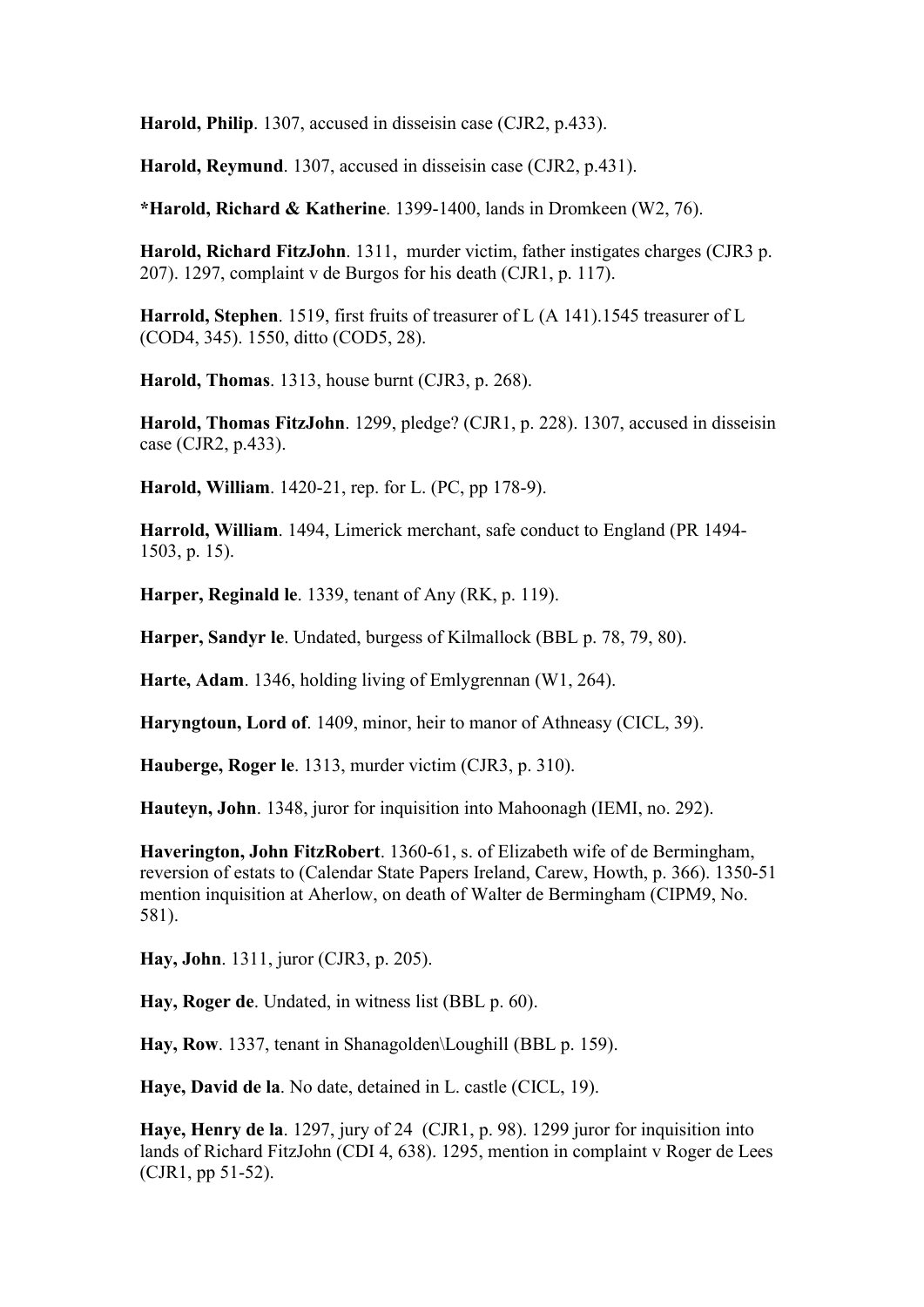**Harold, Philip**. 1307, accused in disseisin case (CJR2, p.433).

**Harold, Reymund**. 1307, accused in disseisin case (CJR2, p.431).

***Harold, Richard & Katherine**. 1399-1400, lands in Dromkeen (W2, 76).

**Harold, Richard FitzJohn**. 1311, murder victim, father instigates charges (CJR3 p. 207). 1297, complaint v de Burgos for his death (CJR1, p. 117).

**Harrold, Stephen**. 1519, first fruits of treasurer of L (A 141).1545 treasurer of L (COD4, 345). 1550, ditto (COD5, 28).

**Harold, Thomas**. 1313, house burnt (CJR3, p. 268).

**Harold, Thomas FitzJohn**. 1299, pledge? (CJR1, p. 228). 1307, accused in disseisin case (CJR2, p.433).

**Harold, William**. 1420-21, rep. for L. (PC, pp 178-9).

**Harrold, William**. 1494, Limerick merchant, safe conduct to England (PR 1494-1503, p. 15).

**Harper, Reginald le**. 1339, tenant of Any (RK, p. 119).

**Harper, Sandyr le**. Undated, burgess of Kilmallock (BBL p. 78, 79, 80).

**Harte, Adam**. 1346, holding living of Emlygrennan (W1, 264).

**Haryngtoun, Lord of**. 1409, minor, heir to manor of Athneasy (CICL, 39).

**Hauberge, Roger le**. 1313, murder victim (CJR3, p. 310).

**Hauteyn, John**. 1348, juror for inquisition into Mahoonagh (IEMI, no. 292).

**Haverington, John FitzRobert**. 1360-61, s. of Elizabeth wife of de Bermingham, reversion of estats to (Calendar State Papers Ireland, Carew, Howth, p. 366). 1350-51 mention inquisition at Aherlow, on death of Walter de Bermingham (CIPM9, No. 581).

**Hay, John**. 1311, juror (CJR3, p. 205).

**Hay, Roger de**. Undated, in witness list (BBL p. 60).

**Hay, Row**. 1337, tenant in Shanagolden\Loughill (BBL p. 159).

**Haye, David de la**. No date, detained in L. castle (CICL, 19).

**Haye, Henry de la**. 1297, jury of 24 (CJR1, p. 98). 1299 juror for inquisition into lands of Richard FitzJohn (CDI 4, 638). 1295, mention in complaint v Roger de Lees (CJR1, pp 51-52).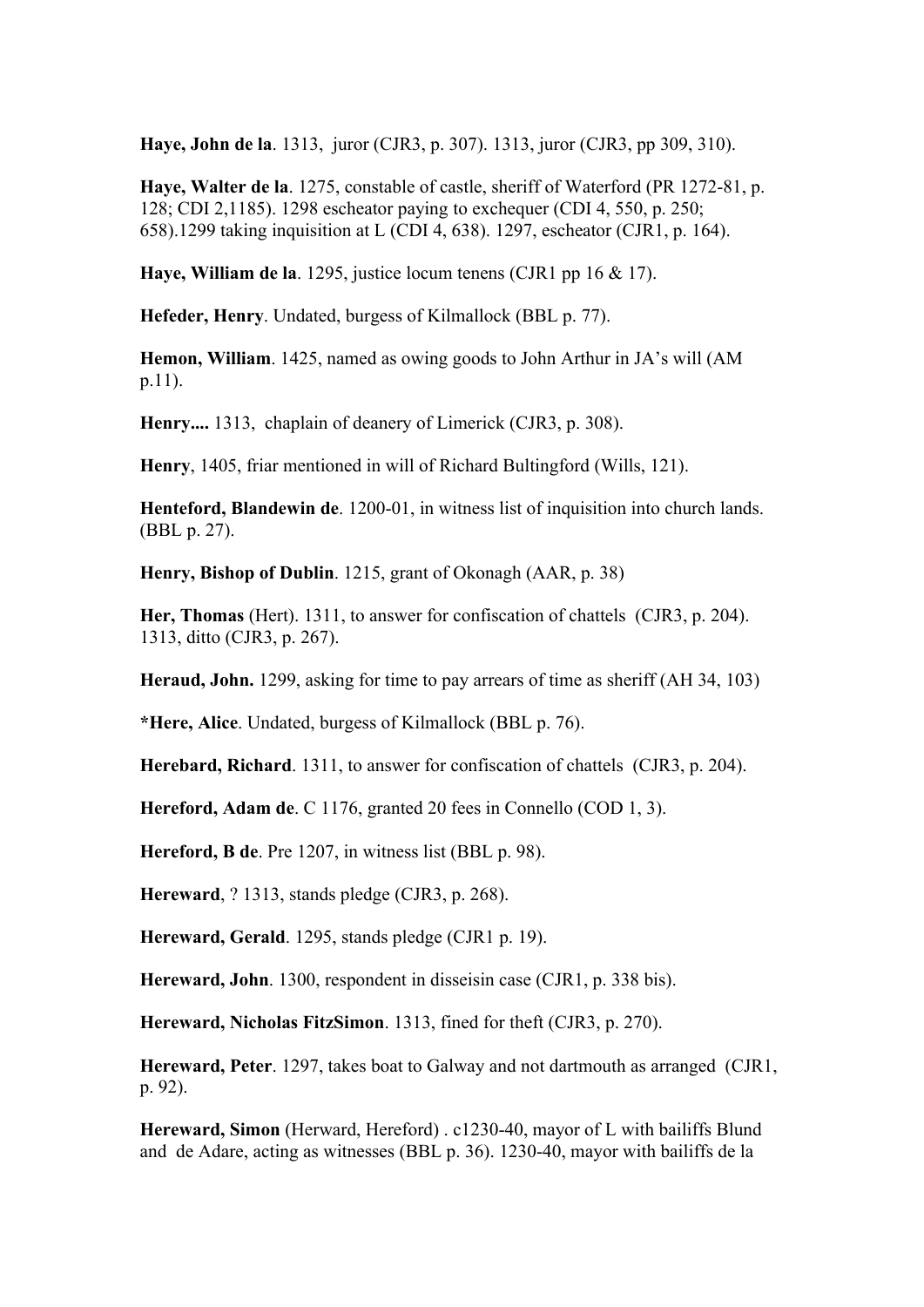**Haye, John de la**. 1313, juror (CJR3, p. 307). 1313, juror (CJR3, pp 309, 310).

**Haye, Walter de la**. 1275, constable of castle, sheriff of Waterford (PR 1272-81, p. 128; CDI 2,1185). 1298 escheator paying to exchequer (CDI 4, 550, p. 250; 658).1299 taking inquisition at L (CDI 4, 638). 1297, escheator (CJR1, p. 164).

**Haye, William de la**. 1295, justice locum tenens (CJR1 pp 16 & 17).

**Hefeder, Henry**. Undated, burgess of Kilmallock (BBL p. 77).

**Hemon, William**. 1425, named as owing goods to John Arthur in JA's will (AM p.11).

**Henry....** 1313, chaplain of deanery of Limerick (CJR3, p. 308).

**Henry**, 1405, friar mentioned in will of Richard Bultingford (Wills, 121).

**Henteford, Blandewin de**. 1200-01, in witness list of inquisition into church lands. (BBL p. 27).

**Henry, Bishop of Dublin**. 1215, grant of Okonagh (AAR, p. 38)

**Her, Thomas** (Hert). 1311, to answer for confiscation of chattels (CJR3, p. 204). 1313, ditto (CJR3, p. 267).

**Heraud, John.** 1299, asking for time to pay arrears of time as sheriff (AH 34, 103)

**\*Here, Alice**. Undated, burgess of Kilmallock (BBL p. 76).

**Herebard, Richard**. 1311, to answer for confiscation of chattels (CJR3, p. 204).

**Hereford, Adam de**. C 1176, granted 20 fees in Connello (COD 1, 3).

**Hereford, B de**. Pre 1207, in witness list (BBL p. 98).

**Hereward**, ? 1313, stands pledge (CJR3, p. 268).

**Hereward, Gerald**. 1295, stands pledge (CJR1 p. 19).

**Hereward, John**. 1300, respondent in disseisin case (CJR1, p. 338 bis).

**Hereward, Nicholas FitzSimon**. 1313, fined for theft (CJR3, p. 270).

**Hereward, Peter**. 1297, takes boat to Galway and not dartmouth as arranged (CJR1, p. 92).

**Hereward, Simon** (Herward, Hereford) . c1230-40, mayor of L with bailiffs Blund and de Adare, acting as witnesses (BBL p. 36). 1230-40, mayor with bailiffs de la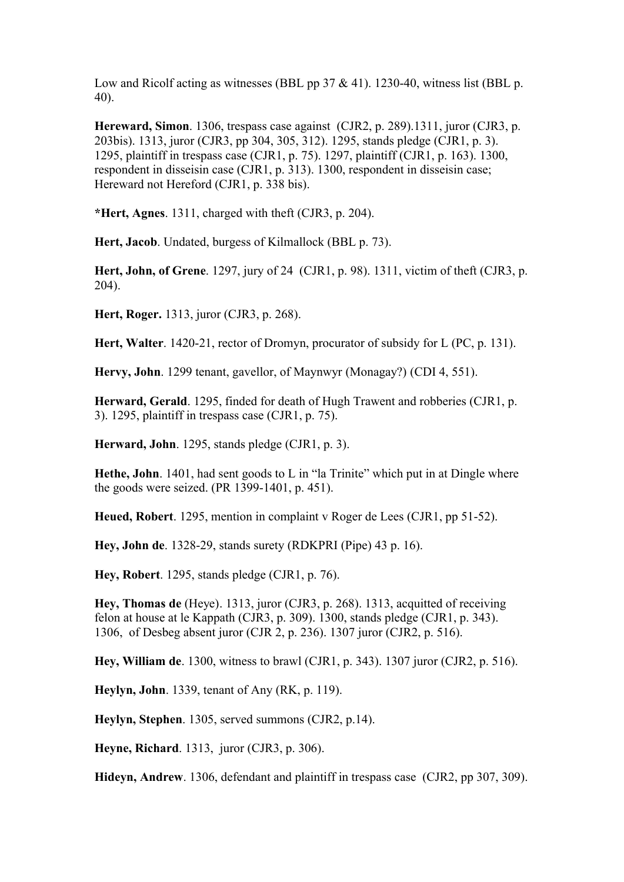Low and Ricolf acting as witnesses (BBL pp 37 & 41). 1230-40, witness list (BBL p. 40).

**Hereward, Simon**. 1306, trespass case against (CJR2, p. 289).1311, juror (CJR3, p. 203bis). 1313, juror (CJR3, pp 304, 305, 312). 1295, stands pledge (CJR1, p. 3). 1295, plaintiff in trespass case (CJR1, p. 75). 1297, plaintiff (CJR1, p. 163). 1300, respondent in disseisin case (CJR1, p. 313). 1300, respondent in disseisin case; Hereward not Hereford (CJR1, p. 338 bis).

**\*Hert, Agnes**. 1311, charged with theft (CJR3, p. 204).

**Hert, Jacob**. Undated, burgess of Kilmallock (BBL p. 73).

**Hert, John, of Grene**. 1297, jury of 24 (CJR1, p. 98). 1311, victim of theft (CJR3, p. 204).

**Hert, Roger.** 1313, juror (CJR3, p. 268).

**Hert, Walter**. 1420-21, rector of Dromyn, procurator of subsidy for L (PC, p. 131).

**Hervy, John**. 1299 tenant, gavellor, of Maynwyr (Monagay?) (CDI 4, 551).

**Herward, Gerald**. 1295, finded for death of Hugh Trawent and robberies (CJR1, p. 3). 1295, plaintiff in trespass case (CJR1, p. 75).

**Herward, John**. 1295, stands pledge (CJR1, p. 3).

**Hethe, John**. 1401, had sent goods to L in "la Trinite" which put in at Dingle where the goods were seized. (PR 1399-1401, p. 451).

**Heued, Robert**. 1295, mention in complaint v Roger de Lees (CJR1, pp 51-52).

**Hey, John de**. 1328-29, stands surety (RDKPRI (Pipe) 43 p. 16).

**Hey, Robert**. 1295, stands pledge (CJR1, p. 76).

**Hey, Thomas de** (Heye). 1313, juror (CJR3, p. 268). 1313, acquitted of receiving felon at house at le Kappath (CJR3, p. 309). 1300, stands pledge (CJR1, p. 343). 1306, of Desbeg absent juror (CJR 2, p. 236). 1307 juror (CJR2, p. 516).

**Hey, William de**. 1300, witness to brawl (CJR1, p. 343). 1307 juror (CJR2, p. 516).

**Heylyn, John**. 1339, tenant of Any (RK, p. 119).

**Heylyn, Stephen**. 1305, served summons (CJR2, p.14).

**Heyne, Richard**. 1313, juror (CJR3, p. 306).

**Hideyn, Andrew**. 1306, defendant and plaintiff in trespass case (CJR2, pp 307, 309).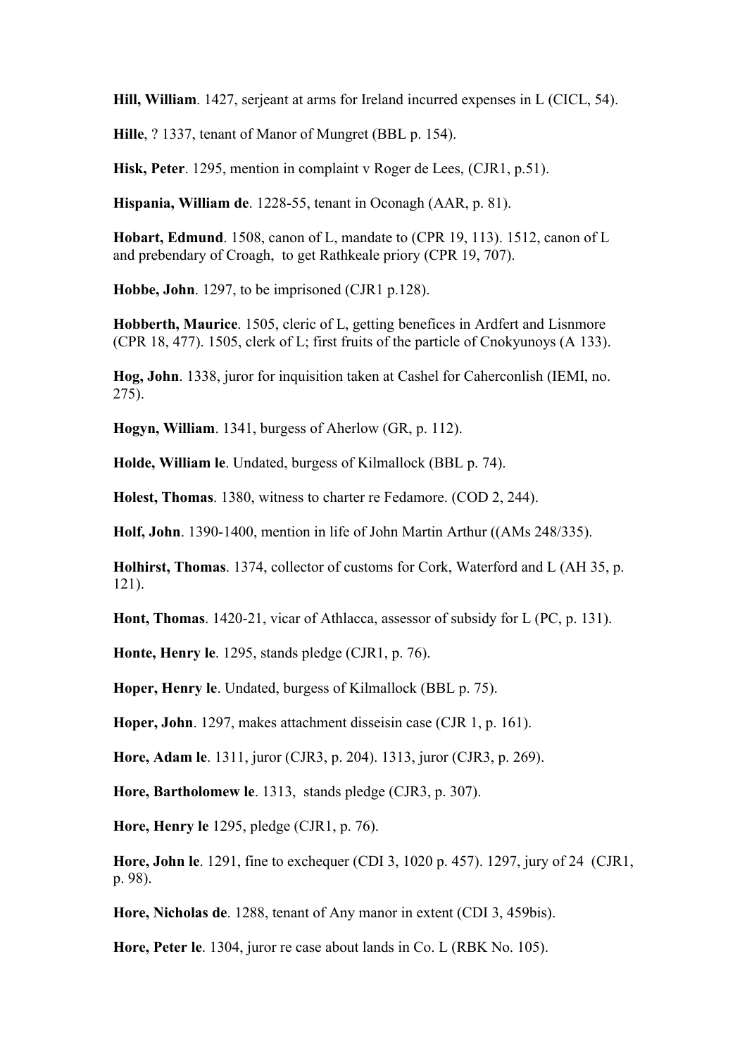**Hill, William**. 1427, serjeant at arms for Ireland incurred expenses in L (CICL, 54).

**Hille**, ? 1337, tenant of Manor of Mungret (BBL p. 154).

**Hisk, Peter**. 1295, mention in complaint v Roger de Lees, (CJR1, p.51).

**Hispania, William de**. 1228-55, tenant in Oconagh (AAR, p. 81).

**Hobart, Edmund**. 1508, canon of L, mandate to (CPR 19, 113). 1512, canon of L and prebendary of Croagh, to get Rathkeale priory (CPR 19, 707).

**Hobbe, John**. 1297, to be imprisoned (CJR1 p.128).

**Hobberth, Maurice**. 1505, cleric of L, getting benefices in Ardfert and Lisnmore (CPR 18, 477). 1505, clerk of L; first fruits of the particle of Cnokyunoys (A 133).

**Hog, John**. 1338, juror for inquisition taken at Cashel for Caherconlish (IEMI, no. 275).

**Hogyn, William**. 1341, burgess of Aherlow (GR, p. 112).

**Holde, William le**. Undated, burgess of Kilmallock (BBL p. 74).

**Holest, Thomas**. 1380, witness to charter re Fedamore. (COD 2, 244).

**Holf, John**. 1390-1400, mention in life of John Martin Arthur ((AMs 248/335).

**Holhirst, Thomas**. 1374, collector of customs for Cork, Waterford and L (AH 35, p. 121).

**Hont, Thomas**. 1420-21, vicar of Athlacca, assessor of subsidy for L (PC, p. 131).

**Honte, Henry le**. 1295, stands pledge (CJR1, p. 76).

**Hoper, Henry le**. Undated, burgess of Kilmallock (BBL p. 75).

**Hoper, John**. 1297, makes attachment disseisin case (CJR 1, p. 161).

**Hore, Adam le**. 1311, juror (CJR3, p. 204). 1313, juror (CJR3, p. 269).

**Hore, Bartholomew le**. 1313, stands pledge (CJR3, p. 307).

**Hore, Henry le** 1295, pledge (CJR1, p. 76).

**Hore, John le**. 1291, fine to exchequer (CDI 3, 1020 p. 457). 1297, jury of 24 (CJR1, p. 98).

**Hore, Nicholas de**. 1288, tenant of Any manor in extent (CDI 3, 459bis).

**Hore, Peter le**. 1304, juror re case about lands in Co. L (RBK No. 105).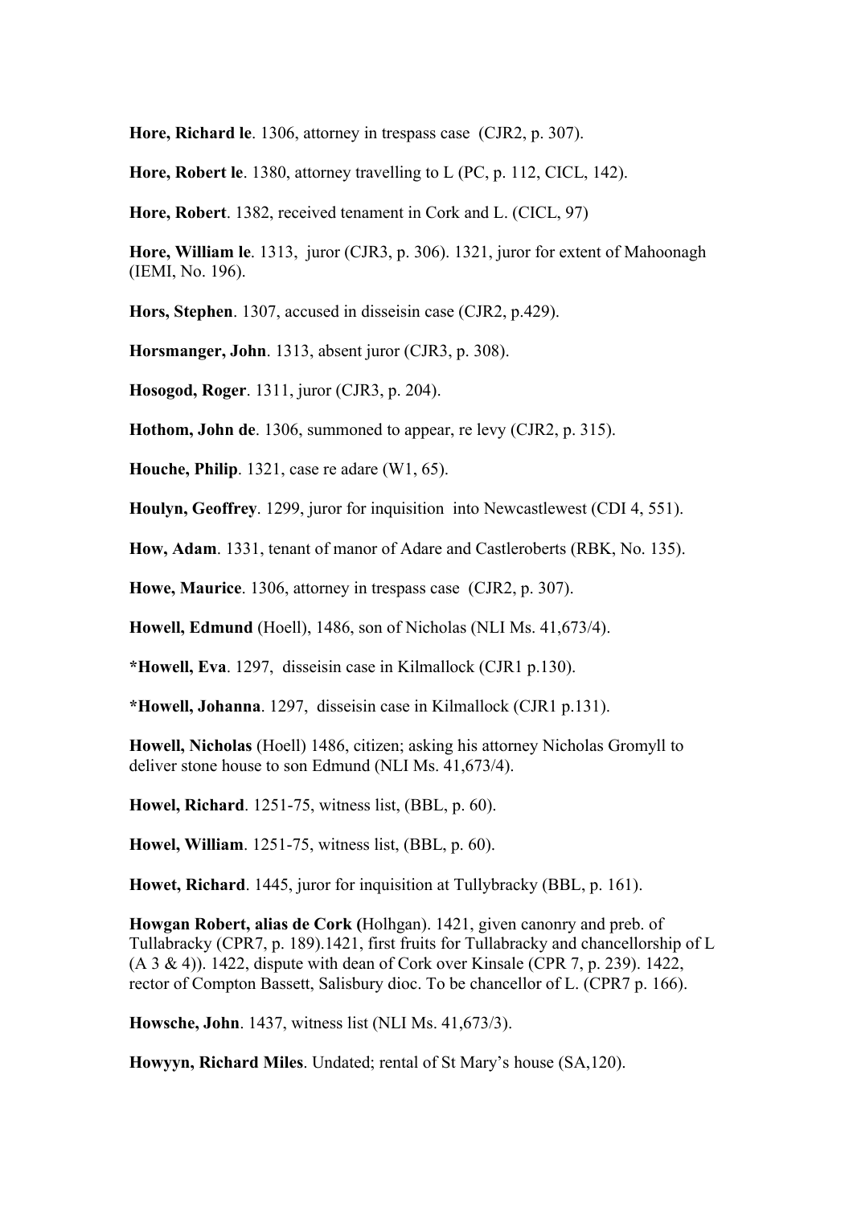**Hore, Richard le**. 1306, attorney in trespass case (CJR2, p. 307).

**Hore, Robert le**. 1380, attorney travelling to L (PC, p. 112, CICL, 142).

**Hore, Robert**. 1382, received tenament in Cork and L. (CICL, 97)

**Hore, William le**. 1313, juror (CJR3, p. 306). 1321, juror for extent of Mahoonagh (IEMI, No. 196).

**Hors, Stephen**. 1307, accused in disseisin case (CJR2, p.429).

**Horsmanger, John**. 1313, absent juror (CJR3, p. 308).

**Hosogod, Roger**. 1311, juror (CJR3, p. 204).

**Hothom, John de**. 1306, summoned to appear, re levy (CJR2, p. 315).

**Houche, Philip**. 1321, case re adare (W1, 65).

**Houlyn, Geoffrey**. 1299, juror for inquisition into Newcastlewest (CDI 4, 551).

**How, Adam**. 1331, tenant of manor of Adare and Castleroberts (RBK, No. 135).

**Howe, Maurice**. 1306, attorney in trespass case (CJR2, p. 307).

**Howell, Edmund** (Hoell), 1486, son of Nicholas (NLI Ms. 41,673/4).

***Howell, Eva**. 1297, disseisin case in Kilmallock (CJR1 p.130).

***Howell, Johanna**. 1297, disseisin case in Kilmallock (CJR1 p.131).

**Howell, Nicholas** (Hoell) 1486, citizen; asking his attorney Nicholas Gromyll to deliver stone house to son Edmund (NLI Ms. 41,673/4).

**Howel, Richard**. 1251-75, witness list, (BBL, p. 60).

**Howel, William**. 1251-75, witness list, (BBL, p. 60).

**Howet, Richard**. 1445, juror for inquisition at Tullybracky (BBL, p. 161).

**Howgan Robert, alias de Cork (**Holhgan). 1421, given canonry and preb. of Tullabracky (CPR7, p. 189).1421, first fruits for Tullabracky and chancellorship of L (A 3 & 4)). 1422, dispute with dean of Cork over Kinsale (CPR 7, p. 239). 1422, rector of Compton Bassett, Salisbury dioc. To be chancellor of L. (CPR7 p. 166).

**Howsche, John**. 1437, witness list (NLI Ms. 41,673/3).

**Howyyn, Richard Miles**. Undated; rental of St Mary's house (SA,120).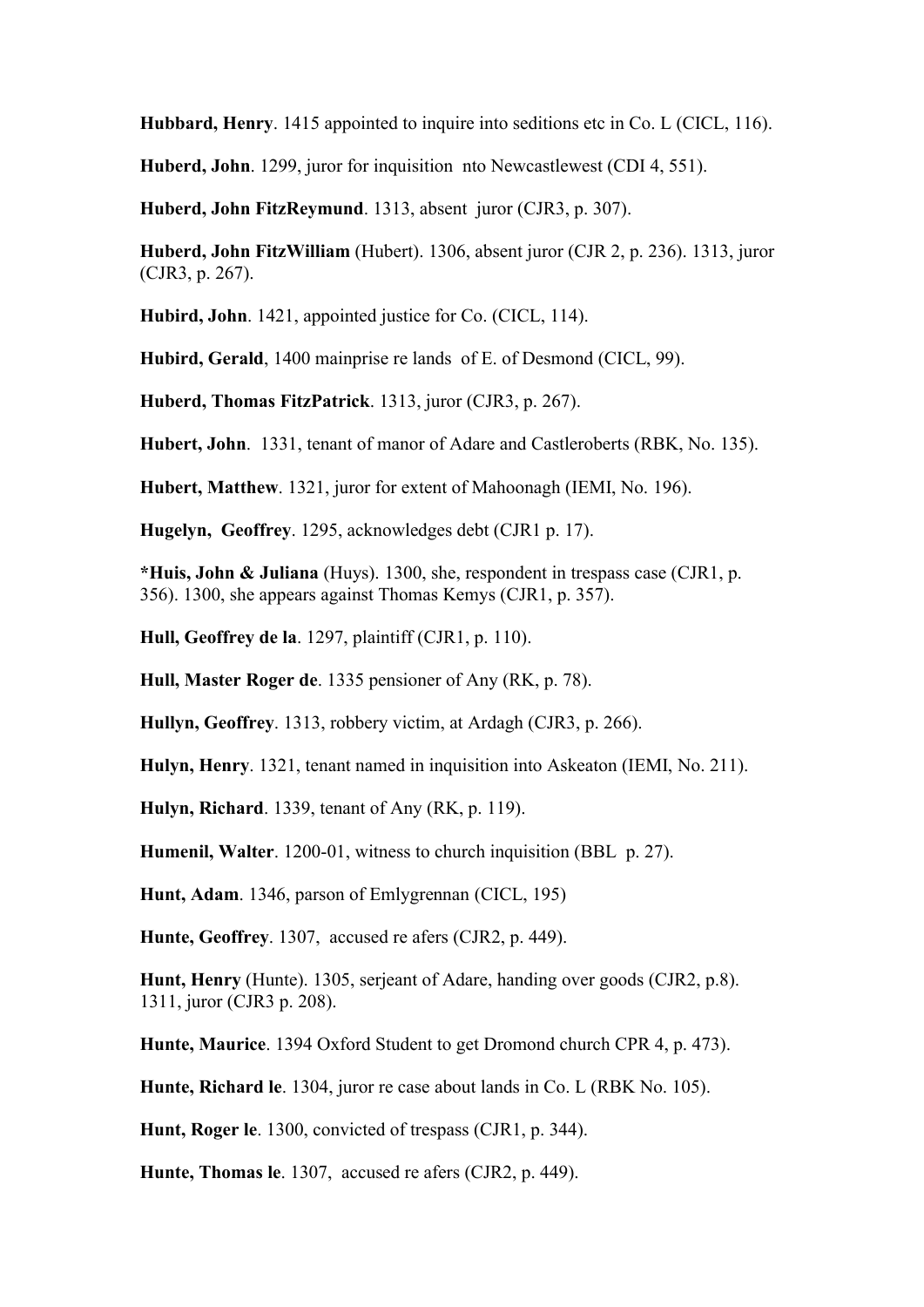**Hubbard, Henry**. 1415 appointed to inquire into seditions etc in Co. L (CICL, 116).

**Huberd, John**. 1299, juror for inquisition nto Newcastlewest (CDI 4, 551).

**Huberd, John FitzReymund**. 1313, absent juror (CJR3, p. 307).

**Huberd, John FitzWilliam** (Hubert). 1306, absent juror (CJR 2, p. 236). 1313, juror (CJR3, p. 267).

**Hubird, John**. 1421, appointed justice for Co. (CICL, 114).

**Hubird, Gerald**, 1400 mainprise re lands of E. of Desmond (CICL, 99).

**Huberd, Thomas FitzPatrick**. 1313, juror (CJR3, p. 267).

**Hubert, John**. 1331, tenant of manor of Adare and Castleroberts (RBK, No. 135).

**Hubert, Matthew**. 1321, juror for extent of Mahoonagh (IEMI, No. 196).

**Hugelyn, Geoffrey**. 1295, acknowledges debt (CJR1 p. 17).

***Huis, John & Juliana** (Huys). 1300, she, respondent in trespass case (CJR1, p. 356). 1300, she appears against Thomas Kemys (CJR1, p. 357).

**Hull, Geoffrey de la**. 1297, plaintiff (CJR1, p. 110).

**Hull, Master Roger de**. 1335 pensioner of Any (RK, p. 78).

**Hullyn, Geoffrey**. 1313, robbery victim, at Ardagh (CJR3, p. 266).

**Hulyn, Henry**. 1321, tenant named in inquisition into Askeaton (IEMI, No. 211).

**Hulyn, Richard**. 1339, tenant of Any (RK, p. 119).

**Humenil, Walter**. 1200-01, witness to church inquisition (BBL p. 27).

**Hunt, Adam**. 1346, parson of Emlygrennan (CICL, 195)

**Hunte, Geoffrey**. 1307, accused re afers (CJR2, p. 449).

**Hunt, Henry** (Hunte). 1305, serjeant of Adare, handing over goods (CJR2, p.8). 1311, juror (CJR3 p. 208).

**Hunte, Maurice**. 1394 Oxford Student to get Dromond church CPR 4, p. 473).

**Hunte, Richard le**. 1304, juror re case about lands in Co. L (RBK No. 105).

**Hunt, Roger le**. 1300, convicted of trespass (CJR1, p. 344).

**Hunte, Thomas le**. 1307, accused re afers (CJR2, p. 449).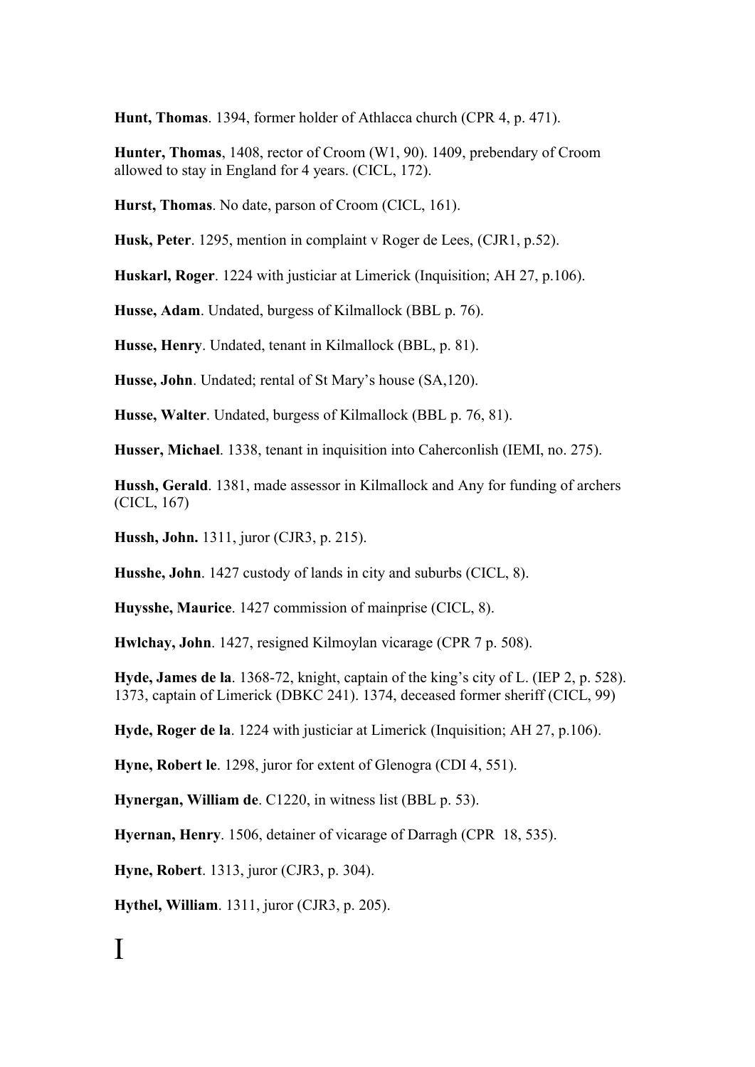**Hunt, Thomas**. 1394, former holder of Athlacca church (CPR 4, p. 471).

**Hunter, Thomas**, 1408, rector of Croom (W1, 90). 1409, prebendary of Croom allowed to stay in England for 4 years. (CICL, 172).

**Hurst, Thomas**. No date, parson of Croom (CICL, 161).

**Husk, Peter**. 1295, mention in complaint v Roger de Lees, (CJR1, p.52).

**Huskarl, Roger**. 1224 with justiciar at Limerick (Inquisition; AH 27, p.106).

**Husse, Adam**. Undated, burgess of Kilmallock (BBL p. 76).

**Husse, Henry**. Undated, tenant in Kilmallock (BBL, p. 81).

**Husse, John**. Undated; rental of St Mary's house (SA,120).

**Husse, Walter**. Undated, burgess of Kilmallock (BBL p. 76, 81).

**Husser, Michael**. 1338, tenant in inquisition into Caherconlish (IEMI, no. 275).

**Hussh, Gerald**. 1381, made assessor in Kilmallock and Any for funding of archers (CICL, 167)

**Hussh, John.** 1311, juror (CJR3, p. 215).

**Husshe, John**. 1427 custody of lands in city and suburbs (CICL, 8).

**Huysshe, Maurice**. 1427 commission of mainprise (CICL, 8).

**Hwlchay, John**. 1427, resigned Kilmoylan vicarage (CPR 7 p. 508).

**Hyde, James de la**. 1368-72, knight, captain of the king's city of L. (IEP 2, p. 528). 1373, captain of Limerick (DBKC 241). 1374, deceased former sheriff (CICL, 99)

**Hyde, Roger de la**. 1224 with justiciar at Limerick (Inquisition; AH 27, p.106).

**Hyne, Robert le**. 1298, juror for extent of Glenogra (CDI 4, 551).

**Hynergan, William de**. C1220, in witness list (BBL p. 53).

**Hyernan, Henry**. 1506, detainer of vicarage of Darragh (CPR 18, 535).

**Hyne, Robert**. 1313, juror (CJR3, p. 304).

**Hythel, William**. 1311, juror (CJR3, p. 205).

# I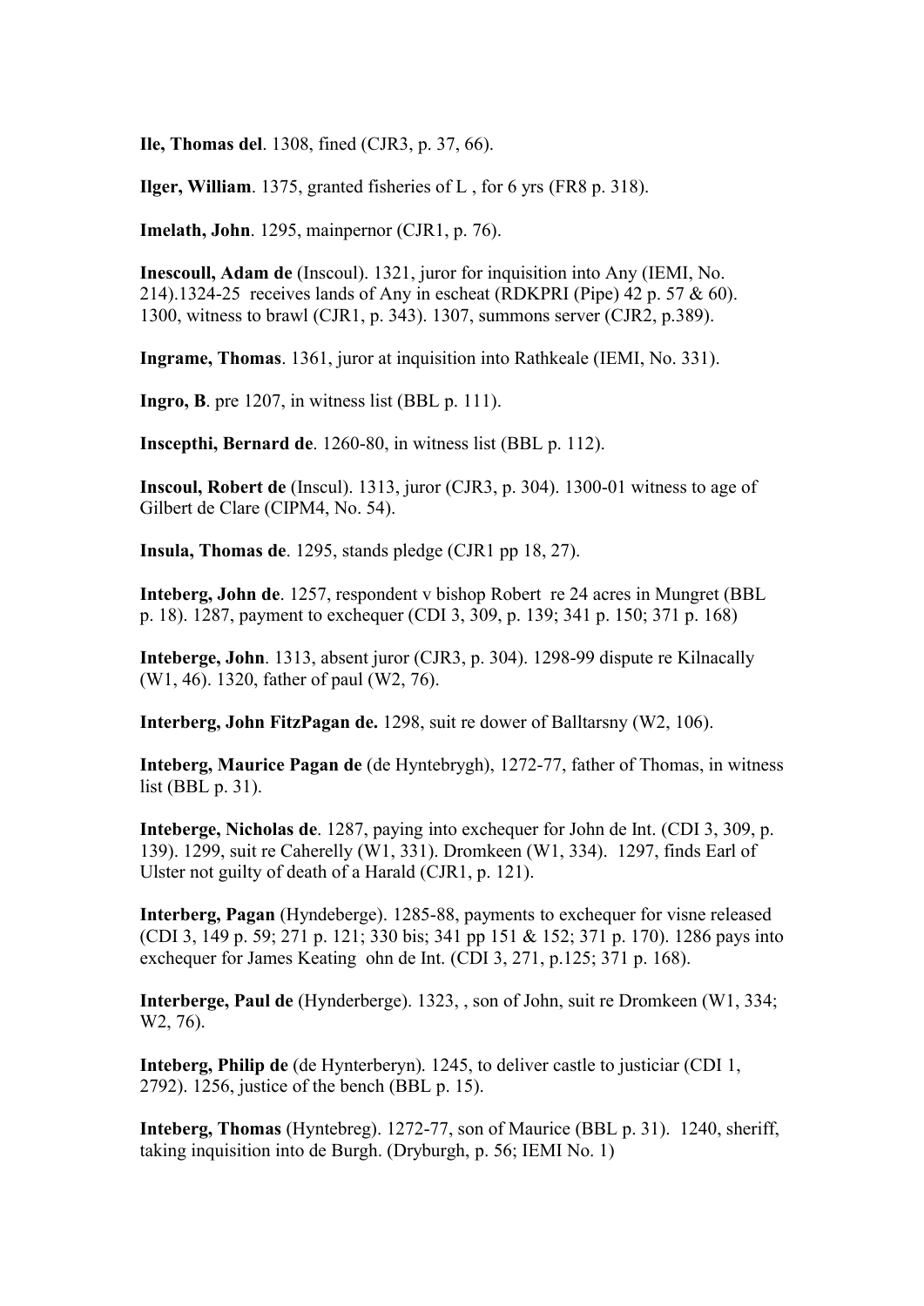**Ile, Thomas del**. 1308, fined (CJR3, p. 37, 66).

**Ilger, William**. 1375, granted fisheries of L , for 6 yrs (FR8 p. 318).

**Imelath, John**. 1295, mainpernor (CJR1, p. 76).

**Inescoull, Adam de** (Inscoul). 1321, juror for inquisition into Any (IEMI, No. 214).1324-25 receives lands of Any in escheat (RDKPRI (Pipe) 42 p. 57 & 60). 1300, witness to brawl (CJR1, p. 343). 1307, summons server (CJR2, p.389).

**Ingrame, Thomas**. 1361, juror at inquisition into Rathkeale (IEMI, No. 331).

**Ingro, B**. pre 1207, in witness list (BBL p. 111).

**Inscepthi, Bernard de**. 1260-80, in witness list (BBL p. 112).

**Inscoul, Robert de** (Inscul). 1313, juror (CJR3, p. 304). 1300-01 witness to age of Gilbert de Clare (CIPM4, No. 54).

**Insula, Thomas de**. 1295, stands pledge (CJR1 pp 18, 27).

**Inteberg, John de**. 1257, respondent v bishop Robert re 24 acres in Mungret (BBL p. 18). 1287, payment to exchequer (CDI 3, 309, p. 139; 341 p. 150; 371 p. 168)

**Inteberge, John**. 1313, absent juror (CJR3, p. 304). 1298-99 dispute re Kilnacally (W1, 46). 1320, father of paul (W2, 76).

**Interberg, John FitzPagan de.** 1298, suit re dower of Balltarsny (W2, 106).

**Inteberg, Maurice Pagan de** (de Hyntebrygh), 1272-77, father of Thomas, in witness list (BBL p. 31).

**Inteberge, Nicholas de**. 1287, paying into exchequer for John de Int. (CDI 3, 309, p. 139). 1299, suit re Caherelly (W1, 331). Dromkeen (W1, 334). 1297, finds Earl of Ulster not guilty of death of a Harald (CJR1, p. 121).

**Interberg, Pagan** (Hyndeberge). 1285-88, payments to exchequer for visne released (CDI 3, 149 p. 59; 271 p. 121; 330 bis; 341 pp 151 & 152; 371 p. 170). 1286 pays into exchequer for James Keating ohn de Int. (CDI 3, 271, p.125; 371 p. 168).

**Interberge, Paul de** (Hynderberge). 1323, , son of John, suit re Dromkeen (W1, 334; W2, 76).

**Inteberg, Philip de** (de Hynterberyn). 1245, to deliver castle to justiciar (CDI 1, 2792). 1256, justice of the bench (BBL p. 15).

**Inteberg, Thomas** (Hyntebreg). 1272-77, son of Maurice (BBL p. 31). 1240, sheriff, taking inquisition into de Burgh. (Dryburgh, p. 56; IEMI No. 1)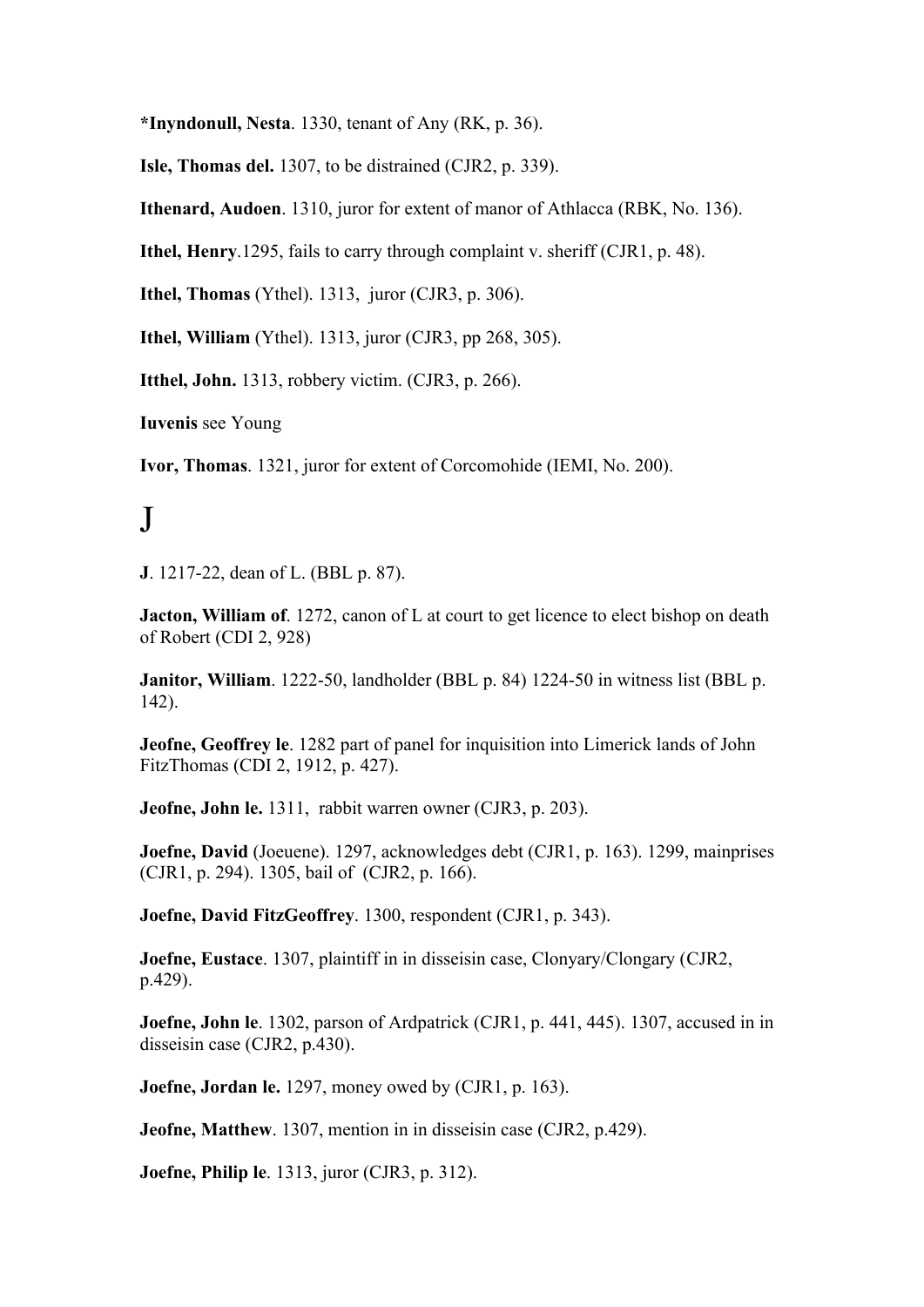**\*Inyndonull, Nesta**. 1330, tenant of Any (RK, p. 36).

**Isle, Thomas del.** 1307, to be distrained (CJR2, p. 339).

**Ithenard, Audoen**. 1310, juror for extent of manor of Athlacca (RBK, No. 136).

**Ithel, Henry**.1295, fails to carry through complaint v. sheriff (CJR1, p. 48).

**Ithel, Thomas** (Ythel). 1313, juror (CJR3, p. 306).

**Ithel, William** (Ythel). 1313, juror (CJR3, pp 268, 305).

**Itthel, John.** 1313, robbery victim. (CJR3, p. 266).

**Iuvenis** see Young

**Ivor, Thomas**. 1321, juror for extent of Corcomohide (IEMI, No. 200).

# J

**J**. 1217-22, dean of L. (BBL p. 87).

**Jacton, William of**. 1272, canon of L at court to get licence to elect bishop on death of Robert (CDI 2, 928)

**Janitor, William**. 1222-50, landholder (BBL p. 84) 1224-50 in witness list (BBL p. 142).

**Jeofne, Geoffrey le**. 1282 part of panel for inquisition into Limerick lands of John FitzThomas (CDI 2, 1912, p. 427).

**Jeofne, John le.** 1311, rabbit warren owner (CJR3, p. 203).

**Joefne, David** (Joeuene). 1297, acknowledges debt (CJR1, p. 163). 1299, mainprises (CJR1, p. 294). 1305, bail of (CJR2, p. 166).

**Joefne, David FitzGeoffrey**. 1300, respondent (CJR1, p. 343).

**Joefne, Eustace**. 1307, plaintiff in in disseisin case, Clonyary/Clongary (CJR2, p.429).

**Joefne, John le**. 1302, parson of Ardpatrick (CJR1, p. 441, 445). 1307, accused in in disseisin case (CJR2, p.430).

**Joefne, Jordan le.** 1297, money owed by (CJR1, p. 163).

**Jeofne, Matthew**. 1307, mention in in disseisin case (CJR2, p.429).

**Joefne, Philip le**. 1313, juror (CJR3, p. 312).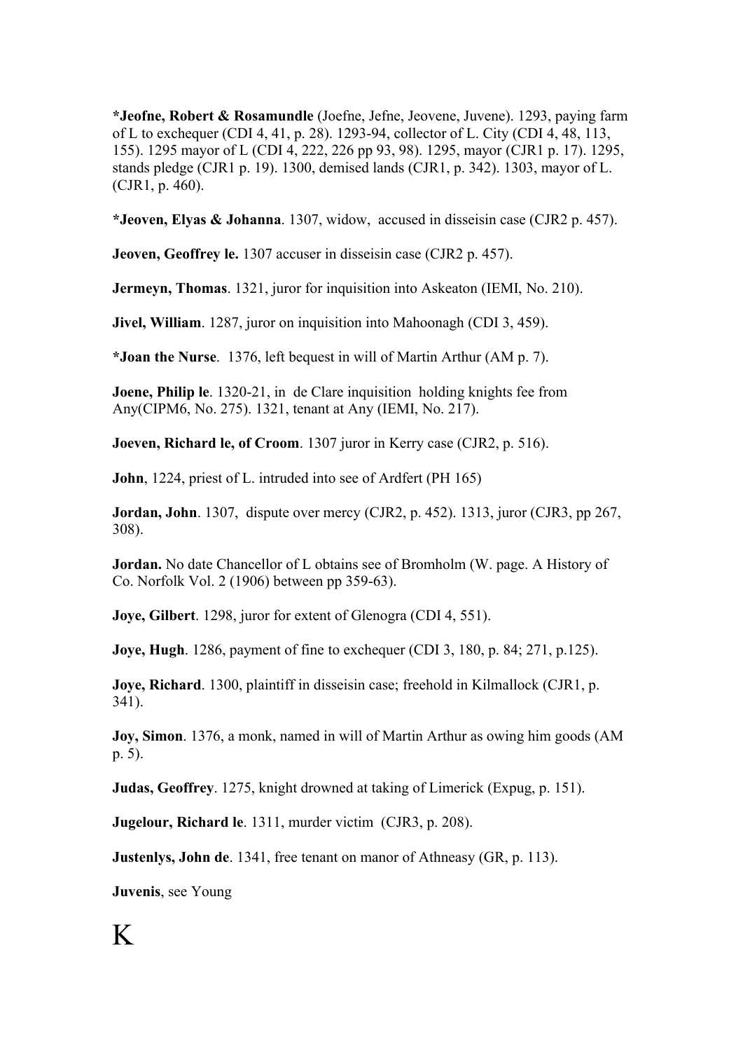**\*Jeofne, Robert & Rosamundle** (Joefne, Jefne, Jeovene, Juvene). 1293, paying farm of L to exchequer (CDI 4, 41, p. 28). 1293-94, collector of L. City (CDI 4, 48, 113, 155). 1295 mayor of L (CDI 4, 222, 226 pp 93, 98). 1295, mayor (CJR1 p. 17). 1295, stands pledge (CJR1 p. 19). 1300, demised lands (CJR1, p. 342). 1303, mayor of L. (CJR1, p. 460).

**\*Jeoven, Elyas & Johanna**. 1307, widow, accused in disseisin case (CJR2 p. 457).

**Jeoven, Geoffrey le.** 1307 accuser in disseisin case (CJR2 p. 457).

**Jermeyn, Thomas**. 1321, juror for inquisition into Askeaton (IEMI, No. 210).

**Jivel, William**. 1287, juror on inquisition into Mahoonagh (CDI 3, 459).

**\*Joan the Nurse**. 1376, left bequest in will of Martin Arthur (AM p. 7).

**Joene, Philip le**. 1320-21, in de Clare inquisition holding knights fee from Any(CIPM6, No. 275). 1321, tenant at Any (IEMI, No. 217).

**Joeven, Richard le, of Croom**. 1307 juror in Kerry case (CJR2, p. 516).

**John**, 1224, priest of L. intruded into see of Ardfert (PH 165)

**Jordan, John**. 1307, dispute over mercy (CJR2, p. 452). 1313, juror (CJR3, pp 267, 308).

**Jordan.** No date Chancellor of L obtains see of Bromholm (W. page. A History of Co. Norfolk Vol. 2 (1906) between pp 359-63).

**Joye, Gilbert**. 1298, juror for extent of Glenogra (CDI 4, 551).

**Joye, Hugh**. 1286, payment of fine to exchequer (CDI 3, 180, p. 84; 271, p.125).

**Joye, Richard**. 1300, plaintiff in disseisin case; freehold in Kilmallock (CJR1, p. 341).

**Joy, Simon**. 1376, a monk, named in will of Martin Arthur as owing him goods (AM p. 5).

**Judas, Geoffrey**. 1275, knight drowned at taking of Limerick (Expug, p. 151).

**Jugelour, Richard le**. 1311, murder victim (CJR3, p. 208).

**Justenlys, John de**. 1341, free tenant on manor of Athneasy (GR, p. 113).

**Juvenis**, see Young

# K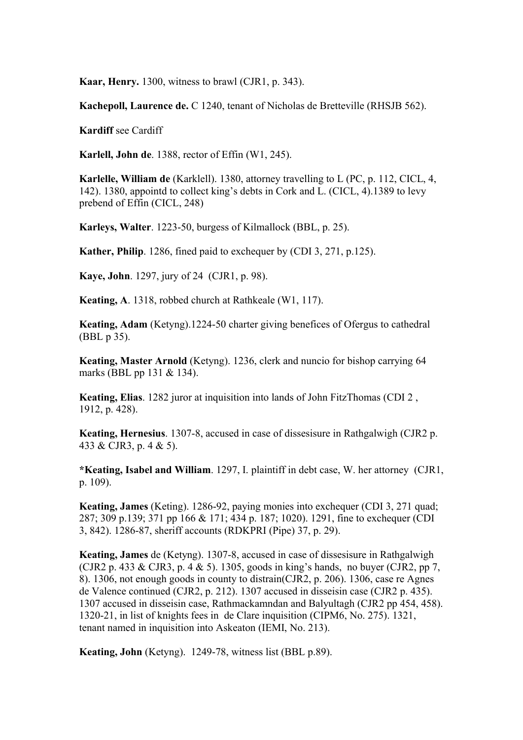**Kaar, Henry.** 1300, witness to brawl (CJR1, p. 343).

**Kachepoll, Laurence de.** C 1240, tenant of Nicholas de Bretteville (RHSJB 562).

**Kardiff** see Cardiff

**Karlell, John de**. 1388, rector of Effin (W1, 245).

**Karlelle, William de** (Karklell). 1380, attorney travelling to L (PC, p. 112, CICL, 4, 142). 1380, appointd to collect king's debts in Cork and L. (CICL, 4).1389 to levy prebend of Effin (CICL, 248)

**Karleys, Walter**. 1223-50, burgess of Kilmallock (BBL, p. 25).

**Kather, Philip**. 1286, fined paid to exchequer by (CDI 3, 271, p.125).

**Kaye, John**. 1297, jury of 24 (CJR1, p. 98).

**Keating, A**. 1318, robbed church at Rathkeale (W1, 117).

**Keating, Adam** (Ketyng).1224-50 charter giving benefices of Ofergus to cathedral (BBL p 35).

**Keating, Master Arnold** (Ketyng). 1236, clerk and nuncio for bishop carrying 64 marks (BBL pp 131 & 134).

**Keating, Elias**. 1282 juror at inquisition into lands of John FitzThomas (CDI 2 , 1912, p. 428).

**Keating, Hernesius**. 1307-8, accused in case of dissesisure in Rathgalwigh (CJR2 p. 433 & CJR3, p. 4 & 5).

***Keating, Isabel and William**. 1297, I. plaintiff in debt case, W. her attorney (CJR1, p. 109).

**Keating, James** (Keting). 1286-92, paying monies into exchequer (CDI 3, 271 quad; 287; 309 p.139; 371 pp 166 & 171; 434 p. 187; 1020). 1291, fine to exchequer (CDI 3, 842). 1286-87, sheriff accounts (RDKPRI (Pipe) 37, p. 29).

**Keating, James** de (Ketyng). 1307-8, accused in case of dissesisure in Rathgalwigh (CJR2 p. 433 & CJR3, p. 4 & 5). 1305, goods in king's hands, no buyer (CJR2, pp 7, 8). 1306, not enough goods in county to distrain(CJR2, p. 206). 1306, case re Agnes de Valence continued (CJR2, p. 212). 1307 accused in disseisin case (CJR2 p. 435). 1307 accused in disseisin case, Rathmackamndan and Balyultagh (CJR2 pp 454, 458). 1320-21, in list of knights fees in de Clare inquisition (CIPM6, No. 275). 1321, tenant named in inquisition into Askeaton (IEMI, No. 213).

**Keating, John** (Ketyng). 1249-78, witness list (BBL p.89).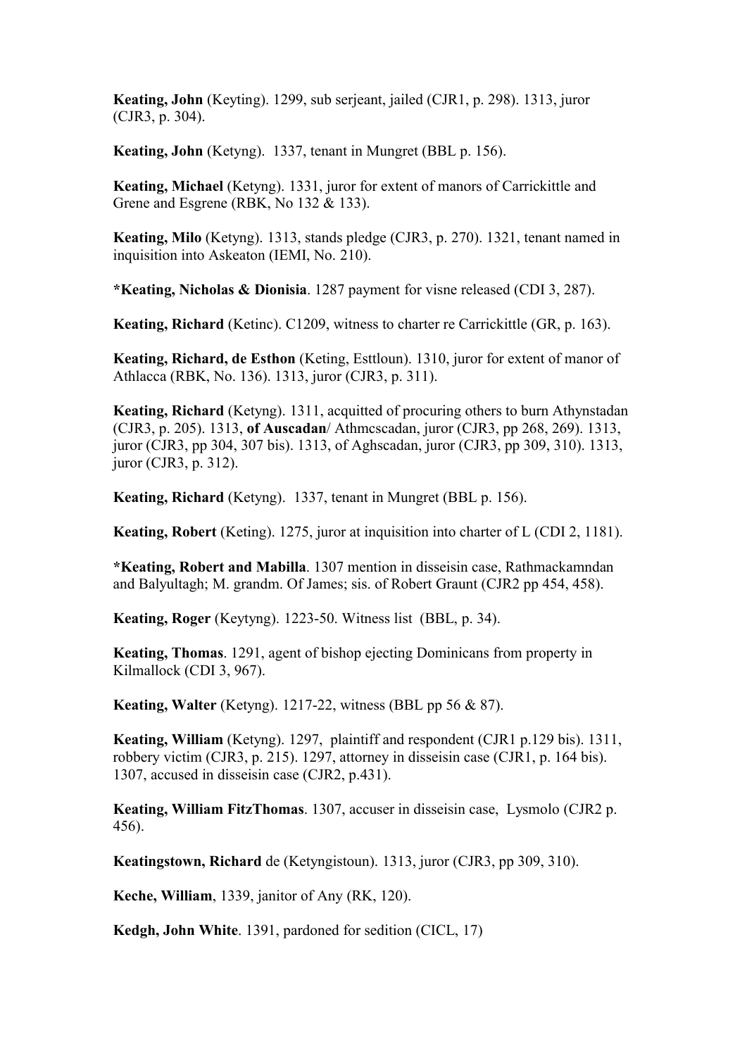**Keating, John** (Keyting). 1299, sub serjeant, jailed (CJR1, p. 298). 1313, juror (CJR3, p. 304).

**Keating, John** (Ketyng). 1337, tenant in Mungret (BBL p. 156).

**Keating, Michael** (Ketyng). 1331, juror for extent of manors of Carrickittle and Grene and Esgrene (RBK, No 132 & 133).

**Keating, Milo** (Ketyng). 1313, stands pledge (CJR3, p. 270). 1321, tenant named in inquisition into Askeaton (IEMI, No. 210).

***Keating, Nicholas & Dionisia**. 1287 payment for visne released (CDI 3, 287).

**Keating, Richard** (Ketinc). C1209, witness to charter re Carrickittle (GR, p. 163).

**Keating, Richard, de Esthon** (Keting, Esttloun). 1310, juror for extent of manor of Athlacca (RBK, No. 136). 1313, juror (CJR3, p. 311).

**Keating, Richard** (Ketyng). 1311, acquitted of procuring others to burn Athynstadan (CJR3, p. 205). 1313, **of Auscadan**/ Athmcscadan, juror (CJR3, pp 268, 269). 1313, juror (CJR3, pp 304, 307 bis). 1313, of Aghscadan, juror (CJR3, pp 309, 310). 1313, juror (CJR3, p. 312).

**Keating, Richard** (Ketyng). 1337, tenant in Mungret (BBL p. 156).

**Keating, Robert** (Keting). 1275, juror at inquisition into charter of L (CDI 2, 1181).

***Keating, Robert and Mabilla**. 1307 mention in disseisin case, Rathmackamndan and Balyultagh; M. grandm. Of James; sis. of Robert Graunt (CJR2 pp 454, 458).

**Keating, Roger** (Keytyng). 1223-50. Witness list (BBL, p. 34).

**Keating, Thomas**. 1291, agent of bishop ejecting Dominicans from property in Kilmallock (CDI 3, 967).

**Keating, Walter** (Ketyng). 1217-22, witness (BBL pp 56 & 87).

**Keating, William** (Ketyng). 1297, plaintiff and respondent (CJR1 p.129 bis). 1311, robbery victim (CJR3, p. 215). 1297, attorney in disseisin case (CJR1, p. 164 bis). 1307, accused in disseisin case (CJR2, p.431).

**Keating, William FitzThomas**. 1307, accuser in disseisin case, Lysmolo (CJR2 p. 456).

**Keatingstown, Richard** de (Ketyngistoun). 1313, juror (CJR3, pp 309, 310).

**Keche, William**, 1339, janitor of Any (RK, 120).

**Kedgh, John White**. 1391, pardoned for sedition (CICL, 17)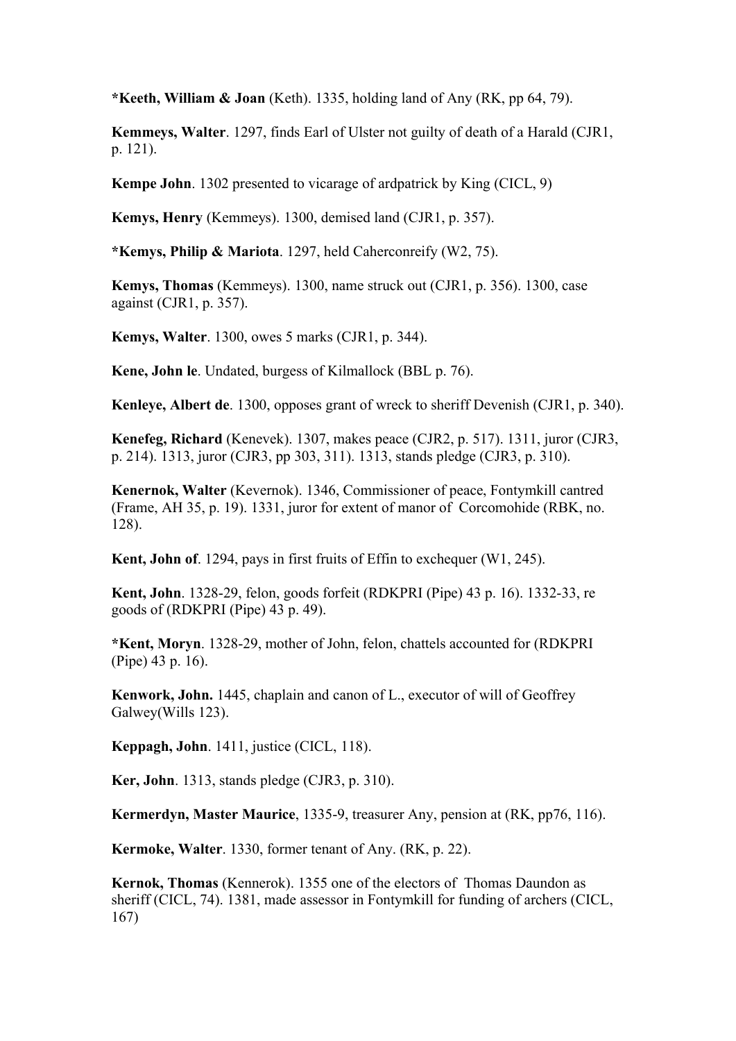***Keeth, William & Joan** (Keth). 1335, holding land of Any (RK, pp 64, 79).

**Kemmeys, Walter**. 1297, finds Earl of Ulster not guilty of death of a Harald (CJR1, p. 121).

**Kempe John**. 1302 presented to vicarage of ardpatrick by King (CICL, 9)

**Kemys, Henry** (Kemmeys). 1300, demised land (CJR1, p. 357).

***Kemys, Philip & Mariota**. 1297, held Caherconreify (W2, 75).

**Kemys, Thomas** (Kemmeys). 1300, name struck out (CJR1, p. 356). 1300, case against (CJR1, p. 357).

**Kemys, Walter**. 1300, owes 5 marks (CJR1, p. 344).

**Kene, John le**. Undated, burgess of Kilmallock (BBL p. 76).

**Kenleye, Albert de**. 1300, opposes grant of wreck to sheriff Devenish (CJR1, p. 340).

**Kenefeg, Richard** (Kenevek). 1307, makes peace (CJR2, p. 517). 1311, juror (CJR3, p. 214). 1313, juror (CJR3, pp 303, 311). 1313, stands pledge (CJR3, p. 310).

**Kenernok, Walter** (Kevernok). 1346, Commissioner of peace, Fontymkill cantred (Frame, AH 35, p. 19). 1331, juror for extent of manor of Corcomohide (RBK, no. 128).

**Kent, John of**. 1294, pays in first fruits of Effin to exchequer (W1, 245).

**Kent, John**. 1328-29, felon, goods forfeit (RDKPRI (Pipe) 43 p. 16). 1332-33, re goods of (RDKPRI (Pipe) 43 p. 49).

***Kent, Moryn**. 1328-29, mother of John, felon, chattels accounted for (RDKPRI (Pipe) 43 p. 16).

**Kenwork, John.** 1445, chaplain and canon of L., executor of will of Geoffrey Galwey(Wills 123).

**Keppagh, John**. 1411, justice (CICL, 118).

**Ker, John**. 1313, stands pledge (CJR3, p. 310).

**Kermerdyn, Master Maurice**, 1335-9, treasurer Any, pension at (RK, pp76, 116).

**Kermoke, Walter**. 1330, former tenant of Any. (RK, p. 22).

**Kernok, Thomas** (Kennerok). 1355 one of the electors of Thomas Daundon as sheriff (CICL, 74). 1381, made assessor in Fontymkill for funding of archers (CICL, 167)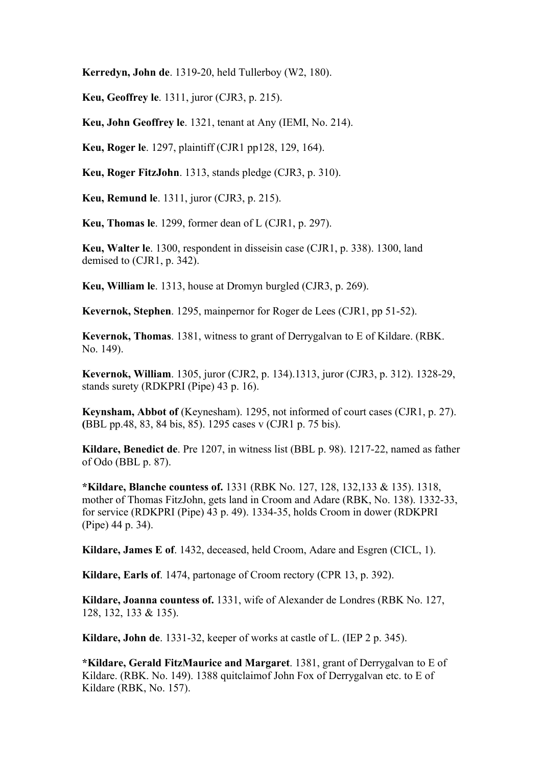**Kerredyn, John de**. 1319-20, held Tullerboy (W2, 180).

**Keu, Geoffrey le**. 1311, juror (CJR3, p. 215).

**Keu, John Geoffrey le**. 1321, tenant at Any (IEMI, No. 214).

**Keu, Roger le**. 1297, plaintiff (CJR1 pp128, 129, 164).

**Keu, Roger FitzJohn**. 1313, stands pledge (CJR3, p. 310).

**Keu, Remund le**. 1311, juror (CJR3, p. 215).

**Keu, Thomas le**. 1299, former dean of L (CJR1, p. 297).

**Keu, Walter le**. 1300, respondent in disseisin case (CJR1, p. 338). 1300, land demised to (CJR1, p. 342).

**Keu, William le**. 1313, house at Dromyn burgled (CJR3, p. 269).

**Kevernok, Stephen**. 1295, mainpernor for Roger de Lees (CJR1, pp 51-52).

**Kevernok, Thomas**. 1381, witness to grant of Derrygalvan to E of Kildare. (RBK. No. 149).

**Kevernok, William**. 1305, juror (CJR2, p. 134).1313, juror (CJR3, p. 312). 1328-29, stands surety (RDKPRI (Pipe) 43 p. 16).

**Keynsham, Abbot of** (Keynesham). 1295, not informed of court cases (CJR1, p. 27). **(**BBL pp.48, 83, 84 bis, 85). 1295 cases v (CJR1 p. 75 bis).

**Kildare, Benedict de**. Pre 1207, in witness list (BBL p. 98). 1217-22, named as father of Odo (BBL p. 87).

**\*Kildare, Blanche countess of.** 1331 (RBK No. 127, 128, 132,133 & 135). 1318, mother of Thomas FitzJohn, gets land in Croom and Adare (RBK, No. 138). 1332-33, for service (RDKPRI (Pipe) 43 p. 49). 1334-35, holds Croom in dower (RDKPRI (Pipe) 44 p. 34).

**Kildare, James E of**. 1432, deceased, held Croom, Adare and Esgren (CICL, 1).

**Kildare, Earls of**. 1474, partonage of Croom rectory (CPR 13, p. 392).

**Kildare, Joanna countess of.** 1331, wife of Alexander de Londres (RBK No. 127, 128, 132, 133 & 135).

**Kildare, John de**. 1331-32, keeper of works at castle of L. (IEP 2 p. 345).

**\*Kildare, Gerald FitzMaurice and Margaret**. 1381, grant of Derrygalvan to E of Kildare. (RBK. No. 149). 1388 quitclaimof John Fox of Derrygalvan etc. to E of Kildare (RBK, No. 157).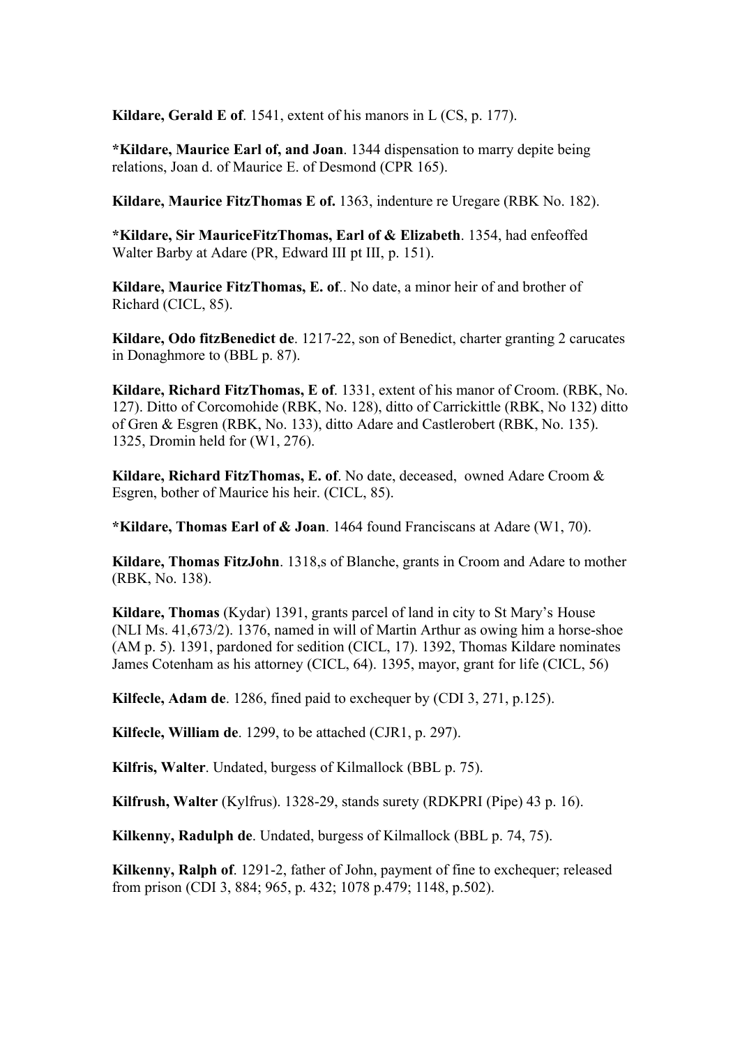**Kildare, Gerald E of**. 1541, extent of his manors in L (CS, p. 177).

***Kildare, Maurice Earl of, and Joan**. 1344 dispensation to marry depite being relations, Joan d. of Maurice E. of Desmond (CPR 165).

**Kildare, Maurice FitzThomas E of.** 1363, indenture re Uregare (RBK No. 182).

***Kildare, Sir MauriceFitzThomas, Earl of & Elizabeth**. 1354, had enfeoffed Walter Barby at Adare (PR, Edward III pt III, p. 151).

**Kildare, Maurice FitzThomas, E. of**.. No date, a minor heir of and brother of Richard (CICL, 85).

**Kildare, Odo fitzBenedict de**. 1217-22, son of Benedict, charter granting 2 carucates in Donaghmore to (BBL p. 87).

**Kildare, Richard FitzThomas, E of**. 1331, extent of his manor of Croom. (RBK, No. 127). Ditto of Corcomohide (RBK, No. 128), ditto of Carrickittle (RBK, No 132) ditto of Gren & Esgren (RBK, No. 133), ditto Adare and Castlerobert (RBK, No. 135). 1325, Dromin held for (W1, 276).

**Kildare, Richard FitzThomas, E. of**. No date, deceased, owned Adare Croom & Esgren, bother of Maurice his heir. (CICL, 85).

***Kildare, Thomas Earl of & Joan**. 1464 found Franciscans at Adare (W1, 70).

**Kildare, Thomas FitzJohn**. 1318,s of Blanche, grants in Croom and Adare to mother (RBK, No. 138).

**Kildare, Thomas** (Kydar) 1391, grants parcel of land in city to St Mary's House (NLI Ms. 41,673/2). 1376, named in will of Martin Arthur as owing him a horse-shoe (AM p. 5). 1391, pardoned for sedition (CICL, 17). 1392, Thomas Kildare nominates James Cotenham as his attorney (CICL, 64). 1395, mayor, grant for life (CICL, 56)

**Kilfecle, Adam de**. 1286, fined paid to exchequer by (CDI 3, 271, p.125).

**Kilfecle, William de**. 1299, to be attached (CJR1, p. 297).

**Kilfris, Walter**. Undated, burgess of Kilmallock (BBL p. 75).

**Kilfrush, Walter** (Kylfrus). 1328-29, stands surety (RDKPRI (Pipe) 43 p. 16).

**Kilkenny, Radulph de**. Undated, burgess of Kilmallock (BBL p. 74, 75).

**Kilkenny, Ralph of**. 1291-2, father of John, payment of fine to exchequer; released from prison (CDI 3, 884; 965, p. 432; 1078 p.479; 1148, p.502).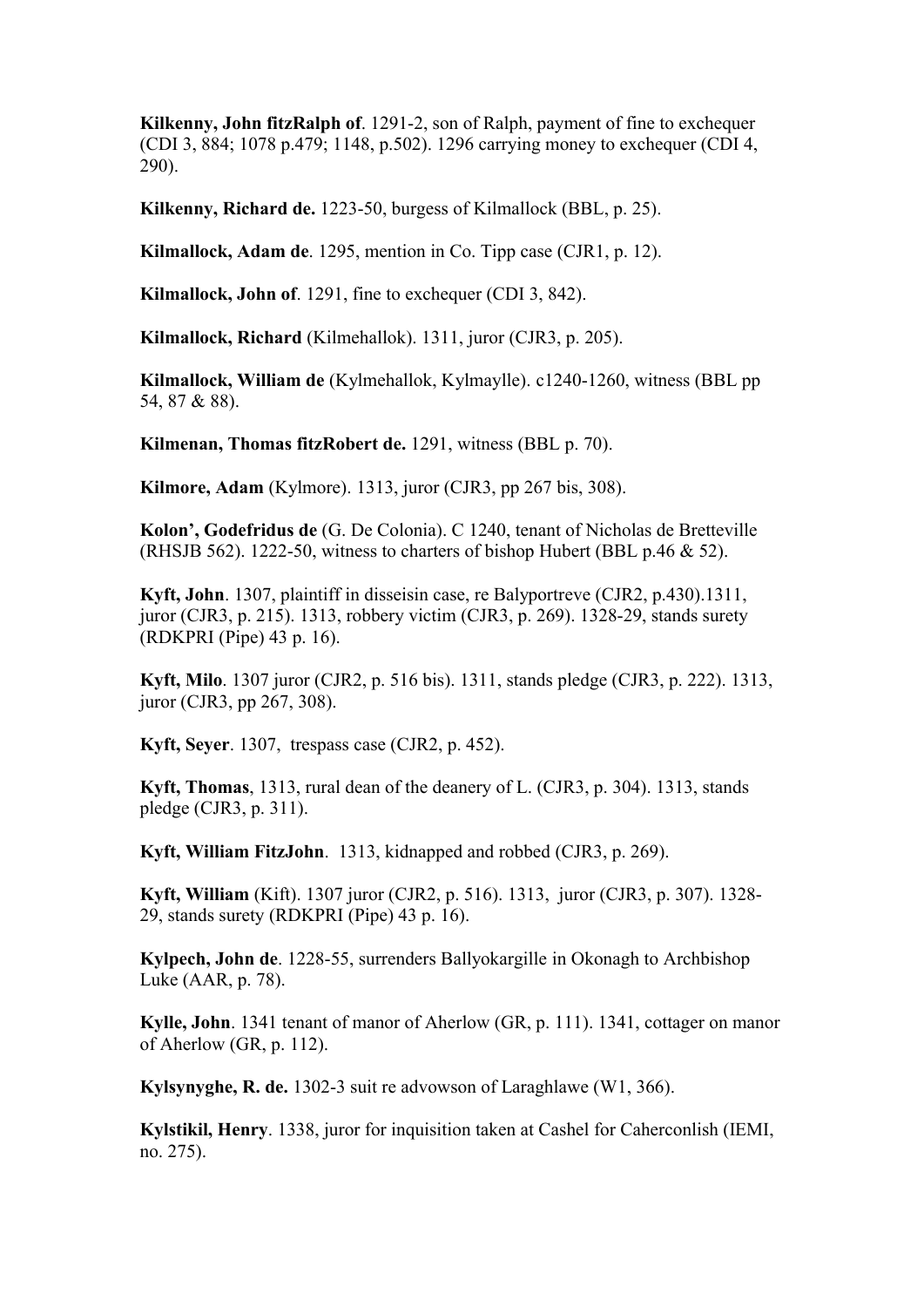**Kilkenny, John fitzRalph of**. 1291-2, son of Ralph, payment of fine to exchequer (CDI 3, 884; 1078 p.479; 1148, p.502). 1296 carrying money to exchequer (CDI 4, 290).

**Kilkenny, Richard de.** 1223-50, burgess of Kilmallock (BBL, p. 25).

**Kilmallock, Adam de**. 1295, mention in Co. Tipp case (CJR1, p. 12).

**Kilmallock, John of**. 1291, fine to exchequer (CDI 3, 842).

**Kilmallock, Richard** (Kilmehallok). 1311, juror (CJR3, p. 205).

**Kilmallock, William de** (Kylmehallok, Kylmaylle). c1240-1260, witness (BBL pp 54, 87 & 88).

**Kilmenan, Thomas fitzRobert de.** 1291, witness (BBL p. 70).

**Kilmore, Adam** (Kylmore). 1313, juror (CJR3, pp 267 bis, 308).

**Kolon', Godefridus de** (G. De Colonia). C 1240, tenant of Nicholas de Bretteville (RHSJB 562). 1222-50, witness to charters of bishop Hubert (BBL p.46 & 52).

**Kyft, John**. 1307, plaintiff in disseisin case, re Balyportreve (CJR2, p.430).1311, juror (CJR3, p. 215). 1313, robbery victim (CJR3, p. 269). 1328-29, stands surety (RDKPRI (Pipe) 43 p. 16).

**Kyft, Milo**. 1307 juror (CJR2, p. 516 bis). 1311, stands pledge (CJR3, p. 222). 1313, juror (CJR3, pp 267, 308).

**Kyft, Seyer**. 1307, trespass case (CJR2, p. 452).

**Kyft, Thomas**, 1313, rural dean of the deanery of L. (CJR3, p. 304). 1313, stands pledge (CJR3, p. 311).

**Kyft, William FitzJohn**. 1313, kidnapped and robbed (CJR3, p. 269).

**Kyft, William** (Kift). 1307 juror (CJR2, p. 516). 1313, juror (CJR3, p. 307). 1328-29, stands surety (RDKPRI (Pipe) 43 p. 16).

**Kylpech, John de**. 1228-55, surrenders Ballyokargille in Okonagh to Archbishop Luke (AAR, p. 78).

**Kylle, John**. 1341 tenant of manor of Aherlow (GR, p. 111). 1341, cottager on manor of Aherlow (GR, p. 112).

**Kylsynyghe, R. de.** 1302-3 suit re advowson of Laraghlawe (W1, 366).

**Kylstikil, Henry**. 1338, juror for inquisition taken at Cashel for Caherconlish (IEMI, no. 275).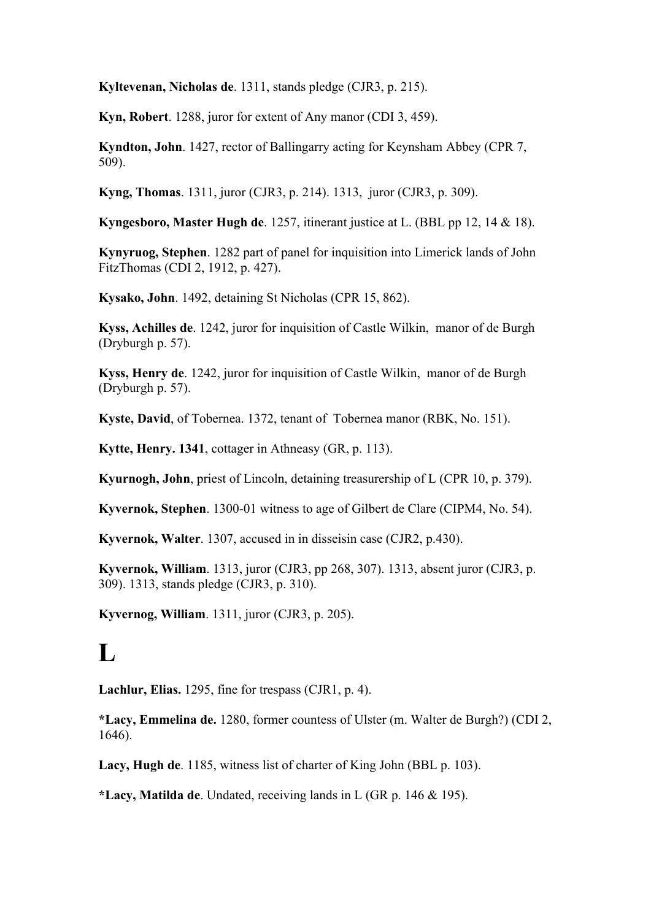**Kyltevenan, Nicholas de**. 1311, stands pledge (CJR3, p. 215).

**Kyn, Robert**. 1288, juror for extent of Any manor (CDI 3, 459).

**Kyndton, John**. 1427, rector of Ballingarry acting for Keynsham Abbey (CPR 7, 509).

**Kyng, Thomas**. 1311, juror (CJR3, p. 214). 1313, juror (CJR3, p. 309).

**Kyngesboro, Master Hugh de**. 1257, itinerant justice at L. (BBL pp 12, 14 & 18).

**Kynyruog, Stephen**. 1282 part of panel for inquisition into Limerick lands of John FitzThomas (CDI 2, 1912, p. 427).

**Kysako, John**. 1492, detaining St Nicholas (CPR 15, 862).

**Kyss, Achilles de**. 1242, juror for inquisition of Castle Wilkin, manor of de Burgh (Dryburgh p. 57).

**Kyss, Henry de**. 1242, juror for inquisition of Castle Wilkin, manor of de Burgh (Dryburgh p. 57).

**Kyste, David**, of Tobernea. 1372, tenant of Tobernea manor (RBK, No. 151).

**Kytte, Henry. 1341**, cottager in Athneasy (GR, p. 113).

**Kyurnogh, John**, priest of Lincoln, detaining treasurership of L (CPR 10, p. 379).

**Kyvernok, Stephen**. 1300-01 witness to age of Gilbert de Clare (CIPM4, No. 54).

**Kyvernok, Walter**. 1307, accused in in disseisin case (CJR2, p.430).

**Kyvernok, William**. 1313, juror (CJR3, pp 268, 307). 1313, absent juror (CJR3, p. 309). 1313, stands pledge (CJR3, p. 310).

**Kyvernog, William**. 1311, juror (CJR3, p. 205).

# L

**Lachlur, Elias.** 1295, fine for trespass (CJR1, p. 4).

***Lacy, Emmelina de.** 1280, former countess of Ulster (m. Walter de Burgh?) (CDI 2, 1646).

**Lacy, Hugh de**. 1185, witness list of charter of King John (BBL p. 103).

***Lacy, Matilda de**. Undated, receiving lands in L (GR p. 146 & 195).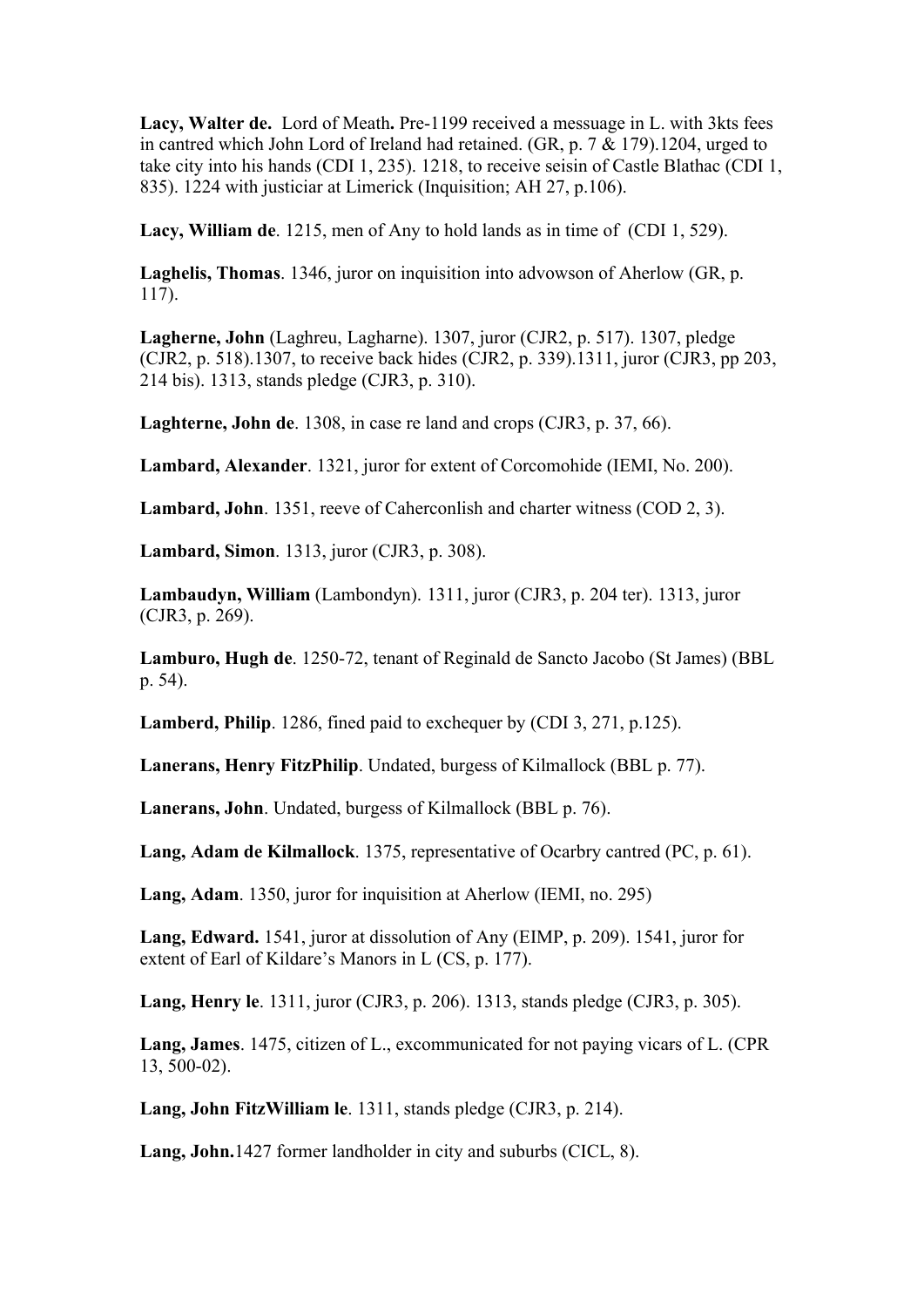**Lacy, Walter de.** Lord of Meath**.** Pre-1199 received a messuage in L. with 3kts fees in cantred which John Lord of Ireland had retained. (GR, p. 7 & 179).1204, urged to take city into his hands (CDI 1, 235). 1218, to receive seisin of Castle Blathac (CDI 1, 835). 1224 with justiciar at Limerick (Inquisition; AH 27, p.106).

**Lacy, William de**. 1215, men of Any to hold lands as in time of (CDI 1, 529).

**Laghelis, Thomas**. 1346, juror on inquisition into advowson of Aherlow (GR, p. 117).

**Lagherne, John** (Laghreu, Lagharne). 1307, juror (CJR2, p. 517). 1307, pledge (CJR2, p. 518).1307, to receive back hides (CJR2, p. 339).1311, juror (CJR3, pp 203, 214 bis). 1313, stands pledge (CJR3, p. 310).

**Laghterne, John de**. 1308, in case re land and crops (CJR3, p. 37, 66).

**Lambard, Alexander**. 1321, juror for extent of Corcomohide (IEMI, No. 200).

**Lambard, John**. 1351, reeve of Caherconlish and charter witness (COD 2, 3).

**Lambard, Simon**. 1313, juror (CJR3, p. 308).

**Lambaudyn, William** (Lambondyn). 1311, juror (CJR3, p. 204 ter). 1313, juror (CJR3, p. 269).

**Lamburo, Hugh de**. 1250-72, tenant of Reginald de Sancto Jacobo (St James) (BBL p. 54).

**Lamberd, Philip**. 1286, fined paid to exchequer by (CDI 3, 271, p.125).

**Lanerans, Henry FitzPhilip**. Undated, burgess of Kilmallock (BBL p. 77).

**Lanerans, John**. Undated, burgess of Kilmallock (BBL p. 76).

**Lang, Adam de Kilmallock**. 1375, representative of Ocarbry cantred (PC, p. 61).

**Lang, Adam**. 1350, juror for inquisition at Aherlow (IEMI, no. 295)

**Lang, Edward.** 1541, juror at dissolution of Any (EIMP, p. 209). 1541, juror for extent of Earl of Kildare's Manors in L (CS, p. 177).

**Lang, Henry le**. 1311, juror (CJR3, p. 206). 1313, stands pledge (CJR3, p. 305).

**Lang, James**. 1475, citizen of L., excommunicated for not paying vicars of L. (CPR 13, 500-02).

**Lang, John FitzWilliam le**. 1311, stands pledge (CJR3, p. 214).

**Lang, John.**1427 former landholder in city and suburbs (CICL, 8).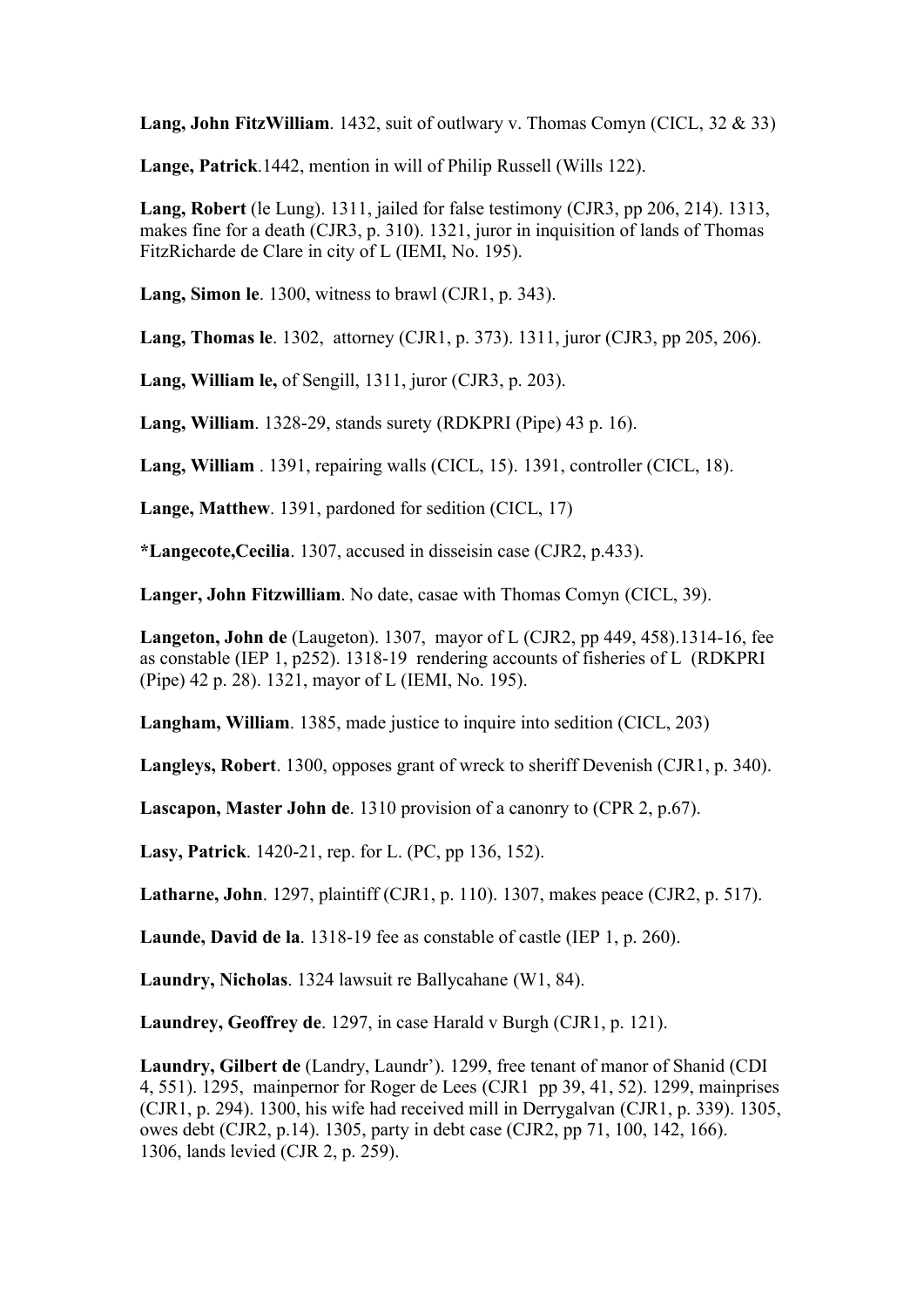**Lang, John FitzWilliam**. 1432, suit of outlwary v. Thomas Comyn (CICL, 32 & 33)

**Lange, Patrick**.1442, mention in will of Philip Russell (Wills 122).

**Lang, Robert** (le Lung). 1311, jailed for false testimony (CJR3, pp 206, 214). 1313, makes fine for a death (CJR3, p. 310). 1321, juror in inquisition of lands of Thomas FitzRicharde de Clare in city of L (IEMI, No. 195).

**Lang, Simon le**. 1300, witness to brawl (CJR1, p. 343).

**Lang, Thomas le**. 1302, attorney (CJR1, p. 373). 1311, juror (CJR3, pp 205, 206).

**Lang, William le,** of Sengill, 1311, juror (CJR3, p. 203).

**Lang, William**. 1328-29, stands surety (RDKPRI (Pipe) 43 p. 16).

**Lang, William** . 1391, repairing walls (CICL, 15). 1391, controller (CICL, 18).

**Lange, Matthew**. 1391, pardoned for sedition (CICL, 17)

**\*Langecote,Cecilia**. 1307, accused in disseisin case (CJR2, p.433).

**Langer, John Fitzwilliam**. No date, casae with Thomas Comyn (CICL, 39).

**Langeton, John de** (Laugeton). 1307, mayor of L (CJR2, pp 449, 458).1314-16, fee as constable (IEP 1, p252). 1318-19 rendering accounts of fisheries of L (RDKPRI (Pipe) 42 p. 28). 1321, mayor of L (IEMI, No. 195).

**Langham, William**. 1385, made justice to inquire into sedition (CICL, 203)

**Langleys, Robert**. 1300, opposes grant of wreck to sheriff Devenish (CJR1, p. 340).

**Lascapon, Master John de**. 1310 provision of a canonry to (CPR 2, p.67).

**Lasy, Patrick**. 1420-21, rep. for L. (PC, pp 136, 152).

**Latharne, John**. 1297, plaintiff (CJR1, p. 110). 1307, makes peace (CJR2, p. 517).

**Launde, David de la**. 1318-19 fee as constable of castle (IEP 1, p. 260).

**Laundry, Nicholas**. 1324 lawsuit re Ballycahane (W1, 84).

**Laundrey, Geoffrey de**. 1297, in case Harald v Burgh (CJR1, p. 121).

**Laundry, Gilbert de** (Landry, Laundr'). 1299, free tenant of manor of Shanid (CDI 4, 551). 1295, mainpernor for Roger de Lees (CJR1 pp 39, 41, 52). 1299, mainprises (CJR1, p. 294). 1300, his wife had received mill in Derrygalvan (CJR1, p. 339). 1305, owes debt (CJR2, p.14). 1305, party in debt case (CJR2, pp 71, 100, 142, 166). 1306, lands levied (CJR 2, p. 259).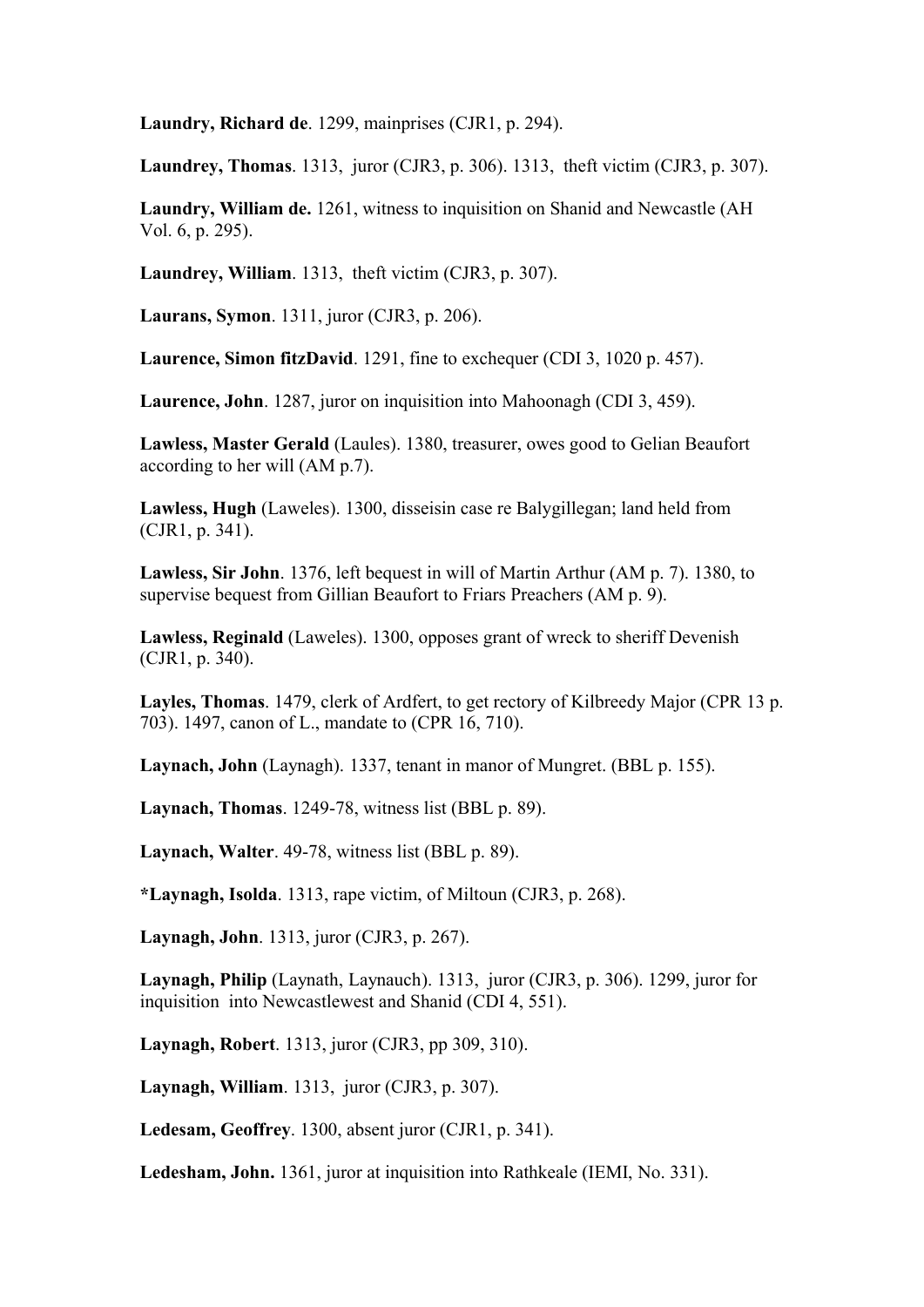**Laundry, Richard de**. 1299, mainprises (CJR1, p. 294).

**Laundrey, Thomas**. 1313, juror (CJR3, p. 306). 1313, theft victim (CJR3, p. 307).

**Laundry, William de.** 1261, witness to inquisition on Shanid and Newcastle (AH Vol. 6, p. 295).

**Laundrey, William**. 1313, theft victim (CJR3, p. 307).

**Laurans, Symon**. 1311, juror (CJR3, p. 206).

**Laurence, Simon fitzDavid**. 1291, fine to exchequer (CDI 3, 1020 p. 457).

**Laurence, John**. 1287, juror on inquisition into Mahoonagh (CDI 3, 459).

**Lawless, Master Gerald** (Laules). 1380, treasurer, owes good to Gelian Beaufort according to her will (AM p.7).

**Lawless, Hugh** (Laweles). 1300, disseisin case re Balygillegan; land held from (CJR1, p. 341).

**Lawless, Sir John**. 1376, left bequest in will of Martin Arthur (AM p. 7). 1380, to supervise bequest from Gillian Beaufort to Friars Preachers (AM p. 9).

**Lawless, Reginald** (Laweles). 1300, opposes grant of wreck to sheriff Devenish (CJR1, p. 340).

**Layles, Thomas**. 1479, clerk of Ardfert, to get rectory of Kilbreedy Major (CPR 13 p. 703). 1497, canon of L., mandate to (CPR 16, 710).

**Laynach, John** (Laynagh). 1337, tenant in manor of Mungret. (BBL p. 155).

**Laynach, Thomas**. 1249-78, witness list (BBL p. 89).

**Laynach, Walter**. 49-78, witness list (BBL p. 89).

***Laynagh, Isolda**. 1313, rape victim, of Miltoun (CJR3, p. 268).

**Laynagh, John**. 1313, juror (CJR3, p. 267).

**Laynagh, Philip** (Laynath, Laynauch). 1313, juror (CJR3, p. 306). 1299, juror for inquisition into Newcastlewest and Shanid (CDI 4, 551).

**Laynagh, Robert**. 1313, juror (CJR3, pp 309, 310).

**Laynagh, William**. 1313, juror (CJR3, p. 307).

**Ledesam, Geoffrey**. 1300, absent juror (CJR1, p. 341).

**Ledesham, John.** 1361, juror at inquisition into Rathkeale (IEMI, No. 331).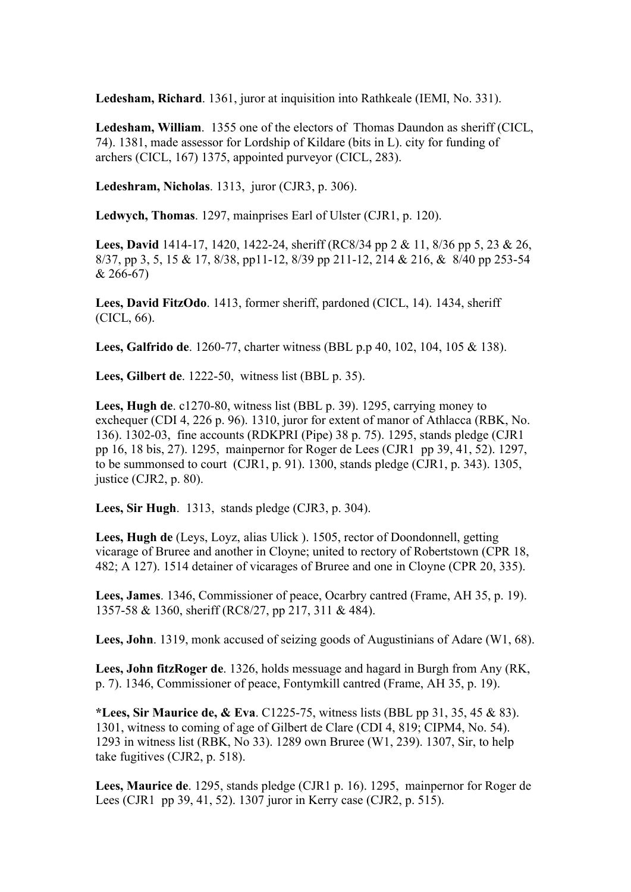**Ledesham, Richard**. 1361, juror at inquisition into Rathkeale (IEMI, No. 331).

**Ledesham, William**. 1355 one of the electors of Thomas Daundon as sheriff (CICL, 74). 1381, made assessor for Lordship of Kildare (bits in L). city for funding of archers (CICL, 167) 1375, appointed purveyor (CICL, 283).

**Ledeshram, Nicholas**. 1313, juror (CJR3, p. 306).

**Ledwych, Thomas**. 1297, mainprises Earl of Ulster (CJR1, p. 120).

**Lees, David** 1414-17, 1420, 1422-24, sheriff (RC8/34 pp 2 & 11, 8/36 pp 5, 23 & 26, 8/37, pp 3, 5, 15 & 17, 8/38, pp11-12, 8/39 pp 211-12, 214 & 216, & 8/40 pp 253-54 & 266-67)

**Lees, David FitzOdo**. 1413, former sheriff, pardoned (CICL, 14). 1434, sheriff (CICL, 66).

**Lees, Galfrido de**. 1260-77, charter witness (BBL p.p 40, 102, 104, 105 & 138).

**Lees, Gilbert de**. 1222-50, witness list (BBL p. 35).

**Lees, Hugh de**. c1270-80, witness list (BBL p. 39). 1295, carrying money to exchequer (CDI 4, 226 p. 96). 1310, juror for extent of manor of Athlacca (RBK, No. 136). 1302-03, fine accounts (RDKPRI (Pipe) 38 p. 75). 1295, stands pledge (CJR1 pp 16, 18 bis, 27). 1295, mainpernor for Roger de Lees (CJR1 pp 39, 41, 52). 1297, to be summonsed to court (CJR1, p. 91). 1300, stands pledge (CJR1, p. 343). 1305, justice (CJR2, p. 80).

**Lees, Sir Hugh**. 1313, stands pledge (CJR3, p. 304).

**Lees, Hugh de** (Leys, Loyz, alias Ulick ). 1505, rector of Doondonnell, getting vicarage of Bruree and another in Cloyne; united to rectory of Robertstown (CPR 18, 482; A 127). 1514 detainer of vicarages of Bruree and one in Cloyne (CPR 20, 335).

**Lees, James**. 1346, Commissioner of peace, Ocarbry cantred (Frame, AH 35, p. 19). 1357-58 & 1360, sheriff (RC8/27, pp 217, 311 & 484).

**Lees, John**. 1319, monk accused of seizing goods of Augustinians of Adare (W1, 68).

**Lees, John fitzRoger de**. 1326, holds messuage and hagard in Burgh from Any (RK, p. 7). 1346, Commissioner of peace, Fontymkill cantred (Frame, AH 35, p. 19).

***Lees, Sir Maurice de, & Eva**. C1225-75, witness lists (BBL pp 31, 35, 45 & 83). 1301, witness to coming of age of Gilbert de Clare (CDI 4, 819; CIPM4, No. 54). 1293 in witness list (RBK, No 33). 1289 own Bruree (W1, 239). 1307, Sir, to help take fugitives (CJR2, p. 518).

**Lees, Maurice de**. 1295, stands pledge (CJR1 p. 16). 1295, mainpernor for Roger de Lees (CJR1 pp 39, 41, 52). 1307 juror in Kerry case (CJR2, p. 515).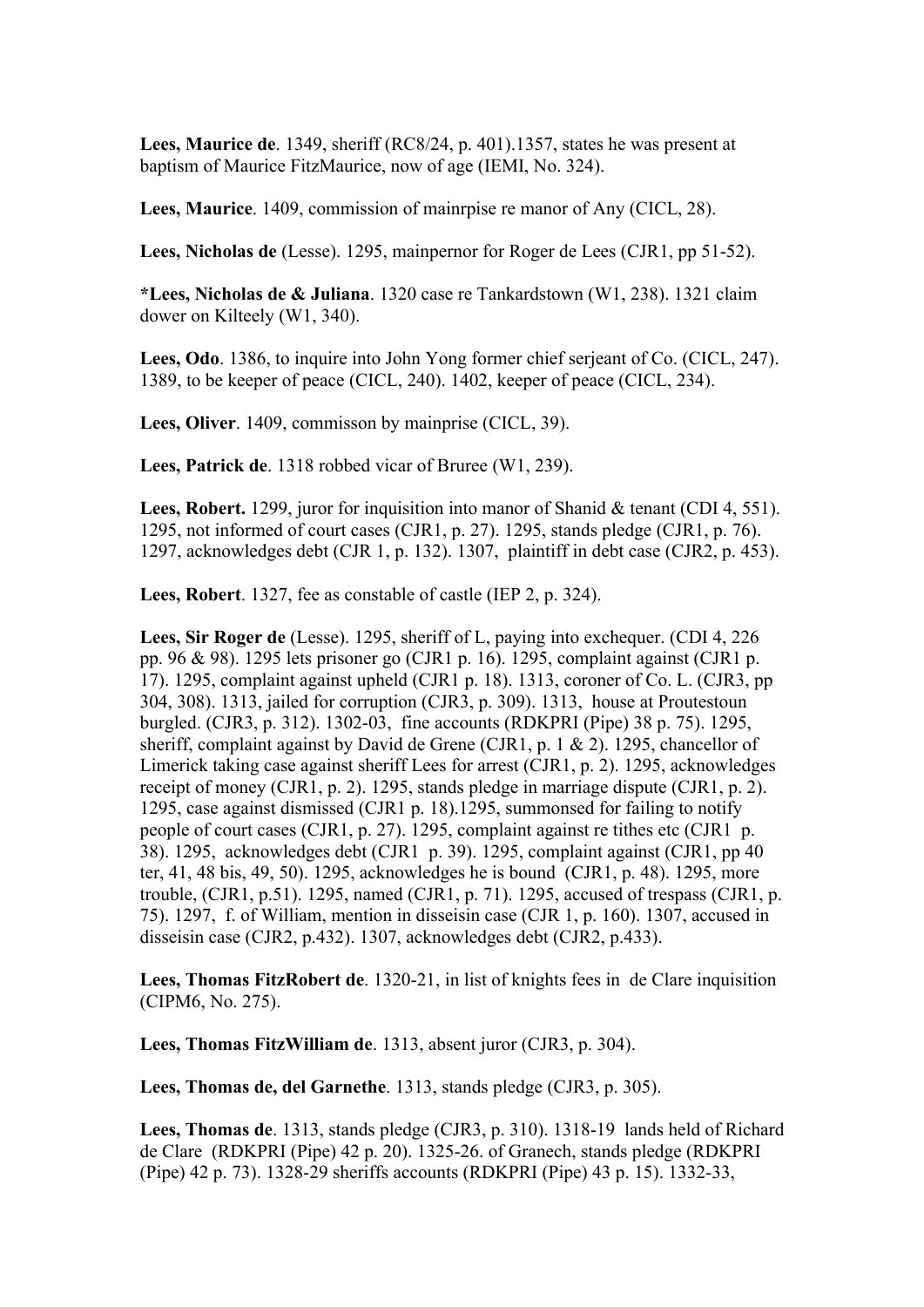**Lees, Maurice de**. 1349, sheriff (RC8/24, p. 401).1357, states he was present at baptism of Maurice FitzMaurice, now of age (IEMI, No. 324).

**Lees, Maurice**. 1409, commission of mainrpise re manor of Any (CICL, 28).

**Lees, Nicholas de** (Lesse). 1295, mainpernor for Roger de Lees (CJR1, pp 51-52).

***Lees, Nicholas de & Juliana**. 1320 case re Tankardstown (W1, 238). 1321 claim dower on Kilteely (W1, 340).

**Lees, Odo**. 1386, to inquire into John Yong former chief serjeant of Co. (CICL, 247). 1389, to be keeper of peace (CICL, 240). 1402, keeper of peace (CICL, 234).

**Lees, Oliver**. 1409, commisson by mainprise (CICL, 39).

**Lees, Patrick de**. 1318 robbed vicar of Bruree (W1, 239).

**Lees, Robert.** 1299, juror for inquisition into manor of Shanid & tenant (CDI 4, 551). 1295, not informed of court cases (CJR1, p. 27). 1295, stands pledge (CJR1, p. 76). 1297, acknowledges debt (CJR 1, p. 132). 1307, plaintiff in debt case (CJR2, p. 453).

**Lees, Robert**. 1327, fee as constable of castle (IEP 2, p. 324).

**Lees, Sir Roger de** (Lesse). 1295, sheriff of L, paying into exchequer. (CDI 4, 226 pp. 96 & 98). 1295 lets prisoner go (CJR1 p. 16). 1295, complaint against (CJR1 p. 17). 1295, complaint against upheld (CJR1 p. 18). 1313, coroner of Co. L. (CJR3, pp 304, 308). 1313, jailed for corruption (CJR3, p. 309). 1313, house at Proutestoun burgled. (CJR3, p. 312). 1302-03, fine accounts (RDKPRI (Pipe) 38 p. 75). 1295, sheriff, complaint against by David de Grene (CJR1, p. 1 & 2). 1295, chancellor of Limerick taking case against sheriff Lees for arrest (CJR1, p. 2). 1295, acknowledges receipt of money (CJR1, p. 2). 1295, stands pledge in marriage dispute (CJR1, p. 2). 1295, case against dismissed (CJR1 p. 18).1295, summonsed for failing to notify people of court cases (CJR1, p. 27). 1295, complaint against re tithes etc (CJR1 p. 38). 1295, acknowledges debt (CJR1 p. 39). 1295, complaint against (CJR1, pp 40 ter, 41, 48 bis, 49, 50). 1295, acknowledges he is bound (CJR1, p. 48). 1295, more trouble, (CJR1, p.51). 1295, named (CJR1, p. 71). 1295, accused of trespass (CJR1, p. 75). 1297, f. of William, mention in disseisin case (CJR 1, p. 160). 1307, accused in disseisin case (CJR2, p.432). 1307, acknowledges debt (CJR2, p.433).

**Lees, Thomas FitzRobert de**. 1320-21, in list of knights fees in de Clare inquisition (CIPM6, No. 275).

**Lees, Thomas FitzWilliam de**. 1313, absent juror (CJR3, p. 304).

**Lees, Thomas de, del Garnethe**. 1313, stands pledge (CJR3, p. 305).

**Lees, Thomas de**. 1313, stands pledge (CJR3, p. 310). 1318-19 lands held of Richard de Clare (RDKPRI (Pipe) 42 p. 20). 1325-26. of Granech, stands pledge (RDKPRI (Pipe) 42 p. 73). 1328-29 sheriffs accounts (RDKPRI (Pipe) 43 p. 15). 1332-33,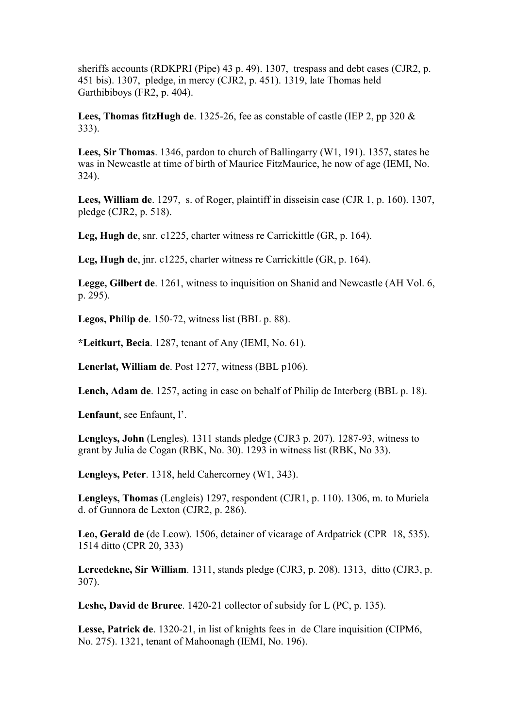sheriffs accounts (RDKPRI (Pipe) 43 p. 49). 1307, trespass and debt cases (CJR2, p. 451 bis). 1307, pledge, in mercy (CJR2, p. 451). 1319, late Thomas held Garthibiboys (FR2, p. 404).

**Lees, Thomas fitzHugh de**. 1325-26, fee as constable of castle (IEP 2, pp 320 & 333).

**Lees, Sir Thomas**. 1346, pardon to church of Ballingarry (W1, 191). 1357, states he was in Newcastle at time of birth of Maurice FitzMaurice, he now of age (IEMI, No. 324).

**Lees, William de**. 1297, s. of Roger, plaintiff in disseisin case (CJR 1, p. 160). 1307, pledge (CJR2, p. 518).

**Leg, Hugh de**, snr. c1225, charter witness re Carrickittle (GR, p. 164).

**Leg, Hugh de**, jnr. c1225, charter witness re Carrickittle (GR, p. 164).

**Legge, Gilbert de**. 1261, witness to inquisition on Shanid and Newcastle (AH Vol. 6, p. 295).

**Legos, Philip de**. 150-72, witness list (BBL p. 88).

**\*Leitkurt, Becia**. 1287, tenant of Any (IEMI, No. 61).

**Lenerlat, William de**. Post 1277, witness (BBL p106).

**Lench, Adam de**. 1257, acting in case on behalf of Philip de Interberg (BBL p. 18).

**Lenfaunt**, see Enfaunt, l'.

**Lengleys, John** (Lengles). 1311 stands pledge (CJR3 p. 207). 1287-93, witness to grant by Julia de Cogan (RBK, No. 30). 1293 in witness list (RBK, No 33).

**Lengleys, Peter**. 1318, held Cahercorney (W1, 343).

**Lengleys, Thomas** (Lengleis) 1297, respondent (CJR1, p. 110). 1306, m. to Muriela d. of Gunnora de Lexton (CJR2, p. 286).

**Leo, Gerald de** (de Leow). 1506, detainer of vicarage of Ardpatrick (CPR 18, 535). 1514 ditto (CPR 20, 333)

**Lercedekne, Sir William**. 1311, stands pledge (CJR3, p. 208). 1313, ditto (CJR3, p. 307).

**Leshe, David de Bruree**. 1420-21 collector of subsidy for L (PC, p. 135).

**Lesse, Patrick de**. 1320-21, in list of knights fees in de Clare inquisition (CIPM6, No. 275). 1321, tenant of Mahoonagh (IEMI, No. 196).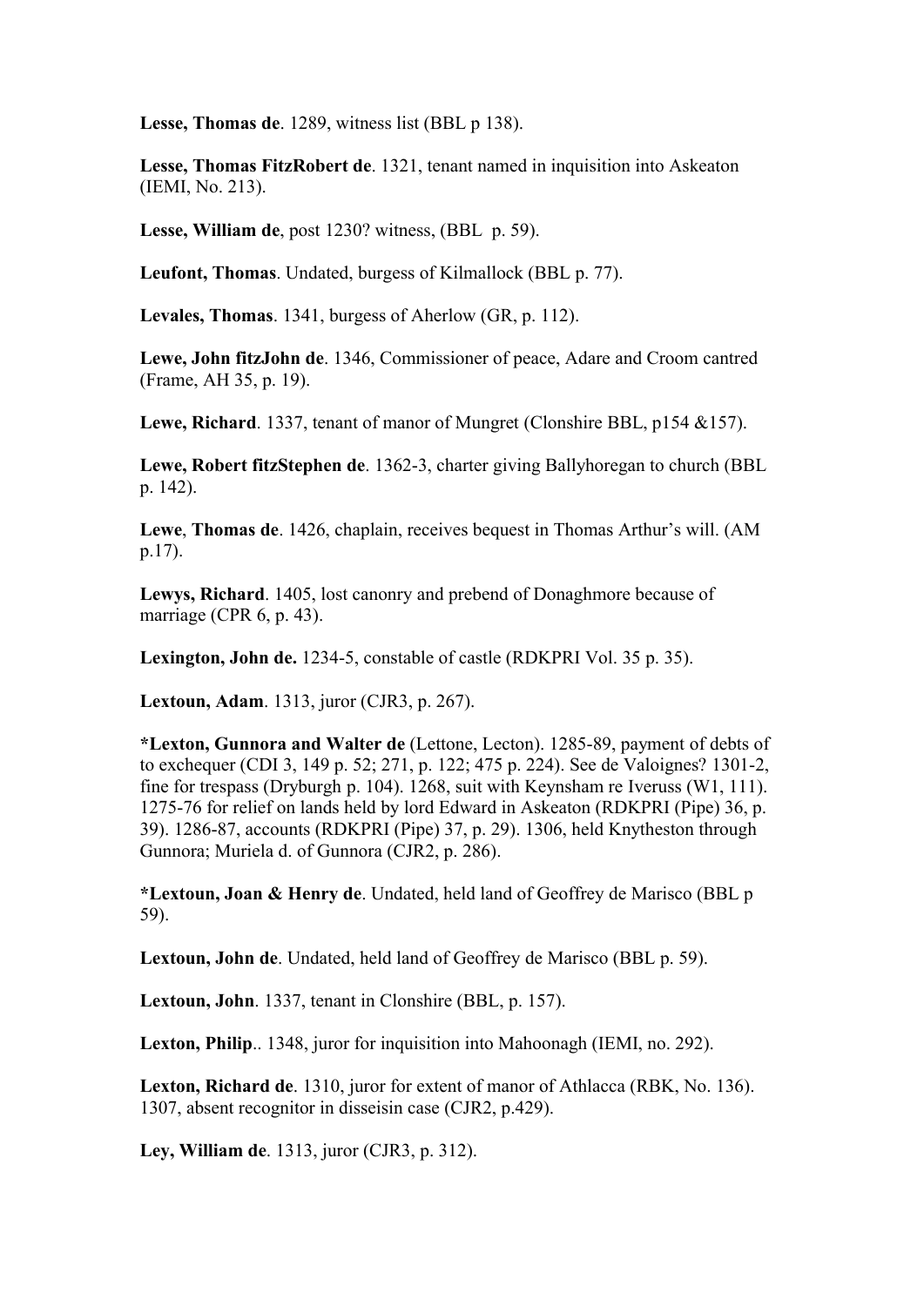**Lesse, Thomas de**. 1289, witness list (BBL p 138).

**Lesse, Thomas FitzRobert de**. 1321, tenant named in inquisition into Askeaton (IEMI, No. 213).

**Lesse, William de**, post 1230? witness, (BBL  p. 59).

**Leufont, Thomas**. Undated, burgess of Kilmallock (BBL p. 77).

**Levales, Thomas**. 1341, burgess of Aherlow (GR, p. 112).

**Lewe, John fitzJohn de**. 1346, Commissioner of peace, Adare and Croom cantred (Frame, AH 35, p. 19).

**Lewe, Richard**. 1337, tenant of manor of Mungret (Clonshire BBL, p154 &157).

**Lewe, Robert fitzStephen de**. 1362-3, charter giving Ballyhoregan to church (BBL p. 142).

**Lewe**, **Thomas de**. 1426, chaplain, receives bequest in Thomas Arthur's will. (AM p.17).

**Lewys, Richard**. 1405, lost canonry and prebend of Donaghmore because of marriage (CPR 6, p. 43).

**Lexington, John de.** 1234-5, constable of castle (RDKPRI Vol. 35 p. 35).

**Lextoun, Adam**. 1313, juror (CJR3, p. 267).

**\*Lexton, Gunnora and Walter de** (Lettone, Lecton). 1285-89, payment of debts of to exchequer (CDI 3, 149 p. 52; 271, p. 122; 475 p. 224). See de Valoignes? 1301-2, fine for trespass (Dryburgh p. 104). 1268, suit with Keynsham re Iveruss (W1, 111). 1275-76 for relief on lands held by lord Edward in Askeaton (RDKPRI (Pipe) 36, p. 39). 1286-87, accounts (RDKPRI (Pipe) 37, p. 29). 1306, held Knytheston through Gunnora; Muriela d. of Gunnora (CJR2, p. 286).

**\*Lextoun, Joan & Henry de**. Undated, held land of Geoffrey de Marisco (BBL p 59).

**Lextoun, John de**. Undated, held land of Geoffrey de Marisco (BBL p. 59).

**Lextoun, John**. 1337, tenant in Clonshire (BBL, p. 157).

**Lexton, Philip**.. 1348, juror for inquisition into Mahoonagh (IEMI, no. 292).

**Lexton, Richard de**. 1310, juror for extent of manor of Athlacca (RBK, No. 136). 1307, absent recognitor in disseisin case (CJR2, p.429).

**Ley, William de**. 1313, juror (CJR3, p. 312).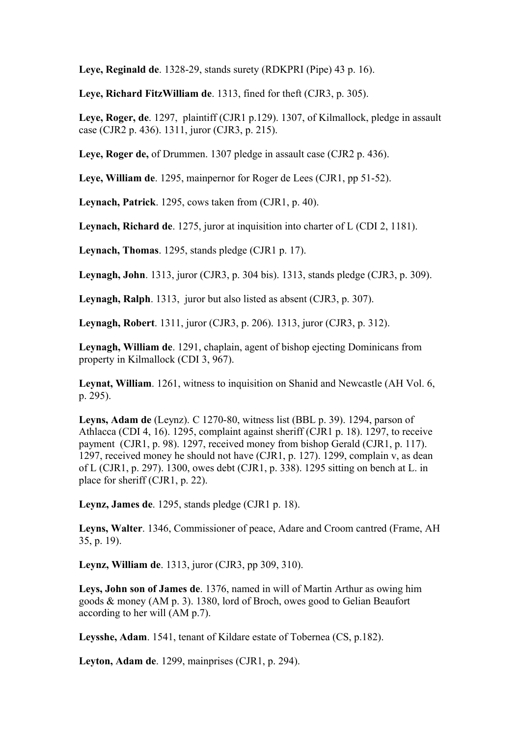**Leye, Reginald de**. 1328-29, stands surety (RDKPRI (Pipe) 43 p. 16).

**Leye, Richard FitzWilliam de**. 1313, fined for theft (CJR3, p. 305).

**Leye, Roger, de**. 1297, plaintiff (CJR1 p.129). 1307, of Kilmallock, pledge in assault case (CJR2 p. 436). 1311, juror (CJR3, p. 215).

**Leye, Roger de,** of Drummen. 1307 pledge in assault case (CJR2 p. 436).

**Leye, William de**. 1295, mainpernor for Roger de Lees (CJR1, pp 51-52).

**Leynach, Patrick**. 1295, cows taken from (CJR1, p. 40).

**Leynach, Richard de**. 1275, juror at inquisition into charter of L (CDI 2, 1181).

**Leynach, Thomas**. 1295, stands pledge (CJR1 p. 17).

**Leynagh, John**. 1313, juror (CJR3, p. 304 bis). 1313, stands pledge (CJR3, p. 309).

**Leynagh, Ralph**. 1313, juror but also listed as absent (CJR3, p. 307).

**Leynagh, Robert**. 1311, juror (CJR3, p. 206). 1313, juror (CJR3, p. 312).

**Leynagh, William de**. 1291, chaplain, agent of bishop ejecting Dominicans from property in Kilmallock (CDI 3, 967).

**Leynat, William**. 1261, witness to inquisition on Shanid and Newcastle (AH Vol. 6, p. 295).

**Leyns, Adam de** (Leynz). C 1270-80, witness list (BBL p. 39). 1294, parson of Athlacca (CDI 4, 16). 1295, complaint against sheriff (CJR1 p. 18). 1297, to receive payment (CJR1, p. 98). 1297, received money from bishop Gerald (CJR1, p. 117). 1297, received money he should not have (CJR1, p. 127). 1299, complain v, as dean of L (CJR1, p. 297). 1300, owes debt (CJR1, p. 338). 1295 sitting on bench at L. in place for sheriff (CJR1, p. 22).

**Leynz, James de**. 1295, stands pledge (CJR1 p. 18).

**Leyns, Walter**. 1346, Commissioner of peace, Adare and Croom cantred (Frame, AH 35, p. 19).

**Leynz, William de**. 1313, juror (CJR3, pp 309, 310).

**Leys, John son of James de**. 1376, named in will of Martin Arthur as owing him goods & money (AM p. 3). 1380, lord of Broch, owes good to Gelian Beaufort according to her will (AM p.7).

**Leysshe, Adam**. 1541, tenant of Kildare estate of Tobernea (CS, p.182).

**Leyton, Adam de**. 1299, mainprises (CJR1, p. 294).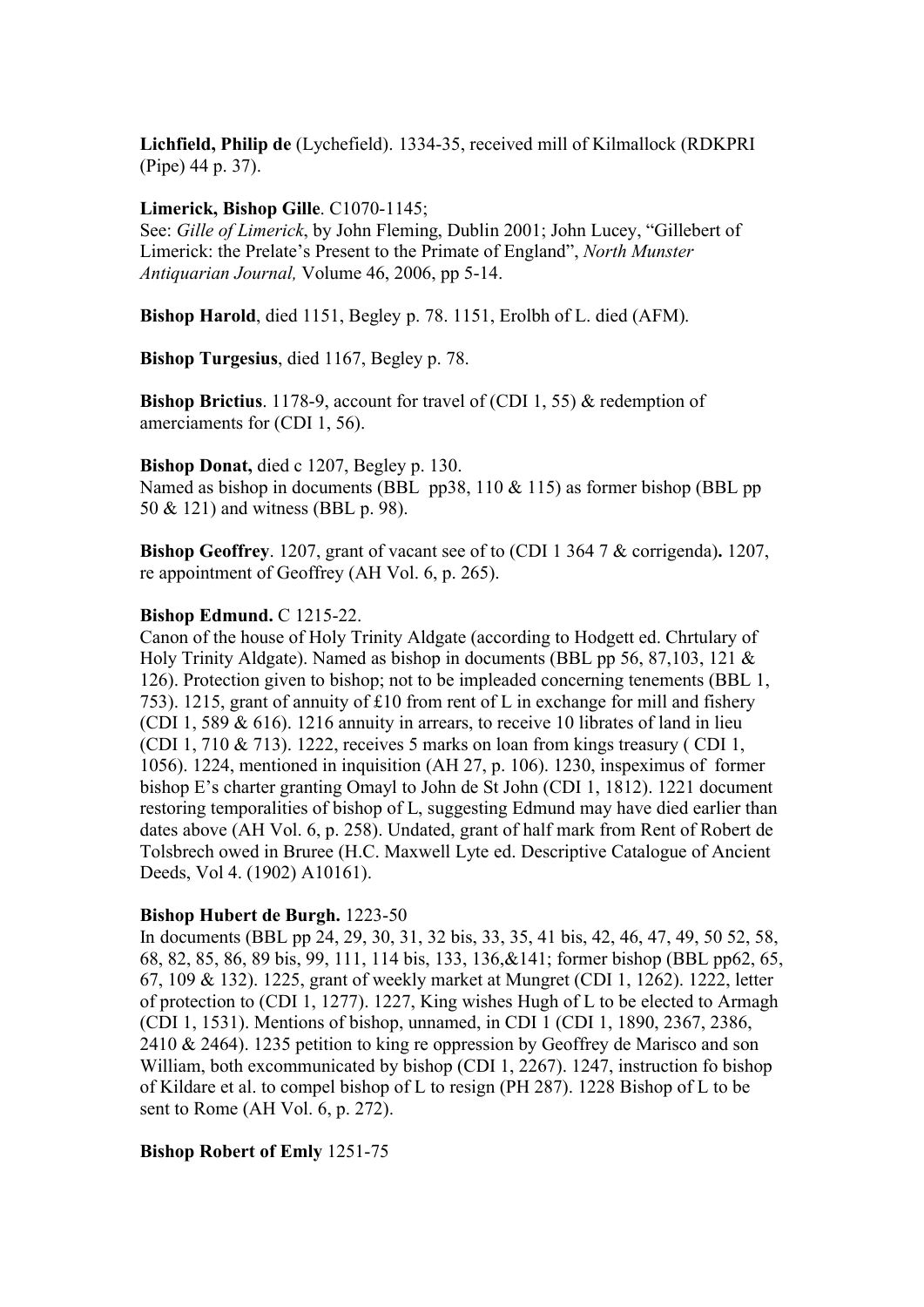**Lichfield, Philip de** (Lychefield). 1334-35, received mill of Kilmallock (RDKPRI (Pipe) 44 p. 37).

**Limerick, Bishop Gille**. C1070-1145;
See: *Gille of Limerick*, by John Fleming, Dublin 2001; John Lucey, "Gillebert of Limerick: the Prelate's Present to the Primate of England", *North Munster Antiquarian Journal,* Volume 46, 2006, pp 5-14.

**Bishop Harold**, died 1151, Begley p. 78. 1151, Erolbh of L. died (AFM).

**Bishop Turgesius**, died 1167, Begley p. 78.

**Bishop Brictius**. 1178-9, account for travel of (CDI 1, 55) & redemption of amerciaments for (CDI 1, 56).

**Bishop Donat,** died c 1207, Begley p. 130.
Named as bishop in documents (BBL pp38, 110 & 115) as former bishop (BBL pp 50 & 121) and witness (BBL p. 98).

**Bishop Geoffrey**. 1207, grant of vacant see of to (CDI 1 364 7 & corrigenda)**.** 1207, re appointment of Geoffrey (AH Vol. 6, p. 265).

**Bishop Edmund.** C 1215-22.
Canon of the house of Holy Trinity Aldgate (according to Hodgett ed. Chrtulary of Holy Trinity Aldgate). Named as bishop in documents (BBL pp 56, 87,103, 121 & 126). Protection given to bishop; not to be impleaded concerning tenements (BBL 1, 753). 1215, grant of annuity of £10 from rent of L in exchange for mill and fishery (CDI 1, 589 & 616). 1216 annuity in arrears, to receive 10 librates of land in lieu (CDI 1, 710 & 713). 1222, receives 5 marks on loan from kings treasury ( CDI 1, 1056). 1224, mentioned in inquisition (AH 27, p. 106). 1230, inspeximus of former bishop E's charter granting Omayl to John de St John (CDI 1, 1812). 1221 document restoring temporalities of bishop of L, suggesting Edmund may have died earlier than dates above (AH Vol. 6, p. 258). Undated, grant of half mark from Rent of Robert de Tolsbrech owed in Bruree (H.C. Maxwell Lyte ed. Descriptive Catalogue of Ancient Deeds, Vol 4. (1902) A10161).

**Bishop Hubert de Burgh.** 1223-50
In documents (BBL pp 24, 29, 30, 31, 32 bis, 33, 35, 41 bis, 42, 46, 47, 49, 50 52, 58, 68, 82, 85, 86, 89 bis, 99, 111, 114 bis, 133, 136,&141; former bishop (BBL pp62, 65, 67, 109 & 132). 1225, grant of weekly market at Mungret (CDI 1, 1262). 1222, letter of protection to (CDI 1, 1277). 1227, King wishes Hugh of L to be elected to Armagh (CDI 1, 1531). Mentions of bishop, unnamed, in CDI 1 (CDI 1, 1890, 2367, 2386, 2410 & 2464). 1235 petition to king re oppression by Geoffrey de Marisco and son William, both excommunicated by bishop (CDI 1, 2267). 1247, instruction fo bishop of Kildare et al. to compel bishop of L to resign (PH 287). 1228 Bishop of L to be sent to Rome (AH Vol. 6, p. 272).

**Bishop Robert of Emly** 1251-75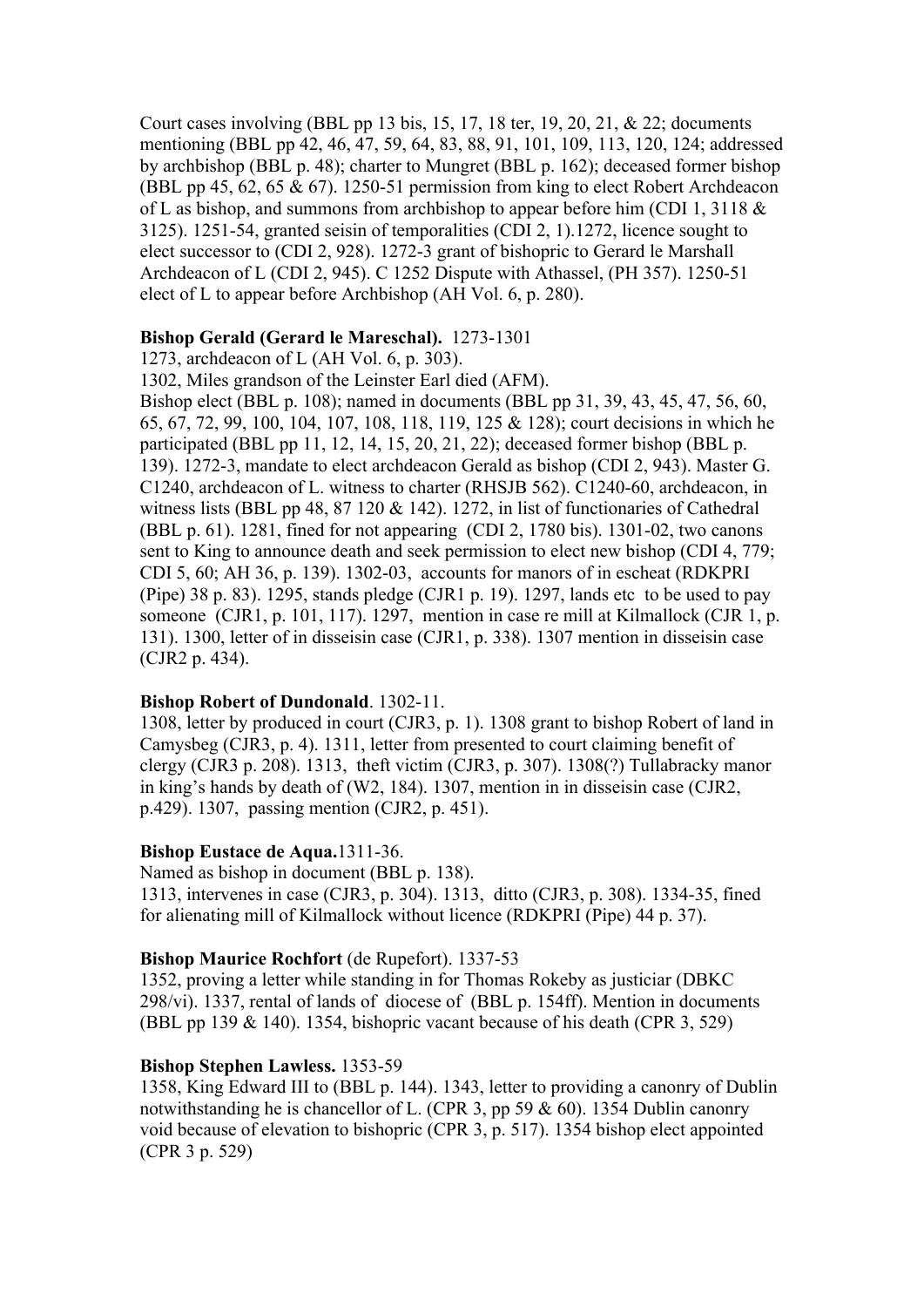Court cases involving (BBL pp 13 bis, 15, 17, 18 ter, 19, 20, 21, & 22; documents mentioning (BBL pp 42, 46, 47, 59, 64, 83, 88, 91, 101, 109, 113, 120, 124; addressed by archbishop (BBL p. 48); charter to Mungret (BBL p. 162); deceased former bishop (BBL pp 45, 62, 65 & 67). 1250-51 permission from king to elect Robert Archdeacon of L as bishop, and summons from archbishop to appear before him (CDI 1, 3118 & 3125). 1251-54, granted seisin of temporalities (CDI 2, 1).1272, licence sought to elect successor to (CDI 2, 928). 1272-3 grant of bishopric to Gerard le Marshall Archdeacon of L (CDI 2, 945). C 1252 Dispute with Athassel, (PH 357). 1250-51 elect of L to appear before Archbishop (AH Vol. 6, p. 280).

**Bishop Gerald (Gerard le Mareschal).** 1273-1301

1273, archdeacon of L (AH Vol. 6, p. 303).

1302, Miles grandson of the Leinster Earl died (AFM).

Bishop elect (BBL p. 108); named in documents (BBL pp 31, 39, 43, 45, 47, 56, 60, 65, 67, 72, 99, 100, 104, 107, 108, 118, 119, 125 & 128); court decisions in which he participated (BBL pp 11, 12, 14, 15, 20, 21, 22); deceased former bishop (BBL p. 139). 1272-3, mandate to elect archdeacon Gerald as bishop (CDI 2, 943). Master G. C1240, archdeacon of L. witness to charter (RHSJB 562). C1240-60, archdeacon, in witness lists (BBL pp 48, 87 120 & 142). 1272, in list of functionaries of Cathedral (BBL p. 61). 1281, fined for not appearing (CDI 2, 1780 bis). 1301-02, two canons sent to King to announce death and seek permission to elect new bishop (CDI 4, 779; CDI 5, 60; AH 36, p. 139). 1302-03, accounts for manors of in escheat (RDKPRI (Pipe) 38 p. 83). 1295, stands pledge (CJR1 p. 19). 1297, lands etc to be used to pay someone (CJR1, p. 101, 117). 1297, mention in case re mill at Kilmallock (CJR 1, p. 131). 1300, letter of in disseisin case (CJR1, p. 338). 1307 mention in disseisin case (CJR2 p. 434).

**Bishop Robert of Dundonald**. 1302-11.

1308, letter by produced in court (CJR3, p. 1). 1308 grant to bishop Robert of land in Camysbeg (CJR3, p. 4). 1311, letter from presented to court claiming benefit of clergy (CJR3 p. 208). 1313, theft victim (CJR3, p. 307). 1308(?) Tullabracky manor in king's hands by death of (W2, 184). 1307, mention in in disseisin case (CJR2, p.429). 1307, passing mention (CJR2, p. 451).

**Bishop Eustace de Aqua.**1311-36.

Named as bishop in document (BBL p. 138).

1313, intervenes in case (CJR3, p. 304). 1313, ditto (CJR3, p. 308). 1334-35, fined for alienating mill of Kilmallock without licence (RDKPRI (Pipe) 44 p. 37).

**Bishop Maurice Rochfort** (de Rupefort). 1337-53

1352, proving a letter while standing in for Thomas Rokeby as justiciar (DBKC 298/vi). 1337, rental of lands of diocese of (BBL p. 154ff). Mention in documents (BBL pp 139 & 140). 1354, bishopric vacant because of his death (CPR 3, 529)

**Bishop Stephen Lawless.** 1353-59

1358, King Edward III to (BBL p. 144). 1343, letter to providing a canonry of Dublin notwithstanding he is chancellor of L. (CPR 3, pp 59 & 60). 1354 Dublin canonry void because of elevation to bishopric (CPR 3, p. 517). 1354 bishop elect appointed (CPR 3 p. 529)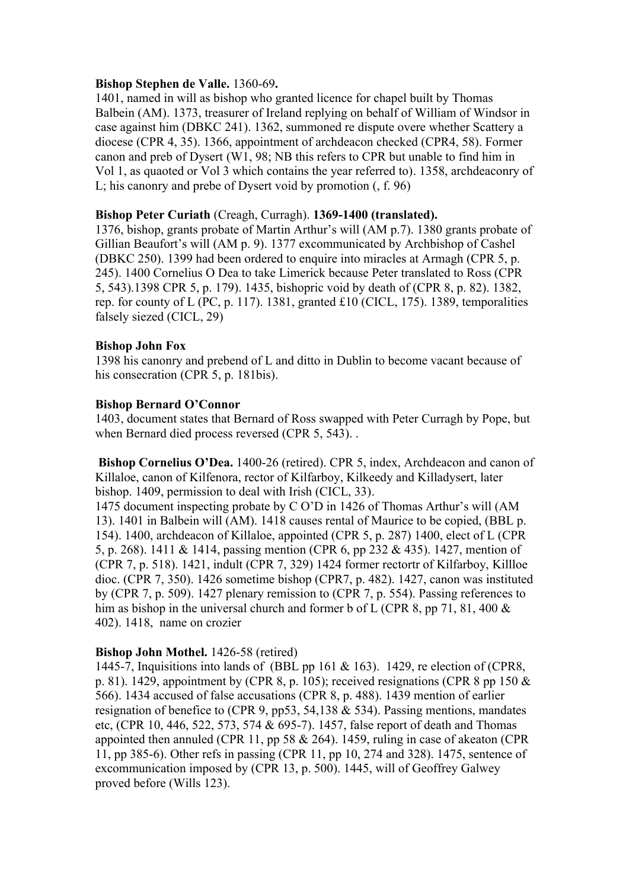**Bishop Stephen de Valle.** 1360-69**.**
1401, named in will as bishop who granted licence for chapel built by Thomas Balbein (AM). 1373, treasurer of Ireland replying on behalf of William of Windsor in case against him (DBKC 241). 1362, summoned re dispute overe whether Scattery a diocese (CPR 4, 35). 1366, appointment of archdeacon checked (CPR4, 58). Former canon and preb of Dysert (W1, 98; NB this refers to CPR but unable to find him in Vol 1, as quaoted or Vol 3 which contains the year referred to). 1358, archdeaconry of L; his canonry and prebe of Dysert void by promotion (, f. 96)

**Bishop Peter Curiath** (Creagh, Curragh). **1369-1400 (translated).**
1376, bishop, grants probate of Martin Arthur's will (AM p.7). 1380 grants probate of Gillian Beaufort's will (AM p. 9). 1377 excommunicated by Archbishop of Cashel (DBKC 250). 1399 had been ordered to enquire into miracles at Armagh (CPR 5, p. 245). 1400 Cornelius O Dea to take Limerick because Peter translated to Ross (CPR 5, 543).1398 CPR 5, p. 179). 1435, bishopric void by death of (CPR 8, p. 82). 1382, rep. for county of L (PC, p. 117). 1381, granted £10 (CICL, 175). 1389, temporalities falsely siezed (CICL, 29)

**Bishop John Fox**
1398 his canonry and prebend of L and ditto in Dublin to become vacant because of his consecration (CPR 5, p. 181bis).

**Bishop Bernard O'Connor**
1403, document states that Bernard of Ross swapped with Peter Curragh by Pope, but when Bernard died process reversed (CPR 5, 543). .

**Bishop Cornelius O'Dea.** 1400-26 (retired). CPR 5, index, Archdeacon and canon of Killaloe, canon of Kilfenora, rector of Kilfarboy, Kilkeedy and Killadysert, later bishop. 1409, permission to deal with Irish (CICL, 33).
1475 document inspecting probate by C O'D in 1426 of Thomas Arthur's will (AM 13). 1401 in Balbein will (AM). 1418 causes rental of Maurice to be copied, (BBL p. 154). 1400, archdeacon of Killaloe, appointed (CPR 5, p. 287) 1400, elect of L (CPR 5, p. 268). 1411 & 1414, passing mention (CPR 6, pp 232 & 435). 1427, mention of (CPR 7, p. 518). 1421, indult (CPR 7, 329) 1424 former rectortr of Kilfarboy, Killloe dioc. (CPR 7, 350). 1426 sometime bishop (CPR7, p. 482). 1427, canon was instituted by (CPR 7, p. 509). 1427 plenary remission to (CPR 7, p. 554). Passing references to him as bishop in the universal church and former b of L (CPR 8, pp 71, 81, 400 & 402). 1418, name on crozier

**Bishop John Mothel.** 1426-58 (retired)
1445-7, Inquisitions into lands of (BBL pp 161 & 163). 1429, re election of (CPR8, p. 81). 1429, appointment by (CPR 8, p. 105); received resignations (CPR 8 pp 150 & 566). 1434 accused of false accusations (CPR 8, p. 488). 1439 mention of earlier resignation of benefice to (CPR 9, pp53, 54,138 & 534). Passing mentions, mandates etc, (CPR 10, 446, 522, 573, 574 & 695-7). 1457, false report of death and Thomas appointed then annuled (CPR 11, pp 58 & 264). 1459, ruling in case of akeaton (CPR 11, pp 385-6). Other refs in passing (CPR 11, pp 10, 274 and 328). 1475, sentence of excommunication imposed by (CPR 13, p. 500). 1445, will of Geoffrey Galwey proved before (Wills 123).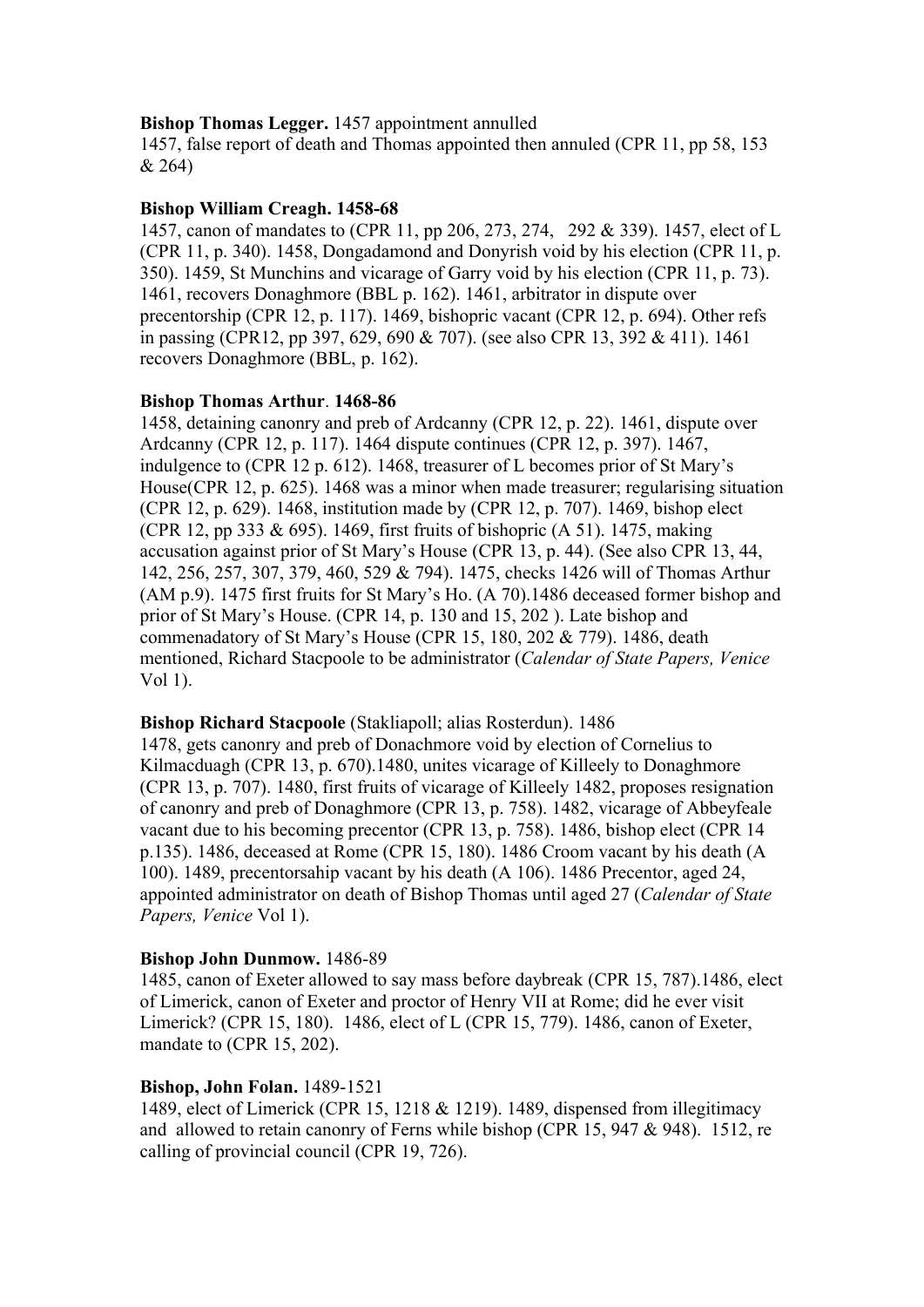**Bishop Thomas Legger.** 1457 appointment annulled
1457, false report of death and Thomas appointed then annuled (CPR 11, pp 58, 153 & 264)

**Bishop William Creagh. 1458-68**
1457, canon of mandates to (CPR 11, pp 206, 273, 274, 292 & 339). 1457, elect of L (CPR 11, p. 340). 1458, Dongadamond and Donyrish void by his election (CPR 11, p. 350). 1459, St Munchins and vicarage of Garry void by his election (CPR 11, p. 73). 1461, recovers Donaghmore (BBL p. 162). 1461, arbitrator in dispute over precentorship (CPR 12, p. 117). 1469, bishopric vacant (CPR 12, p. 694). Other refs in passing (CPR12, pp 397, 629, 690 & 707). (see also CPR 13, 392 & 411). 1461 recovers Donaghmore (BBL, p. 162).

**Bishop Thomas Arthur**. **1468-86**
1458, detaining canonry and preb of Ardcanny (CPR 12, p. 22). 1461, dispute over Ardcanny (CPR 12, p. 117). 1464 dispute continues (CPR 12, p. 397). 1467, indulgence to (CPR 12 p. 612). 1468, treasurer of L becomes prior of St Mary's House(CPR 12, p. 625). 1468 was a minor when made treasurer; regularising situation (CPR 12, p. 629). 1468, institution made by (CPR 12, p. 707). 1469, bishop elect (CPR 12, pp 333 & 695). 1469, first fruits of bishopric (A 51). 1475, making accusation against prior of St Mary's House (CPR 13, p. 44). (See also CPR 13, 44, 142, 256, 257, 307, 379, 460, 529 & 794). 1475, checks 1426 will of Thomas Arthur (AM p.9). 1475 first fruits for St Mary's Ho. (A 70).1486 deceased former bishop and prior of St Mary's House. (CPR 14, p. 130 and 15, 202 ). Late bishop and commenadatory of St Mary's House (CPR 15, 180, 202 & 779). 1486, death mentioned, Richard Stacpoole to be administrator (*Calendar of State Papers, Venice* Vol 1).

**Bishop Richard Stacpoole** (Stakliapoll; alias Rosterdun). 1486
1478, gets canonry and preb of Donachmore void by election of Cornelius to Kilmacduagh (CPR 13, p. 670).1480, unites vicarage of Killeely to Donaghmore (CPR 13, p. 707). 1480, first fruits of vicarage of Killeely 1482, proposes resignation of canonry and preb of Donaghmore (CPR 13, p. 758). 1482, vicarage of Abbeyfeale vacant due to his becoming precentor (CPR 13, p. 758). 1486, bishop elect (CPR 14 p.135). 1486, deceased at Rome (CPR 15, 180). 1486 Croom vacant by his death (A 100). 1489, precentorsahip vacant by his death (A 106). 1486 Precentor, aged 24, appointed administrator on death of Bishop Thomas until aged 27 (*Calendar of State Papers, Venice* Vol 1).

**Bishop John Dunmow.** 1486-89
1485, canon of Exeter allowed to say mass before daybreak (CPR 15, 787).1486, elect of Limerick, canon of Exeter and proctor of Henry VII at Rome; did he ever visit Limerick? (CPR 15, 180). 1486, elect of L (CPR 15, 779). 1486, canon of Exeter, mandate to (CPR 15, 202).

**Bishop, John Folan.** 1489-1521
1489, elect of Limerick (CPR 15, 1218 & 1219). 1489, dispensed from illegitimacy and allowed to retain canonry of Ferns while bishop (CPR 15, 947 & 948). 1512, re calling of provincial council (CPR 19, 726).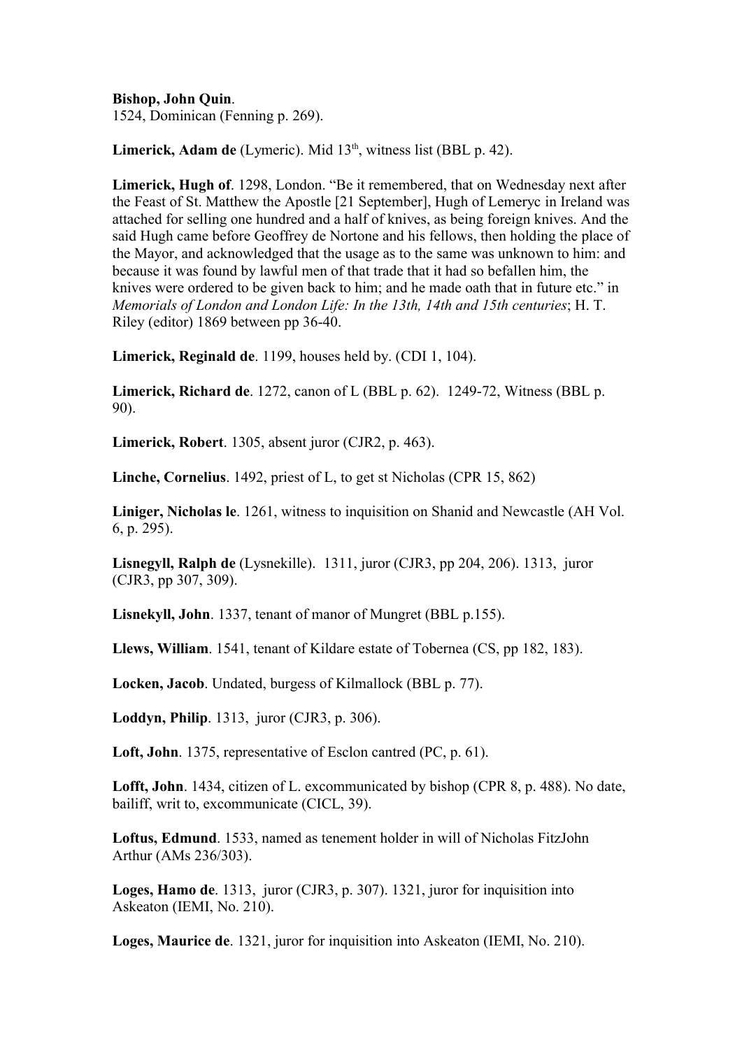**Bishop, John Quin**.
1524, Dominican (Fenning p. 269).

**Limerick, Adam de** (Lymeric). Mid 13th, witness list (BBL p. 42).

**Limerick, Hugh of**. 1298, London. “Be it remembered, that on Wednesday next after the Feast of St. Matthew the Apostle [21 September], Hugh of Lemeryc in Ireland was attached for selling one hundred and a half of knives, as being foreign knives. And the said Hugh came before Geoffrey de Nortone and his fellows, then holding the place of the Mayor, and acknowledged that the usage as to the same was unknown to him: and because it was found by lawful men of that trade that it had so befallen him, the knives were ordered to be given back to him; and he made oath that in future etc.” in *Memorials of London and London Life: In the 13th, 14th and 15th centuries*; H. T. Riley (editor) 1869 between pp 36-40.

**Limerick, Reginald de**. 1199, houses held by. (CDI 1, 104).

**Limerick, Richard de**. 1272, canon of L (BBL p. 62). 1249-72, Witness (BBL p. 90).

**Limerick, Robert**. 1305, absent juror (CJR2, p. 463).

**Linche, Cornelius**. 1492, priest of L, to get st Nicholas (CPR 15, 862)

**Liniger, Nicholas le**. 1261, witness to inquisition on Shanid and Newcastle (AH Vol. 6, p. 295).

**Lisnegyll, Ralph de** (Lysnekille). 1311, juror (CJR3, pp 204, 206). 1313, juror (CJR3, pp 307, 309).

**Lisnekyll, John**. 1337, tenant of manor of Mungret (BBL p.155).

**Llews, William**. 1541, tenant of Kildare estate of Tobernea (CS, pp 182, 183).

**Locken, Jacob**. Undated, burgess of Kilmallock (BBL p. 77).

**Loddyn, Philip**. 1313, juror (CJR3, p. 306).

**Loft, John**. 1375, representative of Esclon cantred (PC, p. 61).

**Lofft, John**. 1434, citizen of L. excommunicated by bishop (CPR 8, p. 488). No date, bailiff, writ to, excommunicate (CICL, 39).

**Loftus, Edmund**. 1533, named as tenement holder in will of Nicholas FitzJohn Arthur (AMs 236/303).

**Loges, Hamo de**. 1313, juror (CJR3, p. 307). 1321, juror for inquisition into Askeaton (IEMI, No. 210).

**Loges, Maurice de**. 1321, juror for inquisition into Askeaton (IEMI, No. 210).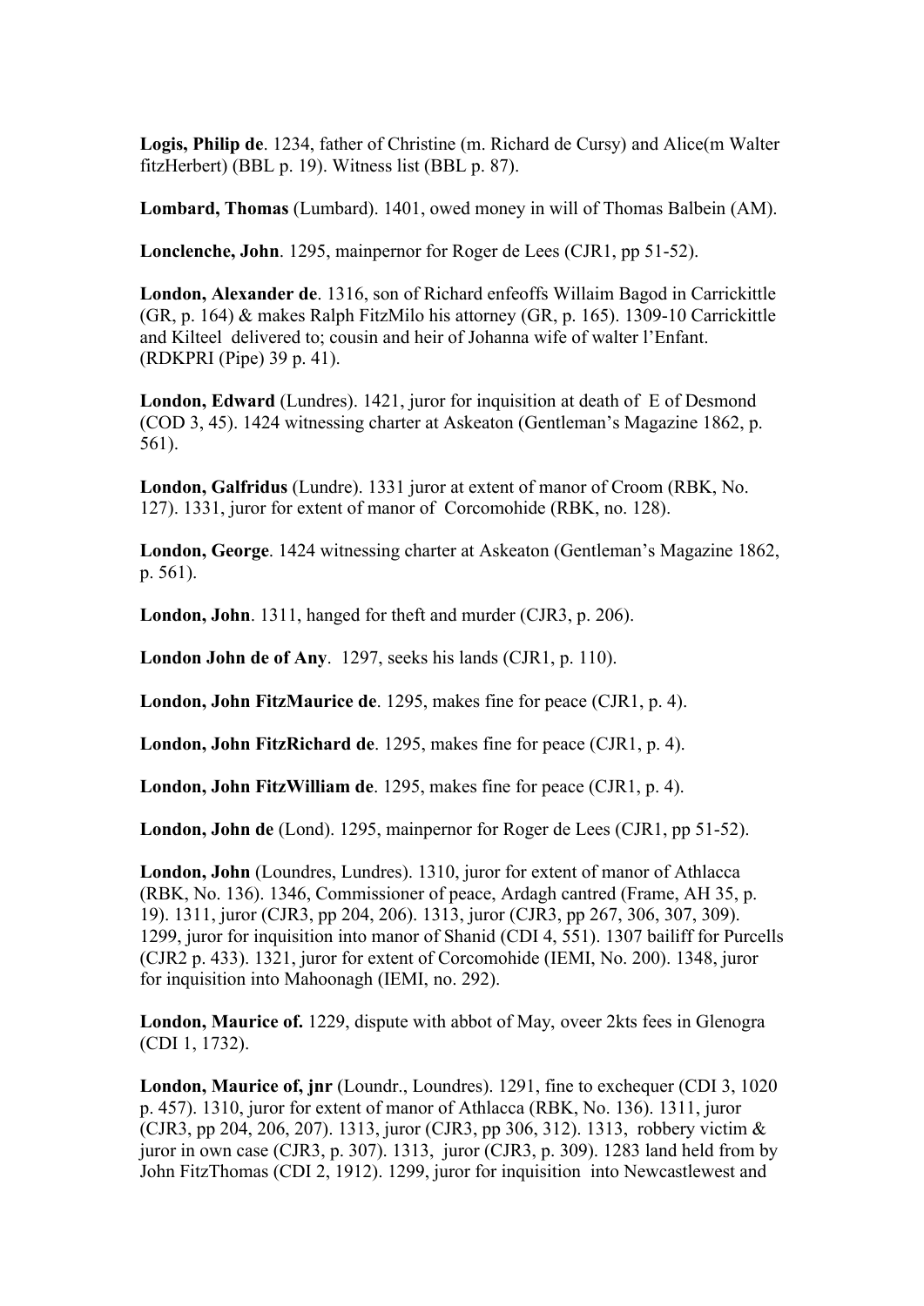**Logis, Philip de**. 1234, father of Christine (m. Richard de Cursy) and Alice(m Walter fitzHerbert) (BBL p. 19). Witness list (BBL p. 87).

**Lombard, Thomas** (Lumbard). 1401, owed money in will of Thomas Balbein (AM).

**Lonclenche, John**. 1295, mainpernor for Roger de Lees (CJR1, pp 51-52).

**London, Alexander de**. 1316, son of Richard enfeoffs Willaim Bagod in Carrickittle (GR, p. 164) & makes Ralph FitzMilo his attorney (GR, p. 165). 1309-10 Carrickittle and Kilteel delivered to; cousin and heir of Johanna wife of walter l'Enfant. (RDKPRI (Pipe) 39 p. 41).

**London, Edward** (Lundres). 1421, juror for inquisition at death of E of Desmond (COD 3, 45). 1424 witnessing charter at Askeaton (Gentleman's Magazine 1862, p. 561).

**London, Galfridus** (Lundre). 1331 juror at extent of manor of Croom (RBK, No. 127). 1331, juror for extent of manor of Corcomohide (RBK, no. 128).

**London, George**. 1424 witnessing charter at Askeaton (Gentleman's Magazine 1862, p. 561).

**London, John**. 1311, hanged for theft and murder (CJR3, p. 206).

**London John de of Any**. 1297, seeks his lands (CJR1, p. 110).

**London, John FitzMaurice de**. 1295, makes fine for peace (CJR1, p. 4).

**London, John FitzRichard de**. 1295, makes fine for peace (CJR1, p. 4).

**London, John FitzWilliam de**. 1295, makes fine for peace (CJR1, p. 4).

**London, John de** (Lond). 1295, mainpernor for Roger de Lees (CJR1, pp 51-52).

**London, John** (Loundres, Lundres). 1310, juror for extent of manor of Athlacca (RBK, No. 136). 1346, Commissioner of peace, Ardagh cantred (Frame, AH 35, p. 19). 1311, juror (CJR3, pp 204, 206). 1313, juror (CJR3, pp 267, 306, 307, 309). 1299, juror for inquisition into manor of Shanid (CDI 4, 551). 1307 bailiff for Purcells (CJR2 p. 433). 1321, juror for extent of Corcomohide (IEMI, No. 200). 1348, juror for inquisition into Mahoonagh (IEMI, no. 292).

**London, Maurice of.** 1229, dispute with abbot of May, oveer 2kts fees in Glenogra (CDI 1, 1732).

**London, Maurice of, jnr** (Loundr., Loundres). 1291, fine to exchequer (CDI 3, 1020 p. 457). 1310, juror for extent of manor of Athlacca (RBK, No. 136). 1311, juror (CJR3, pp 204, 206, 207). 1313, juror (CJR3, pp 306, 312). 1313, robbery victim & juror in own case (CJR3, p. 307). 1313, juror (CJR3, p. 309). 1283 land held from by John FitzThomas (CDI 2, 1912). 1299, juror for inquisition into Newcastlewest and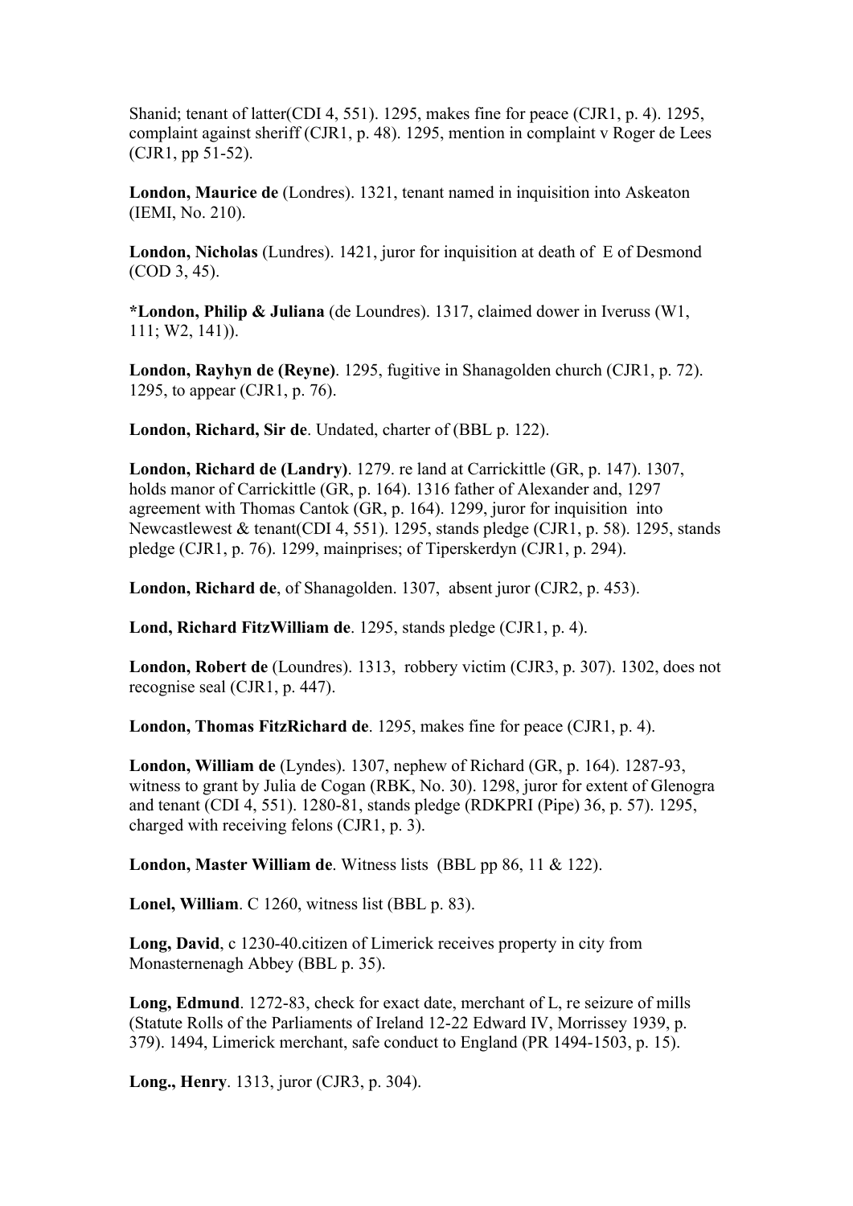Shanid; tenant of latter(CDI 4, 551). 1295, makes fine for peace (CJR1, p. 4). 1295, complaint against sheriff (CJR1, p. 48). 1295, mention in complaint v Roger de Lees (CJR1, pp 51-52).

**London, Maurice de** (Londres). 1321, tenant named in inquisition into Askeaton (IEMI, No. 210).

**London, Nicholas** (Lundres). 1421, juror for inquisition at death of E of Desmond (COD 3, 45).

***London, Philip & Juliana** (de Loundres). 1317, claimed dower in Iveruss (W1, 111; W2, 141)).

**London, Rayhyn de (Reyne)**. 1295, fugitive in Shanagolden church (CJR1, p. 72). 1295, to appear (CJR1, p. 76).

**London, Richard, Sir de**. Undated, charter of (BBL p. 122).

**London, Richard de (Landry)**. 1279. re land at Carrickittle (GR, p. 147). 1307, holds manor of Carrickittle (GR, p. 164). 1316 father of Alexander and, 1297 agreement with Thomas Cantok (GR, p. 164). 1299, juror for inquisition into Newcastlewest & tenant(CDI 4, 551). 1295, stands pledge (CJR1, p. 58). 1295, stands pledge (CJR1, p. 76). 1299, mainprises; of Tiperskerdyn (CJR1, p. 294).

**London, Richard de**, of Shanagolden. 1307, absent juror (CJR2, p. 453).

**Lond, Richard FitzWilliam de**. 1295, stands pledge (CJR1, p. 4).

**London, Robert de** (Loundres). 1313, robbery victim (CJR3, p. 307). 1302, does not recognise seal (CJR1, p. 447).

**London, Thomas FitzRichard de**. 1295, makes fine for peace (CJR1, p. 4).

**London, William de** (Lyndes). 1307, nephew of Richard (GR, p. 164). 1287-93, witness to grant by Julia de Cogan (RBK, No. 30). 1298, juror for extent of Glenogra and tenant (CDI 4, 551). 1280-81, stands pledge (RDKPRI (Pipe) 36, p. 57). 1295, charged with receiving felons (CJR1, p. 3).

**London, Master William de**. Witness lists (BBL pp 86, 11 & 122).

**Lonel, William**. C 1260, witness list (BBL p. 83).

**Long, David**, c 1230-40.citizen of Limerick receives property in city from Monasternenagh Abbey (BBL p. 35).

**Long, Edmund**. 1272-83, check for exact date, merchant of L, re seizure of mills (Statute Rolls of the Parliaments of Ireland 12-22 Edward IV, Morrissey 1939, p. 379). 1494, Limerick merchant, safe conduct to England (PR 1494-1503, p. 15).

**Long., Henry**. 1313, juror (CJR3, p. 304).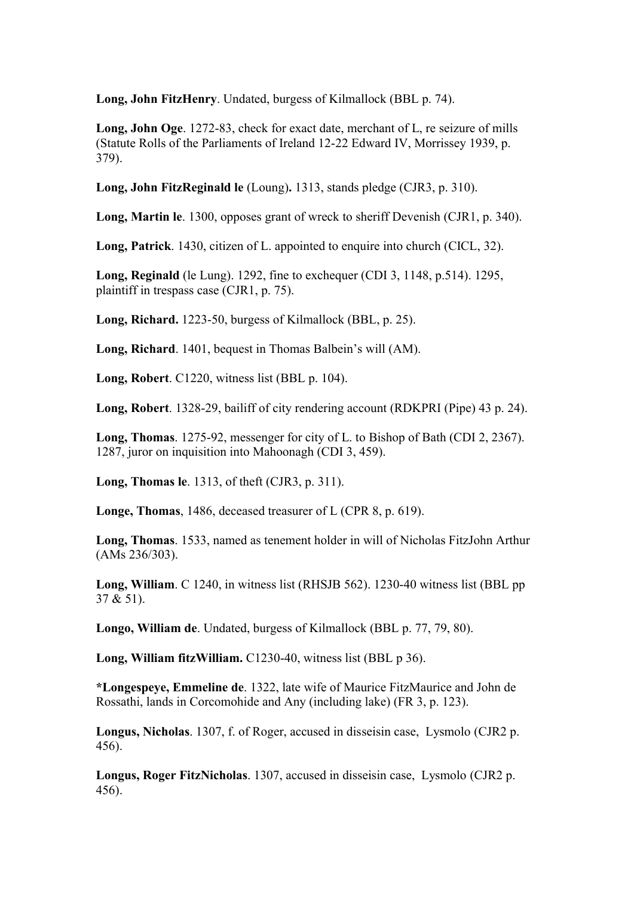**Long, John FitzHenry**. Undated, burgess of Kilmallock (BBL p. 74).

**Long, John Oge**. 1272-83, check for exact date, merchant of L, re seizure of mills (Statute Rolls of the Parliaments of Ireland 12-22 Edward IV, Morrissey 1939, p. 379).

**Long, John FitzReginald le** (Loung)**.** 1313, stands pledge (CJR3, p. 310).

**Long, Martin le**. 1300, opposes grant of wreck to sheriff Devenish (CJR1, p. 340).

**Long, Patrick**. 1430, citizen of L. appointed to enquire into church (CICL, 32).

**Long, Reginald** (le Lung). 1292, fine to exchequer (CDI 3, 1148, p.514). 1295, plaintiff in trespass case (CJR1, p. 75).

**Long, Richard.** 1223-50, burgess of Kilmallock (BBL, p. 25).

**Long, Richard**. 1401, bequest in Thomas Balbein's will (AM).

**Long, Robert**. C1220, witness list (BBL p. 104).

**Long, Robert**. 1328-29, bailiff of city rendering account (RDKPRI (Pipe) 43 p. 24).

**Long, Thomas**. 1275-92, messenger for city of L. to Bishop of Bath (CDI 2, 2367). 1287, juror on inquisition into Mahoonagh (CDI 3, 459).

**Long, Thomas le**. 1313, of theft (CJR3, p. 311).

**Longe, Thomas**, 1486, deceased treasurer of L (CPR 8, p. 619).

**Long, Thomas**. 1533, named as tenement holder in will of Nicholas FitzJohn Arthur (AMs 236/303).

**Long, William**. C 1240, in witness list (RHSJB 562). 1230-40 witness list (BBL pp 37 & 51).

**Longo, William de**. Undated, burgess of Kilmallock (BBL p. 77, 79, 80).

**Long, William fitzWilliam.** C1230-40, witness list (BBL p 36).

**\*Longespeye, Emmeline de**. 1322, late wife of Maurice FitzMaurice and John de Rossathi, lands in Corcomohide and Any (including lake) (FR 3, p. 123).

**Longus, Nicholas**. 1307, f. of Roger, accused in disseisin case, Lysmolo (CJR2 p. 456).

**Longus, Roger FitzNicholas**. 1307, accused in disseisin case, Lysmolo (CJR2 p. 456).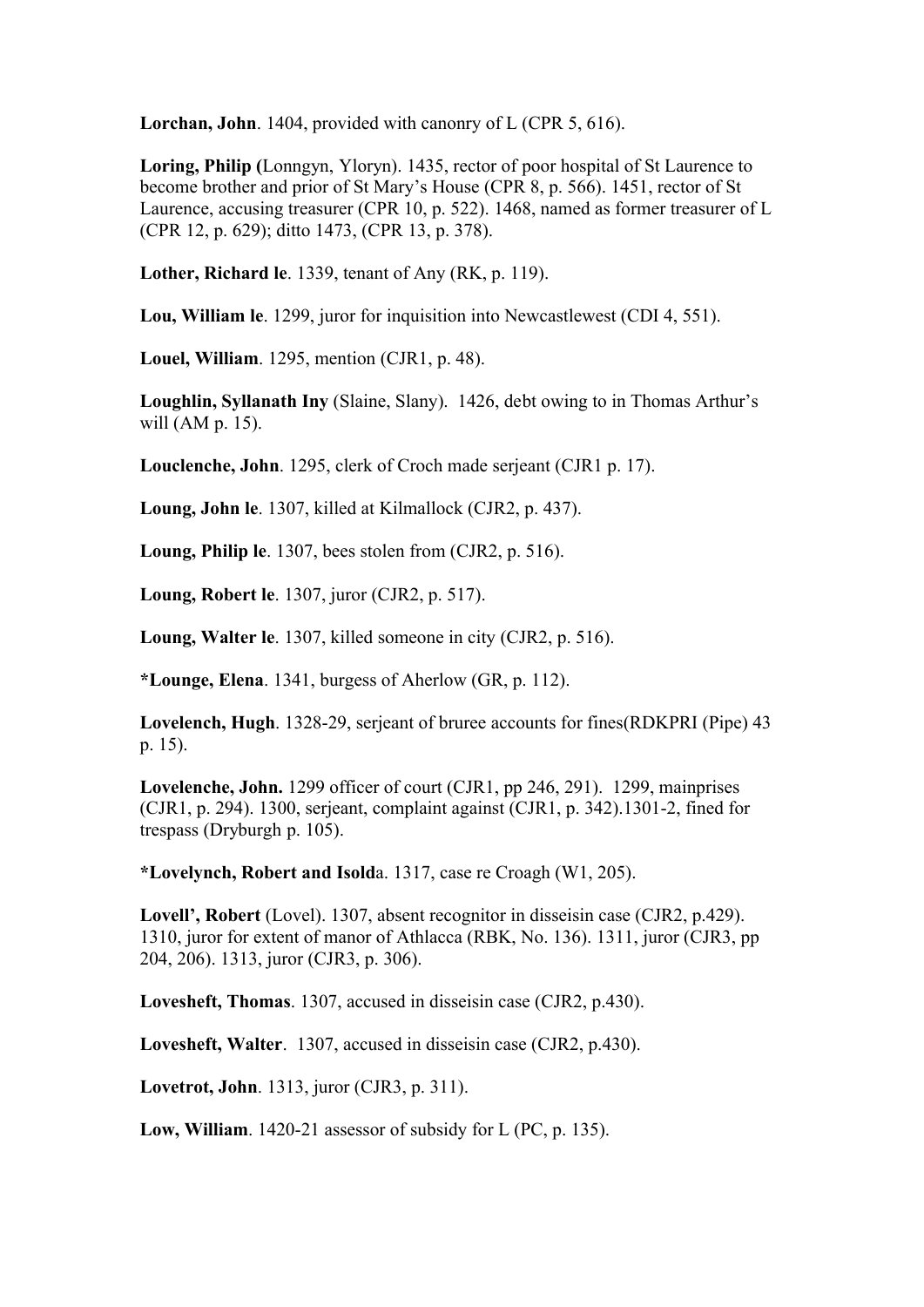**Lorchan, John**. 1404, provided with canonry of L (CPR 5, 616).

**Loring, Philip (**Lonngyn, Yloryn). 1435, rector of poor hospital of St Laurence to become brother and prior of St Mary's House (CPR 8, p. 566). 1451, rector of St Laurence, accusing treasurer (CPR 10, p. 522). 1468, named as former treasurer of L (CPR 12, p. 629); ditto 1473, (CPR 13, p. 378).

**Lother, Richard le**. 1339, tenant of Any (RK, p. 119).

**Lou, William le**. 1299, juror for inquisition into Newcastlewest (CDI 4, 551).

**Louel, William**. 1295, mention (CJR1, p. 48).

**Loughlin, Syllanath Iny** (Slaine, Slany). 1426, debt owing to in Thomas Arthur's will (AM p. 15).

**Louclenche, John**. 1295, clerk of Croch made serjeant (CJR1 p. 17).

**Loung, John le**. 1307, killed at Kilmallock (CJR2, p. 437).

**Loung, Philip le**. 1307, bees stolen from (CJR2, p. 516).

**Loung, Robert le**. 1307, juror (CJR2, p. 517).

**Loung, Walter le**. 1307, killed someone in city (CJR2, p. 516).

***Lounge, Elena**. 1341, burgess of Aherlow (GR, p. 112).

**Lovelench, Hugh**. 1328-29, serjeant of bruree accounts for fines(RDKPRI (Pipe) 43 p. 15).

**Lovelenche, John.** 1299 officer of court (CJR1, pp 246, 291). 1299, mainprises (CJR1, p. 294). 1300, serjeant, complaint against (CJR1, p. 342).1301-2, fined for trespass (Dryburgh p. 105).

***Lovelynch, Robert and Isold**a. 1317, case re Croagh (W1, 205).

**Lovell', Robert** (Lovel). 1307, absent recognitor in disseisin case (CJR2, p.429). 1310, juror for extent of manor of Athlacca (RBK, No. 136). 1311, juror (CJR3, pp 204, 206). 1313, juror (CJR3, p. 306).

**Lovesheft, Thomas**. 1307, accused in disseisin case (CJR2, p.430).

**Lovesheft, Walter**. 1307, accused in disseisin case (CJR2, p.430).

**Lovetrot, John**. 1313, juror (CJR3, p. 311).

**Low, William**. 1420-21 assessor of subsidy for L (PC, p. 135).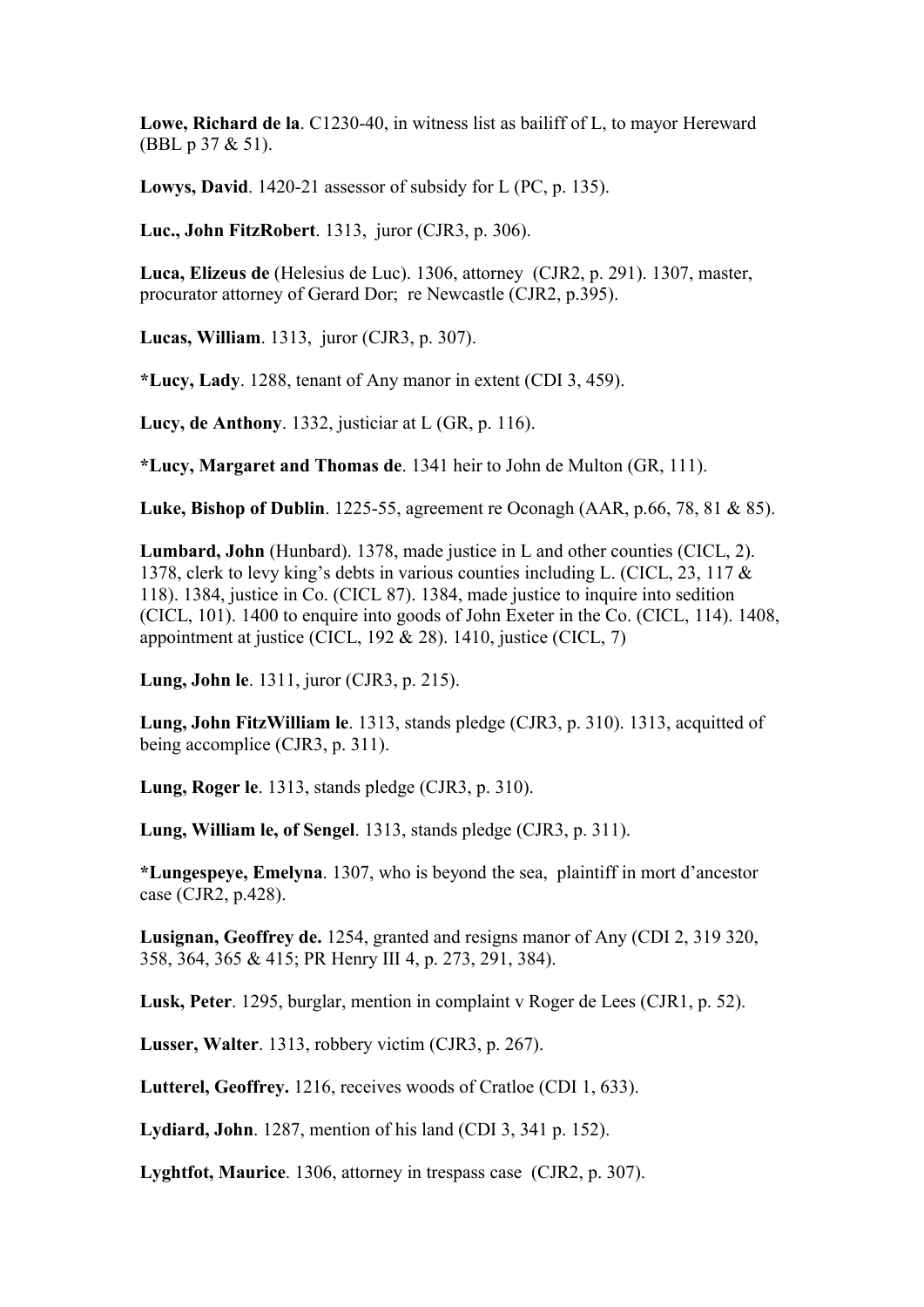**Lowe, Richard de la**. C1230-40, in witness list as bailiff of L, to mayor Hereward (BBL p 37 & 51).

**Lowys, David**. 1420-21 assessor of subsidy for L (PC, p. 135).

**Luc., John FitzRobert**. 1313, juror (CJR3, p. 306).

**Luca, Elizeus de** (Helesius de Luc). 1306, attorney (CJR2, p. 291). 1307, master, procurator attorney of Gerard Dor; re Newcastle (CJR2, p.395).

**Lucas, William**. 1313, juror (CJR3, p. 307).

***Lucy, Lady**. 1288, tenant of Any manor in extent (CDI 3, 459).

**Lucy, de Anthony**. 1332, justiciar at L (GR, p. 116).

***Lucy, Margaret and Thomas de**. 1341 heir to John de Multon (GR, 111).

**Luke, Bishop of Dublin**. 1225-55, agreement re Oconagh (AAR, p.66, 78, 81 & 85).

**Lumbard, John** (Hunbard). 1378, made justice in L and other counties (CICL, 2). 1378, clerk to levy king's debts in various counties including L. (CICL, 23, 117 & 118). 1384, justice in Co. (CICL 87). 1384, made justice to inquire into sedition (CICL, 101). 1400 to enquire into goods of John Exeter in the Co. (CICL, 114). 1408, appointment at justice (CICL, 192 & 28). 1410, justice (CICL, 7)

**Lung, John le**. 1311, juror (CJR3, p. 215).

**Lung, John FitzWilliam le**. 1313, stands pledge (CJR3, p. 310). 1313, acquitted of being accomplice (CJR3, p. 311).

**Lung, Roger le**. 1313, stands pledge (CJR3, p. 310).

**Lung, William le, of Sengel**. 1313, stands pledge (CJR3, p. 311).

***Lungespeye, Emelyna**. 1307, who is beyond the sea, plaintiff in mort d'ancestor case (CJR2, p.428).

**Lusignan, Geoffrey de.** 1254, granted and resigns manor of Any (CDI 2, 319 320, 358, 364, 365 & 415; PR Henry III 4, p. 273, 291, 384).

**Lusk, Peter**. 1295, burglar, mention in complaint v Roger de Lees (CJR1, p. 52).

**Lusser, Walter**. 1313, robbery victim (CJR3, p. 267).

**Lutterel, Geoffrey.** 1216, receives woods of Cratloe (CDI 1, 633).

**Lydiard, John**. 1287, mention of his land (CDI 3, 341 p. 152).

**Lyghtfot, Maurice**. 1306, attorney in trespass case (CJR2, p. 307).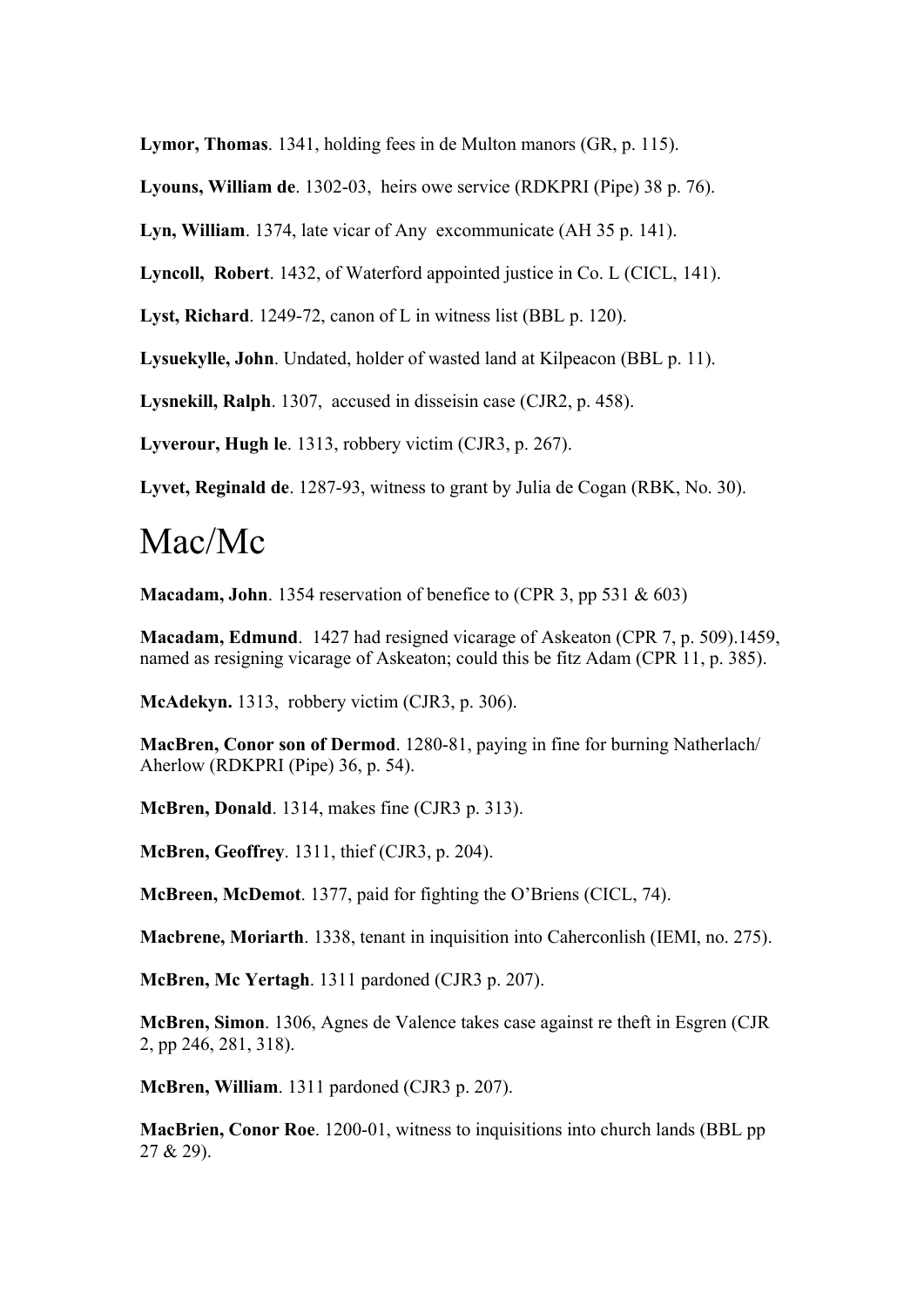**Lymor, Thomas**. 1341, holding fees in de Multon manors (GR, p. 115).

**Lyouns, William de**. 1302-03, heirs owe service (RDKPRI (Pipe) 38 p. 76).

**Lyn, William**. 1374, late vicar of Any excommunicate (AH 35 p. 141).

**Lyncoll, Robert**. 1432, of Waterford appointed justice in Co. L (CICL, 141).

**Lyst, Richard**. 1249-72, canon of L in witness list (BBL p. 120).

**Lysuekylle, John**. Undated, holder of wasted land at Kilpeacon (BBL p. 11).

**Lysnekill, Ralph**. 1307, accused in disseisin case (CJR2, p. 458).

**Lyverour, Hugh le**. 1313, robbery victim (CJR3, p. 267).

**Lyvet, Reginald de**. 1287-93, witness to grant by Julia de Cogan (RBK, No. 30).

# Mac/Mc

**Macadam, John**. 1354 reservation of benefice to (CPR 3, pp 531 & 603)

**Macadam, Edmund**. 1427 had resigned vicarage of Askeaton (CPR 7, p. 509).1459, named as resigning vicarage of Askeaton; could this be fitz Adam (CPR 11, p. 385).

**McAdekyn.** 1313, robbery victim (CJR3, p. 306).

**MacBren, Conor son of Dermod**. 1280-81, paying in fine for burning Natherlach/ Aherlow (RDKPRI (Pipe) 36, p. 54).

**McBren, Donald**. 1314, makes fine (CJR3 p. 313).

**McBren, Geoffrey**. 1311, thief (CJR3, p. 204).

**McBreen, McDemot**. 1377, paid for fighting the O'Briens (CICL, 74).

**Macbrene, Moriarth**. 1338, tenant in inquisition into Caherconlish (IEMI, no. 275).

**McBren, Mc Yertagh**. 1311 pardoned (CJR3 p. 207).

**McBren, Simon**. 1306, Agnes de Valence takes case against re theft in Esgren (CJR 2, pp 246, 281, 318).

**McBren, William**. 1311 pardoned (CJR3 p. 207).

**MacBrien, Conor Roe**. 1200-01, witness to inquisitions into church lands (BBL pp 27 & 29).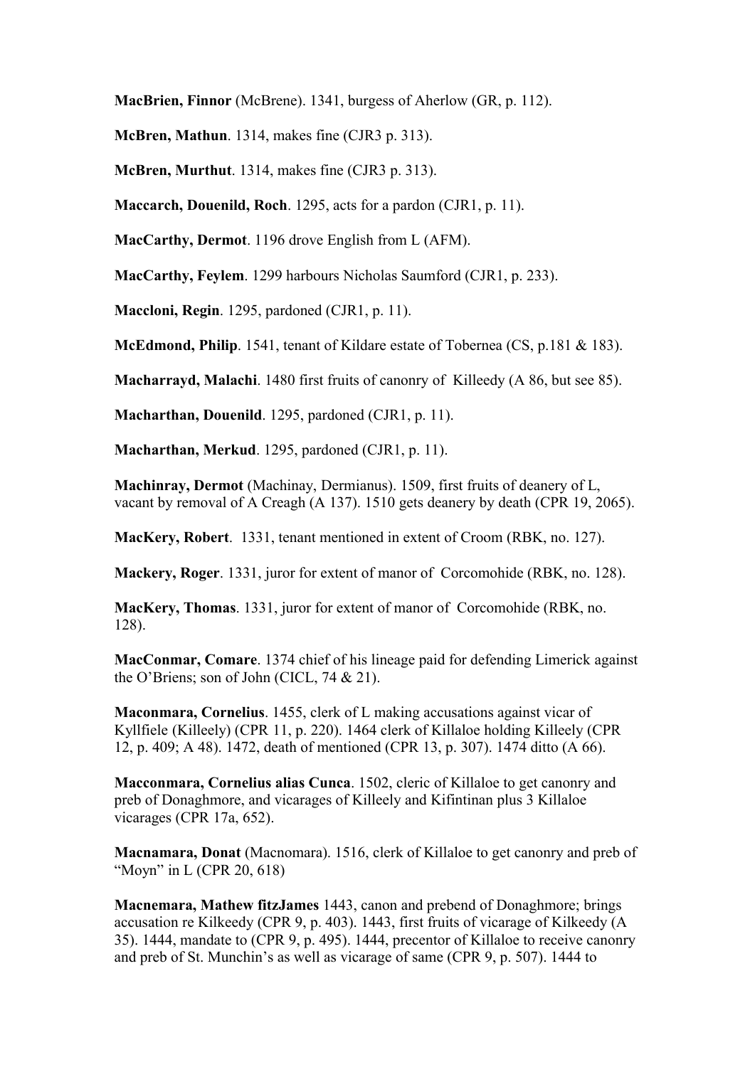**MacBrien, Finnor** (McBrene). 1341, burgess of Aherlow (GR, p. 112).

**McBren, Mathun**. 1314, makes fine (CJR3 p. 313).

**McBren, Murthut**. 1314, makes fine (CJR3 p. 313).

**Maccarch, Douenild, Roch**. 1295, acts for a pardon (CJR1, p. 11).

**MacCarthy, Dermot**. 1196 drove English from L (AFM).

**MacCarthy, Feylem**. 1299 harbours Nicholas Saumford (CJR1, p. 233).

**Maccloni, Regin**. 1295, pardoned (CJR1, p. 11).

**McEdmond, Philip**. 1541, tenant of Kildare estate of Tobernea (CS, p.181 & 183).

**Macharrayd, Malachi**. 1480 first fruits of canonry of Killeedy (A 86, but see 85).

**Macharthan, Douenild**. 1295, pardoned (CJR1, p. 11).

**Macharthan, Merkud**. 1295, pardoned (CJR1, p. 11).

**Machinray, Dermot** (Machinay, Dermianus). 1509, first fruits of deanery of L, vacant by removal of A Creagh (A 137). 1510 gets deanery by death (CPR 19, 2065).

**MacKery, Robert**. 1331, tenant mentioned in extent of Croom (RBK, no. 127).

**Mackery, Roger**. 1331, juror for extent of manor of Corcomohide (RBK, no. 128).

**MacKery, Thomas**. 1331, juror for extent of manor of Corcomohide (RBK, no. 128).

**MacConmar, Comare**. 1374 chief of his lineage paid for defending Limerick against the O'Briens; son of John (CICL, 74 & 21).

**Maconmara, Cornelius**. 1455, clerk of L making accusations against vicar of Kyllfiele (Killeely) (CPR 11, p. 220). 1464 clerk of Killaloe holding Killeely (CPR 12, p. 409; A 48). 1472, death of mentioned (CPR 13, p. 307). 1474 ditto (A 66).

**Macconmara, Cornelius alias Cunca**. 1502, cleric of Killaloe to get canonry and preb of Donaghmore, and vicarages of Killeely and Kifintinan plus 3 Killaloe vicarages (CPR 17a, 652).

**Macnamara, Donat** (Macnomara). 1516, clerk of Killaloe to get canonry and preb of "Moyn" in L (CPR 20, 618)

**Macnemara, Mathew fitzJames** 1443, canon and prebend of Donaghmore; brings accusation re Kilkeedy (CPR 9, p. 403). 1443, first fruits of vicarage of Kilkeedy (A 35). 1444, mandate to (CPR 9, p. 495). 1444, precentor of Killaloe to receive canonry and preb of St. Munchin's as well as vicarage of same (CPR 9, p. 507). 1444 to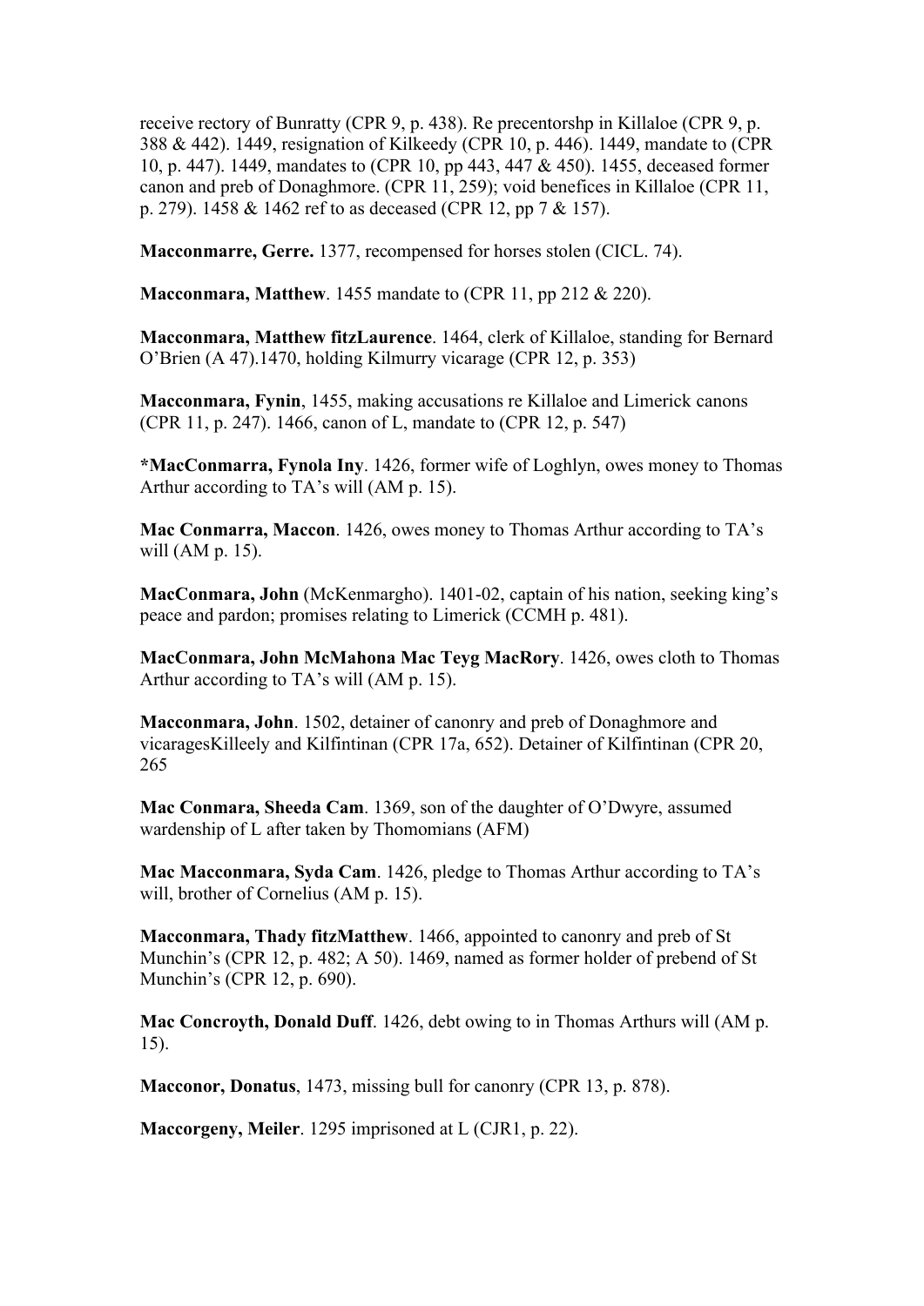receive rectory of Bunratty (CPR 9, p. 438). Re precentorshp in Killaloe (CPR 9, p. 388 & 442). 1449, resignation of Kilkeedy (CPR 10, p. 446). 1449, mandate to (CPR 10, p. 447). 1449, mandates to (CPR 10, pp 443, 447 & 450). 1455, deceased former canon and preb of Donaghmore. (CPR 11, 259); void benefices in Killaloe (CPR 11, p. 279). 1458 & 1462 ref to as deceased (CPR 12, pp 7 & 157).

**Macconmarre, Gerre.** 1377, recompensed for horses stolen (CICL. 74).

**Macconmara, Matthew**. 1455 mandate to (CPR 11, pp 212 & 220).

**Macconmara, Matthew fitzLaurence**. 1464, clerk of Killaloe, standing for Bernard O'Brien (A 47).1470, holding Kilmurry vicarage (CPR 12, p. 353)

**Macconmara, Fynin**, 1455, making accusations re Killaloe and Limerick canons (CPR 11, p. 247). 1466, canon of L, mandate to (CPR 12, p. 547)

***MacConmarra, Fynola Iny**. 1426, former wife of Loghlyn, owes money to Thomas Arthur according to TA's will (AM p. 15).

**Mac Conmarra, Maccon**. 1426, owes money to Thomas Arthur according to TA's will (AM p. 15).

**MacConmara, John** (McKenmargho). 1401-02, captain of his nation, seeking king's peace and pardon; promises relating to Limerick (CCMH p. 481).

**MacConmara, John McMahona Mac Teyg MacRory**. 1426, owes cloth to Thomas Arthur according to TA's will (AM p. 15).

**Macconmara, John**. 1502, detainer of canonry and preb of Donaghmore and vicaragesKilleely and Kilfintinan (CPR 17a, 652). Detainer of Kilfintinan (CPR 20, 265

**Mac Conmara, Sheeda Cam**. 1369, son of the daughter of O'Dwyre, assumed wardenship of L after taken by Thomomians (AFM)

**Mac Macconmara, Syda Cam**. 1426, pledge to Thomas Arthur according to TA's will, brother of Cornelius (AM p. 15).

**Macconmara, Thady fitzMatthew**. 1466, appointed to canonry and preb of St Munchin's (CPR 12, p. 482; A 50). 1469, named as former holder of prebend of St Munchin's (CPR 12, p. 690).

**Mac Concroyth, Donald Duff**. 1426, debt owing to in Thomas Arthurs will (AM p. 15).

**Macconor, Donatus**, 1473, missing bull for canonry (CPR 13, p. 878).

**Maccorgeny, Meiler**. 1295 imprisoned at L (CJR1, p. 22).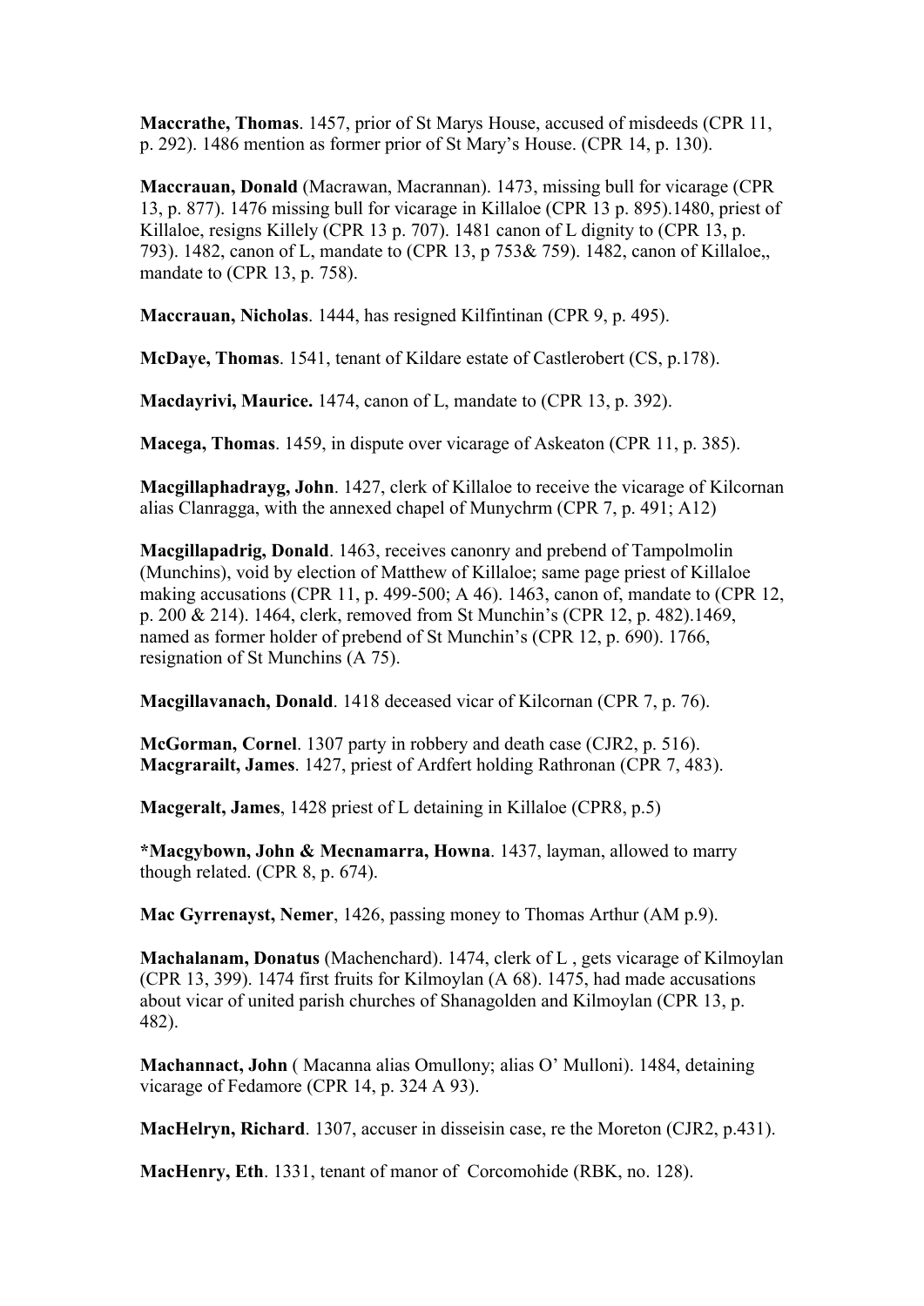**Maccrathe, Thomas**. 1457, prior of St Marys House, accused of misdeeds (CPR 11, p. 292). 1486 mention as former prior of St Mary's House. (CPR 14, p. 130).

**Maccrauan, Donald** (Macrawan, Macrannan). 1473, missing bull for vicarage (CPR 13, p. 877). 1476 missing bull for vicarage in Killaloe (CPR 13 p. 895).1480, priest of Killaloe, resigns Killely (CPR 13 p. 707). 1481 canon of L dignity to (CPR 13, p. 793). 1482, canon of L, mandate to (CPR 13, p 753& 759). 1482, canon of Killaloe,, mandate to (CPR 13, p. 758).

**Maccrauan, Nicholas**. 1444, has resigned Kilfintinan (CPR 9, p. 495).

**McDaye, Thomas**. 1541, tenant of Kildare estate of Castlerobert (CS, p.178).

**Macdayrivi, Maurice.** 1474, canon of L, mandate to (CPR 13, p. 392).

**Macega, Thomas**. 1459, in dispute over vicarage of Askeaton (CPR 11, p. 385).

**Macgillaphadrayg, John**. 1427, clerk of Killaloe to receive the vicarage of Kilcornan alias Clanragga, with the annexed chapel of Munychrm (CPR 7, p. 491; A12)

**Macgillapadrig, Donald**. 1463, receives canonry and prebend of Tampolmolin (Munchins), void by election of Matthew of Killaloe; same page priest of Killaloe making accusations (CPR 11, p. 499-500; A 46). 1463, canon of, mandate to (CPR 12, p. 200 & 214). 1464, clerk, removed from St Munchin's (CPR 12, p. 482).1469, named as former holder of prebend of St Munchin's (CPR 12, p. 690). 1766, resignation of St Munchins (A 75).

**Macgillavanach, Donald**. 1418 deceased vicar of Kilcornan (CPR 7, p. 76).

**McGorman, Cornel**. 1307 party in robbery and death case (CJR2, p. 516).
**Macgrarailt, James**. 1427, priest of Ardfert holding Rathronan (CPR 7, 483).

**Macgeralt, James**, 1428 priest of L detaining in Killaloe (CPR8, p.5)

***Macgybown, John & Mecnamarra, Howna**. 1437, layman, allowed to marry though related. (CPR 8, p. 674).

**Mac Gyrrenayst, Nemer**, 1426, passing money to Thomas Arthur (AM p.9).

**Machalanam, Donatus** (Machenchard). 1474, clerk of L , gets vicarage of Kilmoylan (CPR 13, 399). 1474 first fruits for Kilmoylan (A 68). 1475, had made accusations about vicar of united parish churches of Shanagolden and Kilmoylan (CPR 13, p. 482).

**Machannact, John** ( Macanna alias Omullony; alias O' Mulloni). 1484, detaining vicarage of Fedamore (CPR 14, p. 324 A 93).

**MacHelryn, Richard**. 1307, accuser in disseisin case, re the Moreton (CJR2, p.431).

**MacHenry, Eth**. 1331, tenant of manor of Corcomohide (RBK, no. 128).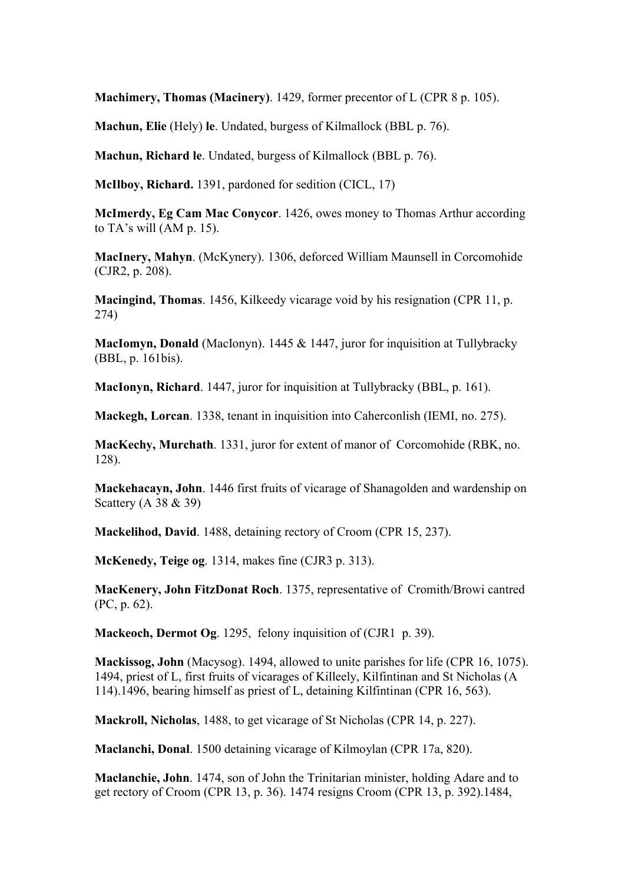**Machimery, Thomas (Macinery)**. 1429, former precentor of L (CPR 8 p. 105).

**Machun, Elie** (Hely) **le**. Undated, burgess of Kilmallock (BBL p. 76).

**Machun, Richard le**. Undated, burgess of Kilmallock (BBL p. 76).

**McIlboy, Richard.** 1391, pardoned for sedition (CICL, 17)

**McImerdy, Eg Cam Mac Conycor**. 1426, owes money to Thomas Arthur according to TA's will (AM p. 15).

**MacInery, Mahyn**. (McKynery). 1306, deforced William Maunsell in Corcomohide (CJR2, p. 208).

**Macingind, Thomas**. 1456, Kilkeedy vicarage void by his resignation (CPR 11, p. 274)

**MacIomyn, Donald** (MacIonyn). 1445 & 1447, juror for inquisition at Tullybracky (BBL, p. 161bis).

**MacIonyn, Richard**. 1447, juror for inquisition at Tullybracky (BBL, p. 161).

**Mackegh, Lorcan**. 1338, tenant in inquisition into Caherconlish (IEMI, no. 275).

**MacKechy, Murchath**. 1331, juror for extent of manor of Corcomohide (RBK, no. 128).

**Mackehacayn, John**. 1446 first fruits of vicarage of Shanagolden and wardenship on Scattery (A 38 & 39)

**Mackelihod, David**. 1488, detaining rectory of Croom (CPR 15, 237).

**McKenedy, Teige og**. 1314, makes fine (CJR3 p. 313).

**MacKenery, John FitzDonat Roch**. 1375, representative of Cromith/Browi cantred (PC, p. 62).

**Mackeoch, Dermot Og**. 1295, felony inquisition of (CJR1 p. 39).

**Mackissog, John** (Macysog). 1494, allowed to unite parishes for life (CPR 16, 1075). 1494, priest of L, first fruits of vicarages of Killeely, Kilfintinan and St Nicholas (A 114).1496, bearing himself as priest of L, detaining Kilfintinan (CPR 16, 563).

**Mackroll, Nicholas**, 1488, to get vicarage of St Nicholas (CPR 14, p. 227).

**Maclanchi, Donal**. 1500 detaining vicarage of Kilmoylan (CPR 17a, 820).

**Maclanchie, John**. 1474, son of John the Trinitarian minister, holding Adare and to get rectory of Croom (CPR 13, p. 36). 1474 resigns Croom (CPR 13, p. 392).1484,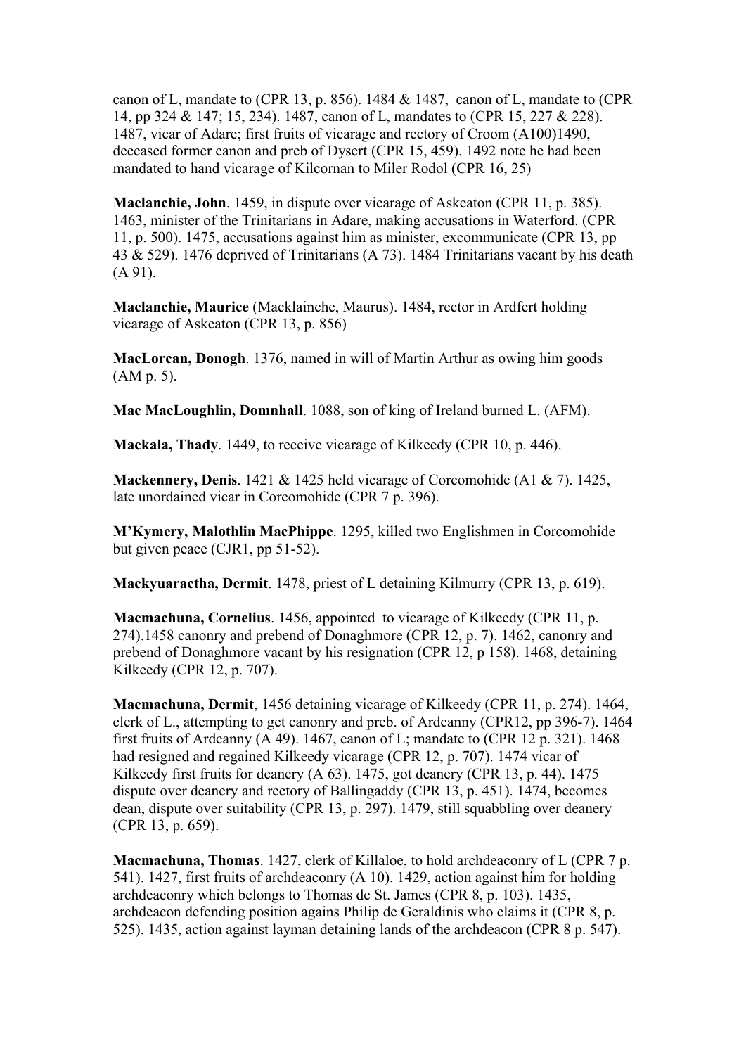canon of L, mandate to (CPR 13, p. 856). 1484 & 1487, canon of L, mandate to (CPR 14, pp 324 & 147; 15, 234). 1487, canon of L, mandates to (CPR 15, 227 & 228). 1487, vicar of Adare; first fruits of vicarage and rectory of Croom (A100)1490, deceased former canon and preb of Dysert (CPR 15, 459). 1492 note he had been mandated to hand vicarage of Kilcornan to Miler Rodol (CPR 16, 25)

**Maclanchie, John**. 1459, in dispute over vicarage of Askeaton (CPR 11, p. 385). 1463, minister of the Trinitarians in Adare, making accusations in Waterford. (CPR 11, p. 500). 1475, accusations against him as minister, excommunicate (CPR 13, pp 43 & 529). 1476 deprived of Trinitarians (A 73). 1484 Trinitarians vacant by his death (A 91).

**Maclanchie, Maurice** (Macklainche, Maurus). 1484, rector in Ardfert holding vicarage of Askeaton (CPR 13, p. 856)

**MacLorcan, Donogh**. 1376, named in will of Martin Arthur as owing him goods (AM p. 5).

**Mac MacLoughlin, Domnhall**. 1088, son of king of Ireland burned L. (AFM).

**Mackala, Thady**. 1449, to receive vicarage of Kilkeedy (CPR 10, p. 446).

**Mackennery, Denis**. 1421 & 1425 held vicarage of Corcomohide (A1 & 7). 1425, late unordained vicar in Corcomohide (CPR 7 p. 396).

**M'Kymery, Malothlin MacPhippe**. 1295, killed two Englishmen in Corcomohide but given peace (CJR1, pp 51-52).

**Mackyuaractha, Dermit**. 1478, priest of L detaining Kilmurry (CPR 13, p. 619).

**Macmachuna, Cornelius**. 1456, appointed to vicarage of Kilkeedy (CPR 11, p. 274).1458 canonry and prebend of Donaghmore (CPR 12, p. 7). 1462, canonry and prebend of Donaghmore vacant by his resignation (CPR 12, p 158). 1468, detaining Kilkeedy (CPR 12, p. 707).

**Macmachuna, Dermit**, 1456 detaining vicarage of Kilkeedy (CPR 11, p. 274). 1464, clerk of L., attempting to get canonry and preb. of Ardcanny (CPR12, pp 396-7). 1464 first fruits of Ardcanny (A 49). 1467, canon of L; mandate to (CPR 12 p. 321). 1468 had resigned and regained Kilkeedy vicarage (CPR 12, p. 707). 1474 vicar of Kilkeedy first fruits for deanery (A 63). 1475, got deanery (CPR 13, p. 44). 1475 dispute over deanery and rectory of Ballingaddy (CPR 13, p. 451). 1474, becomes dean, dispute over suitability (CPR 13, p. 297). 1479, still squabbling over deanery (CPR 13, p. 659).

**Macmachuna, Thomas**. 1427, clerk of Killaloe, to hold archdeaconry of L (CPR 7 p. 541). 1427, first fruits of archdeaconry (A 10). 1429, action against him for holding archdeaconry which belongs to Thomas de St. James (CPR 8, p. 103). 1435, archdeacon defending position agains Philip de Geraldinis who claims it (CPR 8, p. 525). 1435, action against layman detaining lands of the archdeacon (CPR 8 p. 547).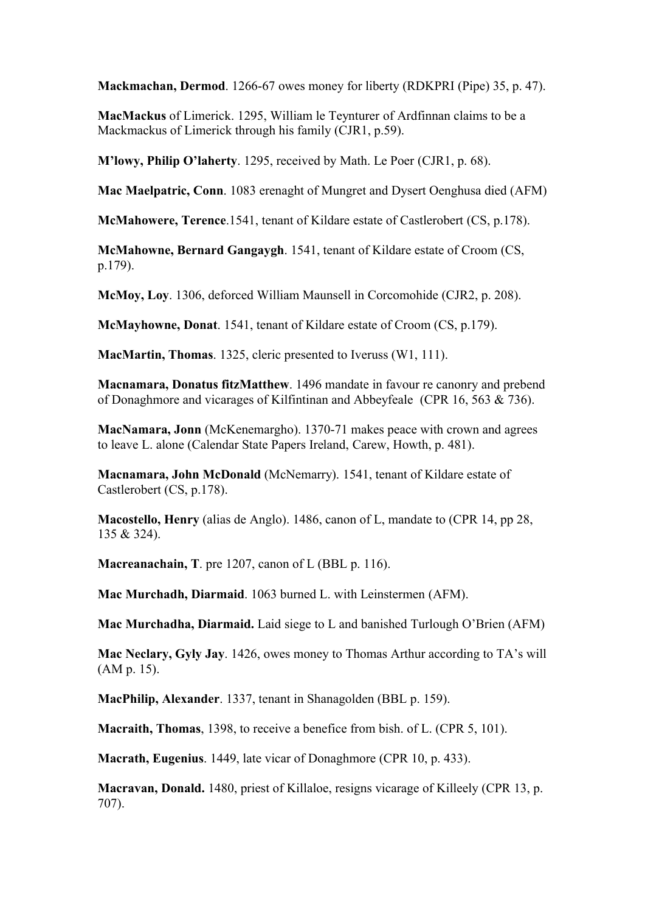**Mackmachan, Dermod**. 1266-67 owes money for liberty (RDKPRI (Pipe) 35, p. 47).

**MacMackus** of Limerick. 1295, William le Teynturer of Ardfinnan claims to be a Mackmackus of Limerick through his family (CJR1, p.59).

**M'lowy, Philip O'laherty**. 1295, received by Math. Le Poer (CJR1, p. 68).

**Mac Maelpatric, Conn**. 1083 erenaght of Mungret and Dysert Oenghusa died (AFM)

**McMahowere, Terence**.1541, tenant of Kildare estate of Castlerobert (CS, p.178).

**McMahowne, Bernard Gangaygh**. 1541, tenant of Kildare estate of Croom (CS, p.179).

**McMoy, Loy**. 1306, deforced William Maunsell in Corcomohide (CJR2, p. 208).

**McMayhowne, Donat**. 1541, tenant of Kildare estate of Croom (CS, p.179).

**MacMartin, Thomas**. 1325, cleric presented to Iveruss (W1, 111).

**Macnamara, Donatus fitzMatthew**. 1496 mandate in favour re canonry and prebend of Donaghmore and vicarages of Kilfintinan and Abbeyfeale (CPR 16, 563 & 736).

**MacNamara, Jonn** (McKenemargho). 1370-71 makes peace with crown and agrees to leave L. alone (Calendar State Papers Ireland, Carew, Howth, p. 481).

**Macnamara, John McDonald** (McNemarry). 1541, tenant of Kildare estate of Castlerobert (CS, p.178).

**Macostello, Henry** (alias de Anglo). 1486, canon of L, mandate to (CPR 14, pp 28, 135 & 324).

**Macreanachain, T**. pre 1207, canon of L (BBL p. 116).

**Mac Murchadh, Diarmaid**. 1063 burned L. with Leinstermen (AFM).

**Mac Murchadha, Diarmaid.** Laid siege to L and banished Turlough O'Brien (AFM)

**Mac Neclary, Gyly Jay**. 1426, owes money to Thomas Arthur according to TA's will (AM p. 15).

**MacPhilip, Alexander**. 1337, tenant in Shanagolden (BBL p. 159).

**Macraith, Thomas**, 1398, to receive a benefice from bish. of L. (CPR 5, 101).

**Macrath, Eugenius**. 1449, late vicar of Donaghmore (CPR 10, p. 433).

**Macravan, Donald.** 1480, priest of Killaloe, resigns vicarage of Killeely (CPR 13, p. 707).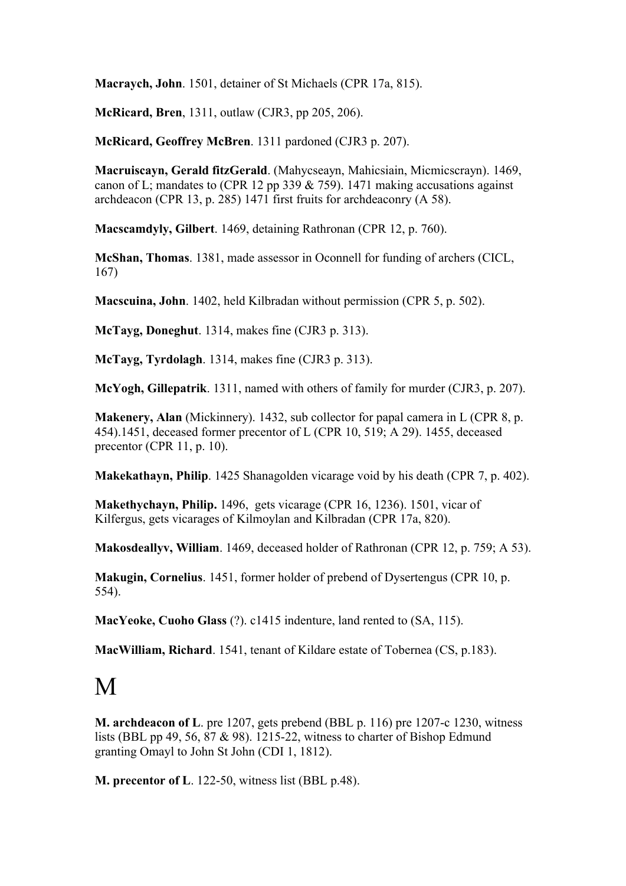**Macraych, John**. 1501, detainer of St Michaels (CPR 17a, 815).

**McRicard, Bren**, 1311, outlaw (CJR3, pp 205, 206).

**McRicard, Geoffrey McBren**. 1311 pardoned (CJR3 p. 207).

**Macruiscayn, Gerald fitzGerald**. (Mahycseayn, Mahicsiain, Micmicscrayn). 1469, canon of L; mandates to (CPR 12 pp 339 & 759). 1471 making accusations against archdeacon (CPR 13, p. 285) 1471 first fruits for archdeaconry (A 58).

**Macscamdyly, Gilbert**. 1469, detaining Rathronan (CPR 12, p. 760).

**McShan, Thomas**. 1381, made assessor in Oconnell for funding of archers (CICL, 167)

**Macscuina, John**. 1402, held Kilbradan without permission (CPR 5, p. 502).

**McTayg, Doneghut**. 1314, makes fine (CJR3 p. 313).

**McTayg, Tyrdolagh**. 1314, makes fine (CJR3 p. 313).

**McYogh, Gillepatrik**. 1311, named with others of family for murder (CJR3, p. 207).

**Makenery, Alan** (Mickinnery). 1432, sub collector for papal camera in L (CPR 8, p. 454).1451, deceased former precentor of L (CPR 10, 519; A 29). 1455, deceased precentor (CPR 11, p. 10).

**Makekathayn, Philip**. 1425 Shanagolden vicarage void by his death (CPR 7, p. 402).

**Makethychayn, Philip.** 1496, gets vicarage (CPR 16, 1236). 1501, vicar of Kilfergus, gets vicarages of Kilmoylan and Kilbradan (CPR 17a, 820).

**Makosdeallyv, William**. 1469, deceased holder of Rathronan (CPR 12, p. 759; A 53).

**Makugin, Cornelius**. 1451, former holder of prebend of Dysertengus (CPR 10, p. 554).

**MacYeoke, Cuoho Glass** (?). c1415 indenture, land rented to (SA, 115).

**MacWilliam, Richard**. 1541, tenant of Kildare estate of Tobernea (CS, p.183).

# M

**M. archdeacon of L**. pre 1207, gets prebend (BBL p. 116) pre 1207-c 1230, witness lists (BBL pp 49, 56, 87 & 98). 1215-22, witness to charter of Bishop Edmund granting Omayl to John St John (CDI 1, 1812).

**M. precentor of L**. 122-50, witness list (BBL p.48).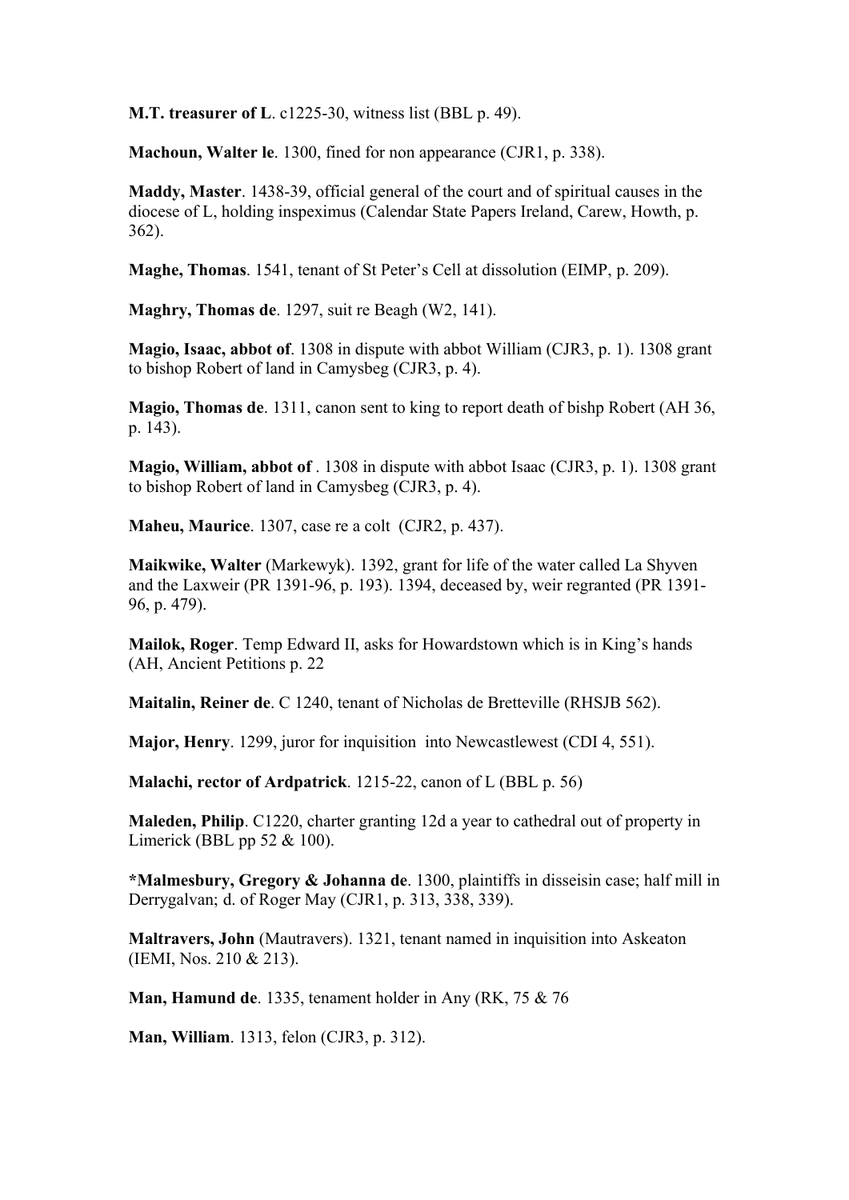**M.T. treasurer of L**. c1225-30, witness list (BBL p. 49).

**Machoun, Walter le**. 1300, fined for non appearance (CJR1, p. 338).

**Maddy, Master**. 1438-39, official general of the court and of spiritual causes in the diocese of L, holding inspeximus (Calendar State Papers Ireland, Carew, Howth, p. 362).

**Maghe, Thomas**. 1541, tenant of St Peter's Cell at dissolution (EIMP, p. 209).

**Maghry, Thomas de**. 1297, suit re Beagh (W2, 141).

**Magio, Isaac, abbot of**. 1308 in dispute with abbot William (CJR3, p. 1). 1308 grant to bishop Robert of land in Camysbeg (CJR3, p. 4).

**Magio, Thomas de**. 1311, canon sent to king to report death of bishp Robert (AH 36, p. 143).

**Magio, William, abbot of** . 1308 in dispute with abbot Isaac (CJR3, p. 1). 1308 grant to bishop Robert of land in Camysbeg (CJR3, p. 4).

**Maheu, Maurice**. 1307, case re a colt (CJR2, p. 437).

**Maikwike, Walter** (Markewyk). 1392, grant for life of the water called La Shyven and the Laxweir (PR 1391-96, p. 193). 1394, deceased by, weir regranted (PR 1391-96, p. 479).

**Mailok, Roger**. Temp Edward II, asks for Howardstown which is in King's hands (AH, Ancient Petitions p. 22

**Maitalin, Reiner de**. C 1240, tenant of Nicholas de Bretteville (RHSJB 562).

**Major, Henry**. 1299, juror for inquisition into Newcastlewest (CDI 4, 551).

**Malachi, rector of Ardpatrick**. 1215-22, canon of L (BBL p. 56)

**Maleden, Philip**. C1220, charter granting 12d a year to cathedral out of property in Limerick (BBL pp 52 & 100).

***Malmesbury, Gregory & Johanna de**. 1300, plaintiffs in disseisin case; half mill in Derrygalvan; d. of Roger May (CJR1, p. 313, 338, 339).

**Maltravers, John** (Mautravers). 1321, tenant named in inquisition into Askeaton (IEMI, Nos. 210 & 213).

**Man, Hamund de**. 1335, tenament holder in Any (RK, 75 & 76

**Man, William**. 1313, felon (CJR3, p. 312).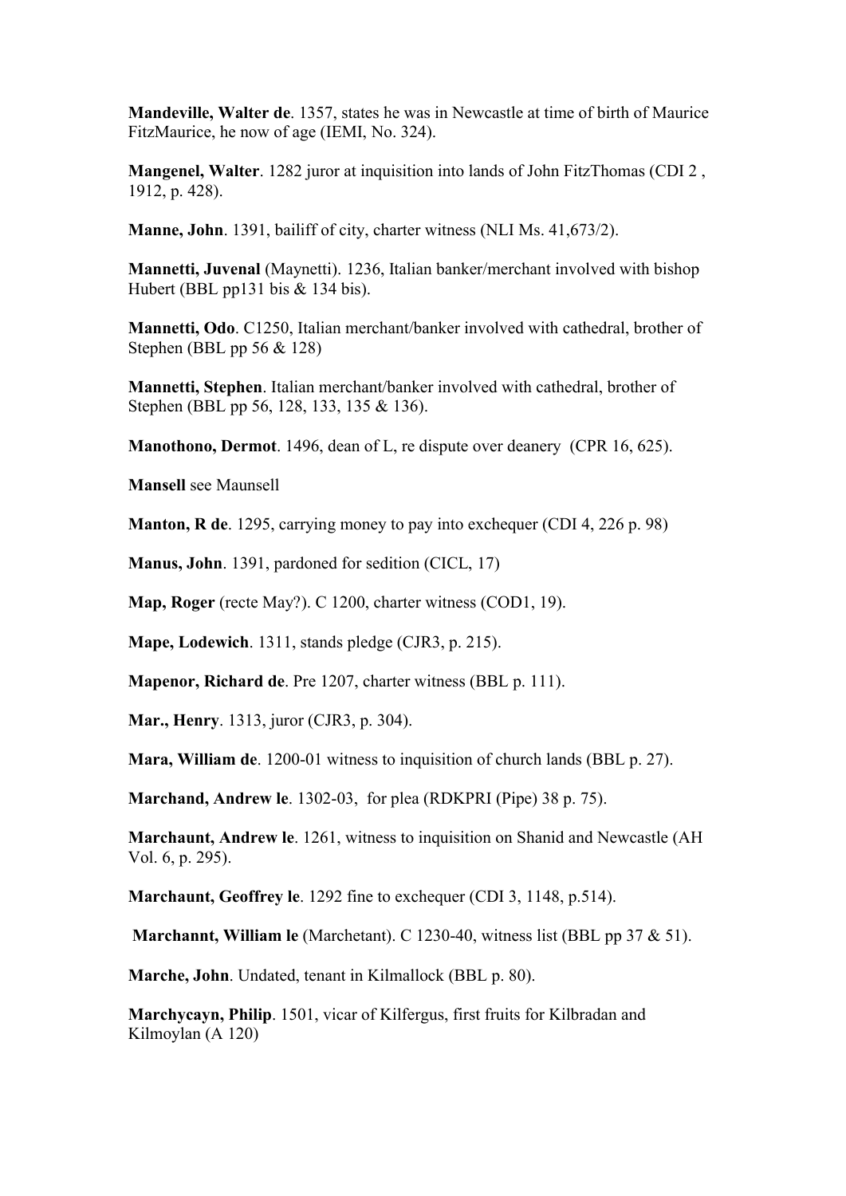**Mandeville, Walter de**. 1357, states he was in Newcastle at time of birth of Maurice FitzMaurice, he now of age (IEMI, No. 324).

**Mangenel, Walter**. 1282 juror at inquisition into lands of John FitzThomas (CDI 2 , 1912, p. 428).

**Manne, John**. 1391, bailiff of city, charter witness (NLI Ms. 41,673/2).

**Mannetti, Juvenal** (Maynetti). 1236, Italian banker/merchant involved with bishop Hubert (BBL pp131 bis & 134 bis).

**Mannetti, Odo**. C1250, Italian merchant/banker involved with cathedral, brother of Stephen (BBL pp 56 & 128)

**Mannetti, Stephen**. Italian merchant/banker involved with cathedral, brother of Stephen (BBL pp 56, 128, 133, 135 & 136).

**Manothono, Dermot**. 1496, dean of L, re dispute over deanery (CPR 16, 625).

**Mansell** see Maunsell

**Manton, R de**. 1295, carrying money to pay into exchequer (CDI 4, 226 p. 98)

**Manus, John**. 1391, pardoned for sedition (CICL, 17)

**Map, Roger** (recte May?). C 1200, charter witness (COD1, 19).

**Mape, Lodewich**. 1311, stands pledge (CJR3, p. 215).

**Mapenor, Richard de**. Pre 1207, charter witness (BBL p. 111).

**Mar., Henry**. 1313, juror (CJR3, p. 304).

**Mara, William de**. 1200-01 witness to inquisition of church lands (BBL p. 27).

**Marchand, Andrew le**. 1302-03, for plea (RDKPRI (Pipe) 38 p. 75).

**Marchaunt, Andrew le**. 1261, witness to inquisition on Shanid and Newcastle (AH Vol. 6, p. 295).

**Marchaunt, Geoffrey le**. 1292 fine to exchequer (CDI 3, 1148, p.514).

**Marchannt, William le** (Marchetant). C 1230-40, witness list (BBL pp 37 & 51).

**Marche, John**. Undated, tenant in Kilmallock (BBL p. 80).

**Marchycayn, Philip**. 1501, vicar of Kilfergus, first fruits for Kilbradan and Kilmoylan (A 120)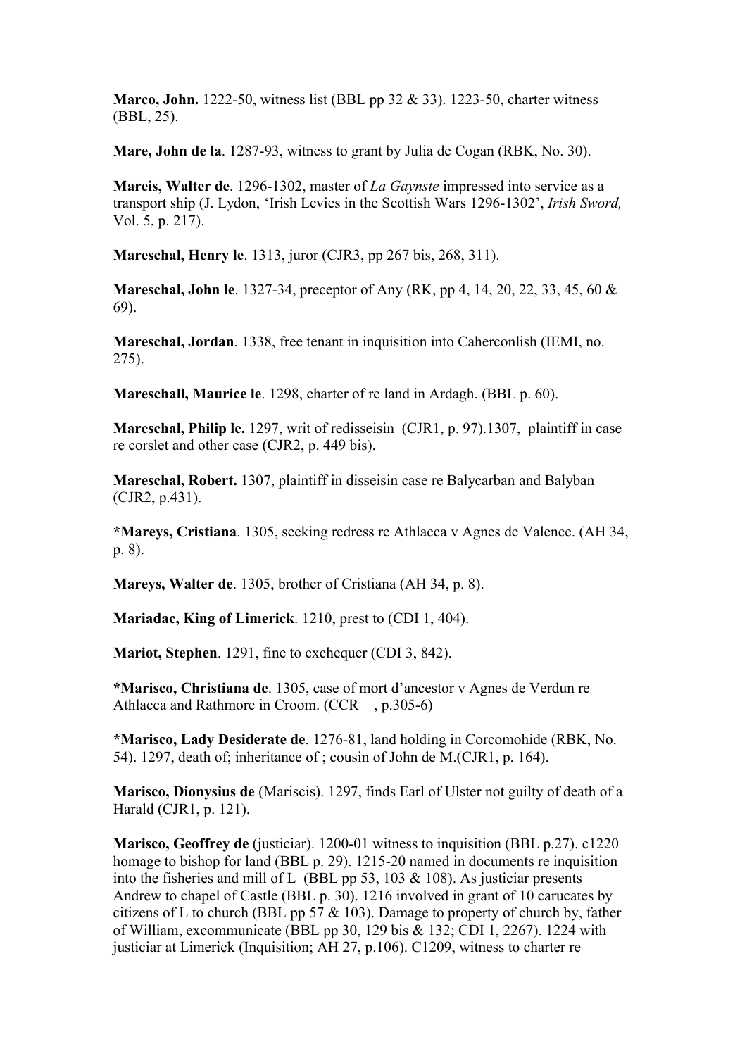**Marco, John.** 1222-50, witness list (BBL pp 32 & 33). 1223-50, charter witness (BBL, 25).

**Mare, John de la**. 1287-93, witness to grant by Julia de Cogan (RBK, No. 30).

**Mareis, Walter de**. 1296-1302, master of *La Gaynste* impressed into service as a transport ship (J. Lydon, 'Irish Levies in the Scottish Wars 1296-1302', *Irish Sword,* Vol. 5, p. 217).

**Mareschal, Henry le**. 1313, juror (CJR3, pp 267 bis, 268, 311).

**Mareschal, John le**. 1327-34, preceptor of Any (RK, pp 4, 14, 20, 22, 33, 45, 60 & 69).

**Mareschal, Jordan**. 1338, free tenant in inquisition into Caherconlish (IEMI, no. 275).

**Mareschall, Maurice le**. 1298, charter of re land in Ardagh. (BBL p. 60).

**Mareschal, Philip le.** 1297, writ of redisseisin (CJR1, p. 97).1307, plaintiff in case re corslet and other case (CJR2, p. 449 bis).

**Mareschal, Robert.** 1307, plaintiff in disseisin case re Balycarban and Balyban (CJR2, p.431).

***Mareys, Cristiana**. 1305, seeking redress re Athlacca v Agnes de Valence. (AH 34, p. 8).

**Mareys, Walter de**. 1305, brother of Cristiana (AH 34, p. 8).

**Mariadac, King of Limerick**. 1210, prest to (CDI 1, 404).

**Mariot, Stephen**. 1291, fine to exchequer (CDI 3, 842).

***Marisco, Christiana de**. 1305, case of mort d'ancestor v Agnes de Verdun re Athlacca and Rathmore in Croom. (CCR , p.305-6)

***Marisco, Lady Desiderate de**. 1276-81, land holding in Corcomohide (RBK, No. 54). 1297, death of; inheritance of ; cousin of John de M.(CJR1, p. 164).

**Marisco, Dionysius de** (Mariscis). 1297, finds Earl of Ulster not guilty of death of a Harald (CJR1, p. 121).

**Marisco, Geoffrey de** (justiciar). 1200-01 witness to inquisition (BBL p.27). c1220 homage to bishop for land (BBL p. 29). 1215-20 named in documents re inquisition into the fisheries and mill of L (BBL pp 53, 103 & 108). As justiciar presents Andrew to chapel of Castle (BBL p. 30). 1216 involved in grant of 10 carucates by citizens of L to church (BBL pp 57 & 103). Damage to property of church by, father of William, excommunicate (BBL pp 30, 129 bis & 132; CDI 1, 2267). 1224 with justiciar at Limerick (Inquisition; AH 27, p.106). C1209, witness to charter re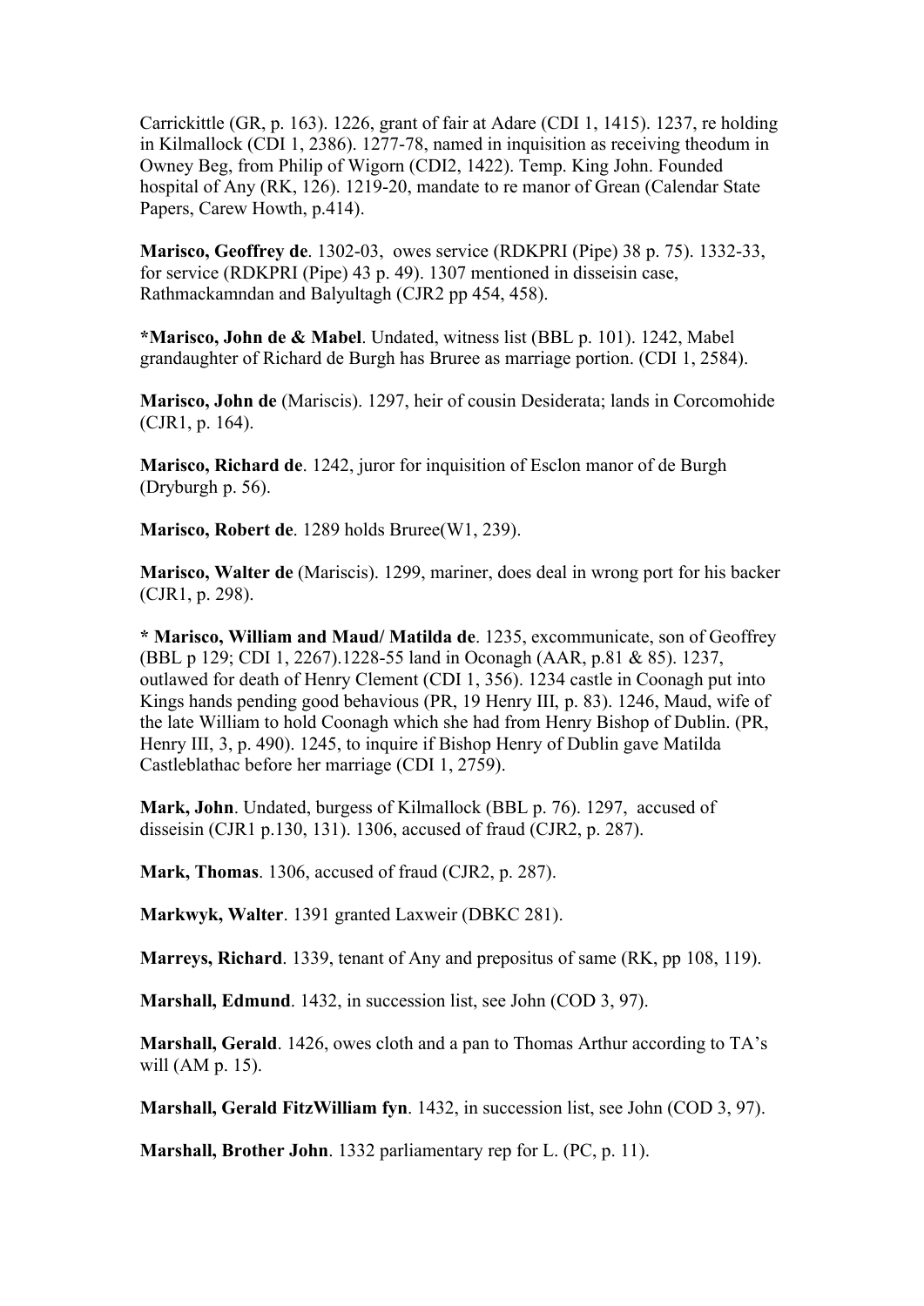Carrickittle (GR, p. 163). 1226, grant of fair at Adare (CDI 1, 1415). 1237, re holding in Kilmallock (CDI 1, 2386). 1277-78, named in inquisition as receiving theodum in Owney Beg, from Philip of Wigorn (CDI2, 1422). Temp. King John. Founded hospital of Any (RK, 126). 1219-20, mandate to re manor of Grean (Calendar State Papers, Carew Howth, p.414).

**Marisco, Geoffrey de**. 1302-03, owes service (RDKPRI (Pipe) 38 p. 75). 1332-33, for service (RDKPRI (Pipe) 43 p. 49). 1307 mentioned in disseisin case, Rathmackamndan and Balyultagh (CJR2 pp 454, 458).

**\*Marisco, John de & Mabel**. Undated, witness list (BBL p. 101). 1242, Mabel grandaughter of Richard de Burgh has Bruree as marriage portion. (CDI 1, 2584).

**Marisco, John de** (Mariscis). 1297, heir of cousin Desiderata; lands in Corcomohide (CJR1, p. 164).

**Marisco, Richard de**. 1242, juror for inquisition of Esclon manor of de Burgh (Dryburgh p. 56).

**Marisco, Robert de**. 1289 holds Bruree(W1, 239).

**Marisco, Walter de** (Mariscis). 1299, mariner, does deal in wrong port for his backer (CJR1, p. 298).

**\* Marisco, William and Maud/ Matilda de**. 1235, excommunicate, son of Geoffrey (BBL p 129; CDI 1, 2267).1228-55 land in Oconagh (AAR, p.81 & 85). 1237, outlawed for death of Henry Clement (CDI 1, 356). 1234 castle in Coonagh put into Kings hands pending good behavious (PR, 19 Henry III, p. 83). 1246, Maud, wife of the late William to hold Coonagh which she had from Henry Bishop of Dublin. (PR, Henry III, 3, p. 490). 1245, to inquire if Bishop Henry of Dublin gave Matilda Castleblathac before her marriage (CDI 1, 2759).

**Mark, John**. Undated, burgess of Kilmallock (BBL p. 76). 1297, accused of disseisin (CJR1 p.130, 131). 1306, accused of fraud (CJR2, p. 287).

**Mark, Thomas**. 1306, accused of fraud (CJR2, p. 287).

**Markwyk, Walter**. 1391 granted Laxweir (DBKC 281).

**Marreys, Richard**. 1339, tenant of Any and prepositus of same (RK, pp 108, 119).

**Marshall, Edmund**. 1432, in succession list, see John (COD 3, 97).

**Marshall, Gerald**. 1426, owes cloth and a pan to Thomas Arthur according to TA's will (AM p. 15).

**Marshall, Gerald FitzWilliam fyn**. 1432, in succession list, see John (COD 3, 97).

**Marshall, Brother John**. 1332 parliamentary rep for L. (PC, p. 11).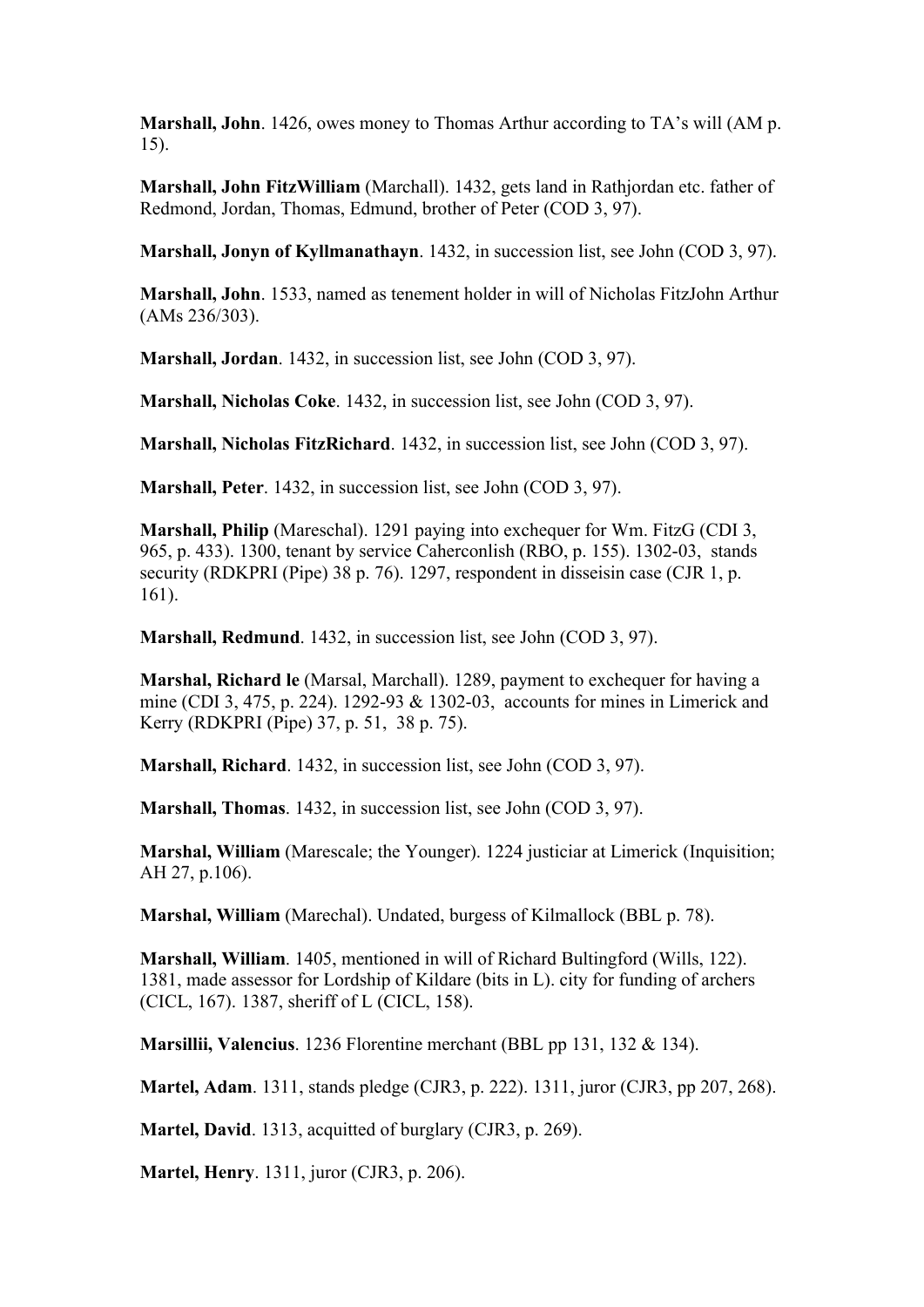**Marshall, John**. 1426, owes money to Thomas Arthur according to TA's will (AM p. 15).

**Marshall, John FitzWilliam** (Marchall). 1432, gets land in Rathjordan etc. father of Redmond, Jordan, Thomas, Edmund, brother of Peter (COD 3, 97).

**Marshall, Jonyn of Kyllmanathayn**. 1432, in succession list, see John (COD 3, 97).

**Marshall, John**. 1533, named as tenement holder in will of Nicholas FitzJohn Arthur (AMs 236/303).

**Marshall, Jordan**. 1432, in succession list, see John (COD 3, 97).

**Marshall, Nicholas Coke**. 1432, in succession list, see John (COD 3, 97).

**Marshall, Nicholas FitzRichard**. 1432, in succession list, see John (COD 3, 97).

**Marshall, Peter**. 1432, in succession list, see John (COD 3, 97).

**Marshall, Philip** (Mareschal). 1291 paying into exchequer for Wm. FitzG (CDI 3, 965, p. 433). 1300, tenant by service Caherconlish (RBO, p. 155). 1302-03, stands security (RDKPRI (Pipe) 38 p. 76). 1297, respondent in disseisin case (CJR 1, p. 161).

**Marshall, Redmund**. 1432, in succession list, see John (COD 3, 97).

**Marshal, Richard le** (Marsal, Marchall). 1289, payment to exchequer for having a mine (CDI 3, 475, p. 224). 1292-93 & 1302-03, accounts for mines in Limerick and Kerry (RDKPRI (Pipe) 37, p. 51, 38 p. 75).

**Marshall, Richard**. 1432, in succession list, see John (COD 3, 97).

**Marshall, Thomas**. 1432, in succession list, see John (COD 3, 97).

**Marshal, William** (Marescale; the Younger). 1224 justiciar at Limerick (Inquisition; AH 27, p.106).

**Marshal, William** (Marechal). Undated, burgess of Kilmallock (BBL p. 78).

**Marshall, William**. 1405, mentioned in will of Richard Bultingford (Wills, 122). 1381, made assessor for Lordship of Kildare (bits in L). city for funding of archers (CICL, 167). 1387, sheriff of L (CICL, 158).

**Marsillii, Valencius**. 1236 Florentine merchant (BBL pp 131, 132 & 134).

**Martel, Adam**. 1311, stands pledge (CJR3, p. 222). 1311, juror (CJR3, pp 207, 268).

**Martel, David**. 1313, acquitted of burglary (CJR3, p. 269).

**Martel, Henry**. 1311, juror (CJR3, p. 206).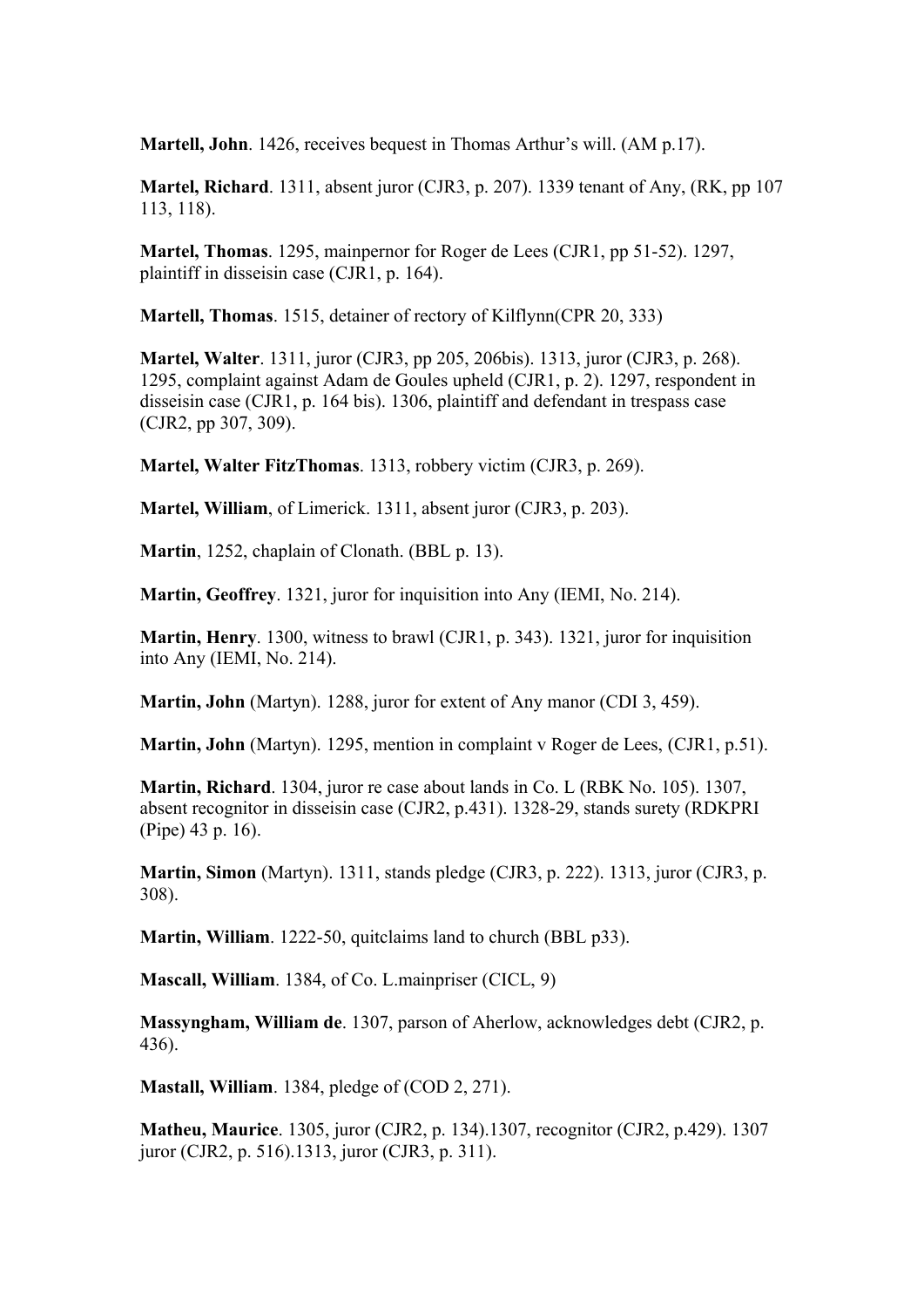**Martell, John**. 1426, receives bequest in Thomas Arthur's will. (AM p.17).

**Martel, Richard**. 1311, absent juror (CJR3, p. 207). 1339 tenant of Any, (RK, pp 107 113, 118).

**Martel, Thomas**. 1295, mainpernor for Roger de Lees (CJR1, pp 51-52). 1297, plaintiff in disseisin case (CJR1, p. 164).

**Martell, Thomas**. 1515, detainer of rectory of Kilflynn(CPR 20, 333)

**Martel, Walter**. 1311, juror (CJR3, pp 205, 206bis). 1313, juror (CJR3, p. 268). 1295, complaint against Adam de Goules upheld (CJR1, p. 2). 1297, respondent in disseisin case (CJR1, p. 164 bis). 1306, plaintiff and defendant in trespass case (CJR2, pp 307, 309).

**Martel, Walter FitzThomas**. 1313, robbery victim (CJR3, p. 269).

**Martel, William**, of Limerick. 1311, absent juror (CJR3, p. 203).

**Martin**, 1252, chaplain of Clonath. (BBL p. 13).

**Martin, Geoffrey**. 1321, juror for inquisition into Any (IEMI, No. 214).

**Martin, Henry**. 1300, witness to brawl (CJR1, p. 343). 1321, juror for inquisition into Any (IEMI, No. 214).

**Martin, John** (Martyn). 1288, juror for extent of Any manor (CDI 3, 459).

**Martin, John** (Martyn). 1295, mention in complaint v Roger de Lees, (CJR1, p.51).

**Martin, Richard**. 1304, juror re case about lands in Co. L (RBK No. 105). 1307, absent recognitor in disseisin case (CJR2, p.431). 1328-29, stands surety (RDKPRI (Pipe) 43 p. 16).

**Martin, Simon** (Martyn). 1311, stands pledge (CJR3, p. 222). 1313, juror (CJR3, p. 308).

**Martin, William**. 1222-50, quitclaims land to church (BBL p33).

**Mascall, William**. 1384, of Co. L.mainpriser (CICL, 9)

**Massyngham, William de**. 1307, parson of Aherlow, acknowledges debt (CJR2, p. 436).

**Mastall, William**. 1384, pledge of (COD 2, 271).

**Matheu, Maurice**. 1305, juror (CJR2, p. 134).1307, recognitor (CJR2, p.429). 1307 juror (CJR2, p. 516).1313, juror (CJR3, p. 311).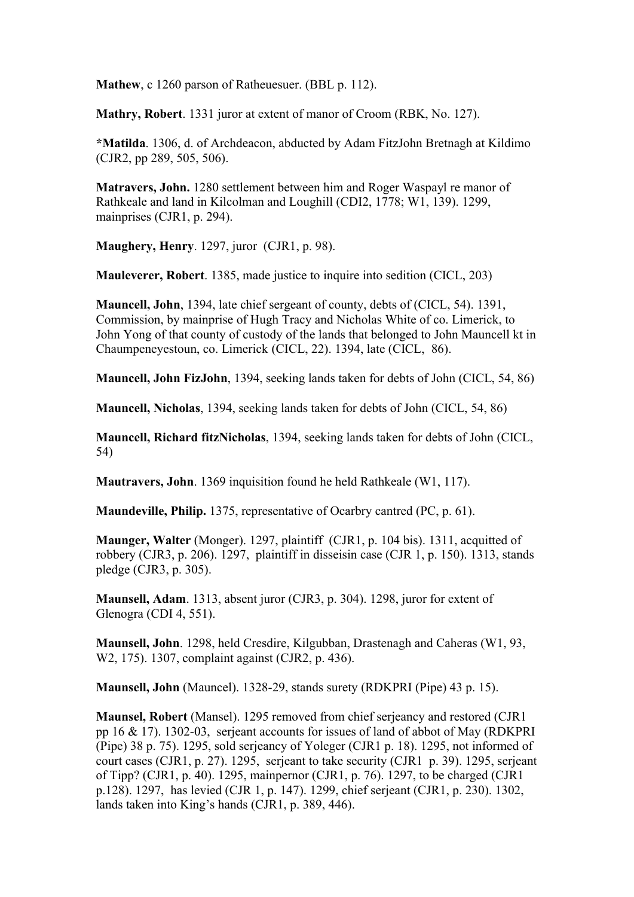**Mathew**, c 1260 parson of Ratheuesuer. (BBL p. 112).

**Mathry, Robert**. 1331 juror at extent of manor of Croom (RBK, No. 127).

***Matilda**. 1306, d. of Archdeacon, abducted by Adam FitzJohn Bretnagh at Kildimo (CJR2, pp 289, 505, 506).

**Matravers, John.** 1280 settlement between him and Roger Waspayl re manor of Rathkeale and land in Kilcolman and Loughill (CDI2, 1778; W1, 139). 1299, mainprises (CJR1, p. 294).

**Maughery, Henry**. 1297, juror (CJR1, p. 98).

**Mauleverer, Robert**. 1385, made justice to inquire into sedition (CICL, 203)

**Mauncell, John**, 1394, late chief sergeant of county, debts of (CICL, 54). 1391, Commission, by mainprise of Hugh Tracy and Nicholas White of co. Limerick, to John Yong of that county of custody of the lands that belonged to John Mauncell kt in Chaumpeneyestoun, co. Limerick (CICL, 22). 1394, late (CICL, 86).

**Mauncell, John FizJohn**, 1394, seeking lands taken for debts of John (CICL, 54, 86)

**Mauncell, Nicholas**, 1394, seeking lands taken for debts of John (CICL, 54, 86)

**Mauncell, Richard fitzNicholas**, 1394, seeking lands taken for debts of John (CICL, 54)

**Mautravers, John**. 1369 inquisition found he held Rathkeale (W1, 117).

**Maundeville, Philip.** 1375, representative of Ocarbry cantred (PC, p. 61).

**Maunger, Walter** (Monger). 1297, plaintiff (CJR1, p. 104 bis). 1311, acquitted of robbery (CJR3, p. 206). 1297, plaintiff in disseisin case (CJR 1, p. 150). 1313, stands pledge (CJR3, p. 305).

**Maunsell, Adam**. 1313, absent juror (CJR3, p. 304). 1298, juror for extent of Glenogra (CDI 4, 551).

**Maunsell, John**. 1298, held Cresdire, Kilgubban, Drastenagh and Caheras (W1, 93, W2, 175). 1307, complaint against (CJR2, p. 436).

**Maunsell, John** (Mauncel). 1328-29, stands surety (RDKPRI (Pipe) 43 p. 15).

**Maunsel, Robert** (Mansel). 1295 removed from chief serjeancy and restored (CJR1 pp 16 & 17). 1302-03, serjeant accounts for issues of land of abbot of May (RDKPRI (Pipe) 38 p. 75). 1295, sold serjeancy of Yoleger (CJR1 p. 18). 1295, not informed of court cases (CJR1, p. 27). 1295, serjeant to take security (CJR1 p. 39). 1295, serjeant of Tipp? (CJR1, p. 40). 1295, mainpernor (CJR1, p. 76). 1297, to be charged (CJR1 p.128). 1297, has levied (CJR 1, p. 147). 1299, chief serjeant (CJR1, p. 230). 1302, lands taken into King's hands (CJR1, p. 389, 446).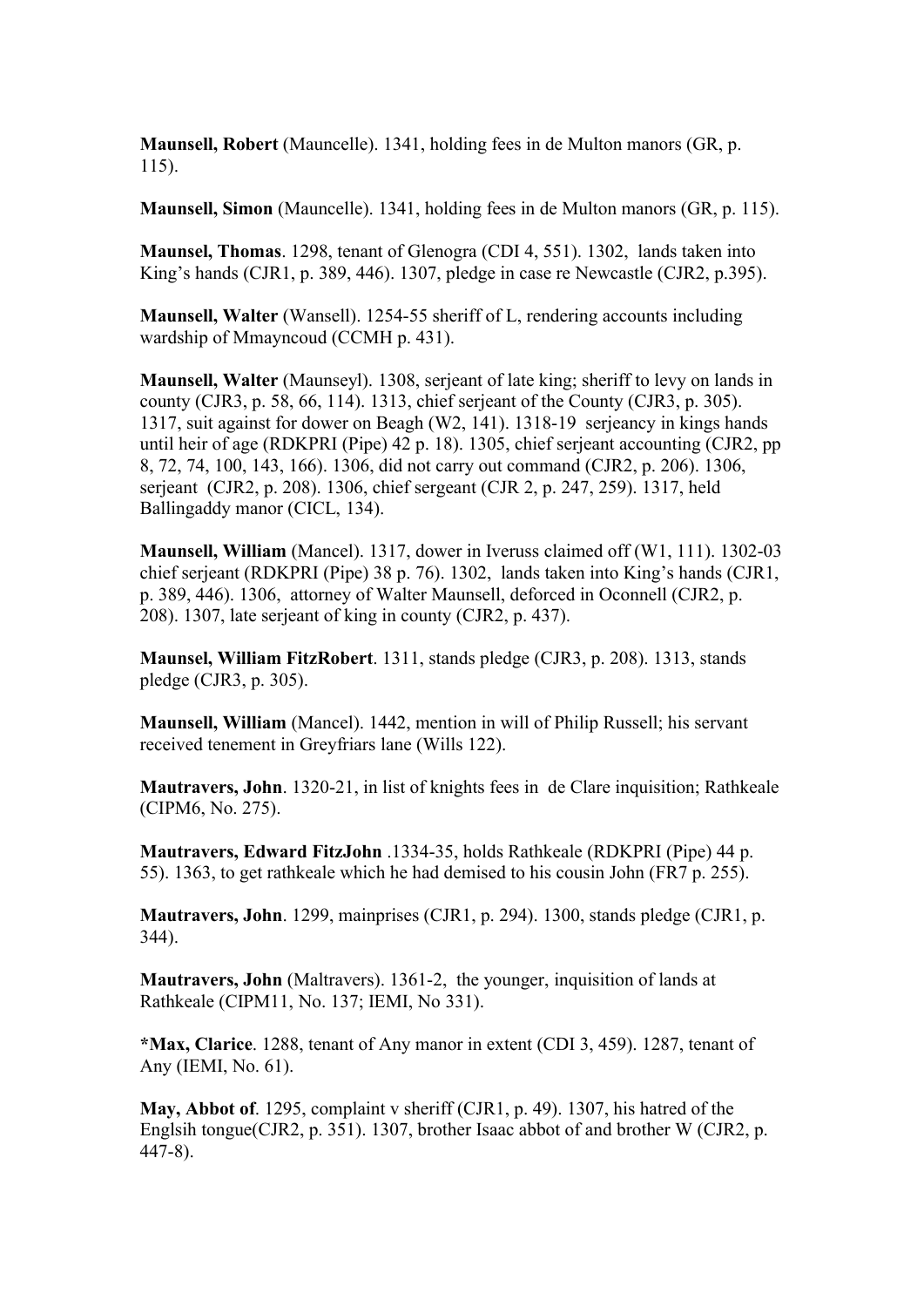**Maunsell, Robert** (Mauncelle). 1341, holding fees in de Multon manors (GR, p. 115).

**Maunsell, Simon** (Mauncelle). 1341, holding fees in de Multon manors (GR, p. 115).

**Maunsel, Thomas**. 1298, tenant of Glenogra (CDI 4, 551). 1302, lands taken into King's hands (CJR1, p. 389, 446). 1307, pledge in case re Newcastle (CJR2, p.395).

**Maunsell, Walter** (Wansell). 1254-55 sheriff of L, rendering accounts including wardship of Mmayncoud (CCMH p. 431).

**Maunsell, Walter** (Maunseyl). 1308, serjeant of late king; sheriff to levy on lands in county (CJR3, p. 58, 66, 114). 1313, chief serjeant of the County (CJR3, p. 305). 1317, suit against for dower on Beagh (W2, 141). 1318-19 serjeancy in kings hands until heir of age (RDKPRI (Pipe) 42 p. 18). 1305, chief serjeant accounting (CJR2, pp 8, 72, 74, 100, 143, 166). 1306, did not carry out command (CJR2, p. 206). 1306, serjeant (CJR2, p. 208). 1306, chief sergeant (CJR 2, p. 247, 259). 1317, held Ballingaddy manor (CICL, 134).

**Maunsell, William** (Mancel). 1317, dower in Iveruss claimed off (W1, 111). 1302-03 chief serjeant (RDKPRI (Pipe) 38 p. 76). 1302, lands taken into King's hands (CJR1, p. 389, 446). 1306, attorney of Walter Maunsell, deforced in Oconnell (CJR2, p. 208). 1307, late serjeant of king in county (CJR2, p. 437).

**Maunsel, William FitzRobert**. 1311, stands pledge (CJR3, p. 208). 1313, stands pledge (CJR3, p. 305).

**Maunsell, William** (Mancel). 1442, mention in will of Philip Russell; his servant received tenement in Greyfriars lane (Wills 122).

**Mautravers, John**. 1320-21, in list of knights fees in de Clare inquisition; Rathkeale (CIPM6, No. 275).

**Mautravers, Edward FitzJohn** .1334-35, holds Rathkeale (RDKPRI (Pipe) 44 p. 55). 1363, to get rathkeale which he had demised to his cousin John (FR7 p. 255).

**Mautravers, John**. 1299, mainprises (CJR1, p. 294). 1300, stands pledge (CJR1, p. 344).

**Mautravers, John** (Maltravers). 1361-2, the younger, inquisition of lands at Rathkeale (CIPM11, No. 137; IEMI, No 331).

***Max, Clarice**. 1288, tenant of Any manor in extent (CDI 3, 459). 1287, tenant of Any (IEMI, No. 61).

**May, Abbot of**. 1295, complaint v sheriff (CJR1, p. 49). 1307, his hatred of the Englsih tongue(CJR2, p. 351). 1307, brother Isaac abbot of and brother W (CJR2, p. 447-8).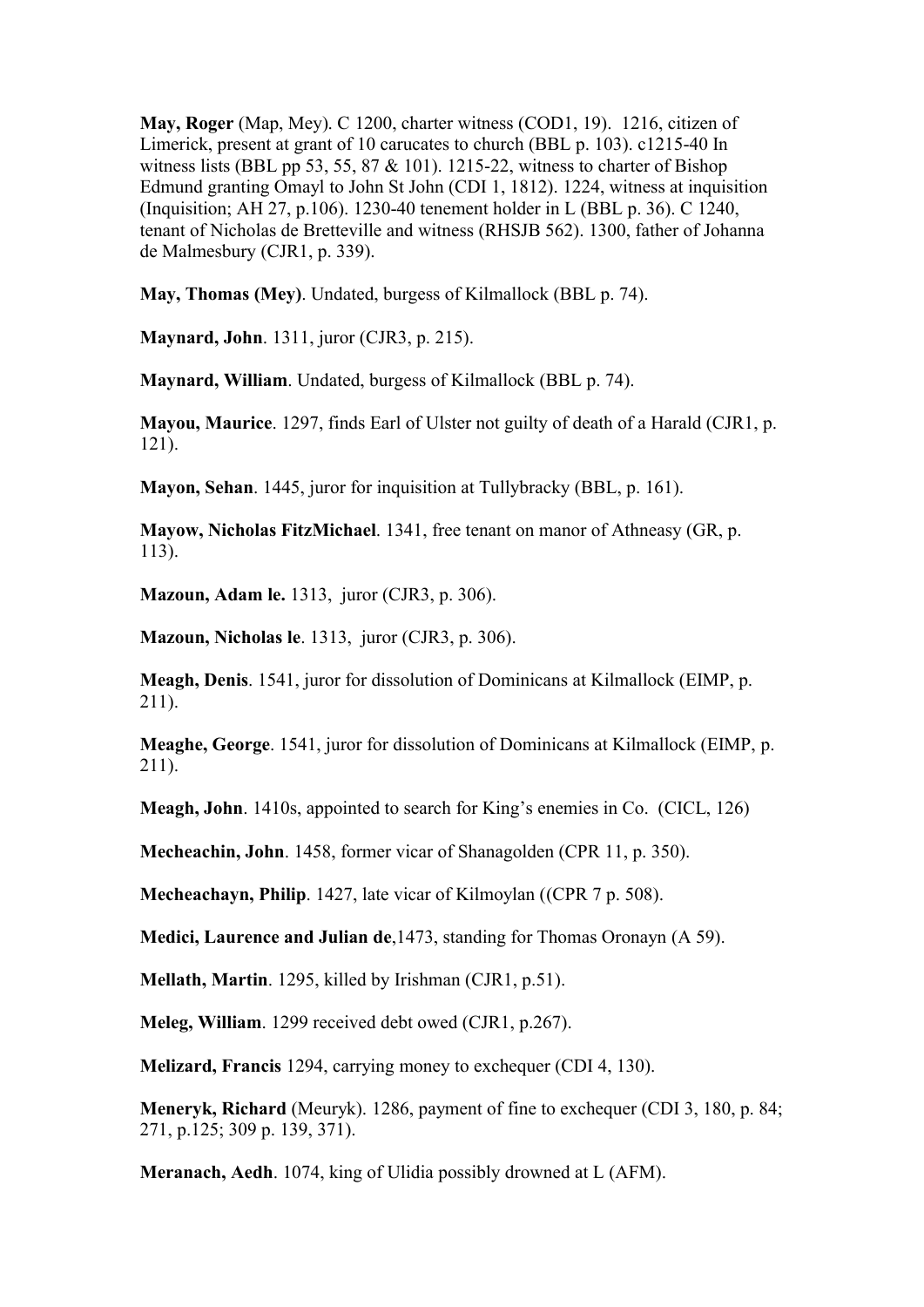**May, Roger** (Map, Mey). C 1200, charter witness (COD1, 19). 1216, citizen of Limerick, present at grant of 10 carucates to church (BBL p. 103). c1215-40 In witness lists (BBL pp 53, 55, 87 & 101). 1215-22, witness to charter of Bishop Edmund granting Omayl to John St John (CDI 1, 1812). 1224, witness at inquisition (Inquisition; AH 27, p.106). 1230-40 tenement holder in L (BBL p. 36). C 1240, tenant of Nicholas de Bretteville and witness (RHSJB 562). 1300, father of Johanna de Malmesbury (CJR1, p. 339).

**May, Thomas (Mey)**. Undated, burgess of Kilmallock (BBL p. 74).

**Maynard, John**. 1311, juror (CJR3, p. 215).

**Maynard, William**. Undated, burgess of Kilmallock (BBL p. 74).

**Mayou, Maurice**. 1297, finds Earl of Ulster not guilty of death of a Harald (CJR1, p. 121).

**Mayon, Sehan**. 1445, juror for inquisition at Tullybracky (BBL, p. 161).

**Mayow, Nicholas FitzMichael**. 1341, free tenant on manor of Athneasy (GR, p. 113).

**Mazoun, Adam le.** 1313, juror (CJR3, p. 306).

**Mazoun, Nicholas le**. 1313, juror (CJR3, p. 306).

**Meagh, Denis**. 1541, juror for dissolution of Dominicans at Kilmallock (EIMP, p. 211).

**Meaghe, George**. 1541, juror for dissolution of Dominicans at Kilmallock (EIMP, p. 211).

**Meagh, John**. 1410s, appointed to search for King's enemies in Co. (CICL, 126)

**Mecheachin, John**. 1458, former vicar of Shanagolden (CPR 11, p. 350).

**Mecheachayn, Philip**. 1427, late vicar of Kilmoylan ((CPR 7 p. 508).

**Medici, Laurence and Julian de**,1473, standing for Thomas Oronayn (A 59).

**Mellath, Martin**. 1295, killed by Irishman (CJR1, p.51).

**Meleg, William**. 1299 received debt owed (CJR1, p.267).

**Melizard, Francis** 1294, carrying money to exchequer (CDI 4, 130).

**Meneryk, Richard** (Meuryk). 1286, payment of fine to exchequer (CDI 3, 180, p. 84; 271, p.125; 309 p. 139, 371).

**Meranach, Aedh**. 1074, king of Ulidia possibly drowned at L (AFM).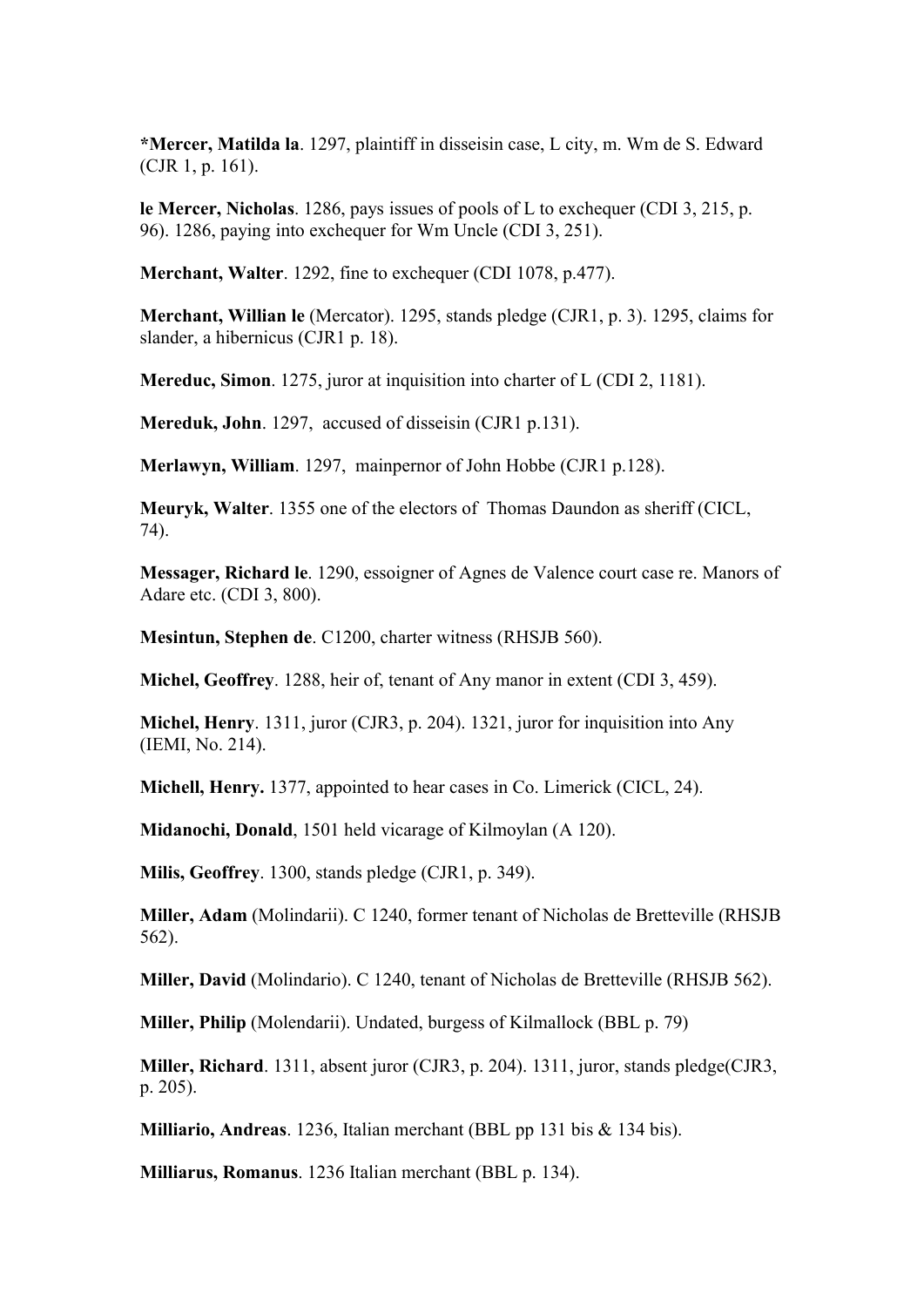***Mercer, Matilda la**. 1297, plaintiff in disseisin case, L city, m. Wm de S. Edward (CJR 1, p. 161).

**le Mercer, Nicholas**. 1286, pays issues of pools of L to exchequer (CDI 3, 215, p. 96). 1286, paying into exchequer for Wm Uncle (CDI 3, 251).

**Merchant, Walter**. 1292, fine to exchequer (CDI 1078, p.477).

**Merchant, Willian le** (Mercator). 1295, stands pledge (CJR1, p. 3). 1295, claims for slander, a hibernicus (CJR1 p. 18).

**Mereduc, Simon**. 1275, juror at inquisition into charter of L (CDI 2, 1181).

**Mereduk, John**. 1297, accused of disseisin (CJR1 p.131).

**Merlawyn, William**. 1297, mainpernor of John Hobbe (CJR1 p.128).

**Meuryk, Walter**. 1355 one of the electors of Thomas Daundon as sheriff (CICL, 74).

**Messager, Richard le**. 1290, essoigner of Agnes de Valence court case re. Manors of Adare etc. (CDI 3, 800).

**Mesintun, Stephen de**. C1200, charter witness (RHSJB 560).

**Michel, Geoffrey**. 1288, heir of, tenant of Any manor in extent (CDI 3, 459).

**Michel, Henry**. 1311, juror (CJR3, p. 204). 1321, juror for inquisition into Any (IEMI, No. 214).

**Michell, Henry.** 1377, appointed to hear cases in Co. Limerick (CICL, 24).

**Midanochi, Donald**, 1501 held vicarage of Kilmoylan (A 120).

**Milis, Geoffrey**. 1300, stands pledge (CJR1, p. 349).

**Miller, Adam** (Molindarii). C 1240, former tenant of Nicholas de Bretteville (RHSJB 562).

**Miller, David** (Molindario). C 1240, tenant of Nicholas de Bretteville (RHSJB 562).

**Miller, Philip** (Molendarii). Undated, burgess of Kilmallock (BBL p. 79)

**Miller, Richard**. 1311, absent juror (CJR3, p. 204). 1311, juror, stands pledge(CJR3, p. 205).

**Milliario, Andreas**. 1236, Italian merchant (BBL pp 131 bis & 134 bis).

**Milliarus, Romanus**. 1236 Italian merchant (BBL p. 134).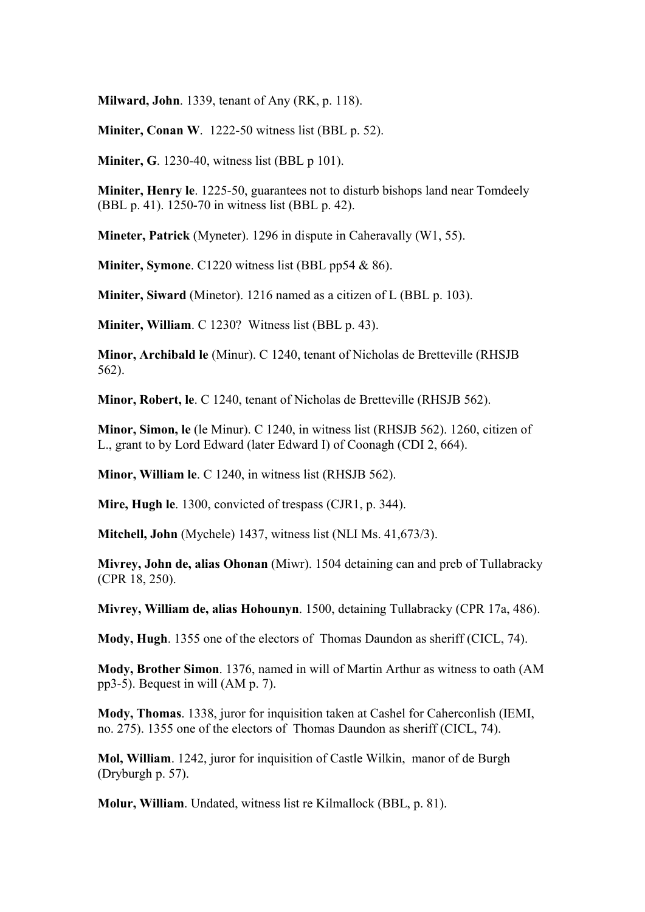**Milward, John**. 1339, tenant of Any (RK, p. 118).

**Miniter, Conan W**. 1222-50 witness list (BBL p. 52).

**Miniter, G**. 1230-40, witness list (BBL p 101).

**Miniter, Henry le**. 1225-50, guarantees not to disturb bishops land near Tomdeely (BBL p. 41). 1250-70 in witness list (BBL p. 42).

**Mineter, Patrick** (Myneter). 1296 in dispute in Caheravally (W1, 55).

**Miniter, Symone**. C1220 witness list (BBL pp54 & 86).

**Miniter, Siward** (Minetor). 1216 named as a citizen of L (BBL p. 103).

**Miniter, William**. C 1230? Witness list (BBL p. 43).

**Minor, Archibald le** (Minur). C 1240, tenant of Nicholas de Bretteville (RHSJB 562).

**Minor, Robert, le**. C 1240, tenant of Nicholas de Bretteville (RHSJB 562).

**Minor, Simon, le** (le Minur). C 1240, in witness list (RHSJB 562). 1260, citizen of L., grant to by Lord Edward (later Edward I) of Coonagh (CDI 2, 664).

**Minor, William le**. C 1240, in witness list (RHSJB 562).

**Mire, Hugh le**. 1300, convicted of trespass (CJR1, p. 344).

**Mitchell, John** (Mychele) 1437, witness list (NLI Ms. 41,673/3).

**Mivrey, John de, alias Ohonan** (Miwr). 1504 detaining can and preb of Tullabracky (CPR 18, 250).

**Mivrey, William de, alias Hohounyn**. 1500, detaining Tullabracky (CPR 17a, 486).

**Mody, Hugh**. 1355 one of the electors of Thomas Daundon as sheriff (CICL, 74).

**Mody, Brother Simon**. 1376, named in will of Martin Arthur as witness to oath (AM pp3-5). Bequest in will (AM p. 7).

**Mody, Thomas**. 1338, juror for inquisition taken at Cashel for Caherconlish (IEMI, no. 275). 1355 one of the electors of Thomas Daundon as sheriff (CICL, 74).

**Mol, William**. 1242, juror for inquisition of Castle Wilkin, manor of de Burgh (Dryburgh p. 57).

**Molur, William**. Undated, witness list re Kilmallock (BBL, p. 81).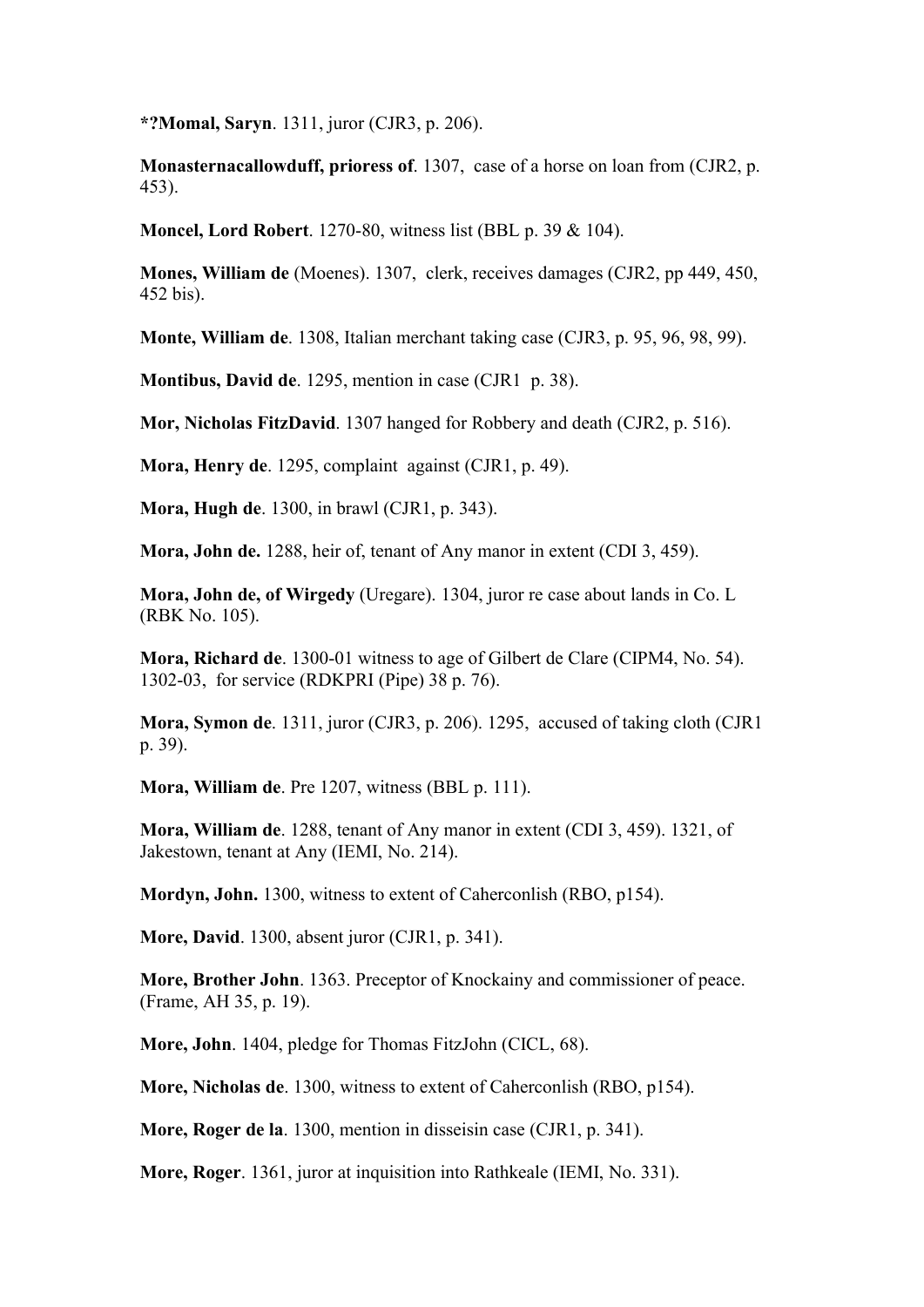***?Momal, Saryn**. 1311, juror (CJR3, p. 206).

**Monasternacallowduff, prioress of**. 1307,  case of a horse on loan from (CJR2, p. 453).

**Moncel, Lord Robert**. 1270-80, witness list (BBL p. 39 & 104).

**Mones, William de** (Moenes). 1307,  clerk, receives damages (CJR2, pp 449, 450, 452 bis).

**Monte, William de**. 1308, Italian merchant taking case (CJR3, p. 95, 96, 98, 99).

**Montibus, David de**. 1295, mention in case (CJR1  p. 38).

**Mor, Nicholas FitzDavid**. 1307 hanged for Robbery and death (CJR2, p. 516).

**Mora, Henry de**. 1295, complaint  against (CJR1, p. 49).

**Mora, Hugh de**. 1300, in brawl (CJR1, p. 343).

**Mora, John de.** 1288, heir of, tenant of Any manor in extent (CDI 3, 459).

**Mora, John de, of Wirgedy** (Uregare). 1304, juror re case about lands in Co. L (RBK No. 105).

**Mora, Richard de**. 1300-01 witness to age of Gilbert de Clare (CIPM4, No. 54). 1302-03,  for service (RDKPRI (Pipe) 38 p. 76).

**Mora, Symon de**. 1311, juror (CJR3, p. 206). 1295,  accused of taking cloth (CJR1 p. 39).

**Mora, William de**. Pre 1207, witness (BBL p. 111).

**Mora, William de**. 1288, tenant of Any manor in extent (CDI 3, 459). 1321, of Jakestown, tenant at Any (IEMI, No. 214).

**Mordyn, John.** 1300, witness to extent of Caherconlish (RBO, p154).

**More, David**. 1300, absent juror (CJR1, p. 341).

**More, Brother John**. 1363. Preceptor of Knockainy and commissioner of peace. (Frame, AH 35, p. 19).

**More, John**. 1404, pledge for Thomas FitzJohn (CICL, 68).

**More, Nicholas de**. 1300, witness to extent of Caherconlish (RBO, p154).

**More, Roger de la**. 1300, mention in disseisin case (CJR1, p. 341).

**More, Roger**. 1361, juror at inquisition into Rathkeale (IEMI, No. 331).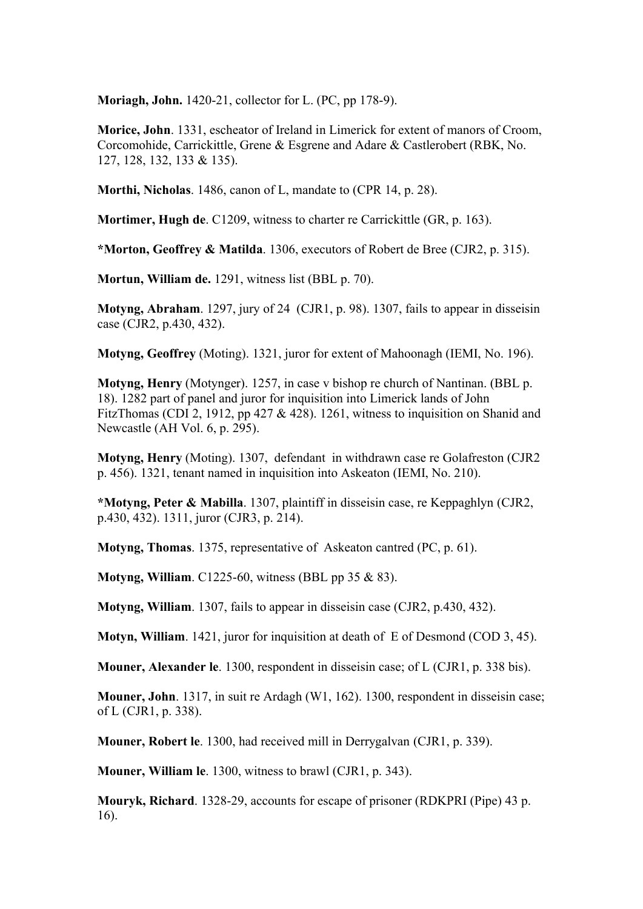**Moriagh, John.** 1420-21, collector for L. (PC, pp 178-9).

**Morice, John**. 1331, escheator of Ireland in Limerick for extent of manors of Croom, Corcomohide, Carrickittle, Grene & Esgrene and Adare & Castlerobert (RBK, No. 127, 128, 132, 133 & 135).

**Morthi, Nicholas**. 1486, canon of L, mandate to (CPR 14, p. 28).

**Mortimer, Hugh de**. C1209, witness to charter re Carrickittle (GR, p. 163).

***Morton, Geoffrey & Matilda**. 1306, executors of Robert de Bree (CJR2, p. 315).

**Mortun, William de.** 1291, witness list (BBL p. 70).

**Motyng, Abraham**. 1297, jury of 24 (CJR1, p. 98). 1307, fails to appear in disseisin case (CJR2, p.430, 432).

**Motyng, Geoffrey** (Moting). 1321, juror for extent of Mahoonagh (IEMI, No. 196).

**Motyng, Henry** (Motynger). 1257, in case v bishop re church of Nantinan. (BBL p. 18). 1282 part of panel and juror for inquisition into Limerick lands of John FitzThomas (CDI 2, 1912, pp 427 & 428). 1261, witness to inquisition on Shanid and Newcastle (AH Vol. 6, p. 295).

**Motyng, Henry** (Moting). 1307, defendant in withdrawn case re Golafreston (CJR2 p. 456). 1321, tenant named in inquisition into Askeaton (IEMI, No. 210).

***Motyng, Peter & Mabilla**. 1307, plaintiff in disseisin case, re Keppaghlyn (CJR2, p.430, 432). 1311, juror (CJR3, p. 214).

**Motyng, Thomas**. 1375, representative of Askeaton cantred (PC, p. 61).

**Motyng, William**. C1225-60, witness (BBL pp 35 & 83).

**Motyng, William**. 1307, fails to appear in disseisin case (CJR2, p.430, 432).

**Motyn, William**. 1421, juror for inquisition at death of E of Desmond (COD 3, 45).

**Mouner, Alexander le**. 1300, respondent in disseisin case; of L (CJR1, p. 338 bis).

**Mouner, John**. 1317, in suit re Ardagh (W1, 162). 1300, respondent in disseisin case; of L (CJR1, p. 338).

**Mouner, Robert le**. 1300, had received mill in Derrygalvan (CJR1, p. 339).

**Mouner, William le**. 1300, witness to brawl (CJR1, p. 343).

**Mouryk, Richard**. 1328-29, accounts for escape of prisoner (RDKPRI (Pipe) 43 p. 16).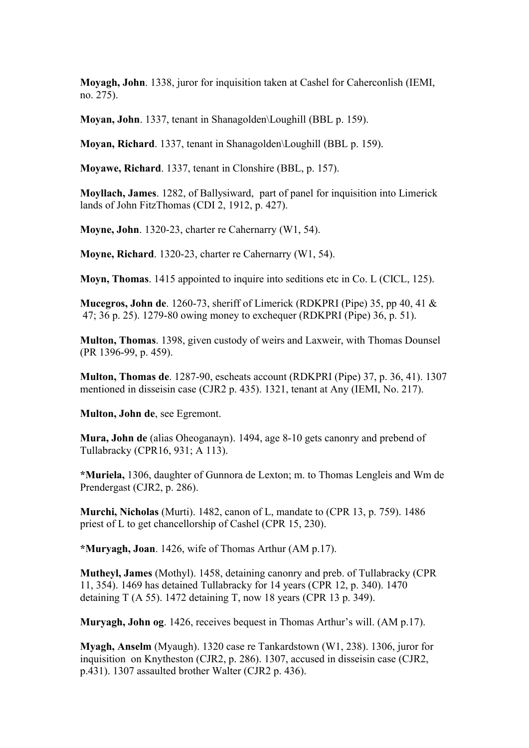**Moyagh, John**. 1338, juror for inquisition taken at Cashel for Caherconlish (IEMI, no. 275).

**Moyan, John**. 1337, tenant in Shanagolden\Loughill (BBL p. 159).

**Moyan, Richard**. 1337, tenant in Shanagolden\Loughill (BBL p. 159).

**Moyawe, Richard**. 1337, tenant in Clonshire (BBL, p. 157).

**Moyllach, James**. 1282, of Ballysiward, part of panel for inquisition into Limerick lands of John FitzThomas (CDI 2, 1912, p. 427).

**Moyne, John**. 1320-23, charter re Cahernarry (W1, 54).

**Moyne, Richard**. 1320-23, charter re Cahernarry (W1, 54).

**Moyn, Thomas**. 1415 appointed to inquire into seditions etc in Co. L (CICL, 125).

**Mucegros, John de**. 1260-73, sheriff of Limerick (RDKPRI (Pipe) 35, pp 40, 41 & 47; 36 p. 25). 1279-80 owing money to exchequer (RDKPRI (Pipe) 36, p. 51).

**Multon, Thomas**. 1398, given custody of weirs and Laxweir, with Thomas Dounsel (PR 1396-99, p. 459).

**Multon, Thomas de**. 1287-90, escheats account (RDKPRI (Pipe) 37, p. 36, 41). 1307 mentioned in disseisin case (CJR2 p. 435). 1321, tenant at Any (IEMI, No. 217).

**Multon, John de**, see Egremont.

**Mura, John de** (alias Oheoganayn). 1494, age 8-10 gets canonry and prebend of Tullabracky (CPR16, 931; A 113).

***Muriela,** 1306, daughter of Gunnora de Lexton; m. to Thomas Lengleis and Wm de Prendergast (CJR2, p. 286).

**Murchi, Nicholas** (Murti). 1482, canon of L, mandate to (CPR 13, p. 759). 1486 priest of L to get chancellorship of Cashel (CPR 15, 230).

***Muryagh, Joan**. 1426, wife of Thomas Arthur (AM p.17).

**Mutheyl, James** (Mothyl). 1458, detaining canonry and preb. of Tullabracky (CPR 11, 354). 1469 has detained Tullabracky for 14 years (CPR 12, p. 340). 1470 detaining T (A 55). 1472 detaining T, now 18 years (CPR 13 p. 349).

**Muryagh, John og**. 1426, receives bequest in Thomas Arthur's will. (AM p.17).

**Myagh, Anselm** (Myaugh). 1320 case re Tankardstown (W1, 238). 1306, juror for inquisition on Knytheston (CJR2, p. 286). 1307, accused in disseisin case (CJR2, p.431). 1307 assaulted brother Walter (CJR2 p. 436).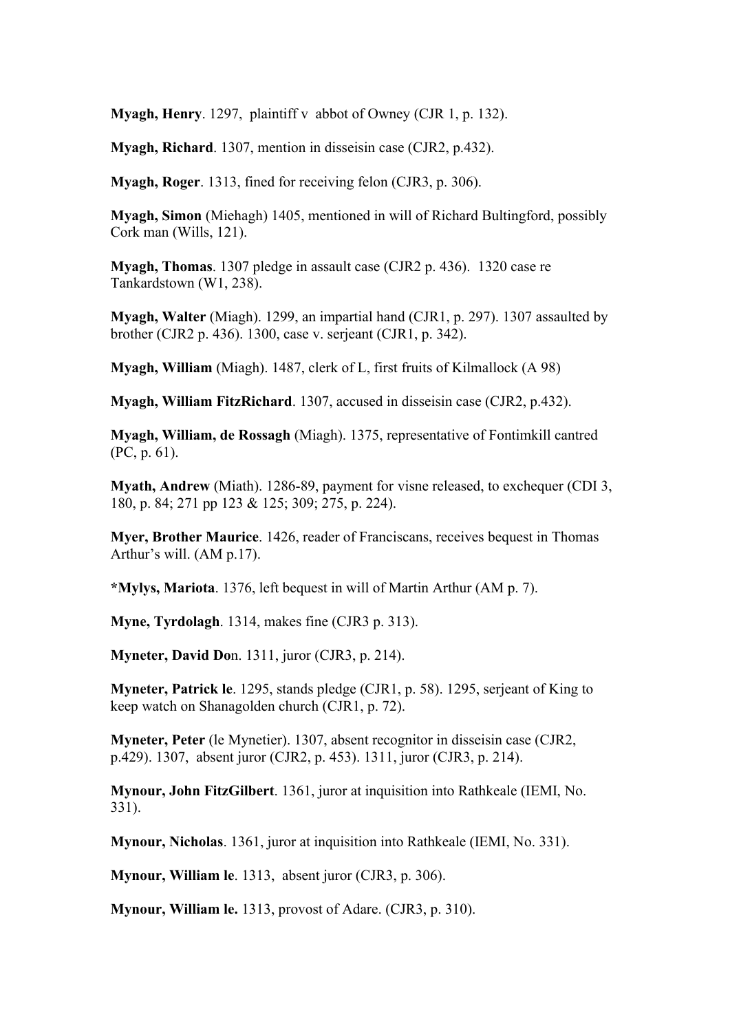**Myagh, Henry**. 1297, plaintiff v abbot of Owney (CJR 1, p. 132).

**Myagh, Richard**. 1307, mention in disseisin case (CJR2, p.432).

**Myagh, Roger**. 1313, fined for receiving felon (CJR3, p. 306).

**Myagh, Simon** (Miehagh) 1405, mentioned in will of Richard Bultingford, possibly Cork man (Wills, 121).

**Myagh, Thomas**. 1307 pledge in assault case (CJR2 p. 436). 1320 case re Tankardstown (W1, 238).

**Myagh, Walter** (Miagh). 1299, an impartial hand (CJR1, p. 297). 1307 assaulted by brother (CJR2 p. 436). 1300, case v. serjeant (CJR1, p. 342).

**Myagh, William** (Miagh). 1487, clerk of L, first fruits of Kilmallock (A 98)

**Myagh, William FitzRichard**. 1307, accused in disseisin case (CJR2, p.432).

**Myagh, William, de Rossagh** (Miagh). 1375, representative of Fontimkill cantred (PC, p. 61).

**Myath, Andrew** (Miath). 1286-89, payment for visne released, to exchequer (CDI 3, 180, p. 84; 271 pp 123 & 125; 309; 275, p. 224).

**Myer, Brother Maurice**. 1426, reader of Franciscans, receives bequest in Thomas Arthur's will. (AM p.17).

***Mylys, Mariota**. 1376, left bequest in will of Martin Arthur (AM p. 7).

**Myne, Tyrdolagh**. 1314, makes fine (CJR3 p. 313).

**Myneter, David Do**n. 1311, juror (CJR3, p. 214).

**Myneter, Patrick le**. 1295, stands pledge (CJR1, p. 58). 1295, serjeant of King to keep watch on Shanagolden church (CJR1, p. 72).

**Myneter, Peter** (le Mynetier). 1307, absent recognitor in disseisin case (CJR2, p.429). 1307, absent juror (CJR2, p. 453). 1311, juror (CJR3, p. 214).

**Mynour, John FitzGilbert**. 1361, juror at inquisition into Rathkeale (IEMI, No. 331).

**Mynour, Nicholas**. 1361, juror at inquisition into Rathkeale (IEMI, No. 331).

**Mynour, William le**. 1313, absent juror (CJR3, p. 306).

**Mynour, William le.** 1313, provost of Adare. (CJR3, p. 310).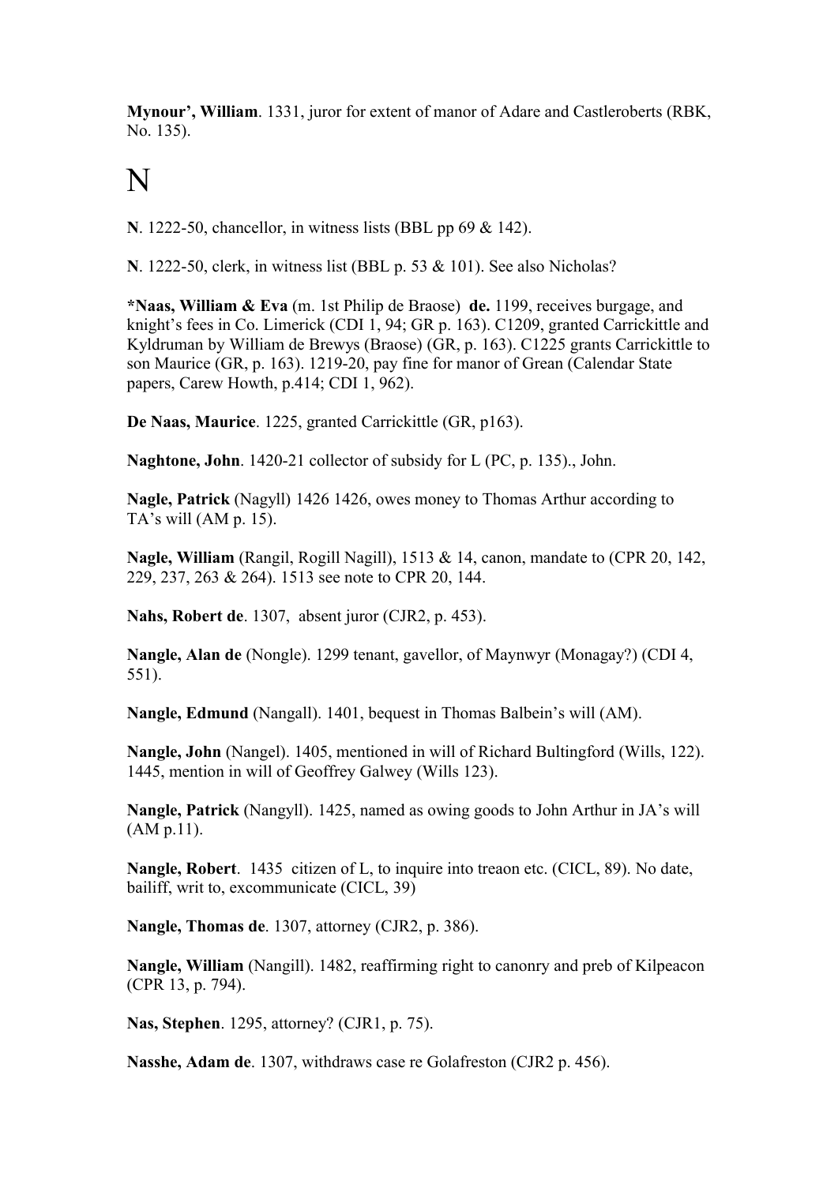**Mynour', William**. 1331, juror for extent of manor of Adare and Castleroberts (RBK, No. 135).

# N

**N**. 1222-50, chancellor, in witness lists (BBL pp 69 & 142).

**N**. 1222-50, clerk, in witness list (BBL p. 53 & 101). See also Nicholas?

***Naas, William & Eva** (m. 1st Philip de Braose) **de.** 1199, receives burgage, and knight's fees in Co. Limerick (CDI 1, 94; GR p. 163). C1209, granted Carrickittle and Kyldruman by William de Brewys (Braose) (GR, p. 163). C1225 grants Carrickittle to son Maurice (GR, p. 163). 1219-20, pay fine for manor of Grean (Calendar State papers, Carew Howth, p.414; CDI 1, 962).

**De Naas, Maurice**. 1225, granted Carrickittle (GR, p163).

**Naghtone, John**. 1420-21 collector of subsidy for L (PC, p. 135)., John.

**Nagle, Patrick** (Nagyll) 1426 1426, owes money to Thomas Arthur according to TA's will (AM p. 15).

**Nagle, William** (Rangil, Rogill Nagill), 1513 & 14, canon, mandate to (CPR 20, 142, 229, 237, 263 & 264). 1513 see note to CPR 20, 144.

**Nahs, Robert de**. 1307, absent juror (CJR2, p. 453).

**Nangle, Alan de** (Nongle). 1299 tenant, gavellor, of Maynwyr (Monagay?) (CDI 4, 551).

**Nangle, Edmund** (Nangall). 1401, bequest in Thomas Balbein's will (AM).

**Nangle, John** (Nangel). 1405, mentioned in will of Richard Bultingford (Wills, 122). 1445, mention in will of Geoffrey Galwey (Wills 123).

**Nangle, Patrick** (Nangyll). 1425, named as owing goods to John Arthur in JA's will (AM p.11).

**Nangle, Robert**. 1435 citizen of L, to inquire into treaon etc. (CICL, 89). No date, bailiff, writ to, excommunicate (CICL, 39)

**Nangle, Thomas de**. 1307, attorney (CJR2, p. 386).

**Nangle, William** (Nangill). 1482, reaffirming right to canonry and preb of Kilpeacon (CPR 13, p. 794).

**Nas, Stephen**. 1295, attorney? (CJR1, p. 75).

**Nasshe, Adam de**. 1307, withdraws case re Golafreston (CJR2 p. 456).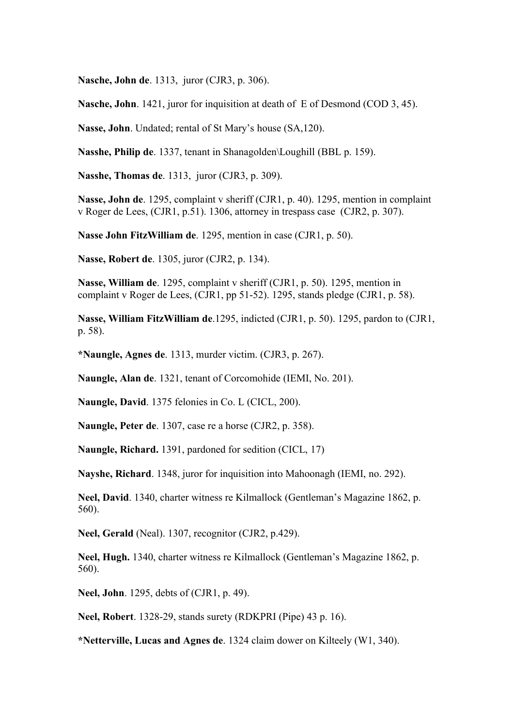**Nasche, John de**. 1313, juror (CJR3, p. 306).

**Nasche, John**. 1421, juror for inquisition at death of E of Desmond (COD 3, 45).

**Nasse, John**. Undated; rental of St Mary's house (SA,120).

**Nasshe, Philip de**. 1337, tenant in Shanagolden\Loughill (BBL p. 159).

**Nasshe, Thomas de**. 1313, juror (CJR3, p. 309).

**Nasse, John de**. 1295, complaint v sheriff (CJR1, p. 40). 1295, mention in complaint v Roger de Lees, (CJR1, p.51). 1306, attorney in trespass case (CJR2, p. 307).

**Nasse John FitzWilliam de**. 1295, mention in case (CJR1, p. 50).

**Nasse, Robert de**. 1305, juror (CJR2, p. 134).

**Nasse, William de**. 1295, complaint v sheriff (CJR1, p. 50). 1295, mention in complaint v Roger de Lees, (CJR1, pp 51-52). 1295, stands pledge (CJR1, p. 58).

**Nasse, William FitzWilliam de**.1295, indicted (CJR1, p. 50). 1295, pardon to (CJR1, p. 58).

***Naungle, Agnes de**. 1313, murder victim. (CJR3, p. 267).

**Naungle, Alan de**. 1321, tenant of Corcomohide (IEMI, No. 201).

**Naungle, David**. 1375 felonies in Co. L (CICL, 200).

**Naungle, Peter de**. 1307, case re a horse (CJR2, p. 358).

**Naungle, Richard.** 1391, pardoned for sedition (CICL, 17)

**Nayshe, Richard**. 1348, juror for inquisition into Mahoonagh (IEMI, no. 292).

**Neel, David**. 1340, charter witness re Kilmallock (Gentleman's Magazine 1862, p. 560).

**Neel, Gerald** (Neal). 1307, recognitor (CJR2, p.429).

**Neel, Hugh.** 1340, charter witness re Kilmallock (Gentleman's Magazine 1862, p. 560).

**Neel, John**. 1295, debts of (CJR1, p. 49).

**Neel, Robert**. 1328-29, stands surety (RDKPRI (Pipe) 43 p. 16).

***Netterville, Lucas and Agnes de**. 1324 claim dower on Kilteely (W1, 340).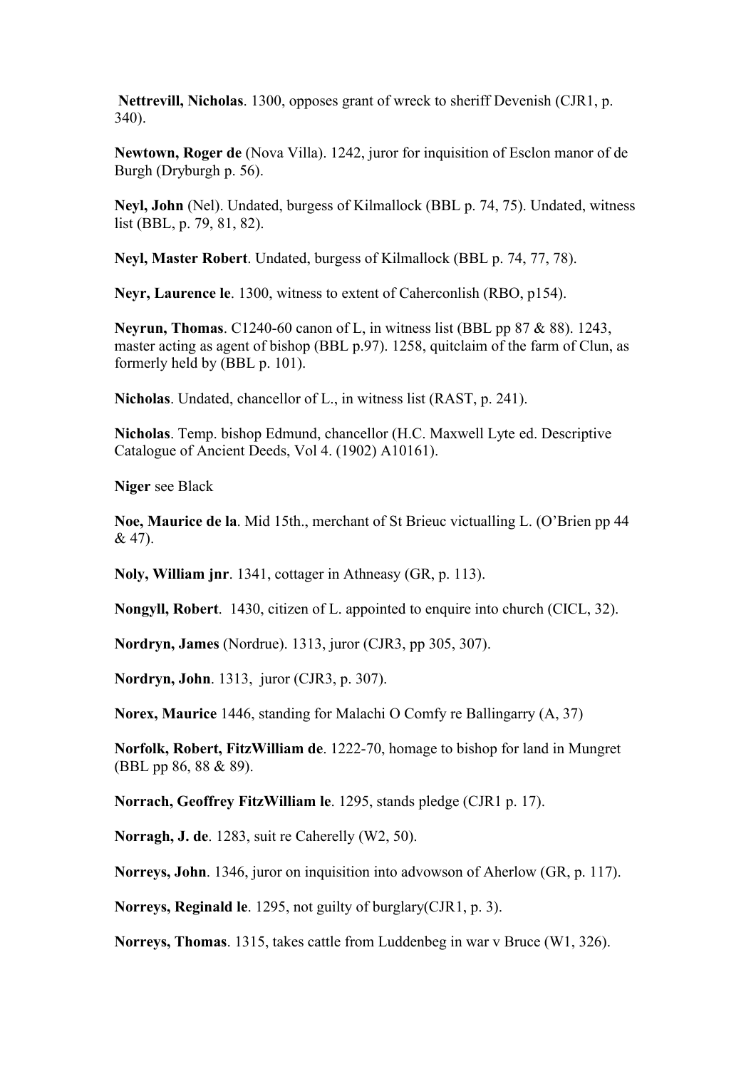**Nettrevill, Nicholas**. 1300, opposes grant of wreck to sheriff Devenish (CJR1, p. 340).

**Newtown, Roger de** (Nova Villa). 1242, juror for inquisition of Esclon manor of de Burgh (Dryburgh p. 56).

**Neyl, John** (Nel). Undated, burgess of Kilmallock (BBL p. 74, 75). Undated, witness list (BBL, p. 79, 81, 82).

**Neyl, Master Robert**. Undated, burgess of Kilmallock (BBL p. 74, 77, 78).

**Neyr, Laurence le**. 1300, witness to extent of Caherconlish (RBO, p154).

**Neyrun, Thomas**. C1240-60 canon of L, in witness list (BBL pp 87 & 88). 1243, master acting as agent of bishop (BBL p.97). 1258, quitclaim of the farm of Clun, as formerly held by (BBL p. 101).

**Nicholas**. Undated, chancellor of L., in witness list (RAST, p. 241).

**Nicholas**. Temp. bishop Edmund, chancellor (H.C. Maxwell Lyte ed. Descriptive Catalogue of Ancient Deeds, Vol 4. (1902) A10161).

**Niger** see Black

**Noe, Maurice de la**. Mid 15th., merchant of St Brieuc victualling L. (O'Brien pp 44 & 47).

**Noly, William jnr**. 1341, cottager in Athneasy (GR, p. 113).

**Nongyll, Robert**. 1430, citizen of L. appointed to enquire into church (CICL, 32).

**Nordryn, James** (Nordrue). 1313, juror (CJR3, pp 305, 307).

**Nordryn, John**. 1313, juror (CJR3, p. 307).

**Norex, Maurice** 1446, standing for Malachi O Comfy re Ballingarry (A, 37)

**Norfolk, Robert, FitzWilliam de**. 1222-70, homage to bishop for land in Mungret (BBL pp 86, 88 & 89).

**Norrach, Geoffrey FitzWilliam le**. 1295, stands pledge (CJR1 p. 17).

**Norragh, J. de**. 1283, suit re Caherelly (W2, 50).

**Norreys, John**. 1346, juror on inquisition into advowson of Aherlow (GR, p. 117).

**Norreys, Reginald le**. 1295, not guilty of burglary(CJR1, p. 3).

**Norreys, Thomas**. 1315, takes cattle from Luddenbeg in war v Bruce (W1, 326).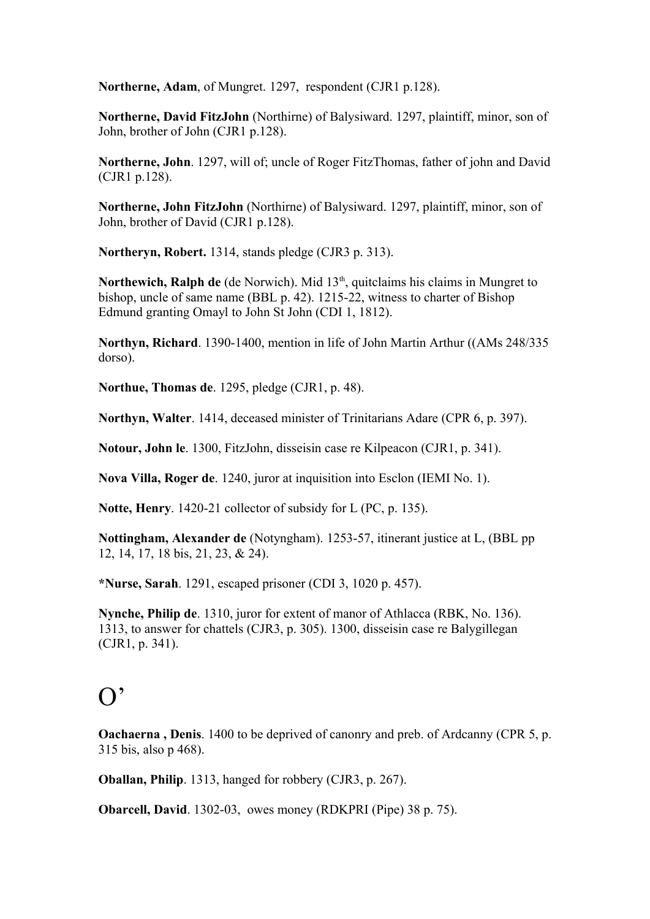**Northerne, Adam**, of Mungret. 1297, respondent (CJR1 p.128).

**Northerne, David FitzJohn** (Northirne) of Balysiward. 1297, plaintiff, minor, son of John, brother of John (CJR1 p.128).

**Northerne, John**. 1297, will of; uncle of Roger FitzThomas, father of john and David (CJR1 p.128).

**Northerne, John FitzJohn** (Northirne) of Balysiward. 1297, plaintiff, minor, son of John, brother of David (CJR1 p.128).

**Northeryn, Robert.** 1314, stands pledge (CJR3 p. 313).

**Northewich, Ralph de** (de Norwich). Mid 13th, quitclaims his claims in Mungret to bishop, uncle of same name (BBL p. 42). 1215-22, witness to charter of Bishop Edmund granting Omayl to John St John (CDI 1, 1812).

**Northyn, Richard**. 1390-1400, mention in life of John Martin Arthur ((AMs 248/335 dorso).

**Northue, Thomas de**. 1295, pledge (CJR1, p. 48).

**Northyn, Walter**. 1414, deceased minister of Trinitarians Adare (CPR 6, p. 397).

**Notour, John le**. 1300, FitzJohn, disseisin case re Kilpeacon (CJR1, p. 341).

**Nova Villa, Roger de**. 1240, juror at inquisition into Esclon (IEMI No. 1).

**Notte, Henry**. 1420-21 collector of subsidy for L (PC, p. 135).

**Nottingham, Alexander de** (Notyngham). 1253-57, itinerant justice at L, (BBL pp 12, 14, 17, 18 bis, 21, 23, & 24).

**\*Nurse, Sarah**. 1291, escaped prisoner (CDI 3, 1020 p. 457).

**Nynche, Philip de**. 1310, juror for extent of manor of Athlacca (RBK, No. 136). 1313, to answer for chattels (CJR3, p. 305). 1300, disseisin case re Balygillegan (CJR1, p. 341).

# O'

**Oachaerna , Denis**. 1400 to be deprived of canonry and preb. of Ardcanny (CPR 5, p. 315 bis, also p 468).

**Oballan, Philip**. 1313, hanged for robbery (CJR3, p. 267).

**Obarcell, David**. 1302-03, owes money (RDKPRI (Pipe) 38 p. 75).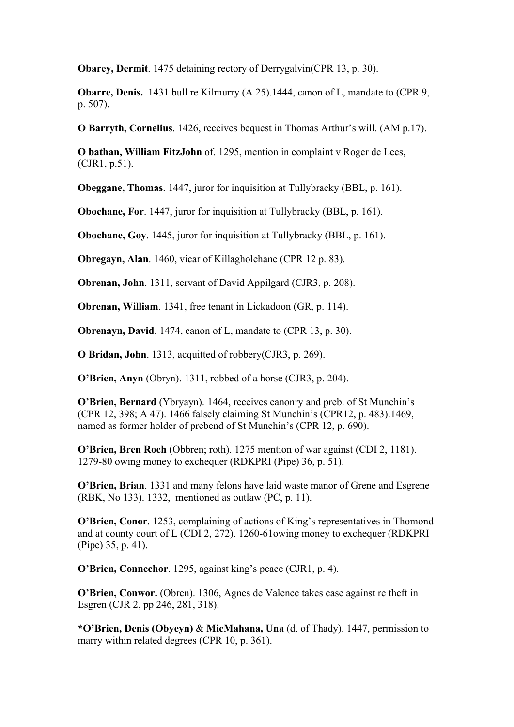**Obarey, Dermit**. 1475 detaining rectory of Derrygalvin(CPR 13, p. 30).

**Obarre, Denis.** 1431 bull re Kilmurry (A 25).1444, canon of L, mandate to (CPR 9, p. 507).

**O Barryth, Cornelius**. 1426, receives bequest in Thomas Arthur's will. (AM p.17).

**O bathan, William FitzJohn** of. 1295, mention in complaint v Roger de Lees, (CJR1, p.51).

**Obeggane, Thomas**. 1447, juror for inquisition at Tullybracky (BBL, p. 161).

**Obochane, For**. 1447, juror for inquisition at Tullybracky (BBL, p. 161).

**Obochane, Goy**. 1445, juror for inquisition at Tullybracky (BBL, p. 161).

**Obregayn, Alan**. 1460, vicar of Killagholehane (CPR 12 p. 83).

**Obrenan, John**. 1311, servant of David Appilgard (CJR3, p. 208).

**Obrenan, William**. 1341, free tenant in Lickadoon (GR, p. 114).

**Obrenayn, David**. 1474, canon of L, mandate to (CPR 13, p. 30).

**O Bridan, John**. 1313, acquitted of robbery(CJR3, p. 269).

**O'Brien, Anyn** (Obryn). 1311, robbed of a horse (CJR3, p. 204).

**O'Brien, Bernard** (Ybryayn). 1464, receives canonry and preb. of St Munchin's (CPR 12, 398; A 47). 1466 falsely claiming St Munchin's (CPR12, p. 483).1469, named as former holder of prebend of St Munchin's (CPR 12, p. 690).

**O'Brien, Bren Roch** (Obbren; roth). 1275 mention of war against (CDI 2, 1181). 1279-80 owing money to exchequer (RDKPRI (Pipe) 36, p. 51).

**O'Brien, Brian**. 1331 and many felons have laid waste manor of Grene and Esgrene (RBK, No 133). 1332, mentioned as outlaw (PC, p. 11).

**O'Brien, Conor**. 1253, complaining of actions of King's representatives in Thomond and at county court of L (CDI 2, 272). 1260-61owing money to exchequer (RDKPRI (Pipe) 35, p. 41).

**O'Brien, Connechor**. 1295, against king's peace (CJR1, p. 4).

**O'Brien, Conwor.** (Obren). 1306, Agnes de Valence takes case against re theft in Esgren (CJR 2, pp 246, 281, 318).

**\*O'Brien, Denis (Obyeyn)** & **MicMahana, Una** (d. of Thady). 1447, permission to marry within related degrees (CPR 10, p. 361).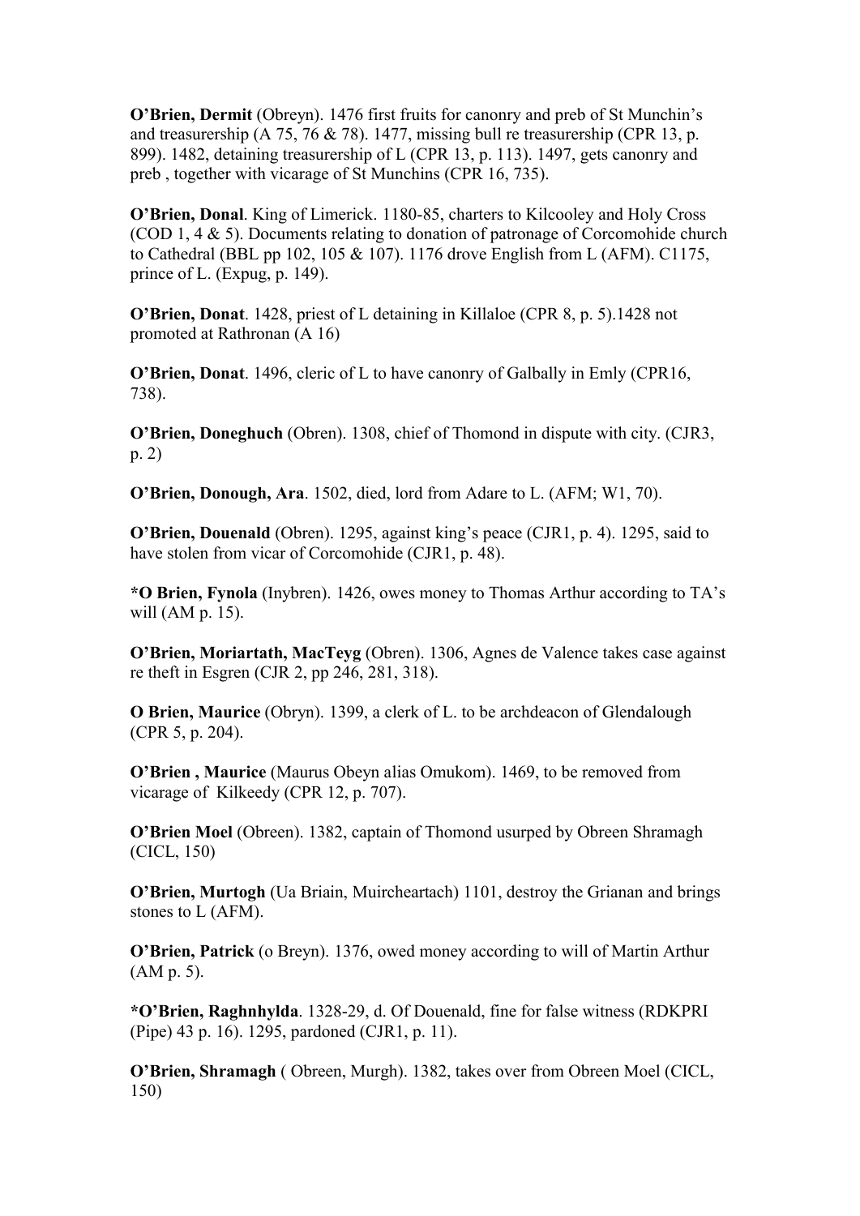**O'Brien, Dermit** (Obreyn). 1476 first fruits for canonry and preb of St Munchin's and treasurership (A 75, 76 & 78). 1477, missing bull re treasurership (CPR 13, p. 899). 1482, detaining treasurership of L (CPR 13, p. 113). 1497, gets canonry and preb , together with vicarage of St Munchins (CPR 16, 735).

**O'Brien, Donal**. King of Limerick. 1180-85, charters to Kilcooley and Holy Cross (COD 1, 4 & 5). Documents relating to donation of patronage of Corcomohide church to Cathedral (BBL pp 102, 105 & 107). 1176 drove English from L (AFM). C1175, prince of L. (Expug, p. 149).

**O'Brien, Donat**. 1428, priest of L detaining in Killaloe (CPR 8, p. 5).1428 not promoted at Rathronan (A 16)

**O'Brien, Donat**. 1496, cleric of L to have canonry of Galbally in Emly (CPR16, 738).

**O'Brien, Doneghuch** (Obren). 1308, chief of Thomond in dispute with city. (CJR3, p. 2)

**O'Brien, Donough, Ara**. 1502, died, lord from Adare to L. (AFM; W1, 70).

**O'Brien, Douenald** (Obren). 1295, against king's peace (CJR1, p. 4). 1295, said to have stolen from vicar of Corcomohide (CJR1, p. 48).

***O Brien, Fynola** (Inybren). 1426, owes money to Thomas Arthur according to TA's will (AM p. 15).

**O'Brien, Moriartath, MacTeyg** (Obren). 1306, Agnes de Valence takes case against re theft in Esgren (CJR 2, pp 246, 281, 318).

**O Brien, Maurice** (Obryn). 1399, a clerk of L. to be archdeacon of Glendalough (CPR 5, p. 204).

**O'Brien , Maurice** (Maurus Obeyn alias Omukom). 1469, to be removed from vicarage of Kilkeedy (CPR 12, p. 707).

**O'Brien Moel** (Obreen). 1382, captain of Thomond usurped by Obreen Shramagh (CICL, 150)

**O'Brien, Murtogh** (Ua Briain, Muircheartach) 1101, destroy the Grianan and brings stones to L (AFM).

**O'Brien, Patrick** (o Breyn). 1376, owed money according to will of Martin Arthur (AM p. 5).

***O'Brien, Raghnhylda**. 1328-29, d. Of Douenald, fine for false witness (RDKPRI (Pipe) 43 p. 16). 1295, pardoned (CJR1, p. 11).

**O'Brien, Shramagh** ( Obreen, Murgh). 1382, takes over from Obreen Moel (CICL, 150)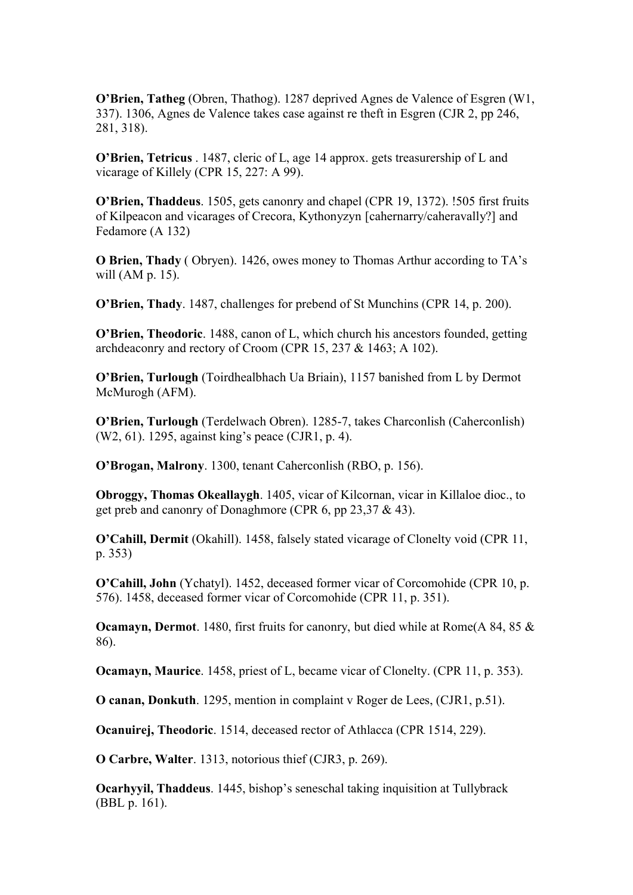**O'Brien, Tatheg** (Obren, Thathog). 1287 deprived Agnes de Valence of Esgren (W1, 337). 1306, Agnes de Valence takes case against re theft in Esgren (CJR 2, pp 246, 281, 318).

**O'Brien, Tetricus** . 1487, cleric of L, age 14 approx. gets treasurership of L and vicarage of Killely (CPR 15, 227: A 99).

**O'Brien, Thaddeus**. 1505, gets canonry and chapel (CPR 19, 1372). !505 first fruits of Kilpeacon and vicarages of Crecora, Kythonyzyn [cahernarry/caheravally?] and Fedamore (A 132)

**O Brien, Thady** ( Obryen). 1426, owes money to Thomas Arthur according to TA's will (AM p. 15).

**O'Brien, Thady**. 1487, challenges for prebend of St Munchins (CPR 14, p. 200).

**O'Brien, Theodoric**. 1488, canon of L, which church his ancestors founded, getting archdeaconry and rectory of Croom (CPR 15, 237 & 1463; A 102).

**O'Brien, Turlough** (Toirdhealbhach Ua Briain), 1157 banished from L by Dermot McMurogh (AFM).

**O'Brien, Turlough** (Terdelwach Obren). 1285-7, takes Charconlish (Caherconlish) (W2, 61). 1295, against king's peace (CJR1, p. 4).

**O'Brogan, Malrony**. 1300, tenant Caherconlish (RBO, p. 156).

**Obroggy, Thomas Okeallaygh**. 1405, vicar of Kilcornan, vicar in Killaloe dioc., to get preb and canonry of Donaghmore (CPR 6, pp 23,37 & 43).

**O'Cahill, Dermit** (Okahill). 1458, falsely stated vicarage of Clonelty void (CPR 11, p. 353)

**O'Cahill, John** (Ychatyl). 1452, deceased former vicar of Corcomohide (CPR 10, p. 576). 1458, deceased former vicar of Corcomohide (CPR 11, p. 351).

**Ocamayn, Dermot**. 1480, first fruits for canonry, but died while at Rome(A 84, 85 & 86).

**Ocamayn, Maurice**. 1458, priest of L, became vicar of Clonelty. (CPR 11, p. 353).

**O canan, Donkuth**. 1295, mention in complaint v Roger de Lees, (CJR1, p.51).

**Ocanuirej, Theodoric**. 1514, deceased rector of Athlacca (CPR 1514, 229).

**O Carbre, Walter**. 1313, notorious thief (CJR3, p. 269).

**Ocarhyyil, Thaddeus**. 1445, bishop's seneschal taking inquisition at Tullybrack (BBL p. 161).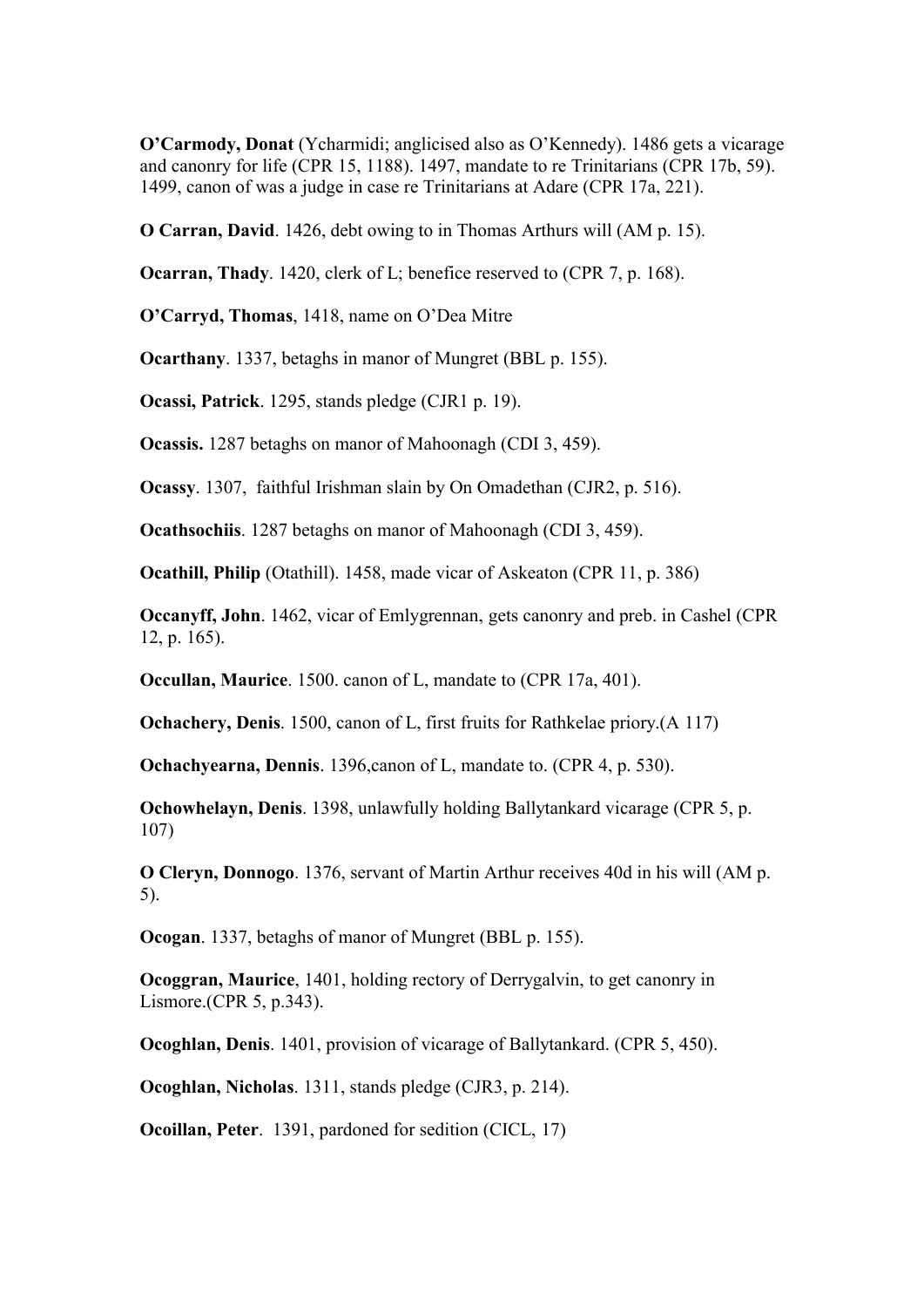**O'Carmody, Donat** (Ycharmidi; anglicised also as O'Kennedy). 1486 gets a vicarage and canonry for life (CPR 15, 1188). 1497, mandate to re Trinitarians (CPR 17b, 59). 1499, canon of was a judge in case re Trinitarians at Adare (CPR 17a, 221).

**O Carran, David**. 1426, debt owing to in Thomas Arthurs will (AM p. 15).

**Ocarran, Thady**. 1420, clerk of L; benefice reserved to (CPR 7, p. 168).

**O'Carryd, Thomas**, 1418, name on O'Dea Mitre

**Ocarthany**. 1337, betaghs in manor of Mungret (BBL p. 155).

**Ocassi, Patrick**. 1295, stands pledge (CJR1 p. 19).

**Ocassis.** 1287 betaghs on manor of Mahoonagh (CDI 3, 459).

**Ocassy**. 1307, faithful Irishman slain by On Omadethan (CJR2, p. 516).

**Ocathsochiis**. 1287 betaghs on manor of Mahoonagh (CDI 3, 459).

**Ocathill, Philip** (Otathill). 1458, made vicar of Askeaton (CPR 11, p. 386)

**Occanyff, John**. 1462, vicar of Emlygrennan, gets canonry and preb. in Cashel (CPR 12, p. 165).

**Occullan, Maurice**. 1500. canon of L, mandate to (CPR 17a, 401).

**Ochachery, Denis**. 1500, canon of L, first fruits for Rathkelae priory.(A 117)

**Ochachyearna, Dennis**. 1396,canon of L, mandate to. (CPR 4, p. 530).

**Ochowhelayn, Denis**. 1398, unlawfully holding Ballytankard vicarage (CPR 5, p. 107)

**O Cleryn, Donnogo**. 1376, servant of Martin Arthur receives 40d in his will (AM p. 5).

**Ocogan**. 1337, betaghs of manor of Mungret (BBL p. 155).

**Ocoggran, Maurice**, 1401, holding rectory of Derrygalvin, to get canonry in Lismore.(CPR 5, p.343).

**Ocoghlan, Denis**. 1401, provision of vicarage of Ballytankard. (CPR 5, 450).

**Ocoghlan, Nicholas**. 1311, stands pledge (CJR3, p. 214).

**Ocoillan, Peter**. 1391, pardoned for sedition (CICL, 17)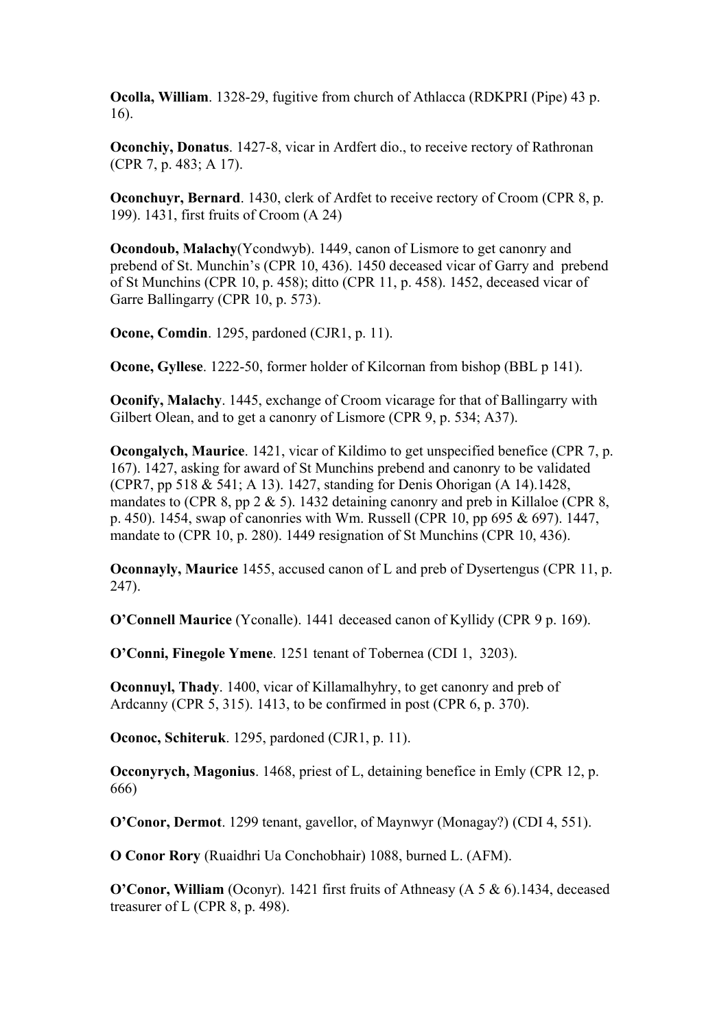**Ocolla, William**. 1328-29, fugitive from church of Athlacca (RDKPRI (Pipe) 43 p. 16).

**Oconchiy, Donatus**. 1427-8, vicar in Ardfert dio., to receive rectory of Rathronan (CPR 7, p. 483; A 17).

**Oconchuyr, Bernard**. 1430, clerk of Ardfet to receive rectory of Croom (CPR 8, p. 199). 1431, first fruits of Croom (A 24)

**Ocondoub, Malachy**(Ycondwyb). 1449, canon of Lismore to get canonry and prebend of St. Munchin's (CPR 10, 436). 1450 deceased vicar of Garry and prebend of St Munchins (CPR 10, p. 458); ditto (CPR 11, p. 458). 1452, deceased vicar of Garre Ballingarry (CPR 10, p. 573).

**Ocone, Comdin**. 1295, pardoned (CJR1, p. 11).

**Ocone, Gyllese**. 1222-50, former holder of Kilcornan from bishop (BBL p 141).

**Oconify, Malachy**. 1445, exchange of Croom vicarage for that of Ballingarry with Gilbert Olean, and to get a canonry of Lismore (CPR 9, p. 534; A37).

**Ocongalych, Maurice**. 1421, vicar of Kildimo to get unspecified benefice (CPR 7, p. 167). 1427, asking for award of St Munchins prebend and canonry to be validated (CPR7, pp 518 & 541; A 13). 1427, standing for Denis Ohorigan (A 14).1428, mandates to (CPR 8, pp 2 & 5). 1432 detaining canonry and preb in Killaloe (CPR 8, p. 450). 1454, swap of canonries with Wm. Russell (CPR 10, pp 695 & 697). 1447, mandate to (CPR 10, p. 280). 1449 resignation of St Munchins (CPR 10, 436).

**Oconnayly, Maurice** 1455, accused canon of L and preb of Dysertengus (CPR 11, p. 247).

**O'Connell Maurice** (Yconalle). 1441 deceased canon of Kyllidy (CPR 9 p. 169).

**O'Conni, Finegole Ymene**. 1251 tenant of Tobernea (CDI 1, 3203).

**Oconnuyl, Thady**. 1400, vicar of Killamalhyhry, to get canonry and preb of Ardcanny (CPR 5, 315). 1413, to be confirmed in post (CPR 6, p. 370).

**Oconoc, Schiteruk**. 1295, pardoned (CJR1, p. 11).

**Occonyrych, Magonius**. 1468, priest of L, detaining benefice in Emly (CPR 12, p. 666)

**O'Conor, Dermot**. 1299 tenant, gavellor, of Maynwyr (Monagay?) (CDI 4, 551).

**O Conor Rory** (Ruaidhri Ua Conchobhair) 1088, burned L. (AFM).

**O'Conor, William** (Oconyr). 1421 first fruits of Athneasy (A 5 & 6).1434, deceased treasurer of L (CPR 8, p. 498).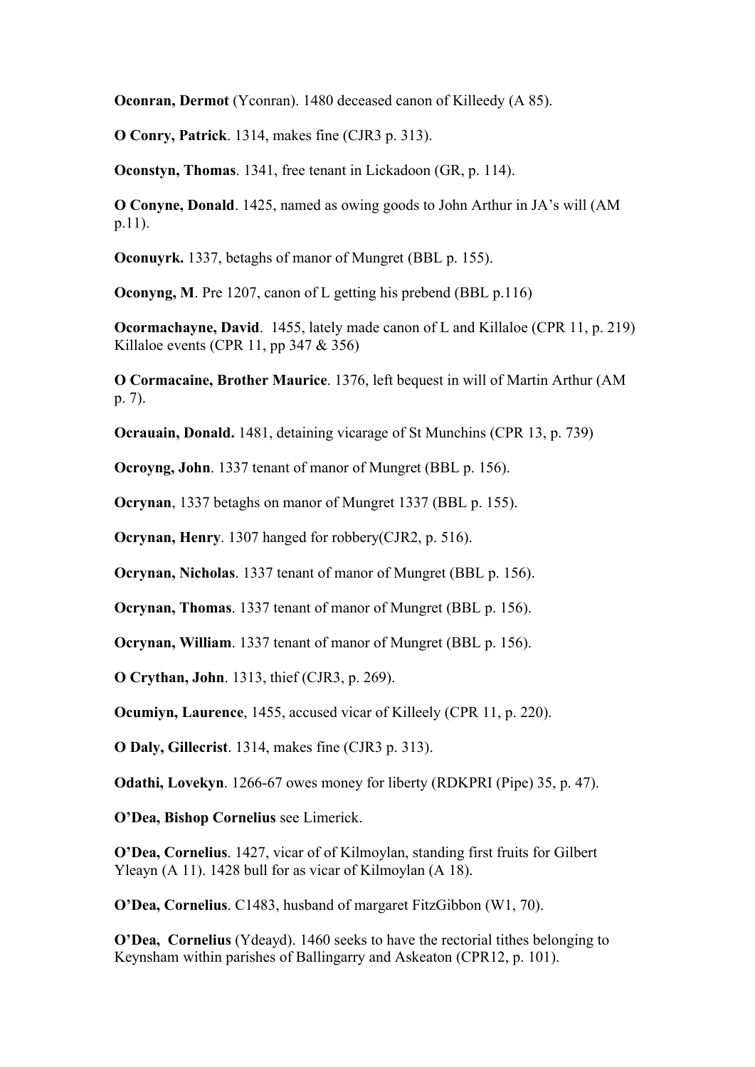**Oconran, Dermot** (Yconran). 1480 deceased canon of Killeedy (A 85).

**O Conry, Patrick**. 1314, makes fine (CJR3 p. 313).

**Oconstyn, Thomas**. 1341, free tenant in Lickadoon (GR, p. 114).

**O Conyne, Donald**. 1425, named as owing goods to John Arthur in JA's will (AM p.11).

**Oconuyrk.** 1337, betaghs of manor of Mungret (BBL p. 155).

**Oconyng, M**. Pre 1207, canon of L getting his prebend (BBL p.116)

**Ocormachayne, David**. 1455, lately made canon of L and Killaloe (CPR 11, p. 219) Killaloe events (CPR 11, pp 347 & 356)

**O Cormacaine, Brother Maurice**. 1376, left bequest in will of Martin Arthur (AM p. 7).

**Ocrauain, Donald.** 1481, detaining vicarage of St Munchins (CPR 13, p. 739)

**Ocroyng, John**. 1337 tenant of manor of Mungret (BBL p. 156).

**Ocrynan**, 1337 betaghs on manor of Mungret 1337 (BBL p. 155).

**Ocrynan, Henry**. 1307 hanged for robbery(CJR2, p. 516).

**Ocrynan, Nicholas**. 1337 tenant of manor of Mungret (BBL p. 156).

**Ocrynan, Thomas**. 1337 tenant of manor of Mungret (BBL p. 156).

**Ocrynan, William**. 1337 tenant of manor of Mungret (BBL p. 156).

**O Crythan, John**. 1313, thief (CJR3, p. 269).

**Ocumiyn, Laurence**, 1455, accused vicar of Killeely (CPR 11, p. 220).

**O Daly, Gillecrist**. 1314, makes fine (CJR3 p. 313).

**Odathi, Lovekyn**. 1266-67 owes money for liberty (RDKPRI (Pipe) 35, p. 47).

**O'Dea, Bishop Cornelius** see Limerick.

**O'Dea, Cornelius**. 1427, vicar of of Kilmoylan, standing first fruits for Gilbert Yleayn (A 11). 1428 bull for as vicar of Kilmoylan (A 18).

**O'Dea, Cornelius**. C1483, husband of margaret FitzGibbon (W1, 70).

**O'Dea, Cornelius** (Ydeayd). 1460 seeks to have the rectorial tithes belonging to Keynsham within parishes of Ballingarry and Askeaton (CPR12, p. 101).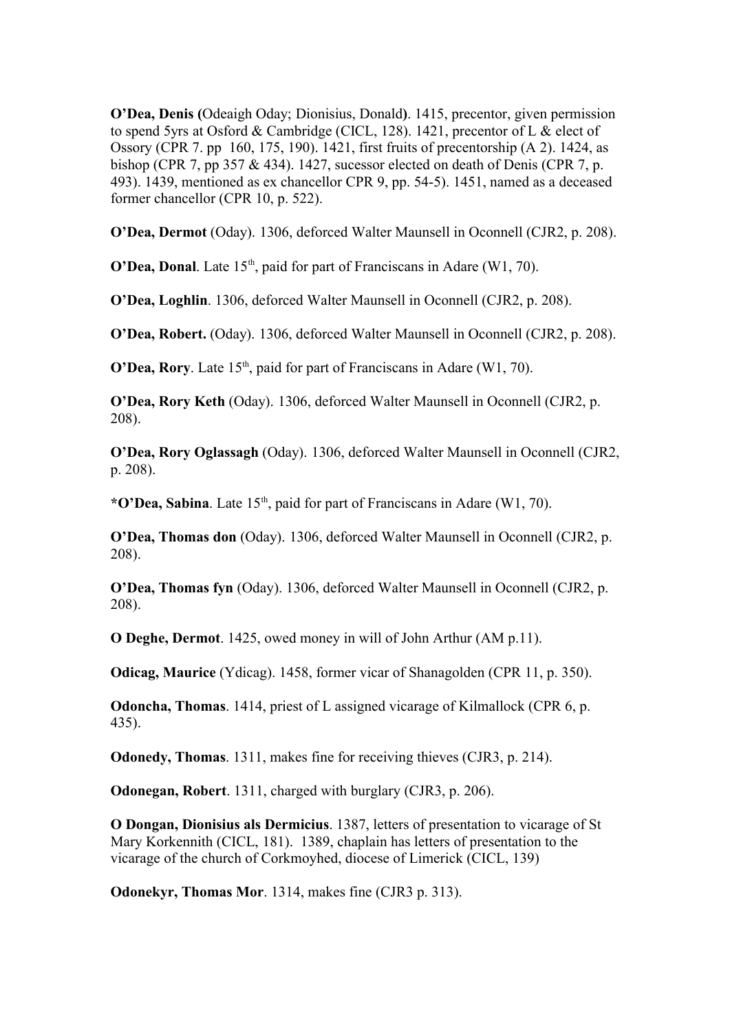**O'Dea, Denis (**Odeaigh Oday; Dionisius, Donald**)**. 1415, precentor, given permission to spend 5yrs at Osford & Cambridge (CICL, 128). 1421, precentor of L & elect of Ossory (CPR 7. pp 160, 175, 190). 1421, first fruits of precentorship (A 2). 1424, as bishop (CPR 7, pp 357 & 434). 1427, sucessor elected on death of Denis (CPR 7, p. 493). 1439, mentioned as ex chancellor CPR 9, pp. 54-5). 1451, named as a deceased former chancellor (CPR 10, p. 522).

**O'Dea, Dermot** (Oday). 1306, deforced Walter Maunsell in Oconnell (CJR2, p. 208).

**O'Dea, Donal**. Late 15th, paid for part of Franciscans in Adare (W1, 70).

**O'Dea, Loghlin**. 1306, deforced Walter Maunsell in Oconnell (CJR2, p. 208).

**O'Dea, Robert.** (Oday). 1306, deforced Walter Maunsell in Oconnell (CJR2, p. 208).

**O'Dea, Rory**. Late 15th, paid for part of Franciscans in Adare (W1, 70).

**O'Dea, Rory Keth** (Oday). 1306, deforced Walter Maunsell in Oconnell (CJR2, p. 208).

**O'Dea, Rory Oglassagh** (Oday). 1306, deforced Walter Maunsell in Oconnell (CJR2, p. 208).

***O'Dea, Sabina**. Late 15th, paid for part of Franciscans in Adare (W1, 70).

**O'Dea, Thomas don** (Oday). 1306, deforced Walter Maunsell in Oconnell (CJR2, p. 208).

**O'Dea, Thomas fyn** (Oday). 1306, deforced Walter Maunsell in Oconnell (CJR2, p. 208).

**O Deghe, Dermot**. 1425, owed money in will of John Arthur (AM p.11).

**Odicag, Maurice** (Ydicag). 1458, former vicar of Shanagolden (CPR 11, p. 350).

**Odoncha, Thomas**. 1414, priest of L assigned vicarage of Kilmallock (CPR 6, p. 435).

**Odonedy, Thomas**. 1311, makes fine for receiving thieves (CJR3, p. 214).

**Odonegan, Robert**. 1311, charged with burglary (CJR3, p. 206).

**O Dongan, Dionisius als Dermicius**. 1387, letters of presentation to vicarage of St Mary Korkennith (CICL, 181). 1389, chaplain has letters of presentation to the vicarage of the church of Corkmoyhed, diocese of Limerick (CICL, 139)

**Odonekyr, Thomas Mor**. 1314, makes fine (CJR3 p. 313).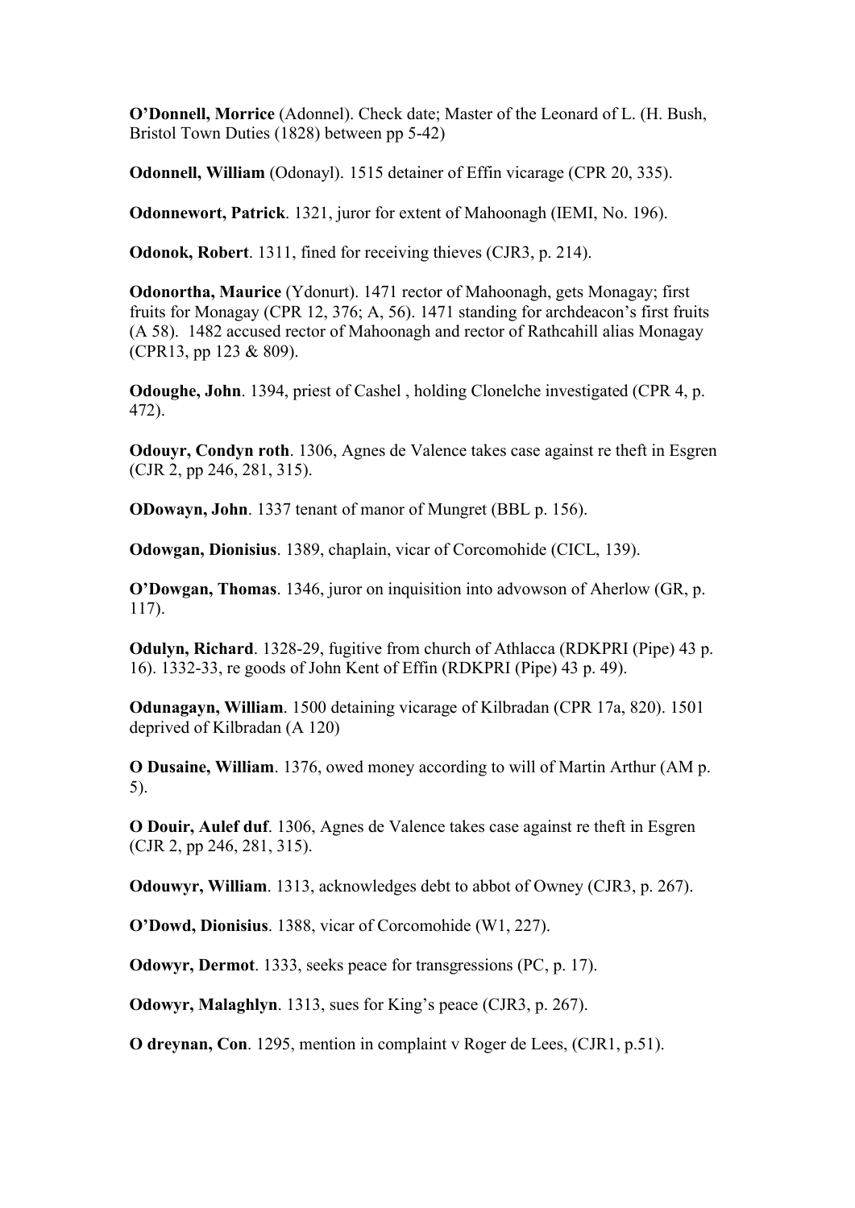**O'Donnell, Morrice** (Adonnel). Check date; Master of the Leonard of L. (H. Bush, Bristol Town Duties (1828) between pp 5-42)

**Odonnell, William** (Odonayl). 1515 detainer of Effin vicarage (CPR 20, 335).

**Odonnewort, Patrick**. 1321, juror for extent of Mahoonagh (IEMI, No. 196).

**Odonok, Robert**. 1311, fined for receiving thieves (CJR3, p. 214).

**Odonortha, Maurice** (Ydonurt). 1471 rector of Mahoonagh, gets Monagay; first fruits for Monagay (CPR 12, 376; A, 56). 1471 standing for archdeacon's first fruits (A 58). 1482 accused rector of Mahoonagh and rector of Rathcahill alias Monagay (CPR13, pp 123 & 809).

**Odoughe, John**. 1394, priest of Cashel , holding Clonelche investigated (CPR 4, p. 472).

**Odouyr, Condyn roth**. 1306, Agnes de Valence takes case against re theft in Esgren (CJR 2, pp 246, 281, 315).

**ODowayn, John**. 1337 tenant of manor of Mungret (BBL p. 156).

**Odowgan, Dionisius**. 1389, chaplain, vicar of Corcomohide (CICL, 139).

**O'Dowgan, Thomas**. 1346, juror on inquisition into advowson of Aherlow (GR, p. 117).

**Odulyn, Richard**. 1328-29, fugitive from church of Athlacca (RDKPRI (Pipe) 43 p. 16). 1332-33, re goods of John Kent of Effin (RDKPRI (Pipe) 43 p. 49).

**Odunagayn, William**. 1500 detaining vicarage of Kilbradan (CPR 17a, 820). 1501 deprived of Kilbradan (A 120)

**O Dusaine, William**. 1376, owed money according to will of Martin Arthur (AM p. 5).

**O Douir, Aulef duf**. 1306, Agnes de Valence takes case against re theft in Esgren (CJR 2, pp 246, 281, 315).

**Odouwyr, William**. 1313, acknowledges debt to abbot of Owney (CJR3, p. 267).

**O'Dowd, Dionisius**. 1388, vicar of Corcomohide (W1, 227).

**Odowyr, Dermot**. 1333, seeks peace for transgressions (PC, p. 17).

**Odowyr, Malaghlyn**. 1313, sues for King's peace (CJR3, p. 267).

**O dreynan, Con**. 1295, mention in complaint v Roger de Lees, (CJR1, p.51).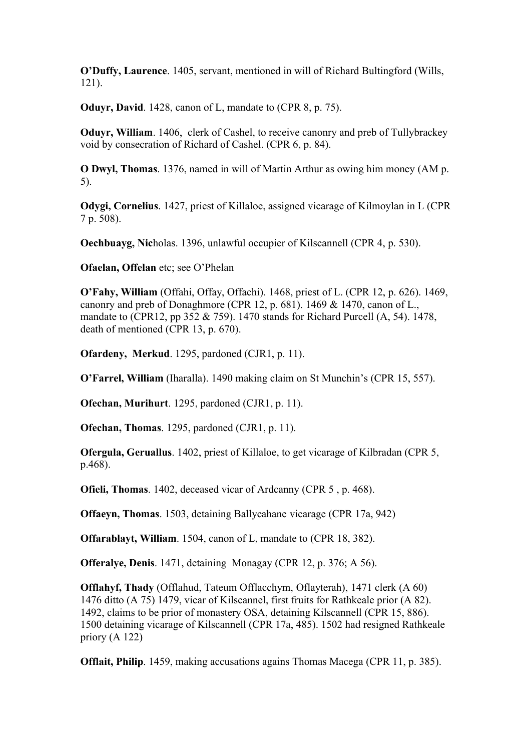**O'Duffy, Laurence**. 1405, servant, mentioned in will of Richard Bultingford (Wills, 121).

**Oduyr, David**. 1428, canon of L, mandate to (CPR 8, p. 75).

**Oduyr, William**. 1406, clerk of Cashel, to receive canonry and preb of Tullybrackey void by consecration of Richard of Cashel. (CPR 6, p. 84).

**O Dwyl, Thomas**. 1376, named in will of Martin Arthur as owing him money (AM p. 5).

**Odygi, Cornelius**. 1427, priest of Killaloe, assigned vicarage of Kilmoylan in L (CPR 7 p. 508).

**Oechbuayg, Nic**holas. 1396, unlawful occupier of Kilscannell (CPR 4, p. 530).

**Ofaelan, Offelan** etc; see O'Phelan

**O'Fahy, William** (Offahi, Offay, Offachi). 1468, priest of L. (CPR 12, p. 626). 1469, canonry and preb of Donaghmore (CPR 12, p. 681). 1469 & 1470, canon of L., mandate to (CPR12, pp 352 & 759). 1470 stands for Richard Purcell (A, 54). 1478, death of mentioned (CPR 13, p. 670).

**Ofardeny, Merkud**. 1295, pardoned (CJR1, p. 11).

**O'Farrel, William** (Iharalla). 1490 making claim on St Munchin's (CPR 15, 557).

**Ofechan, Murihurt**. 1295, pardoned (CJR1, p. 11).

**Ofechan, Thomas**. 1295, pardoned (CJR1, p. 11).

**Ofergula, Geruallus**. 1402, priest of Killaloe, to get vicarage of Kilbradan (CPR 5, p.468).

**Ofieli, Thomas**. 1402, deceased vicar of Ardcanny (CPR 5 , p. 468).

**Offaeyn, Thomas**. 1503, detaining Ballycahane vicarage (CPR 17a, 942)

**Offarablayt, William**. 1504, canon of L, mandate to (CPR 18, 382).

**Offeralye, Denis**. 1471, detaining Monagay (CPR 12, p. 376; A 56).

**Offlahyf, Thady** (Offlahud, Tateum Offlacchym, Oflayterah), 1471 clerk (A 60) 1476 ditto (A 75) 1479, vicar of Kilscannel, first fruits for Rathkeale prior (A 82). 1492, claims to be prior of monastery OSA, detaining Kilscannell (CPR 15, 886). 1500 detaining vicarage of Kilscannell (CPR 17a, 485). 1502 had resigned Rathkeale priory (A 122)

**Offlait, Philip**. 1459, making accusations agains Thomas Macega (CPR 11, p. 385).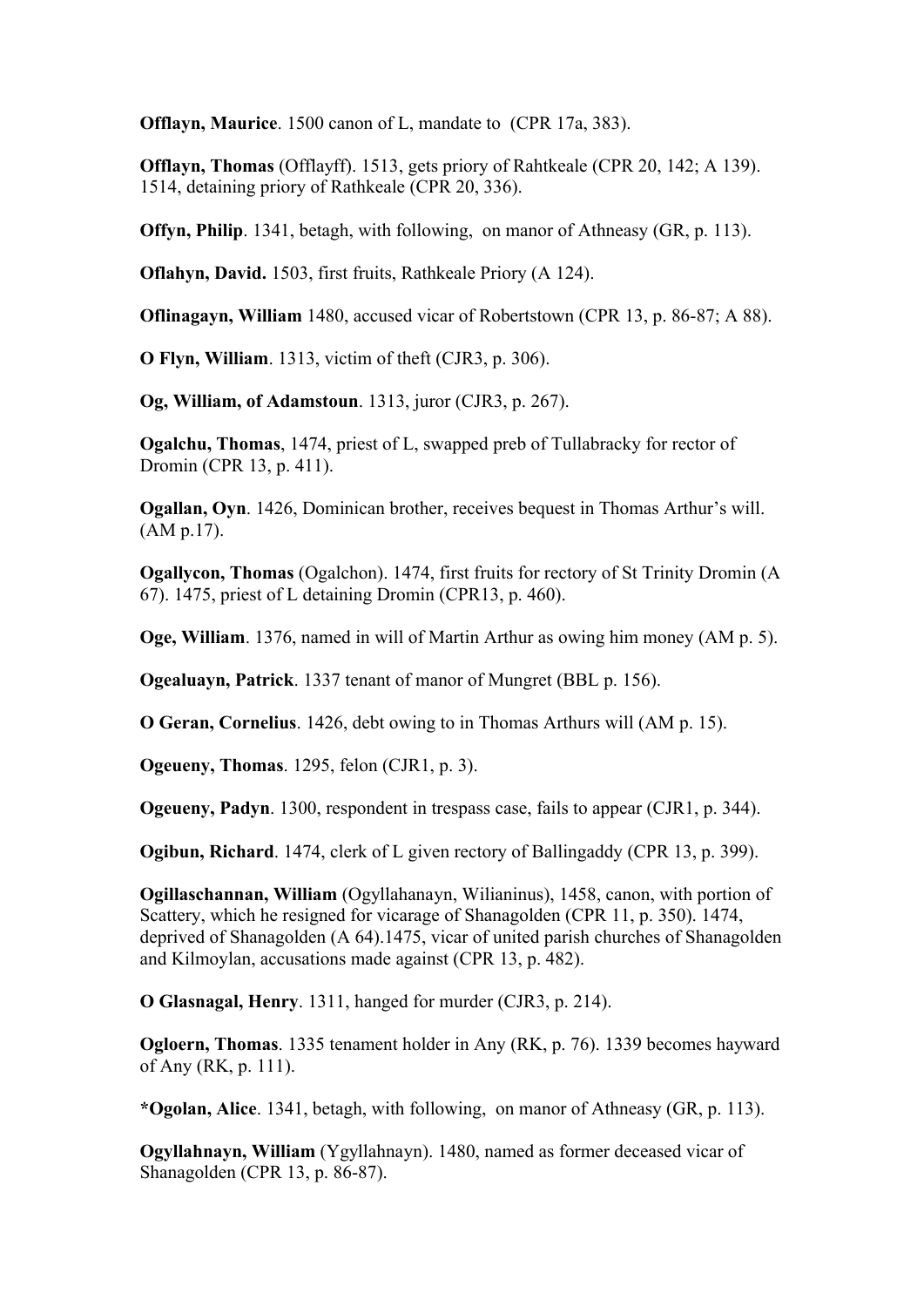**Offlayn, Maurice**. 1500 canon of L, mandate to (CPR 17a, 383).

**Offlayn, Thomas** (Offlayff). 1513, gets priory of Rahtkeale (CPR 20, 142; A 139). 1514, detaining priory of Rathkeale (CPR 20, 336).

**Offyn, Philip**. 1341, betagh, with following, on manor of Athneasy (GR, p. 113).

**Oflahyn, David.** 1503, first fruits, Rathkeale Priory (A 124).

**Oflinagayn, William** 1480, accused vicar of Robertstown (CPR 13, p. 86-87; A 88).

**O Flyn, William**. 1313, victim of theft (CJR3, p. 306).

**Og, William, of Adamstoun**. 1313, juror (CJR3, p. 267).

**Ogalchu, Thomas**, 1474, priest of L, swapped preb of Tullabracky for rector of Dromin (CPR 13, p. 411).

**Ogallan, Oyn**. 1426, Dominican brother, receives bequest in Thomas Arthur's will. (AM p.17).

**Ogallycon, Thomas** (Ogalchon). 1474, first fruits for rectory of St Trinity Dromin (A 67). 1475, priest of L detaining Dromin (CPR13, p. 460).

**Oge, William**. 1376, named in will of Martin Arthur as owing him money (AM p. 5).

**Ogealuayn, Patrick**. 1337 tenant of manor of Mungret (BBL p. 156).

**O Geran, Cornelius**. 1426, debt owing to in Thomas Arthurs will (AM p. 15).

**Ogeueny, Thomas**. 1295, felon (CJR1, p. 3).

**Ogeueny, Padyn**. 1300, respondent in trespass case, fails to appear (CJR1, p. 344).

**Ogibun, Richard**. 1474, clerk of L given rectory of Ballingaddy (CPR 13, p. 399).

**Ogillaschannan, William** (Ogyllahanayn, Wilianinus), 1458, canon, with portion of Scattery, which he resigned for vicarage of Shanagolden (CPR 11, p. 350). 1474, deprived of Shanagolden (A 64).1475, vicar of united parish churches of Shanagolden and Kilmoylan, accusations made against (CPR 13, p. 482).

**O Glasnagal, Henry**. 1311, hanged for murder (CJR3, p. 214).

**Ogloern, Thomas**. 1335 tenament holder in Any (RK, p. 76). 1339 becomes hayward of Any (RK, p. 111).

**\*Ogolan, Alice**. 1341, betagh, with following, on manor of Athneasy (GR, p. 113).

**Ogyllahnayn, William** (Ygyllahnayn). 1480, named as former deceased vicar of Shanagolden (CPR 13, p. 86-87).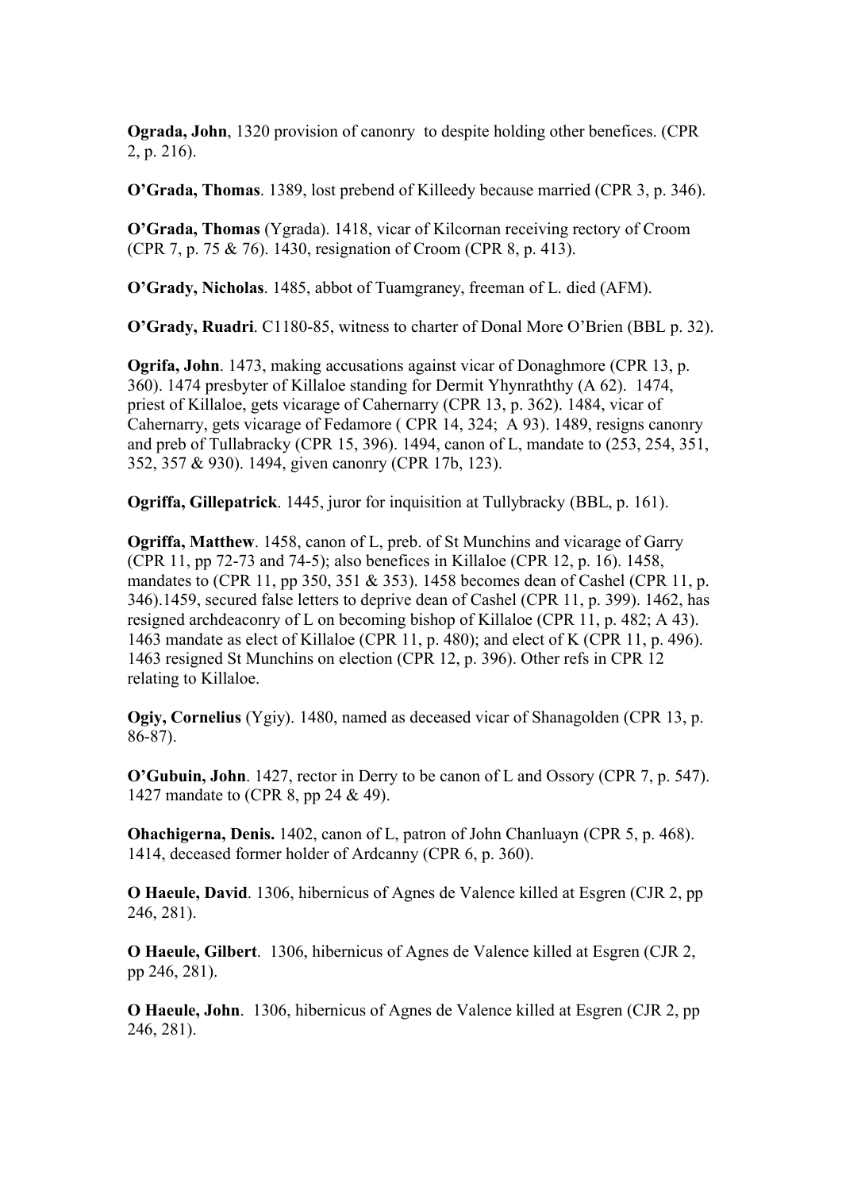**Ograda, John**, 1320 provision of canonry  to despite holding other benefices. (CPR 2, p. 216).

**O'Grada, Thomas**. 1389, lost prebend of Killeedy because married (CPR 3, p. 346).

**O'Grada, Thomas** (Ygrada). 1418, vicar of Kilcornan receiving rectory of Croom (CPR 7, p. 75 & 76). 1430, resignation of Croom (CPR 8, p. 413).

**O'Grady, Nicholas**. 1485, abbot of Tuamgraney, freeman of L. died (AFM).

**O'Grady, Ruadri**. C1180-85, witness to charter of Donal More O'Brien (BBL p. 32).

**Ogrifa, John**. 1473, making accusations against vicar of Donaghmore (CPR 13, p. 360). 1474 presbyter of Killaloe standing for Dermit Yhynraththy (A 62). 1474, priest of Killaloe, gets vicarage of Cahernarry (CPR 13, p. 362). 1484, vicar of Cahernarry, gets vicarage of Fedamore ( CPR 14, 324;  A 93). 1489, resigns canonry and preb of Tullabracky (CPR 15, 396). 1494, canon of L, mandate to (253, 254, 351, 352, 357 & 930). 1494, given canonry (CPR 17b, 123).

**Ogriffa, Gillepatrick**. 1445, juror for inquisition at Tullybracky (BBL, p. 161).

**Ogriffa, Matthew**. 1458, canon of L, preb. of St Munchins and vicarage of Garry (CPR 11, pp 72-73 and 74-5); also benefices in Killaloe (CPR 12, p. 16). 1458, mandates to (CPR 11, pp 350, 351 & 353). 1458 becomes dean of Cashel (CPR 11, p. 346).1459, secured false letters to deprive dean of Cashel (CPR 11, p. 399). 1462, has resigned archdeaconry of L on becoming bishop of Killaloe (CPR 11, p. 482; A 43). 1463 mandate as elect of Killaloe (CPR 11, p. 480); and elect of K (CPR 11, p. 496). 1463 resigned St Munchins on election (CPR 12, p. 396). Other refs in CPR 12 relating to Killaloe.

**Ogiy, Cornelius** (Ygiy). 1480, named as deceased vicar of Shanagolden (CPR 13, p. 86-87).

**O'Gubuin, John**. 1427, rector in Derry to be canon of L and Ossory (CPR 7, p. 547). 1427 mandate to (CPR 8, pp 24 & 49).

**Ohachigerna, Denis.** 1402, canon of L, patron of John Chanluayn (CPR 5, p. 468). 1414, deceased former holder of Ardcanny (CPR 6, p. 360).

**O Haeule, David**. 1306, hibernicus of Agnes de Valence killed at Esgren (CJR 2, pp 246, 281).

**O Haeule, Gilbert**.  1306, hibernicus of Agnes de Valence killed at Esgren (CJR 2, pp 246, 281).

**O Haeule, John**.  1306, hibernicus of Agnes de Valence killed at Esgren (CJR 2, pp 246, 281).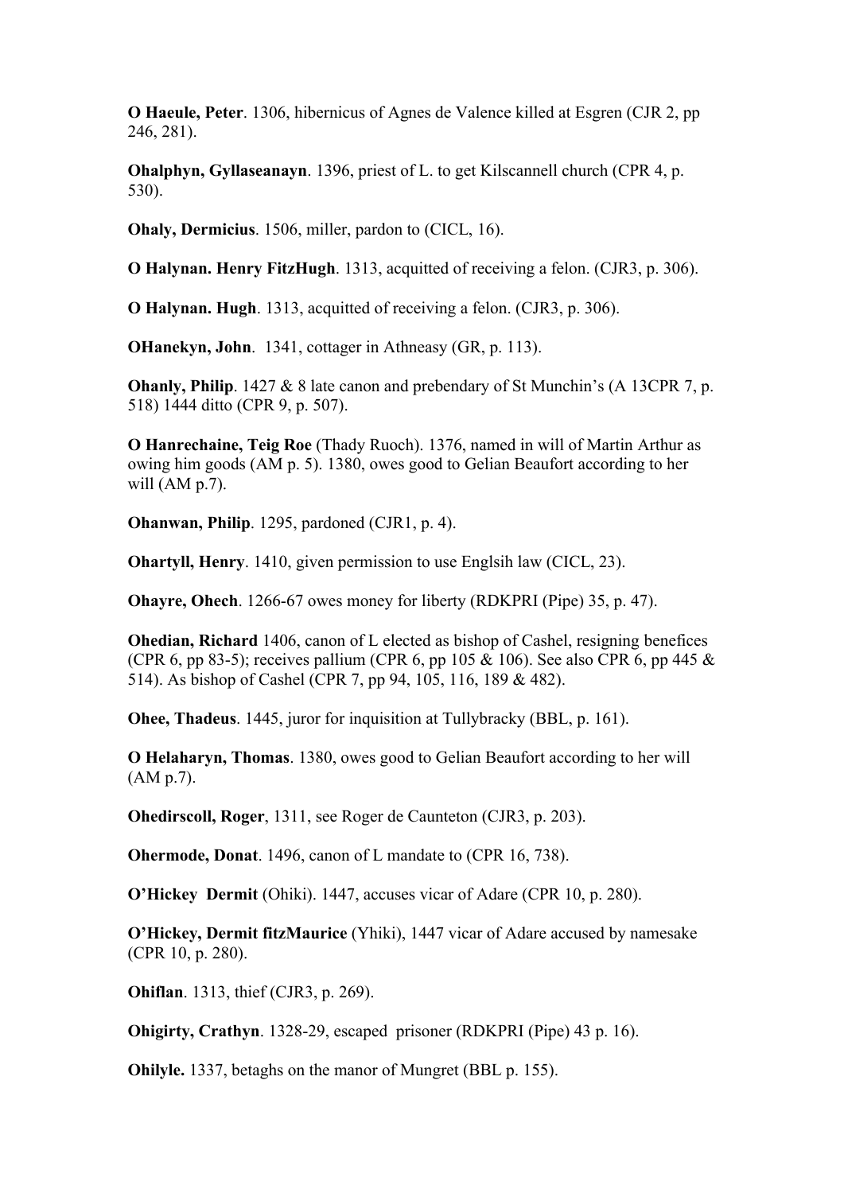**O Haeule, Peter**. 1306, hibernicus of Agnes de Valence killed at Esgren (CJR 2, pp 246, 281).

**Ohalphyn, Gyllaseanayn**. 1396, priest of L. to get Kilscannell church (CPR 4, p. 530).

**Ohaly, Dermicius**. 1506, miller, pardon to (CICL, 16).

**O Halynan. Henry FitzHugh**. 1313, acquitted of receiving a felon. (CJR3, p. 306).

**O Halynan. Hugh**. 1313, acquitted of receiving a felon. (CJR3, p. 306).

**OHanekyn, John**. 1341, cottager in Athneasy (GR, p. 113).

**Ohanly, Philip**. 1427 & 8 late canon and prebendary of St Munchin's (A 13CPR 7, p. 518) 1444 ditto (CPR 9, p. 507).

**O Hanrechaine, Teig Roe** (Thady Ruoch). 1376, named in will of Martin Arthur as owing him goods (AM p. 5). 1380, owes good to Gelian Beaufort according to her will (AM p.7).

**Ohanwan, Philip**. 1295, pardoned (CJR1, p. 4).

**Ohartyll, Henry**. 1410, given permission to use Englsih law (CICL, 23).

**Ohayre, Ohech**. 1266-67 owes money for liberty (RDKPRI (Pipe) 35, p. 47).

**Ohedian, Richard** 1406, canon of L elected as bishop of Cashel, resigning benefices (CPR 6, pp 83-5); receives pallium (CPR 6, pp 105 & 106). See also CPR 6, pp 445 & 514). As bishop of Cashel (CPR 7, pp 94, 105, 116, 189 & 482).

**Ohee, Thadeus**. 1445, juror for inquisition at Tullybracky (BBL, p. 161).

**O Helaharyn, Thomas**. 1380, owes good to Gelian Beaufort according to her will (AM p.7).

**Ohedirscoll, Roger**, 1311, see Roger de Caunteton (CJR3, p. 203).

**Ohermode, Donat**. 1496, canon of L mandate to (CPR 16, 738).

**O'Hickey Dermit** (Ohiki). 1447, accuses vicar of Adare (CPR 10, p. 280).

**O'Hickey, Dermit fitzMaurice** (Yhiki), 1447 vicar of Adare accused by namesake (CPR 10, p. 280).

**Ohiflan**. 1313, thief (CJR3, p. 269).

**Ohigirty, Crathyn**. 1328-29, escaped prisoner (RDKPRI (Pipe) 43 p. 16).

**Ohilyle.** 1337, betaghs on the manor of Mungret (BBL p. 155).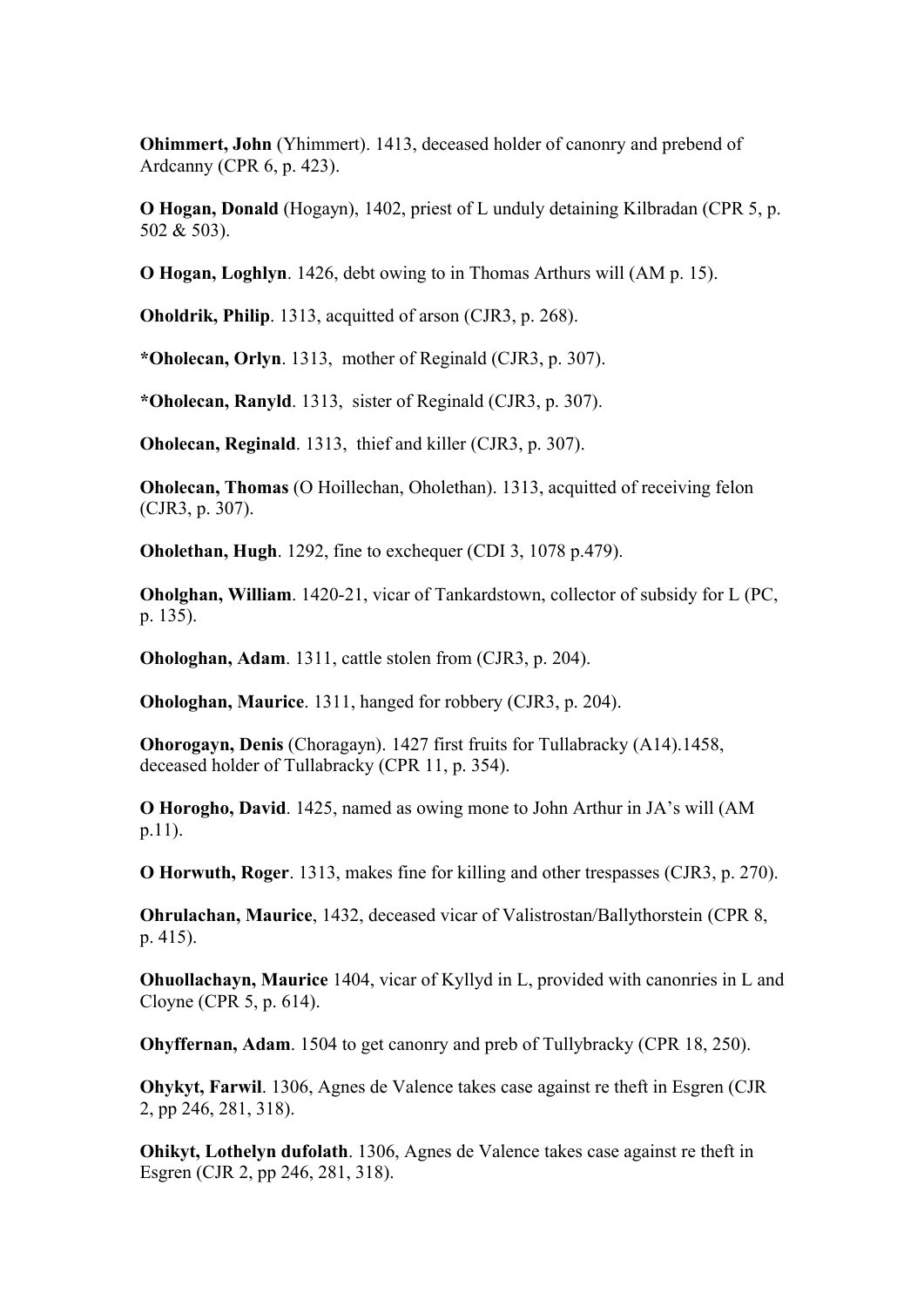**Ohimmert, John** (Yhimmert). 1413, deceased holder of canonry and prebend of Ardcanny (CPR 6, p. 423).

**O Hogan, Donald** (Hogayn), 1402, priest of L unduly detaining Kilbradan (CPR 5, p. 502 & 503).

**O Hogan, Loghlyn**. 1426, debt owing to in Thomas Arthurs will (AM p. 15).

**Oholdrik, Philip**. 1313, acquitted of arson (CJR3, p. 268).

**\*Oholecan, Orlyn**. 1313, mother of Reginald (CJR3, p. 307).

**\*Oholecan, Ranyld**. 1313, sister of Reginald (CJR3, p. 307).

**Oholecan, Reginald**. 1313, thief and killer (CJR3, p. 307).

**Oholecan, Thomas** (O Hoillechan, Oholethan). 1313, acquitted of receiving felon (CJR3, p. 307).

**Oholethan, Hugh**. 1292, fine to exchequer (CDI 3, 1078 p.479).

**Oholghan, William**. 1420-21, vicar of Tankardstown, collector of subsidy for L (PC, p. 135).

**Ohologhan, Adam**. 1311, cattle stolen from (CJR3, p. 204).

**Ohologhan, Maurice**. 1311, hanged for robbery (CJR3, p. 204).

**Ohorogayn, Denis** (Choragayn). 1427 first fruits for Tullabracky (A14).1458, deceased holder of Tullabracky (CPR 11, p. 354).

**O Horogho, David**. 1425, named as owing mone to John Arthur in JA's will (AM p.11).

**O Horwuth, Roger**. 1313, makes fine for killing and other trespasses (CJR3, p. 270).

**Ohrulachan, Maurice**, 1432, deceased vicar of Valistrostan/Ballythorstein (CPR 8, p. 415).

**Ohuollachayn, Maurice** 1404, vicar of Kyllyd in L, provided with canonries in L and Cloyne (CPR 5, p. 614).

**Ohyffernan, Adam**. 1504 to get canonry and preb of Tullybracky (CPR 18, 250).

**Ohykyt, Farwil**. 1306, Agnes de Valence takes case against re theft in Esgren (CJR 2, pp 246, 281, 318).

**Ohikyt, Lothelyn dufolath**. 1306, Agnes de Valence takes case against re theft in Esgren (CJR 2, pp 246, 281, 318).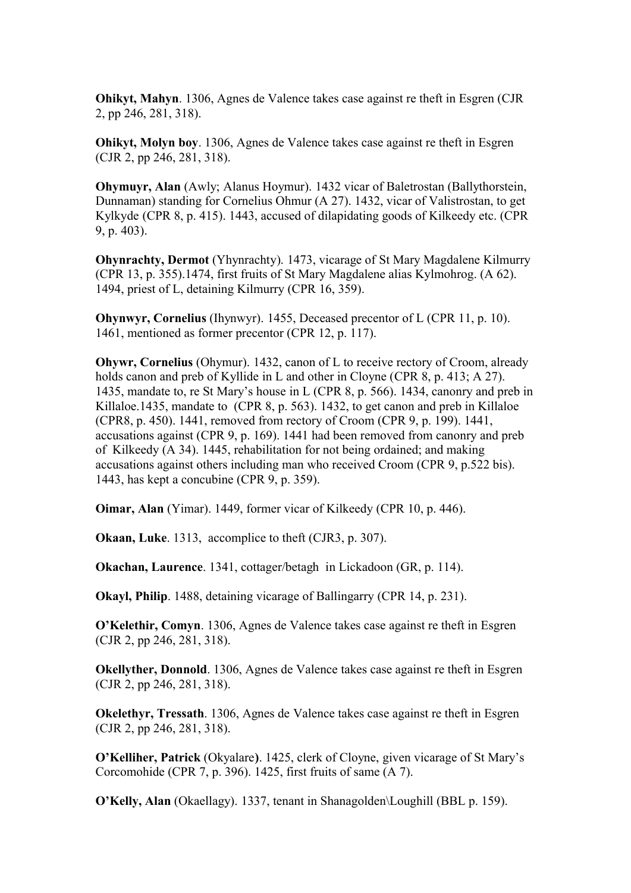**Ohikyt, Mahyn**. 1306, Agnes de Valence takes case against re theft in Esgren (CJR 2, pp 246, 281, 318).

**Ohikyt, Molyn boy**. 1306, Agnes de Valence takes case against re theft in Esgren (CJR 2, pp 246, 281, 318).

**Ohymuyr, Alan** (Awly; Alanus Hoymur). 1432 vicar of Baletrostan (Ballythorstein, Dunnaman) standing for Cornelius Ohmur (A 27). 1432, vicar of Valistrostan, to get Kylkyde (CPR 8, p. 415). 1443, accused of dilapidating goods of Kilkeedy etc. (CPR 9, p. 403).

**Ohynrachty, Dermot** (Yhynrachty). 1473, vicarage of St Mary Magdalene Kilmurry (CPR 13, p. 355).1474, first fruits of St Mary Magdalene alias Kylmohrog. (A 62). 1494, priest of L, detaining Kilmurry (CPR 16, 359).

**Ohynwyr, Cornelius** (Ihynwyr). 1455, Deceased precentor of L (CPR 11, p. 10). 1461, mentioned as former precentor (CPR 12, p. 117).

**Ohywr, Cornelius** (Ohymur). 1432, canon of L to receive rectory of Croom, already holds canon and preb of Kyllide in L and other in Cloyne (CPR 8, p. 413; A 27). 1435, mandate to, re St Mary's house in L (CPR 8, p. 566). 1434, canonry and preb in Killaloe.1435, mandate to (CPR 8, p. 563). 1432, to get canon and preb in Killaloe (CPR8, p. 450). 1441, removed from rectory of Croom (CPR 9, p. 199). 1441, accusations against (CPR 9, p. 169). 1441 had been removed from canonry and preb of Kilkeedy (A 34). 1445, rehabilitation for not being ordained; and making accusations against others including man who received Croom (CPR 9, p.522 bis). 1443, has kept a concubine (CPR 9, p. 359).

**Oimar, Alan** (Yimar). 1449, former vicar of Kilkeedy (CPR 10, p. 446).

**Okaan, Luke**. 1313, accomplice to theft (CJR3, p. 307).

**Okachan, Laurence**. 1341, cottager/betagh in Lickadoon (GR, p. 114).

**Okayl, Philip**. 1488, detaining vicarage of Ballingarry (CPR 14, p. 231).

**O'Kelethir, Comyn**. 1306, Agnes de Valence takes case against re theft in Esgren (CJR 2, pp 246, 281, 318).

**Okellyther, Donnold**. 1306, Agnes de Valence takes case against re theft in Esgren (CJR 2, pp 246, 281, 318).

**Okelethyr, Tressath**. 1306, Agnes de Valence takes case against re theft in Esgren (CJR 2, pp 246, 281, 318).

**O'Kelliher, Patrick** (Okyalare**)**. 1425, clerk of Cloyne, given vicarage of St Mary's Corcomohide (CPR 7, p. 396). 1425, first fruits of same (A 7).

**O'Kelly, Alan** (Okaellagy). 1337, tenant in Shanagolden\Loughill (BBL p. 159).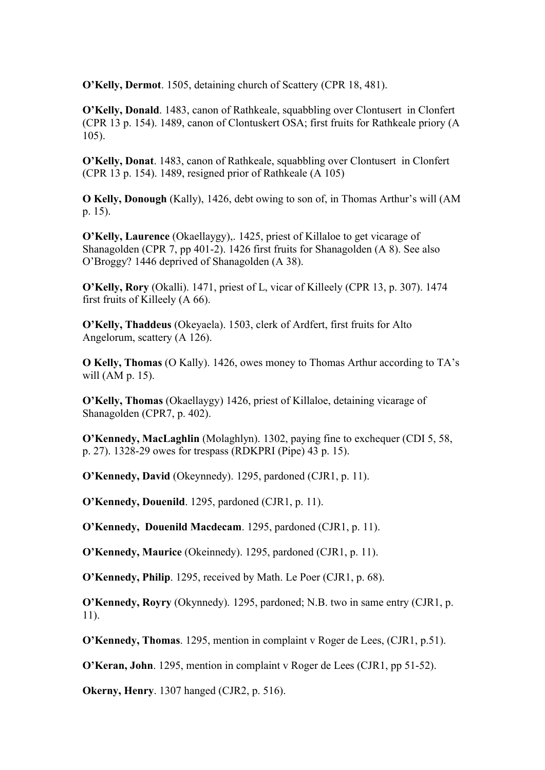**O'Kelly, Dermot**. 1505, detaining church of Scattery (CPR 18, 481).

**O'Kelly, Donald**. 1483, canon of Rathkeale, squabbling over Clontusert in Clonfert (CPR 13 p. 154). 1489, canon of Clontuskert OSA; first fruits for Rathkeale priory (A 105).

**O'Kelly, Donat**. 1483, canon of Rathkeale, squabbling over Clontusert in Clonfert (CPR 13 p. 154). 1489, resigned prior of Rathkeale (A 105)

**O Kelly, Donough** (Kally), 1426, debt owing to son of, in Thomas Arthur's will (AM p. 15).

**O'Kelly, Laurence** (Okaellaygy),. 1425, priest of Killaloe to get vicarage of Shanagolden (CPR 7, pp 401-2). 1426 first fruits for Shanagolden (A 8). See also O'Broggy? 1446 deprived of Shanagolden (A 38).

**O'Kelly, Rory** (Okalli). 1471, priest of L, vicar of Killeely (CPR 13, p. 307). 1474 first fruits of Killeely (A 66).

**O'Kelly, Thaddeus** (Okeyaela). 1503, clerk of Ardfert, first fruits for Alto Angelorum, scattery (A 126).

**O Kelly, Thomas** (O Kally). 1426, owes money to Thomas Arthur according to TA's will (AM p. 15).

**O'Kelly, Thomas** (Okaellaygy) 1426, priest of Killaloe, detaining vicarage of Shanagolden (CPR7, p. 402).

**O'Kennedy, MacLaghlin** (Molaghlyn). 1302, paying fine to exchequer (CDI 5, 58, p. 27). 1328-29 owes for trespass (RDKPRI (Pipe) 43 p. 15).

**O'Kennedy, David** (Okeynnedy). 1295, pardoned (CJR1, p. 11).

**O'Kennedy, Douenild**. 1295, pardoned (CJR1, p. 11).

**O'Kennedy, Douenild Macdecam**. 1295, pardoned (CJR1, p. 11).

**O'Kennedy, Maurice** (Okeinnedy). 1295, pardoned (CJR1, p. 11).

**O'Kennedy, Philip**. 1295, received by Math. Le Poer (CJR1, p. 68).

**O'Kennedy, Royry** (Okynnedy). 1295, pardoned; N.B. two in same entry (CJR1, p. 11).

**O'Kennedy, Thomas**. 1295, mention in complaint v Roger de Lees, (CJR1, p.51).

**O'Keran, John**. 1295, mention in complaint v Roger de Lees (CJR1, pp 51-52).

**Okerny, Henry**. 1307 hanged (CJR2, p. 516).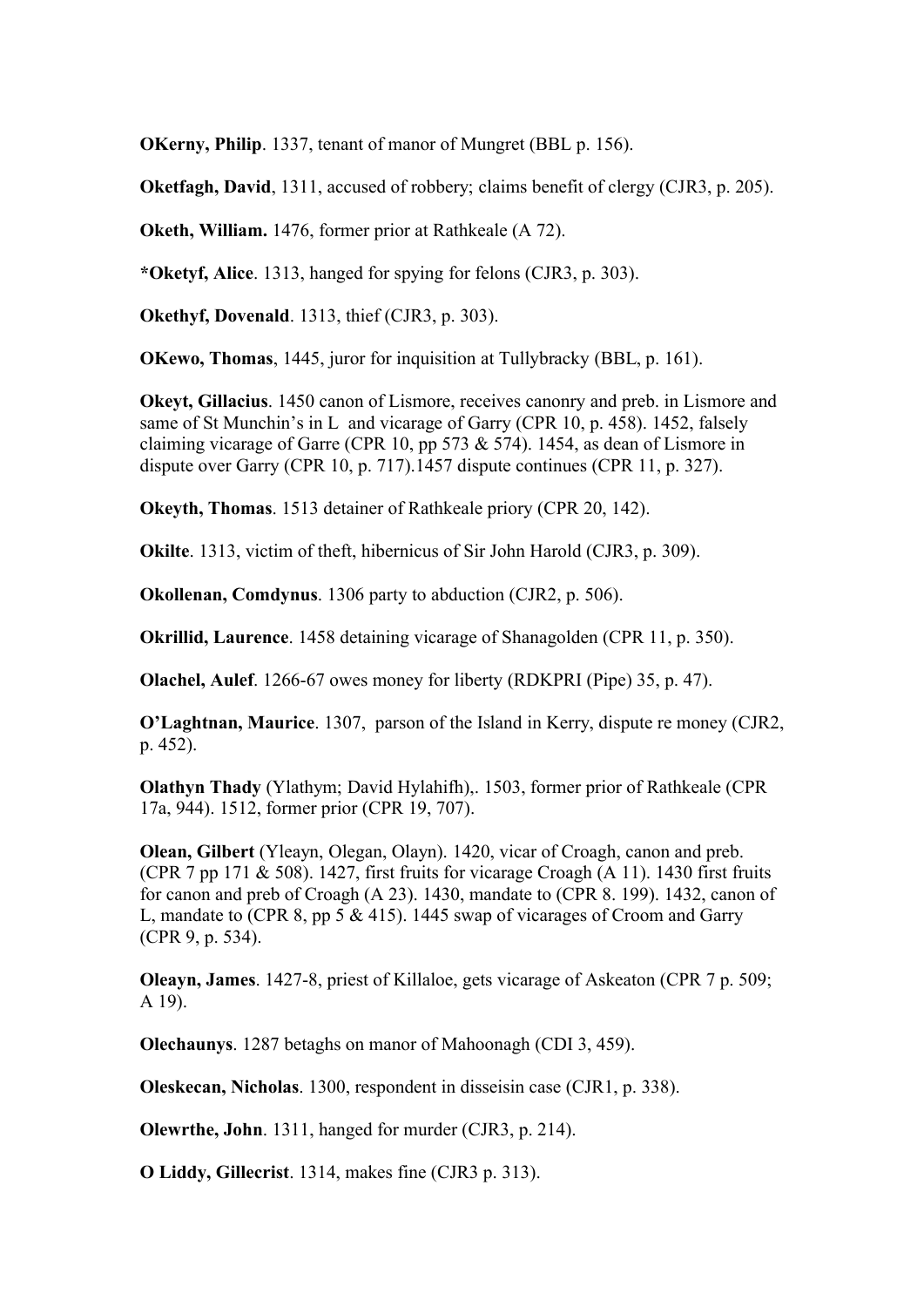**OKerny, Philip**. 1337, tenant of manor of Mungret (BBL p. 156).

**Oketfagh, David**, 1311, accused of robbery; claims benefit of clergy (CJR3, p. 205).

**Oketh, William.** 1476, former prior at Rathkeale (A 72).

***Oketyf, Alice**. 1313, hanged for spying for felons (CJR3, p. 303).

**Okethyf, Dovenald**. 1313, thief (CJR3, p. 303).

**OKewo, Thomas**, 1445, juror for inquisition at Tullybracky (BBL, p. 161).

**Okeyt, Gillacius**. 1450 canon of Lismore, receives canonry and preb. in Lismore and same of St Munchin's in L and vicarage of Garry (CPR 10, p. 458). 1452, falsely claiming vicarage of Garre (CPR 10, pp 573 & 574). 1454, as dean of Lismore in dispute over Garry (CPR 10, p. 717).1457 dispute continues (CPR 11, p. 327).

**Okeyth, Thomas**. 1513 detainer of Rathkeale priory (CPR 20, 142).

**Okilte**. 1313, victim of theft, hibernicus of Sir John Harold (CJR3, p. 309).

**Okollenan, Comdynus**. 1306 party to abduction (CJR2, p. 506).

**Okrillid, Laurence**. 1458 detaining vicarage of Shanagolden (CPR 11, p. 350).

**Olachel, Aulef**. 1266-67 owes money for liberty (RDKPRI (Pipe) 35, p. 47).

**O'Laghtnan, Maurice**. 1307, parson of the Island in Kerry, dispute re money (CJR2, p. 452).

**Olathyn Thady** (Ylathym; David Hylahifh),. 1503, former prior of Rathkeale (CPR 17a, 944). 1512, former prior (CPR 19, 707).

**Olean, Gilbert** (Yleayn, Olegan, Olayn). 1420, vicar of Croagh, canon and preb. (CPR 7 pp 171 & 508). 1427, first fruits for vicarage Croagh (A 11). 1430 first fruits for canon and preb of Croagh (A 23). 1430, mandate to (CPR 8. 199). 1432, canon of L, mandate to (CPR 8, pp 5 & 415). 1445 swap of vicarages of Croom and Garry (CPR 9, p. 534).

**Oleayn, James**. 1427-8, priest of Killaloe, gets vicarage of Askeaton (CPR 7 p. 509; A 19).

**Olechaunys**. 1287 betaghs on manor of Mahoonagh (CDI 3, 459).

**Oleskecan, Nicholas**. 1300, respondent in disseisin case (CJR1, p. 338).

**Olewrthe, John**. 1311, hanged for murder (CJR3, p. 214).

**O Liddy, Gillecrist**. 1314, makes fine (CJR3 p. 313).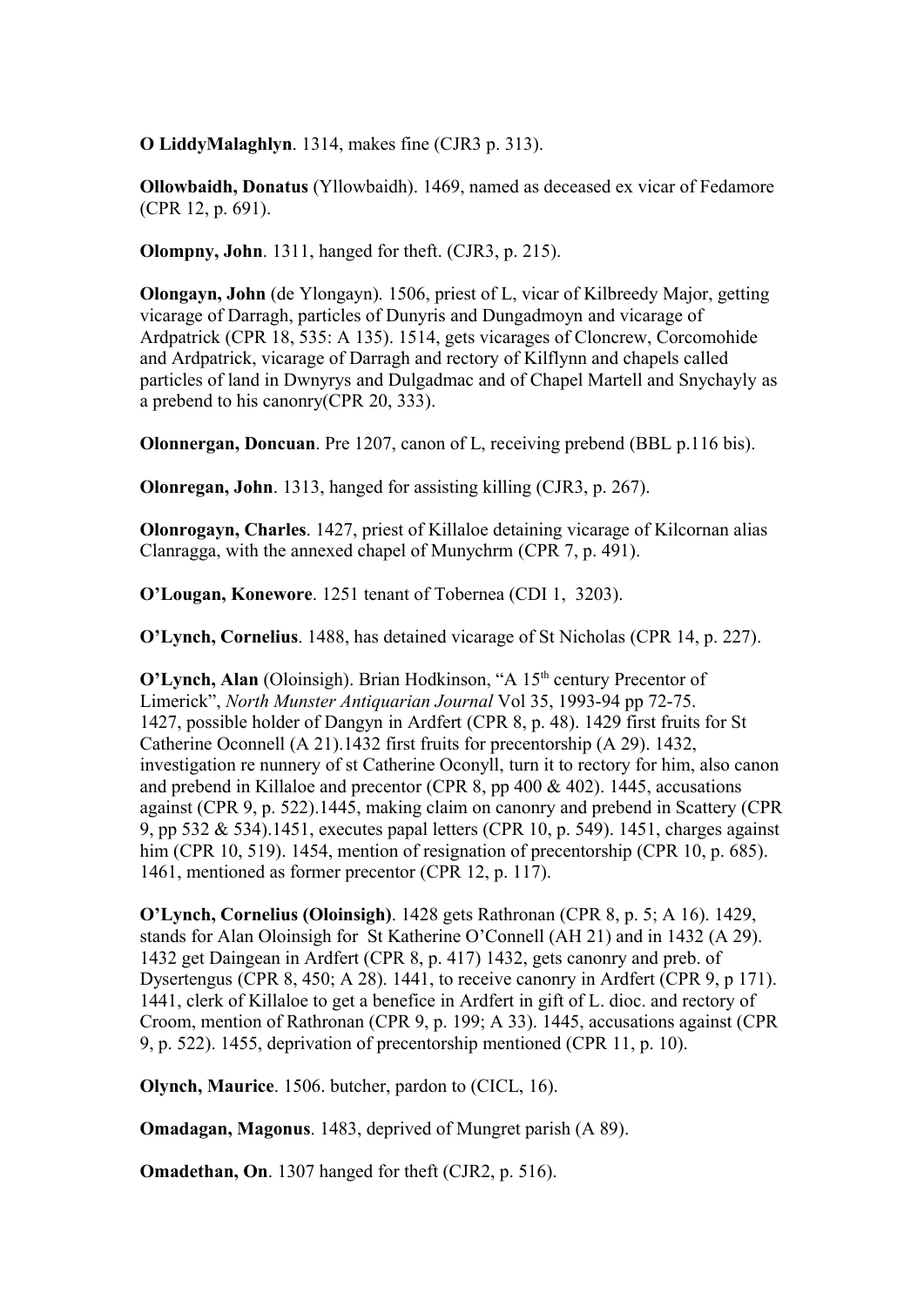**O LiddyMalaghlyn**. 1314, makes fine (CJR3 p. 313).

**Ollowbaidh, Donatus** (Yllowbaidh). 1469, named as deceased ex vicar of Fedamore (CPR 12, p. 691).

**Olompny, John**. 1311, hanged for theft. (CJR3, p. 215).

**Olongayn, John** (de Ylongayn). 1506, priest of L, vicar of Kilbreedy Major, getting vicarage of Darragh, particles of Dunyris and Dungadmoyn and vicarage of Ardpatrick (CPR 18, 535: A 135). 1514, gets vicarages of Cloncrew, Corcomohide and Ardpatrick, vicarage of Darragh and rectory of Kilflynn and chapels called particles of land in Dwnyrys and Dulgadmac and of Chapel Martell and Snychayly as a prebend to his canonry(CPR 20, 333).

**Olonnergan, Doncuan**. Pre 1207, canon of L, receiving prebend (BBL p.116 bis).

**Olonregan, John**. 1313, hanged for assisting killing (CJR3, p. 267).

**Olonrogayn, Charles**. 1427, priest of Killaloe detaining vicarage of Kilcornan alias Clanragga, with the annexed chapel of Munychrm (CPR 7, p. 491).

**O'Lougan, Konewore**. 1251 tenant of Tobernea (CDI 1, 3203).

**O'Lynch, Cornelius**. 1488, has detained vicarage of St Nicholas (CPR 14, p. 227).

**O'Lynch, Alan** (Oloinsigh). Brian Hodkinson, "A 15th century Precentor of Limerick", *North Munster Antiquarian Journal* Vol 35, 1993-94 pp 72-75.
1427, possible holder of Dangyn in Ardfert (CPR 8, p. 48). 1429 first fruits for St Catherine Oconnell (A 21).1432 first fruits for precentorship (A 29). 1432, investigation re nunnery of st Catherine Oconyll, turn it to rectory for him, also canon and prebend in Killaloe and precentor (CPR 8, pp 400 & 402). 1445, accusations against (CPR 9, p. 522).1445, making claim on canonry and prebend in Scattery (CPR 9, pp 532 & 534).1451, executes papal letters (CPR 10, p. 549). 1451, charges against him (CPR 10, 519). 1454, mention of resignation of precentorship (CPR 10, p. 685). 1461, mentioned as former precentor (CPR 12, p. 117).

**O'Lynch, Cornelius (Oloinsigh)**. 1428 gets Rathronan (CPR 8, p. 5; A 16). 1429, stands for Alan Oloinsigh for St Katherine O'Connell (AH 21) and in 1432 (A 29). 1432 get Daingean in Ardfert (CPR 8, p. 417) 1432, gets canonry and preb. of Dysertengus (CPR 8, 450; A 28). 1441, to receive canonry in Ardfert (CPR 9, p 171). 1441, clerk of Killaloe to get a benefice in Ardfert in gift of L. dioc. and rectory of Croom, mention of Rathronan (CPR 9, p. 199; A 33). 1445, accusations against (CPR 9, p. 522). 1455, deprivation of precentorship mentioned (CPR 11, p. 10).

**Olynch, Maurice**. 1506. butcher, pardon to (CICL, 16).

**Omadagan, Magonus**. 1483, deprived of Mungret parish (A 89).

**Omadethan, On**. 1307 hanged for theft (CJR2, p. 516).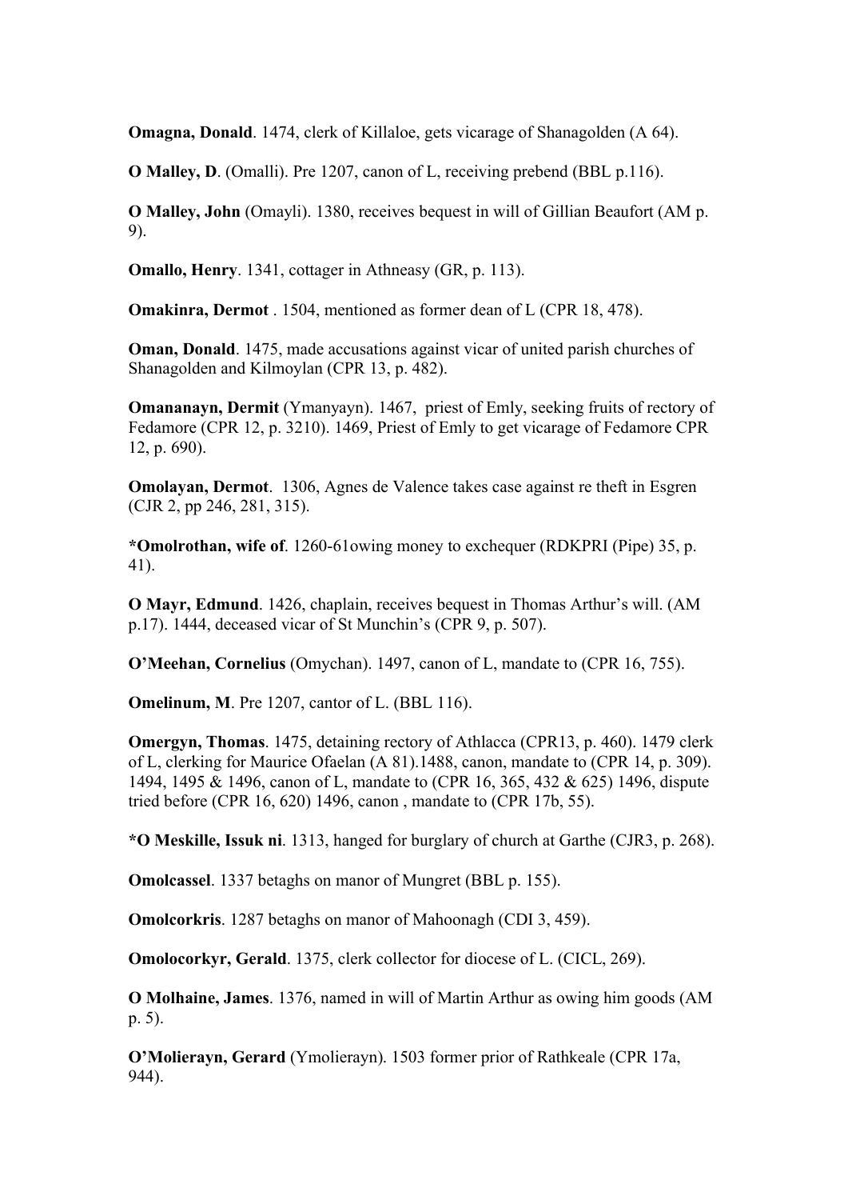**Omagna, Donald**. 1474, clerk of Killaloe, gets vicarage of Shanagolden (A 64).

**O Malley, D**. (Omalli). Pre 1207, canon of L, receiving prebend (BBL p.116).

**O Malley, John** (Omayli). 1380, receives bequest in will of Gillian Beaufort (AM p. 9).

**Omallo, Henry**. 1341, cottager in Athneasy (GR, p. 113).

**Omakinra, Dermot** . 1504, mentioned as former dean of L (CPR 18, 478).

**Oman, Donald**. 1475, made accusations against vicar of united parish churches of Shanagolden and Kilmoylan (CPR 13, p. 482).

**Omananayn, Dermit** (Ymanyayn). 1467, priest of Emly, seeking fruits of rectory of Fedamore (CPR 12, p. 3210). 1469, Priest of Emly to get vicarage of Fedamore CPR 12, p. 690).

**Omolayan, Dermot**. 1306, Agnes de Valence takes case against re theft in Esgren (CJR 2, pp 246, 281, 315).

**\*Omolrothan, wife of**. 1260-61owing money to exchequer (RDKPRI (Pipe) 35, p. 41).

**O Mayr, Edmund**. 1426, chaplain, receives bequest in Thomas Arthur's will. (AM p.17). 1444, deceased vicar of St Munchin's (CPR 9, p. 507).

**O'Meehan, Cornelius** (Omychan). 1497, canon of L, mandate to (CPR 16, 755).

**Omelinum, M**. Pre 1207, cantor of L. (BBL 116).

**Omergyn, Thomas**. 1475, detaining rectory of Athlacca (CPR13, p. 460). 1479 clerk of L, clerking for Maurice Ofaelan (A 81).1488, canon, mandate to (CPR 14, p. 309). 1494, 1495 & 1496, canon of L, mandate to (CPR 16, 365, 432 & 625) 1496, dispute tried before (CPR 16, 620) 1496, canon , mandate to (CPR 17b, 55).

**\*O Meskille, Issuk ni**. 1313, hanged for burglary of church at Garthe (CJR3, p. 268).

**Omolcassel**. 1337 betaghs on manor of Mungret (BBL p. 155).

**Omolcorkris**. 1287 betaghs on manor of Mahoonagh (CDI 3, 459).

**Omolocorkyr, Gerald**. 1375, clerk collector for diocese of L. (CICL, 269).

**O Molhaine, James**. 1376, named in will of Martin Arthur as owing him goods (AM p. 5).

**O'Molierayn, Gerard** (Ymolierayn). 1503 former prior of Rathkeale (CPR 17a, 944).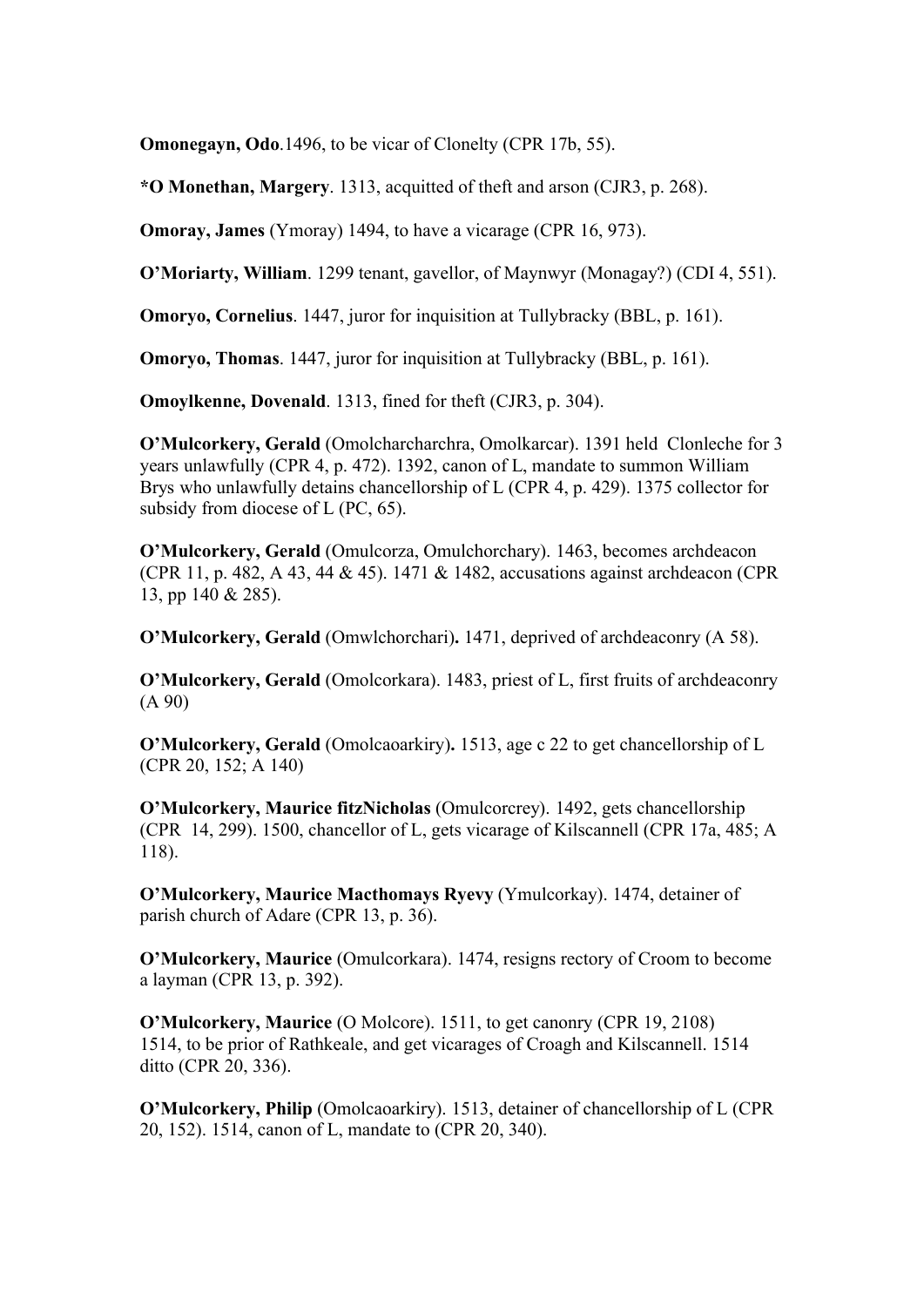**Omonegayn, Odo**.1496, to be vicar of Clonelty (CPR 17b, 55).

***O Monethan, Margery**. 1313, acquitted of theft and arson (CJR3, p. 268).

**Omoray, James** (Ymoray) 1494, to have a vicarage (CPR 16, 973).

**O'Moriarty, William**. 1299 tenant, gavellor, of Maynwyr (Monagay?) (CDI 4, 551).

**Omoryo, Cornelius**. 1447, juror for inquisition at Tullybracky (BBL, p. 161).

**Omoryo, Thomas**. 1447, juror for inquisition at Tullybracky (BBL, p. 161).

**Omoylkenne, Dovenald**. 1313, fined for theft (CJR3, p. 304).

**O'Mulcorkery, Gerald** (Omolcharcharchra, Omolkarcar). 1391 held Clonleche for 3 years unlawfully (CPR 4, p. 472). 1392, canon of L, mandate to summon William Brys who unlawfully detains chancellorship of L (CPR 4, p. 429). 1375 collector for subsidy from diocese of L (PC, 65).

**O'Mulcorkery, Gerald** (Omulcorza, Omulchorchary). 1463, becomes archdeacon (CPR 11, p. 482, A 43, 44 & 45). 1471 & 1482, accusations against archdeacon (CPR 13, pp 140 & 285).

**O'Mulcorkery, Gerald** (Omwlchorchari). 1471, deprived of archdeaconry (A 58).

**O'Mulcorkery, Gerald** (Omolcorkara). 1483, priest of L, first fruits of archdeaconry (A 90)

**O'Mulcorkery, Gerald** (Omolcaoarkiry). 1513, age c 22 to get chancellorship of L (CPR 20, 152; A 140)

**O'Mulcorkery, Maurice fitzNicholas** (Omulcorcrey). 1492, gets chancellorship (CPR 14, 299). 1500, chancellor of L, gets vicarage of Kilscannell (CPR 17a, 485; A 118).

**O'Mulcorkery, Maurice Macthomays Ryevy** (Ymulcorkay). 1474, detainer of parish church of Adare (CPR 13, p. 36).

**O'Mulcorkery, Maurice** (Omulcorkara). 1474, resigns rectory of Croom to become a layman (CPR 13, p. 392).

**O'Mulcorkery, Maurice** (O Molcore). 1511, to get canonry (CPR 19, 2108)
1514, to be prior of Rathkeale, and get vicarages of Croagh and Kilscannell. 1514 ditto (CPR 20, 336).

**O'Mulcorkery, Philip** (Omolcaoarkiry). 1513, detainer of chancellorship of L (CPR 20, 152). 1514, canon of L, mandate to (CPR 20, 340).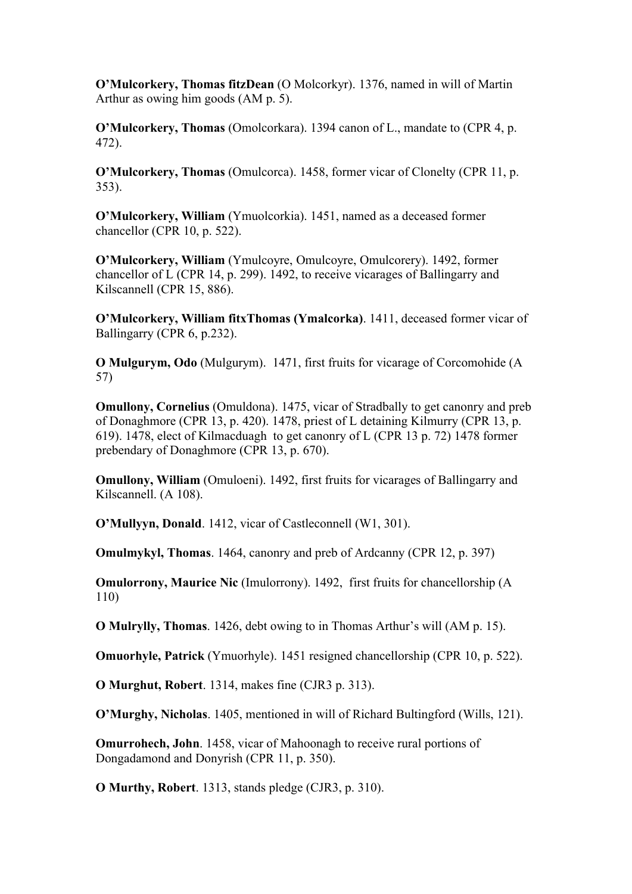**O'Mulcorkery, Thomas fitzDean** (O Molcorkyr). 1376, named in will of Martin Arthur as owing him goods (AM p. 5).

**O'Mulcorkery, Thomas** (Omolcorkara). 1394 canon of L., mandate to (CPR 4, p. 472).

**O'Mulcorkery, Thomas** (Omulcorca). 1458, former vicar of Clonelty (CPR 11, p. 353).

**O'Mulcorkery, William** (Ymuolcorkia). 1451, named as a deceased former chancellor (CPR 10, p. 522).

**O'Mulcorkery, William** (Ymulcoyre, Omulcoyre, Omulcorery). 1492, former chancellor of L (CPR 14, p. 299). 1492, to receive vicarages of Ballingarry and Kilscannell (CPR 15, 886).

**O'Mulcorkery, William fitxThomas (Ymalcorka)**. 1411, deceased former vicar of Ballingarry (CPR 6, p.232).

**O Mulgurym, Odo** (Mulgurym). 1471, first fruits for vicarage of Corcomohide (A 57)

**Omullony, Cornelius** (Omuldona). 1475, vicar of Stradbally to get canonry and preb of Donaghmore (CPR 13, p. 420). 1478, priest of L detaining Kilmurry (CPR 13, p. 619). 1478, elect of Kilmacduagh to get canonry of L (CPR 13 p. 72) 1478 former prebendary of Donaghmore (CPR 13, p. 670).

**Omullony, William** (Omuloeni). 1492, first fruits for vicarages of Ballingarry and Kilscannell. (A 108).

**O'Mullyyn, Donald**. 1412, vicar of Castleconnell (W1, 301).

**Omulmykyl, Thomas**. 1464, canonry and preb of Ardcanny (CPR 12, p. 397)

**Omulorrony, Maurice Nic** (Imulorrony). 1492, first fruits for chancellorship (A 110)

**O Mulrylly, Thomas**. 1426, debt owing to in Thomas Arthur's will (AM p. 15).

**Omuorhyle, Patrick** (Ymuorhyle). 1451 resigned chancellorship (CPR 10, p. 522).

**O Murghut, Robert**. 1314, makes fine (CJR3 p. 313).

**O'Murghy, Nicholas**. 1405, mentioned in will of Richard Bultingford (Wills, 121).

**Omurrohech, John**. 1458, vicar of Mahoonagh to receive rural portions of Dongadamond and Donyrish (CPR 11, p. 350).

**O Murthy, Robert**. 1313, stands pledge (CJR3, p. 310).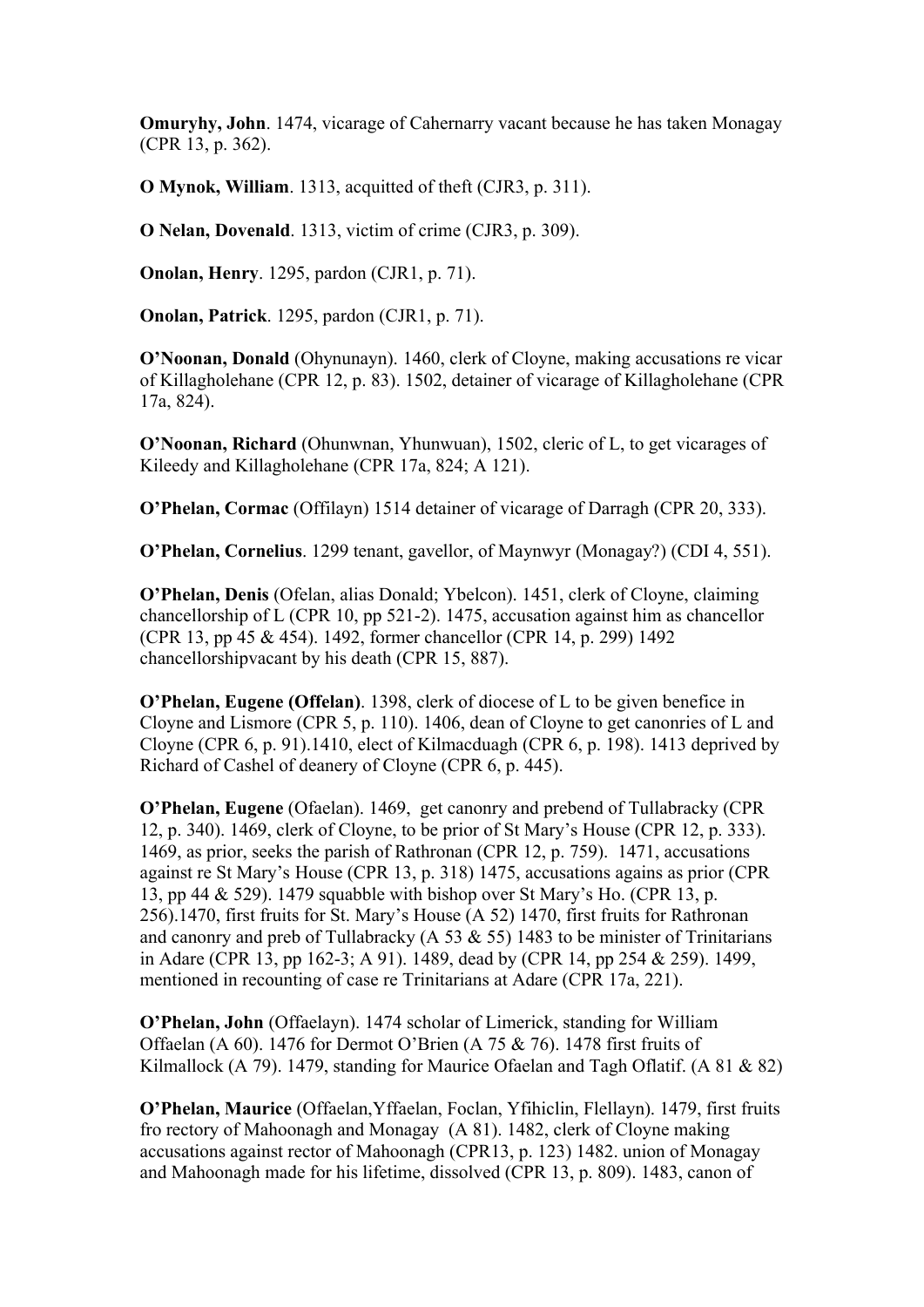**Omuryhy, John**. 1474, vicarage of Cahernarry vacant because he has taken Monagay (CPR 13, p. 362).

**O Mynok, William**. 1313, acquitted of theft (CJR3, p. 311).

**O Nelan, Dovenald**. 1313, victim of crime (CJR3, p. 309).

**Onolan, Henry**. 1295, pardon (CJR1, p. 71).

**Onolan, Patrick**. 1295, pardon (CJR1, p. 71).

**O'Noonan, Donald** (Ohynunayn). 1460, clerk of Cloyne, making accusations re vicar of Killagholehane (CPR 12, p. 83). 1502, detainer of vicarage of Killagholehane (CPR 17a, 824).

**O'Noonan, Richard** (Ohunwnan, Yhunwuan), 1502, cleric of L, to get vicarages of Kileedy and Killagholehane (CPR 17a, 824; A 121).

**O'Phelan, Cormac** (Offilayn) 1514 detainer of vicarage of Darragh (CPR 20, 333).

**O'Phelan, Cornelius**. 1299 tenant, gavellor, of Maynwyr (Monagay?) (CDI 4, 551).

**O'Phelan, Denis** (Ofelan, alias Donald; Ybelcon). 1451, clerk of Cloyne, claiming chancellorship of L (CPR 10, pp 521-2). 1475, accusation against him as chancellor (CPR 13, pp 45 & 454). 1492, former chancellor (CPR 14, p. 299) 1492 chancellorshipvacant by his death (CPR 15, 887).

**O'Phelan, Eugene (Offelan)**. 1398, clerk of diocese of L to be given benefice in Cloyne and Lismore (CPR 5, p. 110). 1406, dean of Cloyne to get canonries of L and Cloyne (CPR 6, p. 91).1410, elect of Kilmacduagh (CPR 6, p. 198). 1413 deprived by Richard of Cashel of deanery of Cloyne (CPR 6, p. 445).

**O'Phelan, Eugene** (Ofaelan). 1469, get canonry and prebend of Tullabracky (CPR 12, p. 340). 1469, clerk of Cloyne, to be prior of St Mary's House (CPR 12, p. 333). 1469, as prior, seeks the parish of Rathronan (CPR 12, p. 759). 1471, accusations against re St Mary's House (CPR 13, p. 318) 1475, accusations agains as prior (CPR 13, pp 44 & 529). 1479 squabble with bishop over St Mary's Ho. (CPR 13, p. 256).1470, first fruits for St. Mary's House (A 52) 1470, first fruits for Rathronan and canonry and preb of Tullabracky (A 53 & 55) 1483 to be minister of Trinitarians in Adare (CPR 13, pp 162-3; A 91). 1489, dead by (CPR 14, pp 254 & 259). 1499, mentioned in recounting of case re Trinitarians at Adare (CPR 17a, 221).

**O'Phelan, John** (Offaelayn). 1474 scholar of Limerick, standing for William Offaelan (A 60). 1476 for Dermot O'Brien (A 75 & 76). 1478 first fruits of Kilmallock (A 79). 1479, standing for Maurice Ofaelan and Tagh Oflatif. (A 81 & 82)

**O'Phelan, Maurice** (Offaelan,Yffaelan, Foclan, Yfihiclin, Flellayn). 1479, first fruits fro rectory of Mahoonagh and Monagay (A 81). 1482, clerk of Cloyne making accusations against rector of Mahoonagh (CPR13, p. 123) 1482. union of Monagay and Mahoonagh made for his lifetime, dissolved (CPR 13, p. 809). 1483, canon of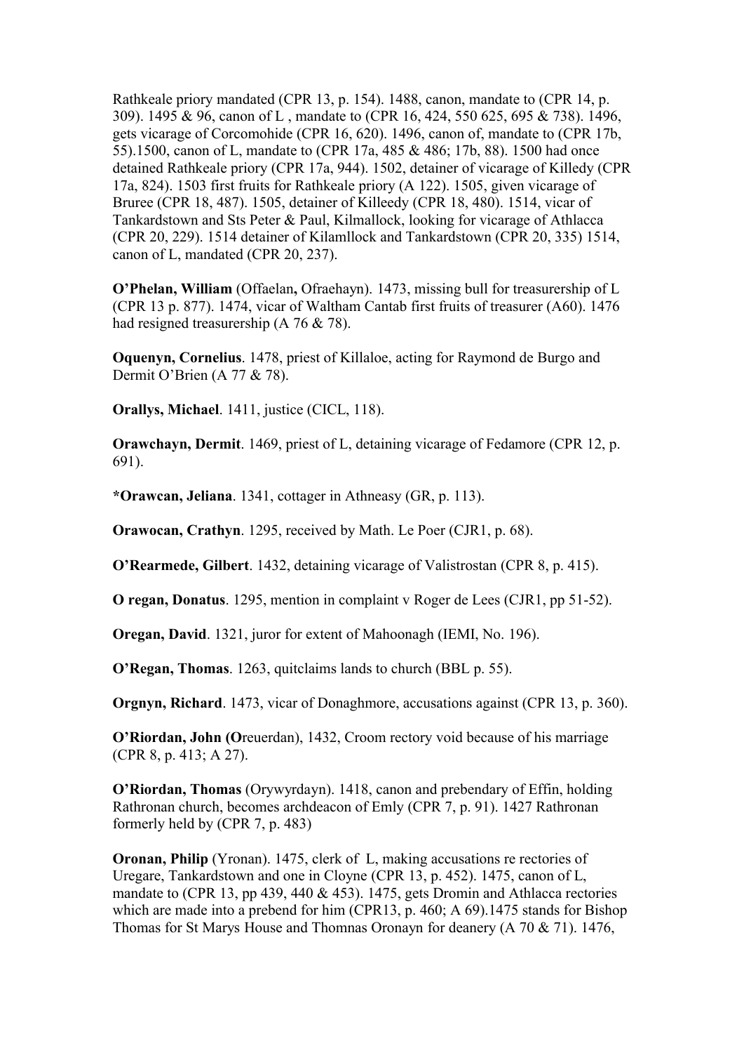Rathkeale priory mandated (CPR 13, p. 154). 1488, canon, mandate to (CPR 14, p. 309). 1495 & 96, canon of L , mandate to (CPR 16, 424, 550 625, 695 & 738). 1496, gets vicarage of Corcomohide (CPR 16, 620). 1496, canon of, mandate to (CPR 17b, 55).1500, canon of L, mandate to (CPR 17a, 485 & 486; 17b, 88). 1500 had once detained Rathkeale priory (CPR 17a, 944). 1502, detainer of vicarage of Killedy (CPR 17a, 824). 1503 first fruits for Rathkeale priory (A 122). 1505, given vicarage of Bruree (CPR 18, 487). 1505, detainer of Killeedy (CPR 18, 480). 1514, vicar of Tankardstown and Sts Peter & Paul, Kilmallock, looking for vicarage of Athlacca (CPR 20, 229). 1514 detainer of Kilamllock and Tankardstown (CPR 20, 335) 1514, canon of L, mandated (CPR 20, 237).

**O'Phelan, William** (Offaelan**,** Ofraehayn). 1473, missing bull for treasurership of L (CPR 13 p. 877). 1474, vicar of Waltham Cantab first fruits of treasurer (A60). 1476 had resigned treasurership (A 76 & 78).

**Oquenyn, Cornelius**. 1478, priest of Killaloe, acting for Raymond de Burgo and Dermit O'Brien (A 77 & 78).

**Orallys, Michael**. 1411, justice (CICL, 118).

**Orawchayn, Dermit**. 1469, priest of L, detaining vicarage of Fedamore (CPR 12, p. 691).

**\*Orawcan, Jeliana**. 1341, cottager in Athneasy (GR, p. 113).

**Orawocan, Crathyn**. 1295, received by Math. Le Poer (CJR1, p. 68).

**O'Rearmede, Gilbert**. 1432, detaining vicarage of Valistrostan (CPR 8, p. 415).

**O regan, Donatus**. 1295, mention in complaint v Roger de Lees (CJR1, pp 51-52).

**Oregan, David**. 1321, juror for extent of Mahoonagh (IEMI, No. 196).

**O'Regan, Thomas**. 1263, quitclaims lands to church (BBL p. 55).

**Orgnyn, Richard**. 1473, vicar of Donaghmore, accusations against (CPR 13, p. 360).

**O'Riordan, John (O**reuerdan), 1432, Croom rectory void because of his marriage (CPR 8, p. 413; A 27).

**O'Riordan, Thomas** (Orywyrdayn). 1418, canon and prebendary of Effin, holding Rathronan church, becomes archdeacon of Emly (CPR 7, p. 91). 1427 Rathronan formerly held by (CPR 7, p. 483)

**Oronan, Philip** (Yronan). 1475, clerk of L, making accusations re rectories of Uregare, Tankardstown and one in Cloyne (CPR 13, p. 452). 1475, canon of L, mandate to (CPR 13, pp 439, 440 & 453). 1475, gets Dromin and Athlacca rectories which are made into a prebend for him (CPR13, p. 460; A 69).1475 stands for Bishop Thomas for St Marys House and Thomnas Oronayn for deanery (A 70 & 71). 1476,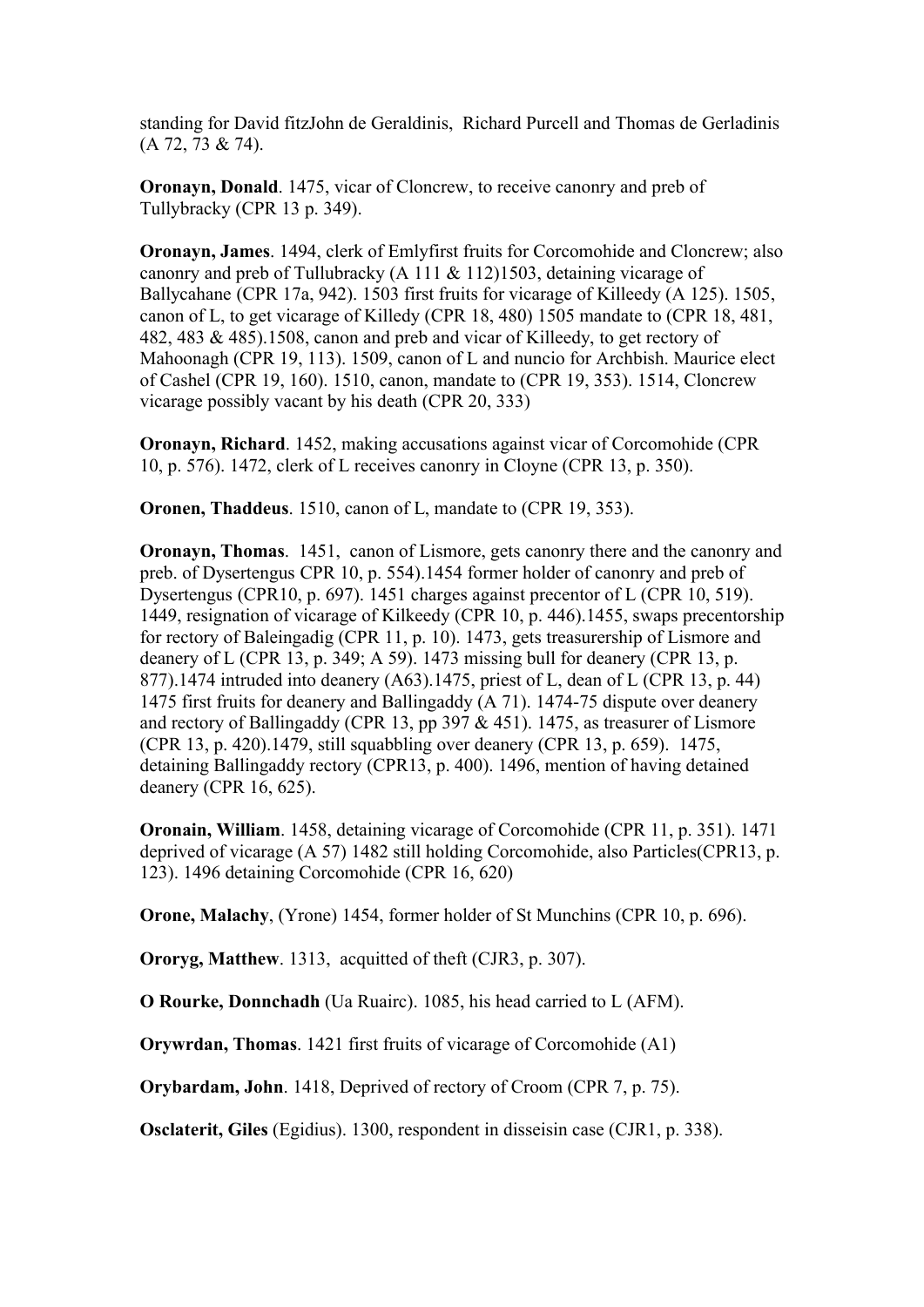standing for David fitzJohn de Geraldinis,  Richard Purcell and Thomas de Gerladinis (A 72, 73 & 74).

**Oronayn, Donald**. 1475, vicar of Cloncrew, to receive canonry and preb of Tullybracky (CPR 13 p. 349).

**Oronayn, James**. 1494, clerk of Emlyfirst fruits for Corcomohide and Cloncrew; also canonry and preb of Tullubracky (A 111 & 112)1503, detaining vicarage of Ballycahane (CPR 17a, 942). 1503 first fruits for vicarage of Killeedy (A 125). 1505, canon of L, to get vicarage of Killedy (CPR 18, 480) 1505 mandate to (CPR 18, 481, 482, 483 & 485).1508, canon and preb and vicar of Killeedy, to get rectory of Mahoonagh (CPR 19, 113). 1509, canon of L and nuncio for Archbish. Maurice elect of Cashel (CPR 19, 160). 1510, canon, mandate to (CPR 19, 353). 1514, Cloncrew vicarage possibly vacant by his death (CPR 20, 333)

**Oronayn, Richard**. 1452, making accusations against vicar of Corcomohide (CPR 10, p. 576). 1472, clerk of L receives canonry in Cloyne (CPR 13, p. 350).

**Oronen, Thaddeus**. 1510, canon of L, mandate to (CPR 19, 353).

**Oronayn, Thomas**.  1451,  canon of Lismore, gets canonry there and the canonry and preb. of Dysertengus CPR 10, p. 554).1454 former holder of canonry and preb of Dysertengus (CPR10, p. 697). 1451 charges against precentor of L (CPR 10, 519). 1449, resignation of vicarage of Kilkeedy (CPR 10, p. 446).1455, swaps precentorship for rectory of Baleingadig (CPR 11, p. 10). 1473, gets treasurership of Lismore and deanery of L (CPR 13, p. 349; A 59). 1473 missing bull for deanery (CPR 13, p. 877).1474 intruded into deanery (A63).1475, priest of L, dean of L (CPR 13, p. 44) 1475 first fruits for deanery and Ballingaddy (A 71). 1474-75 dispute over deanery and rectory of Ballingaddy (CPR 13, pp 397 & 451). 1475, as treasurer of Lismore (CPR 13, p. 420).1479, still squabbling over deanery (CPR 13, p. 659).  1475, detaining Ballingaddy rectory (CPR13, p. 400). 1496, mention of having detained deanery (CPR 16, 625).

**Oronain, William**. 1458, detaining vicarage of Corcomohide (CPR 11, p. 351). 1471 deprived of vicarage (A 57) 1482 still holding Corcomohide, also Particles(CPR13, p. 123). 1496 detaining Corcomohide (CPR 16, 620)

**Orone, Malachy**, (Yrone) 1454, former holder of St Munchins (CPR 10, p. 696).

**Ororyg, Matthew**. 1313,  acquitted of theft (CJR3, p. 307).

**O Rourke, Donnchadh** (Ua Ruairc). 1085, his head carried to L (AFM).

**Orywrdan, Thomas**. 1421 first fruits of vicarage of Corcomohide (A1)

**Orybardam, John**. 1418, Deprived of rectory of Croom (CPR 7, p. 75).

**Osclaterit, Giles** (Egidius). 1300, respondent in disseisin case (CJR1, p. 338).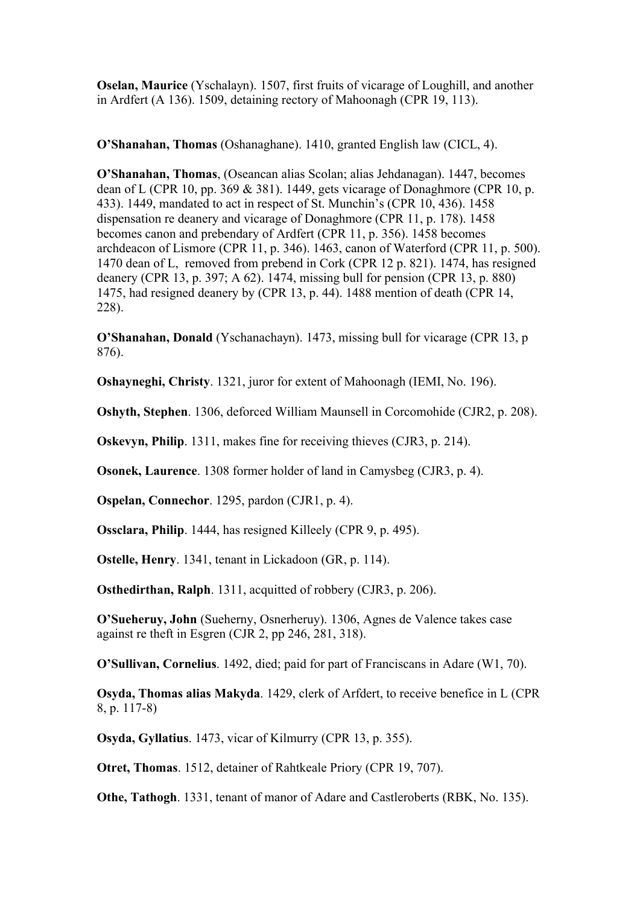**Oselan, Maurice** (Yschalayn). 1507, first fruits of vicarage of Loughill, and another in Ardfert (A 136). 1509, detaining rectory of Mahoonagh (CPR 19, 113).

**O'Shanahan, Thomas** (Oshanaghane). 1410, granted English law (CICL, 4).

**O'Shanahan, Thomas**, (Oseancan alias Scolan; alias Jehdanagan). 1447, becomes dean of L (CPR 10, pp. 369 & 381). 1449, gets vicarage of Donaghmore (CPR 10, p. 433). 1449, mandated to act in respect of St. Munchin's (CPR 10, 436). 1458 dispensation re deanery and vicarage of Donaghmore (CPR 11, p. 178). 1458 becomes canon and prebendary of Ardfert (CPR 11, p. 356). 1458 becomes archdeacon of Lismore (CPR 11, p. 346). 1463, canon of Waterford (CPR 11, p. 500). 1470 dean of L, removed from prebend in Cork (CPR 12 p. 821). 1474, has resigned deanery (CPR 13, p. 397; A 62). 1474, missing bull for pension (CPR 13, p. 880) 1475, had resigned deanery by (CPR 13, p. 44). 1488 mention of death (CPR 14, 228).

**O'Shanahan, Donald** (Yschanachayn). 1473, missing bull for vicarage (CPR 13, p 876).

**Oshayneghi, Christy**. 1321, juror for extent of Mahoonagh (IEMI, No. 196).

**Oshyth, Stephen**. 1306, deforced William Maunsell in Corcomohide (CJR2, p. 208).

**Oskevyn, Philip**. 1311, makes fine for receiving thieves (CJR3, p. 214).

**Osonek, Laurence**. 1308 former holder of land in Camysbeg (CJR3, p. 4).

**Ospelan, Connechor**. 1295, pardon (CJR1, p. 4).

**Ossclara, Philip**. 1444, has resigned Killeely (CPR 9, p. 495).

**Ostelle, Henry**. 1341, tenant in Lickadoon (GR, p. 114).

**Osthedirthan, Ralph**. 1311, acquitted of robbery (CJR3, p. 206).

**O'Sueheruy, John** (Sueherny, Osnerheruy). 1306, Agnes de Valence takes case against re theft in Esgren (CJR 2, pp 246, 281, 318).

**O'Sullivan, Cornelius**. 1492, died; paid for part of Franciscans in Adare (W1, 70).

**Osyda, Thomas alias Makyda**. 1429, clerk of Arfdert, to receive benefice in L (CPR 8, p. 117-8)

**Osyda, Gyllatius**. 1473, vicar of Kilmurry (CPR 13, p. 355).

**Otret, Thomas**. 1512, detainer of Rahtkeale Priory (CPR 19, 707).

**Othe, Tathogh**. 1331, tenant of manor of Adare and Castleroberts (RBK, No. 135).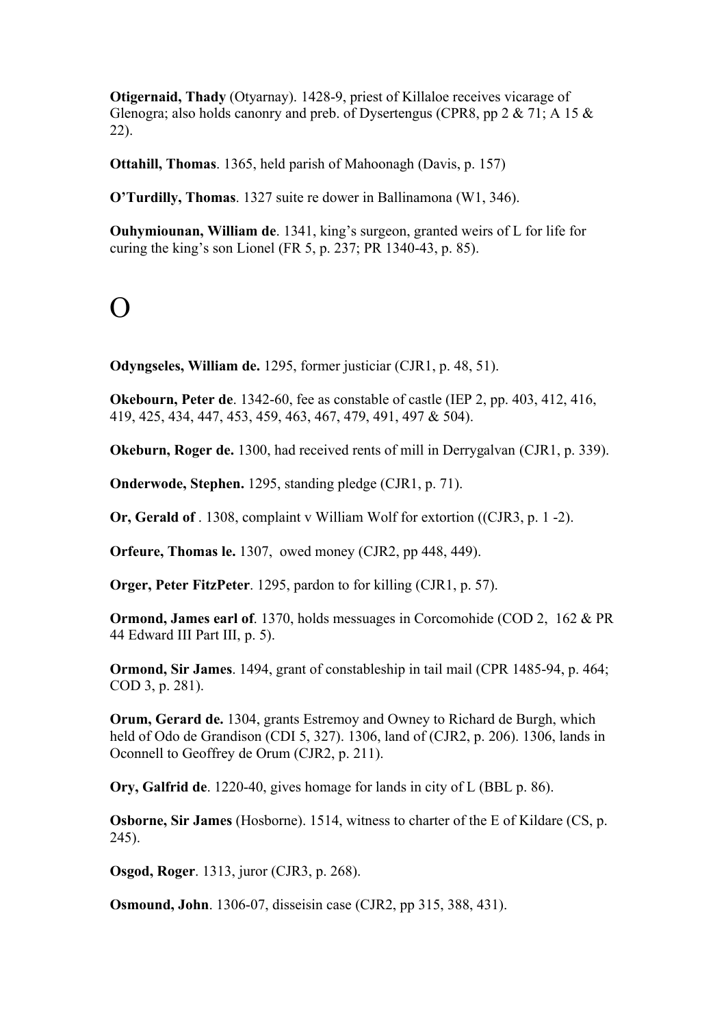**Otigernaid, Thady** (Otyarnay). 1428-9, priest of Killaloe receives vicarage of Glenogra; also holds canonry and preb. of Dysertengus (CPR8, pp 2 & 71; A 15 & 22).

**Ottahill, Thomas**. 1365, held parish of Mahoonagh (Davis, p. 157)

**O'Turdilly, Thomas**. 1327 suite re dower in Ballinamona (W1, 346).

**Ouhymiounan, William de**. 1341, king's surgeon, granted weirs of L for life for curing the king's son Lionel (FR 5, p. 237; PR 1340-43, p. 85).

# O

**Odyngseles, William de.** 1295, former justiciar (CJR1, p. 48, 51).

**Okebourn, Peter de**. 1342-60, fee as constable of castle (IEP 2, pp. 403, 412, 416, 419, 425, 434, 447, 453, 459, 463, 467, 479, 491, 497 & 504).

**Okeburn, Roger de.** 1300, had received rents of mill in Derrygalvan (CJR1, p. 339).

**Onderwode, Stephen.** 1295, standing pledge (CJR1, p. 71).

**Or, Gerald of** . 1308, complaint v William Wolf for extortion ((CJR3, p. 1 -2).

**Orfeure, Thomas le.** 1307, owed money (CJR2, pp 448, 449).

**Orger, Peter FitzPeter**. 1295, pardon to for killing (CJR1, p. 57).

**Ormond, James earl of**. 1370, holds messuages in Corcomohide (COD 2, 162 & PR 44 Edward III Part III, p. 5).

**Ormond, Sir James**. 1494, grant of constableship in tail mail (CPR 1485-94, p. 464; COD 3, p. 281).

**Orum, Gerard de.** 1304, grants Estremoy and Owney to Richard de Burgh, which held of Odo de Grandison (CDI 5, 327). 1306, land of (CJR2, p. 206). 1306, lands in Oconnell to Geoffrey de Orum (CJR2, p. 211).

**Ory, Galfrid de**. 1220-40, gives homage for lands in city of L (BBL p. 86).

**Osborne, Sir James** (Hosborne). 1514, witness to charter of the E of Kildare (CS, p. 245).

**Osgod, Roger**. 1313, juror (CJR3, p. 268).

**Osmound, John**. 1306-07, disseisin case (CJR2, pp 315, 388, 431).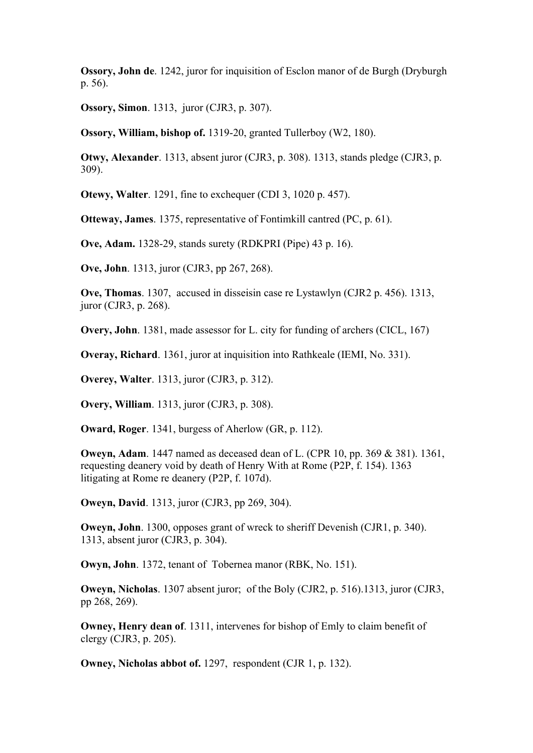**Ossory, John de**. 1242, juror for inquisition of Esclon manor of de Burgh (Dryburgh p. 56).

**Ossory, Simon**. 1313, juror (CJR3, p. 307).

**Ossory, William, bishop of.** 1319-20, granted Tullerboy (W2, 180).

**Otwy, Alexander**. 1313, absent juror (CJR3, p. 308). 1313, stands pledge (CJR3, p. 309).

**Otewy, Walter**. 1291, fine to exchequer (CDI 3, 1020 p. 457).

**Otteway, James**. 1375, representative of Fontimkill cantred (PC, p. 61).

**Ove, Adam.** 1328-29, stands surety (RDKPRI (Pipe) 43 p. 16).

**Ove, John**. 1313, juror (CJR3, pp 267, 268).

**Ove, Thomas**. 1307, accused in disseisin case re Lystawlyn (CJR2 p. 456). 1313, juror (CJR3, p. 268).

**Overy, John**. 1381, made assessor for L. city for funding of archers (CICL, 167)

**Overay, Richard**. 1361, juror at inquisition into Rathkeale (IEMI, No. 331).

**Overey, Walter**. 1313, juror (CJR3, p. 312).

**Overy, William**. 1313, juror (CJR3, p. 308).

**Oward, Roger**. 1341, burgess of Aherlow (GR, p. 112).

**Oweyn, Adam**. 1447 named as deceased dean of L. (CPR 10, pp. 369 & 381). 1361, requesting deanery void by death of Henry With at Rome (P2P, f. 154). 1363 litigating at Rome re deanery (P2P, f. 107d).

**Oweyn, David**. 1313, juror (CJR3, pp 269, 304).

**Oweyn, John**. 1300, opposes grant of wreck to sheriff Devenish (CJR1, p. 340). 1313, absent juror (CJR3, p. 304).

**Owyn, John**. 1372, tenant of Tobernea manor (RBK, No. 151).

**Oweyn, Nicholas**. 1307 absent juror; of the Boly (CJR2, p. 516).1313, juror (CJR3, pp 268, 269).

**Owney, Henry dean of**. 1311, intervenes for bishop of Emly to claim benefit of clergy (CJR3, p. 205).

**Owney, Nicholas abbot of.** 1297, respondent (CJR 1, p. 132).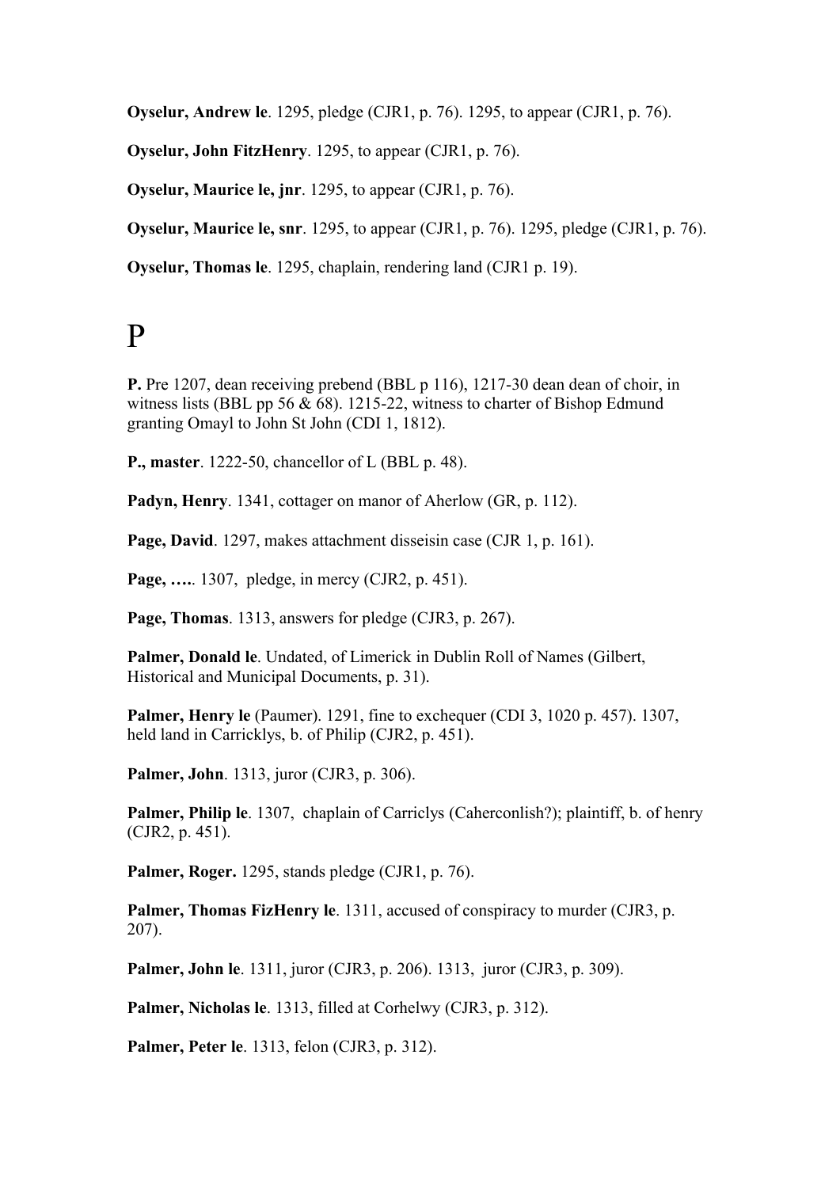**Oyselur, Andrew le**. 1295, pledge (CJR1, p. 76). 1295, to appear (CJR1, p. 76).

**Oyselur, John FitzHenry**. 1295, to appear (CJR1, p. 76).

**Oyselur, Maurice le, jnr**. 1295, to appear (CJR1, p. 76).

**Oyselur, Maurice le, snr**. 1295, to appear (CJR1, p. 76). 1295, pledge (CJR1, p. 76).

**Oyselur, Thomas le**. 1295, chaplain, rendering land (CJR1 p. 19).

# P

**P.** Pre 1207, dean receiving prebend (BBL p 116), 1217-30 dean dean of choir, in witness lists (BBL pp 56 & 68). 1215-22, witness to charter of Bishop Edmund granting Omayl to John St John (CDI 1, 1812).

**P., master**. 1222-50, chancellor of L (BBL p. 48).

**Padyn, Henry**. 1341, cottager on manor of Aherlow (GR, p. 112).

**Page, David**. 1297, makes attachment disseisin case (CJR 1, p. 161).

**Page, …..** 1307, pledge, in mercy (CJR2, p. 451).

**Page, Thomas**. 1313, answers for pledge (CJR3, p. 267).

**Palmer, Donald le**. Undated, of Limerick in Dublin Roll of Names (Gilbert, Historical and Municipal Documents, p. 31).

**Palmer, Henry le** (Paumer). 1291, fine to exchequer (CDI 3, 1020 p. 457). 1307, held land in Carricklys, b. of Philip (CJR2, p. 451).

**Palmer, John**. 1313, juror (CJR3, p. 306).

**Palmer, Philip le**. 1307, chaplain of Carriclys (Caherconlish?); plaintiff, b. of henry (CJR2, p. 451).

**Palmer, Roger.** 1295, stands pledge (CJR1, p. 76).

**Palmer, Thomas FizHenry le**. 1311, accused of conspiracy to murder (CJR3, p. 207).

**Palmer, John le**. 1311, juror (CJR3, p. 206). 1313, juror (CJR3, p. 309).

**Palmer, Nicholas le**. 1313, filled at Corhelwy (CJR3, p. 312).

**Palmer, Peter le**. 1313, felon (CJR3, p. 312).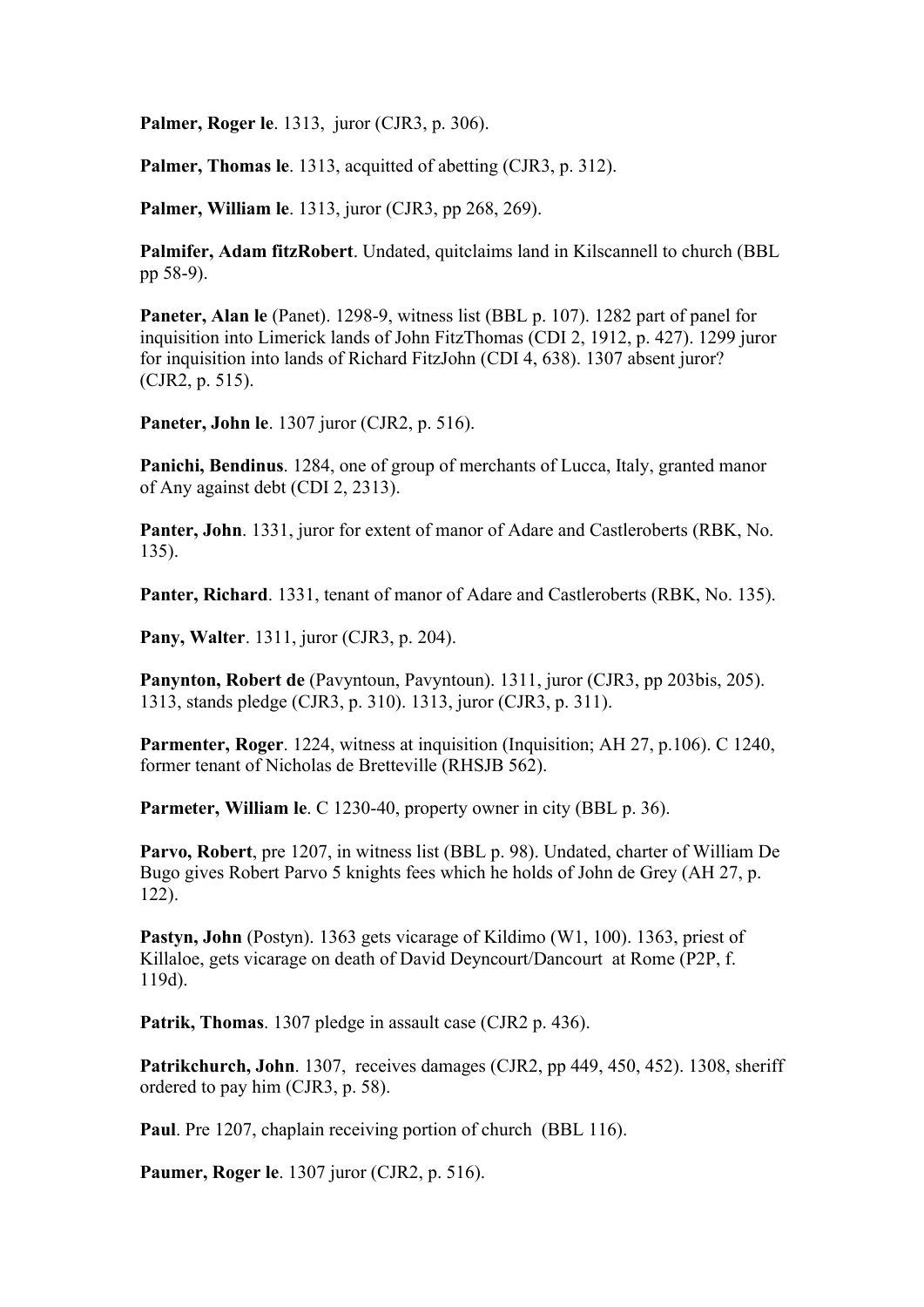**Palmer, Roger le**. 1313, juror (CJR3, p. 306).

**Palmer, Thomas le**. 1313, acquitted of abetting (CJR3, p. 312).

**Palmer, William le**. 1313, juror (CJR3, pp 268, 269).

**Palmifer, Adam fitzRobert**. Undated, quitclaims land in Kilscannell to church (BBL pp 58-9).

**Paneter, Alan le** (Panet). 1298-9, witness list (BBL p. 107). 1282 part of panel for inquisition into Limerick lands of John FitzThomas (CDI 2, 1912, p. 427). 1299 juror for inquisition into lands of Richard FitzJohn (CDI 4, 638). 1307 absent juror? (CJR2, p. 515).

**Paneter, John le**. 1307 juror (CJR2, p. 516).

**Panichi, Bendinus**. 1284, one of group of merchants of Lucca, Italy, granted manor of Any against debt (CDI 2, 2313).

**Panter, John**. 1331, juror for extent of manor of Adare and Castleroberts (RBK, No. 135).

**Panter, Richard**. 1331, tenant of manor of Adare and Castleroberts (RBK, No. 135).

**Pany, Walter**. 1311, juror (CJR3, p. 204).

**Panynton, Robert de** (Pavyntoun, Pavyntoun). 1311, juror (CJR3, pp 203bis, 205). 1313, stands pledge (CJR3, p. 310). 1313, juror (CJR3, p. 311).

**Parmenter, Roger**. 1224, witness at inquisition (Inquisition; AH 27, p.106). C 1240, former tenant of Nicholas de Bretteville (RHSJB 562).

**Parmeter, William le**. C 1230-40, property owner in city (BBL p. 36).

**Parvo, Robert**, pre 1207, in witness list (BBL p. 98). Undated, charter of William De Bugo gives Robert Parvo 5 knights fees which he holds of John de Grey (AH 27, p. 122).

**Pastyn, John** (Postyn). 1363 gets vicarage of Kildimo (W1, 100). 1363, priest of Killaloe, gets vicarage on death of David Deyncourt/Dancourt at Rome (P2P, f. 119d).

**Patrik, Thomas**. 1307 pledge in assault case (CJR2 p. 436).

**Patrikchurch, John**. 1307, receives damages (CJR2, pp 449, 450, 452). 1308, sheriff ordered to pay him (CJR3, p. 58).

**Paul**. Pre 1207, chaplain receiving portion of church (BBL 116).

**Paumer, Roger le**. 1307 juror (CJR2, p. 516).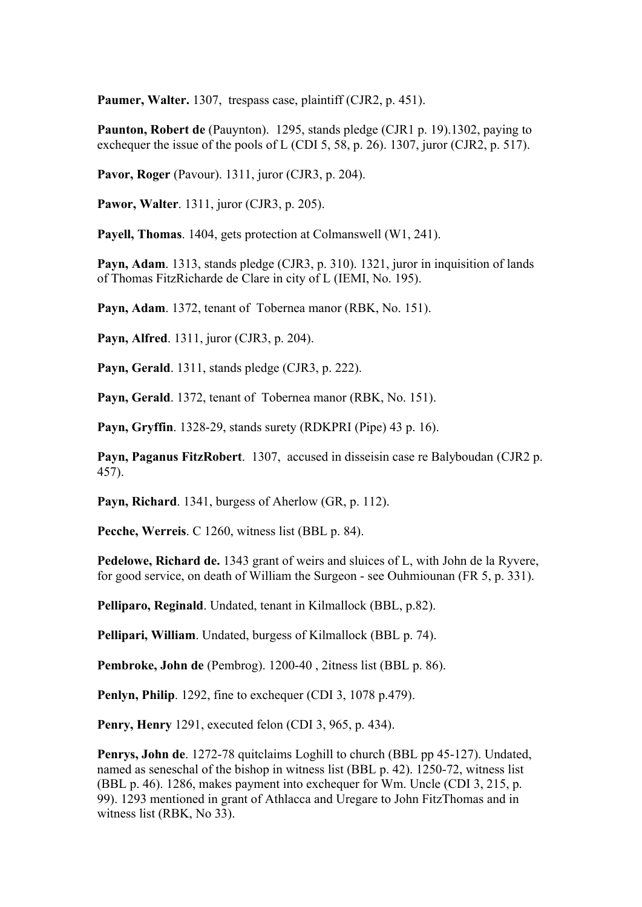**Paumer, Walter.** 1307, trespass case, plaintiff (CJR2, p. 451).

**Paunton, Robert de** (Pauynton). 1295, stands pledge (CJR1 p. 19).1302, paying to exchequer the issue of the pools of L (CDI 5, 58, p. 26). 1307, juror (CJR2, p. 517).

**Pavor, Roger** (Pavour). 1311, juror (CJR3, p. 204).

**Pawor, Walter**. 1311, juror (CJR3, p. 205).

**Payell, Thomas**. 1404, gets protection at Colmanswell (W1, 241).

**Payn, Adam**. 1313, stands pledge (CJR3, p. 310). 1321, juror in inquisition of lands of Thomas FitzRicharde de Clare in city of L (IEMI, No. 195).

**Payn, Adam**. 1372, tenant of Tobernea manor (RBK, No. 151).

**Payn, Alfred**. 1311, juror (CJR3, p. 204).

**Payn, Gerald**. 1311, stands pledge (CJR3, p. 222).

**Payn, Gerald**. 1372, tenant of Tobernea manor (RBK, No. 151).

**Payn, Gryffin**. 1328-29, stands surety (RDKPRI (Pipe) 43 p. 16).

**Payn, Paganus FitzRobert**. 1307, accused in disseisin case re Balyboudan (CJR2 p. 457).

**Payn, Richard**. 1341, burgess of Aherlow (GR, p. 112).

**Pecche, Werreis**. C 1260, witness list (BBL p. 84).

**Pedelowe, Richard de.** 1343 grant of weirs and sluices of L, with John de la Ryvere, for good service, on death of William the Surgeon - see Ouhmiounan (FR 5, p. 331).

**Pelliparo, Reginald**. Undated, tenant in Kilmallock (BBL, p.82).

**Pellipari, William**. Undated, burgess of Kilmallock (BBL p. 74).

**Pembroke, John de** (Pembrog). 1200-40 , 2itness list (BBL p. 86).

**Penlyn, Philip**. 1292, fine to exchequer (CDI 3, 1078 p.479).

**Penry, Henry** 1291, executed felon (CDI 3, 965, p. 434).

**Penrys, John de**. 1272-78 quitclaims Loghill to church (BBL pp 45-127). Undated, named as seneschal of the bishop in witness list (BBL p. 42). 1250-72, witness list (BBL p. 46). 1286, makes payment into exchequer for Wm. Uncle (CDI 3, 215, p. 99). 1293 mentioned in grant of Athlacca and Uregare to John FitzThomas and in witness list (RBK, No 33).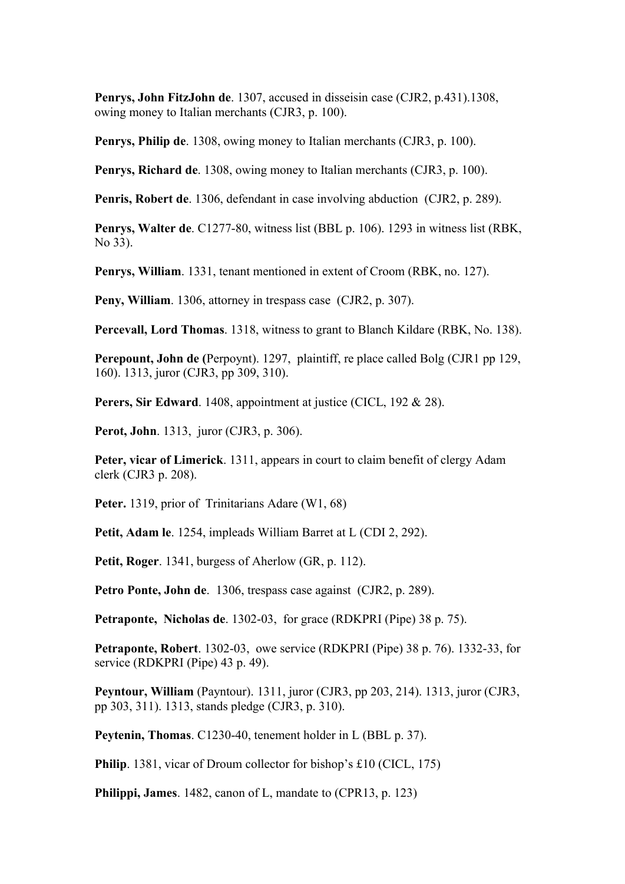**Penrys, John FitzJohn de**. 1307, accused in disseisin case (CJR2, p.431).1308, owing money to Italian merchants (CJR3, p. 100).

**Penrys, Philip de**. 1308, owing money to Italian merchants (CJR3, p. 100).

**Penrys, Richard de**. 1308, owing money to Italian merchants (CJR3, p. 100).

**Penris, Robert de**. 1306, defendant in case involving abduction (CJR2, p. 289).

**Penrys, Walter de**. C1277-80, witness list (BBL p. 106). 1293 in witness list (RBK, No 33).

**Penrys, William**. 1331, tenant mentioned in extent of Croom (RBK, no. 127).

**Peny, William**. 1306, attorney in trespass case (CJR2, p. 307).

**Percevall, Lord Thomas**. 1318, witness to grant to Blanch Kildare (RBK, No. 138).

**Perepount, John de (**Perpoynt). 1297, plaintiff, re place called Bolg (CJR1 pp 129, 160). 1313, juror (CJR3, pp 309, 310).

**Perers, Sir Edward**. 1408, appointment at justice (CICL, 192 & 28).

**Perot, John**. 1313, juror (CJR3, p. 306).

**Peter, vicar of Limerick**. 1311, appears in court to claim benefit of clergy Adam clerk (CJR3 p. 208).

**Peter.** 1319, prior of Trinitarians Adare (W1, 68)

**Petit, Adam le**. 1254, impleads William Barret at L (CDI 2, 292).

**Petit, Roger**. 1341, burgess of Aherlow (GR, p. 112).

**Petro Ponte, John de**. 1306, trespass case against (CJR2, p. 289).

**Petraponte, Nicholas de**. 1302-03, for grace (RDKPRI (Pipe) 38 p. 75).

**Petraponte, Robert**. 1302-03, owe service (RDKPRI (Pipe) 38 p. 76). 1332-33, for service (RDKPRI (Pipe) 43 p. 49).

**Peyntour, William** (Payntour). 1311, juror (CJR3, pp 203, 214). 1313, juror (CJR3, pp 303, 311). 1313, stands pledge (CJR3, p. 310).

**Peytenin, Thomas**. C1230-40, tenement holder in L (BBL p. 37).

**Philip**. 1381, vicar of Droum collector for bishop's £10 (CICL, 175)

**Philippi, James**. 1482, canon of L, mandate to (CPR13, p. 123)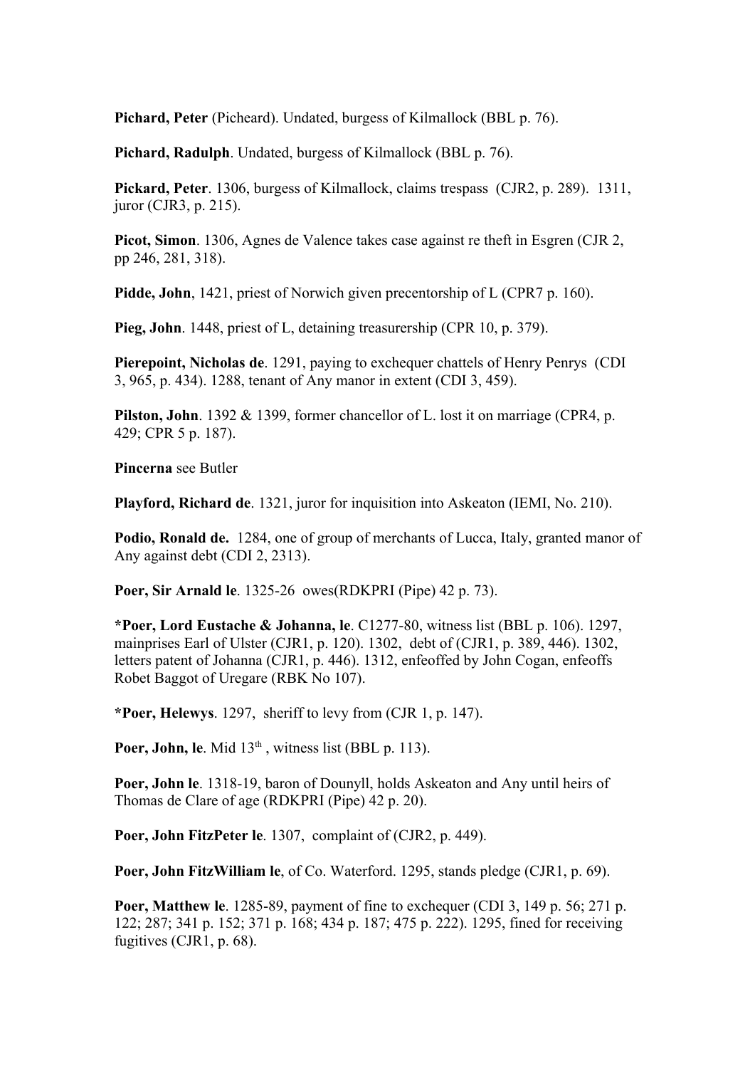**Pichard, Peter** (Picheard). Undated, burgess of Kilmallock (BBL p. 76).

**Pichard, Radulph**. Undated, burgess of Kilmallock (BBL p. 76).

**Pickard, Peter**. 1306, burgess of Kilmallock, claims trespass (CJR2, p. 289). 1311, juror (CJR3, p. 215).

**Picot, Simon**. 1306, Agnes de Valence takes case against re theft in Esgren (CJR 2, pp 246, 281, 318).

**Pidde, John**, 1421, priest of Norwich given precentorship of L (CPR7 p. 160).

**Pieg, John**. 1448, priest of L, detaining treasurership (CPR 10, p. 379).

**Pierepoint, Nicholas de**. 1291, paying to exchequer chattels of Henry Penrys (CDI 3, 965, p. 434). 1288, tenant of Any manor in extent (CDI 3, 459).

**Pilston, John**. 1392 & 1399, former chancellor of L. lost it on marriage (CPR4, p. 429; CPR 5 p. 187).

**Pincerna** see Butler

**Playford, Richard de**. 1321, juror for inquisition into Askeaton (IEMI, No. 210).

**Podio, Ronald de.** 1284, one of group of merchants of Lucca, Italy, granted manor of Any against debt (CDI 2, 2313).

**Poer, Sir Arnald le**. 1325-26 owes(RDKPRI (Pipe) 42 p. 73).

**\*Poer, Lord Eustache & Johanna, le**. C1277-80, witness list (BBL p. 106). 1297, mainprises Earl of Ulster (CJR1, p. 120). 1302, debt of (CJR1, p. 389, 446). 1302, letters patent of Johanna (CJR1, p. 446). 1312, enfeoffed by John Cogan, enfeoffs Robet Baggot of Uregare (RBK No 107).

**\*Poer, Helewys**. 1297, sheriff to levy from (CJR 1, p. 147).

**Poer, John, le**. Mid 13th , witness list (BBL p. 113).

**Poer, John le**. 1318-19, baron of Dounyll, holds Askeaton and Any until heirs of Thomas de Clare of age (RDKPRI (Pipe) 42 p. 20).

**Poer, John FitzPeter le**. 1307, complaint of (CJR2, p. 449).

**Poer, John FitzWilliam le**, of Co. Waterford. 1295, stands pledge (CJR1, p. 69).

**Poer, Matthew le**. 1285-89, payment of fine to exchequer (CDI 3, 149 p. 56; 271 p. 122; 287; 341 p. 152; 371 p. 168; 434 p. 187; 475 p. 222). 1295, fined for receiving fugitives (CJR1, p. 68).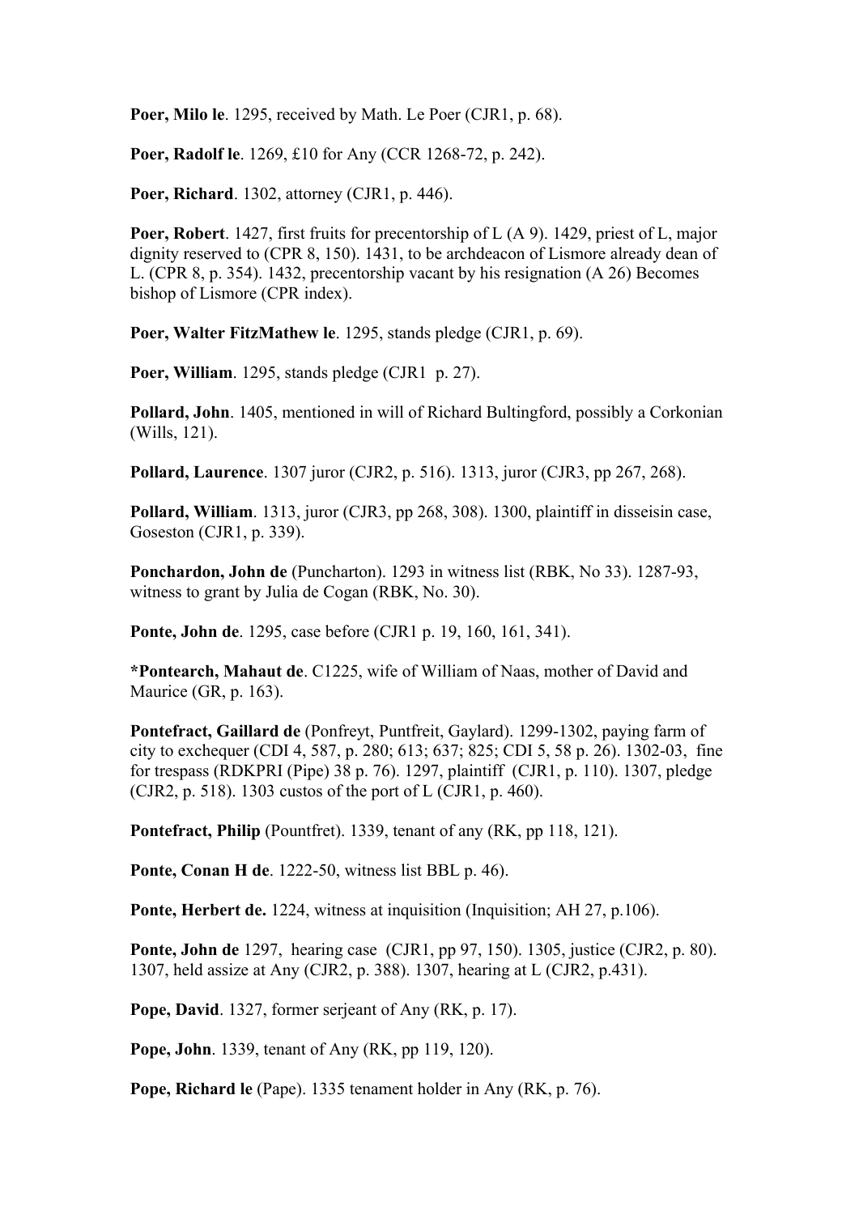**Poer, Milo le**. 1295, received by Math. Le Poer (CJR1, p. 68).

**Poer, Radolf le**. 1269, £10 for Any (CCR 1268-72, p. 242).

**Poer, Richard**. 1302, attorney (CJR1, p. 446).

**Poer, Robert**. 1427, first fruits for precentorship of L (A 9). 1429, priest of L, major dignity reserved to (CPR 8, 150). 1431, to be archdeacon of Lismore already dean of L. (CPR 8, p. 354). 1432, precentorship vacant by his resignation (A 26) Becomes bishop of Lismore (CPR index).

**Poer, Walter FitzMathew le**. 1295, stands pledge (CJR1, p. 69).

**Poer, William**. 1295, stands pledge (CJR1 p. 27).

**Pollard, John**. 1405, mentioned in will of Richard Bultingford, possibly a Corkonian (Wills, 121).

**Pollard, Laurence**. 1307 juror (CJR2, p. 516). 1313, juror (CJR3, pp 267, 268).

**Pollard, William**. 1313, juror (CJR3, pp 268, 308). 1300, plaintiff in disseisin case, Goseston (CJR1, p. 339).

**Ponchardon, John de** (Puncharton). 1293 in witness list (RBK, No 33). 1287-93, witness to grant by Julia de Cogan (RBK, No. 30).

**Ponte, John de**. 1295, case before (CJR1 p. 19, 160, 161, 341).

**\*Pontearch, Mahaut de**. C1225, wife of William of Naas, mother of David and Maurice (GR, p. 163).

**Pontefract, Gaillard de** (Ponfreyt, Puntfreit, Gaylard). 1299-1302, paying farm of city to exchequer (CDI 4, 587, p. 280; 613; 637; 825; CDI 5, 58 p. 26). 1302-03, fine for trespass (RDKPRI (Pipe) 38 p. 76). 1297, plaintiff (CJR1, p. 110). 1307, pledge (CJR2, p. 518). 1303 custos of the port of L (CJR1, p. 460).

**Pontefract, Philip** (Pountfret). 1339, tenant of any (RK, pp 118, 121).

**Ponte, Conan H de**. 1222-50, witness list BBL p. 46).

**Ponte, Herbert de.** 1224, witness at inquisition (Inquisition; AH 27, p.106).

**Ponte, John de** 1297, hearing case (CJR1, pp 97, 150). 1305, justice (CJR2, p. 80). 1307, held assize at Any (CJR2, p. 388). 1307, hearing at L (CJR2, p.431).

**Pope, David**. 1327, former serjeant of Any (RK, p. 17).

**Pope, John**. 1339, tenant of Any (RK, pp 119, 120).

**Pope, Richard le** (Pape). 1335 tenament holder in Any (RK, p. 76).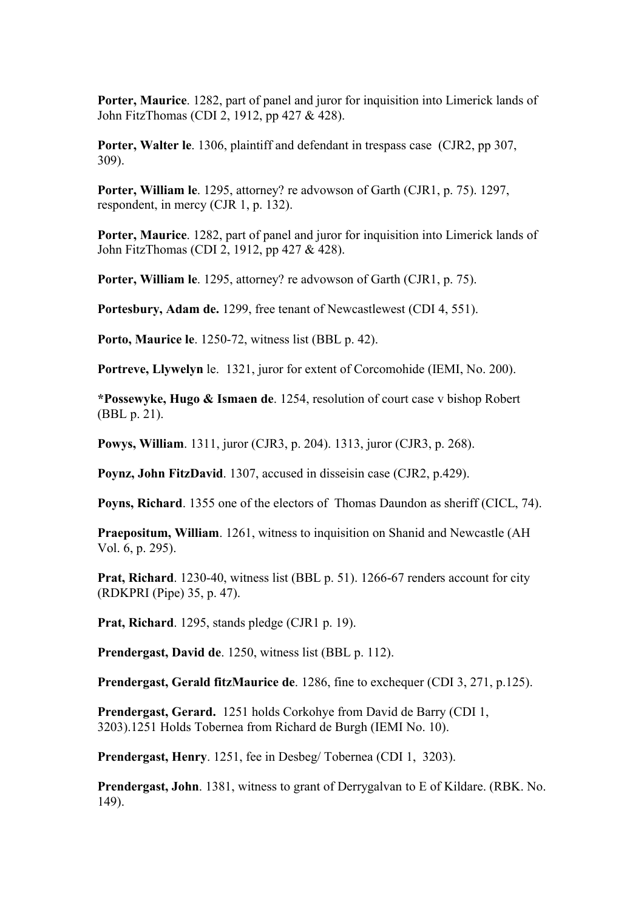**Porter, Maurice**. 1282, part of panel and juror for inquisition into Limerick lands of John FitzThomas (CDI 2, 1912, pp 427 & 428).

**Porter, Walter le**. 1306, plaintiff and defendant in trespass case (CJR2, pp 307, 309).

**Porter, William le**. 1295, attorney? re advowson of Garth (CJR1, p. 75). 1297, respondent, in mercy (CJR 1, p. 132).

**Porter, Maurice**. 1282, part of panel and juror for inquisition into Limerick lands of John FitzThomas (CDI 2, 1912, pp 427 & 428).

**Porter, William le**. 1295, attorney? re advowson of Garth (CJR1, p. 75).

**Portesbury, Adam de.** 1299, free tenant of Newcastlewest (CDI 4, 551).

**Porto, Maurice le**. 1250-72, witness list (BBL p. 42).

**Portreve, Llywelyn** le. 1321, juror for extent of Corcomohide (IEMI, No. 200).

**\*Possewyke, Hugo & Ismaen de**. 1254, resolution of court case v bishop Robert (BBL p. 21).

**Powys, William**. 1311, juror (CJR3, p. 204). 1313, juror (CJR3, p. 268).

**Poynz, John FitzDavid**. 1307, accused in disseisin case (CJR2, p.429).

**Poyns, Richard**. 1355 one of the electors of Thomas Daundon as sheriff (CICL, 74).

**Praepositum, William**. 1261, witness to inquisition on Shanid and Newcastle (AH Vol. 6, p. 295).

**Prat, Richard**. 1230-40, witness list (BBL p. 51). 1266-67 renders account for city (RDKPRI (Pipe) 35, p. 47).

**Prat, Richard**. 1295, stands pledge (CJR1 p. 19).

**Prendergast, David de**. 1250, witness list (BBL p. 112).

**Prendergast, Gerald fitzMaurice de**. 1286, fine to exchequer (CDI 3, 271, p.125).

**Prendergast, Gerard.** 1251 holds Corkohye from David de Barry (CDI 1, 3203).1251 Holds Tobernea from Richard de Burgh (IEMI No. 10).

**Prendergast, Henry**. 1251, fee in Desbeg/ Tobernea (CDI 1, 3203).

**Prendergast, John**. 1381, witness to grant of Derrygalvan to E of Kildare. (RBK. No. 149).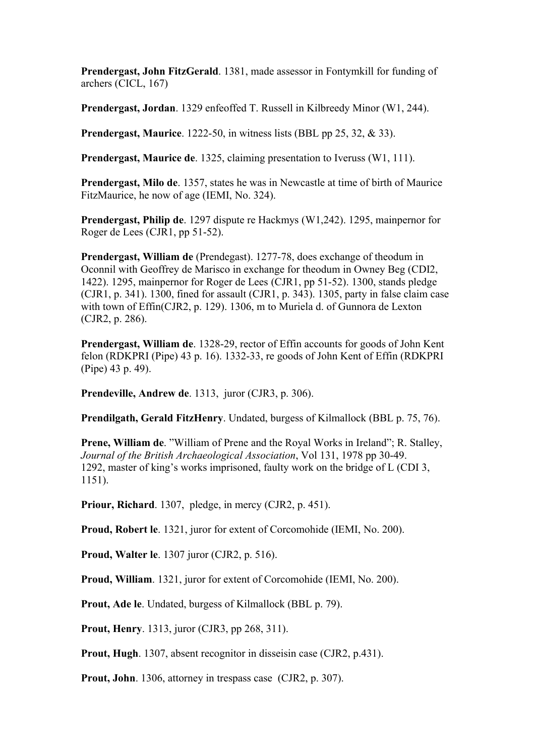**Prendergast, John FitzGerald**. 1381, made assessor in Fontymkill for funding of archers (CICL, 167)

**Prendergast, Jordan**. 1329 enfeoffed T. Russell in Kilbreedy Minor (W1, 244).

**Prendergast, Maurice**. 1222-50, in witness lists (BBL pp 25, 32, & 33).

**Prendergast, Maurice de**. 1325, claiming presentation to Iveruss (W1, 111).

**Prendergast, Milo de**. 1357, states he was in Newcastle at time of birth of Maurice FitzMaurice, he now of age (IEMI, No. 324).

**Prendergast, Philip de**. 1297 dispute re Hackmys (W1,242). 1295, mainpernor for Roger de Lees (CJR1, pp 51-52).

**Prendergast, William de** (Prendegast). 1277-78, does exchange of theodum in Oconnil with Geoffrey de Marisco in exchange for theodum in Owney Beg (CDI2, 1422). 1295, mainpernor for Roger de Lees (CJR1, pp 51-52). 1300, stands pledge (CJR1, p. 341). 1300, fined for assault (CJR1, p. 343). 1305, party in false claim case with town of Effin(CJR2, p. 129). 1306, m to Muriela d. of Gunnora de Lexton (CJR2, p. 286).

**Prendergast, William de**. 1328-29, rector of Effin accounts for goods of John Kent felon (RDKPRI (Pipe) 43 p. 16). 1332-33, re goods of John Kent of Effin (RDKPRI (Pipe) 43 p. 49).

**Prendeville, Andrew de**. 1313, juror (CJR3, p. 306).

**Prendilgath, Gerald FitzHenry**. Undated, burgess of Kilmallock (BBL p. 75, 76).

**Prene, William de**. "William of Prene and the Royal Works in Ireland"; R. Stalley, *Journal of the British Archaeological Association*, Vol 131, 1978 pp 30-49.
1292, master of king's works imprisoned, faulty work on the bridge of L (CDI 3, 1151).

**Priour, Richard**. 1307, pledge, in mercy (CJR2, p. 451).

**Proud, Robert le**. 1321, juror for extent of Corcomohide (IEMI, No. 200).

**Proud, Walter le**. 1307 juror (CJR2, p. 516).

**Proud, William**. 1321, juror for extent of Corcomohide (IEMI, No. 200).

**Prout, Ade le**. Undated, burgess of Kilmallock (BBL p. 79).

**Prout, Henry**. 1313, juror (CJR3, pp 268, 311).

**Prout, Hugh**. 1307, absent recognitor in disseisin case (CJR2, p.431).

**Prout, John**. 1306, attorney in trespass case (CJR2, p. 307).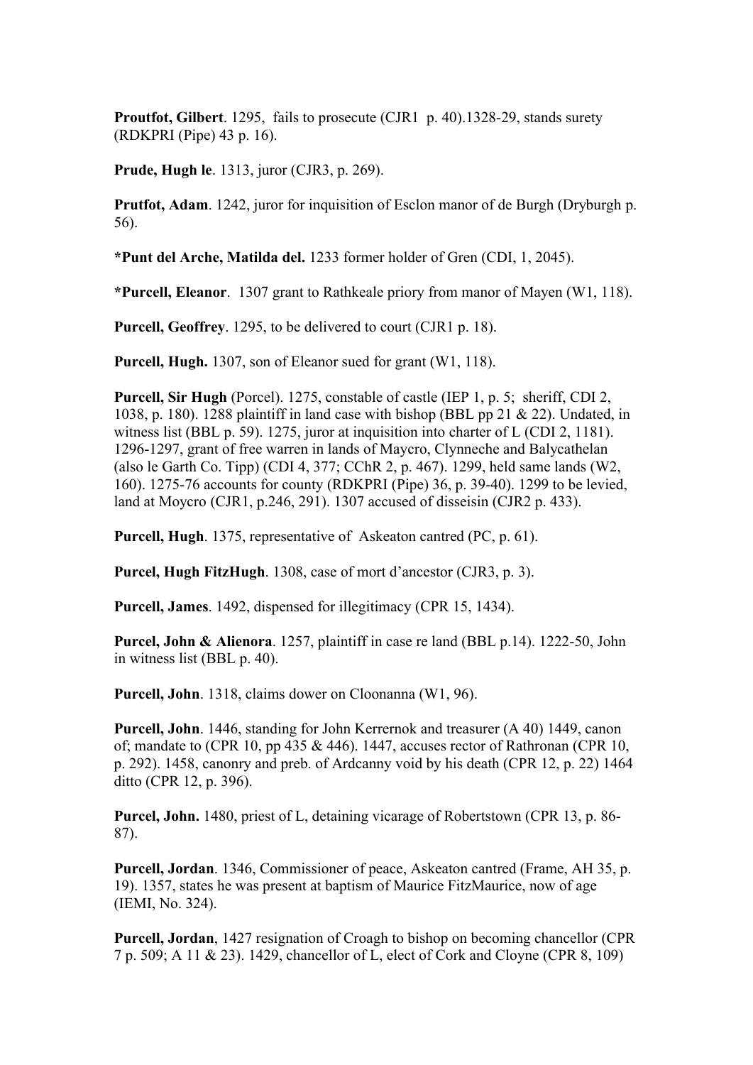**Proutfot, Gilbert**. 1295, fails to prosecute (CJR1 p. 40).1328-29, stands surety (RDKPRI (Pipe) 43 p. 16).

**Prude, Hugh le**. 1313, juror (CJR3, p. 269).

**Prutfot, Adam**. 1242, juror for inquisition of Esclon manor of de Burgh (Dryburgh p. 56).

**\*Punt del Arche, Matilda del.** 1233 former holder of Gren (CDI, 1, 2045).

**\*Purcell, Eleanor**. 1307 grant to Rathkeale priory from manor of Mayen (W1, 118).

**Purcell, Geoffrey**. 1295, to be delivered to court (CJR1 p. 18).

**Purcell, Hugh.** 1307, son of Eleanor sued for grant (W1, 118).

**Purcell, Sir Hugh** (Porcel). 1275, constable of castle (IEP 1, p. 5; sheriff, CDI 2, 1038, p. 180). 1288 plaintiff in land case with bishop (BBL pp 21 & 22). Undated, in witness list (BBL p. 59). 1275, juror at inquisition into charter of L (CDI 2, 1181). 1296-1297, grant of free warren in lands of Maycro, Clynneche and Balycathelan (also le Garth Co. Tipp) (CDI 4, 377; CChR 2, p. 467). 1299, held same lands (W2, 160). 1275-76 accounts for county (RDKPRI (Pipe) 36, p. 39-40). 1299 to be levied, land at Moycro (CJR1, p.246, 291). 1307 accused of disseisin (CJR2 p. 433).

**Purcell, Hugh**. 1375, representative of Askeaton cantred (PC, p. 61).

**Purcel, Hugh FitzHugh**. 1308, case of mort d'ancestor (CJR3, p. 3).

**Purcell, James**. 1492, dispensed for illegitimacy (CPR 15, 1434).

**Purcel, John & Alienora**. 1257, plaintiff in case re land (BBL p.14). 1222-50, John in witness list (BBL p. 40).

**Purcell, John**. 1318, claims dower on Cloonanna (W1, 96).

**Purcell, John**. 1446, standing for John Kerrernok and treasurer (A 40) 1449, canon of; mandate to (CPR 10, pp 435 & 446). 1447, accuses rector of Rathronan (CPR 10, p. 292). 1458, canonry and preb. of Ardcanny void by his death (CPR 12, p. 22) 1464 ditto (CPR 12, p. 396).

**Purcel, John.** 1480, priest of L, detaining vicarage of Robertstown (CPR 13, p. 86-87).

**Purcell, Jordan**. 1346, Commissioner of peace, Askeaton cantred (Frame, AH 35, p. 19). 1357, states he was present at baptism of Maurice FitzMaurice, now of age (IEMI, No. 324).

**Purcell, Jordan**, 1427 resignation of Croagh to bishop on becoming chancellor (CPR 7 p. 509; A 11 & 23). 1429, chancellor of L, elect of Cork and Cloyne (CPR 8, 109)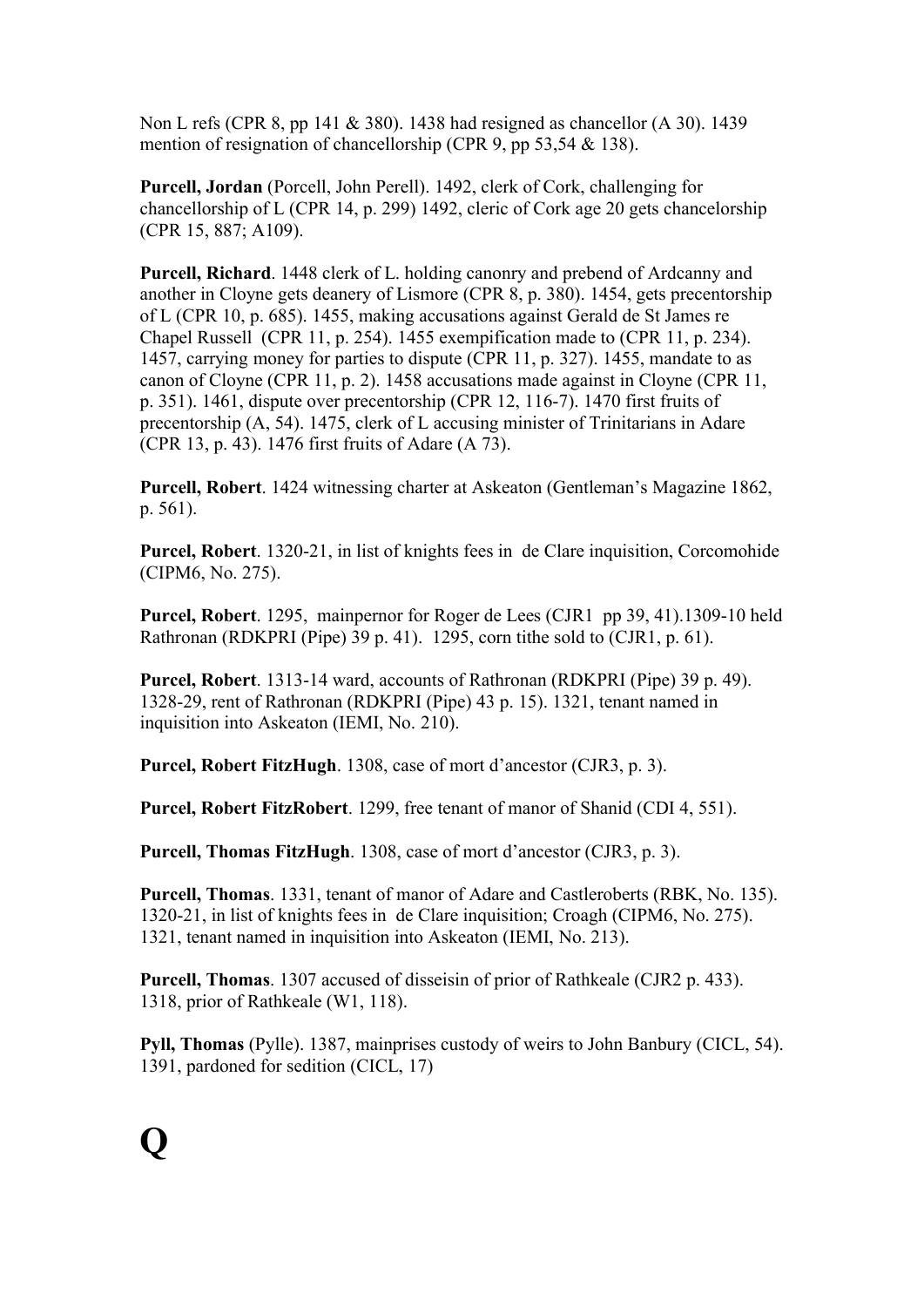Non L refs (CPR 8, pp 141 & 380). 1438 had resigned as chancellor (A 30). 1439 mention of resignation of chancellorship (CPR 9, pp 53,54 & 138).

**Purcell, Jordan** (Porcell, John Perell). 1492, clerk of Cork, challenging for chancellorship of L (CPR 14, p. 299) 1492, cleric of Cork age 20 gets chancelorship (CPR 15, 887; A109).

**Purcell, Richard**. 1448 clerk of L. holding canonry and prebend of Ardcanny and another in Cloyne gets deanery of Lismore (CPR 8, p. 380). 1454, gets precentorship of L (CPR 10, p. 685). 1455, making accusations against Gerald de St James re Chapel Russell (CPR 11, p. 254). 1455 exempification made to (CPR 11, p. 234). 1457, carrying money for parties to dispute (CPR 11, p. 327). 1455, mandate to as canon of Cloyne (CPR 11, p. 2). 1458 accusations made against in Cloyne (CPR 11, p. 351). 1461, dispute over precentorship (CPR 12, 116-7). 1470 first fruits of precentorship (A, 54). 1475, clerk of L accusing minister of Trinitarians in Adare (CPR 13, p. 43). 1476 first fruits of Adare (A 73).

**Purcell, Robert**. 1424 witnessing charter at Askeaton (Gentleman's Magazine 1862, p. 561).

**Purcel, Robert**. 1320-21, in list of knights fees in de Clare inquisition, Corcomohide (CIPM6, No. 275).

**Purcel, Robert**. 1295, mainpernor for Roger de Lees (CJR1 pp 39, 41).1309-10 held Rathronan (RDKPRI (Pipe) 39 p. 41). 1295, corn tithe sold to (CJR1, p. 61).

**Purcel, Robert**. 1313-14 ward, accounts of Rathronan (RDKPRI (Pipe) 39 p. 49). 1328-29, rent of Rathronan (RDKPRI (Pipe) 43 p. 15). 1321, tenant named in inquisition into Askeaton (IEMI, No. 210).

**Purcel, Robert FitzHugh**. 1308, case of mort d'ancestor (CJR3, p. 3).

**Purcel, Robert FitzRobert**. 1299, free tenant of manor of Shanid (CDI 4, 551).

**Purcell, Thomas FitzHugh**. 1308, case of mort d'ancestor (CJR3, p. 3).

**Purcell, Thomas**. 1331, tenant of manor of Adare and Castleroberts (RBK, No. 135). 1320-21, in list of knights fees in de Clare inquisition; Croagh (CIPM6, No. 275). 1321, tenant named in inquisition into Askeaton (IEMI, No. 213).

**Purcell, Thomas**. 1307 accused of disseisin of prior of Rathkeale (CJR2 p. 433). 1318, prior of Rathkeale (W1, 118).

**Pyll, Thomas** (Pylle). 1387, mainprises custody of weirs to John Banbury (CICL, 54). 1391, pardoned for sedition (CICL, 17)

# Q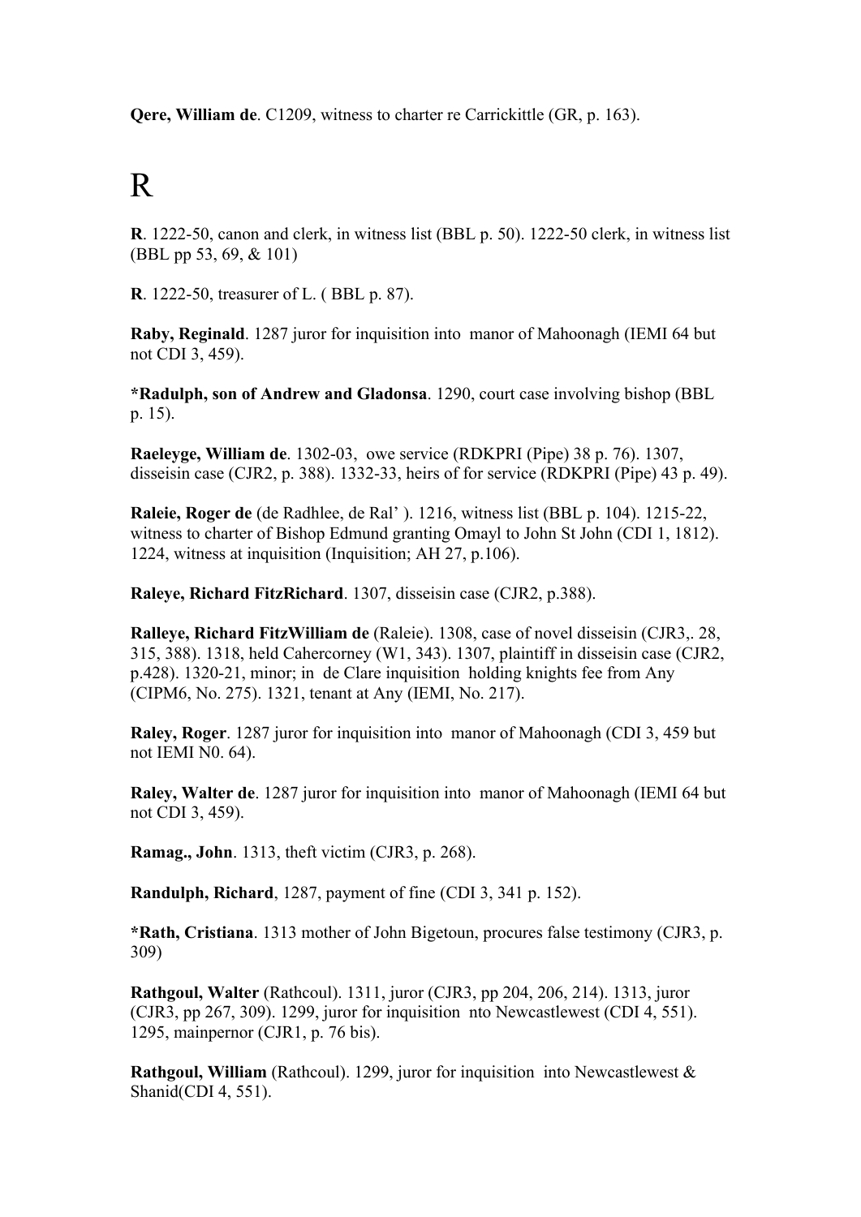**Qere, William de**. C1209, witness to charter re Carrickittle (GR, p. 163).

# R

**R**. 1222-50, canon and clerk, in witness list (BBL p. 50). 1222-50 clerk, in witness list (BBL pp 53, 69, & 101)

**R**. 1222-50, treasurer of L. ( BBL p. 87).

**Raby, Reginald**. 1287 juror for inquisition into manor of Mahoonagh (IEMI 64 but not CDI 3, 459).

***Radulph, son of Andrew and Gladonsa**. 1290, court case involving bishop (BBL p. 15).

**Raeleyge, William de**. 1302-03, owe service (RDKPRI (Pipe) 38 p. 76). 1307, disseisin case (CJR2, p. 388). 1332-33, heirs of for service (RDKPRI (Pipe) 43 p. 49).

**Raleie, Roger de** (de Radhlee, de Ral' ). 1216, witness list (BBL p. 104). 1215-22, witness to charter of Bishop Edmund granting Omayl to John St John (CDI 1, 1812). 1224, witness at inquisition (Inquisition; AH 27, p.106).

**Raleye, Richard FitzRichard**. 1307, disseisin case (CJR2, p.388).

**Ralleye, Richard FitzWilliam de** (Raleie). 1308, case of novel disseisin (CJR3,. 28, 315, 388). 1318, held Cahercorney (W1, 343). 1307, plaintiff in disseisin case (CJR2, p.428). 1320-21, minor; in de Clare inquisition holding knights fee from Any (CIPM6, No. 275). 1321, tenant at Any (IEMI, No. 217).

**Raley, Roger**. 1287 juror for inquisition into manor of Mahoonagh (CDI 3, 459 but not IEMI N0. 64).

**Raley, Walter de**. 1287 juror for inquisition into manor of Mahoonagh (IEMI 64 but not CDI 3, 459).

**Ramag., John**. 1313, theft victim (CJR3, p. 268).

**Randulph, Richard**, 1287, payment of fine (CDI 3, 341 p. 152).

***Rath, Cristiana**. 1313 mother of John Bigetoun, procures false testimony (CJR3, p. 309)

**Rathgoul, Walter** (Rathcoul). 1311, juror (CJR3, pp 204, 206, 214). 1313, juror (CJR3, pp 267, 309). 1299, juror for inquisition nto Newcastlewest (CDI 4, 551). 1295, mainpernor (CJR1, p. 76 bis).

**Rathgoul, William** (Rathcoul). 1299, juror for inquisition into Newcastlewest & Shanid(CDI 4, 551).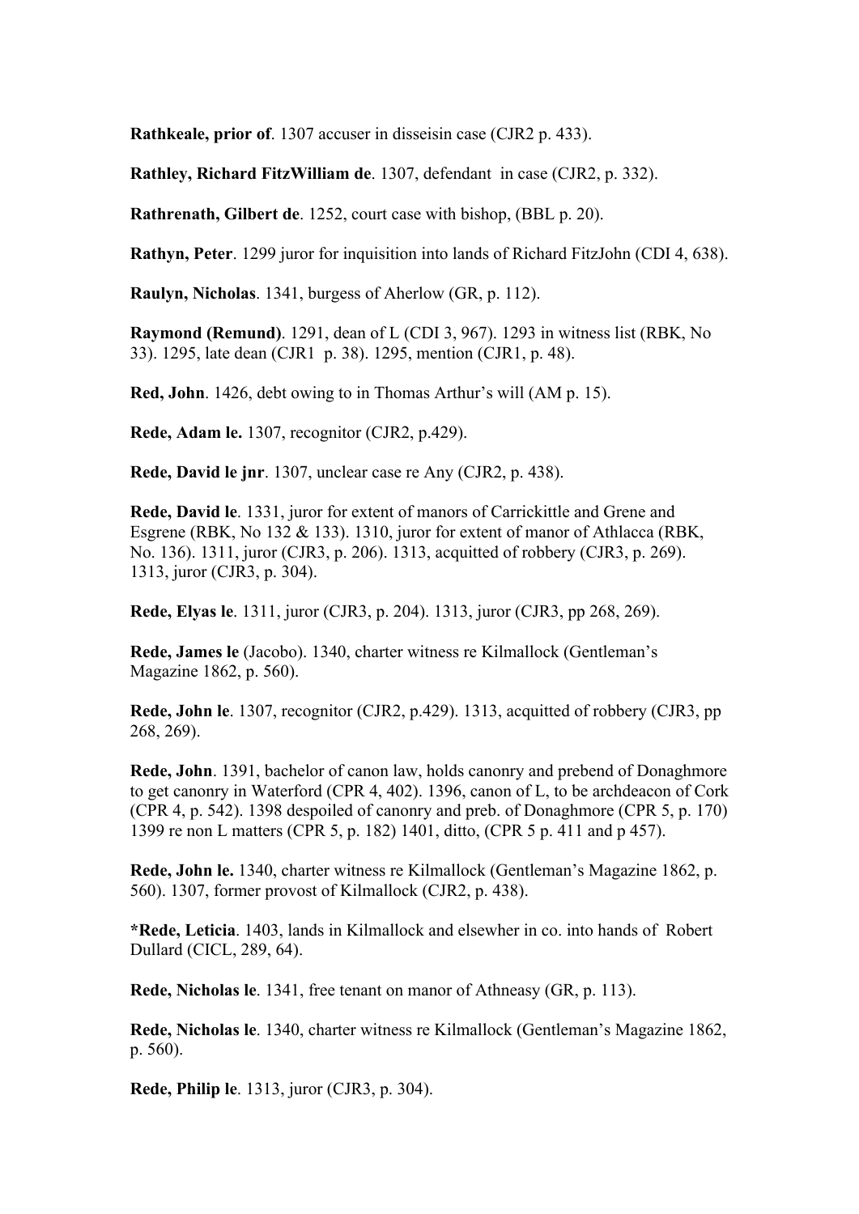**Rathkeale, prior of**. 1307 accuser in disseisin case (CJR2 p. 433).

**Rathley, Richard FitzWilliam de**. 1307, defendant in case (CJR2, p. 332).

**Rathrenath, Gilbert de**. 1252, court case with bishop, (BBL p. 20).

**Rathyn, Peter**. 1299 juror for inquisition into lands of Richard FitzJohn (CDI 4, 638).

**Raulyn, Nicholas**. 1341, burgess of Aherlow (GR, p. 112).

**Raymond (Remund)**. 1291, dean of L (CDI 3, 967). 1293 in witness list (RBK, No 33). 1295, late dean (CJR1 p. 38). 1295, mention (CJR1, p. 48).

**Red, John**. 1426, debt owing to in Thomas Arthur's will (AM p. 15).

**Rede, Adam le.** 1307, recognitor (CJR2, p.429).

**Rede, David le jnr**. 1307, unclear case re Any (CJR2, p. 438).

**Rede, David le**. 1331, juror for extent of manors of Carrickittle and Grene and Esgrene (RBK, No 132 & 133). 1310, juror for extent of manor of Athlacca (RBK, No. 136). 1311, juror (CJR3, p. 206). 1313, acquitted of robbery (CJR3, p. 269). 1313, juror (CJR3, p. 304).

**Rede, Elyas le**. 1311, juror (CJR3, p. 204). 1313, juror (CJR3, pp 268, 269).

**Rede, James le** (Jacobo). 1340, charter witness re Kilmallock (Gentleman's Magazine 1862, p. 560).

**Rede, John le**. 1307, recognitor (CJR2, p.429). 1313, acquitted of robbery (CJR3, pp 268, 269).

**Rede, John**. 1391, bachelor of canon law, holds canonry and prebend of Donaghmore to get canonry in Waterford (CPR 4, 402). 1396, canon of L, to be archdeacon of Cork (CPR 4, p. 542). 1398 despoiled of canonry and preb. of Donaghmore (CPR 5, p. 170) 1399 re non L matters (CPR 5, p. 182) 1401, ditto, (CPR 5 p. 411 and p 457).

**Rede, John le.** 1340, charter witness re Kilmallock (Gentleman's Magazine 1862, p. 560). 1307, former provost of Kilmallock (CJR2, p. 438).

***Rede, Leticia**. 1403, lands in Kilmallock and elsewher in co. into hands of Robert Dullard (CICL, 289, 64).

**Rede, Nicholas le**. 1341, free tenant on manor of Athneasy (GR, p. 113).

**Rede, Nicholas le**. 1340, charter witness re Kilmallock (Gentleman's Magazine 1862, p. 560).

**Rede, Philip le**. 1313, juror (CJR3, p. 304).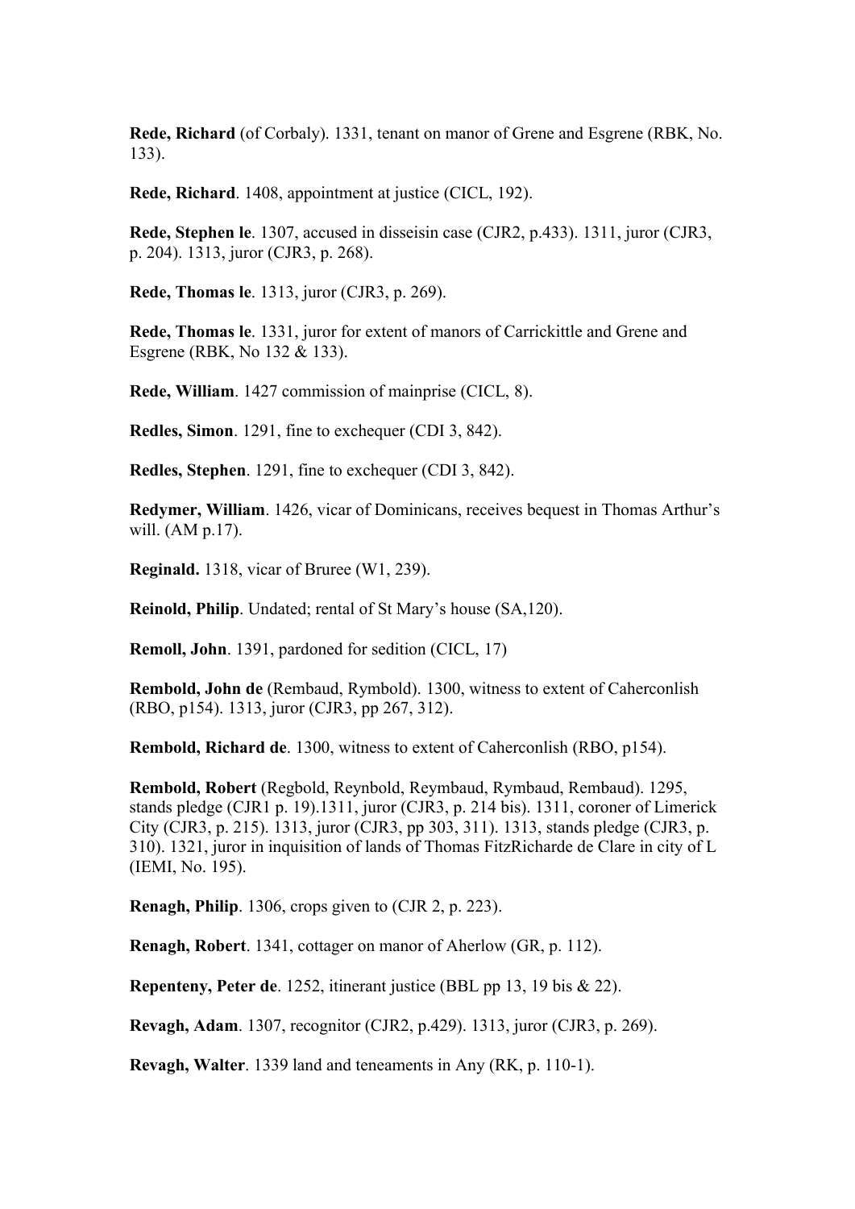**Rede, Richard** (of Corbaly). 1331, tenant on manor of Grene and Esgrene (RBK, No. 133).

**Rede, Richard**. 1408, appointment at justice (CICL, 192).

**Rede, Stephen le**. 1307, accused in disseisin case (CJR2, p.433). 1311, juror (CJR3, p. 204). 1313, juror (CJR3, p. 268).

**Rede, Thomas le**. 1313, juror (CJR3, p. 269).

**Rede, Thomas le**. 1331, juror for extent of manors of Carrickittle and Grene and Esgrene (RBK, No 132 & 133).

**Rede, William**. 1427 commission of mainprise (CICL, 8).

**Redles, Simon**. 1291, fine to exchequer (CDI 3, 842).

**Redles, Stephen**. 1291, fine to exchequer (CDI 3, 842).

**Redymer, William**. 1426, vicar of Dominicans, receives bequest in Thomas Arthur's will. (AM p.17).

**Reginald.** 1318, vicar of Bruree (W1, 239).

**Reinold, Philip**. Undated; rental of St Mary's house (SA,120).

**Remoll, John**. 1391, pardoned for sedition (CICL, 17)

**Rembold, John de** (Rembaud, Rymbold). 1300, witness to extent of Caherconlish (RBO, p154). 1313, juror (CJR3, pp 267, 312).

**Rembold, Richard de**. 1300, witness to extent of Caherconlish (RBO, p154).

**Rembold, Robert** (Regbold, Reynbold, Reymbaud, Rymbaud, Rembaud). 1295, stands pledge (CJR1 p. 19).1311, juror (CJR3, p. 214 bis). 1311, coroner of Limerick City (CJR3, p. 215). 1313, juror (CJR3, pp 303, 311). 1313, stands pledge (CJR3, p. 310). 1321, juror in inquisition of lands of Thomas FitzRicharde de Clare in city of L (IEMI, No. 195).

**Renagh, Philip**. 1306, crops given to (CJR 2, p. 223).

**Renagh, Robert**. 1341, cottager on manor of Aherlow (GR, p. 112).

**Repenteny, Peter de**. 1252, itinerant justice (BBL pp 13, 19 bis & 22).

**Revagh, Adam**. 1307, recognitor (CJR2, p.429). 1313, juror (CJR3, p. 269).

**Revagh, Walter**. 1339 land and teneaments in Any (RK, p. 110-1).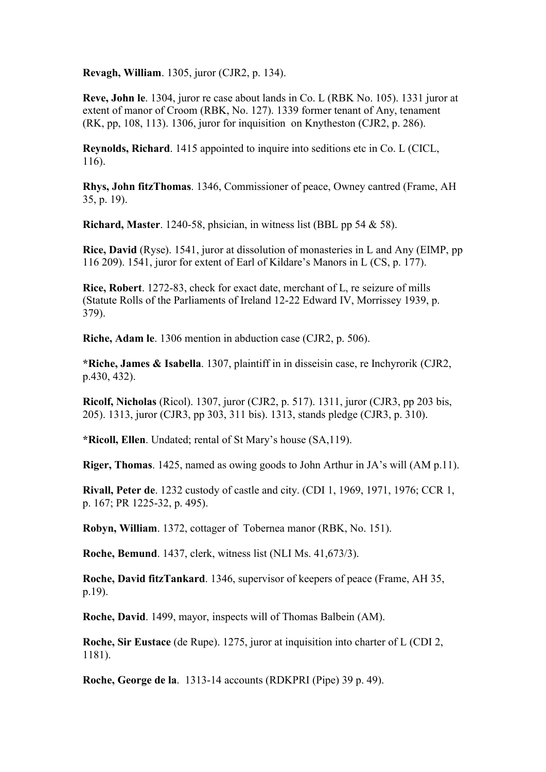**Revagh, William**. 1305, juror (CJR2, p. 134).

**Reve, John le**. 1304, juror re case about lands in Co. L (RBK No. 105). 1331 juror at extent of manor of Croom (RBK, No. 127). 1339 former tenant of Any, tenament (RK, pp, 108, 113). 1306, juror for inquisition on Knytheston (CJR2, p. 286).

**Reynolds, Richard**. 1415 appointed to inquire into seditions etc in Co. L (CICL, 116).

**Rhys, John fitzThomas**. 1346, Commissioner of peace, Owney cantred (Frame, AH 35, p. 19).

**Richard, Master**. 1240-58, phsician, in witness list (BBL pp 54 & 58).

**Rice, David** (Ryse). 1541, juror at dissolution of monasteries in L and Any (EIMP, pp 116 209). 1541, juror for extent of Earl of Kildare's Manors in L (CS, p. 177).

**Rice, Robert**. 1272-83, check for exact date, merchant of L, re seizure of mills (Statute Rolls of the Parliaments of Ireland 12-22 Edward IV, Morrissey 1939, p. 379).

**Riche, Adam le**. 1306 mention in abduction case (CJR2, p. 506).

***Riche, James & Isabella**. 1307, plaintiff in in disseisin case, re Inchyrorik (CJR2, p.430, 432).

**Ricolf, Nicholas** (Ricol). 1307, juror (CJR2, p. 517). 1311, juror (CJR3, pp 203 bis, 205). 1313, juror (CJR3, pp 303, 311 bis). 1313, stands pledge (CJR3, p. 310).

***Ricoll, Ellen**. Undated; rental of St Mary's house (SA,119).

**Riger, Thomas**. 1425, named as owing goods to John Arthur in JA's will (AM p.11).

**Rivall, Peter de**. 1232 custody of castle and city. (CDI 1, 1969, 1971, 1976; CCR 1, p. 167; PR 1225-32, p. 495).

**Robyn, William**. 1372, cottager of Tobernea manor (RBK, No. 151).

**Roche, Bemund**. 1437, clerk, witness list (NLI Ms. 41,673/3).

**Roche, David fitzTankard**. 1346, supervisor of keepers of peace (Frame, AH 35, p.19).

**Roche, David**. 1499, mayor, inspects will of Thomas Balbein (AM).

**Roche, Sir Eustace** (de Rupe). 1275, juror at inquisition into charter of L (CDI 2, 1181).

**Roche, George de la**. 1313-14 accounts (RDKPRI (Pipe) 39 p. 49).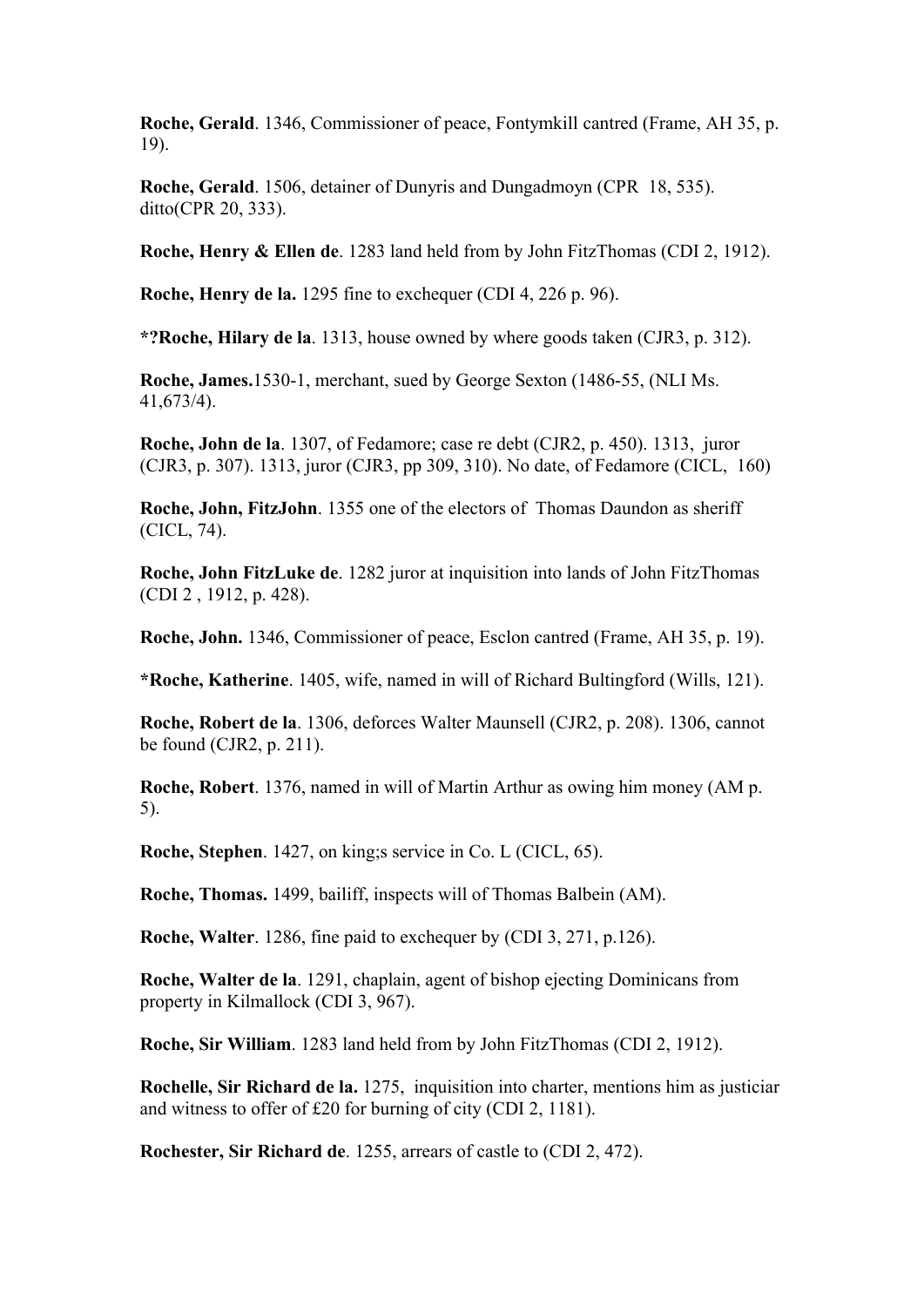**Roche, Gerald**. 1346, Commissioner of peace, Fontymkill cantred (Frame, AH 35, p. 19).

**Roche, Gerald**. 1506, detainer of Dunyris and Dungadmoyn (CPR 18, 535). ditto(CPR 20, 333).

**Roche, Henry & Ellen de**. 1283 land held from by John FitzThomas (CDI 2, 1912).

**Roche, Henry de la.** 1295 fine to exchequer (CDI 4, 226 p. 96).

**\*?Roche, Hilary de la**. 1313, house owned by where goods taken (CJR3, p. 312).

**Roche, James.**1530-1, merchant, sued by George Sexton (1486-55, (NLI Ms. 41,673/4).

**Roche, John de la**. 1307, of Fedamore; case re debt (CJR2, p. 450). 1313, juror (CJR3, p. 307). 1313, juror (CJR3, pp 309, 310). No date, of Fedamore (CICL, 160)

**Roche, John, FitzJohn**. 1355 one of the electors of Thomas Daundon as sheriff (CICL, 74).

**Roche, John FitzLuke de**. 1282 juror at inquisition into lands of John FitzThomas (CDI 2 , 1912, p. 428).

**Roche, John.** 1346, Commissioner of peace, Esclon cantred (Frame, AH 35, p. 19).

**\*Roche, Katherine**. 1405, wife, named in will of Richard Bultingford (Wills, 121).

**Roche, Robert de la**. 1306, deforces Walter Maunsell (CJR2, p. 208). 1306, cannot be found (CJR2, p. 211).

**Roche, Robert**. 1376, named in will of Martin Arthur as owing him money (AM p. 5).

**Roche, Stephen**. 1427, on king;s service in Co. L (CICL, 65).

**Roche, Thomas.** 1499, bailiff, inspects will of Thomas Balbein (AM).

**Roche, Walter**. 1286, fine paid to exchequer by (CDI 3, 271, p.126).

**Roche, Walter de la**. 1291, chaplain, agent of bishop ejecting Dominicans from property in Kilmallock (CDI 3, 967).

**Roche, Sir William**. 1283 land held from by John FitzThomas (CDI 2, 1912).

**Rochelle, Sir Richard de la.** 1275, inquisition into charter, mentions him as justiciar and witness to offer of £20 for burning of city (CDI 2, 1181).

**Rochester, Sir Richard de**. 1255, arrears of castle to (CDI 2, 472).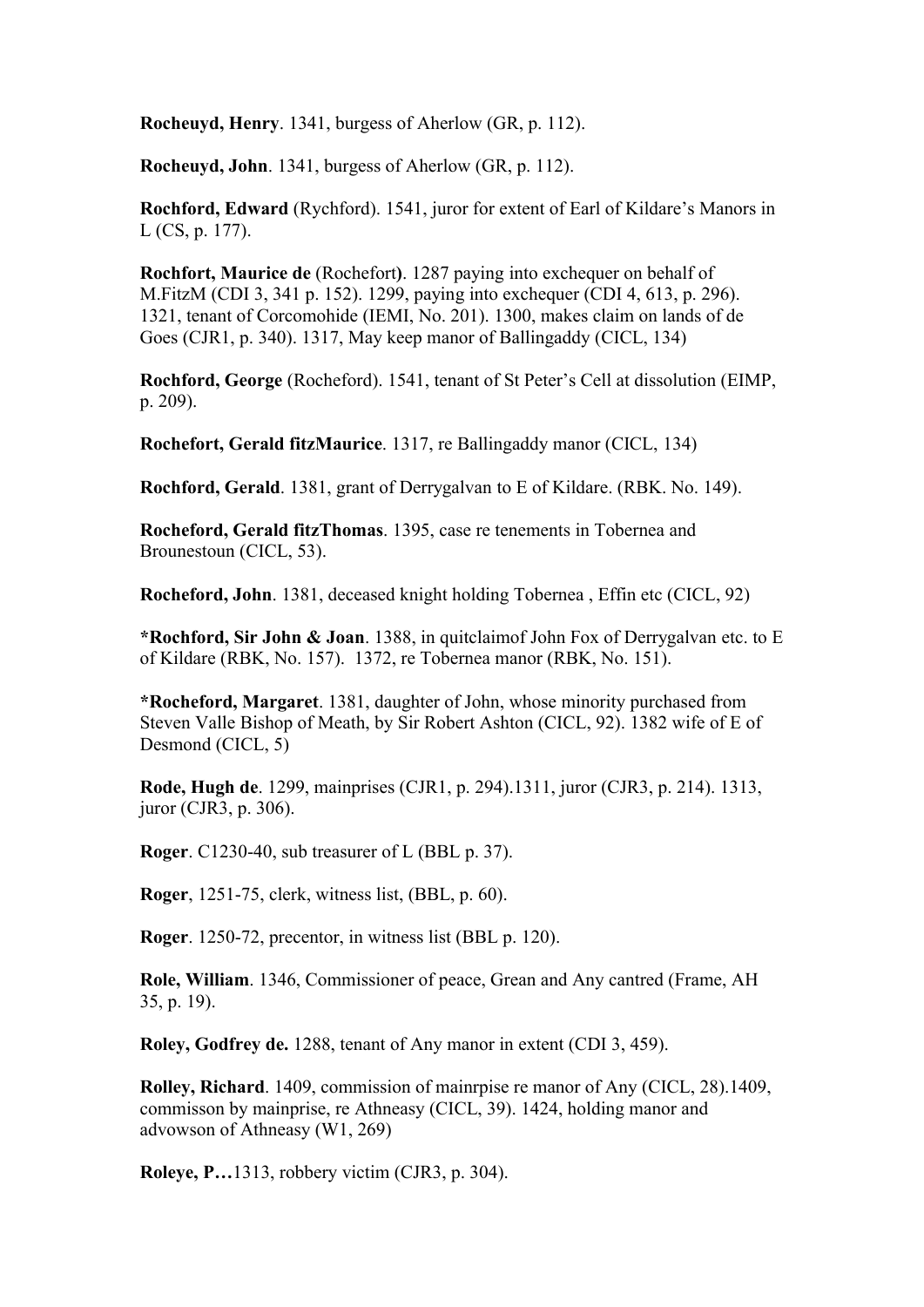**Rocheuyd, Henry**. 1341, burgess of Aherlow (GR, p. 112).

**Rocheuyd, John**. 1341, burgess of Aherlow (GR, p. 112).

**Rochford, Edward** (Rychford). 1541, juror for extent of Earl of Kildare's Manors in L (CS, p. 177).

**Rochfort, Maurice de** (Rochefort**)**. 1287 paying into exchequer on behalf of M.FitzM (CDI 3, 341 p. 152). 1299, paying into exchequer (CDI 4, 613, p. 296). 1321, tenant of Corcomohide (IEMI, No. 201). 1300, makes claim on lands of de Goes (CJR1, p. 340). 1317, May keep manor of Ballingaddy (CICL, 134)

**Rochford, George** (Rocheford). 1541, tenant of St Peter's Cell at dissolution (EIMP, p. 209).

**Rochefort, Gerald fitzMaurice**. 1317, re Ballingaddy manor (CICL, 134)

**Rochford, Gerald**. 1381, grant of Derrygalvan to E of Kildare. (RBK. No. 149).

**Rocheford, Gerald fitzThomas**. 1395, case re tenements in Tobernea and Brounestoun (CICL, 53).

**Rocheford, John**. 1381, deceased knight holding Tobernea , Effin etc (CICL, 92)

**\*Rochford, Sir John & Joan**. 1388, in quitclaimof John Fox of Derrygalvan etc. to E of Kildare (RBK, No. 157). 1372, re Tobernea manor (RBK, No. 151).

**\*Rocheford, Margaret**. 1381, daughter of John, whose minority purchased from Steven Valle Bishop of Meath, by Sir Robert Ashton (CICL, 92). 1382 wife of E of Desmond (CICL, 5)

**Rode, Hugh de**. 1299, mainprises (CJR1, p. 294).1311, juror (CJR3, p. 214). 1313, juror (CJR3, p. 306).

**Roger**. C1230-40, sub treasurer of L (BBL p. 37).

**Roger**, 1251-75, clerk, witness list, (BBL, p. 60).

**Roger**. 1250-72, precentor, in witness list (BBL p. 120).

**Role, William**. 1346, Commissioner of peace, Grean and Any cantred (Frame, AH 35, p. 19).

**Roley, Godfrey de.** 1288, tenant of Any manor in extent (CDI 3, 459).

**Rolley, Richard**. 1409, commission of mainrpise re manor of Any (CICL, 28).1409, commisson by mainprise, re Athneasy (CICL, 39). 1424, holding manor and advowson of Athneasy (W1, 269)

**Roleye, P…**1313, robbery victim (CJR3, p. 304).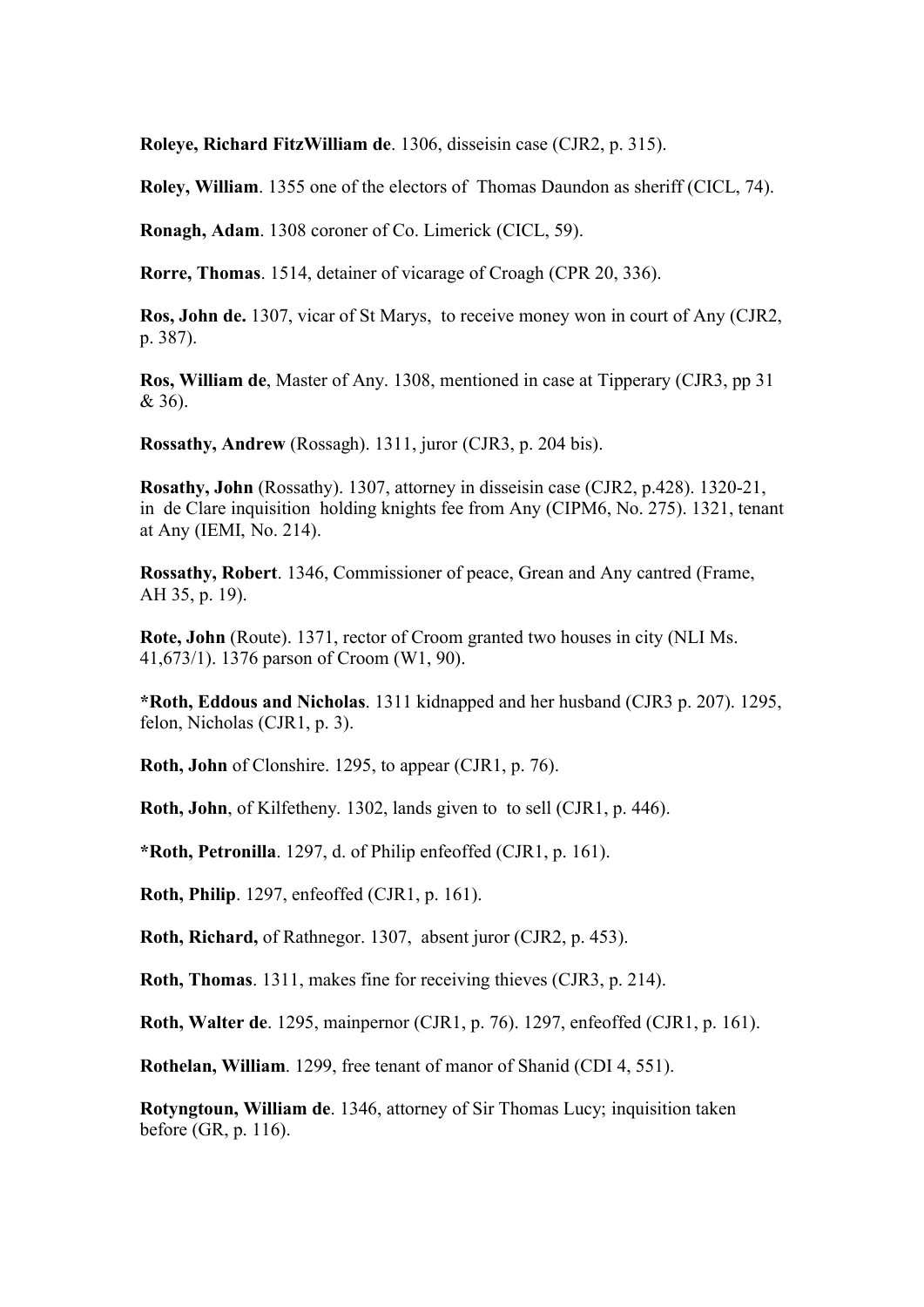**Roleye, Richard FitzWilliam de**. 1306, disseisin case (CJR2, p. 315).

**Roley, William**. 1355 one of the electors of Thomas Daundon as sheriff (CICL, 74).

**Ronagh, Adam**. 1308 coroner of Co. Limerick (CICL, 59).

**Rorre, Thomas**. 1514, detainer of vicarage of Croagh (CPR 20, 336).

**Ros, John de.** 1307, vicar of St Marys, to receive money won in court of Any (CJR2, p. 387).

**Ros, William de**, Master of Any. 1308, mentioned in case at Tipperary (CJR3, pp 31 & 36).

**Rossathy, Andrew** (Rossagh). 1311, juror (CJR3, p. 204 bis).

**Rosathy, John** (Rossathy). 1307, attorney in disseisin case (CJR2, p.428). 1320-21, in de Clare inquisition holding knights fee from Any (CIPM6, No. 275). 1321, tenant at Any (IEMI, No. 214).

**Rossathy, Robert**. 1346, Commissioner of peace, Grean and Any cantred (Frame, AH 35, p. 19).

**Rote, John** (Route). 1371, rector of Croom granted two houses in city (NLI Ms. 41,673/1). 1376 parson of Croom (W1, 90).

***Roth, Eddous and Nicholas**. 1311 kidnapped and her husband (CJR3 p. 207). 1295, felon, Nicholas (CJR1, p. 3).

**Roth, John** of Clonshire. 1295, to appear (CJR1, p. 76).

**Roth, John**, of Kilfetheny. 1302, lands given to to sell (CJR1, p. 446).

***Roth, Petronilla**. 1297, d. of Philip enfeoffed (CJR1, p. 161).

**Roth, Philip**. 1297, enfeoffed (CJR1, p. 161).

**Roth, Richard,** of Rathnegor. 1307, absent juror (CJR2, p. 453).

**Roth, Thomas**. 1311, makes fine for receiving thieves (CJR3, p. 214).

**Roth, Walter de**. 1295, mainpernor (CJR1, p. 76). 1297, enfeoffed (CJR1, p. 161).

**Rothelan, William**. 1299, free tenant of manor of Shanid (CDI 4, 551).

**Rotyngtoun, William de**. 1346, attorney of Sir Thomas Lucy; inquisition taken before (GR, p. 116).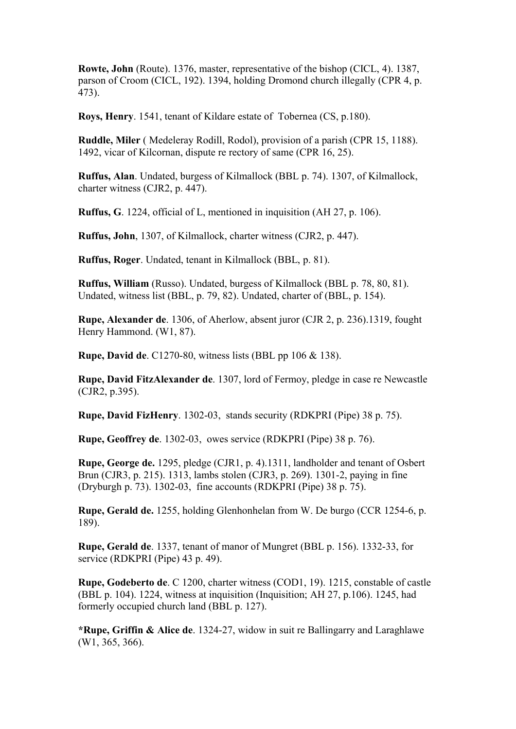**Rowte, John** (Route). 1376, master, representative of the bishop (CICL, 4). 1387, parson of Croom (CICL, 192). 1394, holding Dromond church illegally (CPR 4, p. 473).

**Roys, Henry**. 1541, tenant of Kildare estate of Tobernea (CS, p.180).

**Ruddle, Miler** ( Medeleray Rodill, Rodol), provision of a parish (CPR 15, 1188). 1492, vicar of Kilcornan, dispute re rectory of same (CPR 16, 25).

**Ruffus, Alan**. Undated, burgess of Kilmallock (BBL p. 74). 1307, of Kilmallock, charter witness (CJR2, p. 447).

**Ruffus, G**. 1224, official of L, mentioned in inquisition (AH 27, p. 106).

**Ruffus, John**, 1307, of Kilmallock, charter witness (CJR2, p. 447).

**Ruffus, Roger**. Undated, tenant in Kilmallock (BBL, p. 81).

**Ruffus, William** (Russo). Undated, burgess of Kilmallock (BBL p. 78, 80, 81). Undated, witness list (BBL, p. 79, 82). Undated, charter of (BBL, p. 154).

**Rupe, Alexander de**. 1306, of Aherlow, absent juror (CJR 2, p. 236).1319, fought Henry Hammond. (W1, 87).

**Rupe, David de**. C1270-80, witness lists (BBL pp 106 & 138).

**Rupe, David FitzAlexander de**. 1307, lord of Fermoy, pledge in case re Newcastle (CJR2, p.395).

**Rupe, David FizHenry**. 1302-03, stands security (RDKPRI (Pipe) 38 p. 75).

**Rupe, Geoffrey de**. 1302-03, owes service (RDKPRI (Pipe) 38 p. 76).

**Rupe, George de.** 1295, pledge (CJR1, p. 4).1311, landholder and tenant of Osbert Brun (CJR3, p. 215). 1313, lambs stolen (CJR3, p. 269). 1301-2, paying in fine (Dryburgh p. 73). 1302-03, fine accounts (RDKPRI (Pipe) 38 p. 75).

**Rupe, Gerald de.** 1255, holding Glenhonhelan from W. De burgo (CCR 1254-6, p. 189).

**Rupe, Gerald de**. 1337, tenant of manor of Mungret (BBL p. 156). 1332-33, for service (RDKPRI (Pipe) 43 p. 49).

**Rupe, Godeberto de**. C 1200, charter witness (COD1, 19). 1215, constable of castle (BBL p. 104). 1224, witness at inquisition (Inquisition; AH 27, p.106). 1245, had formerly occupied church land (BBL p. 127).

**\*Rupe, Griffin & Alice de**. 1324-27, widow in suit re Ballingarry and Laraghlawe (W1, 365, 366).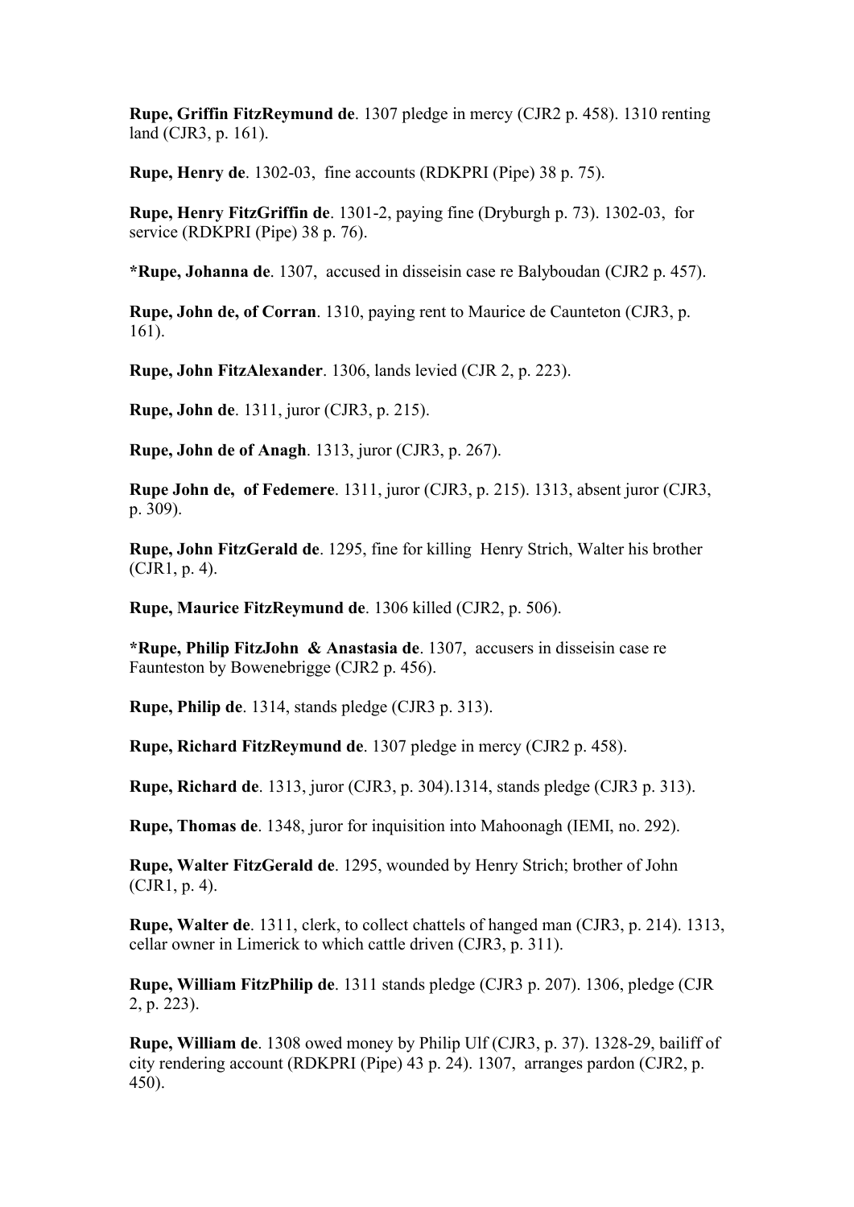**Rupe, Griffin FitzReymund de**. 1307 pledge in mercy (CJR2 p. 458). 1310 renting land (CJR3, p. 161).

**Rupe, Henry de**. 1302-03, fine accounts (RDKPRI (Pipe) 38 p. 75).

**Rupe, Henry FitzGriffin de**. 1301-2, paying fine (Dryburgh p. 73). 1302-03, for service (RDKPRI (Pipe) 38 p. 76).

***Rupe, Johanna de**. 1307, accused in disseisin case re Balyboudan (CJR2 p. 457).

**Rupe, John de, of Corran**. 1310, paying rent to Maurice de Caunteton (CJR3, p. 161).

**Rupe, John FitzAlexander**. 1306, lands levied (CJR 2, p. 223).

**Rupe, John de**. 1311, juror (CJR3, p. 215).

**Rupe, John de of Anagh**. 1313, juror (CJR3, p. 267).

**Rupe John de, of Fedemere**. 1311, juror (CJR3, p. 215). 1313, absent juror (CJR3, p. 309).

**Rupe, John FitzGerald de**. 1295, fine for killing Henry Strich, Walter his brother (CJR1, p. 4).

**Rupe, Maurice FitzReymund de**. 1306 killed (CJR2, p. 506).

***Rupe, Philip FitzJohn & Anastasia de**. 1307, accusers in disseisin case re Faunteston by Bowenebrigge (CJR2 p. 456).

**Rupe, Philip de**. 1314, stands pledge (CJR3 p. 313).

**Rupe, Richard FitzReymund de**. 1307 pledge in mercy (CJR2 p. 458).

**Rupe, Richard de**. 1313, juror (CJR3, p. 304).1314, stands pledge (CJR3 p. 313).

**Rupe, Thomas de**. 1348, juror for inquisition into Mahoonagh (IEMI, no. 292).

**Rupe, Walter FitzGerald de**. 1295, wounded by Henry Strich; brother of John (CJR1, p. 4).

**Rupe, Walter de**. 1311, clerk, to collect chattels of hanged man (CJR3, p. 214). 1313, cellar owner in Limerick to which cattle driven (CJR3, p. 311).

**Rupe, William FitzPhilip de**. 1311 stands pledge (CJR3 p. 207). 1306, pledge (CJR 2, p. 223).

**Rupe, William de**. 1308 owed money by Philip Ulf (CJR3, p. 37). 1328-29, bailiff of city rendering account (RDKPRI (Pipe) 43 p. 24). 1307, arranges pardon (CJR2, p. 450).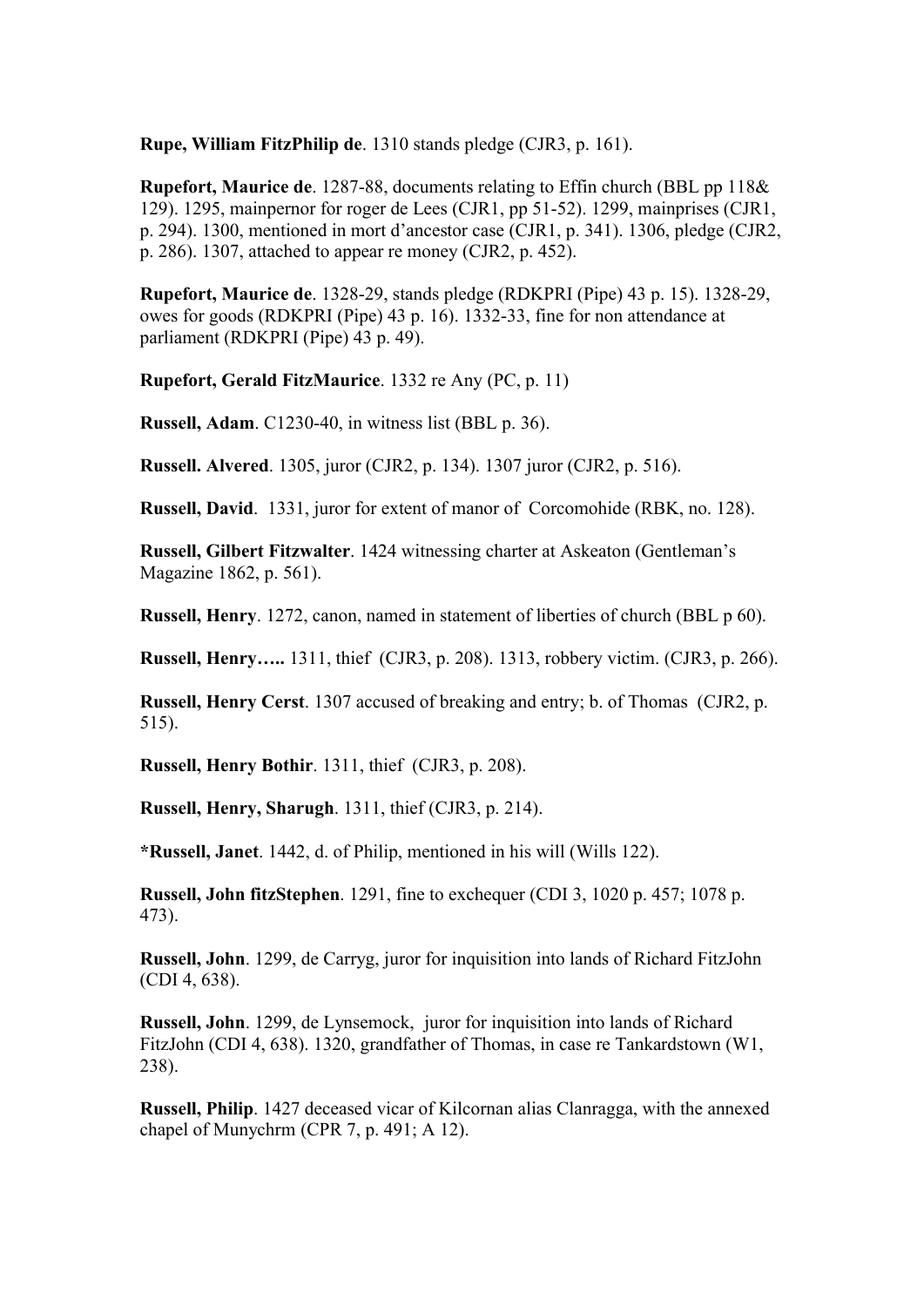**Rupe, William FitzPhilip de**. 1310 stands pledge (CJR3, p. 161).

**Rupefort, Maurice de**. 1287-88, documents relating to Effin church (BBL pp 118& 129). 1295, mainpernor for roger de Lees (CJR1, pp 51-52). 1299, mainprises (CJR1, p. 294). 1300, mentioned in mort d'ancestor case (CJR1, p. 341). 1306, pledge (CJR2, p. 286). 1307, attached to appear re money (CJR2, p. 452).

**Rupefort, Maurice de**. 1328-29, stands pledge (RDKPRI (Pipe) 43 p. 15). 1328-29, owes for goods (RDKPRI (Pipe) 43 p. 16). 1332-33, fine for non attendance at parliament (RDKPRI (Pipe) 43 p. 49).

**Rupefort, Gerald FitzMaurice**. 1332 re Any (PC, p. 11)

**Russell, Adam**. C1230-40, in witness list (BBL p. 36).

**Russell. Alvered**. 1305, juror (CJR2, p. 134). 1307 juror (CJR2, p. 516).

**Russell, David**. 1331, juror for extent of manor of Corcomohide (RBK, no. 128).

**Russell, Gilbert Fitzwalter**. 1424 witnessing charter at Askeaton (Gentleman's Magazine 1862, p. 561).

**Russell, Henry**. 1272, canon, named in statement of liberties of church (BBL p 60).

**Russell, Henry…..** 1311, thief (CJR3, p. 208). 1313, robbery victim. (CJR3, p. 266).

**Russell, Henry Cerst**. 1307 accused of breaking and entry; b. of Thomas (CJR2, p. 515).

**Russell, Henry Bothir**. 1311, thief (CJR3, p. 208).

**Russell, Henry, Sharugh**. 1311, thief (CJR3, p. 214).

**\*Russell, Janet**. 1442, d. of Philip, mentioned in his will (Wills 122).

**Russell, John fitzStephen**. 1291, fine to exchequer (CDI 3, 1020 p. 457; 1078 p. 473).

**Russell, John**. 1299, de Carryg, juror for inquisition into lands of Richard FitzJohn (CDI 4, 638).

**Russell, John**. 1299, de Lynsemock, juror for inquisition into lands of Richard FitzJohn (CDI 4, 638). 1320, grandfather of Thomas, in case re Tankardstown (W1, 238).

**Russell, Philip**. 1427 deceased vicar of Kilcornan alias Clanragga, with the annexed chapel of Munychrm (CPR 7, p. 491; A 12).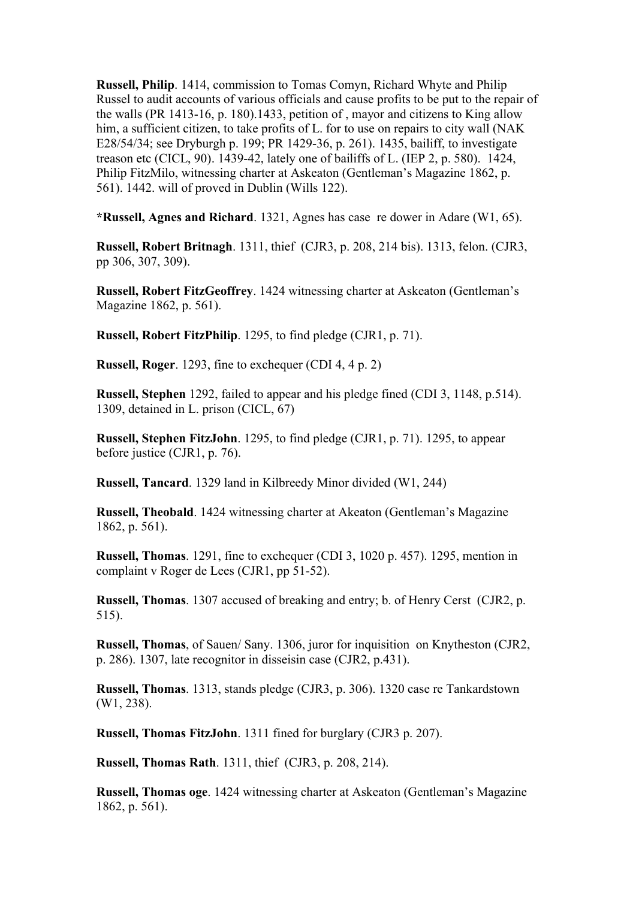**Russell, Philip**. 1414, commission to Tomas Comyn, Richard Whyte and Philip Russel to audit accounts of various officials and cause profits to be put to the repair of the walls (PR 1413-16, p. 180).1433, petition of , mayor and citizens to King allow him, a sufficient citizen, to take profits of L. for to use on repairs to city wall (NAK E28/54/34; see Dryburgh p. 199; PR 1429-36, p. 261). 1435, bailiff, to investigate treason etc (CICL, 90). 1439-42, lately one of bailiffs of L. (IEP 2, p. 580). 1424, Philip FitzMilo, witnessing charter at Askeaton (Gentleman's Magazine 1862, p. 561). 1442. will of proved in Dublin (Wills 122).

***Russell, Agnes and Richard**. 1321, Agnes has case re dower in Adare (W1, 65).

**Russell, Robert Britnagh**. 1311, thief (CJR3, p. 208, 214 bis). 1313, felon. (CJR3, pp 306, 307, 309).

**Russell, Robert FitzGeoffrey**. 1424 witnessing charter at Askeaton (Gentleman's Magazine 1862, p. 561).

**Russell, Robert FitzPhilip**. 1295, to find pledge (CJR1, p. 71).

**Russell, Roger**. 1293, fine to exchequer (CDI 4, 4 p. 2)

**Russell, Stephen** 1292, failed to appear and his pledge fined (CDI 3, 1148, p.514). 1309, detained in L. prison (CICL, 67)

**Russell, Stephen FitzJohn**. 1295, to find pledge (CJR1, p. 71). 1295, to appear before justice (CJR1, p. 76).

**Russell, Tancard**. 1329 land in Kilbreedy Minor divided (W1, 244)

**Russell, Theobald**. 1424 witnessing charter at Akeaton (Gentleman's Magazine 1862, p. 561).

**Russell, Thomas**. 1291, fine to exchequer (CDI 3, 1020 p. 457). 1295, mention in complaint v Roger de Lees (CJR1, pp 51-52).

**Russell, Thomas**. 1307 accused of breaking and entry; b. of Henry Cerst (CJR2, p. 515).

**Russell, Thomas**, of Sauen/ Sany. 1306, juror for inquisition on Knytheston (CJR2, p. 286). 1307, late recognitor in disseisin case (CJR2, p.431).

**Russell, Thomas**. 1313, stands pledge (CJR3, p. 306). 1320 case re Tankardstown (W1, 238).

**Russell, Thomas FitzJohn**. 1311 fined for burglary (CJR3 p. 207).

**Russell, Thomas Rath**. 1311, thief (CJR3, p. 208, 214).

**Russell, Thomas oge**. 1424 witnessing charter at Askeaton (Gentleman's Magazine 1862, p. 561).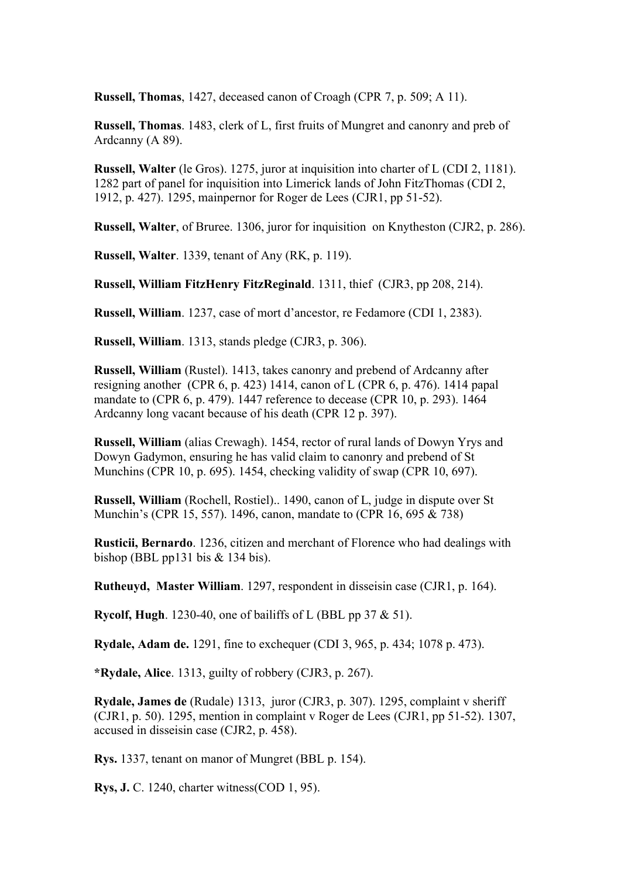**Russell, Thomas**, 1427, deceased canon of Croagh (CPR 7, p. 509; A 11).

**Russell, Thomas**. 1483, clerk of L, first fruits of Mungret and canonry and preb of Ardcanny (A 89).

**Russell, Walter** (le Gros). 1275, juror at inquisition into charter of L (CDI 2, 1181). 1282 part of panel for inquisition into Limerick lands of John FitzThomas (CDI 2, 1912, p. 427). 1295, mainpernor for Roger de Lees (CJR1, pp 51-52).

**Russell, Walter**, of Bruree. 1306, juror for inquisition on Knytheston (CJR2, p. 286).

**Russell, Walter**. 1339, tenant of Any (RK, p. 119).

**Russell, William FitzHenry FitzReginald**. 1311, thief (CJR3, pp 208, 214).

**Russell, William**. 1237, case of mort d'ancestor, re Fedamore (CDI 1, 2383).

**Russell, William**. 1313, stands pledge (CJR3, p. 306).

**Russell, William** (Rustel). 1413, takes canonry and prebend of Ardcanny after resigning another (CPR 6, p. 423) 1414, canon of L (CPR 6, p. 476). 1414 papal mandate to (CPR 6, p. 479). 1447 reference to decease (CPR 10, p. 293). 1464 Ardcanny long vacant because of his death (CPR 12 p. 397).

**Russell, William** (alias Crewagh). 1454, rector of rural lands of Dowyn Yrys and Dowyn Gadymon, ensuring he has valid claim to canonry and prebend of St Munchins (CPR 10, p. 695). 1454, checking validity of swap (CPR 10, 697).

**Russell, William** (Rochell, Rostiel).. 1490, canon of L, judge in dispute over St Munchin's (CPR 15, 557). 1496, canon, mandate to (CPR 16, 695 & 738)

**Rusticii, Bernardo**. 1236, citizen and merchant of Florence who had dealings with bishop (BBL pp131 bis & 134 bis).

**Rutheuyd, Master William**. 1297, respondent in disseisin case (CJR1, p. 164).

**Rycolf, Hugh**. 1230-40, one of bailiffs of L (BBL pp 37 & 51).

**Rydale, Adam de.** 1291, fine to exchequer (CDI 3, 965, p. 434; 1078 p. 473).

**\*Rydale, Alice**. 1313, guilty of robbery (CJR3, p. 267).

**Rydale, James de** (Rudale) 1313, juror (CJR3, p. 307). 1295, complaint v sheriff (CJR1, p. 50). 1295, mention in complaint v Roger de Lees (CJR1, pp 51-52). 1307, accused in disseisin case (CJR2, p. 458).

**Rys.** 1337, tenant on manor of Mungret (BBL p. 154).

**Rys, J.** C. 1240, charter witness(COD 1, 95).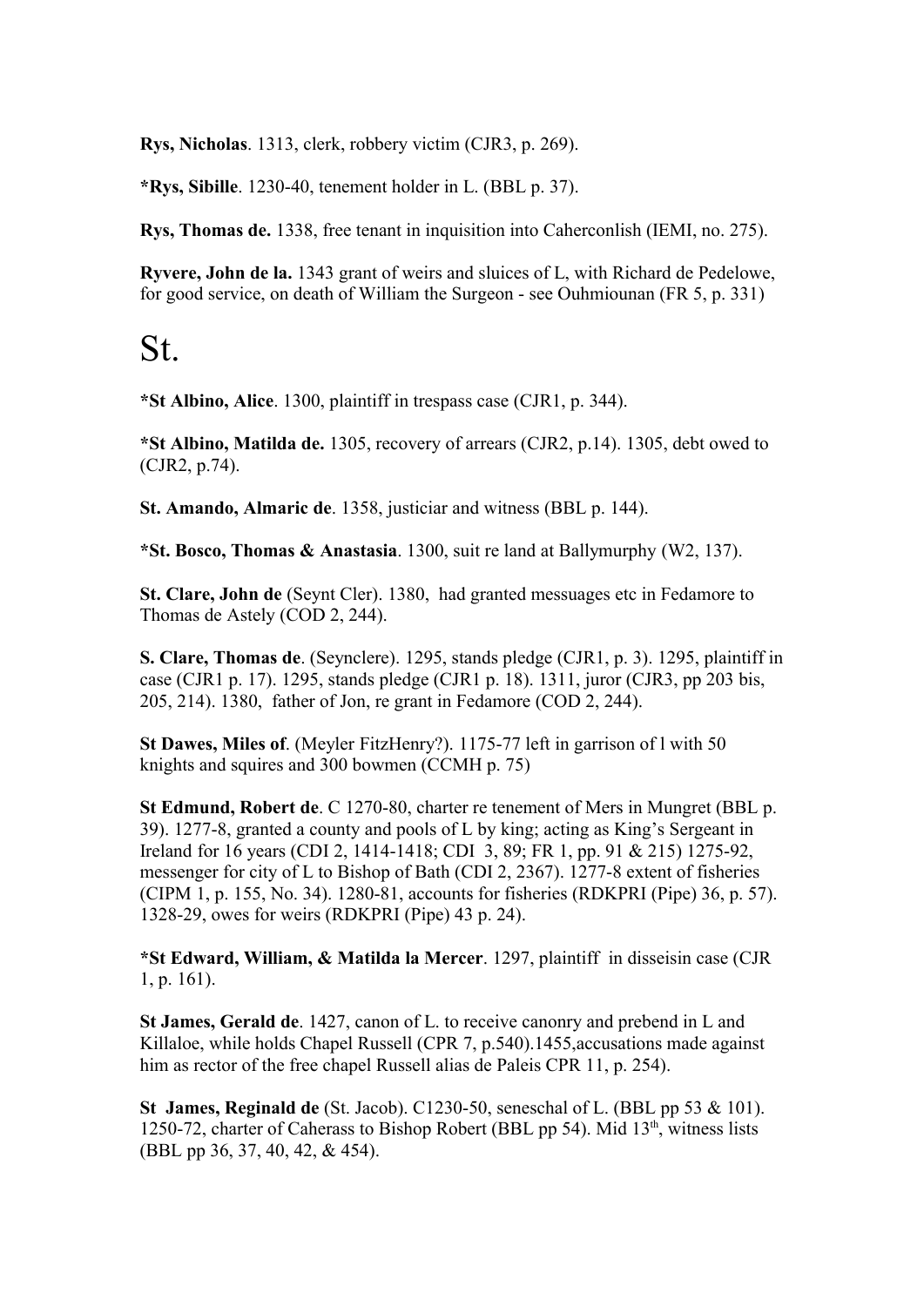**Rys, Nicholas**. 1313, clerk, robbery victim (CJR3, p. 269).

***Rys, Sibille**. 1230-40, tenement holder in L. (BBL p. 37).

**Rys, Thomas de.** 1338, free tenant in inquisition into Caherconlish (IEMI, no. 275).

**Ryvere, John de la.** 1343 grant of weirs and sluices of L, with Richard de Pedelowe, for good service, on death of William the Surgeon - see Ouhmiounan (FR 5, p. 331)

# St.

***St Albino, Alice**. 1300, plaintiff in trespass case (CJR1, p. 344).

***St Albino, Matilda de.** 1305, recovery of arrears (CJR2, p.14). 1305, debt owed to (CJR2, p.74).

**St. Amando, Almaric de**. 1358, justiciar and witness (BBL p. 144).

***St. Bosco, Thomas & Anastasia**. 1300, suit re land at Ballymurphy (W2, 137).

**St. Clare, John de** (Seynt Cler). 1380, had granted messuages etc in Fedamore to Thomas de Astely (COD 2, 244).

**S. Clare, Thomas de**. (Seynclere). 1295, stands pledge (CJR1, p. 3). 1295, plaintiff in case (CJR1 p. 17). 1295, stands pledge (CJR1 p. 18). 1311, juror (CJR3, pp 203 bis, 205, 214). 1380, father of Jon, re grant in Fedamore (COD 2, 244).

**St Dawes, Miles of**. (Meyler FitzHenry?). 1175-77 left in garrison of l with 50 knights and squires and 300 bowmen (CCMH p. 75)

**St Edmund, Robert de**. C 1270-80, charter re tenement of Mers in Mungret (BBL p. 39). 1277-8, granted a county and pools of L by king; acting as King's Sergeant in Ireland for 16 years (CDI 2, 1414-1418; CDI 3, 89; FR 1, pp. 91 & 215) 1275-92, messenger for city of L to Bishop of Bath (CDI 2, 2367). 1277-8 extent of fisheries (CIPM 1, p. 155, No. 34). 1280-81, accounts for fisheries (RDKPRI (Pipe) 36, p. 57). 1328-29, owes for weirs (RDKPRI (Pipe) 43 p. 24).

***St Edward, William, & Matilda la Mercer**. 1297, plaintiff in disseisin case (CJR 1, p. 161).

**St James, Gerald de**. 1427, canon of L. to receive canonry and prebend in L and Killaloe, while holds Chapel Russell (CPR 7, p.540).1455,accusations made against him as rector of the free chapel Russell alias de Paleis CPR 11, p. 254).

**St James, Reginald de** (St. Jacob). C1230-50, seneschal of L. (BBL pp 53 & 101). 1250-72, charter of Caherass to Bishop Robert (BBL pp 54). Mid 13th, witness lists (BBL pp 36, 37, 40, 42, & 454).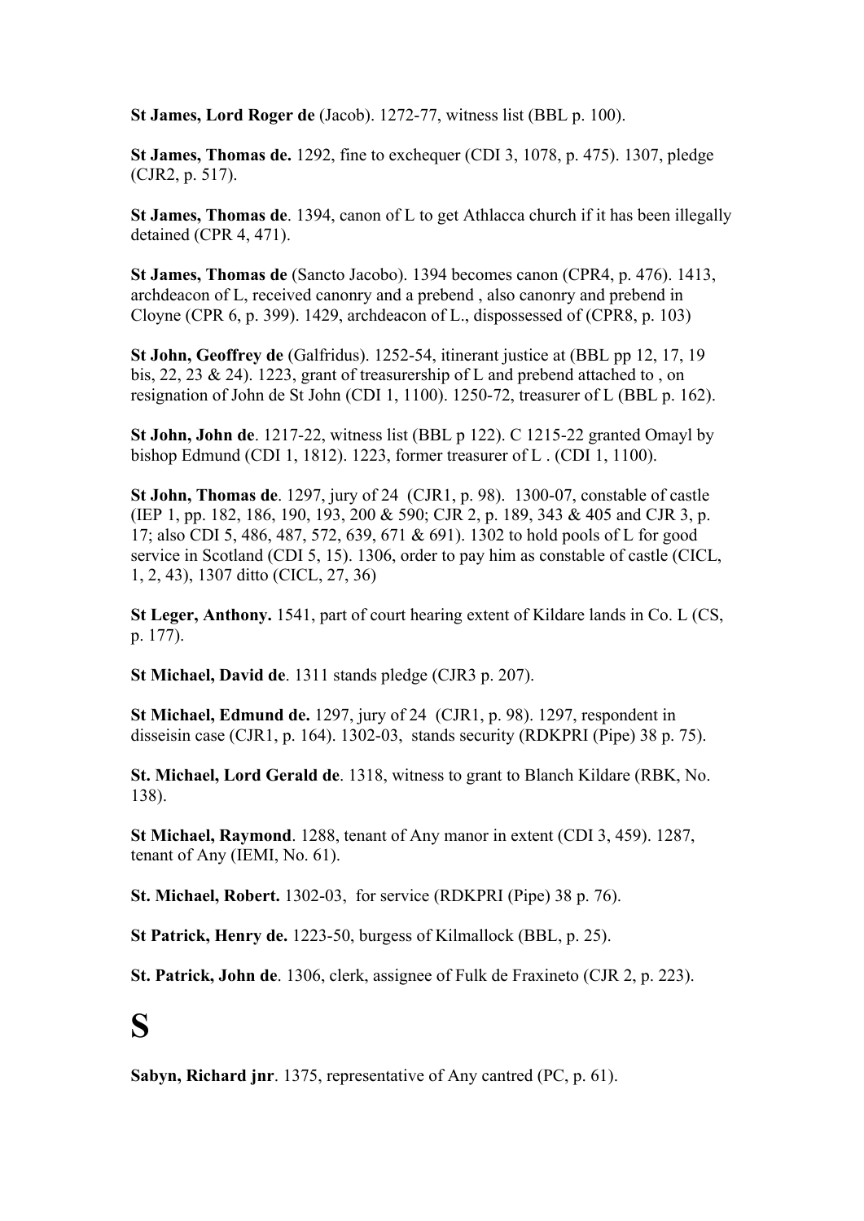**St James, Lord Roger de** (Jacob). 1272-77, witness list (BBL p. 100).

**St James, Thomas de.** 1292, fine to exchequer (CDI 3, 1078, p. 475). 1307, pledge (CJR2, p. 517).

**St James, Thomas de**. 1394, canon of L to get Athlacca church if it has been illegally detained (CPR 4, 471).

**St James, Thomas de** (Sancto Jacobo). 1394 becomes canon (CPR4, p. 476). 1413, archdeacon of L, received canonry and a prebend , also canonry and prebend in Cloyne (CPR 6, p. 399). 1429, archdeacon of L., dispossessed of (CPR8, p. 103)

**St John, Geoffrey de** (Galfridus). 1252-54, itinerant justice at (BBL pp 12, 17, 19 bis, 22, 23 & 24). 1223, grant of treasurership of L and prebend attached to , on resignation of John de St John (CDI 1, 1100). 1250-72, treasurer of L (BBL p. 162).

**St John, John de**. 1217-22, witness list (BBL p 122). C 1215-22 granted Omayl by bishop Edmund (CDI 1, 1812). 1223, former treasurer of L . (CDI 1, 1100).

**St John, Thomas de**. 1297, jury of 24 (CJR1, p. 98). 1300-07, constable of castle (IEP 1, pp. 182, 186, 190, 193, 200 & 590; CJR 2, p. 189, 343 & 405 and CJR 3, p. 17; also CDI 5, 486, 487, 572, 639, 671 & 691). 1302 to hold pools of L for good service in Scotland (CDI 5, 15). 1306, order to pay him as constable of castle (CICL, 1, 2, 43), 1307 ditto (CICL, 27, 36)

**St Leger, Anthony.** 1541, part of court hearing extent of Kildare lands in Co. L (CS, p. 177).

**St Michael, David de**. 1311 stands pledge (CJR3 p. 207).

**St Michael, Edmund de.** 1297, jury of 24 (CJR1, p. 98). 1297, respondent in disseisin case (CJR1, p. 164). 1302-03, stands security (RDKPRI (Pipe) 38 p. 75).

**St. Michael, Lord Gerald de**. 1318, witness to grant to Blanch Kildare (RBK, No. 138).

**St Michael, Raymond**. 1288, tenant of Any manor in extent (CDI 3, 459). 1287, tenant of Any (IEMI, No. 61).

**St. Michael, Robert.** 1302-03, for service (RDKPRI (Pipe) 38 p. 76).

**St Patrick, Henry de.** 1223-50, burgess of Kilmallock (BBL, p. 25).

**St. Patrick, John de**. 1306, clerk, assignee of Fulk de Fraxineto (CJR 2, p. 223).

# S

**Sabyn, Richard jnr**. 1375, representative of Any cantred (PC, p. 61).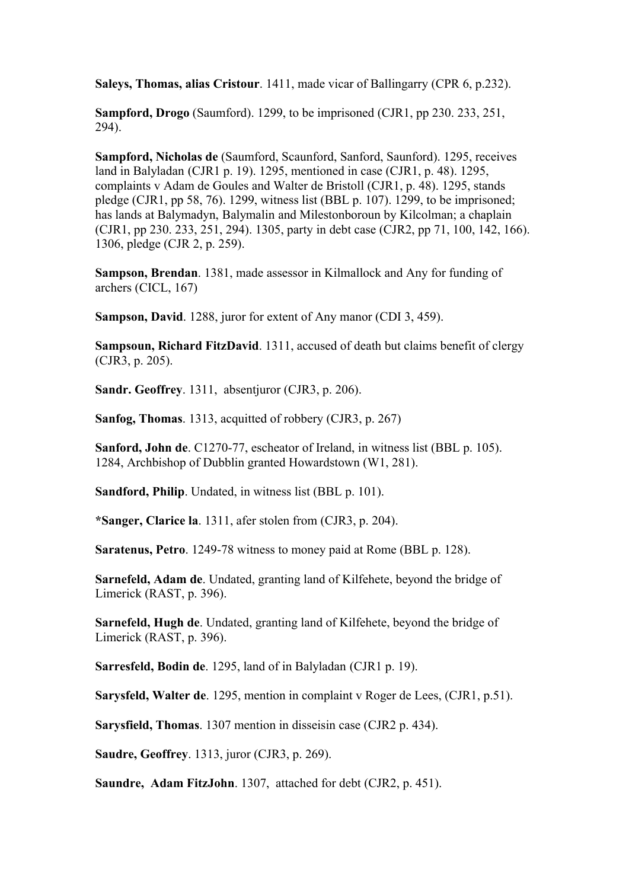**Saleys, Thomas, alias Cristour**. 1411, made vicar of Ballingarry (CPR 6, p.232).

**Sampford, Drogo** (Saumford). 1299, to be imprisoned (CJR1, pp 230. 233, 251, 294).

**Sampford, Nicholas de** (Saumford, Scaunford, Sanford, Saunford). 1295, receives land in Balyladan (CJR1 p. 19). 1295, mentioned in case (CJR1, p. 48). 1295, complaints v Adam de Goules and Walter de Bristoll (CJR1, p. 48). 1295, stands pledge (CJR1, pp 58, 76). 1299, witness list (BBL p. 107). 1299, to be imprisoned; has lands at Balymadyn, Balymalin and Milestonboroun by Kilcolman; a chaplain (CJR1, pp 230. 233, 251, 294). 1305, party in debt case (CJR2, pp 71, 100, 142, 166). 1306, pledge (CJR 2, p. 259).

**Sampson, Brendan**. 1381, made assessor in Kilmallock and Any for funding of archers (CICL, 167)

**Sampson, David**. 1288, juror for extent of Any manor (CDI 3, 459).

**Sampsoun, Richard FitzDavid**. 1311, accused of death but claims benefit of clergy (CJR3, p. 205).

**Sandr. Geoffrey**. 1311, absentjuror (CJR3, p. 206).

**Sanfog, Thomas**. 1313, acquitted of robbery (CJR3, p. 267)

**Sanford, John de**. C1270-77, escheator of Ireland, in witness list (BBL p. 105). 1284, Archbishop of Dubblin granted Howardstown (W1, 281).

**Sandford, Philip**. Undated, in witness list (BBL p. 101).

**\*Sanger, Clarice la**. 1311, afer stolen from (CJR3, p. 204).

**Saratenus, Petro**. 1249-78 witness to money paid at Rome (BBL p. 128).

**Sarnefeld, Adam de**. Undated, granting land of Kilfehete, beyond the bridge of Limerick (RAST, p. 396).

**Sarnefeld, Hugh de**. Undated, granting land of Kilfehete, beyond the bridge of Limerick (RAST, p. 396).

**Sarresfeld, Bodin de**. 1295, land of in Balyladan (CJR1 p. 19).

**Sarysfeld, Walter de**. 1295, mention in complaint v Roger de Lees, (CJR1, p.51).

**Sarysfield, Thomas**. 1307 mention in disseisin case (CJR2 p. 434).

**Saudre, Geoffrey**. 1313, juror (CJR3, p. 269).

**Saundre, Adam FitzJohn**. 1307, attached for debt (CJR2, p. 451).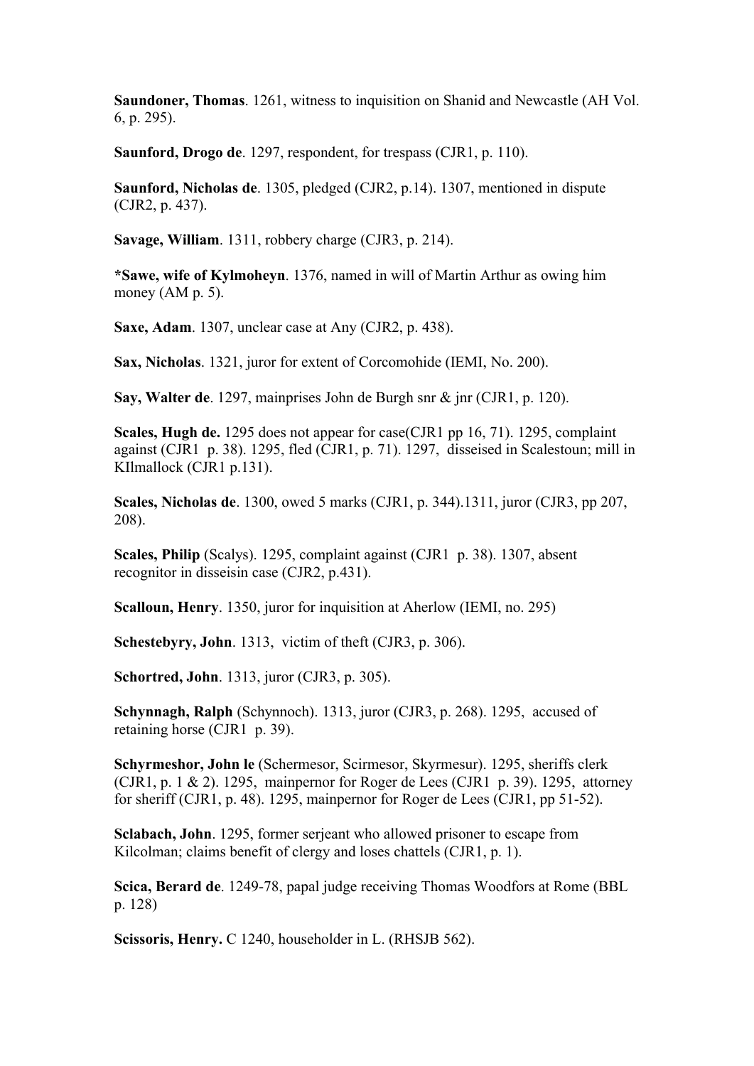**Saundoner, Thomas**. 1261, witness to inquisition on Shanid and Newcastle (AH Vol. 6, p. 295).

**Saunford, Drogo de**. 1297, respondent, for trespass (CJR1, p. 110).

**Saunford, Nicholas de**. 1305, pledged (CJR2, p.14). 1307, mentioned in dispute (CJR2, p. 437).

**Savage, William**. 1311, robbery charge (CJR3, p. 214).

***Sawe, wife of Kylmoheyn**. 1376, named in will of Martin Arthur as owing him money (AM p. 5).

**Saxe, Adam**. 1307, unclear case at Any (CJR2, p. 438).

**Sax, Nicholas**. 1321, juror for extent of Corcomohide (IEMI, No. 200).

**Say, Walter de**. 1297, mainprises John de Burgh snr & jnr (CJR1, p. 120).

**Scales, Hugh de.** 1295 does not appear for case(CJR1 pp 16, 71). 1295, complaint against (CJR1 p. 38). 1295, fled (CJR1, p. 71). 1297, disseised in Scalestoun; mill in KIlmallock (CJR1 p.131).

**Scales, Nicholas de**. 1300, owed 5 marks (CJR1, p. 344).1311, juror (CJR3, pp 207, 208).

**Scales, Philip** (Scalys). 1295, complaint against (CJR1 p. 38). 1307, absent recognitor in disseisin case (CJR2, p.431).

**Scalloun, Henry**. 1350, juror for inquisition at Aherlow (IEMI, no. 295)

**Schestebyry, John**. 1313, victim of theft (CJR3, p. 306).

**Schortred, John**. 1313, juror (CJR3, p. 305).

**Schynnagh, Ralph** (Schynnoch). 1313, juror (CJR3, p. 268). 1295, accused of retaining horse (CJR1 p. 39).

**Schyrmeshor, John le** (Schermesor, Scirmesor, Skyrmesur). 1295, sheriffs clerk (CJR1, p. 1 & 2). 1295, mainpernor for Roger de Lees (CJR1 p. 39). 1295, attorney for sheriff (CJR1, p. 48). 1295, mainpernor for Roger de Lees (CJR1, pp 51-52).

**Sclabach, John**. 1295, former serjeant who allowed prisoner to escape from Kilcolman; claims benefit of clergy and loses chattels (CJR1, p. 1).

**Scica, Berard de**. 1249-78, papal judge receiving Thomas Woodfors at Rome (BBL p. 128)

**Scissoris, Henry.** C 1240, householder in L. (RHSJB 562).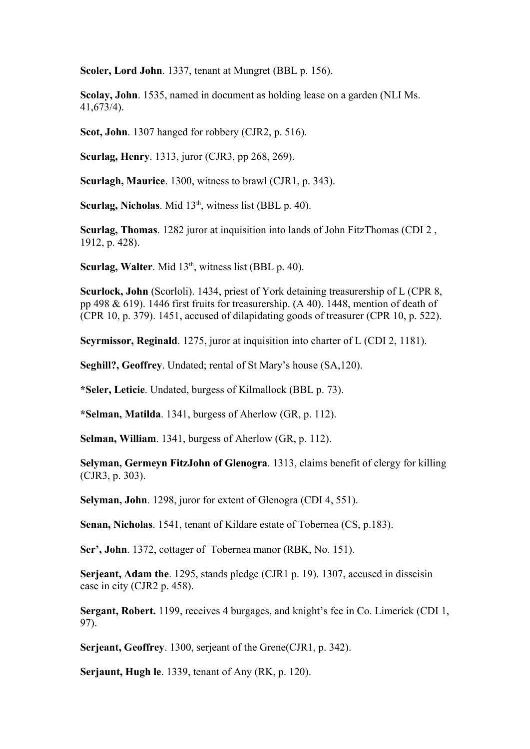**Scoler, Lord John**. 1337, tenant at Mungret (BBL p. 156).

**Scolay, John**. 1535, named in document as holding lease on a garden (NLI Ms. 41,673/4).

**Scot, John**. 1307 hanged for robbery (CJR2, p. 516).

**Scurlag, Henry**. 1313, juror (CJR3, pp 268, 269).

**Scurlagh, Maurice**. 1300, witness to brawl (CJR1, p. 343).

**Scurlag, Nicholas**. Mid 13th, witness list (BBL p. 40).

**Scurlag, Thomas**. 1282 juror at inquisition into lands of John FitzThomas (CDI 2 , 1912, p. 428).

**Scurlag, Walter**. Mid 13th, witness list (BBL p. 40).

**Scurlock, John** (Scorloli). 1434, priest of York detaining treasurership of L (CPR 8, pp 498 & 619). 1446 first fruits for treasurership. (A 40). 1448, mention of death of (CPR 10, p. 379). 1451, accused of dilapidating goods of treasurer (CPR 10, p. 522).

**Scyrmissor, Reginald**. 1275, juror at inquisition into charter of L (CDI 2, 1181).

**Seghill?, Geoffrey**. Undated; rental of St Mary's house (SA,120).

**\*Seler, Leticie**. Undated, burgess of Kilmallock (BBL p. 73).

**\*Selman, Matilda**. 1341, burgess of Aherlow (GR, p. 112).

**Selman, William**. 1341, burgess of Aherlow (GR, p. 112).

**Selyman, Germeyn FitzJohn of Glenogra**. 1313, claims benefit of clergy for killing (CJR3, p. 303).

**Selyman, John**. 1298, juror for extent of Glenogra (CDI 4, 551).

**Senan, Nicholas**. 1541, tenant of Kildare estate of Tobernea (CS, p.183).

**Ser', John**. 1372, cottager of Tobernea manor (RBK, No. 151).

**Serjeant, Adam the**. 1295, stands pledge (CJR1 p. 19). 1307, accused in disseisin case in city (CJR2 p. 458).

**Sergant, Robert.** 1199, receives 4 burgages, and knight's fee in Co. Limerick (CDI 1, 97).

**Serjeant, Geoffrey**. 1300, serjeant of the Grene(CJR1, p. 342).

**Serjaunt, Hugh le**. 1339, tenant of Any (RK, p. 120).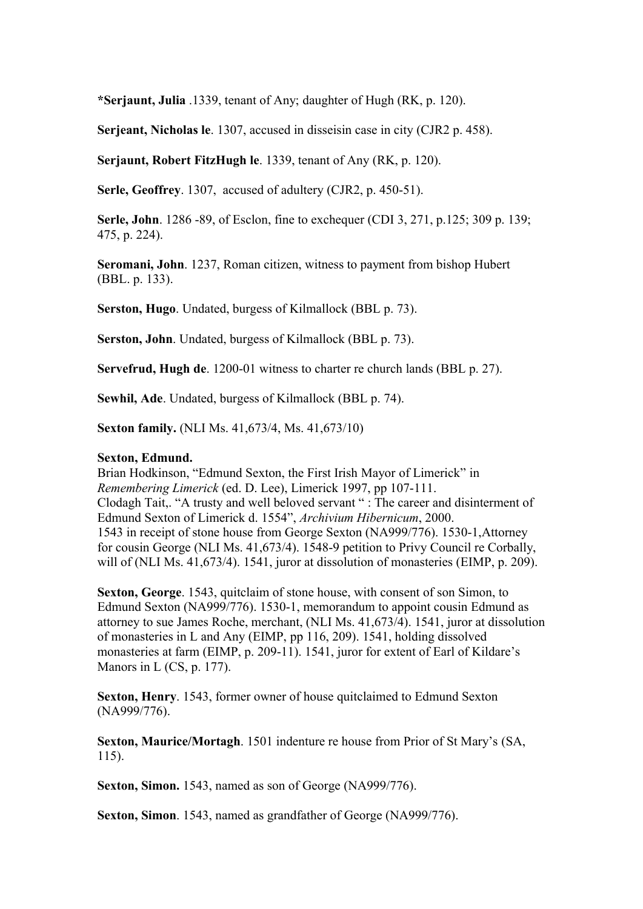***Serjaunt, Julia** .1339, tenant of Any; daughter of Hugh (RK, p. 120).

**Serjeant, Nicholas le**. 1307, accused in disseisin case in city (CJR2 p. 458).

**Serjaunt, Robert FitzHugh le**. 1339, tenant of Any (RK, p. 120).

**Serle, Geoffrey**. 1307, accused of adultery (CJR2, p. 450-51).

**Serle, John**. 1286 -89, of Esclon, fine to exchequer (CDI 3, 271, p.125; 309 p. 139; 475, p. 224).

**Seromani, John**. 1237, Roman citizen, witness to payment from bishop Hubert (BBL. p. 133).

**Serston, Hugo**. Undated, burgess of Kilmallock (BBL p. 73).

**Serston, John**. Undated, burgess of Kilmallock (BBL p. 73).

**Servefrud, Hugh de**. 1200-01 witness to charter re church lands (BBL p. 27).

**Sewhil, Ade**. Undated, burgess of Kilmallock (BBL p. 74).

**Sexton family.** (NLI Ms. 41,673/4, Ms. 41,673/10)

**Sexton, Edmund.**
Brian Hodkinson, "Edmund Sexton, the First Irish Mayor of Limerick" in *Remembering Limerick* (ed. D. Lee), Limerick 1997, pp 107-111.
Clodagh Tait,. "A trusty and well beloved servant " : The career and disinterment of Edmund Sexton of Limerick d. 1554", *Archivium Hibernicum*, 2000.
1543 in receipt of stone house from George Sexton (NA999/776). 1530-1,Attorney for cousin George (NLI Ms. 41,673/4). 1548-9 petition to Privy Council re Corbally, will of (NLI Ms. 41,673/4). 1541, juror at dissolution of monasteries (EIMP, p. 209).

**Sexton, George**. 1543, quitclaim of stone house, with consent of son Simon, to Edmund Sexton (NA999/776). 1530-1, memorandum to appoint cousin Edmund as attorney to sue James Roche, merchant, (NLI Ms. 41,673/4). 1541, juror at dissolution of monasteries in L and Any (EIMP, pp 116, 209). 1541, holding dissolved monasteries at farm (EIMP, p. 209-11). 1541, juror for extent of Earl of Kildare's Manors in L (CS, p. 177).

**Sexton, Henry**. 1543, former owner of house quitclaimed to Edmund Sexton (NA999/776).

**Sexton, Maurice/Mortagh**. 1501 indenture re house from Prior of St Mary's (SA, 115).

**Sexton, Simon.** 1543, named as son of George (NA999/776).

**Sexton, Simon**. 1543, named as grandfather of George (NA999/776).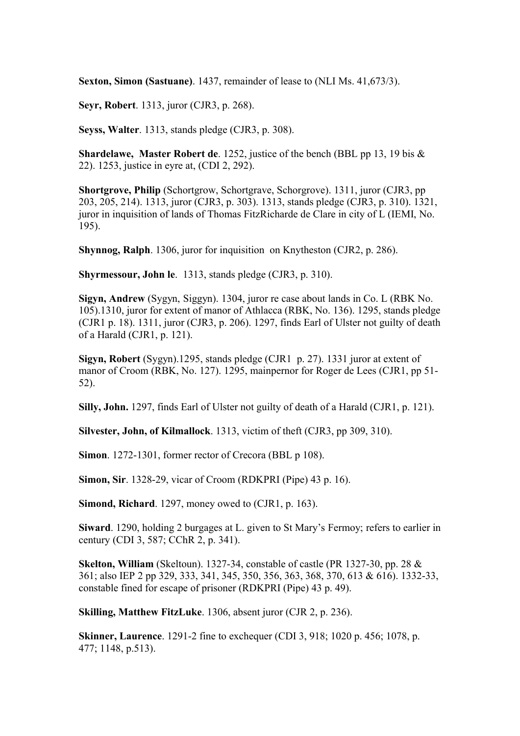**Sexton, Simon (Sastuane)**. 1437, remainder of lease to (NLI Ms. 41,673/3).

**Seyr, Robert**. 1313, juror (CJR3, p. 268).

**Seyss, Walter**. 1313, stands pledge (CJR3, p. 308).

**Shardelawe, Master Robert de**. 1252, justice of the bench (BBL pp 13, 19 bis & 22). 1253, justice in eyre at, (CDI 2, 292).

**Shortgrove, Philip** (Schortgrow, Schortgrave, Schorgrove). 1311, juror (CJR3, pp 203, 205, 214). 1313, juror (CJR3, p. 303). 1313, stands pledge (CJR3, p. 310). 1321, juror in inquisition of lands of Thomas FitzRicharde de Clare in city of L (IEMI, No. 195).

**Shynnog, Ralph**. 1306, juror for inquisition on Knytheston (CJR2, p. 286).

**Shyrmessour, John le**. 1313, stands pledge (CJR3, p. 310).

**Sigyn, Andrew** (Sygyn, Siggyn). 1304, juror re case about lands in Co. L (RBK No. 105).1310, juror for extent of manor of Athlacca (RBK, No. 136). 1295, stands pledge (CJR1 p. 18). 1311, juror (CJR3, p. 206). 1297, finds Earl of Ulster not guilty of death of a Harald (CJR1, p. 121).

**Sigyn, Robert** (Sygyn).1295, stands pledge (CJR1 p. 27). 1331 juror at extent of manor of Croom (RBK, No. 127). 1295, mainpernor for Roger de Lees (CJR1, pp 51-52).

**Silly, John.** 1297, finds Earl of Ulster not guilty of death of a Harald (CJR1, p. 121).

**Silvester, John, of Kilmallock**. 1313, victim of theft (CJR3, pp 309, 310).

**Simon**. 1272-1301, former rector of Crecora (BBL p 108).

**Simon, Sir**. 1328-29, vicar of Croom (RDKPRI (Pipe) 43 p. 16).

**Simond, Richard**. 1297, money owed to (CJR1, p. 163).

**Siward**. 1290, holding 2 burgages at L. given to St Mary's Fermoy; refers to earlier in century (CDI 3, 587; CChR 2, p. 341).

**Skelton, William** (Skeltoun). 1327-34, constable of castle (PR 1327-30, pp. 28 & 361; also IEP 2 pp 329, 333, 341, 345, 350, 356, 363, 368, 370, 613 & 616). 1332-33, constable fined for escape of prisoner (RDKPRI (Pipe) 43 p. 49).

**Skilling, Matthew FitzLuke**. 1306, absent juror (CJR 2, p. 236).

**Skinner, Laurence**. 1291-2 fine to exchequer (CDI 3, 918; 1020 p. 456; 1078, p. 477; 1148, p.513).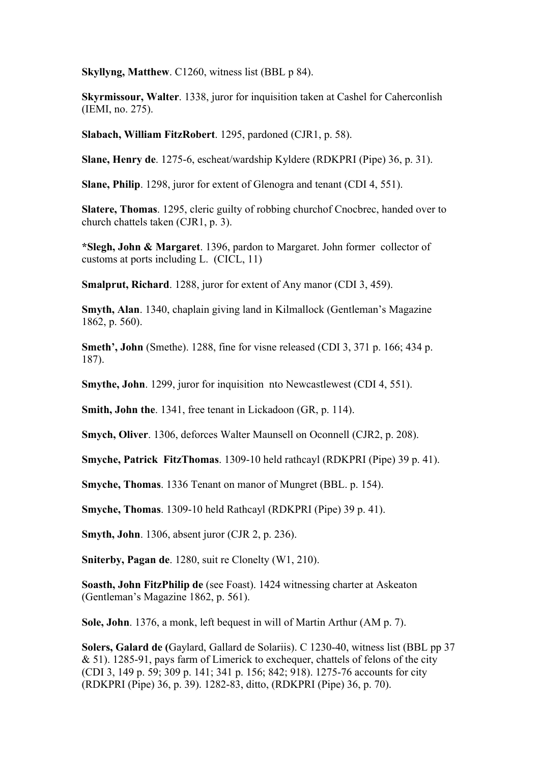**Skyllyng, Matthew**. C1260, witness list (BBL p 84).

**Skyrmissour, Walter**. 1338, juror for inquisition taken at Cashel for Caherconlish (IEMI, no. 275).

**Slabach, William FitzRobert**. 1295, pardoned (CJR1, p. 58).

**Slane, Henry de**. 1275-6, escheat/wardship Kyldere (RDKPRI (Pipe) 36, p. 31).

**Slane, Philip**. 1298, juror for extent of Glenogra and tenant (CDI 4, 551).

**Slatere, Thomas**. 1295, cleric guilty of robbing churchof Cnocbrec, handed over to church chattels taken (CJR1, p. 3).

***Slegh, John & Margaret**. 1396, pardon to Margaret. John former collector of customs at ports including L. (CICL, 11)

**Smalprut, Richard**. 1288, juror for extent of Any manor (CDI 3, 459).

**Smyth, Alan**. 1340, chaplain giving land in Kilmallock (Gentleman's Magazine 1862, p. 560).

**Smeth', John** (Smethe). 1288, fine for visne released (CDI 3, 371 p. 166; 434 p. 187).

**Smythe, John**. 1299, juror for inquisition nto Newcastlewest (CDI 4, 551).

**Smith, John the**. 1341, free tenant in Lickadoon (GR, p. 114).

**Smych, Oliver**. 1306, deforces Walter Maunsell on Oconnell (CJR2, p. 208).

**Smyche, Patrick FitzThomas**. 1309-10 held rathcayl (RDKPRI (Pipe) 39 p. 41).

**Smyche, Thomas**. 1336 Tenant on manor of Mungret (BBL. p. 154).

**Smyche, Thomas**. 1309-10 held Rathcayl (RDKPRI (Pipe) 39 p. 41).

**Smyth, John**. 1306, absent juror (CJR 2, p. 236).

**Sniterby, Pagan de**. 1280, suit re Clonelty (W1, 210).

**Soasth, John FitzPhilip de** (see Foast). 1424 witnessing charter at Askeaton (Gentleman's Magazine 1862, p. 561).

**Sole, John**. 1376, a monk, left bequest in will of Martin Arthur (AM p. 7).

**Solers, Galard de (**Gaylard, Gallard de Solariis). C 1230-40, witness list (BBL pp 37 & 51). 1285-91, pays farm of Limerick to exchequer, chattels of felons of the city (CDI 3, 149 p. 59; 309 p. 141; 341 p. 156; 842; 918). 1275-76 accounts for city (RDKPRI (Pipe) 36, p. 39). 1282-83, ditto, (RDKPRI (Pipe) 36, p. 70).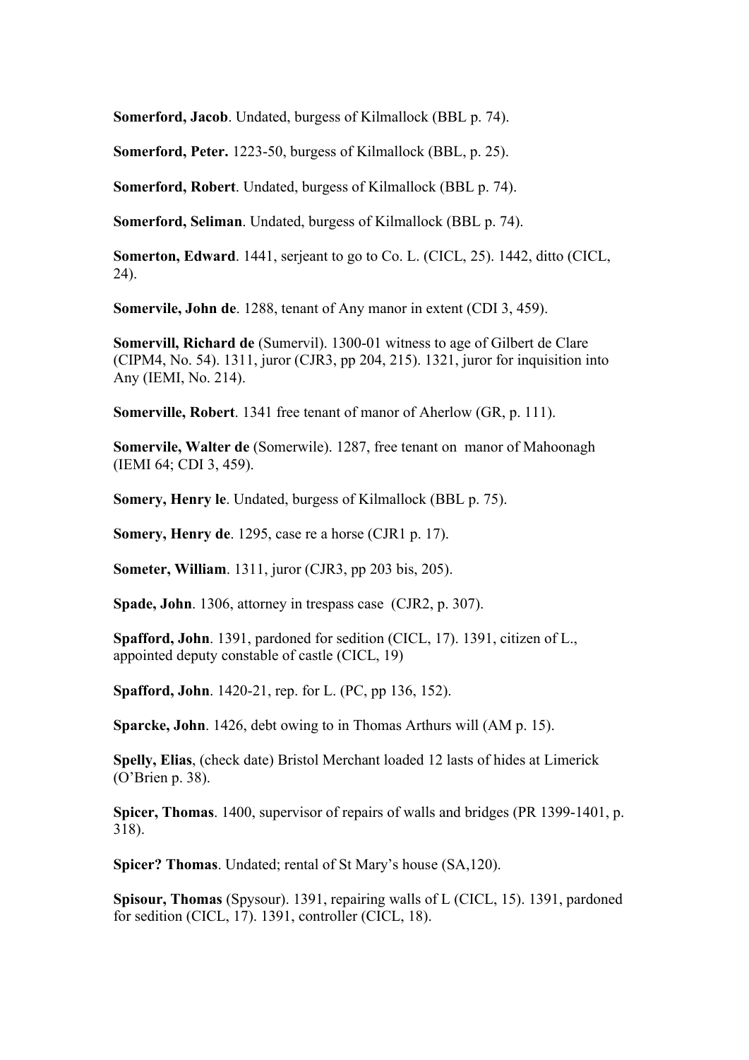**Somerford, Jacob**. Undated, burgess of Kilmallock (BBL p. 74).

**Somerford, Peter.** 1223-50, burgess of Kilmallock (BBL, p. 25).

**Somerford, Robert**. Undated, burgess of Kilmallock (BBL p. 74).

**Somerford, Seliman**. Undated, burgess of Kilmallock (BBL p. 74).

**Somerton, Edward**. 1441, serjeant to go to Co. L. (CICL, 25). 1442, ditto (CICL, 24).

**Somervile, John de**. 1288, tenant of Any manor in extent (CDI 3, 459).

**Somervill, Richard de** (Sumervil). 1300-01 witness to age of Gilbert de Clare (CIPM4, No. 54). 1311, juror (CJR3, pp 204, 215). 1321, juror for inquisition into Any (IEMI, No. 214).

**Somerville, Robert**. 1341 free tenant of manor of Aherlow (GR, p. 111).

**Somervile, Walter de** (Somerwile). 1287, free tenant on manor of Mahoonagh (IEMI 64; CDI 3, 459).

**Somery, Henry le**. Undated, burgess of Kilmallock (BBL p. 75).

**Somery, Henry de**. 1295, case re a horse (CJR1 p. 17).

**Someter, William**. 1311, juror (CJR3, pp 203 bis, 205).

**Spade, John**. 1306, attorney in trespass case (CJR2, p. 307).

**Spafford, John**. 1391, pardoned for sedition (CICL, 17). 1391, citizen of L., appointed deputy constable of castle (CICL, 19)

**Spafford, John**. 1420-21, rep. for L. (PC, pp 136, 152).

**Sparcke, John**. 1426, debt owing to in Thomas Arthurs will (AM p. 15).

**Spelly, Elias**, (check date) Bristol Merchant loaded 12 lasts of hides at Limerick (O'Brien p. 38).

**Spicer, Thomas**. 1400, supervisor of repairs of walls and bridges (PR 1399-1401, p. 318).

**Spicer? Thomas**. Undated; rental of St Mary's house (SA,120).

**Spisour, Thomas** (Spysour). 1391, repairing walls of L (CICL, 15). 1391, pardoned for sedition (CICL, 17). 1391, controller (CICL, 18).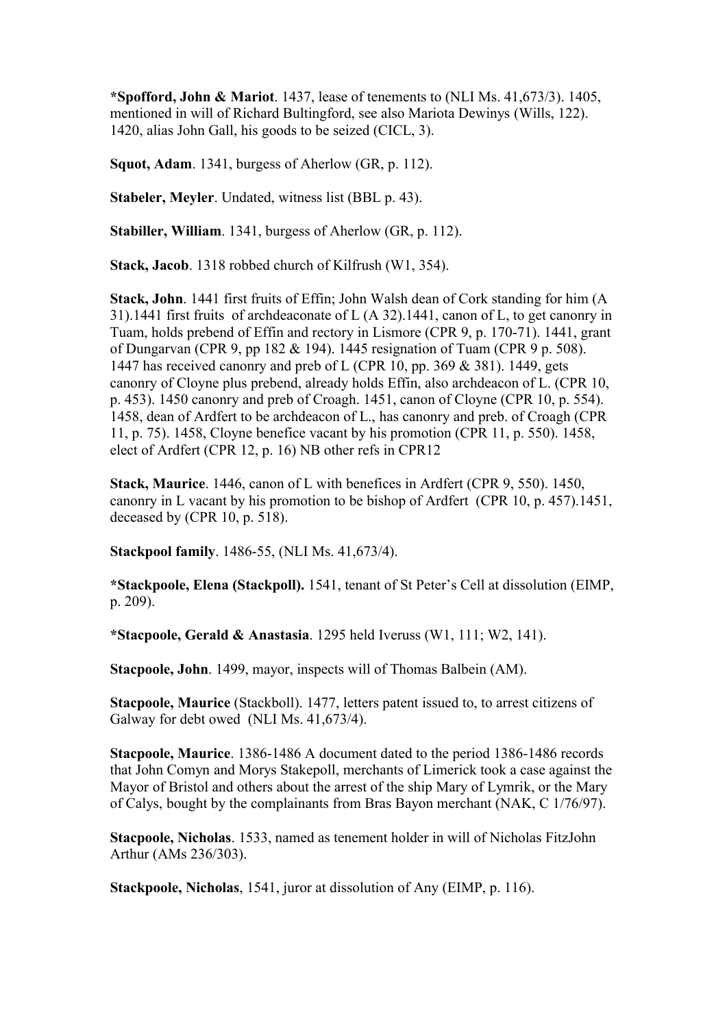**\*Spofford, John & Mariot**. 1437, lease of tenements to (NLI Ms. 41,673/3). 1405, mentioned in will of Richard Bultingford, see also Mariota Dewinys (Wills, 122). 1420, alias John Gall, his goods to be seized (CICL, 3).

**Squot, Adam**. 1341, burgess of Aherlow (GR, p. 112).

**Stabeler, Meyler**. Undated, witness list (BBL p. 43).

**Stabiller, William**. 1341, burgess of Aherlow (GR, p. 112).

**Stack, Jacob**. 1318 robbed church of Kilfrush (W1, 354).

**Stack, John**. 1441 first fruits of Effin; John Walsh dean of Cork standing for him (A 31).1441 first fruits of archdeaconate of L (A 32).1441, canon of L, to get canonry in Tuam, holds prebend of Effin and rectory in Lismore (CPR 9, p. 170-71). 1441, grant of Dungarvan (CPR 9, pp 182 & 194). 1445 resignation of Tuam (CPR 9 p. 508). 1447 has received canonry and preb of L (CPR 10, pp. 369 & 381). 1449, gets canonry of Cloyne plus prebend, already holds Effin, also archdeacon of L. (CPR 10, p. 453). 1450 canonry and preb of Croagh. 1451, canon of Cloyne (CPR 10, p. 554). 1458, dean of Ardfert to be archdeacon of L., has canonry and preb. of Croagh (CPR 11, p. 75). 1458, Cloyne benefice vacant by his promotion (CPR 11, p. 550). 1458, elect of Ardfert (CPR 12, p. 16) NB other refs in CPR12

**Stack, Maurice**. 1446, canon of L with benefices in Ardfert (CPR 9, 550). 1450, canonry in L vacant by his promotion to be bishop of Ardfert (CPR 10, p. 457).1451, deceased by (CPR 10, p. 518).

**Stackpool family**. 1486-55, (NLI Ms. 41,673/4).

**\*Stackpoole, Elena (Stackpoll).** 1541, tenant of St Peter's Cell at dissolution (EIMP, p. 209).

**\*Stacpoole, Gerald & Anastasia**. 1295 held Iveruss (W1, 111; W2, 141).

**Stacpoole, John**. 1499, mayor, inspects will of Thomas Balbein (AM).

**Stacpoole, Maurice** (Stackboll). 1477, letters patent issued to, to arrest citizens of Galway for debt owed (NLI Ms. 41,673/4).

**Stacpoole, Maurice**. 1386-1486 A document dated to the period 1386-1486 records that John Comyn and Morys Stakepoll, merchants of Limerick took a case against the Mayor of Bristol and others about the arrest of the ship Mary of Lymrik, or the Mary of Calys, bought by the complainants from Bras Bayon merchant (NAK, C 1/76/97).

**Stacpoole, Nicholas**. 1533, named as tenement holder in will of Nicholas FitzJohn Arthur (AMs 236/303).

**Stackpoole, Nicholas**, 1541, juror at dissolution of Any (EIMP, p. 116).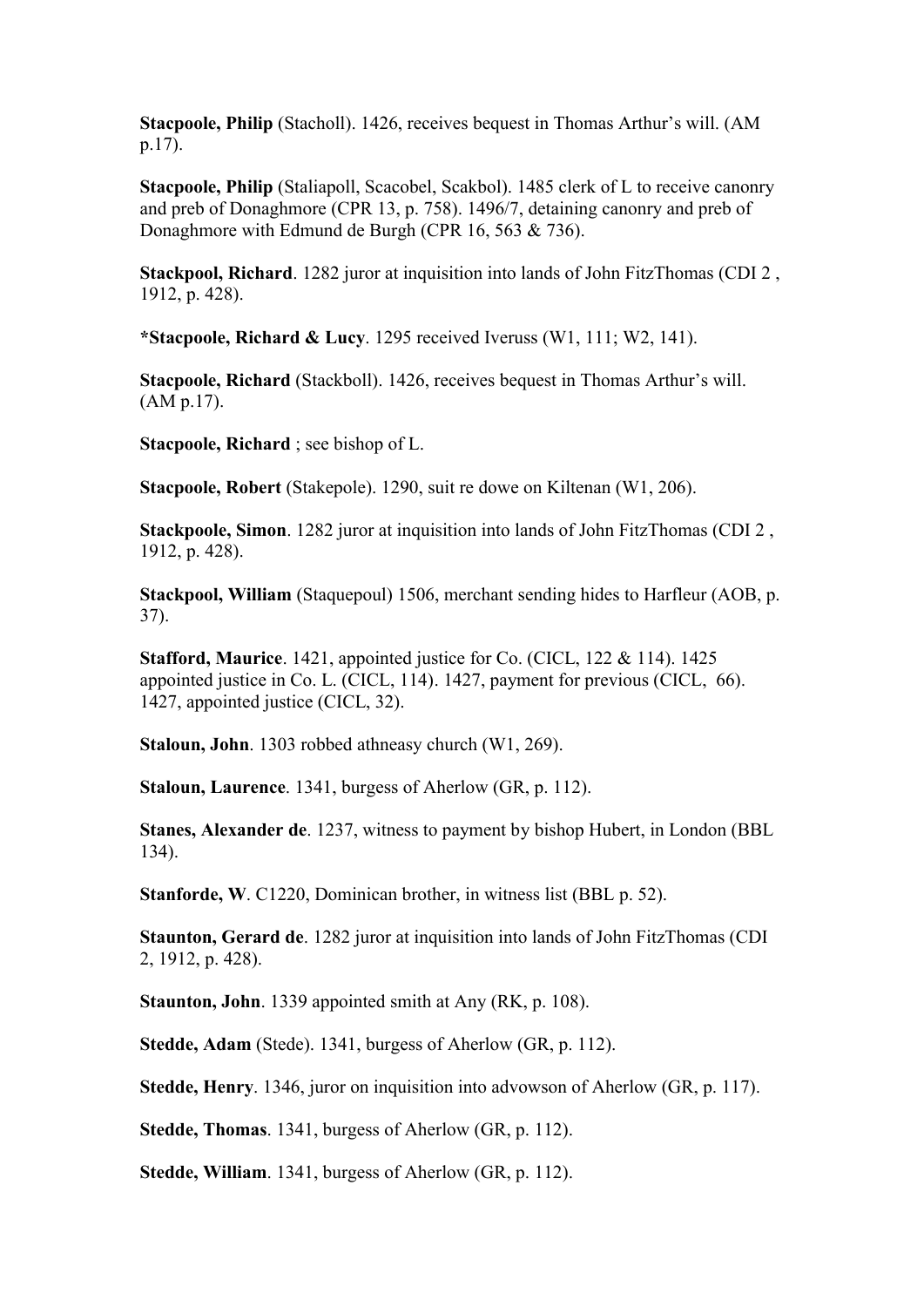**Stacpoole, Philip** (Stacholl). 1426, receives bequest in Thomas Arthur's will. (AM p.17).

**Stacpoole, Philip** (Staliapoll, Scacobel, Scakbol). 1485 clerk of L to receive canonry and preb of Donaghmore (CPR 13, p. 758). 1496/7, detaining canonry and preb of Donaghmore with Edmund de Burgh (CPR 16, 563 & 736).

**Stackpool, Richard**. 1282 juror at inquisition into lands of John FitzThomas (CDI 2 , 1912, p. 428).

***Stacpoole, Richard & Lucy**. 1295 received Iveruss (W1, 111; W2, 141).

**Stacpoole, Richard** (Stackboll). 1426, receives bequest in Thomas Arthur's will. (AM p.17).

**Stacpoole, Richard** ; see bishop of L.

**Stacpoole, Robert** (Stakepole). 1290, suit re dowe on Kiltenan (W1, 206).

**Stackpoole, Simon**. 1282 juror at inquisition into lands of John FitzThomas (CDI 2 , 1912, p. 428).

**Stackpool, William** (Staquepoul) 1506, merchant sending hides to Harfleur (AOB, p. 37).

**Stafford, Maurice**. 1421, appointed justice for Co. (CICL, 122 & 114). 1425 appointed justice in Co. L. (CICL, 114). 1427, payment for previous (CICL, 66). 1427, appointed justice (CICL, 32).

**Staloun, John**. 1303 robbed athneasy church (W1, 269).

**Staloun, Laurence**. 1341, burgess of Aherlow (GR, p. 112).

**Stanes, Alexander de**. 1237, witness to payment by bishop Hubert, in London (BBL 134).

**Stanforde, W**. C1220, Dominican brother, in witness list (BBL p. 52).

**Staunton, Gerard de**. 1282 juror at inquisition into lands of John FitzThomas (CDI 2, 1912, p. 428).

**Staunton, John**. 1339 appointed smith at Any (RK, p. 108).

**Stedde, Adam** (Stede). 1341, burgess of Aherlow (GR, p. 112).

**Stedde, Henry**. 1346, juror on inquisition into advowson of Aherlow (GR, p. 117).

**Stedde, Thomas**. 1341, burgess of Aherlow (GR, p. 112).

**Stedde, William**. 1341, burgess of Aherlow (GR, p. 112).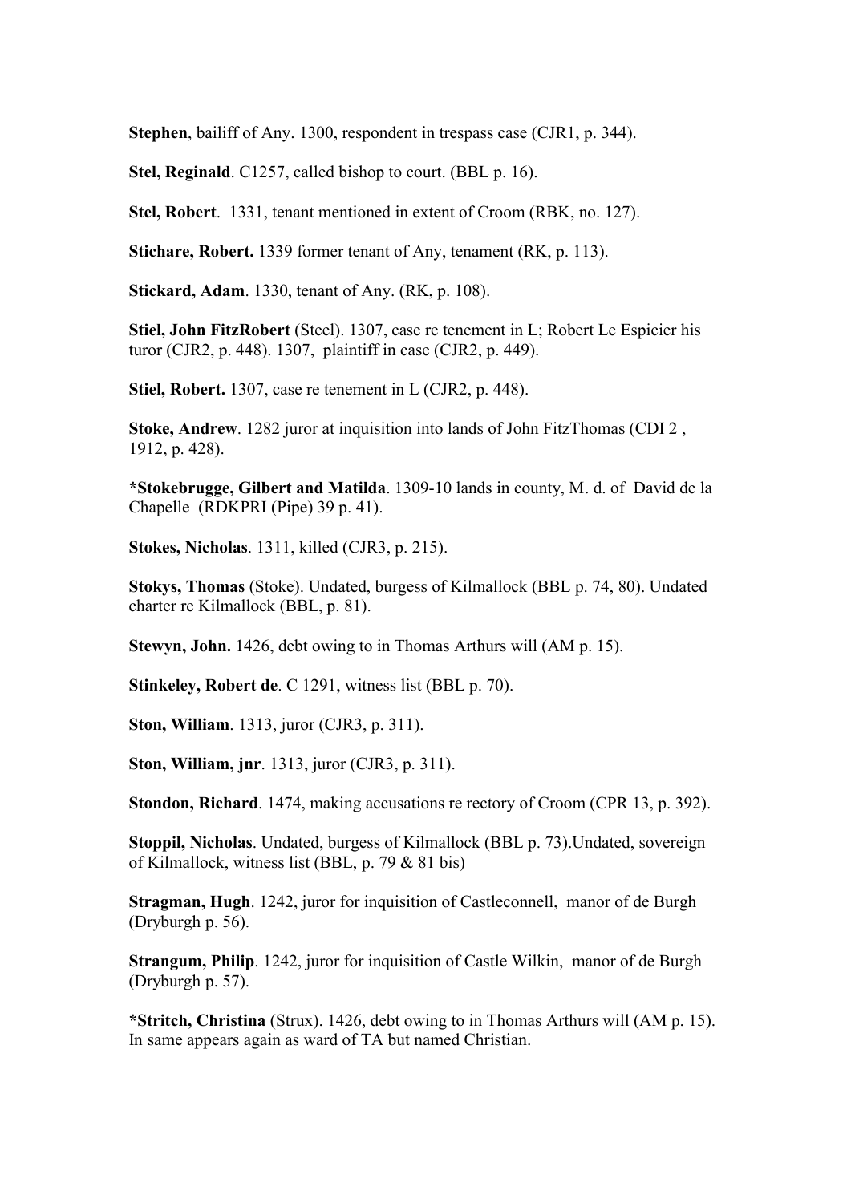**Stephen**, bailiff of Any. 1300, respondent in trespass case (CJR1, p. 344).

**Stel, Reginald**. C1257, called bishop to court. (BBL p. 16).

**Stel, Robert**. 1331, tenant mentioned in extent of Croom (RBK, no. 127).

**Stichare, Robert.** 1339 former tenant of Any, tenament (RK, p. 113).

**Stickard, Adam**. 1330, tenant of Any. (RK, p. 108).

**Stiel, John FitzRobert** (Steel). 1307, case re tenement in L; Robert Le Espicier his turor (CJR2, p. 448). 1307, plaintiff in case (CJR2, p. 449).

**Stiel, Robert.** 1307, case re tenement in L (CJR2, p. 448).

**Stoke, Andrew**. 1282 juror at inquisition into lands of John FitzThomas (CDI 2 , 1912, p. 428).

***Stokebrugge, Gilbert and Matilda**. 1309-10 lands in county, M. d. of David de la Chapelle (RDKPRI (Pipe) 39 p. 41).

**Stokes, Nicholas**. 1311, killed (CJR3, p. 215).

**Stokys, Thomas** (Stoke). Undated, burgess of Kilmallock (BBL p. 74, 80). Undated charter re Kilmallock (BBL, p. 81).

**Stewyn, John.** 1426, debt owing to in Thomas Arthurs will (AM p. 15).

**Stinkeley, Robert de**. C 1291, witness list (BBL p. 70).

**Ston, William**. 1313, juror (CJR3, p. 311).

**Ston, William, jnr**. 1313, juror (CJR3, p. 311).

**Stondon, Richard**. 1474, making accusations re rectory of Croom (CPR 13, p. 392).

**Stoppil, Nicholas**. Undated, burgess of Kilmallock (BBL p. 73).Undated, sovereign of Kilmallock, witness list (BBL, p. 79 & 81 bis)

**Stragman, Hugh**. 1242, juror for inquisition of Castleconnell, manor of de Burgh (Dryburgh p. 56).

**Strangum, Philip**. 1242, juror for inquisition of Castle Wilkin, manor of de Burgh (Dryburgh p. 57).

***Stritch, Christina** (Strux). 1426, debt owing to in Thomas Arthurs will (AM p. 15). In same appears again as ward of TA but named Christian.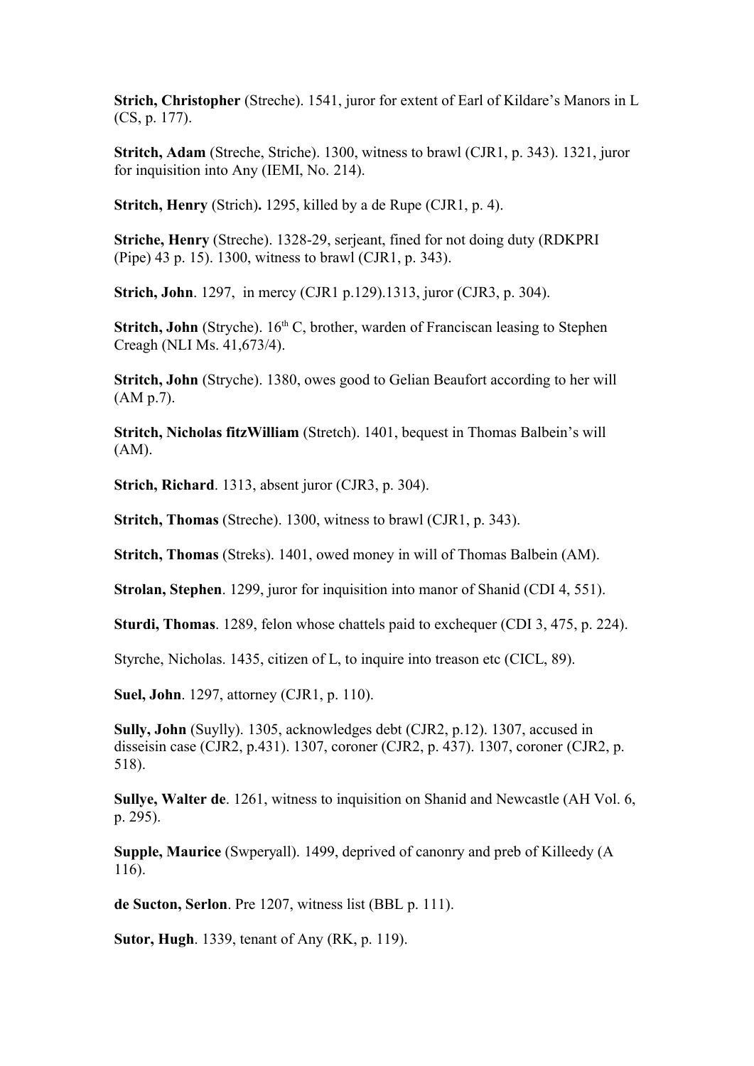**Strich, Christopher** (Streche). 1541, juror for extent of Earl of Kildare's Manors in L (CS, p. 177).

**Stritch, Adam** (Streche, Striche). 1300, witness to brawl (CJR1, p. 343). 1321, juror for inquisition into Any (IEMI, No. 214).

**Stritch, Henry** (Strich)**.** 1295, killed by a de Rupe (CJR1, p. 4).

**Striche, Henry** (Streche). 1328-29, serjeant, fined for not doing duty (RDKPRI (Pipe) 43 p. 15). 1300, witness to brawl (CJR1, p. 343).

**Strich, John**. 1297, in mercy (CJR1 p.129).1313, juror (CJR3, p. 304).

**Stritch, John** (Stryche). 16th C, brother, warden of Franciscan leasing to Stephen Creagh (NLI Ms. 41,673/4).

**Stritch, John** (Stryche). 1380, owes good to Gelian Beaufort according to her will (AM p.7).

**Stritch, Nicholas fitzWilliam** (Stretch). 1401, bequest in Thomas Balbein's will (AM).

**Strich, Richard**. 1313, absent juror (CJR3, p. 304).

**Stritch, Thomas** (Streche). 1300, witness to brawl (CJR1, p. 343).

**Stritch, Thomas** (Streks). 1401, owed money in will of Thomas Balbein (AM).

**Strolan, Stephen**. 1299, juror for inquisition into manor of Shanid (CDI 4, 551).

**Sturdi, Thomas**. 1289, felon whose chattels paid to exchequer (CDI 3, 475, p. 224).

Styrche, Nicholas. 1435, citizen of L, to inquire into treason etc (CICL, 89).

**Suel, John**. 1297, attorney (CJR1, p. 110).

**Sully, John** (Suylly). 1305, acknowledges debt (CJR2, p.12). 1307, accused in disseisin case (CJR2, p.431). 1307, coroner (CJR2, p. 437). 1307, coroner (CJR2, p. 518).

**Sullye, Walter de**. 1261, witness to inquisition on Shanid and Newcastle (AH Vol. 6, p. 295).

**Supple, Maurice** (Swperyall). 1499, deprived of canonry and preb of Killeedy (A 116).

**de Sucton, Serlon**. Pre 1207, witness list (BBL p. 111).

**Sutor, Hugh**. 1339, tenant of Any (RK, p. 119).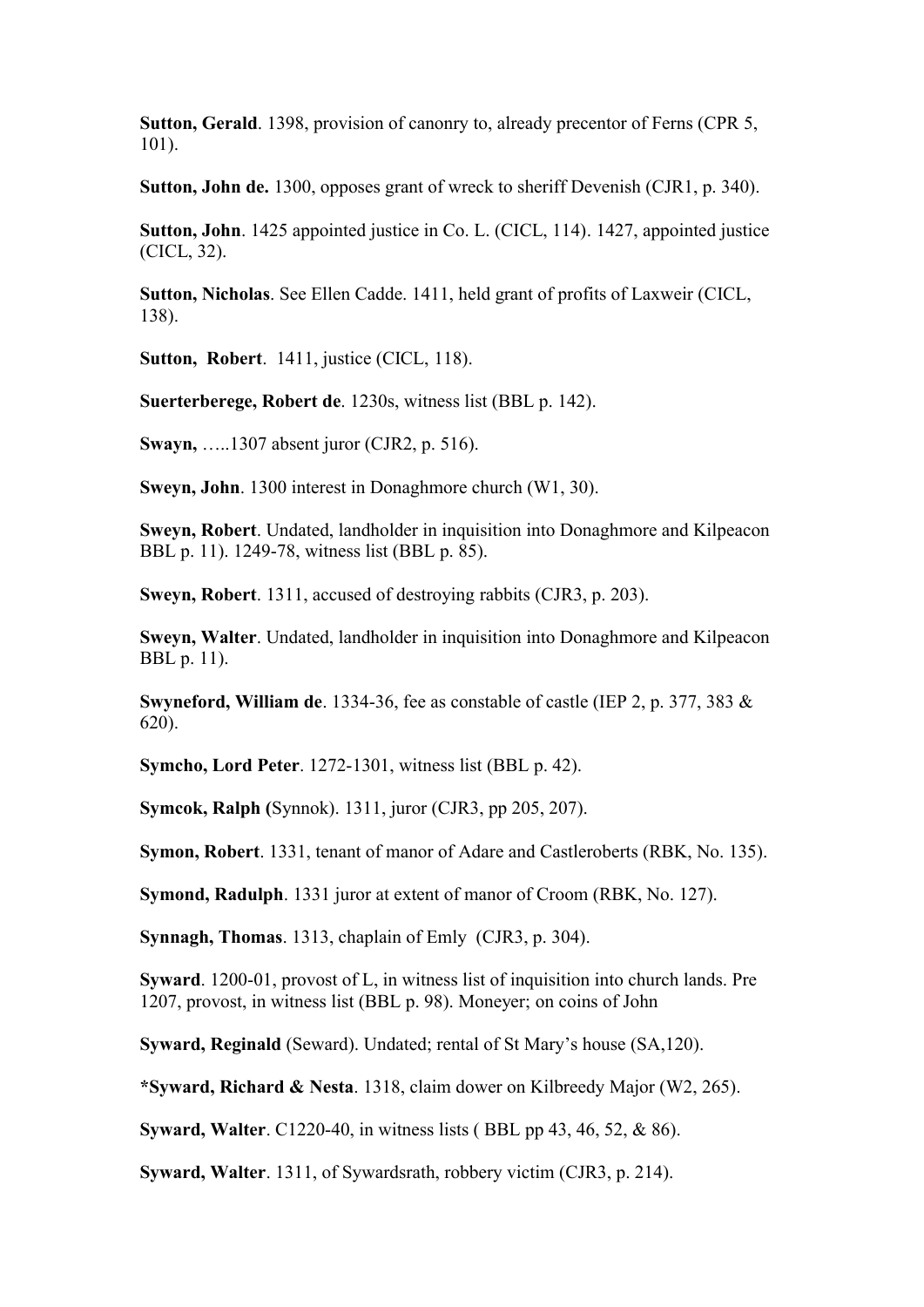**Sutton, Gerald**. 1398, provision of canonry to, already precentor of Ferns (CPR 5, 101).

**Sutton, John de.** 1300, opposes grant of wreck to sheriff Devenish (CJR1, p. 340).

**Sutton, John**. 1425 appointed justice in Co. L. (CICL, 114). 1427, appointed justice (CICL, 32).

**Sutton, Nicholas**. See Ellen Cadde. 1411, held grant of profits of Laxweir (CICL, 138).

**Sutton, Robert**. 1411, justice (CICL, 118).

**Suerterberege, Robert de**. 1230s, witness list (BBL p. 142).

**Swayn,** …..1307 absent juror (CJR2, p. 516).

**Sweyn, John**. 1300 interest in Donaghmore church (W1, 30).

**Sweyn, Robert**. Undated, landholder in inquisition into Donaghmore and Kilpeacon BBL p. 11). 1249-78, witness list (BBL p. 85).

**Sweyn, Robert**. 1311, accused of destroying rabbits (CJR3, p. 203).

**Sweyn, Walter**. Undated, landholder in inquisition into Donaghmore and Kilpeacon BBL p. 11).

**Swyneford, William de**. 1334-36, fee as constable of castle (IEP 2, p. 377, 383 & 620).

**Symcho, Lord Peter**. 1272-1301, witness list (BBL p. 42).

**Symcok, Ralph (**Synnok). 1311, juror (CJR3, pp 205, 207).

**Symon, Robert**. 1331, tenant of manor of Adare and Castleroberts (RBK, No. 135).

**Symond, Radulph**. 1331 juror at extent of manor of Croom (RBK, No. 127).

**Synnagh, Thomas**. 1313, chaplain of Emly (CJR3, p. 304).

**Syward**. 1200-01, provost of L, in witness list of inquisition into church lands. Pre 1207, provost, in witness list (BBL p. 98). Moneyer; on coins of John

**Syward, Reginald** (Seward). Undated; rental of St Mary's house (SA,120).

***Syward, Richard & Nesta**. 1318, claim dower on Kilbreedy Major (W2, 265).

**Syward, Walter**. C1220-40, in witness lists ( BBL pp 43, 46, 52, & 86).

**Syward, Walter**. 1311, of Sywardsrath, robbery victim (CJR3, p. 214).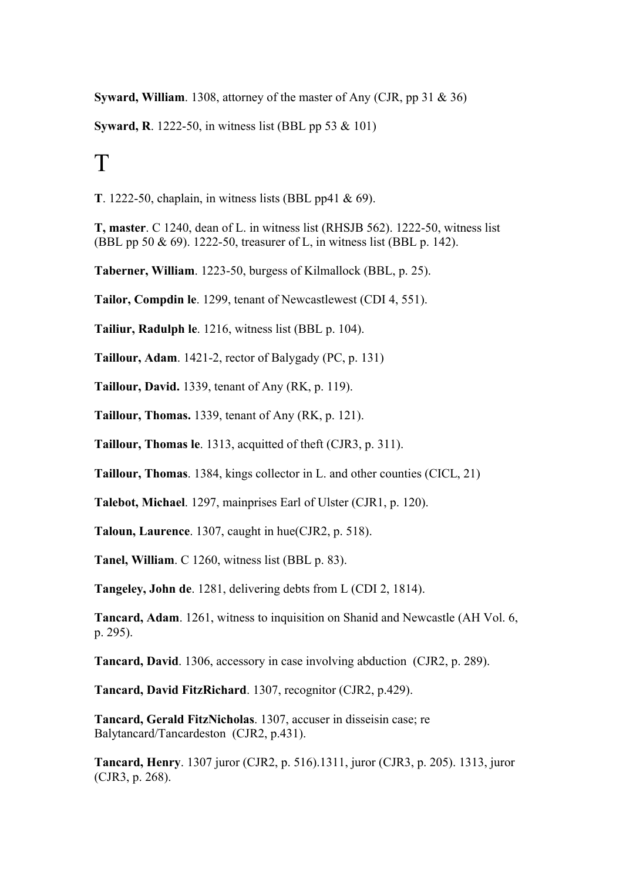**Syward, William**. 1308, attorney of the master of Any (CJR, pp 31 & 36)

**Syward, R**. 1222-50, in witness list (BBL pp 53 & 101)

# T

**T**. 1222-50, chaplain, in witness lists (BBL pp41 & 69).

**T, master**. C 1240, dean of L. in witness list (RHSJB 562). 1222-50, witness list (BBL pp 50 & 69). 1222-50, treasurer of L, in witness list (BBL p. 142).

**Taberner, William**. 1223-50, burgess of Kilmallock (BBL, p. 25).

**Tailor, Compdin le**. 1299, tenant of Newcastlewest (CDI 4, 551).

**Tailiur, Radulph le**. 1216, witness list (BBL p. 104).

**Taillour, Adam**. 1421-2, rector of Balygady (PC, p. 131)

**Taillour, David.** 1339, tenant of Any (RK, p. 119).

**Taillour, Thomas.** 1339, tenant of Any (RK, p. 121).

**Taillour, Thomas le**. 1313, acquitted of theft (CJR3, p. 311).

**Taillour, Thomas**. 1384, kings collector in L. and other counties (CICL, 21)

**Talebot, Michael**. 1297, mainprises Earl of Ulster (CJR1, p. 120).

**Taloun, Laurence**. 1307, caught in hue(CJR2, p. 518).

**Tanel, William**. C 1260, witness list (BBL p. 83).

**Tangeley, John de**. 1281, delivering debts from L (CDI 2, 1814).

**Tancard, Adam**. 1261, witness to inquisition on Shanid and Newcastle (AH Vol. 6, p. 295).

**Tancard, David**. 1306, accessory in case involving abduction (CJR2, p. 289).

**Tancard, David FitzRichard**. 1307, recognitor (CJR2, p.429).

**Tancard, Gerald FitzNicholas**. 1307, accuser in disseisin case; re Balytancard/Tancardeston (CJR2, p.431).

**Tancard, Henry**. 1307 juror (CJR2, p. 516).1311, juror (CJR3, p. 205). 1313, juror (CJR3, p. 268).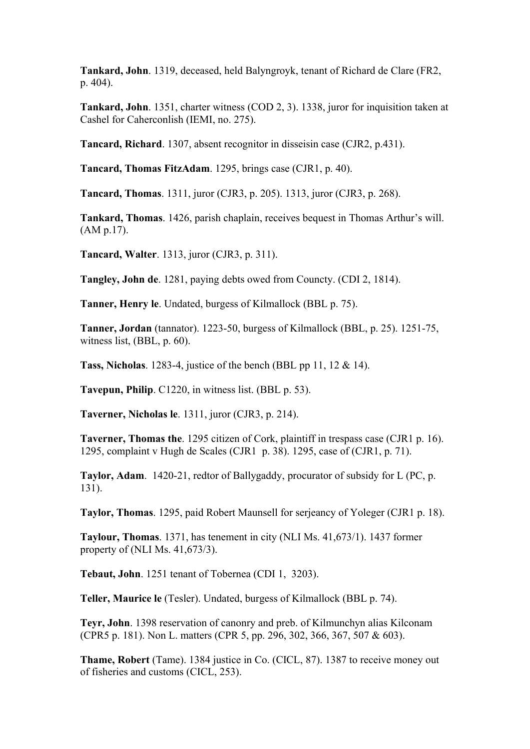**Tankard, John**. 1319, deceased, held Balyngroyk, tenant of Richard de Clare (FR2, p. 404).

**Tankard, John**. 1351, charter witness (COD 2, 3). 1338, juror for inquisition taken at Cashel for Caherconlish (IEMI, no. 275).

**Tancard, Richard**. 1307, absent recognitor in disseisin case (CJR2, p.431).

**Tancard, Thomas FitzAdam**. 1295, brings case (CJR1, p. 40).

**Tancard, Thomas**. 1311, juror (CJR3, p. 205). 1313, juror (CJR3, p. 268).

**Tankard, Thomas**. 1426, parish chaplain, receives bequest in Thomas Arthur's will. (AM p.17).

**Tancard, Walter**. 1313, juror (CJR3, p. 311).

**Tangley, John de**. 1281, paying debts owed from Councty. (CDI 2, 1814).

**Tanner, Henry le**. Undated, burgess of Kilmallock (BBL p. 75).

**Tanner, Jordan** (tannator). 1223-50, burgess of Kilmallock (BBL, p. 25). 1251-75, witness list, (BBL, p. 60).

**Tass, Nicholas**. 1283-4, justice of the bench (BBL pp 11, 12 & 14).

**Tavepun, Philip**. C1220, in witness list. (BBL p. 53).

**Taverner, Nicholas le**. 1311, juror (CJR3, p. 214).

**Taverner, Thomas the**. 1295 citizen of Cork, plaintiff in trespass case (CJR1 p. 16). 1295, complaint v Hugh de Scales (CJR1 p. 38). 1295, case of (CJR1, p. 71).

**Taylor, Adam**. 1420-21, redtor of Ballygaddy, procurator of subsidy for L (PC, p. 131).

**Taylor, Thomas**. 1295, paid Robert Maunsell for serjeancy of Yoleger (CJR1 p. 18).

**Taylour, Thomas**. 1371, has tenement in city (NLI Ms. 41,673/1). 1437 former property of (NLI Ms. 41,673/3).

**Tebaut, John**. 1251 tenant of Tobernea (CDI 1, 3203).

**Teller, Maurice le** (Tesler). Undated, burgess of Kilmallock (BBL p. 74).

**Teyr, John**. 1398 reservation of canonry and preb. of Kilmunchyn alias Kilconam (CPR5 p. 181). Non L. matters (CPR 5, pp. 296, 302, 366, 367, 507 & 603).

**Thame, Robert** (Tame). 1384 justice in Co. (CICL, 87). 1387 to receive money out of fisheries and customs (CICL, 253).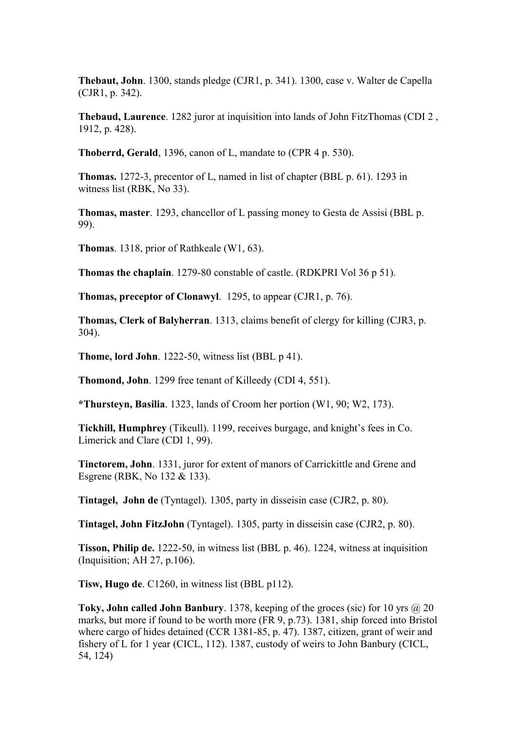**Thebaut, John**. 1300, stands pledge (CJR1, p. 341). 1300, case v. Walter de Capella (CJR1, p. 342).

**Thebaud, Laurence**. 1282 juror at inquisition into lands of John FitzThomas (CDI 2 , 1912, p. 428).

**Thoberrd, Gerald**, 1396, canon of L, mandate to (CPR 4 p. 530).

**Thomas.** 1272-3, precentor of L, named in list of chapter (BBL p. 61). 1293 in witness list (RBK, No 33).

**Thomas, master**. 1293, chancellor of L passing money to Gesta de Assisi (BBL p. 99).

**Thomas**. 1318, prior of Rathkeale (W1, 63).

**Thomas the chaplain**. 1279-80 constable of castle. (RDKPRI Vol 36 p 51).

**Thomas, preceptor of Clonawyl**. 1295, to appear (CJR1, p. 76).

**Thomas, Clerk of Balyherran**. 1313, claims benefit of clergy for killing (CJR3, p. 304).

**Thome, lord John**. 1222-50, witness list (BBL p 41).

**Thomond, John**. 1299 free tenant of Killeedy (CDI 4, 551).

***Thursteyn, Basilia**. 1323, lands of Croom her portion (W1, 90; W2, 173).

**Tickhill, Humphrey** (Tikeull). 1199, receives burgage, and knight's fees in Co. Limerick and Clare (CDI 1, 99).

**Tinctorem, John**. 1331, juror for extent of manors of Carrickittle and Grene and Esgrene (RBK, No 132 & 133).

**Tintagel, John de** (Tyntagel). 1305, party in disseisin case (CJR2, p. 80).

**Tintagel, John FitzJohn** (Tyntagel). 1305, party in disseisin case (CJR2, p. 80).

**Tisson, Philip de.** 1222-50, in witness list (BBL p. 46). 1224, witness at inquisition (Inquisition; AH 27, p.106).

**Tisw, Hugo de**. C1260, in witness list (BBL p112).

**Toky, John called John Banbury**. 1378, keeping of the groces (sic) for 10 yrs @ 20 marks, but more if found to be worth more (FR 9, p.73). 1381, ship forced into Bristol where cargo of hides detained (CCR 1381-85, p. 47). 1387, citizen, grant of weir and fishery of L for 1 year (CICL, 112). 1387, custody of weirs to John Banbury (CICL, 54, 124)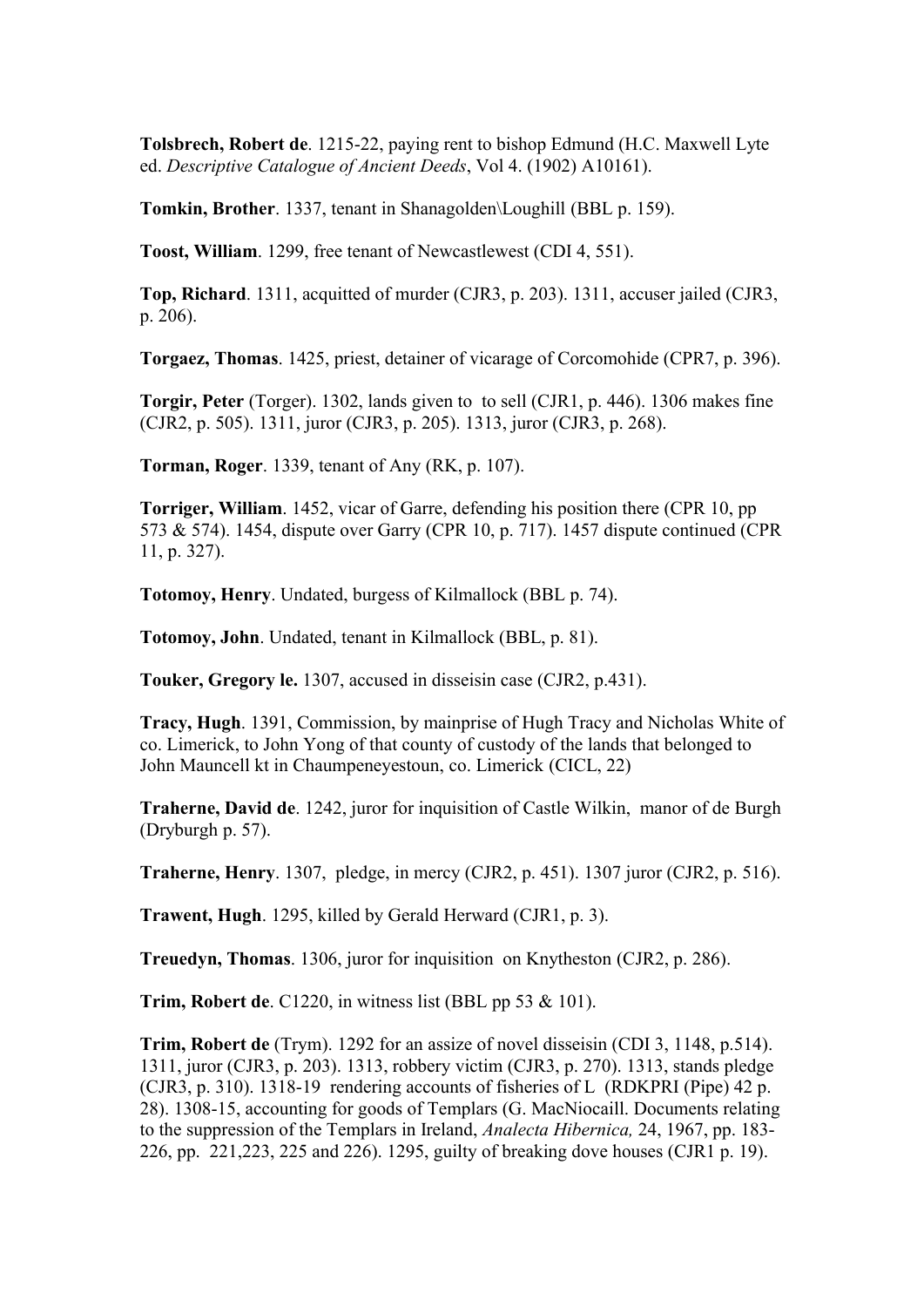**Tolsbrech, Robert de**. 1215-22, paying rent to bishop Edmund (H.C. Maxwell Lyte ed. *Descriptive Catalogue of Ancient Deeds*, Vol 4. (1902) A10161).

**Tomkin, Brother**. 1337, tenant in Shanagolden\Loughill (BBL p. 159).

**Toost, William**. 1299, free tenant of Newcastlewest (CDI 4, 551).

**Top, Richard**. 1311, acquitted of murder (CJR3, p. 203). 1311, accuser jailed (CJR3, p. 206).

**Torgaez, Thomas**. 1425, priest, detainer of vicarage of Corcomohide (CPR7, p. 396).

**Torgir, Peter** (Torger). 1302, lands given to to sell (CJR1, p. 446). 1306 makes fine (CJR2, p. 505). 1311, juror (CJR3, p. 205). 1313, juror (CJR3, p. 268).

**Torman, Roger**. 1339, tenant of Any (RK, p. 107).

**Torriger, William**. 1452, vicar of Garre, defending his position there (CPR 10, pp 573 & 574). 1454, dispute over Garry (CPR 10, p. 717). 1457 dispute continued (CPR 11, p. 327).

**Totomoy, Henry**. Undated, burgess of Kilmallock (BBL p. 74).

**Totomoy, John**. Undated, tenant in Kilmallock (BBL, p. 81).

**Touker, Gregory le.** 1307, accused in disseisin case (CJR2, p.431).

**Tracy, Hugh**. 1391, Commission, by mainprise of Hugh Tracy and Nicholas White of co. Limerick, to John Yong of that county of custody of the lands that belonged to John Mauncell kt in Chaumpeneyestoun, co. Limerick (CICL, 22)

**Traherne, David de**. 1242, juror for inquisition of Castle Wilkin, manor of de Burgh (Dryburgh p. 57).

**Traherne, Henry**. 1307, pledge, in mercy (CJR2, p. 451). 1307 juror (CJR2, p. 516).

**Trawent, Hugh**. 1295, killed by Gerald Herward (CJR1, p. 3).

**Treuedyn, Thomas**. 1306, juror for inquisition on Knytheston (CJR2, p. 286).

**Trim, Robert de**. C1220, in witness list (BBL pp 53 & 101).

**Trim, Robert de** (Trym). 1292 for an assize of novel disseisin (CDI 3, 1148, p.514). 1311, juror (CJR3, p. 203). 1313, robbery victim (CJR3, p. 270). 1313, stands pledge (CJR3, p. 310). 1318-19 rendering accounts of fisheries of L (RDKPRI (Pipe) 42 p. 28). 1308-15, accounting for goods of Templars (G. MacNiocaill. Documents relating to the suppression of the Templars in Ireland, *Analecta Hibernica,* 24, 1967, pp. 183-226, pp. 221,223, 225 and 226). 1295, guilty of breaking dove houses (CJR1 p. 19).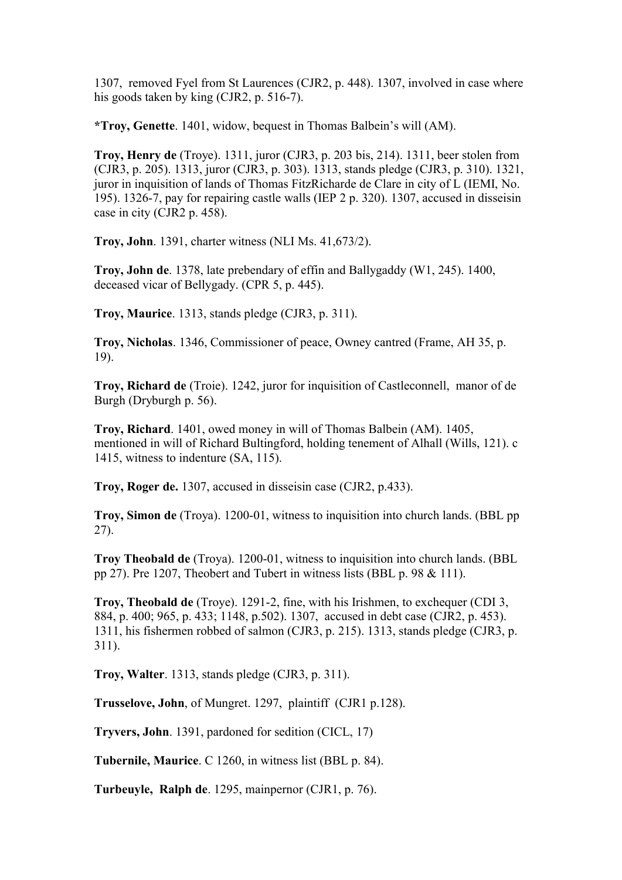1307, removed Fyel from St Laurences (CJR2, p. 448). 1307, involved in case where his goods taken by king (CJR2, p. 516-7).

***Troy, Genette**. 1401, widow, bequest in Thomas Balbein's will (AM).

**Troy, Henry de** (Troye). 1311, juror (CJR3, p. 203 bis, 214). 1311, beer stolen from (CJR3, p. 205). 1313, juror (CJR3, p. 303). 1313, stands pledge (CJR3, p. 310). 1321, juror in inquisition of lands of Thomas FitzRicharde de Clare in city of L (IEMI, No. 195). 1326-7, pay for repairing castle walls (IEP 2 p. 320). 1307, accused in disseisin case in city (CJR2 p. 458).

**Troy, John**. 1391, charter witness (NLI Ms. 41,673/2).

**Troy, John de**. 1378, late prebendary of effin and Ballygaddy (W1, 245). 1400, deceased vicar of Bellygady. (CPR 5, p. 445).

**Troy, Maurice**. 1313, stands pledge (CJR3, p. 311).

**Troy, Nicholas**. 1346, Commissioner of peace, Owney cantred (Frame, AH 35, p. 19).

**Troy, Richard de** (Troie). 1242, juror for inquisition of Castleconnell, manor of de Burgh (Dryburgh p. 56).

**Troy, Richard**. 1401, owed money in will of Thomas Balbein (AM). 1405, mentioned in will of Richard Bultingford, holding tenement of Alhall (Wills, 121). c 1415, witness to indenture (SA, 115).

**Troy, Roger de.** 1307, accused in disseisin case (CJR2, p.433).

**Troy, Simon de** (Troya). 1200-01, witness to inquisition into church lands. (BBL pp 27).

**Troy Theobald de** (Troya). 1200-01, witness to inquisition into church lands. (BBL pp 27). Pre 1207, Theobert and Tubert in witness lists (BBL p. 98 & 111).

**Troy, Theobald de** (Troye). 1291-2, fine, with his Irishmen, to exchequer (CDI 3, 884, p. 400; 965, p. 433; 1148, p.502). 1307, accused in debt case (CJR2, p. 453). 1311, his fishermen robbed of salmon (CJR3, p. 215). 1313, stands pledge (CJR3, p. 311).

**Troy, Walter**. 1313, stands pledge (CJR3, p. 311).

**Trusselove, John**, of Mungret. 1297, plaintiff (CJR1 p.128).

**Tryvers, John**. 1391, pardoned for sedition (CICL, 17)

**Tubernile, Maurice**. C 1260, in witness list (BBL p. 84).

**Turbeuyle, Ralph de**. 1295, mainpernor (CJR1, p. 76).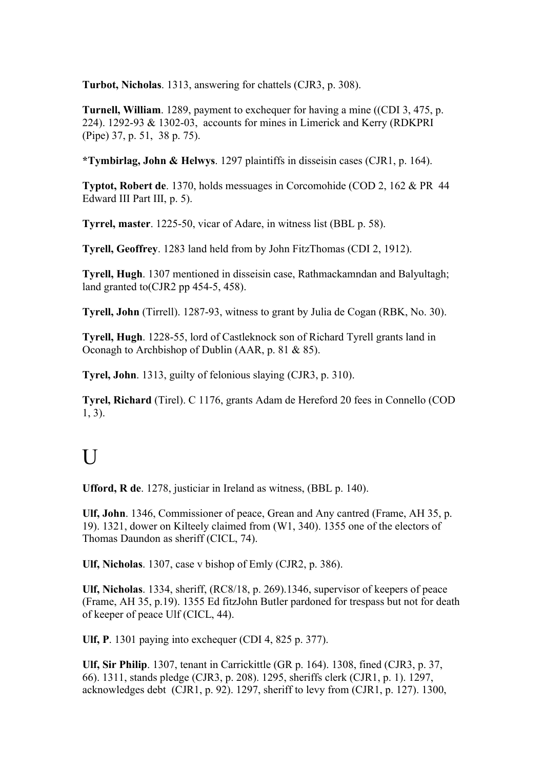**Turbot, Nicholas**. 1313, answering for chattels (CJR3, p. 308).

**Turnell, William**. 1289, payment to exchequer for having a mine ((CDI 3, 475, p. 224). 1292-93 & 1302-03, accounts for mines in Limerick and Kerry (RDKPRI (Pipe) 37, p. 51, 38 p. 75).

***Tymbirlag, John & Helwys**. 1297 plaintiffs in disseisin cases (CJR1, p. 164).

**Typtot, Robert de**. 1370, holds messuages in Corcomohide (COD 2, 162 & PR 44 Edward III Part III, p. 5).

**Tyrrel, master**. 1225-50, vicar of Adare, in witness list (BBL p. 58).

**Tyrell, Geoffrey**. 1283 land held from by John FitzThomas (CDI 2, 1912).

**Tyrell, Hugh**. 1307 mentioned in disseisin case, Rathmackamndan and Balyultagh; land granted to(CJR2 pp 454-5, 458).

**Tyrell, John** (Tirrell). 1287-93, witness to grant by Julia de Cogan (RBK, No. 30).

**Tyrell, Hugh**. 1228-55, lord of Castleknock son of Richard Tyrell grants land in Oconagh to Archbishop of Dublin (AAR, p. 81 & 85).

**Tyrel, John**. 1313, guilty of felonious slaying (CJR3, p. 310).

**Tyrel, Richard** (Tirel). C 1176, grants Adam de Hereford 20 fees in Connello (COD 1, 3).

# U

**Ufford, R de**. 1278, justiciar in Ireland as witness, (BBL p. 140).

**Ulf, John**. 1346, Commissioner of peace, Grean and Any cantred (Frame, AH 35, p. 19). 1321, dower on Kilteely claimed from (W1, 340). 1355 one of the electors of Thomas Daundon as sheriff (CICL, 74).

**Ulf, Nicholas**. 1307, case v bishop of Emly (CJR2, p. 386).

**Ulf, Nicholas**. 1334, sheriff, (RC8/18, p. 269).1346, supervisor of keepers of peace (Frame, AH 35, p.19). 1355 Ed fitzJohn Butler pardoned for trespass but not for death of keeper of peace Ulf (CICL, 44).

**Ulf, P**. 1301 paying into exchequer (CDI 4, 825 p. 377).

**Ulf, Sir Philip**. 1307, tenant in Carrickittle (GR p. 164). 1308, fined (CJR3, p. 37, 66). 1311, stands pledge (CJR3, p. 208). 1295, sheriffs clerk (CJR1, p. 1). 1297, acknowledges debt (CJR1, p. 92). 1297, sheriff to levy from (CJR1, p. 127). 1300,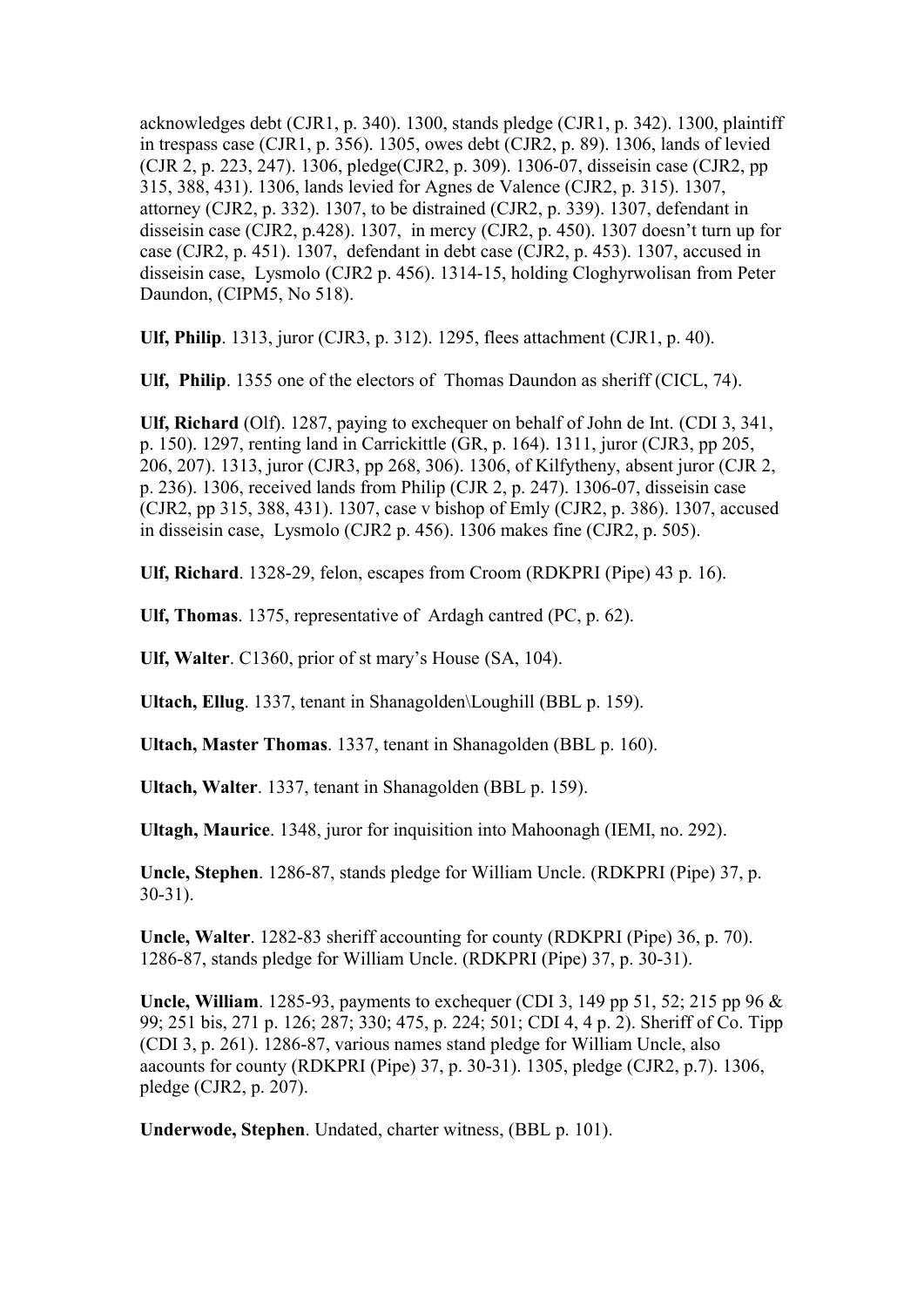acknowledges debt (CJR1, p. 340). 1300, stands pledge (CJR1, p. 342). 1300, plaintiff in trespass case (CJR1, p. 356). 1305, owes debt (CJR2, p. 89). 1306, lands of levied (CJR 2, p. 223, 247). 1306, pledge(CJR2, p. 309). 1306-07, disseisin case (CJR2, pp 315, 388, 431). 1306, lands levied for Agnes de Valence (CJR2, p. 315). 1307, attorney (CJR2, p. 332). 1307, to be distrained (CJR2, p. 339). 1307, defendant in disseisin case (CJR2, p.428). 1307, in mercy (CJR2, p. 450). 1307 doesn't turn up for case (CJR2, p. 451). 1307, defendant in debt case (CJR2, p. 453). 1307, accused in disseisin case, Lysmolo (CJR2 p. 456). 1314-15, holding Cloghyrwolisan from Peter Daundon, (CIPM5, No 518).

**Ulf, Philip**. 1313, juror (CJR3, p. 312). 1295, flees attachment (CJR1, p. 40).

**Ulf, Philip**. 1355 one of the electors of Thomas Daundon as sheriff (CICL, 74).

**Ulf, Richard** (Olf). 1287, paying to exchequer on behalf of John de Int. (CDI 3, 341, p. 150). 1297, renting land in Carrickittle (GR, p. 164). 1311, juror (CJR3, pp 205, 206, 207). 1313, juror (CJR3, pp 268, 306). 1306, of Kilfytheny, absent juror (CJR 2, p. 236). 1306, received lands from Philip (CJR 2, p. 247). 1306-07, disseisin case (CJR2, pp 315, 388, 431). 1307, case v bishop of Emly (CJR2, p. 386). 1307, accused in disseisin case, Lysmolo (CJR2 p. 456). 1306 makes fine (CJR2, p. 505).

**Ulf, Richard**. 1328-29, felon, escapes from Croom (RDKPRI (Pipe) 43 p. 16).

**Ulf, Thomas**. 1375, representative of Ardagh cantred (PC, p. 62).

**Ulf, Walter**. C1360, prior of st mary's House (SA, 104).

**Ultach, Ellug**. 1337, tenant in Shanagolden\Loughill (BBL p. 159).

**Ultach, Master Thomas**. 1337, tenant in Shanagolden (BBL p. 160).

**Ultach, Walter**. 1337, tenant in Shanagolden (BBL p. 159).

**Ultagh, Maurice**. 1348, juror for inquisition into Mahoonagh (IEMI, no. 292).

**Uncle, Stephen**. 1286-87, stands pledge for William Uncle. (RDKPRI (Pipe) 37, p. 30-31).

**Uncle, Walter**. 1282-83 sheriff accounting for county (RDKPRI (Pipe) 36, p. 70). 1286-87, stands pledge for William Uncle. (RDKPRI (Pipe) 37, p. 30-31).

**Uncle, William**. 1285-93, payments to exchequer (CDI 3, 149 pp 51, 52; 215 pp 96 & 99; 251 bis, 271 p. 126; 287; 330; 475, p. 224; 501; CDI 4, 4 p. 2). Sheriff of Co. Tipp (CDI 3, p. 261). 1286-87, various names stand pledge for William Uncle, also aacounts for county (RDKPRI (Pipe) 37, p. 30-31). 1305, pledge (CJR2, p.7). 1306, pledge (CJR2, p. 207).

**Underwode, Stephen**. Undated, charter witness, (BBL p. 101).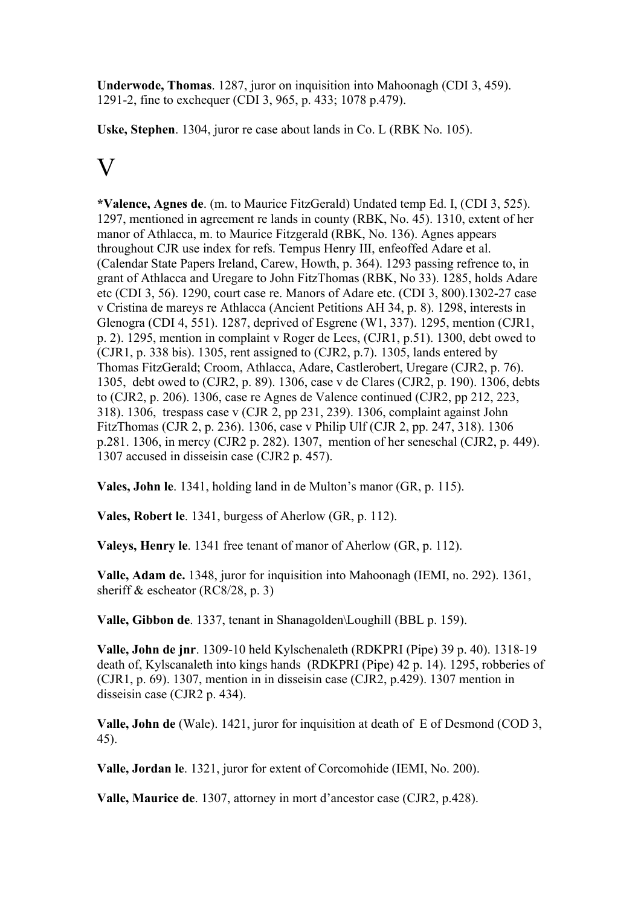**Underwode, Thomas**. 1287, juror on inquisition into Mahoonagh (CDI 3, 459). 1291-2, fine to exchequer (CDI 3, 965, p. 433; 1078 p.479).

**Uske, Stephen**. 1304, juror re case about lands in Co. L (RBK No. 105).

# V

***Valence, Agnes de**. (m. to Maurice FitzGerald) Undated temp Ed. I, (CDI 3, 525). 1297, mentioned in agreement re lands in county (RBK, No. 45). 1310, extent of her manor of Athlacca, m. to Maurice Fitzgerald (RBK, No. 136). Agnes appears throughout CJR use index for refs. Tempus Henry III, enfeoffed Adare et al. (Calendar State Papers Ireland, Carew, Howth, p. 364). 1293 passing refrence to, in grant of Athlacca and Uregare to John FitzThomas (RBK, No 33). 1285, holds Adare etc (CDI 3, 56). 1290, court case re. Manors of Adare etc. (CDI 3, 800).1302-27 case v Cristina de mareys re Athlacca (Ancient Petitions AH 34, p. 8). 1298, interests in Glenogra (CDI 4, 551). 1287, deprived of Esgrene (W1, 337). 1295, mention (CJR1, p. 2). 1295, mention in complaint v Roger de Lees, (CJR1, p.51). 1300, debt owed to (CJR1, p. 338 bis). 1305, rent assigned to (CJR2, p.7). 1305, lands entered by Thomas FitzGerald; Croom, Athlacca, Adare, Castlerobert, Uregare (CJR2, p. 76). 1305, debt owed to (CJR2, p. 89). 1306, case v de Clares (CJR2, p. 190). 1306, debts to (CJR2, p. 206). 1306, case re Agnes de Valence continued (CJR2, pp 212, 223, 318). 1306, trespass case v (CJR 2, pp 231, 239). 1306, complaint against John FitzThomas (CJR 2, p. 236). 1306, case v Philip Ulf (CJR 2, pp. 247, 318). 1306 p.281. 1306, in mercy (CJR2 p. 282). 1307, mention of her seneschal (CJR2, p. 449). 1307 accused in disseisin case (CJR2 p. 457).

**Vales, John le**. 1341, holding land in de Multon's manor (GR, p. 115).

**Vales, Robert le**. 1341, burgess of Aherlow (GR, p. 112).

**Valeys, Henry le**. 1341 free tenant of manor of Aherlow (GR, p. 112).

**Valle, Adam de.** 1348, juror for inquisition into Mahoonagh (IEMI, no. 292). 1361, sheriff & escheator (RC8/28, p. 3)

**Valle, Gibbon de**. 1337, tenant in Shanagolden\Loughill (BBL p. 159).

**Valle, John de jnr**. 1309-10 held Kylschenaleth (RDKPRI (Pipe) 39 p. 40). 1318-19 death of, Kylscanaleth into kings hands (RDKPRI (Pipe) 42 p. 14). 1295, robberies of (CJR1, p. 69). 1307, mention in in disseisin case (CJR2, p.429). 1307 mention in disseisin case (CJR2 p. 434).

**Valle, John de** (Wale). 1421, juror for inquisition at death of E of Desmond (COD 3, 45).

**Valle, Jordan le**. 1321, juror for extent of Corcomohide (IEMI, No. 200).

**Valle, Maurice de**. 1307, attorney in mort d'ancestor case (CJR2, p.428).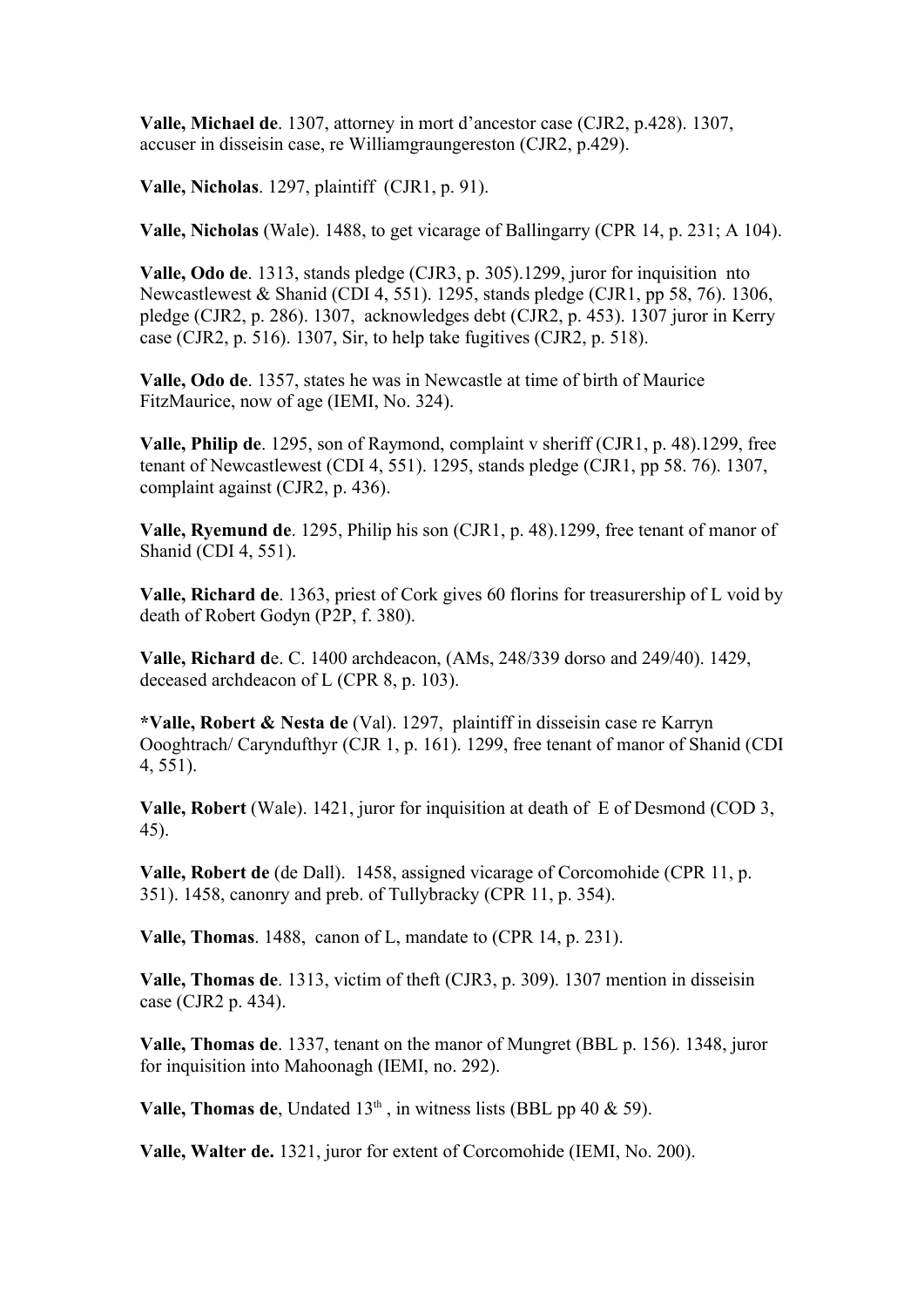**Valle, Michael de**. 1307, attorney in mort d'ancestor case (CJR2, p.428). 1307, accuser in disseisin case, re Williamgraungereston (CJR2, p.429).

**Valle, Nicholas**. 1297, plaintiff (CJR1, p. 91).

**Valle, Nicholas** (Wale). 1488, to get vicarage of Ballingarry (CPR 14, p. 231; A 104).

**Valle, Odo de**. 1313, stands pledge (CJR3, p. 305).1299, juror for inquisition nto Newcastlewest & Shanid (CDI 4, 551). 1295, stands pledge (CJR1, pp 58, 76). 1306, pledge (CJR2, p. 286). 1307, acknowledges debt (CJR2, p. 453). 1307 juror in Kerry case (CJR2, p. 516). 1307, Sir, to help take fugitives (CJR2, p. 518).

**Valle, Odo de**. 1357, states he was in Newcastle at time of birth of Maurice FitzMaurice, now of age (IEMI, No. 324).

**Valle, Philip de**. 1295, son of Raymond, complaint v sheriff (CJR1, p. 48).1299, free tenant of Newcastlewest (CDI 4, 551). 1295, stands pledge (CJR1, pp 58. 76). 1307, complaint against (CJR2, p. 436).

**Valle, Ryemund de**. 1295, Philip his son (CJR1, p. 48).1299, free tenant of manor of Shanid (CDI 4, 551).

**Valle, Richard de**. 1363, priest of Cork gives 60 florins for treasurership of L void by death of Robert Godyn (P2P, f. 380).

**Valle, Richard de**. C. 1400 archdeacon, (AMs, 248/339 dorso and 249/40). 1429, deceased archdeacon of L (CPR 8, p. 103).

***Valle, Robert & Nesta de** (Val). 1297, plaintiff in disseisin case re Karryn Oooghtrach/ Caryndufthyr (CJR 1, p. 161). 1299, free tenant of manor of Shanid (CDI 4, 551).

**Valle, Robert** (Wale). 1421, juror for inquisition at death of E of Desmond (COD 3, 45).

**Valle, Robert de** (de Dall). 1458, assigned vicarage of Corcomohide (CPR 11, p. 351). 1458, canonry and preb. of Tullybracky (CPR 11, p. 354).

**Valle, Thomas**. 1488, canon of L, mandate to (CPR 14, p. 231).

**Valle, Thomas de**. 1313, victim of theft (CJR3, p. 309). 1307 mention in disseisin case (CJR2 p. 434).

**Valle, Thomas de**. 1337, tenant on the manor of Mungret (BBL p. 156). 1348, juror for inquisition into Mahoonagh (IEMI, no. 292).

**Valle, Thomas de**, Undated 13th , in witness lists (BBL pp 40 & 59).

**Valle, Walter de.** 1321, juror for extent of Corcomohide (IEMI, No. 200).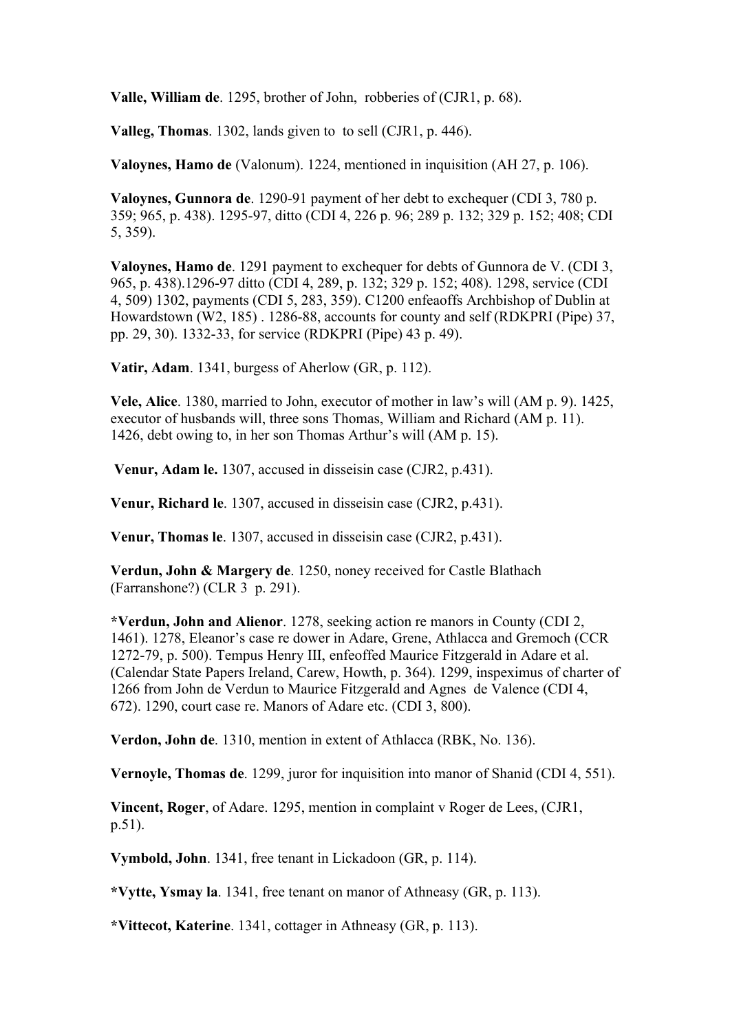**Valle, William de**. 1295, brother of John, robberies of (CJR1, p. 68).

**Valleg, Thomas**. 1302, lands given to to sell (CJR1, p. 446).

**Valoynes, Hamo de** (Valonum). 1224, mentioned in inquisition (AH 27, p. 106).

**Valoynes, Gunnora de**. 1290-91 payment of her debt to exchequer (CDI 3, 780 p. 359; 965, p. 438). 1295-97, ditto (CDI 4, 226 p. 96; 289 p. 132; 329 p. 152; 408; CDI 5, 359).

**Valoynes, Hamo de**. 1291 payment to exchequer for debts of Gunnora de V. (CDI 3, 965, p. 438).1296-97 ditto (CDI 4, 289, p. 132; 329 p. 152; 408). 1298, service (CDI 4, 509) 1302, payments (CDI 5, 283, 359). C1200 enfeaoffs Archbishop of Dublin at Howardstown (W2, 185) . 1286-88, accounts for county and self (RDKPRI (Pipe) 37, pp. 29, 30). 1332-33, for service (RDKPRI (Pipe) 43 p. 49).

**Vatir, Adam**. 1341, burgess of Aherlow (GR, p. 112).

**Vele, Alice**. 1380, married to John, executor of mother in law's will (AM p. 9). 1425, executor of husbands will, three sons Thomas, William and Richard (AM p. 11). 1426, debt owing to, in her son Thomas Arthur's will (AM p. 15).

**Venur, Adam le.** 1307, accused in disseisin case (CJR2, p.431).

**Venur, Richard le**. 1307, accused in disseisin case (CJR2, p.431).

**Venur, Thomas le**. 1307, accused in disseisin case (CJR2, p.431).

**Verdun, John & Margery de**. 1250, noney received for Castle Blathach (Farranshone?) (CLR 3 p. 291).

**\*Verdun, John and Alienor**. 1278, seeking action re manors in County (CDI 2, 1461). 1278, Eleanor's case re dower in Adare, Grene, Athlacca and Gremoch (CCR 1272-79, p. 500). Tempus Henry III, enfeoffed Maurice Fitzgerald in Adare et al. (Calendar State Papers Ireland, Carew, Howth, p. 364). 1299, inspeximus of charter of 1266 from John de Verdun to Maurice Fitzgerald and Agnes de Valence (CDI 4, 672). 1290, court case re. Manors of Adare etc. (CDI 3, 800).

**Verdon, John de**. 1310, mention in extent of Athlacca (RBK, No. 136).

**Vernoyle, Thomas de**. 1299, juror for inquisition into manor of Shanid (CDI 4, 551).

**Vincent, Roger**, of Adare. 1295, mention in complaint v Roger de Lees, (CJR1, p.51).

**Vymbold, John**. 1341, free tenant in Lickadoon (GR, p. 114).

**\*Vytte, Ysmay la**. 1341, free tenant on manor of Athneasy (GR, p. 113).

**\*Vittecot, Katerine**. 1341, cottager in Athneasy (GR, p. 113).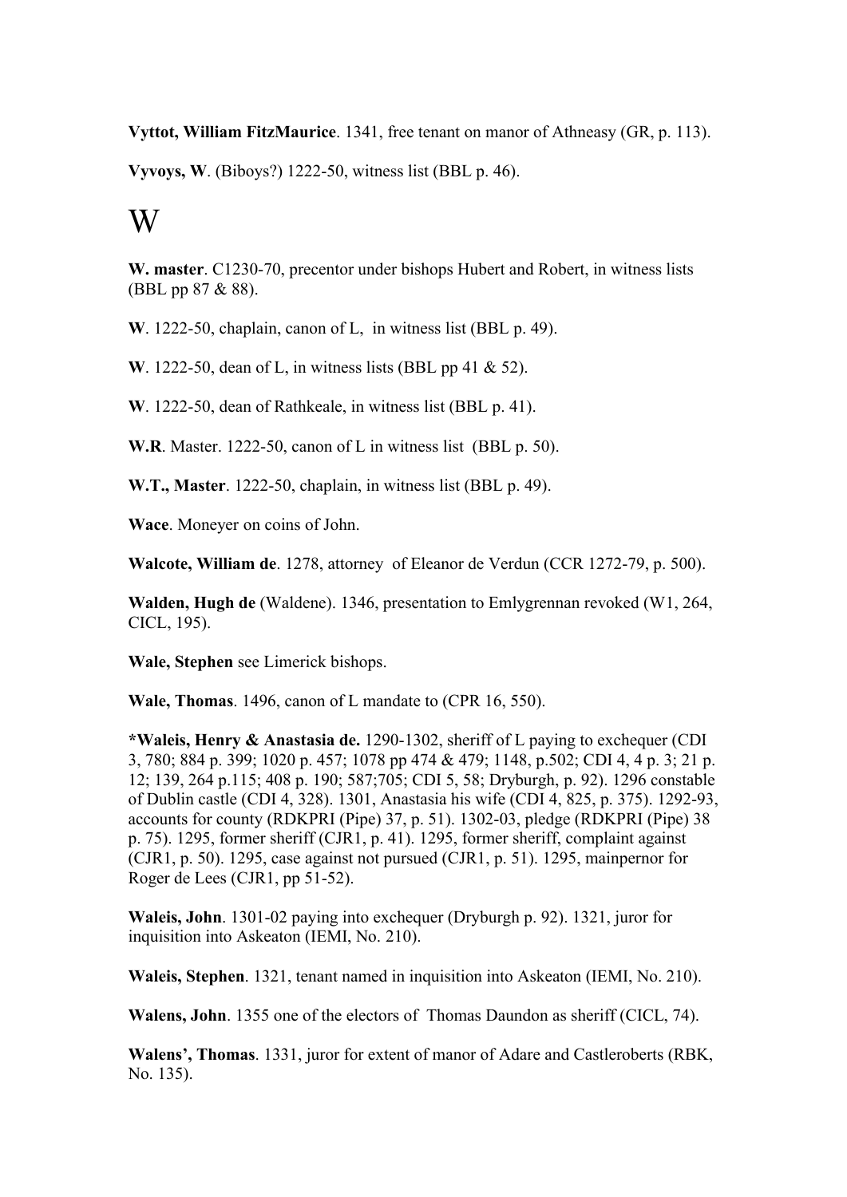**Vyttot, William FitzMaurice**. 1341, free tenant on manor of Athneasy (GR, p. 113).

**Vyvoys, W**. (Biboys?) 1222-50, witness list (BBL p. 46).

# W

**W. master**. C1230-70, precentor under bishops Hubert and Robert, in witness lists (BBL pp 87 & 88).

**W**. 1222-50, chaplain, canon of L, in witness list (BBL p. 49).

**W**. 1222-50, dean of L, in witness lists (BBL pp 41 & 52).

**W**. 1222-50, dean of Rathkeale, in witness list (BBL p. 41).

**W.R**. Master. 1222-50, canon of L in witness list (BBL p. 50).

**W.T., Master**. 1222-50, chaplain, in witness list (BBL p. 49).

**Wace**. Moneyer on coins of John.

**Walcote, William de**. 1278, attorney of Eleanor de Verdun (CCR 1272-79, p. 500).

**Walden, Hugh de** (Waldene). 1346, presentation to Emlygrennan revoked (W1, 264, CICL, 195).

**Wale, Stephen** see Limerick bishops.

**Wale, Thomas**. 1496, canon of L mandate to (CPR 16, 550).

***Waleis, Henry & Anastasia de.** 1290-1302, sheriff of L paying to exchequer (CDI 3, 780; 884 p. 399; 1020 p. 457; 1078 pp 474 & 479; 1148, p.502; CDI 4, 4 p. 3; 21 p. 12; 139, 264 p.115; 408 p. 190; 587;705; CDI 5, 58; Dryburgh, p. 92). 1296 constable of Dublin castle (CDI 4, 328). 1301, Anastasia his wife (CDI 4, 825, p. 375). 1292-93, accounts for county (RDKPRI (Pipe) 37, p. 51). 1302-03, pledge (RDKPRI (Pipe) 38 p. 75). 1295, former sheriff (CJR1, p. 41). 1295, former sheriff, complaint against (CJR1, p. 50). 1295, case against not pursued (CJR1, p. 51). 1295, mainpernor for Roger de Lees (CJR1, pp 51-52).

**Waleis, John**. 1301-02 paying into exchequer (Dryburgh p. 92). 1321, juror for inquisition into Askeaton (IEMI, No. 210).

**Waleis, Stephen**. 1321, tenant named in inquisition into Askeaton (IEMI, No. 210).

**Walens, John**. 1355 one of the electors of Thomas Daundon as sheriff (CICL, 74).

**Walens', Thomas**. 1331, juror for extent of manor of Adare and Castleroberts (RBK, No. 135).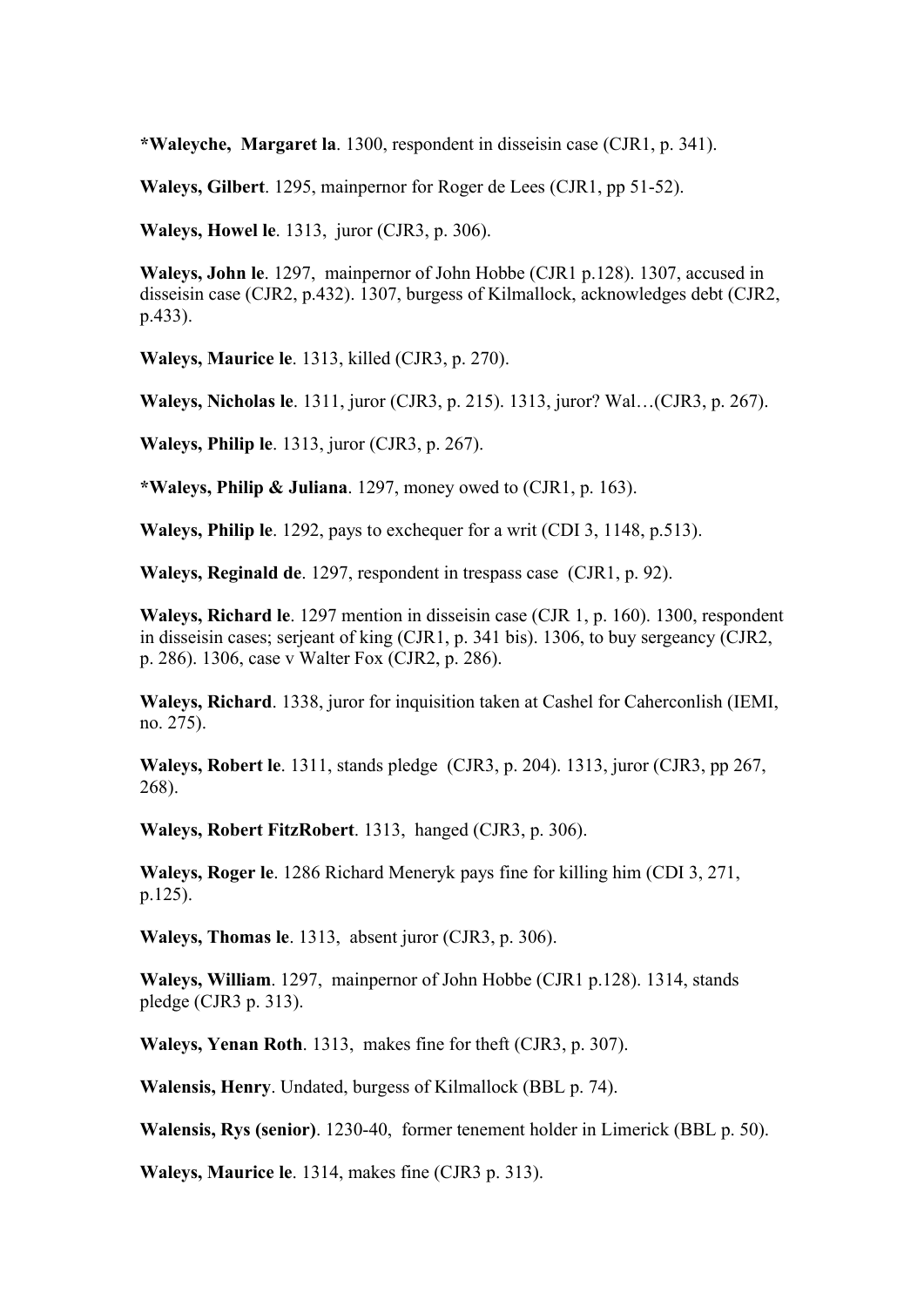**\*Waleyche, Margaret la**. 1300, respondent in disseisin case (CJR1, p. 341).

**Waleys, Gilbert**. 1295, mainpernor for Roger de Lees (CJR1, pp 51-52).

**Waleys, Howel le**. 1313, juror (CJR3, p. 306).

**Waleys, John le**. 1297, mainpernor of John Hobbe (CJR1 p.128). 1307, accused in disseisin case (CJR2, p.432). 1307, burgess of Kilmallock, acknowledges debt (CJR2, p.433).

**Waleys, Maurice le**. 1313, killed (CJR3, p. 270).

**Waleys, Nicholas le**. 1311, juror (CJR3, p. 215). 1313, juror? Wal…(CJR3, p. 267).

**Waleys, Philip le**. 1313, juror (CJR3, p. 267).

**\*Waleys, Philip & Juliana**. 1297, money owed to (CJR1, p. 163).

**Waleys, Philip le**. 1292, pays to exchequer for a writ (CDI 3, 1148, p.513).

**Waleys, Reginald de**. 1297, respondent in trespass case (CJR1, p. 92).

**Waleys, Richard le**. 1297 mention in disseisin case (CJR 1, p. 160). 1300, respondent in disseisin cases; serjeant of king (CJR1, p. 341 bis). 1306, to buy sergeancy (CJR2, p. 286). 1306, case v Walter Fox (CJR2, p. 286).

**Waleys, Richard**. 1338, juror for inquisition taken at Cashel for Caherconlish (IEMI, no. 275).

**Waleys, Robert le**. 1311, stands pledge (CJR3, p. 204). 1313, juror (CJR3, pp 267, 268).

**Waleys, Robert FitzRobert**. 1313, hanged (CJR3, p. 306).

**Waleys, Roger le**. 1286 Richard Meneryk pays fine for killing him (CDI 3, 271, p.125).

**Waleys, Thomas le**. 1313, absent juror (CJR3, p. 306).

**Waleys, William**. 1297, mainpernor of John Hobbe (CJR1 p.128). 1314, stands pledge (CJR3 p. 313).

**Waleys, Yenan Roth**. 1313, makes fine for theft (CJR3, p. 307).

**Walensis, Henry**. Undated, burgess of Kilmallock (BBL p. 74).

**Walensis, Rys (senior)**. 1230-40, former tenement holder in Limerick (BBL p. 50).

**Waleys, Maurice le**. 1314, makes fine (CJR3 p. 313).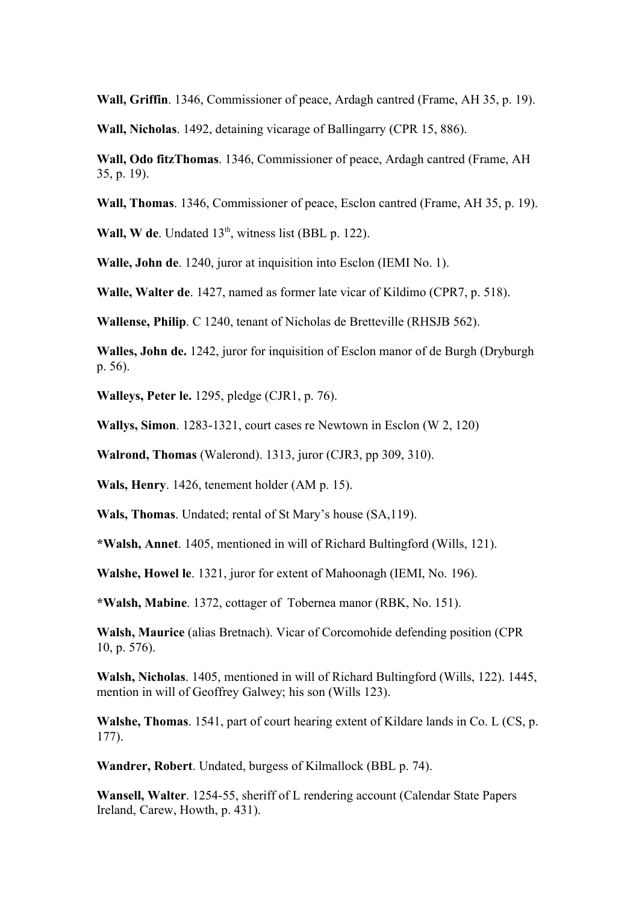**Wall, Griffin**. 1346, Commissioner of peace, Ardagh cantred (Frame, AH 35, p. 19).

**Wall, Nicholas**. 1492, detaining vicarage of Ballingarry (CPR 15, 886).

**Wall, Odo fitzThomas**. 1346, Commissioner of peace, Ardagh cantred (Frame, AH 35, p. 19).

**Wall, Thomas**. 1346, Commissioner of peace, Esclon cantred (Frame, AH 35, p. 19).

**Wall, W de**. Undated 13th, witness list (BBL p. 122).

**Walle, John de**. 1240, juror at inquisition into Esclon (IEMI No. 1).

**Walle, Walter de**. 1427, named as former late vicar of Kildimo (CPR7, p. 518).

**Wallense, Philip**. C 1240, tenant of Nicholas de Bretteville (RHSJB 562).

**Walles, John de.** 1242, juror for inquisition of Esclon manor of de Burgh (Dryburgh p. 56).

**Walleys, Peter le.** 1295, pledge (CJR1, p. 76).

**Wallys, Simon**. 1283-1321, court cases re Newtown in Esclon (W 2, 120)

**Walrond, Thomas** (Walerond). 1313, juror (CJR3, pp 309, 310).

**Wals, Henry**. 1426, tenement holder (AM p. 15).

**Wals, Thomas**. Undated; rental of St Mary's house (SA,119).

**\*Walsh, Annet**. 1405, mentioned in will of Richard Bultingford (Wills, 121).

**Walshe, Howel le**. 1321, juror for extent of Mahoonagh (IEMI, No. 196).

**\*Walsh, Mabine**. 1372, cottager of Tobernea manor (RBK, No. 151).

**Walsh, Maurice** (alias Bretnach). Vicar of Corcomohide defending position (CPR 10, p. 576).

**Walsh, Nicholas**. 1405, mentioned in will of Richard Bultingford (Wills, 122). 1445, mention in will of Geoffrey Galwey; his son (Wills 123).

**Walshe, Thomas**. 1541, part of court hearing extent of Kildare lands in Co. L (CS, p. 177).

**Wandrer, Robert**. Undated, burgess of Kilmallock (BBL p. 74).

**Wansell, Walter**. 1254-55, sheriff of L rendering account (Calendar State Papers Ireland, Carew, Howth, p. 431).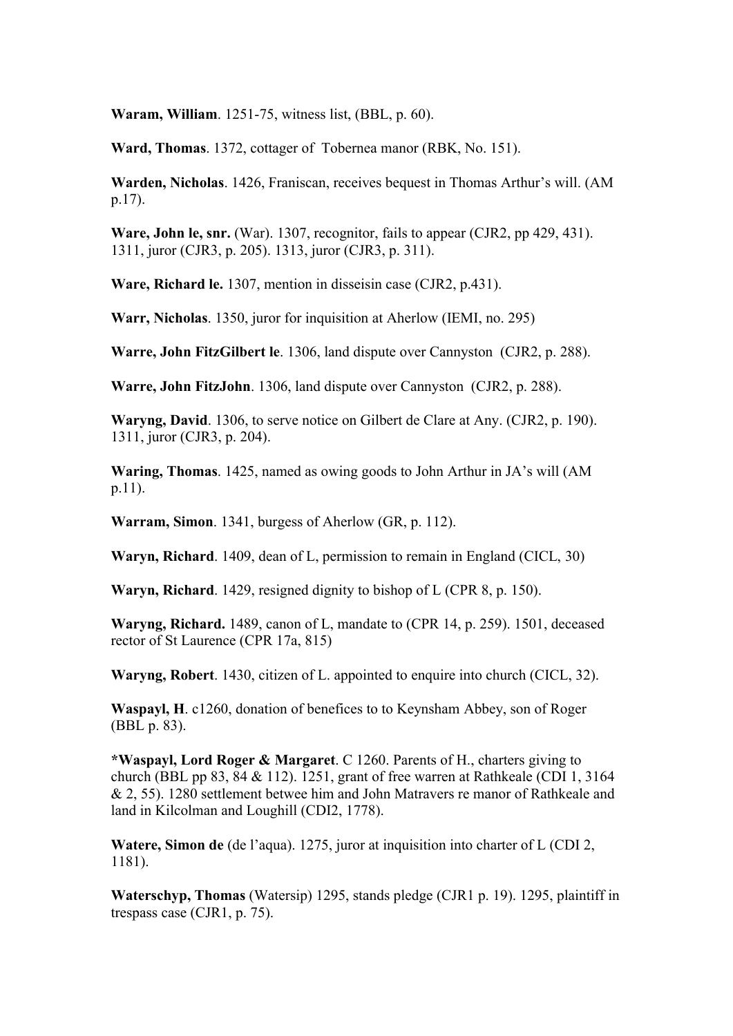**Waram, William**. 1251-75, witness list, (BBL, p. 60).

**Ward, Thomas**. 1372, cottager of  Tobernea manor (RBK, No. 151).

**Warden, Nicholas**. 1426, Franiscan, receives bequest in Thomas Arthur's will. (AM p.17).

**Ware, John le, snr.** (War). 1307, recognitor, fails to appear (CJR2, pp 429, 431). 1311, juror (CJR3, p. 205). 1313, juror (CJR3, p. 311).

**Ware, Richard le.** 1307, mention in disseisin case (CJR2, p.431).

**Warr, Nicholas**. 1350, juror for inquisition at Aherlow (IEMI, no. 295)

**Warre, John FitzGilbert le**. 1306, land dispute over Cannyston  (CJR2, p. 288).

**Warre, John FitzJohn**. 1306, land dispute over Cannyston  (CJR2, p. 288).

**Waryng, David**. 1306, to serve notice on Gilbert de Clare at Any. (CJR2, p. 190). 1311, juror (CJR3, p. 204).

**Waring, Thomas**. 1425, named as owing goods to John Arthur in JA's will (AM p.11).

**Warram, Simon**. 1341, burgess of Aherlow (GR, p. 112).

**Waryn, Richard**. 1409, dean of L, permission to remain in England (CICL, 30)

**Waryn, Richard**. 1429, resigned dignity to bishop of L (CPR 8, p. 150).

**Waryng, Richard.** 1489, canon of L, mandate to (CPR 14, p. 259). 1501, deceased rector of St Laurence (CPR 17a, 815)

**Waryng, Robert**. 1430, citizen of L. appointed to enquire into church (CICL, 32).

**Waspayl, H**. c1260, donation of benefices to to Keynsham Abbey, son of Roger (BBL p. 83).

***Waspayl, Lord Roger & Margaret**. C 1260. Parents of H., charters giving to church (BBL pp 83, 84 & 112). 1251, grant of free warren at Rathkeale (CDI 1, 3164 & 2, 55). 1280 settlement betwee him and John Matravers re manor of Rathkeale and land in Kilcolman and Loughill (CDI2, 1778).

**Watere, Simon de** (de l'aqua). 1275, juror at inquisition into charter of L (CDI 2, 1181).

**Waterschyp, Thomas** (Watersip) 1295, stands pledge (CJR1 p. 19). 1295, plaintiff in trespass case (CJR1, p. 75).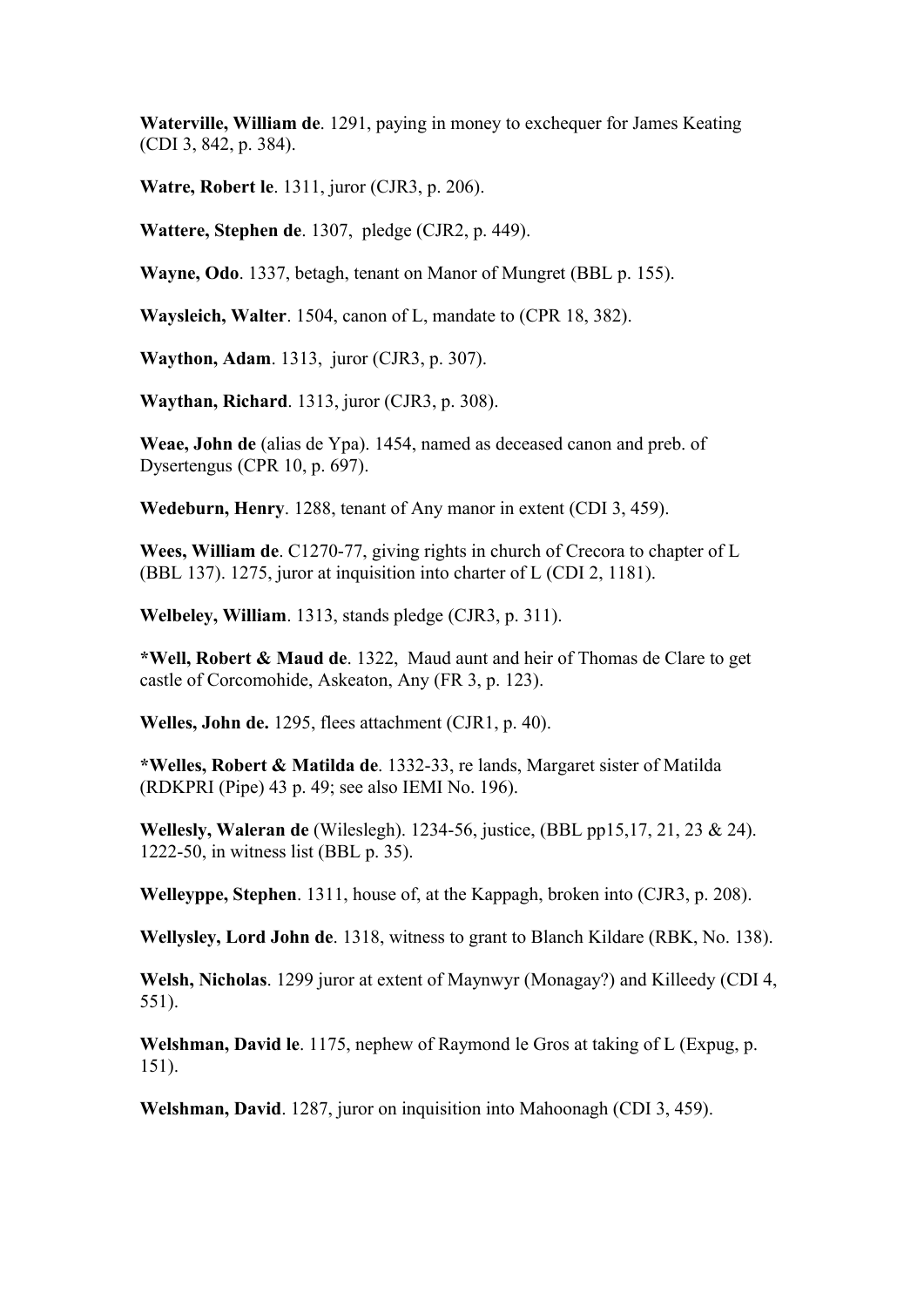**Waterville, William de**. 1291, paying in money to exchequer for James Keating (CDI 3, 842, p. 384).

**Watre, Robert le**. 1311, juror (CJR3, p. 206).

**Wattere, Stephen de**. 1307, pledge (CJR2, p. 449).

**Wayne, Odo**. 1337, betagh, tenant on Manor of Mungret (BBL p. 155).

**Waysleich, Walter**. 1504, canon of L, mandate to (CPR 18, 382).

**Waython, Adam**. 1313, juror (CJR3, p. 307).

**Waythan, Richard**. 1313, juror (CJR3, p. 308).

**Weae, John de** (alias de Ypa). 1454, named as deceased canon and preb. of Dysertengus (CPR 10, p. 697).

**Wedeburn, Henry**. 1288, tenant of Any manor in extent (CDI 3, 459).

**Wees, William de**. C1270-77, giving rights in church of Crecora to chapter of L (BBL 137). 1275, juror at inquisition into charter of L (CDI 2, 1181).

**Welbeley, William**. 1313, stands pledge (CJR3, p. 311).

***Well, Robert & Maud de**. 1322, Maud aunt and heir of Thomas de Clare to get castle of Corcomohide, Askeaton, Any (FR 3, p. 123).

**Welles, John de.** 1295, flees attachment (CJR1, p. 40).

***Welles, Robert & Matilda de**. 1332-33, re lands, Margaret sister of Matilda (RDKPRI (Pipe) 43 p. 49; see also IEMI No. 196).

**Wellesly, Waleran de** (Wileslegh). 1234-56, justice, (BBL pp15,17, 21, 23 & 24). 1222-50, in witness list (BBL p. 35).

**Welleyppe, Stephen**. 1311, house of, at the Kappagh, broken into (CJR3, p. 208).

**Wellysley, Lord John de**. 1318, witness to grant to Blanch Kildare (RBK, No. 138).

**Welsh, Nicholas**. 1299 juror at extent of Maynwyr (Monagay?) and Killeedy (CDI 4, 551).

**Welshman, David le**. 1175, nephew of Raymond le Gros at taking of L (Expug, p. 151).

**Welshman, David**. 1287, juror on inquisition into Mahoonagh (CDI 3, 459).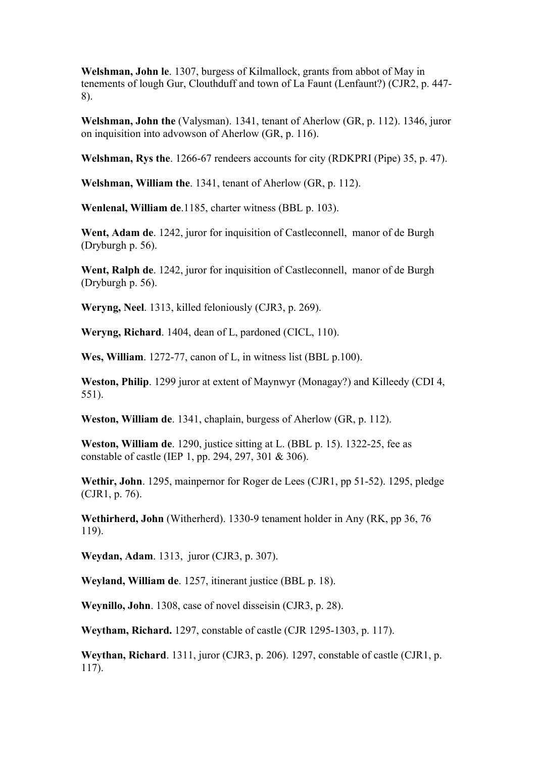**Welshman, John le**. 1307, burgess of Kilmallock, grants from abbot of May in tenements of lough Gur, Clouthduff and town of La Faunt (Lenfaunt?) (CJR2, p. 447-8).

**Welshman, John the** (Valysman). 1341, tenant of Aherlow (GR, p. 112). 1346, juror on inquisition into advowson of Aherlow (GR, p. 116).

**Welshman, Rys the**. 1266-67 rendeers accounts for city (RDKPRI (Pipe) 35, p. 47).

**Welshman, William the**. 1341, tenant of Aherlow (GR, p. 112).

**Wenlenal, William de**.1185, charter witness (BBL p. 103).

**Went, Adam de**. 1242, juror for inquisition of Castleconnell, manor of de Burgh (Dryburgh p. 56).

**Went, Ralph de**. 1242, juror for inquisition of Castleconnell, manor of de Burgh (Dryburgh p. 56).

**Weryng, Neel**. 1313, killed feloniously (CJR3, p. 269).

**Weryng, Richard**. 1404, dean of L, pardoned (CICL, 110).

**Wes, William**. 1272-77, canon of L, in witness list (BBL p.100).

**Weston, Philip**. 1299 juror at extent of Maynwyr (Monagay?) and Killeedy (CDI 4, 551).

**Weston, William de**. 1341, chaplain, burgess of Aherlow (GR, p. 112).

**Weston, William de**. 1290, justice sitting at L. (BBL p. 15). 1322-25, fee as constable of castle (IEP 1, pp. 294, 297, 301 & 306).

**Wethir, John**. 1295, mainpernor for Roger de Lees (CJR1, pp 51-52). 1295, pledge (CJR1, p. 76).

**Wethirherd, John** (Witherherd). 1330-9 tenament holder in Any (RK, pp 36, 76 119).

**Weydan, Adam**. 1313, juror (CJR3, p. 307).

**Weyland, William de**. 1257, itinerant justice (BBL p. 18).

**Weynillo, John**. 1308, case of novel disseisin (CJR3, p. 28).

**Weytham, Richard.** 1297, constable of castle (CJR 1295-1303, p. 117).

**Weythan, Richard**. 1311, juror (CJR3, p. 206). 1297, constable of castle (CJR1, p. 117).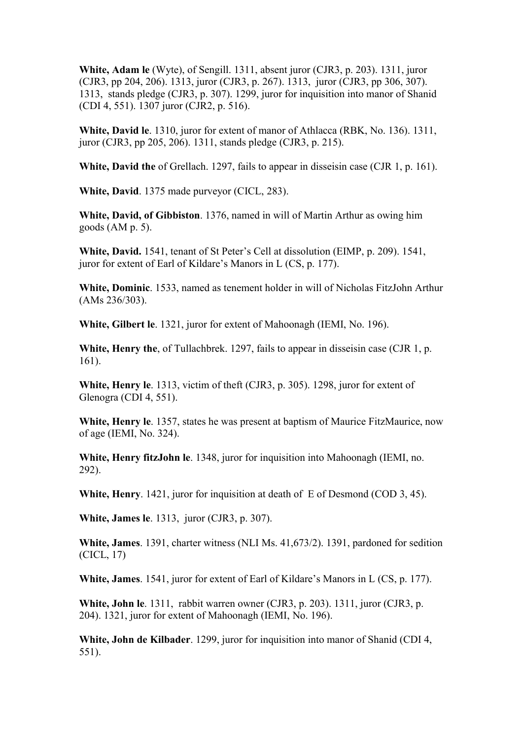**White, Adam le** (Wyte), of Sengill. 1311, absent juror (CJR3, p. 203). 1311, juror (CJR3, pp 204, 206). 1313, juror (CJR3, p. 267). 1313, juror (CJR3, pp 306, 307). 1313, stands pledge (CJR3, p. 307). 1299, juror for inquisition into manor of Shanid (CDI 4, 551). 1307 juror (CJR2, p. 516).

**White, David le**. 1310, juror for extent of manor of Athlacca (RBK, No. 136). 1311, juror (CJR3, pp 205, 206). 1311, stands pledge (CJR3, p. 215).

**White, David the** of Grellach. 1297, fails to appear in disseisin case (CJR 1, p. 161).

**White, David**. 1375 made purveyor (CICL, 283).

**White, David, of Gibbiston**. 1376, named in will of Martin Arthur as owing him goods (AM p. 5).

**White, David.** 1541, tenant of St Peter's Cell at dissolution (EIMP, p. 209). 1541, juror for extent of Earl of Kildare's Manors in L (CS, p. 177).

**White, Dominic**. 1533, named as tenement holder in will of Nicholas FitzJohn Arthur (AMs 236/303).

**White, Gilbert le**. 1321, juror for extent of Mahoonagh (IEMI, No. 196).

**White, Henry the**, of Tullachbrek. 1297, fails to appear in disseisin case (CJR 1, p. 161).

**White, Henry le**. 1313, victim of theft (CJR3, p. 305). 1298, juror for extent of Glenogra (CDI 4, 551).

**White, Henry le**. 1357, states he was present at baptism of Maurice FitzMaurice, now of age (IEMI, No. 324).

**White, Henry fitzJohn le**. 1348, juror for inquisition into Mahoonagh (IEMI, no. 292).

**White, Henry**. 1421, juror for inquisition at death of E of Desmond (COD 3, 45).

**White, James le**. 1313, juror (CJR3, p. 307).

**White, James**. 1391, charter witness (NLI Ms. 41,673/2). 1391, pardoned for sedition (CICL, 17)

**White, James**. 1541, juror for extent of Earl of Kildare's Manors in L (CS, p. 177).

**White, John le**. 1311, rabbit warren owner (CJR3, p. 203). 1311, juror (CJR3, p. 204). 1321, juror for extent of Mahoonagh (IEMI, No. 196).

**White, John de Kilbader**. 1299, juror for inquisition into manor of Shanid (CDI 4, 551).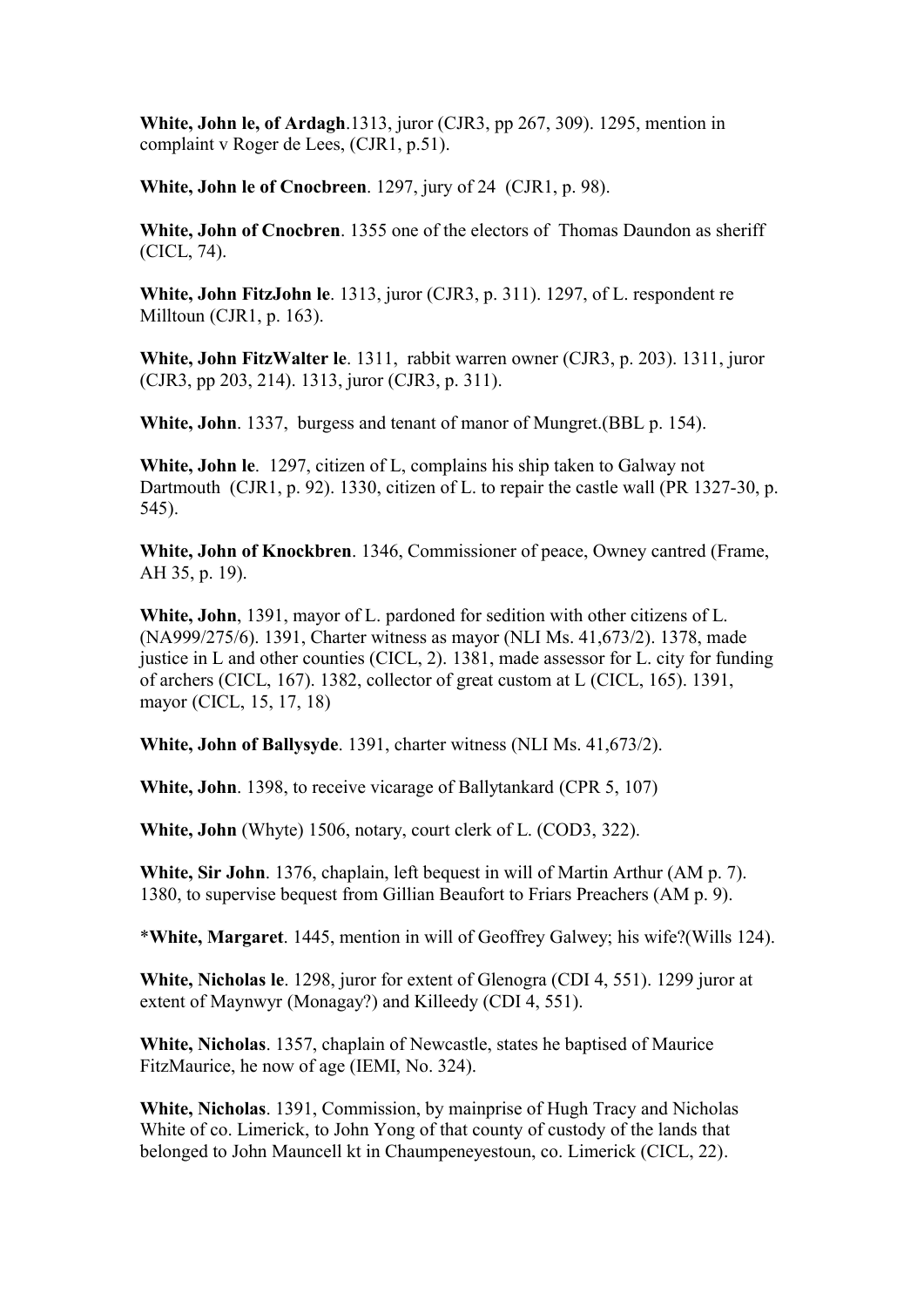**White, John le, of Ardagh**.1313, juror (CJR3, pp 267, 309). 1295, mention in complaint v Roger de Lees, (CJR1, p.51).

**White, John le of Cnocbreen**. 1297, jury of 24 (CJR1, p. 98).

**White, John of Cnocbren**. 1355 one of the electors of Thomas Daundon as sheriff (CICL, 74).

**White, John FitzJohn le**. 1313, juror (CJR3, p. 311). 1297, of L. respondent re Milltoun (CJR1, p. 163).

**White, John FitzWalter le**. 1311, rabbit warren owner (CJR3, p. 203). 1311, juror (CJR3, pp 203, 214). 1313, juror (CJR3, p. 311).

**White, John**. 1337, burgess and tenant of manor of Mungret.(BBL p. 154).

**White, John le**. 1297, citizen of L, complains his ship taken to Galway not Dartmouth (CJR1, p. 92). 1330, citizen of L. to repair the castle wall (PR 1327-30, p. 545).

**White, John of Knockbren**. 1346, Commissioner of peace, Owney cantred (Frame, AH 35, p. 19).

**White, John**, 1391, mayor of L. pardoned for sedition with other citizens of L. (NA999/275/6). 1391, Charter witness as mayor (NLI Ms. 41,673/2). 1378, made justice in L and other counties (CICL, 2). 1381, made assessor for L. city for funding of archers (CICL, 167). 1382, collector of great custom at L (CICL, 165). 1391, mayor (CICL, 15, 17, 18)

**White, John of Ballysyde**. 1391, charter witness (NLI Ms. 41,673/2).

**White, John**. 1398, to receive vicarage of Ballytankard (CPR 5, 107)

**White, John** (Whyte) 1506, notary, court clerk of L. (COD3, 322).

**White, Sir John**. 1376, chaplain, left bequest in will of Martin Arthur (AM p. 7). 1380, to supervise bequest from Gillian Beaufort to Friars Preachers (AM p. 9).

*__White, Margaret__. 1445, mention in will of Geoffrey Galwey; his wife?(Wills 124).

**White, Nicholas le**. 1298, juror for extent of Glenogra (CDI 4, 551). 1299 juror at extent of Maynwyr (Monagay?) and Killeedy (CDI 4, 551).

**White, Nicholas**. 1357, chaplain of Newcastle, states he baptised of Maurice FitzMaurice, he now of age (IEMI, No. 324).

**White, Nicholas**. 1391, Commission, by mainprise of Hugh Tracy and Nicholas White of co. Limerick, to John Yong of that county of custody of the lands that belonged to John Mauncell kt in Chaumpeneyestoun, co. Limerick (CICL, 22).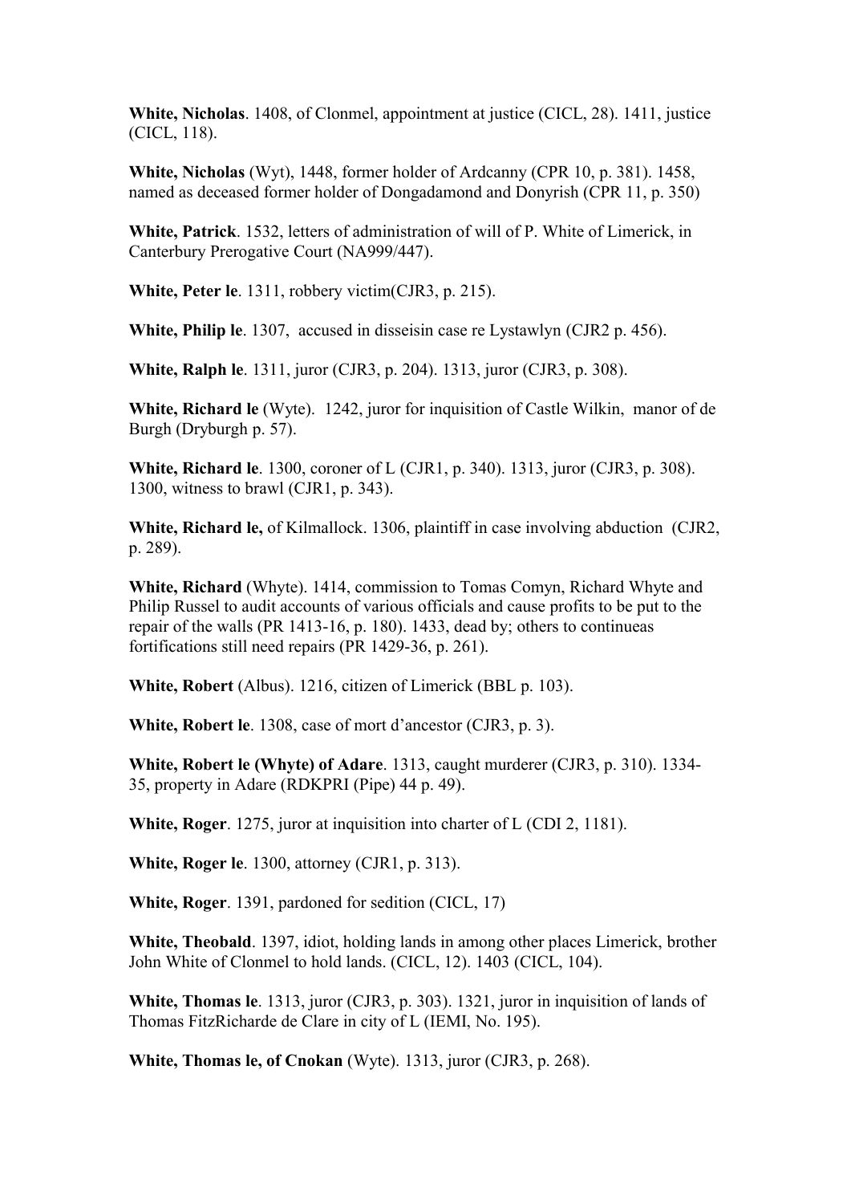**White, Nicholas**. 1408, of Clonmel, appointment at justice (CICL, 28). 1411, justice (CICL, 118).

**White, Nicholas** (Wyt), 1448, former holder of Ardcanny (CPR 10, p. 381). 1458, named as deceased former holder of Dongadamond and Donyrish (CPR 11, p. 350)

**White, Patrick**. 1532, letters of administration of will of P. White of Limerick, in Canterbury Prerogative Court (NA999/447).

**White, Peter le**. 1311, robbery victim(CJR3, p. 215).

**White, Philip le**. 1307, accused in disseisin case re Lystawlyn (CJR2 p. 456).

**White, Ralph le**. 1311, juror (CJR3, p. 204). 1313, juror (CJR3, p. 308).

**White, Richard le** (Wyte). 1242, juror for inquisition of Castle Wilkin, manor of de Burgh (Dryburgh p. 57).

**White, Richard le**. 1300, coroner of L (CJR1, p. 340). 1313, juror (CJR3, p. 308). 1300, witness to brawl (CJR1, p. 343).

**White, Richard le,** of Kilmallock. 1306, plaintiff in case involving abduction (CJR2, p. 289).

**White, Richard** (Whyte). 1414, commission to Tomas Comyn, Richard Whyte and Philip Russel to audit accounts of various officials and cause profits to be put to the repair of the walls (PR 1413-16, p. 180). 1433, dead by; others to continueas fortifications still need repairs (PR 1429-36, p. 261).

**White, Robert** (Albus). 1216, citizen of Limerick (BBL p. 103).

**White, Robert le**. 1308, case of mort d'ancestor (CJR3, p. 3).

**White, Robert le (Whyte) of Adare**. 1313, caught murderer (CJR3, p. 310). 1334-35, property in Adare (RDKPRI (Pipe) 44 p. 49).

**White, Roger**. 1275, juror at inquisition into charter of L (CDI 2, 1181).

**White, Roger le**. 1300, attorney (CJR1, p. 313).

**White, Roger**. 1391, pardoned for sedition (CICL, 17)

**White, Theobald**. 1397, idiot, holding lands in among other places Limerick, brother John White of Clonmel to hold lands. (CICL, 12). 1403 (CICL, 104).

**White, Thomas le**. 1313, juror (CJR3, p. 303). 1321, juror in inquisition of lands of Thomas FitzRicharde de Clare in city of L (IEMI, No. 195).

**White, Thomas le, of Cnokan** (Wyte). 1313, juror (CJR3, p. 268).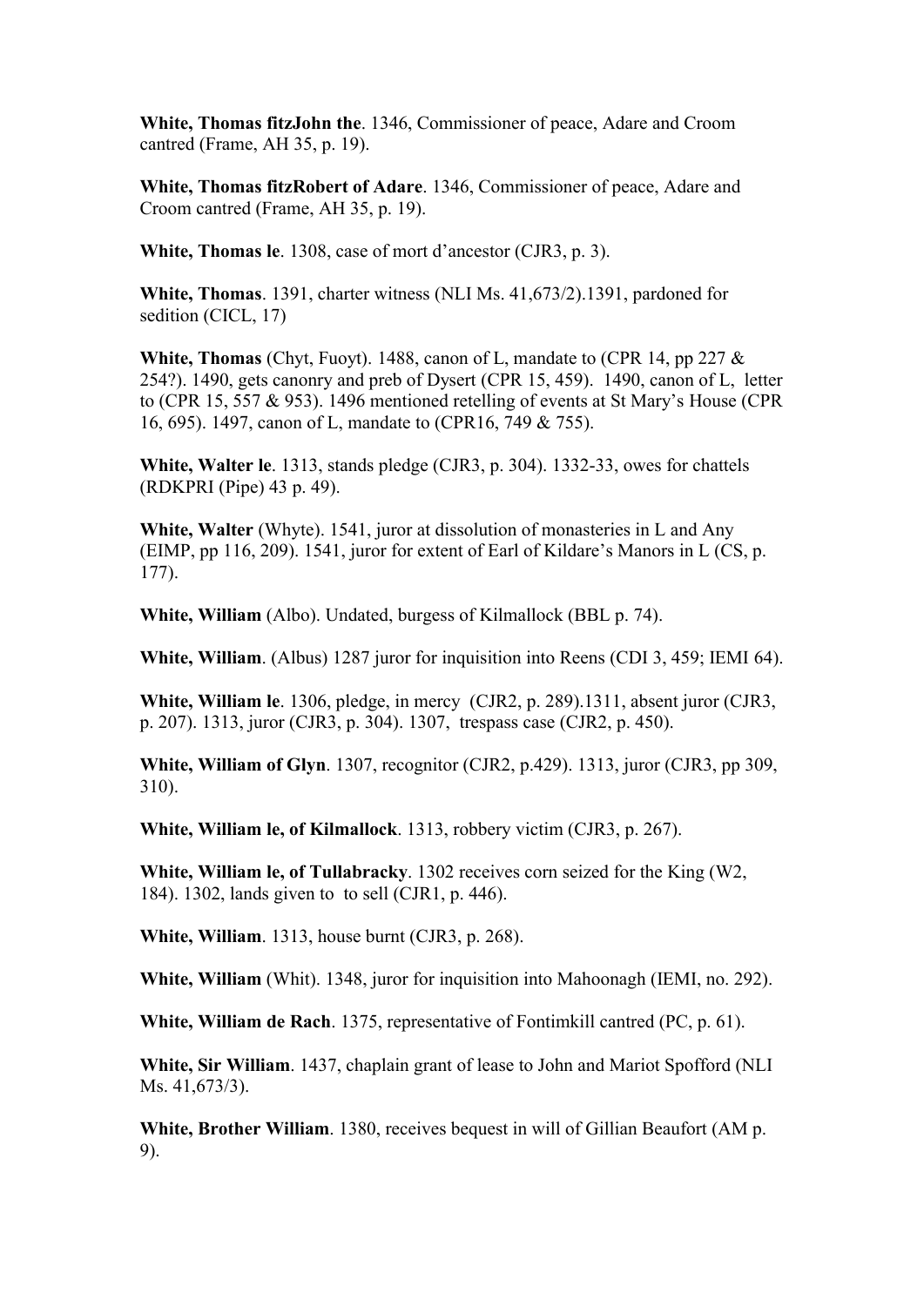**White, Thomas fitzJohn the**. 1346, Commissioner of peace, Adare and Croom cantred (Frame, AH 35, p. 19).

**White, Thomas fitzRobert of Adare**. 1346, Commissioner of peace, Adare and Croom cantred (Frame, AH 35, p. 19).

**White, Thomas le**. 1308, case of mort d'ancestor (CJR3, p. 3).

**White, Thomas**. 1391, charter witness (NLI Ms. 41,673/2).1391, pardoned for sedition (CICL, 17)

**White, Thomas** (Chyt, Fuoyt). 1488, canon of L, mandate to (CPR 14, pp 227 & 254?). 1490, gets canonry and preb of Dysert (CPR 15, 459). 1490, canon of L, letter to (CPR 15, 557 & 953). 1496 mentioned retelling of events at St Mary's House (CPR 16, 695). 1497, canon of L, mandate to (CPR16, 749 & 755).

**White, Walter le**. 1313, stands pledge (CJR3, p. 304). 1332-33, owes for chattels (RDKPRI (Pipe) 43 p. 49).

**White, Walter** (Whyte). 1541, juror at dissolution of monasteries in L and Any (EIMP, pp 116, 209). 1541, juror for extent of Earl of Kildare's Manors in L (CS, p. 177).

**White, William** (Albo). Undated, burgess of Kilmallock (BBL p. 74).

**White, William**. (Albus) 1287 juror for inquisition into Reens (CDI 3, 459; IEMI 64).

**White, William le**. 1306, pledge, in mercy (CJR2, p. 289).1311, absent juror (CJR3, p. 207). 1313, juror (CJR3, p. 304). 1307, trespass case (CJR2, p. 450).

**White, William of Glyn**. 1307, recognitor (CJR2, p.429). 1313, juror (CJR3, pp 309, 310).

**White, William le, of Kilmallock**. 1313, robbery victim (CJR3, p. 267).

**White, William le, of Tullabracky**. 1302 receives corn seized for the King (W2, 184). 1302, lands given to to sell (CJR1, p. 446).

**White, William**. 1313, house burnt (CJR3, p. 268).

**White, William** (Whit). 1348, juror for inquisition into Mahoonagh (IEMI, no. 292).

**White, William de Rach**. 1375, representative of Fontimkill cantred (PC, p. 61).

**White, Sir William**. 1437, chaplain grant of lease to John and Mariot Spofford (NLI Ms. 41,673/3).

**White, Brother William**. 1380, receives bequest in will of Gillian Beaufort (AM p. 9).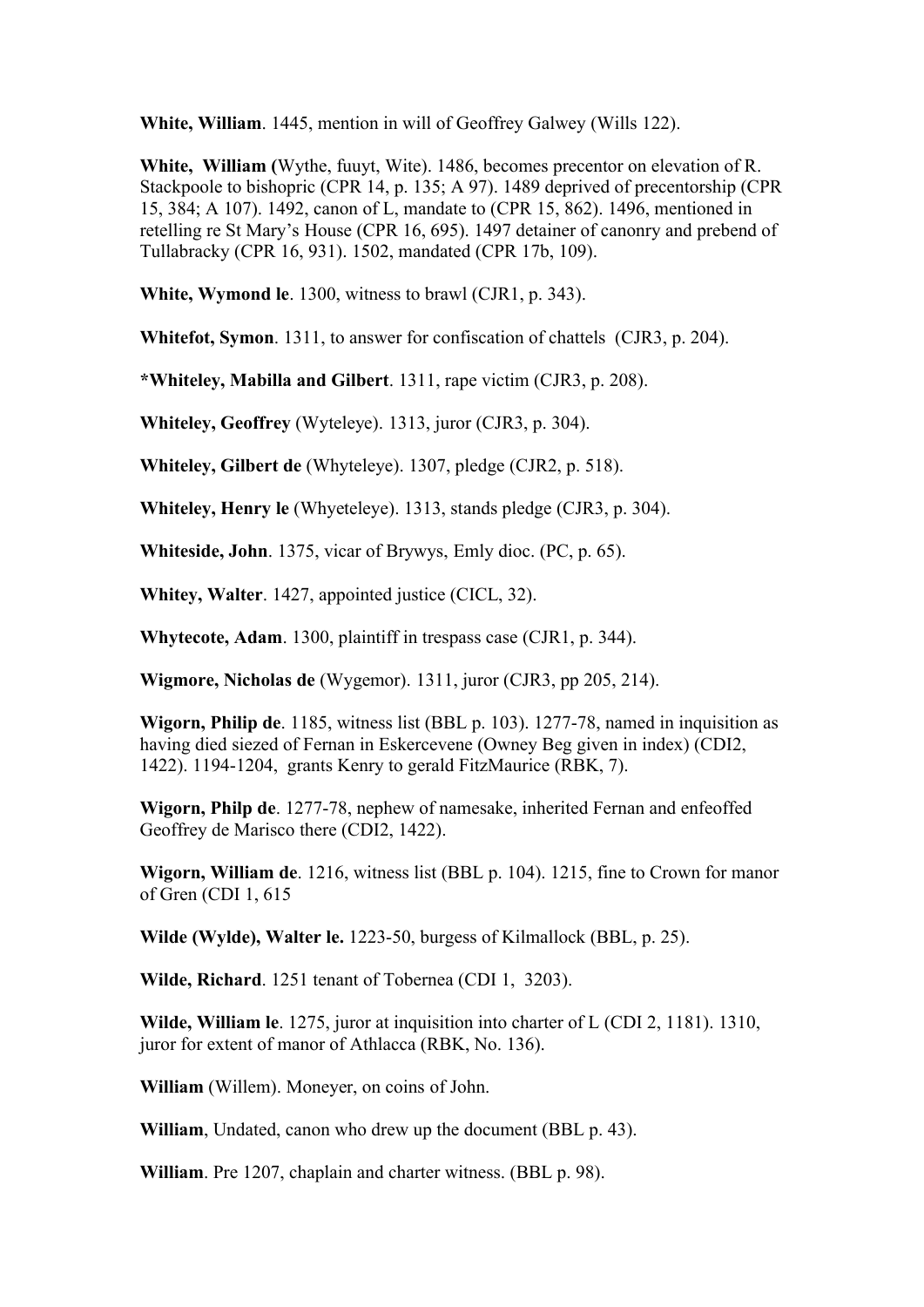**White, William**. 1445, mention in will of Geoffrey Galwey (Wills 122).

**White, William (**Wythe, fuuyt, Wite). 1486, becomes precentor on elevation of R. Stackpoole to bishopric (CPR 14, p. 135; A 97). 1489 deprived of precentorship (CPR 15, 384; A 107). 1492, canon of L, mandate to (CPR 15, 862). 1496, mentioned in retelling re St Mary's House (CPR 16, 695). 1497 detainer of canonry and prebend of Tullabracky (CPR 16, 931). 1502, mandated (CPR 17b, 109).

**White, Wymond le**. 1300, witness to brawl (CJR1, p. 343).

**Whitefot, Symon**. 1311, to answer for confiscation of chattels (CJR3, p. 204).

**\*Whiteley, Mabilla and Gilbert**. 1311, rape victim (CJR3, p. 208).

**Whiteley, Geoffrey** (Wyteleye). 1313, juror (CJR3, p. 304).

**Whiteley, Gilbert de** (Whyteleye). 1307, pledge (CJR2, p. 518).

**Whiteley, Henry le** (Whyeteleye). 1313, stands pledge (CJR3, p. 304).

**Whiteside, John**. 1375, vicar of Brywys, Emly dioc. (PC, p. 65).

**Whitey, Walter**. 1427, appointed justice (CICL, 32).

**Whytecote, Adam**. 1300, plaintiff in trespass case (CJR1, p. 344).

**Wigmore, Nicholas de** (Wygemor). 1311, juror (CJR3, pp 205, 214).

**Wigorn, Philip de**. 1185, witness list (BBL p. 103). 1277-78, named in inquisition as having died siezed of Fernan in Eskercevene (Owney Beg given in index) (CDI2, 1422). 1194-1204, grants Kenry to gerald FitzMaurice (RBK, 7).

**Wigorn, Philp de**. 1277-78, nephew of namesake, inherited Fernan and enfeoffed Geoffrey de Marisco there (CDI2, 1422).

**Wigorn, William de**. 1216, witness list (BBL p. 104). 1215, fine to Crown for manor of Gren (CDI 1, 615

**Wilde (Wylde), Walter le.** 1223-50, burgess of Kilmallock (BBL, p. 25).

**Wilde, Richard**. 1251 tenant of Tobernea (CDI 1, 3203).

**Wilde, William le**. 1275, juror at inquisition into charter of L (CDI 2, 1181). 1310, juror for extent of manor of Athlacca (RBK, No. 136).

**William** (Willem). Moneyer, on coins of John.

**William**, Undated, canon who drew up the document (BBL p. 43).

**William**. Pre 1207, chaplain and charter witness. (BBL p. 98).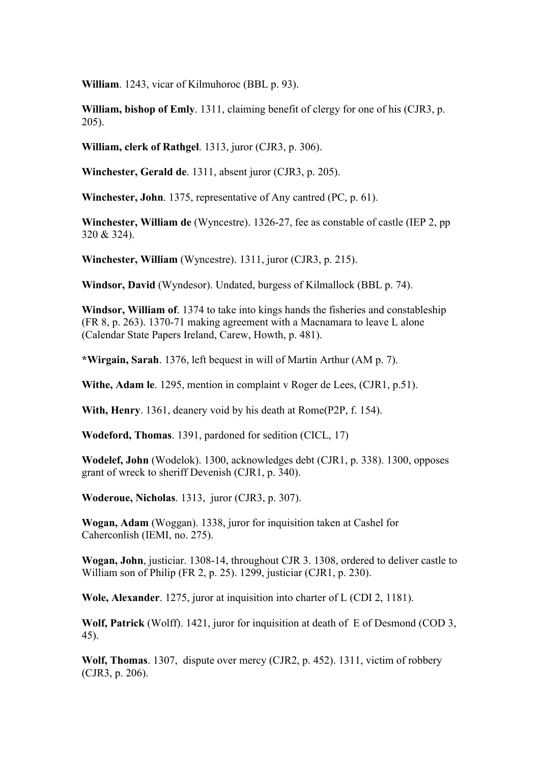**William**. 1243, vicar of Kilmuhoroc (BBL p. 93).

**William, bishop of Emly**. 1311, claiming benefit of clergy for one of his (CJR3, p. 205).

**William, clerk of Rathgel**. 1313, juror (CJR3, p. 306).

**Winchester, Gerald de**. 1311, absent juror (CJR3, p. 205).

**Winchester, John**. 1375, representative of Any cantred (PC, p. 61).

**Winchester, William de** (Wyncestre). 1326-27, fee as constable of castle (IEP 2, pp 320 & 324).

**Winchester, William** (Wyncestre). 1311, juror (CJR3, p. 215).

**Windsor, David** (Wyndesor). Undated, burgess of Kilmallock (BBL p. 74).

**Windsor, William of**. 1374 to take into kings hands the fisheries and constableship (FR 8, p. 263). 1370-71 making agreement with a Macnamara to leave L alone (Calendar State Papers Ireland, Carew, Howth, p. 481).

**\*Wirgain, Sarah**. 1376, left bequest in will of Martin Arthur (AM p. 7).

**Withe, Adam le**. 1295, mention in complaint v Roger de Lees, (CJR1, p.51).

**With, Henry**. 1361, deanery void by his death at Rome(P2P, f. 154).

**Wodeford, Thomas**. 1391, pardoned for sedition (CICL, 17)

**Wodelef, John** (Wodelok). 1300, acknowledges debt (CJR1, p. 338). 1300, opposes grant of wreck to sheriff Devenish (CJR1, p. 340).

**Woderoue, Nicholas**. 1313, juror (CJR3, p. 307).

**Wogan, Adam** (Woggan). 1338, juror for inquisition taken at Cashel for Caherconlish (IEMI, no. 275).

**Wogan, John**, justiciar. 1308-14, throughout CJR 3. 1308, ordered to deliver castle to William son of Philip (FR 2, p. 25). 1299, justiciar (CJR1, p. 230).

**Wole, Alexander**. 1275, juror at inquisition into charter of L (CDI 2, 1181).

**Wolf, Patrick** (Wolff). 1421, juror for inquisition at death of E of Desmond (COD 3, 45).

**Wolf, Thomas**. 1307, dispute over mercy (CJR2, p. 452). 1311, victim of robbery (CJR3, p. 206).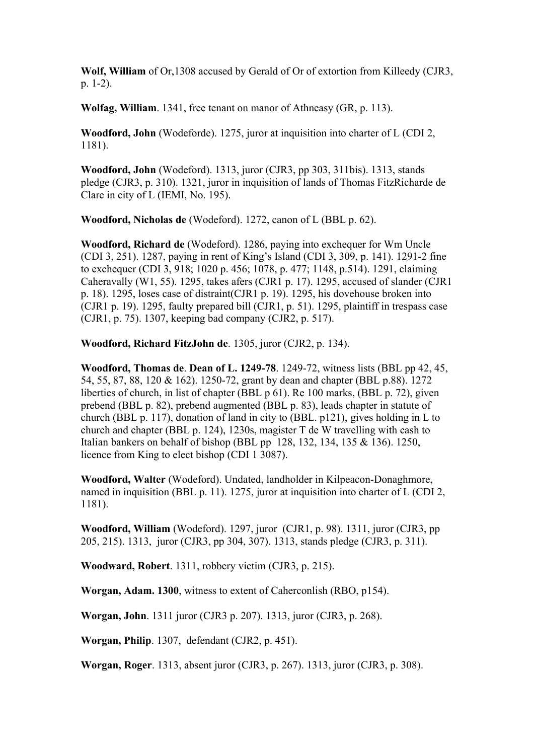**Wolf, William** of Or,1308 accused by Gerald of Or of extortion from Killeedy (CJR3, p. 1-2).

**Wolfag, William**. 1341, free tenant on manor of Athneasy (GR, p. 113).

**Woodford, John** (Wodeforde). 1275, juror at inquisition into charter of L (CDI 2, 1181).

**Woodford, John** (Wodeford). 1313, juror (CJR3, pp 303, 311bis). 1313, stands pledge (CJR3, p. 310). 1321, juror in inquisition of lands of Thomas FitzRicharde de Clare in city of L (IEMI, No. 195).

**Woodford, Nicholas de** (Wodeford). 1272, canon of L (BBL p. 62).

**Woodford, Richard de** (Wodeford). 1286, paying into exchequer for Wm Uncle (CDI 3, 251). 1287, paying in rent of King's Island (CDI 3, 309, p. 141). 1291-2 fine to exchequer (CDI 3, 918; 1020 p. 456; 1078, p. 477; 1148, p.514). 1291, claiming Caheravally (W1, 55). 1295, takes afers (CJR1 p. 17). 1295, accused of slander (CJR1 p. 18). 1295, loses case of distraint(CJR1 p. 19). 1295, his dovehouse broken into (CJR1 p. 19). 1295, faulty prepared bill (CJR1, p. 51). 1295, plaintiff in trespass case (CJR1, p. 75). 1307, keeping bad company (CJR2, p. 517).

**Woodford, Richard FitzJohn de**. 1305, juror (CJR2, p. 134).

**Woodford, Thomas de**. **Dean of L. 1249-78**. 1249-72, witness lists (BBL pp 42, 45, 54, 55, 87, 88, 120 & 162). 1250-72, grant by dean and chapter (BBL p.88). 1272 liberties of church, in list of chapter (BBL p 61). Re 100 marks, (BBL p. 72), given prebend (BBL p. 82), prebend augmented (BBL p. 83), leads chapter in statute of church (BBL p. 117), donation of land in city to (BBL. p121), gives holding in L to church and chapter (BBL p. 124), 1230s, magister T de W travelling with cash to Italian bankers on behalf of bishop (BBL pp 128, 132, 134, 135 & 136). 1250, licence from King to elect bishop (CDI 1 3087).

**Woodford, Walter** (Wodeford). Undated, landholder in Kilpeacon-Donaghmore, named in inquisition (BBL p. 11). 1275, juror at inquisition into charter of L (CDI 2, 1181).

**Woodford, William** (Wodeford). 1297, juror (CJR1, p. 98). 1311, juror (CJR3, pp 205, 215). 1313, juror (CJR3, pp 304, 307). 1313, stands pledge (CJR3, p. 311).

**Woodward, Robert**. 1311, robbery victim (CJR3, p. 215).

**Worgan, Adam. 1300**, witness to extent of Caherconlish (RBO, p154).

**Worgan, John**. 1311 juror (CJR3 p. 207). 1313, juror (CJR3, p. 268).

**Worgan, Philip**. 1307, defendant (CJR2, p. 451).

**Worgan, Roger**. 1313, absent juror (CJR3, p. 267). 1313, juror (CJR3, p. 308).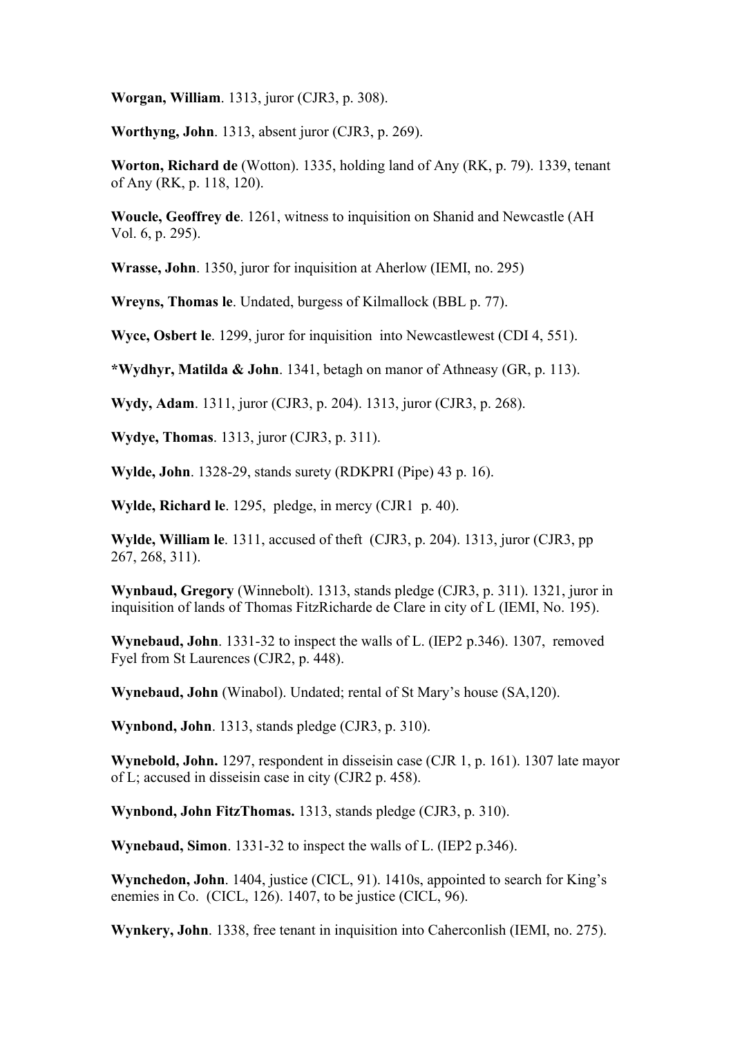**Worgan, William**. 1313, juror (CJR3, p. 308).

**Worthyng, John**. 1313, absent juror (CJR3, p. 269).

**Worton, Richard de** (Wotton). 1335, holding land of Any (RK, p. 79). 1339, tenant of Any (RK, p. 118, 120).

**Woucle, Geoffrey de**. 1261, witness to inquisition on Shanid and Newcastle (AH Vol. 6, p. 295).

**Wrasse, John**. 1350, juror for inquisition at Aherlow (IEMI, no. 295)

**Wreyns, Thomas le**. Undated, burgess of Kilmallock (BBL p. 77).

**Wyce, Osbert le**. 1299, juror for inquisition into Newcastlewest (CDI 4, 551).

***Wydhyr, Matilda & John**. 1341, betagh on manor of Athneasy (GR, p. 113).

**Wydy, Adam**. 1311, juror (CJR3, p. 204). 1313, juror (CJR3, p. 268).

**Wydye, Thomas**. 1313, juror (CJR3, p. 311).

**Wylde, John**. 1328-29, stands surety (RDKPRI (Pipe) 43 p. 16).

**Wylde, Richard le**. 1295, pledge, in mercy (CJR1 p. 40).

**Wylde, William le**. 1311, accused of theft (CJR3, p. 204). 1313, juror (CJR3, pp 267, 268, 311).

**Wynbaud, Gregory** (Winnebolt). 1313, stands pledge (CJR3, p. 311). 1321, juror in inquisition of lands of Thomas FitzRicharde de Clare in city of L (IEMI, No. 195).

**Wynebaud, John**. 1331-32 to inspect the walls of L. (IEP2 p.346). 1307, removed Fyel from St Laurences (CJR2, p. 448).

**Wynebaud, John** (Winabol). Undated; rental of St Mary's house (SA,120).

**Wynbond, John**. 1313, stands pledge (CJR3, p. 310).

**Wynebold, John.** 1297, respondent in disseisin case (CJR 1, p. 161). 1307 late mayor of L; accused in disseisin case in city (CJR2 p. 458).

**Wynbond, John FitzThomas.** 1313, stands pledge (CJR3, p. 310).

**Wynebaud, Simon**. 1331-32 to inspect the walls of L. (IEP2 p.346).

**Wynchedon, John**. 1404, justice (CICL, 91). 1410s, appointed to search for King's enemies in Co. (CICL, 126). 1407, to be justice (CICL, 96).

**Wynkery, John**. 1338, free tenant in inquisition into Caherconlish (IEMI, no. 275).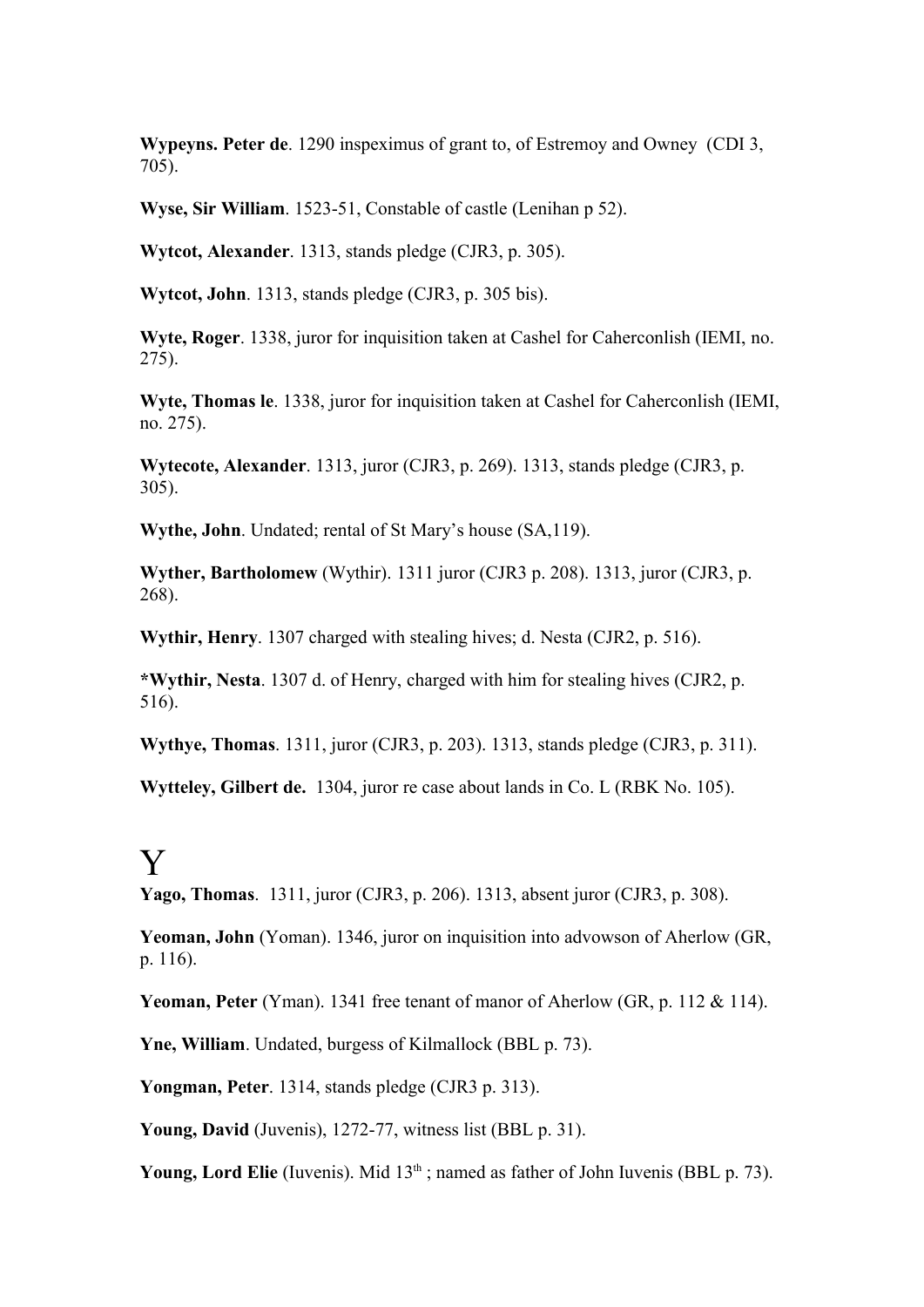**Wypeyns. Peter de**. 1290 inspeximus of grant to, of Estremoy and Owney (CDI 3, 705).

**Wyse, Sir William**. 1523-51, Constable of castle (Lenihan p 52).

**Wytcot, Alexander**. 1313, stands pledge (CJR3, p. 305).

**Wytcot, John**. 1313, stands pledge (CJR3, p. 305 bis).

**Wyte, Roger**. 1338, juror for inquisition taken at Cashel for Caherconlish (IEMI, no. 275).

**Wyte, Thomas le**. 1338, juror for inquisition taken at Cashel for Caherconlish (IEMI, no. 275).

**Wytecote, Alexander**. 1313, juror (CJR3, p. 269). 1313, stands pledge (CJR3, p. 305).

**Wythe, John**. Undated; rental of St Mary's house (SA,119).

**Wyther, Bartholomew** (Wythir). 1311 juror (CJR3 p. 208). 1313, juror (CJR3, p. 268).

**Wythir, Henry**. 1307 charged with stealing hives; d. Nesta (CJR2, p. 516).

***Wythir, Nesta**. 1307 d. of Henry, charged with him for stealing hives (CJR2, p. 516).

**Wythye, Thomas**. 1311, juror (CJR3, p. 203). 1313, stands pledge (CJR3, p. 311).

**Wytteley, Gilbert de.** 1304, juror re case about lands in Co. L (RBK No. 105).

# Y

**Yago, Thomas**. 1311, juror (CJR3, p. 206). 1313, absent juror (CJR3, p. 308).

**Yeoman, John** (Yoman). 1346, juror on inquisition into advowson of Aherlow (GR, p. 116).

**Yeoman, Peter** (Yman). 1341 free tenant of manor of Aherlow (GR, p. 112 & 114).

**Yne, William**. Undated, burgess of Kilmallock (BBL p. 73).

**Yongman, Peter**. 1314, stands pledge (CJR3 p. 313).

**Young, David** (Juvenis), 1272-77, witness list (BBL p. 31).

**Young, Lord Elie** (Iuvenis). Mid 13th ; named as father of John Iuvenis (BBL p. 73).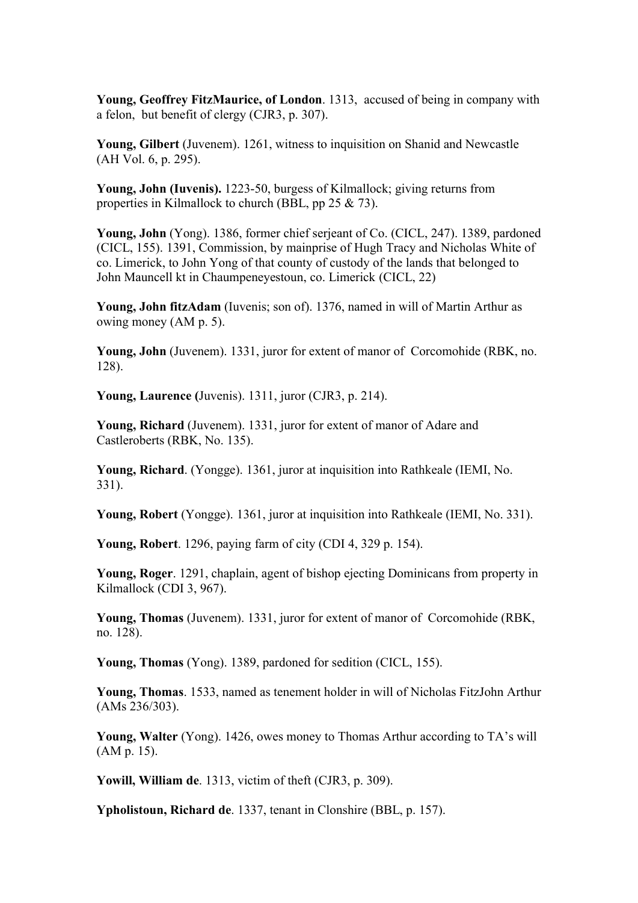**Young, Geoffrey FitzMaurice, of London**. 1313, accused of being in company with a felon, but benefit of clergy (CJR3, p. 307).

**Young, Gilbert** (Juvenem). 1261, witness to inquisition on Shanid and Newcastle (AH Vol. 6, p. 295).

**Young, John (Iuvenis).** 1223-50, burgess of Kilmallock; giving returns from properties in Kilmallock to church (BBL, pp 25 & 73).

**Young, John** (Yong). 1386, former chief serjeant of Co. (CICL, 247). 1389, pardoned (CICL, 155). 1391, Commission, by mainprise of Hugh Tracy and Nicholas White of co. Limerick, to John Yong of that county of custody of the lands that belonged to John Mauncell kt in Chaumpeneyestoun, co. Limerick (CICL, 22)

**Young, John fitzAdam** (Iuvenis; son of). 1376, named in will of Martin Arthur as owing money (AM p. 5).

**Young, John** (Juvenem). 1331, juror for extent of manor of Corcomohide (RBK, no. 128).

**Young, Laurence (**Juvenis). 1311, juror (CJR3, p. 214).

**Young, Richard** (Juvenem). 1331, juror for extent of manor of Adare and Castleroberts (RBK, No. 135).

**Young, Richard**. (Yongge). 1361, juror at inquisition into Rathkeale (IEMI, No. 331).

**Young, Robert** (Yongge). 1361, juror at inquisition into Rathkeale (IEMI, No. 331).

**Young, Robert**. 1296, paying farm of city (CDI 4, 329 p. 154).

**Young, Roger**. 1291, chaplain, agent of bishop ejecting Dominicans from property in Kilmallock (CDI 3, 967).

**Young, Thomas** (Juvenem). 1331, juror for extent of manor of Corcomohide (RBK, no. 128).

**Young, Thomas** (Yong). 1389, pardoned for sedition (CICL, 155).

**Young, Thomas**. 1533, named as tenement holder in will of Nicholas FitzJohn Arthur (AMs 236/303).

**Young, Walter** (Yong). 1426, owes money to Thomas Arthur according to TA's will (AM p. 15).

**Yowill, William de**. 1313, victim of theft (CJR3, p. 309).

**Ypholistoun, Richard de**. 1337, tenant in Clonshire (BBL, p. 157).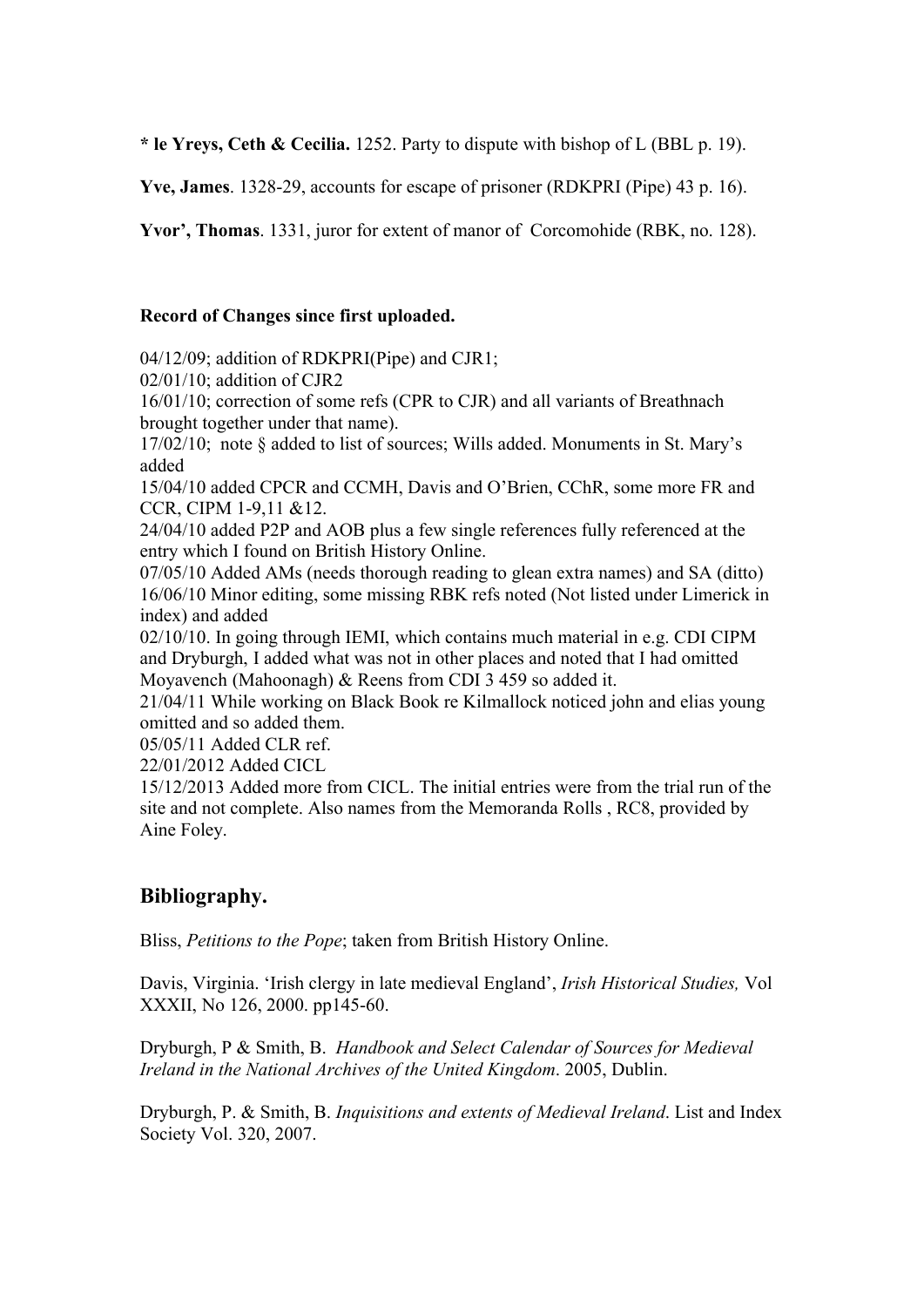**\* le Yreys, Ceth & Cecilia.** 1252. Party to dispute with bishop of L (BBL p. 19).

**Yve, James**. 1328-29, accounts for escape of prisoner (RDKPRI (Pipe) 43 p. 16).

**Yvor', Thomas**. 1331, juror for extent of manor of Corcomohide (RBK, no. 128).

**Record of Changes since first uploaded.**

04/12/09; addition of RDKPRI(Pipe) and CJR1;
02/01/10; addition of CJR2
16/01/10; correction of some refs (CPR to CJR) and all variants of Breathnach brought together under that name).
17/02/10; note § added to list of sources; Wills added. Monuments in St. Mary's added
15/04/10 added CPCR and CCMH, Davis and O'Brien, CChR, some more FR and CCR, CIPM 1-9,11 &12.
24/04/10 added P2P and AOB plus a few single references fully referenced at the entry which I found on British History Online.
07/05/10 Added AMs (needs thorough reading to glean extra names) and SA (ditto)
16/06/10 Minor editing, some missing RBK refs noted (Not listed under Limerick in index) and added
02/10/10. In going through IEMI, which contains much material in e.g. CDI CIPM and Dryburgh, I added what was not in other places and noted that I had omitted Moyavench (Mahoonagh) & Reens from CDI 3 459 so added it.
21/04/11 While working on Black Book re Kilmallock noticed john and elias young omitted and so added them.
05/05/11 Added CLR ref.
22/01/2012 Added CICL
15/12/2013 Added more from CICL. The initial entries were from the trial run of the site and not complete. Also names from the Memoranda Rolls , RC8, provided by Aine Foley.

## Bibliography.

Bliss, *Petitions to the Pope*; taken from British History Online.

Davis, Virginia. 'Irish clergy in late medieval England', *Irish Historical Studies,* Vol XXXII, No 126, 2000. pp145-60.

Dryburgh, P & Smith, B. *Handbook and Select Calendar of Sources for Medieval Ireland in the National Archives of the United Kingdom*. 2005, Dublin.

Dryburgh, P. & Smith, B. *Inquisitions and extents of Medieval Ireland*. List and Index Society Vol. 320, 2007.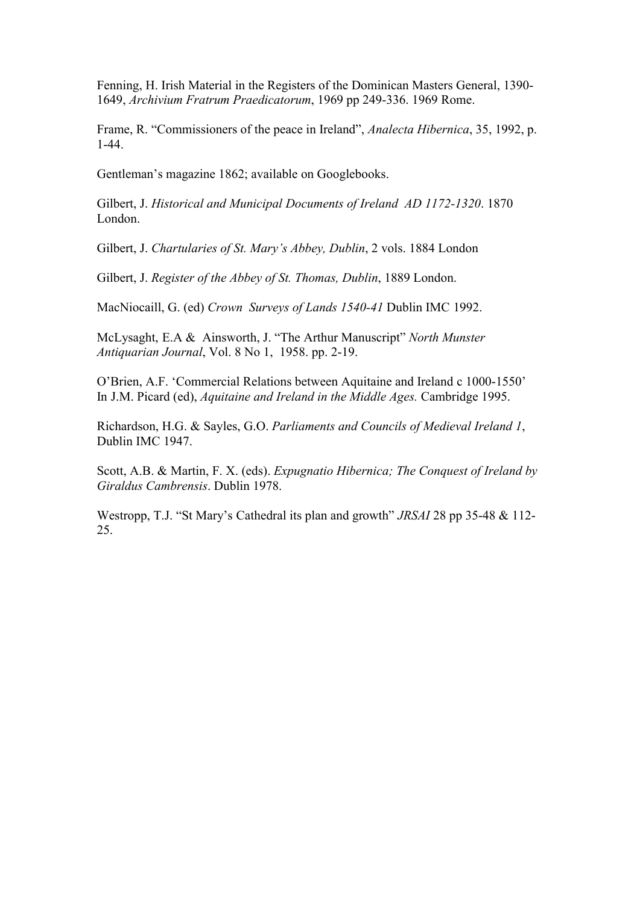Fenning, H. Irish Material in the Registers of the Dominican Masters General, 1390-1649, *Archivium Fratrum Praedicatorum*, 1969 pp 249-336. 1969 Rome.

Frame, R. "Commissioners of the peace in Ireland", *Analecta Hibernica*, 35, 1992, p. 1-44.

Gentleman's magazine 1862; available on Googlebooks.

Gilbert, J. *Historical and Municipal Documents of Ireland AD 1172-1320*. 1870 London.

Gilbert, J. *Chartularies of St. Mary's Abbey, Dublin*, 2 vols. 1884 London

Gilbert, J. *Register of the Abbey of St. Thomas, Dublin*, 1889 London.

MacNiocaill, G. (ed) *Crown Surveys of Lands 1540-41* Dublin IMC 1992.

McLysaght, E.A & Ainsworth, J. "The Arthur Manuscript" *North Munster Antiquarian Journal*, Vol. 8 No 1, 1958. pp. 2-19.

O'Brien, A.F. 'Commercial Relations between Aquitaine and Ireland c 1000-1550' In J.M. Picard (ed), *Aquitaine and Ireland in the Middle Ages.* Cambridge 1995.

Richardson, H.G. & Sayles, G.O. *Parliaments and Councils of Medieval Ireland 1*, Dublin IMC 1947.

Scott, A.B. & Martin, F. X. (eds). *Expugnatio Hibernica; The Conquest of Ireland by Giraldus Cambrensis*. Dublin 1978.

Westropp, T.J. "St Mary's Cathedral its plan and growth" *JRSAI* 28 pp 35-48 & 112-25.